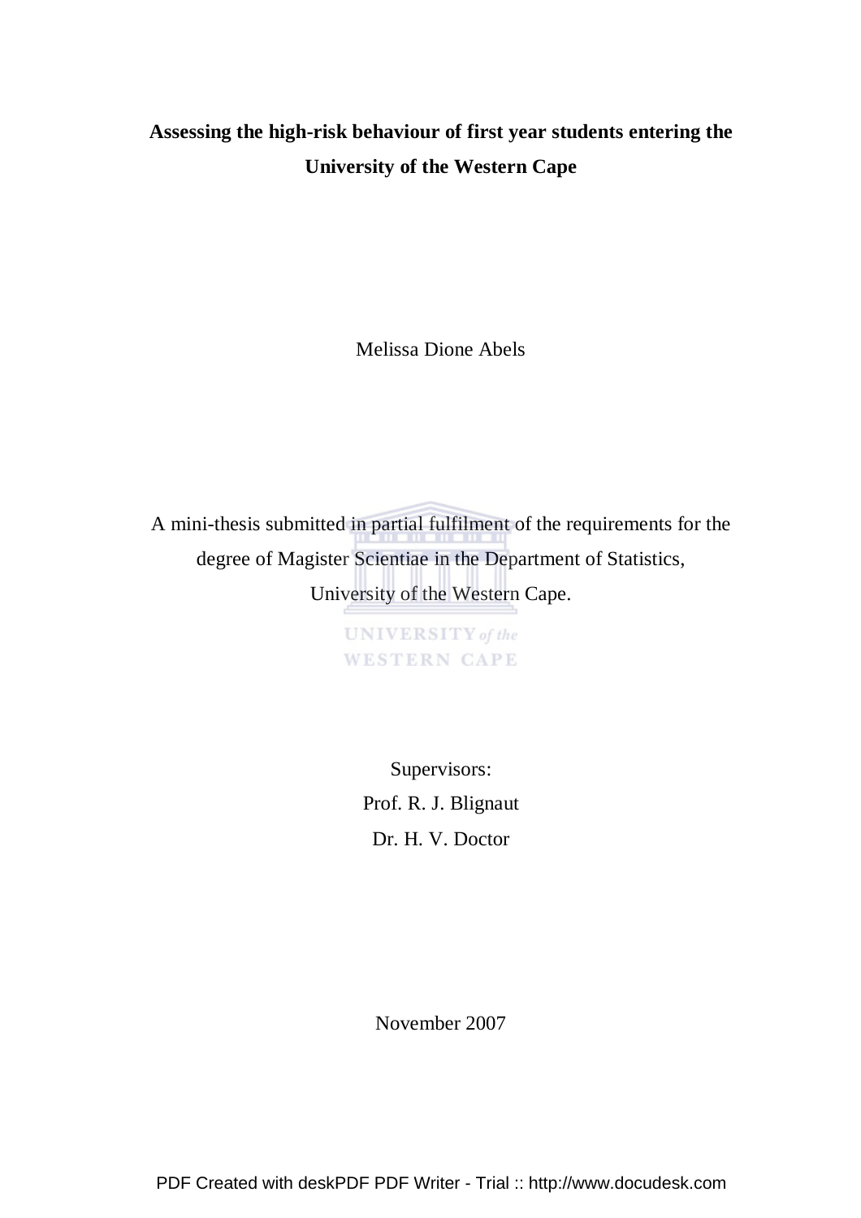**Assessing the high-risk behaviour of first year students entering the University of the Western Cape**

Melissa Dione Abels

A mini-thesis submitted in partial fulfilment of the requirements for the degree of Magister Scientiae in the Department of Statistics, University of the Western Cape.

Supervisors:
Prof. R. J. Blignaut
Dr. H. V. Doctor

November 2007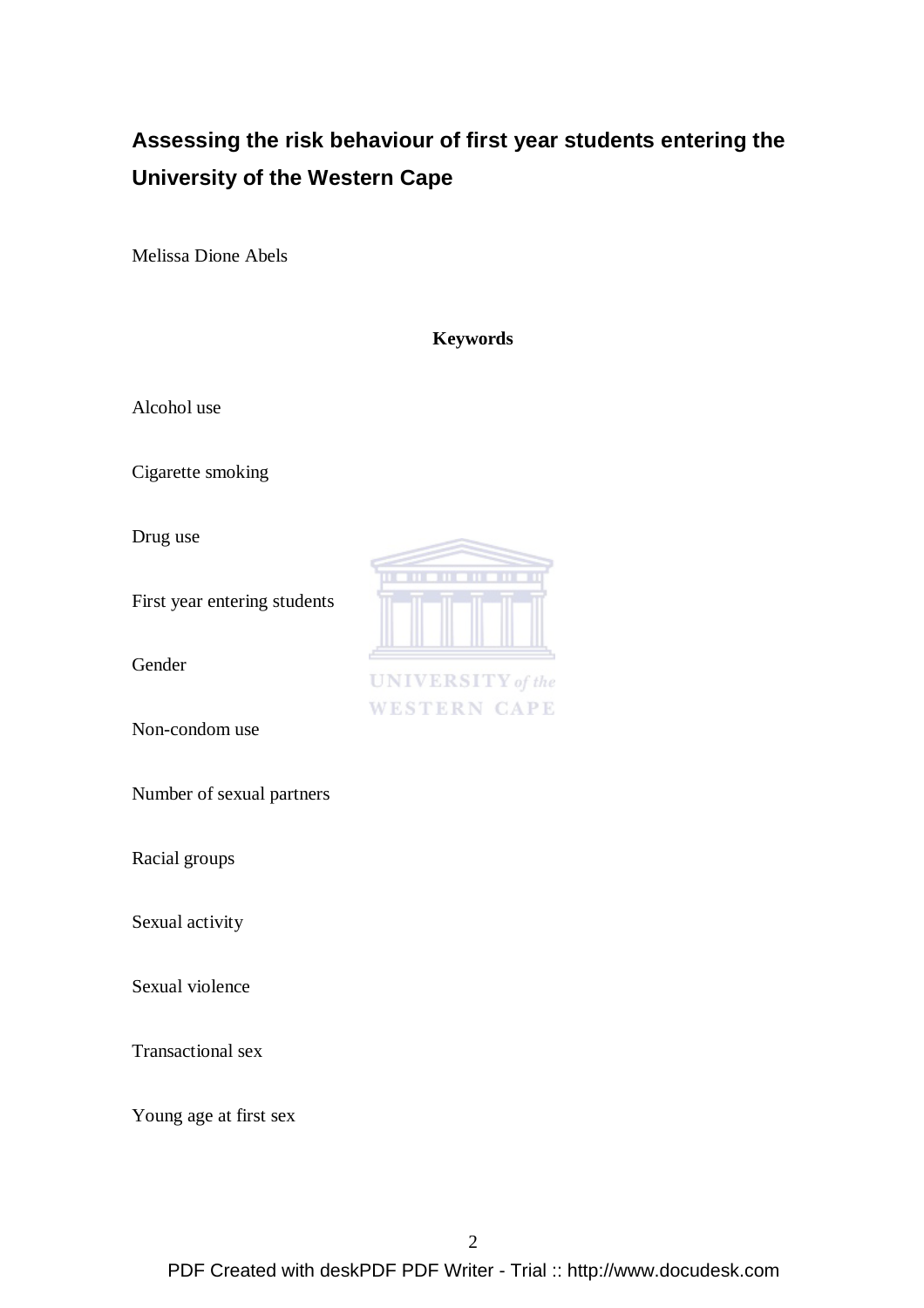# Assessing the risk behaviour of first year students entering the University of the Western Cape

Melissa Dione Abels

**Keywords**

Alcohol use

Cigarette smoking

Drug use

First year entering students

Gender

Non-condom use

Number of sexual partners

Racial groups

Sexual activity

Sexual violence

Transactional sex

Young age at first sex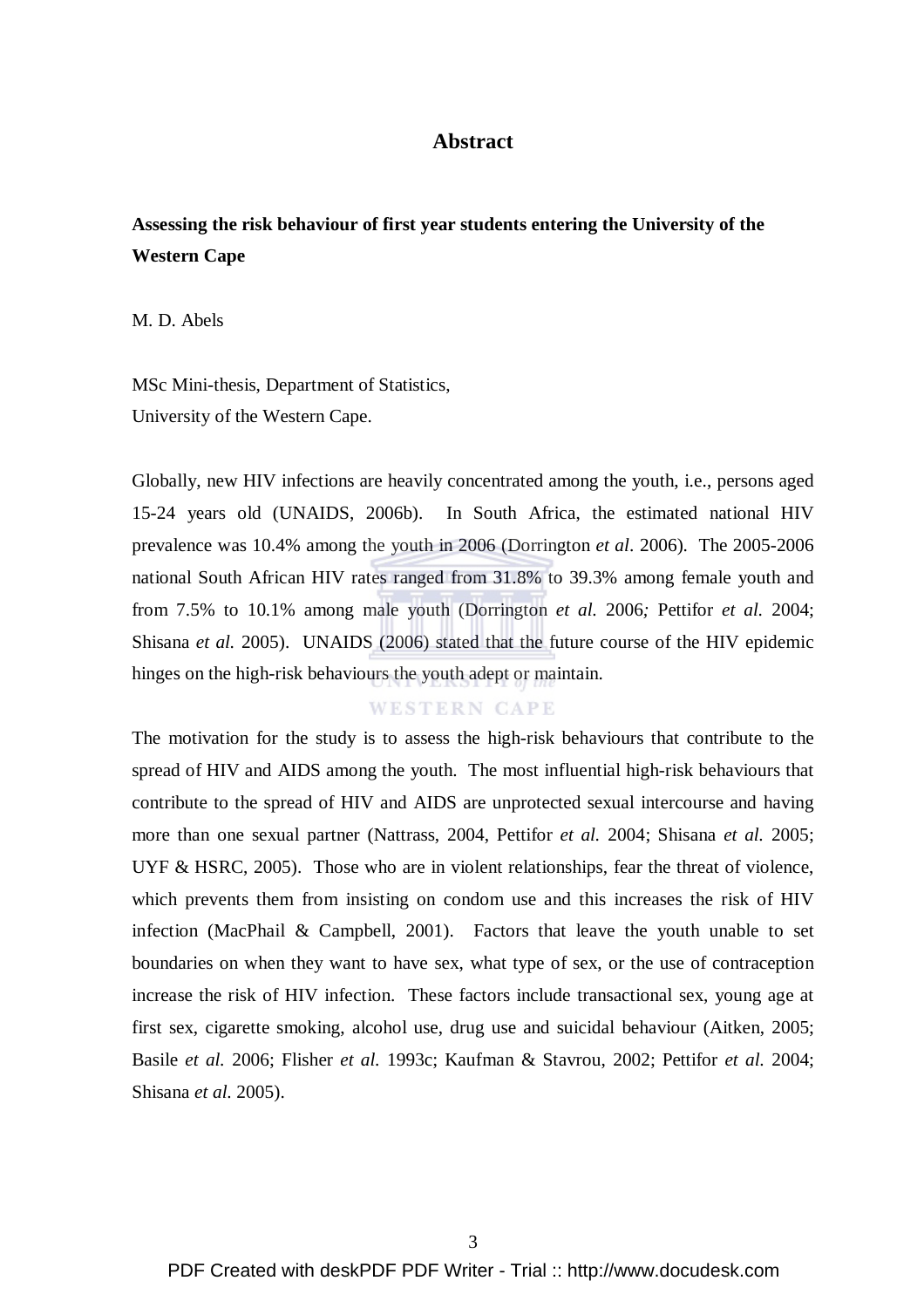# Abstract

**Assessing the risk behaviour of first year students entering the University of the Western Cape**

M. D. Abels

MSc Mini-thesis, Department of Statistics,
University of the Western Cape.

Globally, new HIV infections are heavily concentrated among the youth, i.e., persons aged 15-24 years old (UNAIDS, 2006b). In South Africa, the estimated national HIV prevalence was 10.4% among the youth in 2006 (Dorrington *et al*. 2006). The 2005-2006 national South African HIV rates ranged from 31.8% to 39.3% among female youth and from 7.5% to 10.1% among male youth (Dorrington *et al.* 2006*;* Pettifor *et al.* 2004; Shisana *et al.* 2005). UNAIDS (2006) stated that the future course of the HIV epidemic hinges on the high-risk behaviours the youth adept or maintain.

The motivation for the study is to assess the high-risk behaviours that contribute to the spread of HIV and AIDS among the youth. The most influential high-risk behaviours that contribute to the spread of HIV and AIDS are unprotected sexual intercourse and having more than one sexual partner (Nattrass, 2004, Pettifor *et al.* 2004; Shisana *et al.* 2005; UYF & HSRC, 2005). Those who are in violent relationships, fear the threat of violence, which prevents them from insisting on condom use and this increases the risk of HIV infection (MacPhail & Campbell, 2001). Factors that leave the youth unable to set boundaries on when they want to have sex, what type of sex, or the use of contraception increase the risk of HIV infection. These factors include transactional sex, young age at first sex, cigarette smoking, alcohol use, drug use and suicidal behaviour (Aitken, 2005; Basile *et al.* 2006; Flisher *et al.* 1993c; Kaufman & Stavrou, 2002; Pettifor *et al.* 2004; Shisana *et al.* 2005).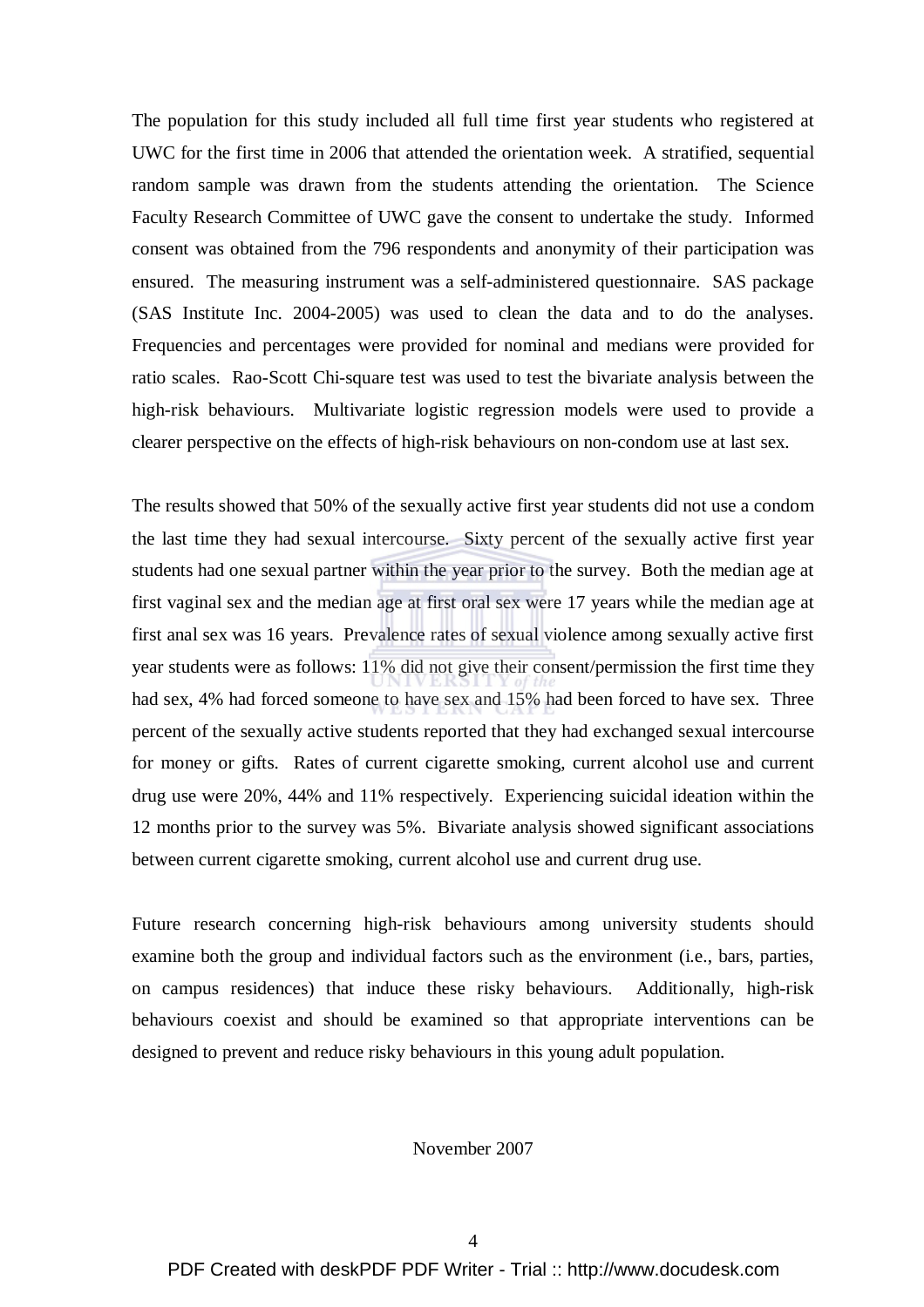The population for this study included all full time first year students who registered at UWC for the first time in 2006 that attended the orientation week. A stratified, sequential random sample was drawn from the students attending the orientation. The Science Faculty Research Committee of UWC gave the consent to undertake the study. Informed consent was obtained from the 796 respondents and anonymity of their participation was ensured. The measuring instrument was a self-administered questionnaire. SAS package (SAS Institute Inc. 2004-2005) was used to clean the data and to do the analyses. Frequencies and percentages were provided for nominal and medians were provided for ratio scales. Rao-Scott Chi-square test was used to test the bivariate analysis between the high-risk behaviours. Multivariate logistic regression models were used to provide a clearer perspective on the effects of high-risk behaviours on non-condom use at last sex.

The results showed that 50% of the sexually active first year students did not use a condom the last time they had sexual intercourse. Sixty percent of the sexually active first year students had one sexual partner within the year prior to the survey. Both the median age at first vaginal sex and the median age at first oral sex were 17 years while the median age at first anal sex was 16 years. Prevalence rates of sexual violence among sexually active first year students were as follows: 11% did not give their consent/permission the first time they had sex, 4% had forced someone to have sex and 15% had been forced to have sex. Three percent of the sexually active students reported that they had exchanged sexual intercourse for money or gifts. Rates of current cigarette smoking, current alcohol use and current drug use were 20%, 44% and 11% respectively. Experiencing suicidal ideation within the 12 months prior to the survey was 5%. Bivariate analysis showed significant associations between current cigarette smoking, current alcohol use and current drug use.

Future research concerning high-risk behaviours among university students should examine both the group and individual factors such as the environment (i.e., bars, parties, on campus residences) that induce these risky behaviours. Additionally, high-risk behaviours coexist and should be examined so that appropriate interventions can be designed to prevent and reduce risky behaviours in this young adult population.

November 2007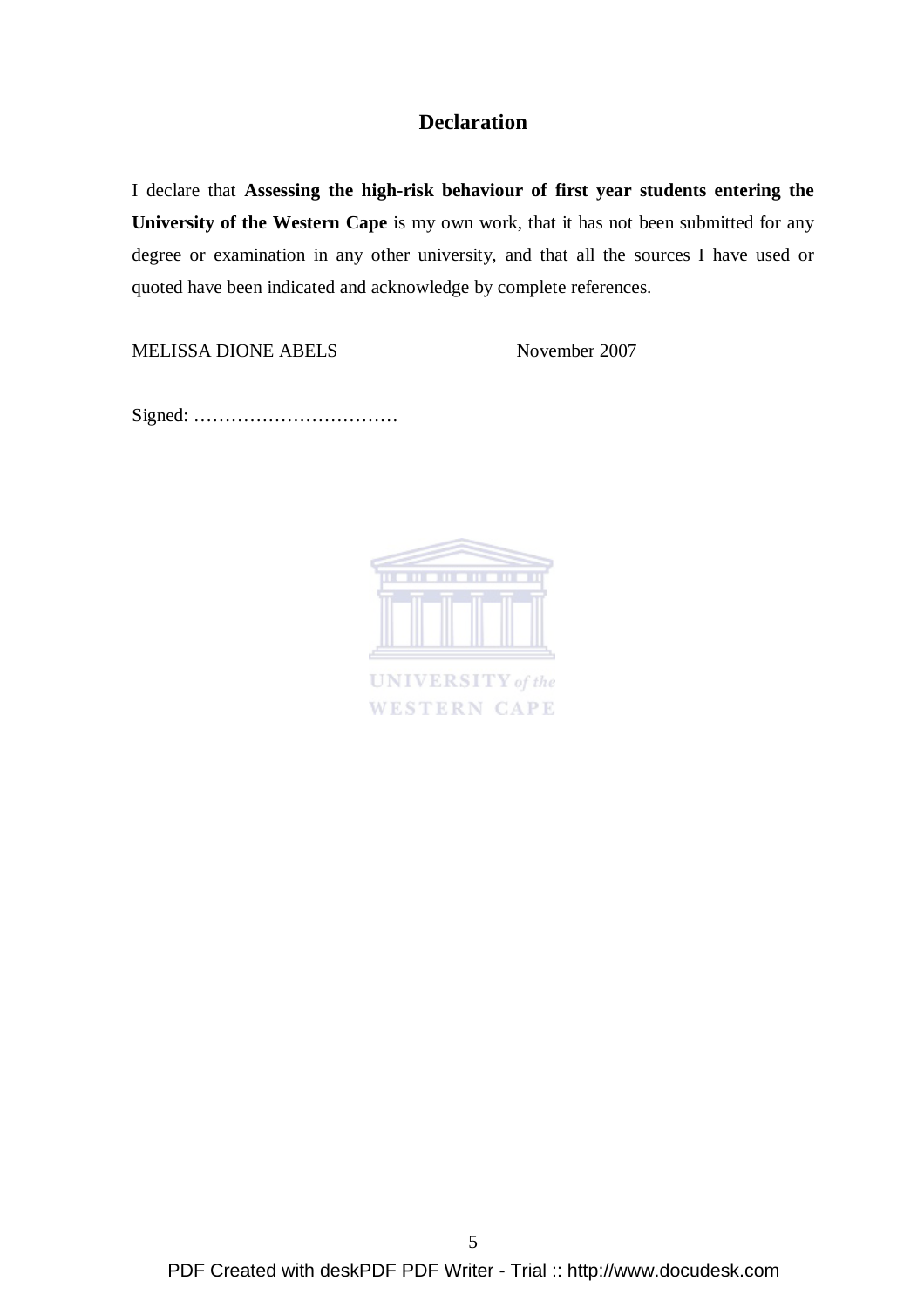# Declaration

I declare that **Assessing the high-risk behaviour of first year students entering the University of the Western Cape** is my own work, that it has not been submitted for any degree or examination in any other university, and that all the sources I have used or quoted have been indicated and acknowledge by complete references.

MELISSA DIONE ABELS November 2007

Signed: ……………………………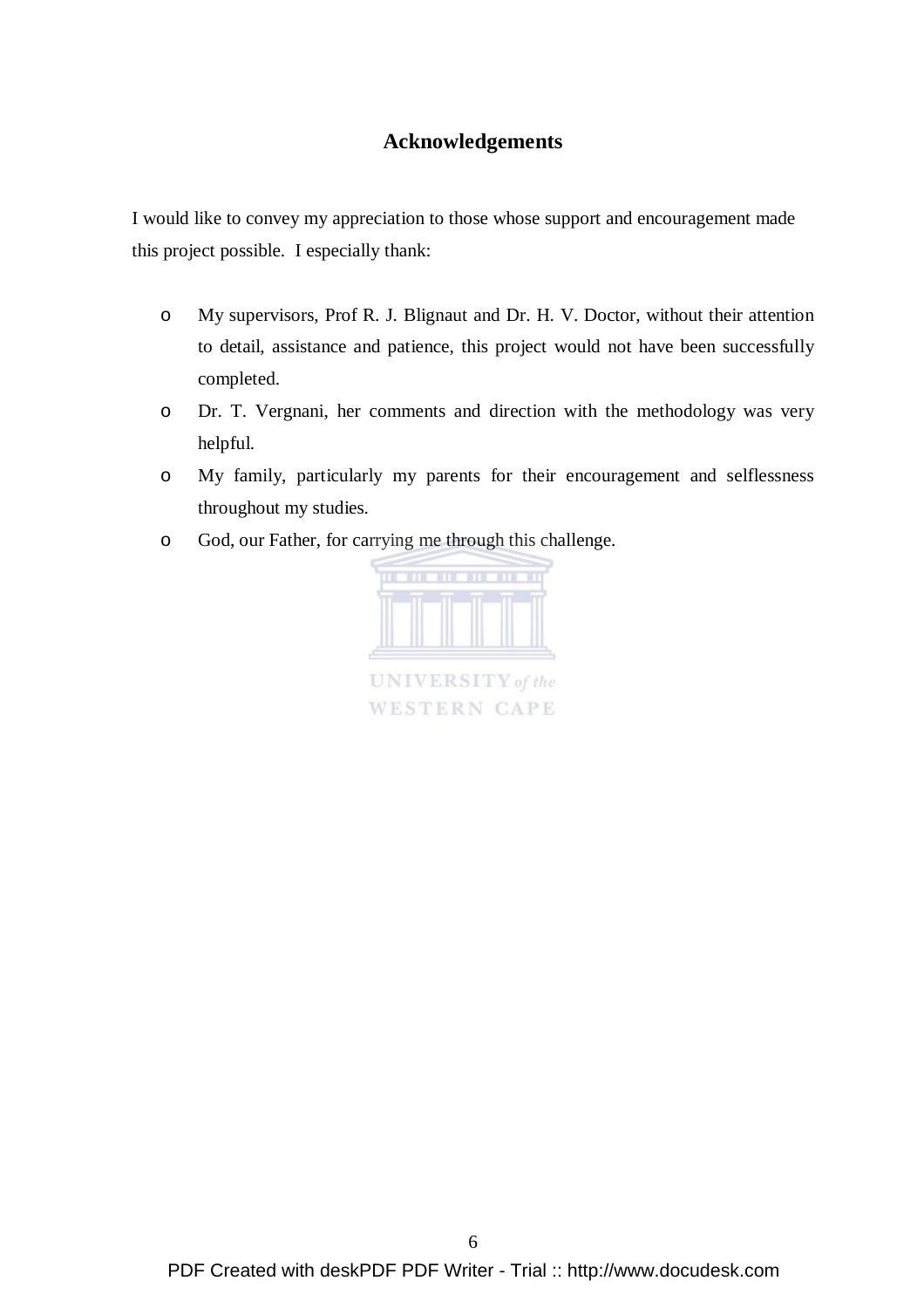# Acknowledgements

I would like to convey my appreciation to those whose support and encouragement made this project possible. I especially thank:

- My supervisors, Prof R. J. Blignaut and Dr. H. V. Doctor, without their attention to detail, assistance and patience, this project would not have been successfully completed.
- Dr. T. Vergnani, her comments and direction with the methodology was very helpful.
- My family, particularly my parents for their encouragement and selflessness throughout my studies.
- God, our Father, for carrying me through this challenge.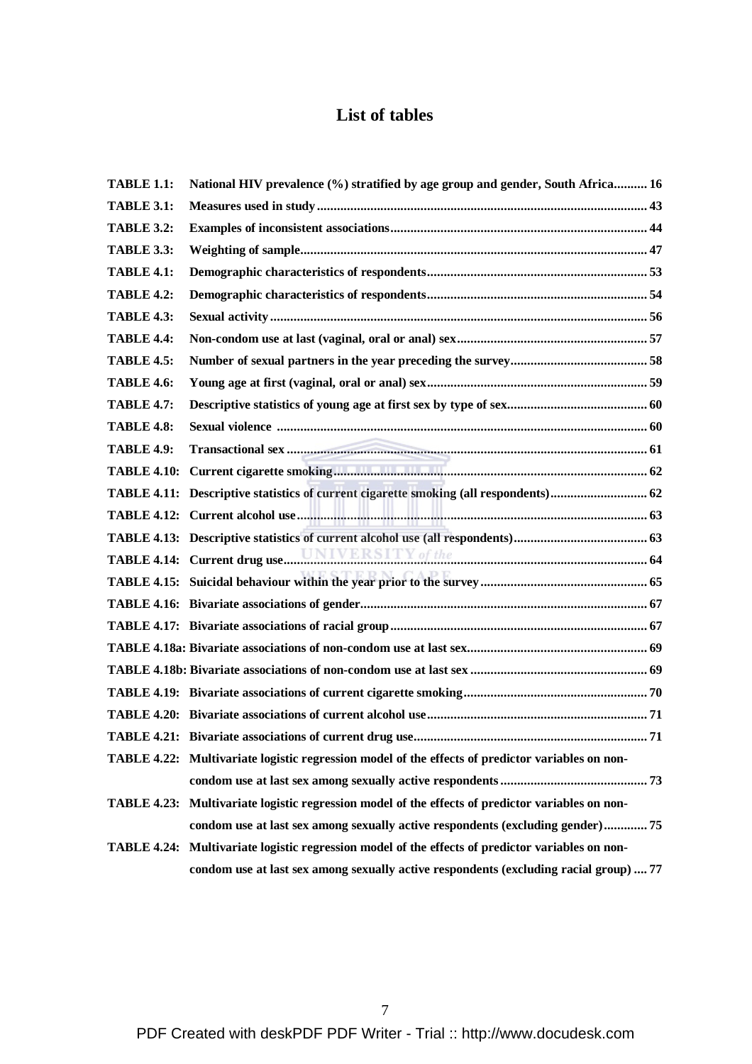# List of tables

| | | |
|---|---|---|
| **TABLE 1.1:** | **National HIV prevalence (%) stratified by age group and gender, South Africa** | **16** |
| **TABLE 3.1:** | **Measures used in study** | **43** |
| **TABLE 3.2:** | **Examples of inconsistent associations** | **44** |
| **TABLE 3.3:** | **Weighting of sample** | **47** |
| **TABLE 4.1:** | **Demographic characteristics of respondents** | **53** |
| **TABLE 4.2:** | **Demographic characteristics of respondents** | **54** |
| **TABLE 4.3:** | **Sexual activity** | **56** |
| **TABLE 4.4:** | **Non-condom use at last (vaginal, oral or anal) sex** | **57** |
| **TABLE 4.5:** | **Number of sexual partners in the year preceding the survey** | **58** |
| **TABLE 4.6:** | **Young age at first (vaginal, oral or anal) sex** | **59** |
| **TABLE 4.7:** | **Descriptive statistics of young age at first sex by type of sex** | **60** |
| **TABLE 4.8:** | **Sexual violence** | **60** |
| **TABLE 4.9:** | **Transactional sex** | **61** |
| **TABLE 4.10:** | **Current cigarette smoking** | **62** |
| **TABLE 4.11:** | **Descriptive statistics of current cigarette smoking (all respondents)** | **62** |
| **TABLE 4.12:** | **Current alcohol use** | **63** |
| **TABLE 4.13:** | **Descriptive statistics of current alcohol use (all respondents)** | **63** |
| **TABLE 4.14:** | **Current drug use** | **64** |
| **TABLE 4.15:** | **Suicidal behaviour within the year prior to the survey** | **65** |
| **TABLE 4.16:** | **Bivariate associations of gender** | **67** |
| **TABLE 4.17:** | **Bivariate associations of racial group** | **67** |
| **TABLE 4.18a:** | **Bivariate associations of non-condom use at last sex** | **69** |
| **TABLE 4.18b:** | **Bivariate associations of non-condom use at last sex** | **69** |
| **TABLE 4.19:** | **Bivariate associations of current cigarette smoking** | **70** |
| **TABLE 4.20:** | **Bivariate associations of current alcohol use** | **71** |
| **TABLE 4.21:** | **Bivariate associations of current drug use** | **71** |
| **TABLE 4.22:** | **Multivariate logistic regression model of the effects of predictor variables on non-condom use at last sex among sexually active respondents** | **73** |
| **TABLE 4.23:** | **Multivariate logistic regression model of the effects of predictor variables on non-condom use at last sex among sexually active respondents (excluding gender)** | **75** |
| **TABLE 4.24:** | **Multivariate logistic regression model of the effects of predictor variables on non-condom use at last sex among sexually active respondents (excluding racial group)** | **77** |

PDF Created with deskPDF PDF Writer - Trial :: http://www.docudesk.com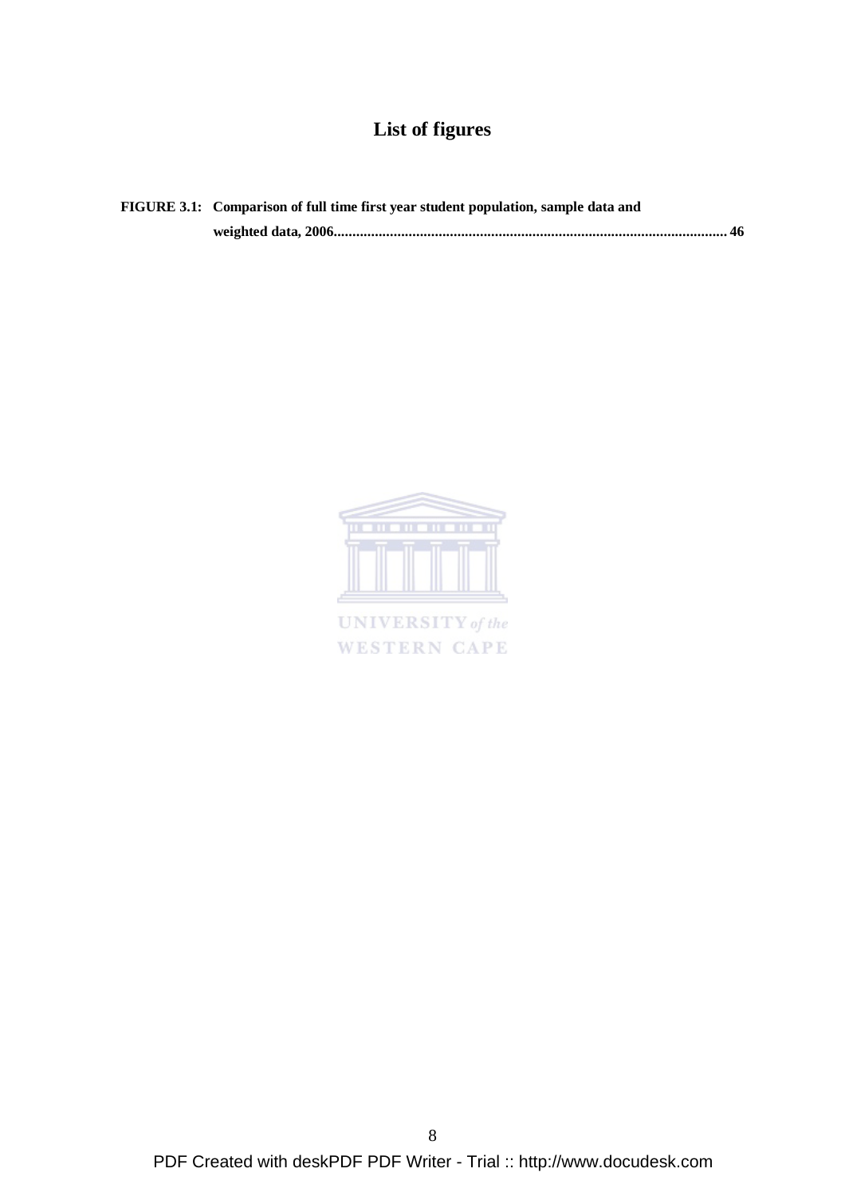# List of figures

**FIGURE 3.1: Comparison of full time first year student population, sample data and weighted data, 2006......................................................................................................... 46**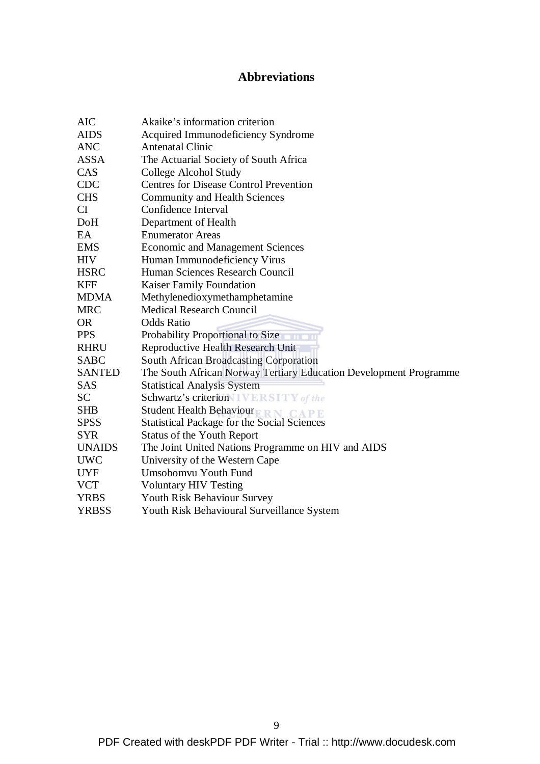## Abbreviations

| | |
|---|---|
| AIC | Akaike's information criterion |
| AIDS | Acquired Immunodeficiency Syndrome |
| ANC | Antenatal Clinic |
| ASSA | The Actuarial Society of South Africa |
| CAS | College Alcohol Study |
| CDC | Centres for Disease Control Prevention |
| CHS | Community and Health Sciences |
| CI | Confidence Interval |
| DoH | Department of Health |
| EA | Enumerator Areas |
| EMS | Economic and Management Sciences |
| HIV | Human Immunodeficiency Virus |
| HSRC | Human Sciences Research Council |
| KFF | Kaiser Family Foundation |
| MDMA | Methylenedioxymethamphetamine |
| MRC | Medical Research Council |
| OR | Odds Ratio |
| PPS | Probability Proportional to Size |
| RHRU | Reproductive Health Research Unit |
| SABC | South African Broadcasting Corporation |
| SANTED | The South African Norway Tertiary Education Development Programme |
| SAS | Statistical Analysis System |
| SC | Schwartz's criterion |
| SHB | Student Health Behaviour |
| SPSS | Statistical Package for the Social Sciences |
| SYR | Status of the Youth Report |
| UNAIDS | The Joint United Nations Programme on HIV and AIDS |
| UWC | University of the Western Cape |
| UYF | Umsobomvu Youth Fund |
| VCT | Voluntary HIV Testing |
| YRBS | Youth Risk Behaviour Survey |
| YRBSS | Youth Risk Behavioural Surveillance System |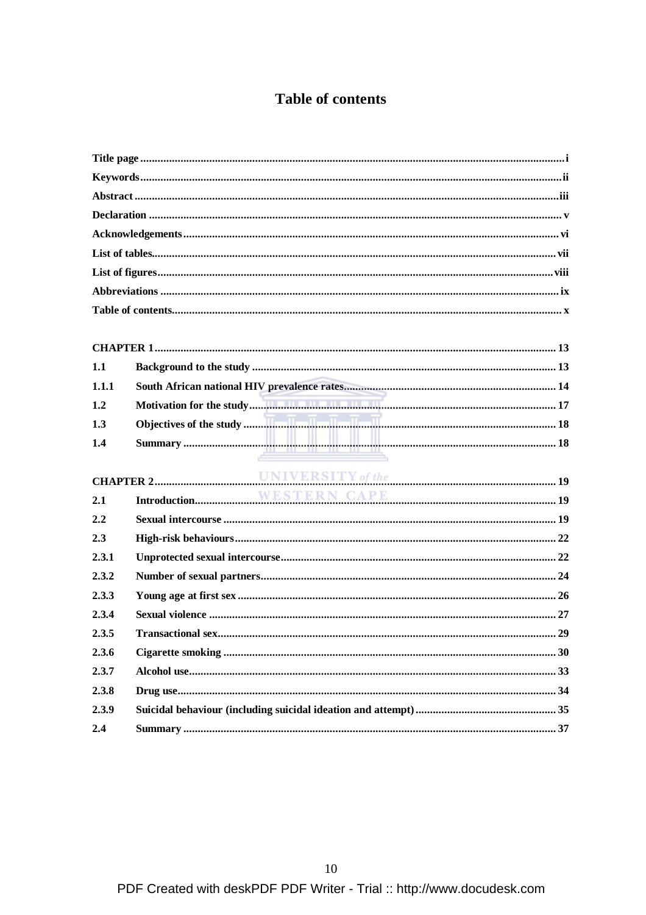# Table of contents

**Title page** ..... i
**Keywords** ..... ii
**Abstract** ..... iii
**Declaration** ..... v
**Acknowledgements** ..... vi
**List of tables** ..... vii
**List of figures** ..... viii
**Abbreviations** ..... ix
**Table of contents** ..... x

**CHAPTER 1** ..... 13
**1.1 Background to the study** ..... 13
**1.1.1 South African national HIV prevalence rates** ..... 14
**1.2 Motivation for the study** ..... 17
**1.3 Objectives of the study** ..... 18
**1.4 Summary** ..... 18

**CHAPTER 2** ..... 19
**2.1 Introduction** ..... 19
**2.2 Sexual intercourse** ..... 19
**2.3 High-risk behaviours** ..... 22
**2.3.1 Unprotected sexual intercourse** ..... 22
**2.3.2 Number of sexual partners** ..... 24
**2.3.3 Young age at first sex** ..... 26
**2.3.4 Sexual violence** ..... 27
**2.3.5 Transactional sex** ..... 29
**2.3.6 Cigarette smoking** ..... 30
**2.3.7 Alcohol use** ..... 33
**2.3.8 Drug use** ..... 34
**2.3.9 Suicidal behaviour (including suicidal ideation and attempt)** ..... 35
**2.4 Summary** ..... 37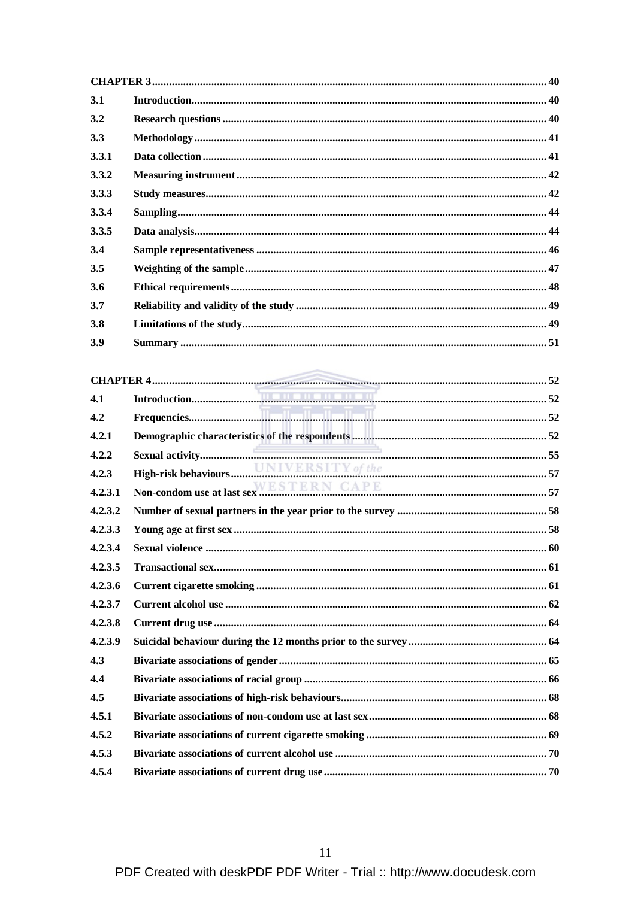| | | |
|---|---|---|
| **CHAPTER 3** | | **40** |
| **3.1** | **Introduction** | **40** |
| **3.2** | **Research questions** | **40** |
| **3.3** | **Methodology** | **41** |
| **3.3.1** | **Data collection** | **41** |
| **3.3.2** | **Measuring instrument** | **42** |
| **3.3.3** | **Study measures** | **42** |
| **3.3.4** | **Sampling** | **44** |
| **3.3.5** | **Data analysis** | **44** |
| **3.4** | **Sample representativeness** | **46** |
| **3.5** | **Weighting of the sample** | **47** |
| **3.6** | **Ethical requirements** | **48** |
| **3.7** | **Reliability and validity of the study** | **49** |
| **3.8** | **Limitations of the study** | **49** |
| **3.9** | **Summary** | **51** |
| **CHAPTER 4** | | **52** |
| **4.1** | **Introduction** | **52** |
| **4.2** | **Frequencies** | **52** |
| **4.2.1** | **Demographic characteristics of the respondents** | **52** |
| **4.2.2** | **Sexual activity** | **55** |
| **4.2.3** | **High-risk behaviours** | **57** |
| **4.2.3.1** | **Non-condom use at last sex** | **57** |
| **4.2.3.2** | **Number of sexual partners in the year prior to the survey** | **58** |
| **4.2.3.3** | **Young age at first sex** | **58** |
| **4.2.3.4** | **Sexual violence** | **60** |
| **4.2.3.5** | **Transactional sex** | **61** |
| **4.2.3.6** | **Current cigarette smoking** | **61** |
| **4.2.3.7** | **Current alcohol use** | **62** |
| **4.2.3.8** | **Current drug use** | **64** |
| **4.2.3.9** | **Suicidal behaviour during the 12 months prior to the survey** | **64** |
| **4.3** | **Bivariate associations of gender** | **65** |
| **4.4** | **Bivariate associations of racial group** | **66** |
| **4.5** | **Bivariate associations of high-risk behaviours** | **68** |
| **4.5.1** | **Bivariate associations of non-condom use at last sex** | **68** |
| **4.5.2** | **Bivariate associations of current cigarette smoking** | **69** |
| **4.5.3** | **Bivariate associations of current alcohol use** | **70** |
| **4.5.4** | **Bivariate associations of current drug use** | **70** |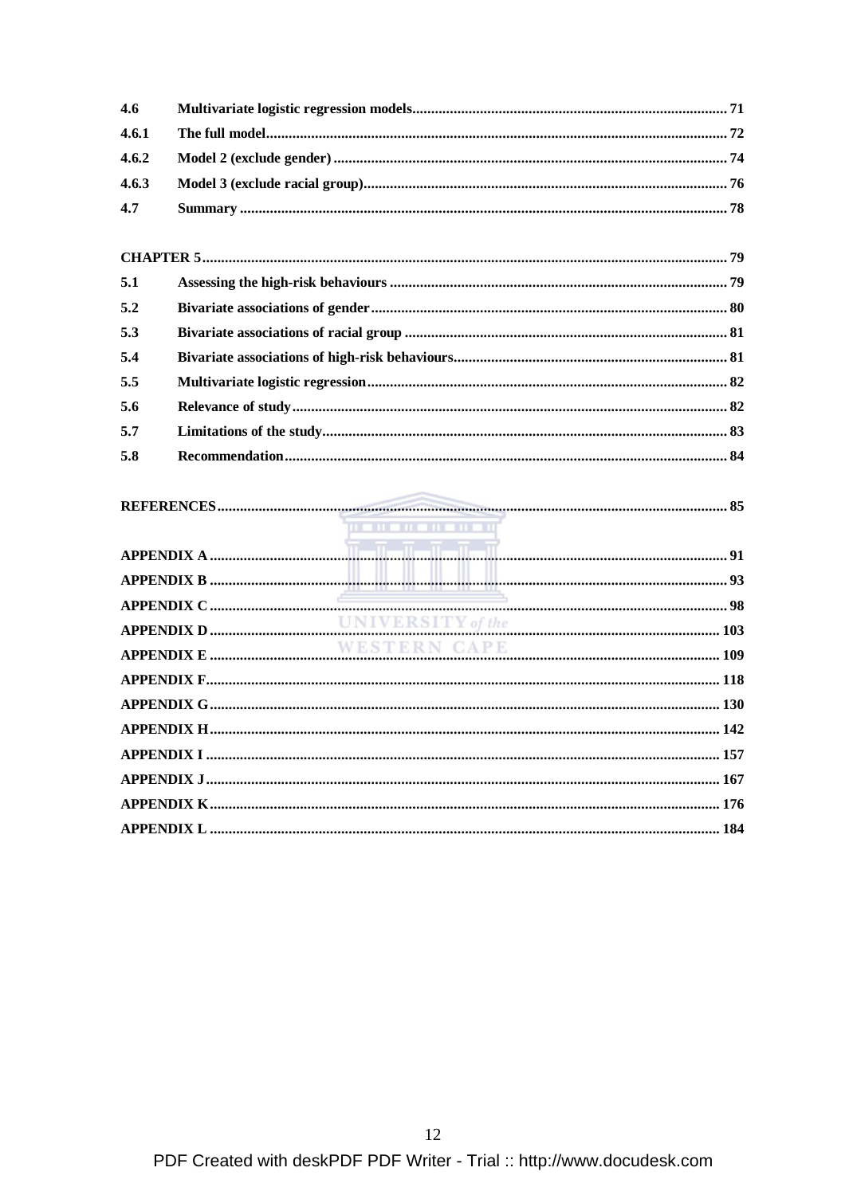| | | |
|---|---|---|
| **4.6** | **Multivariate logistic regression models** | **71** |
| **4.6.1** | **The full model** | **72** |
| **4.6.2** | **Model 2 (exclude gender)** | **74** |
| **4.6.3** | **Model 3 (exclude racial group)** | **76** |
| **4.7** | **Summary** | **78** |

| | | |
|---|---|---|
| **CHAPTER 5** | | **79** |
| **5.1** | **Assessing the high-risk behaviours** | **79** |
| **5.2** | **Bivariate associations of gender** | **80** |
| **5.3** | **Bivariate associations of racial group** | **81** |
| **5.4** | **Bivariate associations of high-risk behaviours** | **81** |
| **5.5** | **Multivariate logistic regression** | **82** |
| **5.6** | **Relevance of study** | **82** |
| **5.7** | **Limitations of the study** | **83** |
| **5.8** | **Recommendation** | **84** |

| | |
|---|---|
| **REFERENCES** | **85** |

| | |
|---|---|
| **APPENDIX A** | **91** |
| **APPENDIX B** | **93** |
| **APPENDIX C** | **98** |
| **APPENDIX D** | **103** |
| **APPENDIX E** | **109** |
| **APPENDIX F** | **118** |
| **APPENDIX G** | **130** |
| **APPENDIX H** | **142** |
| **APPENDIX I** | **157** |
| **APPENDIX J** | **167** |
| **APPENDIX K** | **176** |
| **APPENDIX L** | **184** |

PDF Created with deskPDF PDF Writer - Trial :: http://www.docudesk.com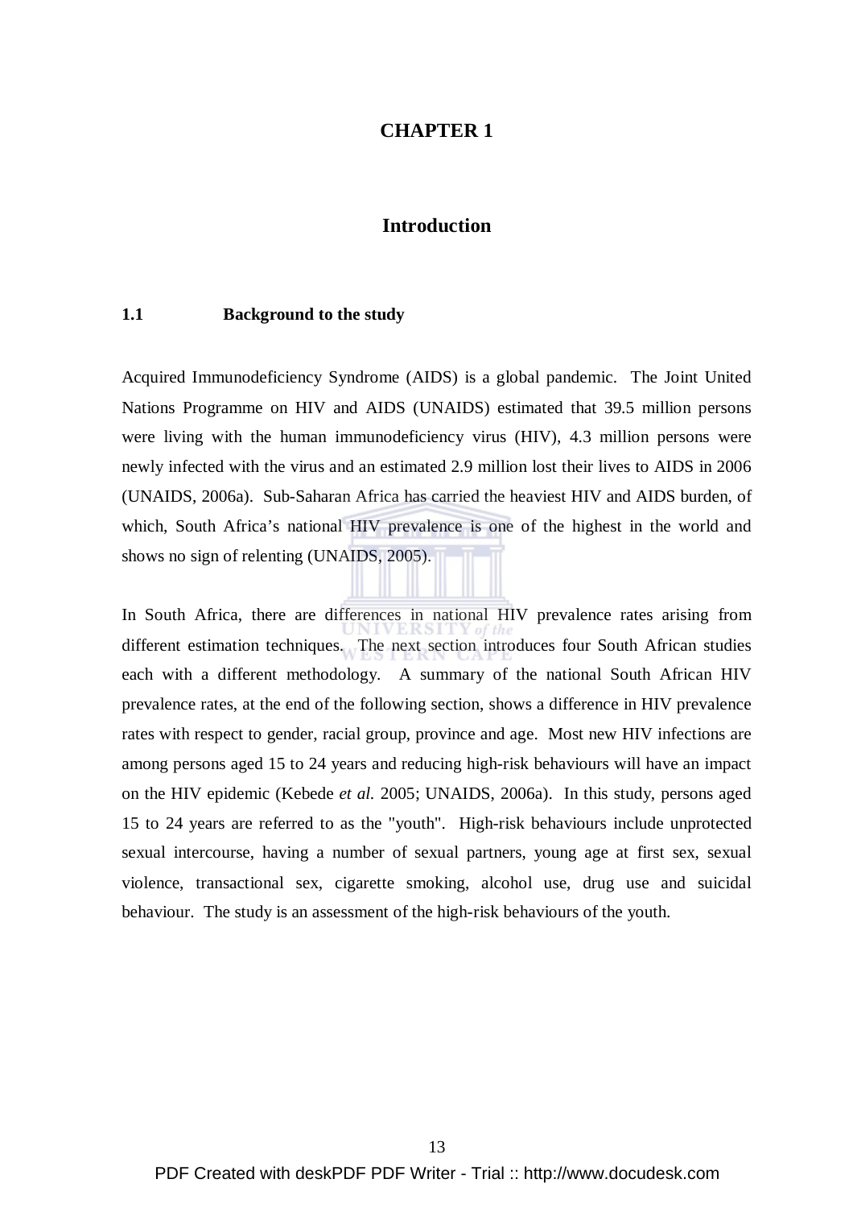# CHAPTER 1

# Introduction

## 1.1 Background to the study

Acquired Immunodeficiency Syndrome (AIDS) is a global pandemic. The Joint United Nations Programme on HIV and AIDS (UNAIDS) estimated that 39.5 million persons were living with the human immunodeficiency virus (HIV), 4.3 million persons were newly infected with the virus and an estimated 2.9 million lost their lives to AIDS in 2006 (UNAIDS, 2006a). Sub-Saharan Africa has carried the heaviest HIV and AIDS burden, of which, South Africa's national HIV prevalence is one of the highest in the world and shows no sign of relenting (UNAIDS, 2005).

In South Africa, there are differences in national HIV prevalence rates arising from different estimation techniques. The next section introduces four South African studies each with a different methodology. A summary of the national South African HIV prevalence rates, at the end of the following section, shows a difference in HIV prevalence rates with respect to gender, racial group, province and age. Most new HIV infections are among persons aged 15 to 24 years and reducing high-risk behaviours will have an impact on the HIV epidemic (Kebede *et al.* 2005; UNAIDS, 2006a). In this study, persons aged 15 to 24 years are referred to as the "youth". High-risk behaviours include unprotected sexual intercourse, having a number of sexual partners, young age at first sex, sexual violence, transactional sex, cigarette smoking, alcohol use, drug use and suicidal behaviour. The study is an assessment of the high-risk behaviours of the youth.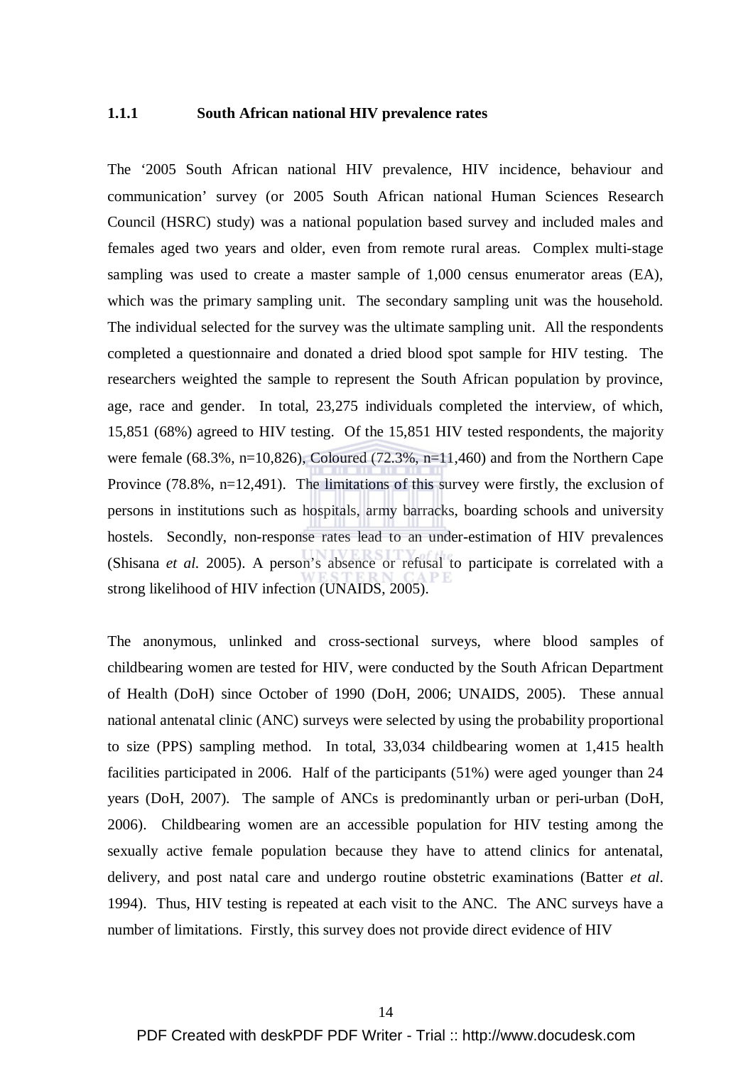### 1.1.1 South African national HIV prevalence rates

The '2005 South African national HIV prevalence, HIV incidence, behaviour and communication' survey (or 2005 South African national Human Sciences Research Council (HSRC) study) was a national population based survey and included males and females aged two years and older, even from remote rural areas. Complex multi-stage sampling was used to create a master sample of 1,000 census enumerator areas (EA), which was the primary sampling unit. The secondary sampling unit was the household. The individual selected for the survey was the ultimate sampling unit. All the respondents completed a questionnaire and donated a dried blood spot sample for HIV testing. The researchers weighted the sample to represent the South African population by province, age, race and gender. In total, 23,275 individuals completed the interview, of which, 15,851 (68%) agreed to HIV testing. Of the 15,851 HIV tested respondents, the majority were female (68.3%, n=10,826), Coloured (72.3%, n=11,460) and from the Northern Cape Province (78.8%, n=12,491). The limitations of this survey were firstly, the exclusion of persons in institutions such as hospitals, army barracks, boarding schools and university hostels. Secondly, non-response rates lead to an under-estimation of HIV prevalences (Shisana *et al.* 2005). A person's absence or refusal to participate is correlated with a strong likelihood of HIV infection (UNAIDS, 2005).

The anonymous, unlinked and cross-sectional surveys, where blood samples of childbearing women are tested for HIV, were conducted by the South African Department of Health (DoH) since October of 1990 (DoH, 2006; UNAIDS, 2005). These annual national antenatal clinic (ANC) surveys were selected by using the probability proportional to size (PPS) sampling method. In total, 33,034 childbearing women at 1,415 health facilities participated in 2006. Half of the participants (51%) were aged younger than 24 years (DoH, 2007). The sample of ANCs is predominantly urban or peri-urban (DoH, 2006). Childbearing women are an accessible population for HIV testing among the sexually active female population because they have to attend clinics for antenatal, delivery, and post natal care and undergo routine obstetric examinations (Batter *et al.* 1994). Thus, HIV testing is repeated at each visit to the ANC. The ANC surveys have a number of limitations. Firstly, this survey does not provide direct evidence of HIV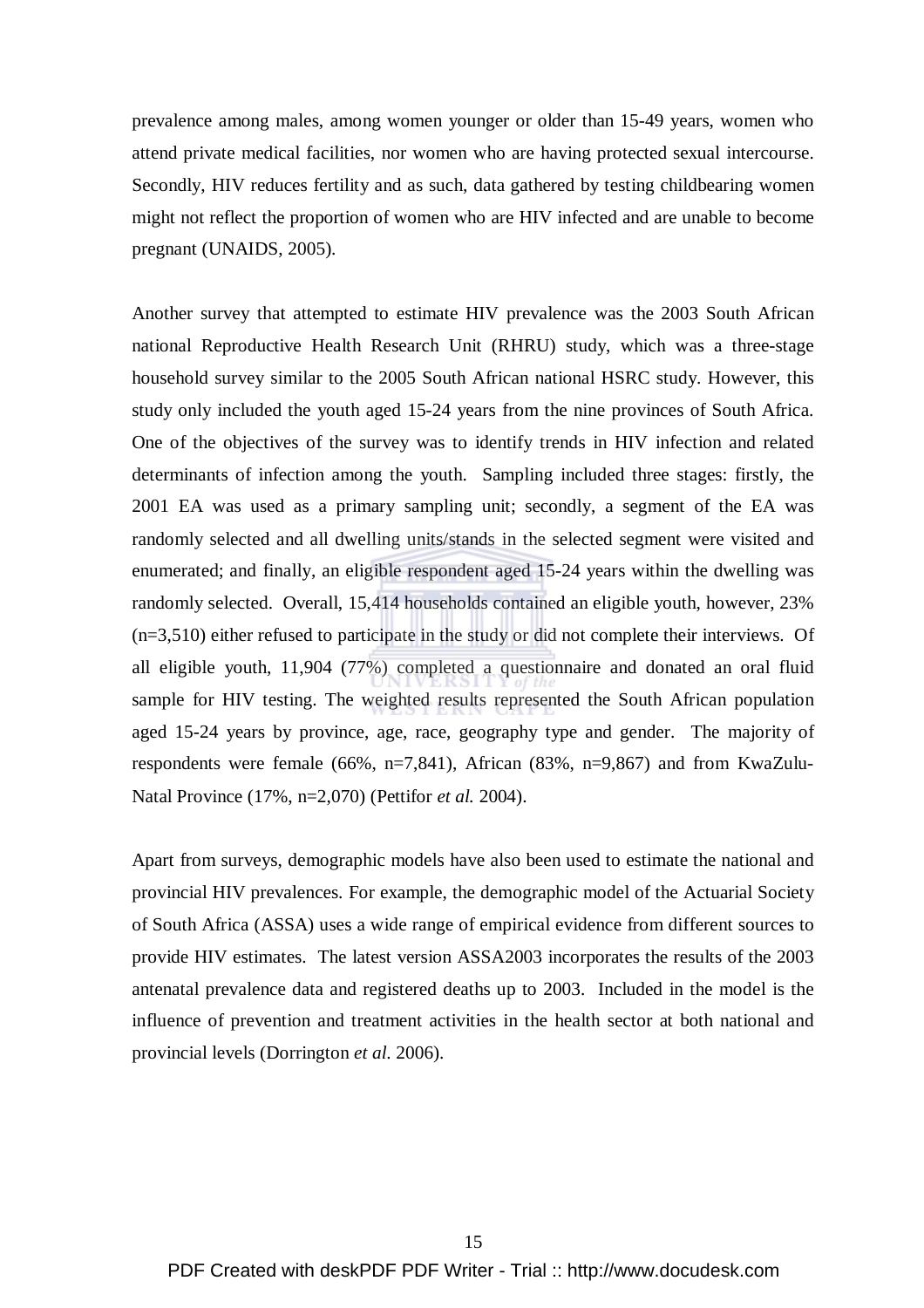prevalence among males, among women younger or older than 15-49 years, women who attend private medical facilities, nor women who are having protected sexual intercourse. Secondly, HIV reduces fertility and as such, data gathered by testing childbearing women might not reflect the proportion of women who are HIV infected and are unable to become pregnant (UNAIDS, 2005).

Another survey that attempted to estimate HIV prevalence was the 2003 South African national Reproductive Health Research Unit (RHRU) study, which was a three-stage household survey similar to the 2005 South African national HSRC study. However, this study only included the youth aged 15-24 years from the nine provinces of South Africa. One of the objectives of the survey was to identify trends in HIV infection and related determinants of infection among the youth. Sampling included three stages: firstly, the 2001 EA was used as a primary sampling unit; secondly, a segment of the EA was randomly selected and all dwelling units/stands in the selected segment were visited and enumerated; and finally, an eligible respondent aged 15-24 years within the dwelling was randomly selected. Overall, 15,414 households contained an eligible youth, however, 23% (n=3,510) either refused to participate in the study or did not complete their interviews. Of all eligible youth, 11,904 (77%) completed a questionnaire and donated an oral fluid sample for HIV testing. The weighted results represented the South African population aged 15-24 years by province, age, race, geography type and gender. The majority of respondents were female (66%, n=7,841), African (83%, n=9,867) and from KwaZulu-Natal Province (17%, n=2,070) (Pettifor *et al.* 2004).

Apart from surveys, demographic models have also been used to estimate the national and provincial HIV prevalences. For example, the demographic model of the Actuarial Society of South Africa (ASSA) uses a wide range of empirical evidence from different sources to provide HIV estimates. The latest version ASSA2003 incorporates the results of the 2003 antenatal prevalence data and registered deaths up to 2003. Included in the model is the influence of prevention and treatment activities in the health sector at both national and provincial levels (Dorrington *et al.* 2006).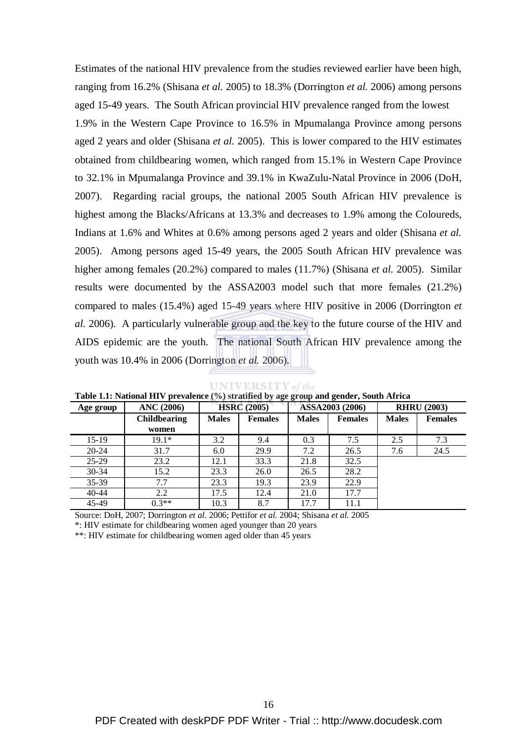Estimates of the national HIV prevalence from the studies reviewed earlier have been high, ranging from 16.2% (Shisana *et al.* 2005) to 18.3% (Dorrington *et al.* 2006) among persons aged 15-49 years. The South African provincial HIV prevalence ranged from the lowest 1.9% in the Western Cape Province to 16.5% in Mpumalanga Province among persons aged 2 years and older (Shisana *et al.* 2005). This is lower compared to the HIV estimates obtained from childbearing women, which ranged from 15.1% in Western Cape Province to 32.1% in Mpumalanga Province and 39.1% in KwaZulu-Natal Province in 2006 (DoH, 2007). Regarding racial groups, the national 2005 South African HIV prevalence is highest among the Blacks/Africans at 13.3% and decreases to 1.9% among the Coloureds, Indians at 1.6% and Whites at 0.6% among persons aged 2 years and older (Shisana *et al.* 2005). Among persons aged 15-49 years, the 2005 South African HIV prevalence was higher among females (20.2%) compared to males (11.7%) (Shisana *et al.* 2005). Similar results were documented by the ASSA2003 model such that more females (21.2%) compared to males (15.4%) aged 15-49 years where HIV positive in 2006 (Dorrington *et al.* 2006). A particularly vulnerable group and the key to the future course of the HIV and AIDS epidemic are the youth. The national South African HIV prevalence among the youth was 10.4% in 2006 (Dorrington *et al.* 2006).

**Table 1.1: National HIV prevalence (%) stratified by age group and gender, South Africa**

| Age group | ANC (2006) | HSRC (2005) | | ASSA2003 (2006) | | RHRU (2003) | |
|---|---|---|---|---|---|---|---|
| | Childbearing women | Males | Females | Males | Females | Males | Females |
| 15-19 | 19.1* | 3.2 | 9.4 | 0.3 | 7.5 | 2.5 | 7.3 |
| 20-24 | 31.7 | 6.0 | 29.9 | 7.2 | 26.5 | 7.6 | 24.5 |
| 25-29 | 23.2 | 12.1 | 33.3 | 21.8 | 32.5 | | |
| 30-34 | 15.2 | 23.3 | 26.0 | 26.5 | 28.2 | | |
| 35-39 | 7.7 | 23.3 | 19.3 | 23.9 | 22.9 | | |
| 40-44 | 2.2 | 17.5 | 12.4 | 21.0 | 17.7 | | |
| 45-49 | 0.3** | 10.3 | 8.7 | 17.7 | 11.1 | | |

Source: DoH, 2007; Dorrington *et al.* 2006; Pettifor *et al.* 2004; Shisana *et al.* 2005

*: HIV estimate for childbearing women aged younger than 20 years

**: HIV estimate for childbearing women aged older than 45 years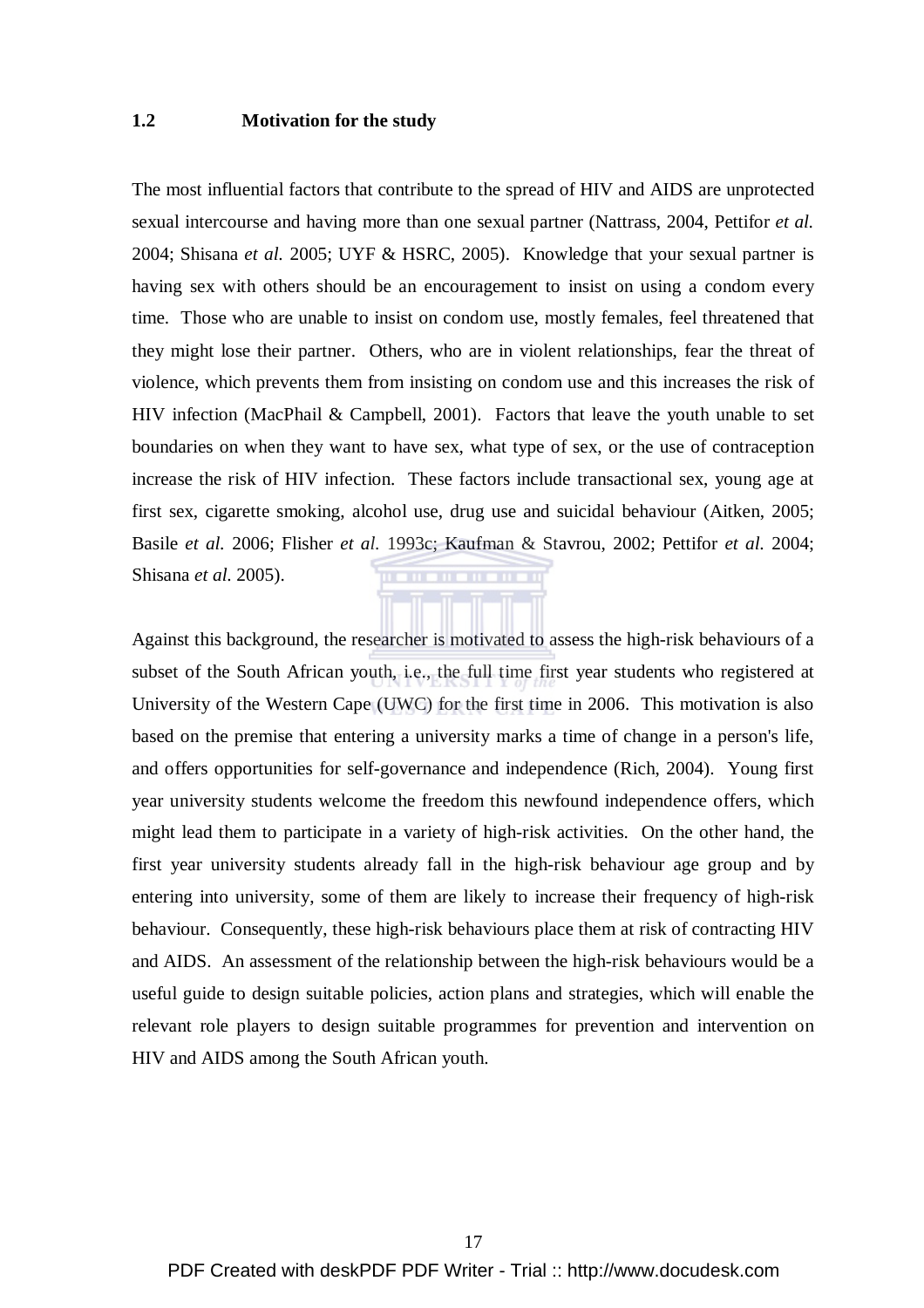## 1.2 Motivation for the study

The most influential factors that contribute to the spread of HIV and AIDS are unprotected sexual intercourse and having more than one sexual partner (Nattrass, 2004, Pettifor *et al.* 2004; Shisana *et al.* 2005; UYF & HSRC, 2005). Knowledge that your sexual partner is having sex with others should be an encouragement to insist on using a condom every time. Those who are unable to insist on condom use, mostly females, feel threatened that they might lose their partner. Others, who are in violent relationships, fear the threat of violence, which prevents them from insisting on condom use and this increases the risk of HIV infection (MacPhail & Campbell, 2001). Factors that leave the youth unable to set boundaries on when they want to have sex, what type of sex, or the use of contraception increase the risk of HIV infection. These factors include transactional sex, young age at first sex, cigarette smoking, alcohol use, drug use and suicidal behaviour (Aitken, 2005; Basile *et al.* 2006; Flisher *et al.* 1993c; Kaufman & Stavrou, 2002; Pettifor *et al.* 2004; Shisana *et al.* 2005).

Against this background, the researcher is motivated to assess the high-risk behaviours of a subset of the South African youth, i.e., the full time first year students who registered at University of the Western Cape (UWC) for the first time in 2006. This motivation is also based on the premise that entering a university marks a time of change in a person's life, and offers opportunities for self-governance and independence (Rich, 2004). Young first year university students welcome the freedom this newfound independence offers, which might lead them to participate in a variety of high-risk activities. On the other hand, the first year university students already fall in the high-risk behaviour age group and by entering into university, some of them are likely to increase their frequency of high-risk behaviour. Consequently, these high-risk behaviours place them at risk of contracting HIV and AIDS. An assessment of the relationship between the high-risk behaviours would be a useful guide to design suitable policies, action plans and strategies, which will enable the relevant role players to design suitable programmes for prevention and intervention on HIV and AIDS among the South African youth.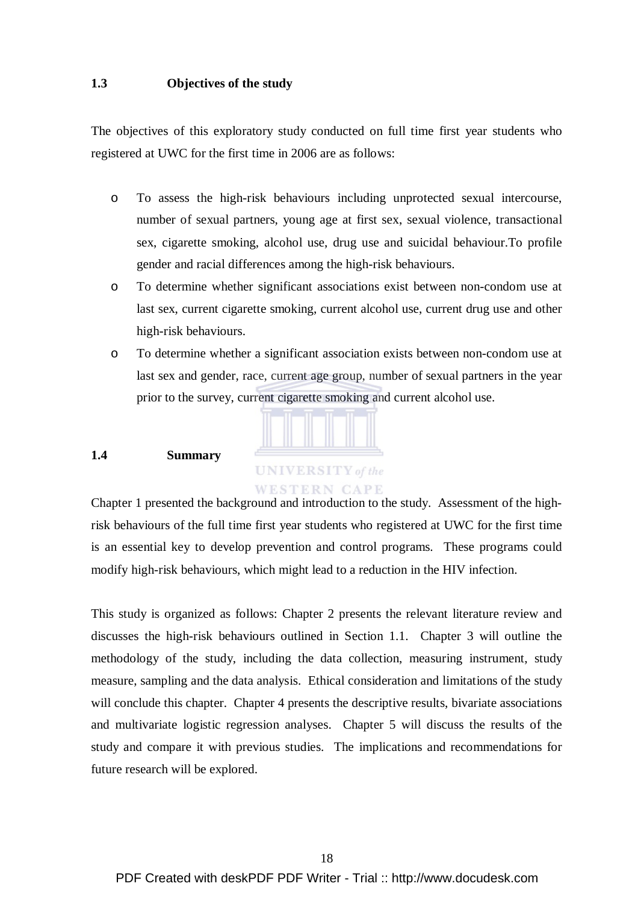## 1.3 Objectives of the study

The objectives of this exploratory study conducted on full time first year students who registered at UWC for the first time in 2006 are as follows:

- To assess the high-risk behaviours including unprotected sexual intercourse, number of sexual partners, young age at first sex, sexual violence, transactional sex, cigarette smoking, alcohol use, drug use and suicidal behaviour.To profile gender and racial differences among the high-risk behaviours.
- To determine whether significant associations exist between non-condom use at last sex, current cigarette smoking, current alcohol use, current drug use and other high-risk behaviours.
- To determine whether a significant association exists between non-condom use at last sex and gender, race, current age group, number of sexual partners in the year prior to the survey, current cigarette smoking and current alcohol use.

## 1.4 Summary

Chapter 1 presented the background and introduction to the study. Assessment of the high-risk behaviours of the full time first year students who registered at UWC for the first time is an essential key to develop prevention and control programs. These programs could modify high-risk behaviours, which might lead to a reduction in the HIV infection.

This study is organized as follows: Chapter 2 presents the relevant literature review and discusses the high-risk behaviours outlined in Section 1.1. Chapter 3 will outline the methodology of the study, including the data collection, measuring instrument, study measure, sampling and the data analysis. Ethical consideration and limitations of the study will conclude this chapter. Chapter 4 presents the descriptive results, bivariate associations and multivariate logistic regression analyses. Chapter 5 will discuss the results of the study and compare it with previous studies. The implications and recommendations for future research will be explored.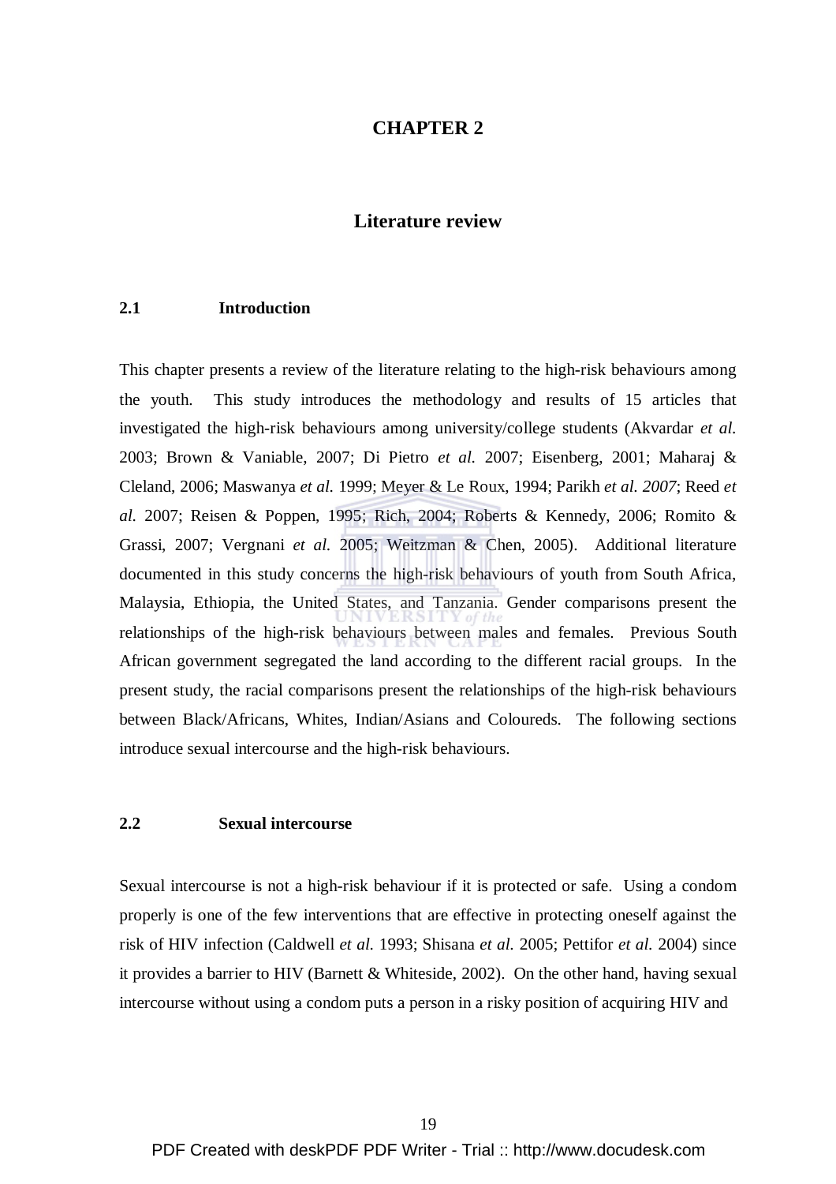# CHAPTER 2

## Literature review

### 2.1 Introduction

This chapter presents a review of the literature relating to the high-risk behaviours among the youth. This study introduces the methodology and results of 15 articles that investigated the high-risk behaviours among university/college students (Akvardar *et al.* 2003; Brown & Vaniable, 2007; Di Pietro *et al.* 2007; Eisenberg, 2001; Maharaj & Cleland, 2006; Maswanya *et al.* 1999; Meyer & Le Roux, 1994; Parikh *et al. 2007*; Reed *et al.* 2007; Reisen & Poppen, 1995; Rich, 2004; Roberts & Kennedy, 2006; Romito & Grassi, 2007; Vergnani *et al.* 2005; Weitzman & Chen, 2005). Additional literature documented in this study concerns the high-risk behaviours of youth from South Africa, Malaysia, Ethiopia, the United States, and Tanzania. Gender comparisons present the relationships of the high-risk behaviours between males and females. Previous South African government segregated the land according to the different racial groups. In the present study, the racial comparisons present the relationships of the high-risk behaviours between Black/Africans, Whites, Indian/Asians and Coloureds. The following sections introduce sexual intercourse and the high-risk behaviours.

### 2.2 Sexual intercourse

Sexual intercourse is not a high-risk behaviour if it is protected or safe. Using a condom properly is one of the few interventions that are effective in protecting oneself against the risk of HIV infection (Caldwell *et al.* 1993; Shisana *et al.* 2005; Pettifor *et al.* 2004) since it provides a barrier to HIV (Barnett & Whiteside, 2002). On the other hand, having sexual intercourse without using a condom puts a person in a risky position of acquiring HIV and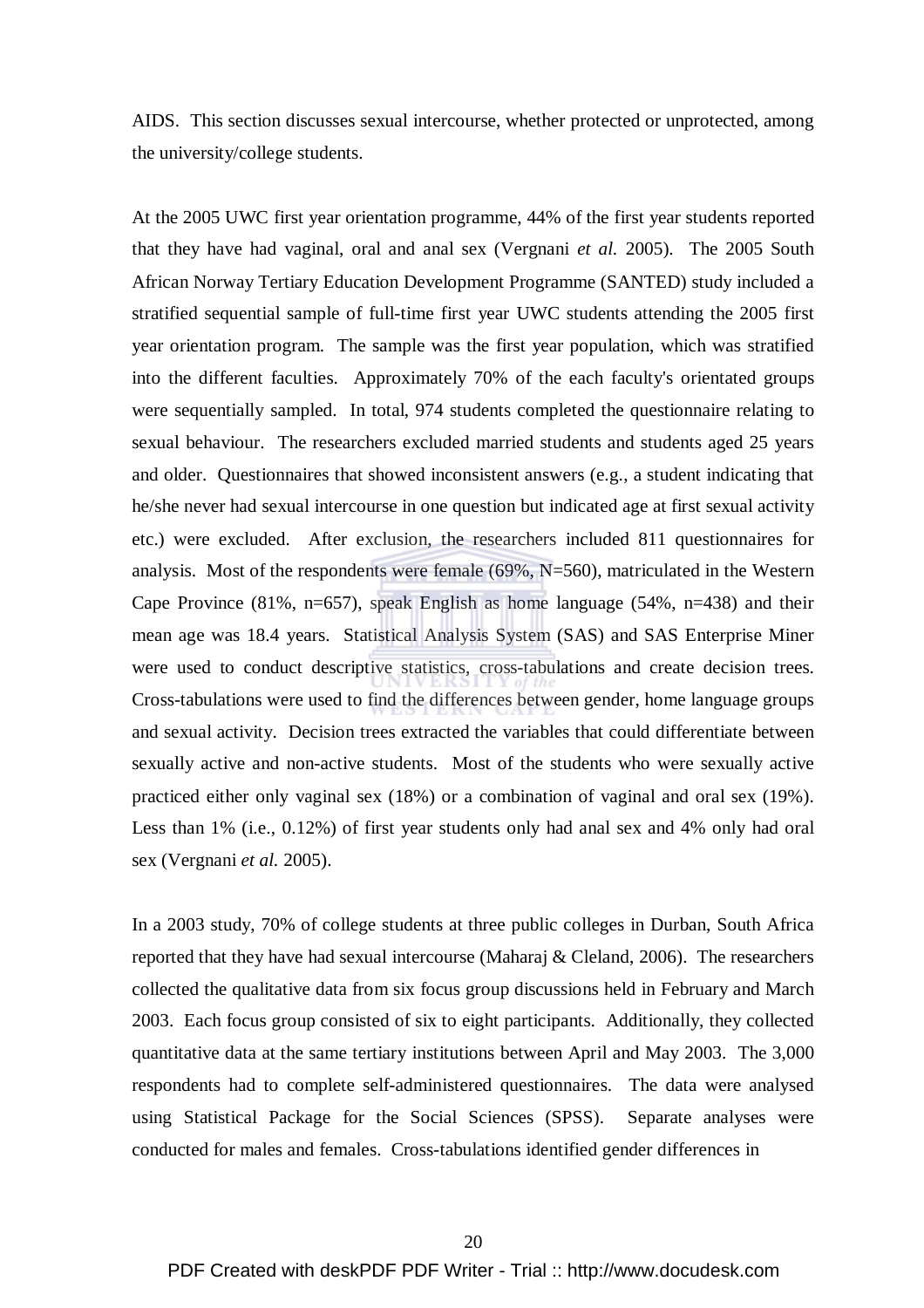AIDS. This section discusses sexual intercourse, whether protected or unprotected, among the university/college students.

At the 2005 UWC first year orientation programme, 44% of the first year students reported that they have had vaginal, oral and anal sex (Vergnani *et al.* 2005). The 2005 South African Norway Tertiary Education Development Programme (SANTED) study included a stratified sequential sample of full-time first year UWC students attending the 2005 first year orientation program. The sample was the first year population, which was stratified into the different faculties. Approximately 70% of the each faculty's orientated groups were sequentially sampled. In total, 974 students completed the questionnaire relating to sexual behaviour. The researchers excluded married students and students aged 25 years and older. Questionnaires that showed inconsistent answers (e.g., a student indicating that he/she never had sexual intercourse in one question but indicated age at first sexual activity etc.) were excluded. After exclusion, the researchers included 811 questionnaires for analysis. Most of the respondents were female (69%, N=560), matriculated in the Western Cape Province (81%, n=657), speak English as home language (54%, n=438) and their mean age was 18.4 years. Statistical Analysis System (SAS) and SAS Enterprise Miner were used to conduct descriptive statistics, cross-tabulations and create decision trees. Cross-tabulations were used to find the differences between gender, home language groups and sexual activity. Decision trees extracted the variables that could differentiate between sexually active and non-active students. Most of the students who were sexually active practiced either only vaginal sex (18%) or a combination of vaginal and oral sex (19%). Less than 1% (i.e., 0.12%) of first year students only had anal sex and 4% only had oral sex (Vergnani *et al.* 2005).

In a 2003 study, 70% of college students at three public colleges in Durban, South Africa reported that they have had sexual intercourse (Maharaj & Cleland, 2006). The researchers collected the qualitative data from six focus group discussions held in February and March 2003. Each focus group consisted of six to eight participants. Additionally, they collected quantitative data at the same tertiary institutions between April and May 2003. The 3,000 respondents had to complete self-administered questionnaires. The data were analysed using Statistical Package for the Social Sciences (SPSS). Separate analyses were conducted for males and females. Cross-tabulations identified gender differences in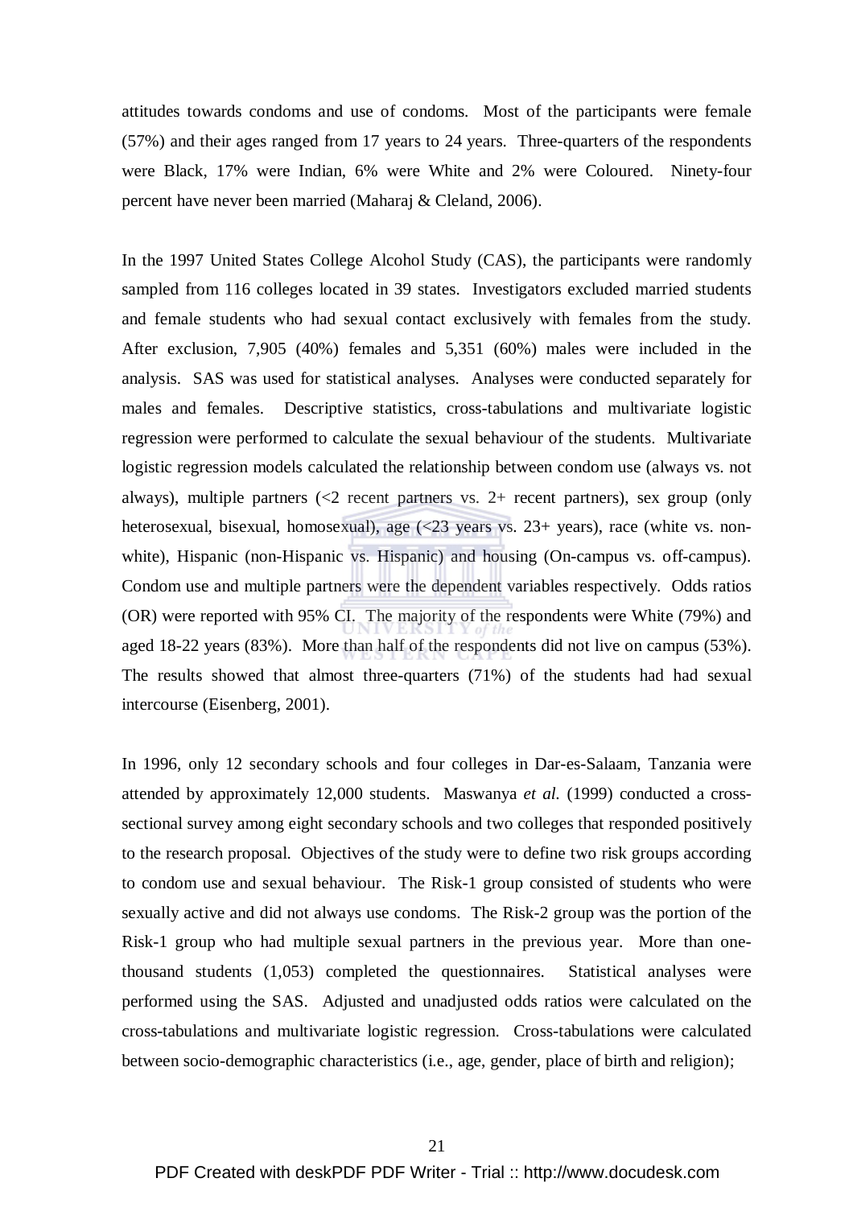attitudes towards condoms and use of condoms. Most of the participants were female (57%) and their ages ranged from 17 years to 24 years. Three-quarters of the respondents were Black, 17% were Indian, 6% were White and 2% were Coloured. Ninety-four percent have never been married (Maharaj & Cleland, 2006).

In the 1997 United States College Alcohol Study (CAS), the participants were randomly sampled from 116 colleges located in 39 states. Investigators excluded married students and female students who had sexual contact exclusively with females from the study. After exclusion, 7,905 (40%) females and 5,351 (60%) males were included in the analysis. SAS was used for statistical analyses. Analyses were conducted separately for males and females. Descriptive statistics, cross-tabulations and multivariate logistic regression were performed to calculate the sexual behaviour of the students. Multivariate logistic regression models calculated the relationship between condom use (always vs. not always), multiple partners (<2 recent partners vs. 2+ recent partners), sex group (only heterosexual, bisexual, homosexual), age (<23 years vs. 23+ years), race (white vs. non-white), Hispanic (non-Hispanic vs. Hispanic) and housing (On-campus vs. off-campus). Condom use and multiple partners were the dependent variables respectively. Odds ratios (OR) were reported with 95% CI. The majority of the respondents were White (79%) and aged 18-22 years (83%). More than half of the respondents did not live on campus (53%). The results showed that almost three-quarters (71%) of the students had had sexual intercourse (Eisenberg, 2001).

In 1996, only 12 secondary schools and four colleges in Dar-es-Salaam, Tanzania were attended by approximately 12,000 students. Maswanya *et al.* (1999) conducted a cross-sectional survey among eight secondary schools and two colleges that responded positively to the research proposal. Objectives of the study were to define two risk groups according to condom use and sexual behaviour. The Risk-1 group consisted of students who were sexually active and did not always use condoms. The Risk-2 group was the portion of the Risk-1 group who had multiple sexual partners in the previous year. More than one-thousand students (1,053) completed the questionnaires. Statistical analyses were performed using the SAS. Adjusted and unadjusted odds ratios were calculated on the cross-tabulations and multivariate logistic regression. Cross-tabulations were calculated between socio-demographic characteristics (i.e., age, gender, place of birth and religion);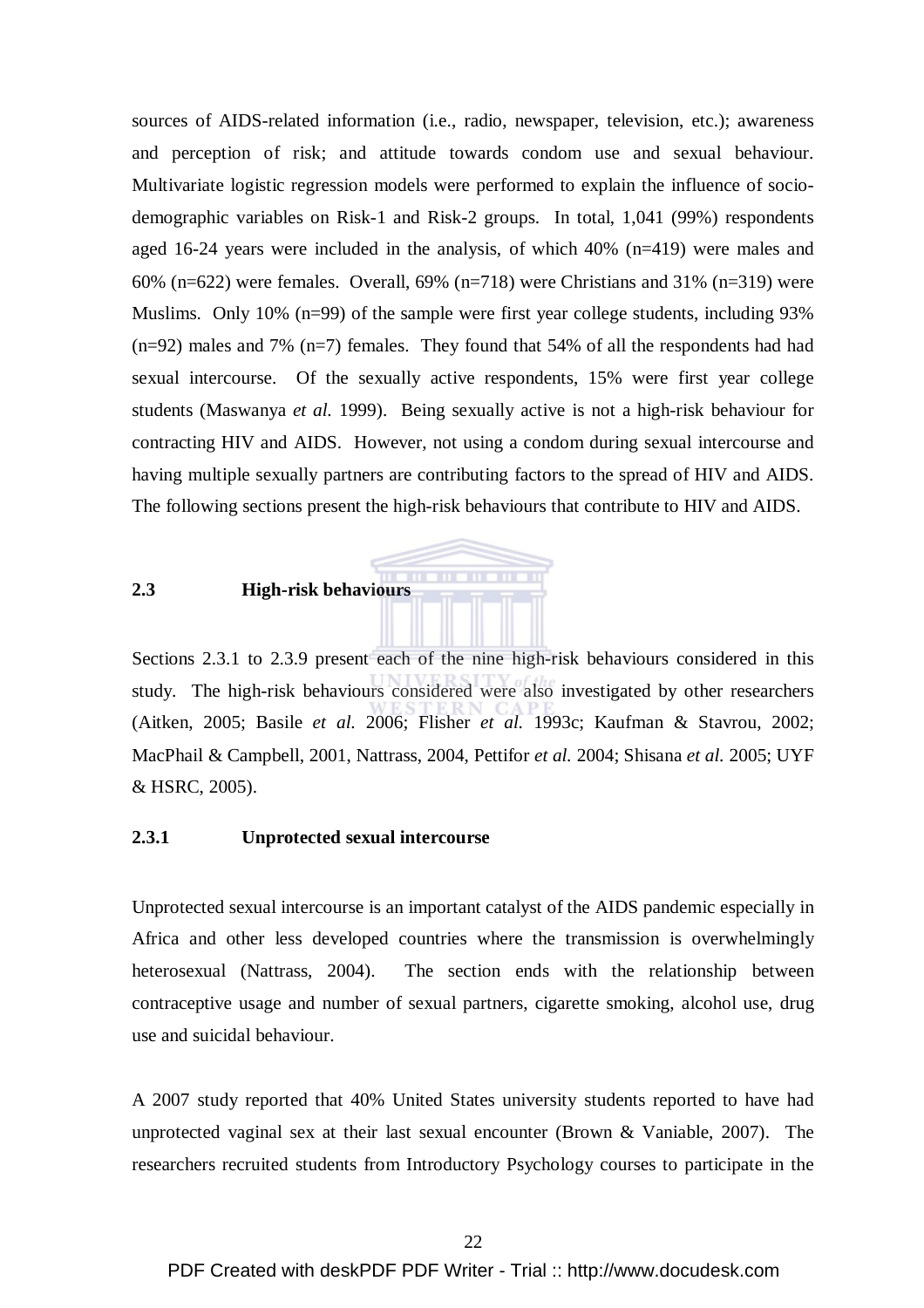sources of AIDS-related information (i.e., radio, newspaper, television, etc.); awareness and perception of risk; and attitude towards condom use and sexual behaviour. Multivariate logistic regression models were performed to explain the influence of socio-demographic variables on Risk-1 and Risk-2 groups. In total, 1,041 (99%) respondents aged 16-24 years were included in the analysis, of which 40% (n=419) were males and 60% (n=622) were females. Overall, 69% (n=718) were Christians and 31% (n=319) were Muslims. Only 10% (n=99) of the sample were first year college students, including 93% (n=92) males and 7% (n=7) females. They found that 54% of all the respondents had had sexual intercourse. Of the sexually active respondents, 15% were first year college students (Maswanya *et al.* 1999). Being sexually active is not a high-risk behaviour for contracting HIV and AIDS. However, not using a condom during sexual intercourse and having multiple sexually partners are contributing factors to the spread of HIV and AIDS. The following sections present the high-risk behaviours that contribute to HIV and AIDS.

## 2.3 High-risk behaviours

Sections 2.3.1 to 2.3.9 present each of the nine high-risk behaviours considered in this study. The high-risk behaviours considered were also investigated by other researchers (Aitken, 2005; Basile *et al.* 2006; Flisher *et al.* 1993c; Kaufman & Stavrou, 2002; MacPhail & Campbell, 2001, Nattrass, 2004, Pettifor *et al.* 2004; Shisana *et al.* 2005; UYF & HSRC, 2005).

### 2.3.1 Unprotected sexual intercourse

Unprotected sexual intercourse is an important catalyst of the AIDS pandemic especially in Africa and other less developed countries where the transmission is overwhelmingly heterosexual (Nattrass, 2004). The section ends with the relationship between contraceptive usage and number of sexual partners, cigarette smoking, alcohol use, drug use and suicidal behaviour.

A 2007 study reported that 40% United States university students reported to have had unprotected vaginal sex at their last sexual encounter (Brown & Vaniable, 2007). The researchers recruited students from Introductory Psychology courses to participate in the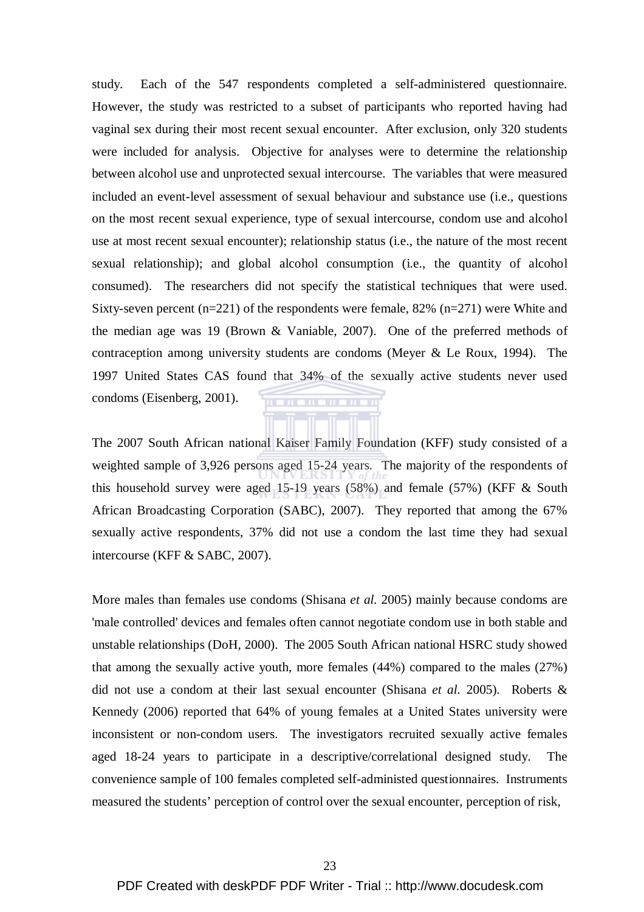study. Each of the 547 respondents completed a self-administered questionnaire. However, the study was restricted to a subset of participants who reported having had vaginal sex during their most recent sexual encounter. After exclusion, only 320 students were included for analysis. Objective for analyses were to determine the relationship between alcohol use and unprotected sexual intercourse. The variables that were measured included an event-level assessment of sexual behaviour and substance use (i.e., questions on the most recent sexual experience, type of sexual intercourse, condom use and alcohol use at most recent sexual encounter); relationship status (i.e., the nature of the most recent sexual relationship); and global alcohol consumption (i.e., the quantity of alcohol consumed). The researchers did not specify the statistical techniques that were used. Sixty-seven percent (n=221) of the respondents were female, 82% (n=271) were White and the median age was 19 (Brown & Vaniable, 2007). One of the preferred methods of contraception among university students are condoms (Meyer & Le Roux, 1994). The 1997 United States CAS found that 34% of the sexually active students never used condoms (Eisenberg, 2001).

The 2007 South African national Kaiser Family Foundation (KFF) study consisted of a weighted sample of 3,926 persons aged 15-24 years. The majority of the respondents of this household survey were aged 15-19 years (58%) and female (57%) (KFF & South African Broadcasting Corporation (SABC), 2007). They reported that among the 67% sexually active respondents, 37% did not use a condom the last time they had sexual intercourse (KFF & SABC, 2007).

More males than females use condoms (Shisana *et al.* 2005) mainly because condoms are 'male controlled' devices and females often cannot negotiate condom use in both stable and unstable relationships (DoH, 2000). The 2005 South African national HSRC study showed that among the sexually active youth, more females (44%) compared to the males (27%) did not use a condom at their last sexual encounter (Shisana *et al.* 2005). Roberts & Kennedy (2006) reported that 64% of young females at a United States university were inconsistent or non-condom users. The investigators recruited sexually active females aged 18-24 years to participate in a descriptive/correlational designed study. The convenience sample of 100 females completed self-administed questionnaires. Instruments measured the students' perception of control over the sexual encounter, perception of risk,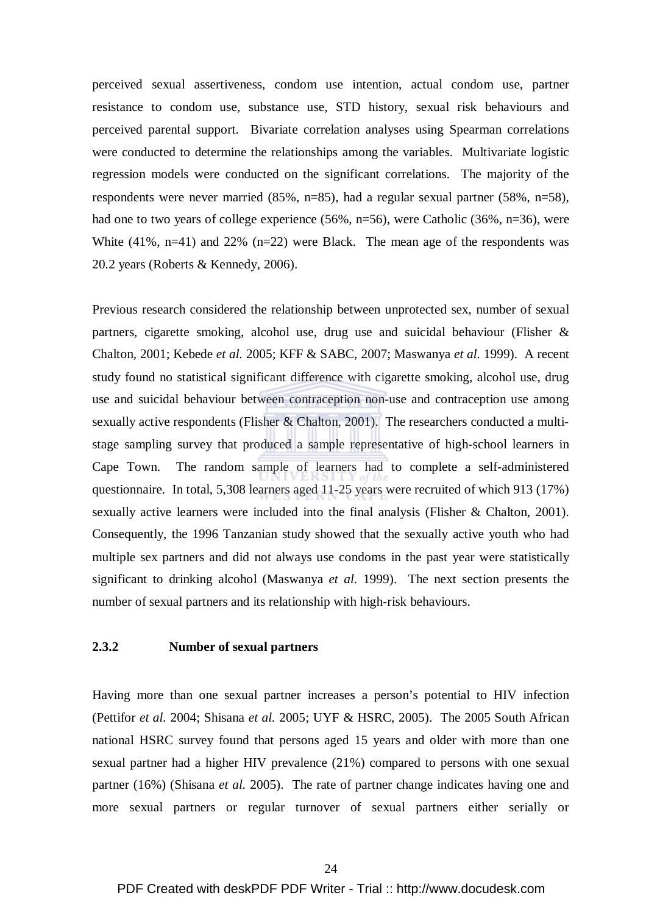perceived sexual assertiveness, condom use intention, actual condom use, partner resistance to condom use, substance use, STD history, sexual risk behaviours and perceived parental support. Bivariate correlation analyses using Spearman correlations were conducted to determine the relationships among the variables. Multivariate logistic regression models were conducted on the significant correlations. The majority of the respondents were never married (85%, n=85), had a regular sexual partner (58%, n=58), had one to two years of college experience (56%, n=56), were Catholic (36%, n=36), were White (41%, n=41) and 22% (n=22) were Black. The mean age of the respondents was 20.2 years (Roberts & Kennedy, 2006).

Previous research considered the relationship between unprotected sex, number of sexual partners, cigarette smoking, alcohol use, drug use and suicidal behaviour (Flisher & Chalton, 2001; Kebede *et al.* 2005; KFF & SABC, 2007; Maswanya *et al.* 1999). A recent study found no statistical significant difference with cigarette smoking, alcohol use, drug use and suicidal behaviour between contraception non-use and contraception use among sexually active respondents (Flisher & Chalton, 2001). The researchers conducted a multi-stage sampling survey that produced a sample representative of high-school learners in Cape Town. The random sample of learners had to complete a self-administered questionnaire. In total, 5,308 learners aged 11-25 years were recruited of which 913 (17%) sexually active learners were included into the final analysis (Flisher & Chalton, 2001). Consequently, the 1996 Tanzanian study showed that the sexually active youth who had multiple sex partners and did not always use condoms in the past year were statistically significant to drinking alcohol (Maswanya *et al.* 1999). The next section presents the number of sexual partners and its relationship with high-risk behaviours.

### 2.3.2 Number of sexual partners

Having more than one sexual partner increases a person's potential to HIV infection (Pettifor *et al.* 2004; Shisana *et al.* 2005; UYF & HSRC, 2005). The 2005 South African national HSRC survey found that persons aged 15 years and older with more than one sexual partner had a higher HIV prevalence (21%) compared to persons with one sexual partner (16%) (Shisana *et al.* 2005). The rate of partner change indicates having one and more sexual partners or regular turnover of sexual partners either serially or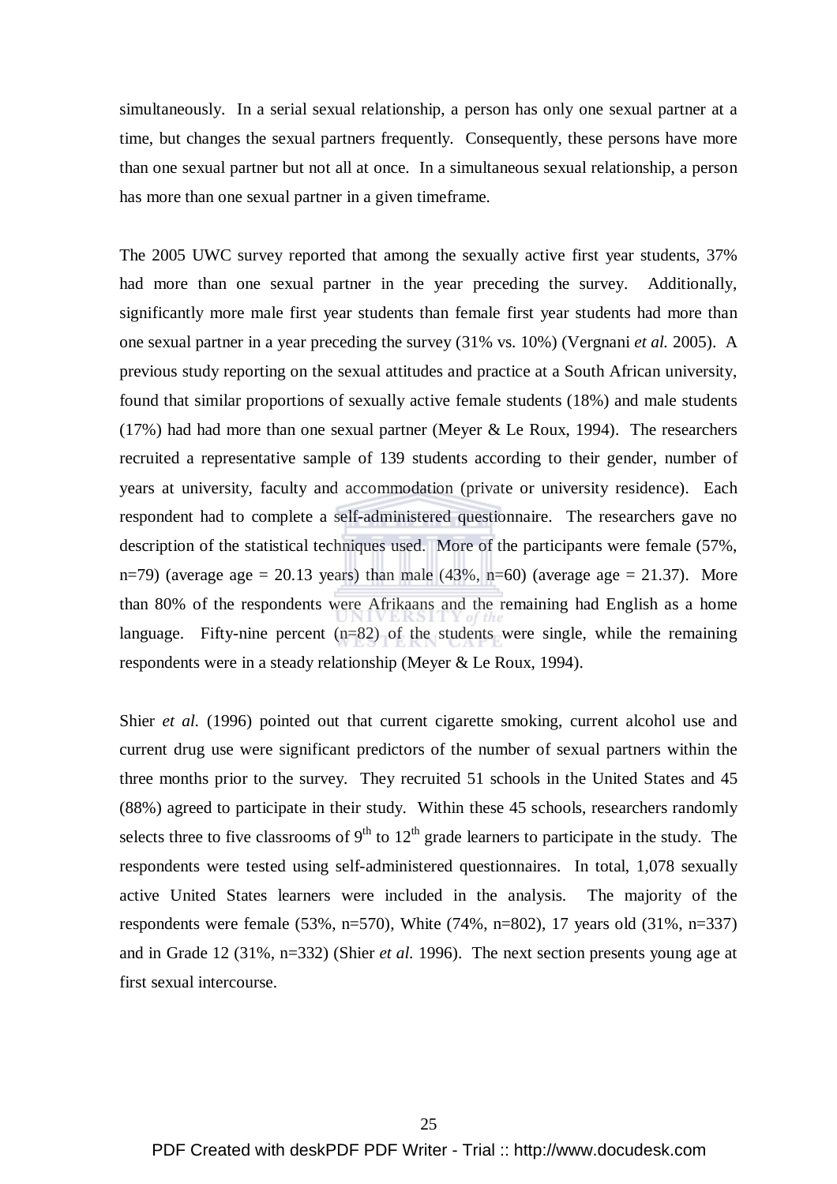simultaneously. In a serial sexual relationship, a person has only one sexual partner at a time, but changes the sexual partners frequently. Consequently, these persons have more than one sexual partner but not all at once. In a simultaneous sexual relationship, a person has more than one sexual partner in a given timeframe.

The 2005 UWC survey reported that among the sexually active first year students, 37% had more than one sexual partner in the year preceding the survey. Additionally, significantly more male first year students than female first year students had more than one sexual partner in a year preceding the survey (31% vs. 10%) (Vergnani *et al.* 2005). A previous study reporting on the sexual attitudes and practice at a South African university, found that similar proportions of sexually active female students (18%) and male students (17%) had had more than one sexual partner (Meyer & Le Roux, 1994). The researchers recruited a representative sample of 139 students according to their gender, number of years at university, faculty and accommodation (private or university residence). Each respondent had to complete a self-administered questionnaire. The researchers gave no description of the statistical techniques used. More of the participants were female (57%, n=79) (average age = 20.13 years) than male (43%, n=60) (average age = 21.37). More than 80% of the respondents were Afrikaans and the remaining had English as a home language. Fifty-nine percent (n=82) of the students were single, while the remaining respondents were in a steady relationship (Meyer & Le Roux, 1994).

Shier *et al.* (1996) pointed out that current cigarette smoking, current alcohol use and current drug use were significant predictors of the number of sexual partners within the three months prior to the survey. They recruited 51 schools in the United States and 45 (88%) agreed to participate in their study. Within these 45 schools, researchers randomly selects three to five classrooms of 9$^{th}$ to 12$^{th}$ grade learners to participate in the study. The respondents were tested using self-administered questionnaires. In total, 1,078 sexually active United States learners were included in the analysis. The majority of the respondents were female (53%, n=570), White (74%, n=802), 17 years old (31%, n=337) and in Grade 12 (31%, n=332) (Shier *et al.* 1996). The next section presents young age at first sexual intercourse.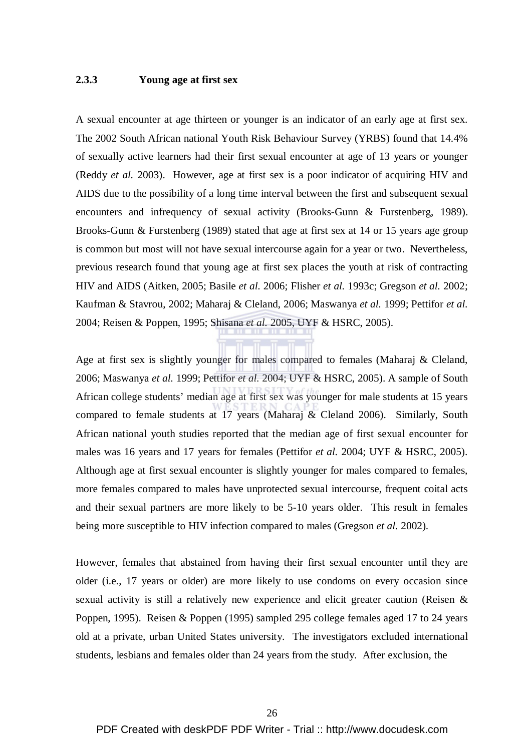### 2.3.3 Young age at first sex

A sexual encounter at age thirteen or younger is an indicator of an early age at first sex. The 2002 South African national Youth Risk Behaviour Survey (YRBS) found that 14.4% of sexually active learners had their first sexual encounter at age of 13 years or younger (Reddy *et al.* 2003). However, age at first sex is a poor indicator of acquiring HIV and AIDS due to the possibility of a long time interval between the first and subsequent sexual encounters and infrequency of sexual activity (Brooks-Gunn & Furstenberg, 1989). Brooks-Gunn & Furstenberg (1989) stated that age at first sex at 14 or 15 years age group is common but most will not have sexual intercourse again for a year or two. Nevertheless, previous research found that young age at first sex places the youth at risk of contracting HIV and AIDS (Aitken, 2005; Basile *et al.* 2006; Flisher *et al.* 1993c; Gregson *et al.* 2002; Kaufman & Stavrou, 2002; Maharaj & Cleland, 2006; Maswanya *et al.* 1999; Pettifor *et al.* 2004; Reisen & Poppen, 1995; Shisana *et al.* 2005, UYF & HSRC, 2005).

Age at first sex is slightly younger for males compared to females (Maharaj & Cleland, 2006; Maswanya *et al.* 1999; Pettifor *et al.* 2004; UYF & HSRC, 2005). A sample of South African college students' median age at first sex was younger for male students at 15 years compared to female students at 17 years (Maharaj & Cleland 2006). Similarly, South African national youth studies reported that the median age of first sexual encounter for males was 16 years and 17 years for females (Pettifor *et al.* 2004; UYF & HSRC, 2005). Although age at first sexual encounter is slightly younger for males compared to females, more females compared to males have unprotected sexual intercourse, frequent coital acts and their sexual partners are more likely to be 5-10 years older. This result in females being more susceptible to HIV infection compared to males (Gregson *et al.* 2002).

However, females that abstained from having their first sexual encounter until they are older (i.e., 17 years or older) are more likely to use condoms on every occasion since sexual activity is still a relatively new experience and elicit greater caution (Reisen & Poppen, 1995). Reisen & Poppen (1995) sampled 295 college females aged 17 to 24 years old at a private, urban United States university. The investigators excluded international students, lesbians and females older than 24 years from the study. After exclusion, the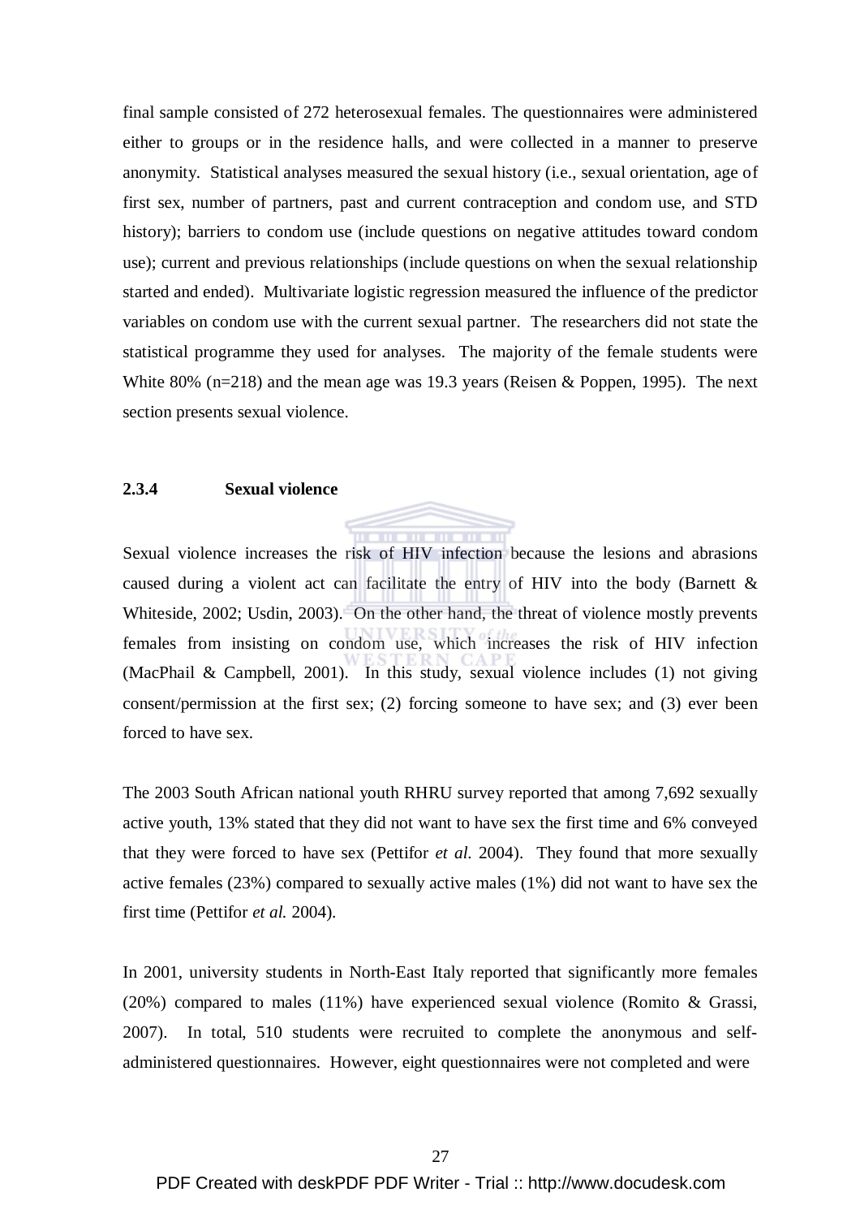final sample consisted of 272 heterosexual females. The questionnaires were administered either to groups or in the residence halls, and were collected in a manner to preserve anonymity. Statistical analyses measured the sexual history (i.e., sexual orientation, age of first sex, number of partners, past and current contraception and condom use, and STD history); barriers to condom use (include questions on negative attitudes toward condom use); current and previous relationships (include questions on when the sexual relationship started and ended). Multivariate logistic regression measured the influence of the predictor variables on condom use with the current sexual partner. The researchers did not state the statistical programme they used for analyses. The majority of the female students were White 80% (n=218) and the mean age was 19.3 years (Reisen & Poppen, 1995). The next section presents sexual violence.

### 2.3.4 Sexual violence

Sexual violence increases the risk of HIV infection because the lesions and abrasions caused during a violent act can facilitate the entry of HIV into the body (Barnett & Whiteside, 2002; Usdin, 2003). On the other hand, the threat of violence mostly prevents females from insisting on condom use, which increases the risk of HIV infection (MacPhail & Campbell, 2001). In this study, sexual violence includes (1) not giving consent/permission at the first sex; (2) forcing someone to have sex; and (3) ever been forced to have sex.

The 2003 South African national youth RHRU survey reported that among 7,692 sexually active youth, 13% stated that they did not want to have sex the first time and 6% conveyed that they were forced to have sex (Pettifor *et al.* 2004). They found that more sexually active females (23%) compared to sexually active males (1%) did not want to have sex the first time (Pettifor *et al.* 2004).

In 2001, university students in North-East Italy reported that significantly more females (20%) compared to males (11%) have experienced sexual violence (Romito & Grassi, 2007). In total, 510 students were recruited to complete the anonymous and self-administered questionnaires. However, eight questionnaires were not completed and were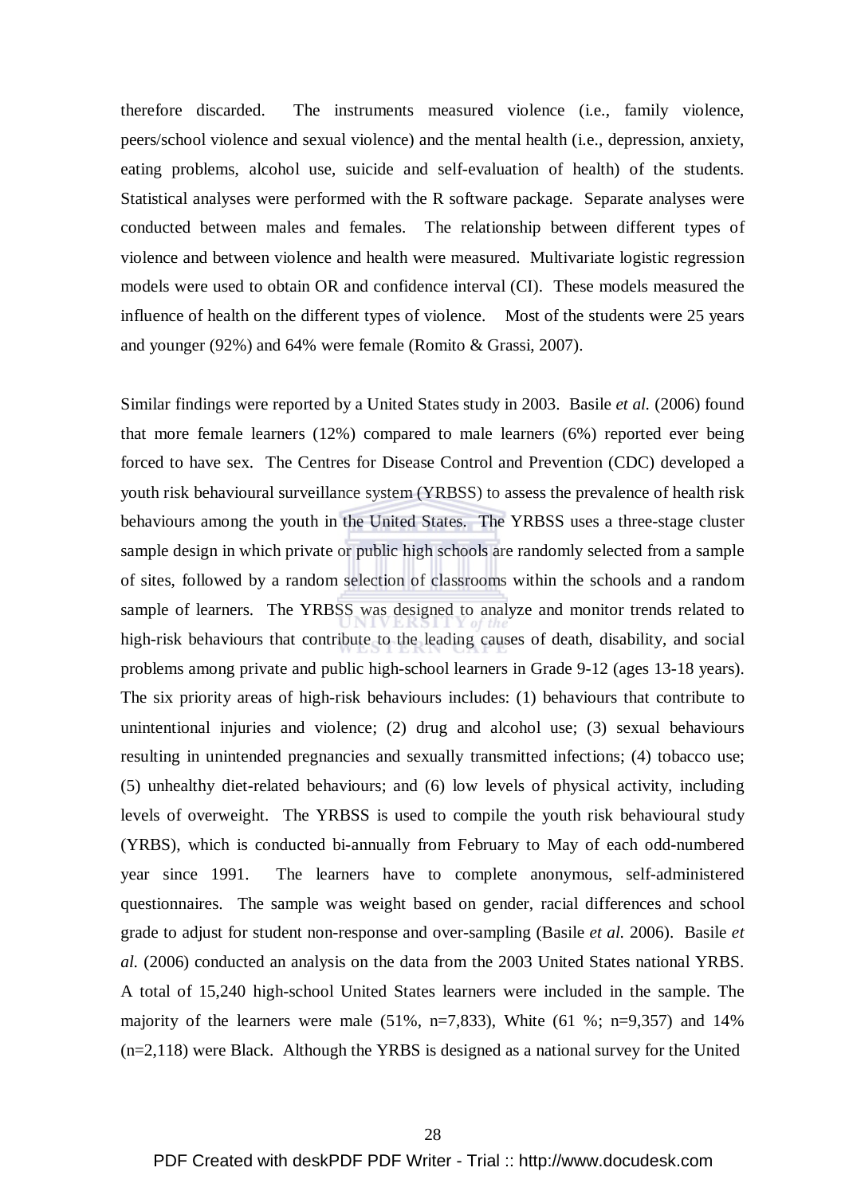therefore discarded. The instruments measured violence (i.e., family violence, peers/school violence and sexual violence) and the mental health (i.e., depression, anxiety, eating problems, alcohol use, suicide and self-evaluation of health) of the students. Statistical analyses were performed with the R software package. Separate analyses were conducted between males and females. The relationship between different types of violence and between violence and health were measured. Multivariate logistic regression models were used to obtain OR and confidence interval (CI). These models measured the influence of health on the different types of violence. Most of the students were 25 years and younger (92%) and 64% were female (Romito & Grassi, 2007).

Similar findings were reported by a United States study in 2003. Basile *et al.* (2006) found that more female learners (12%) compared to male learners (6%) reported ever being forced to have sex. The Centres for Disease Control and Prevention (CDC) developed a youth risk behavioural surveillance system (YRBSS) to assess the prevalence of health risk behaviours among the youth in the United States. The YRBSS uses a three-stage cluster sample design in which private or public high schools are randomly selected from a sample of sites, followed by a random selection of classrooms within the schools and a random sample of learners. The YRBSS was designed to analyze and monitor trends related to high-risk behaviours that contribute to the leading causes of death, disability, and social problems among private and public high-school learners in Grade 9-12 (ages 13-18 years). The six priority areas of high-risk behaviours includes: (1) behaviours that contribute to unintentional injuries and violence; (2) drug and alcohol use; (3) sexual behaviours resulting in unintended pregnancies and sexually transmitted infections; (4) tobacco use; (5) unhealthy diet-related behaviours; and (6) low levels of physical activity, including levels of overweight. The YRBSS is used to compile the youth risk behavioural study (YRBS), which is conducted bi-annually from February to May of each odd-numbered year since 1991. The learners have to complete anonymous, self-administered questionnaires. The sample was weight based on gender, racial differences and school grade to adjust for student non-response and over-sampling (Basile *et al.* 2006). Basile *et al.* (2006) conducted an analysis on the data from the 2003 United States national YRBS. A total of 15,240 high-school United States learners were included in the sample. The majority of the learners were male (51%, n=7,833), White (61 %; n=9,357) and 14% (n=2,118) were Black. Although the YRBS is designed as a national survey for the United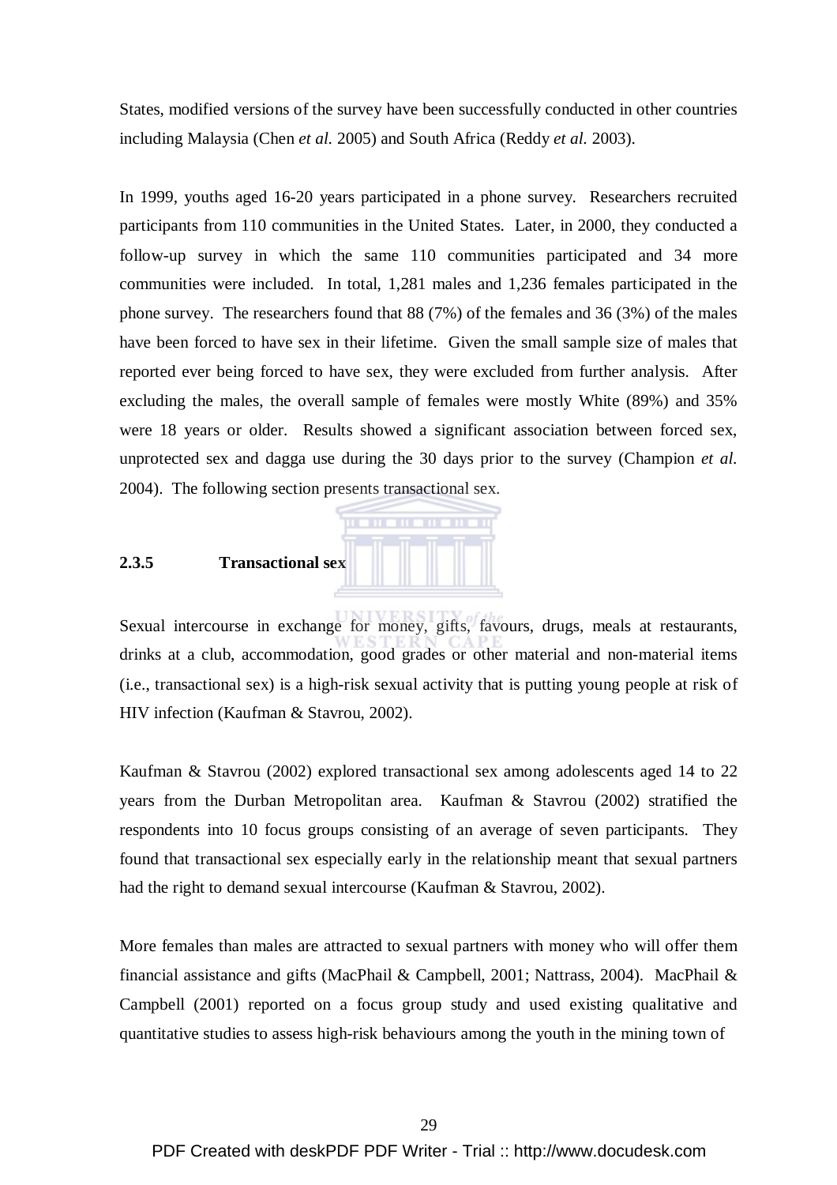States, modified versions of the survey have been successfully conducted in other countries including Malaysia (Chen *et al.* 2005) and South Africa (Reddy *et al.* 2003).

In 1999, youths aged 16-20 years participated in a phone survey. Researchers recruited participants from 110 communities in the United States. Later, in 2000, they conducted a follow-up survey in which the same 110 communities participated and 34 more communities were included. In total, 1,281 males and 1,236 females participated in the phone survey. The researchers found that 88 (7%) of the females and 36 (3%) of the males have been forced to have sex in their lifetime. Given the small sample size of males that reported ever being forced to have sex, they were excluded from further analysis. After excluding the males, the overall sample of females were mostly White (89%) and 35% were 18 years or older. Results showed a significant association between forced sex, unprotected sex and dagga use during the 30 days prior to the survey (Champion *et al.* 2004). The following section presents transactional sex.

### 2.3.5 Transactional sex

Sexual intercourse in exchange for money, gifts, favours, drugs, meals at restaurants, drinks at a club, accommodation, good grades or other material and non-material items (i.e., transactional sex) is a high-risk sexual activity that is putting young people at risk of HIV infection (Kaufman & Stavrou, 2002).

Kaufman & Stavrou (2002) explored transactional sex among adolescents aged 14 to 22 years from the Durban Metropolitan area. Kaufman & Stavrou (2002) stratified the respondents into 10 focus groups consisting of an average of seven participants. They found that transactional sex especially early in the relationship meant that sexual partners had the right to demand sexual intercourse (Kaufman & Stavrou, 2002).

More females than males are attracted to sexual partners with money who will offer them financial assistance and gifts (MacPhail & Campbell, 2001; Nattrass, 2004). MacPhail & Campbell (2001) reported on a focus group study and used existing qualitative and quantitative studies to assess high-risk behaviours among the youth in the mining town of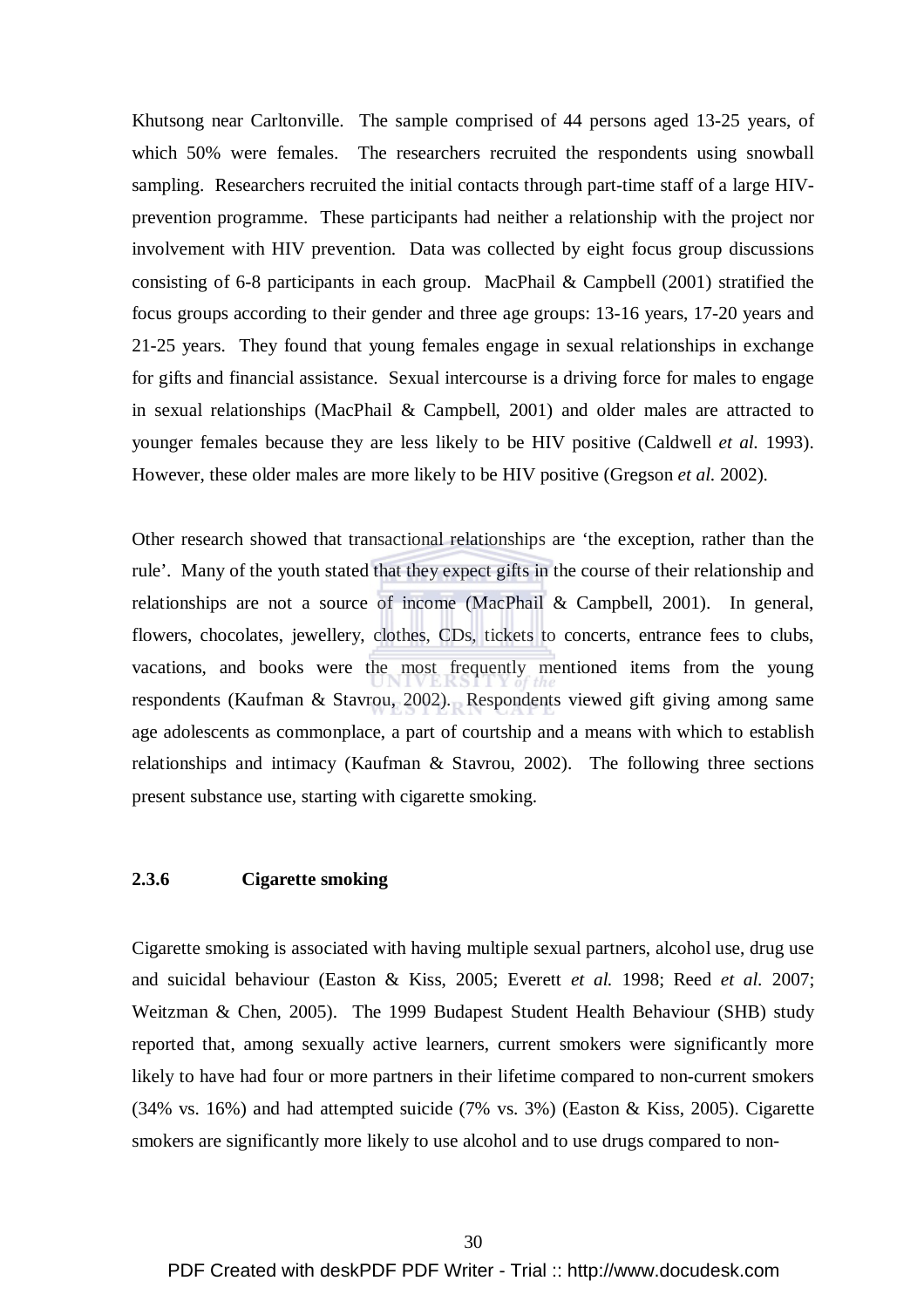Khutsong near Carltonville. The sample comprised of 44 persons aged 13-25 years, of which 50% were females. The researchers recruited the respondents using snowball sampling. Researchers recruited the initial contacts through part-time staff of a large HIV-prevention programme. These participants had neither a relationship with the project nor involvement with HIV prevention. Data was collected by eight focus group discussions consisting of 6-8 participants in each group. MacPhail & Campbell (2001) stratified the focus groups according to their gender and three age groups: 13-16 years, 17-20 years and 21-25 years. They found that young females engage in sexual relationships in exchange for gifts and financial assistance. Sexual intercourse is a driving force for males to engage in sexual relationships (MacPhail & Campbell, 2001) and older males are attracted to younger females because they are less likely to be HIV positive (Caldwell *et al.* 1993). However, these older males are more likely to be HIV positive (Gregson *et al.* 2002).

Other research showed that transactional relationships are 'the exception, rather than the rule'. Many of the youth stated that they expect gifts in the course of their relationship and relationships are not a source of income (MacPhail & Campbell, 2001). In general, flowers, chocolates, jewellery, clothes, CDs, tickets to concerts, entrance fees to clubs, vacations, and books were the most frequently mentioned items from the young respondents (Kaufman & Stavrou, 2002). Respondents viewed gift giving among same age adolescents as commonplace, a part of courtship and a means with which to establish relationships and intimacy (Kaufman & Stavrou, 2002). The following three sections present substance use, starting with cigarette smoking.

### 2.3.6 Cigarette smoking

Cigarette smoking is associated with having multiple sexual partners, alcohol use, drug use and suicidal behaviour (Easton & Kiss, 2005; Everett *et al.* 1998; Reed *et al.* 2007; Weitzman & Chen, 2005). The 1999 Budapest Student Health Behaviour (SHB) study reported that, among sexually active learners, current smokers were significantly more likely to have had four or more partners in their lifetime compared to non-current smokers (34% vs. 16%) and had attempted suicide (7% vs. 3%) (Easton & Kiss, 2005). Cigarette smokers are significantly more likely to use alcohol and to use drugs compared to non-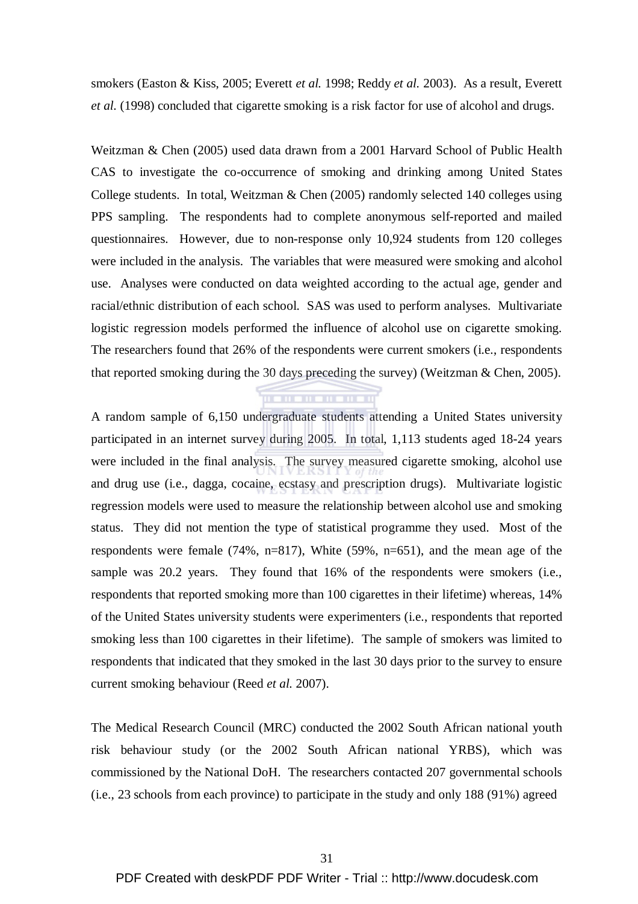smokers (Easton & Kiss, 2005; Everett *et al.* 1998; Reddy *et al.* 2003). As a result, Everett *et al.* (1998) concluded that cigarette smoking is a risk factor for use of alcohol and drugs.

Weitzman & Chen (2005) used data drawn from a 2001 Harvard School of Public Health CAS to investigate the co-occurrence of smoking and drinking among United States College students. In total, Weitzman & Chen (2005) randomly selected 140 colleges using PPS sampling. The respondents had to complete anonymous self-reported and mailed questionnaires. However, due to non-response only 10,924 students from 120 colleges were included in the analysis. The variables that were measured were smoking and alcohol use. Analyses were conducted on data weighted according to the actual age, gender and racial/ethnic distribution of each school. SAS was used to perform analyses. Multivariate logistic regression models performed the influence of alcohol use on cigarette smoking. The researchers found that 26% of the respondents were current smokers (i.e., respondents that reported smoking during the 30 days preceding the survey) (Weitzman & Chen, 2005).

A random sample of 6,150 undergraduate students attending a United States university participated in an internet survey during 2005. In total, 1,113 students aged 18-24 years were included in the final analysis. The survey measured cigarette smoking, alcohol use and drug use (i.e., dagga, cocaine, ecstasy and prescription drugs). Multivariate logistic regression models were used to measure the relationship between alcohol use and smoking status. They did not mention the type of statistical programme they used. Most of the respondents were female (74%, n=817), White (59%, n=651), and the mean age of the sample was 20.2 years. They found that 16% of the respondents were smokers (i.e., respondents that reported smoking more than 100 cigarettes in their lifetime) whereas, 14% of the United States university students were experimenters (i.e., respondents that reported smoking less than 100 cigarettes in their lifetime). The sample of smokers was limited to respondents that indicated that they smoked in the last 30 days prior to the survey to ensure current smoking behaviour (Reed *et al.* 2007).

The Medical Research Council (MRC) conducted the 2002 South African national youth risk behaviour study (or the 2002 South African national YRBS), which was commissioned by the National DoH. The researchers contacted 207 governmental schools (i.e., 23 schools from each province) to participate in the study and only 188 (91%) agreed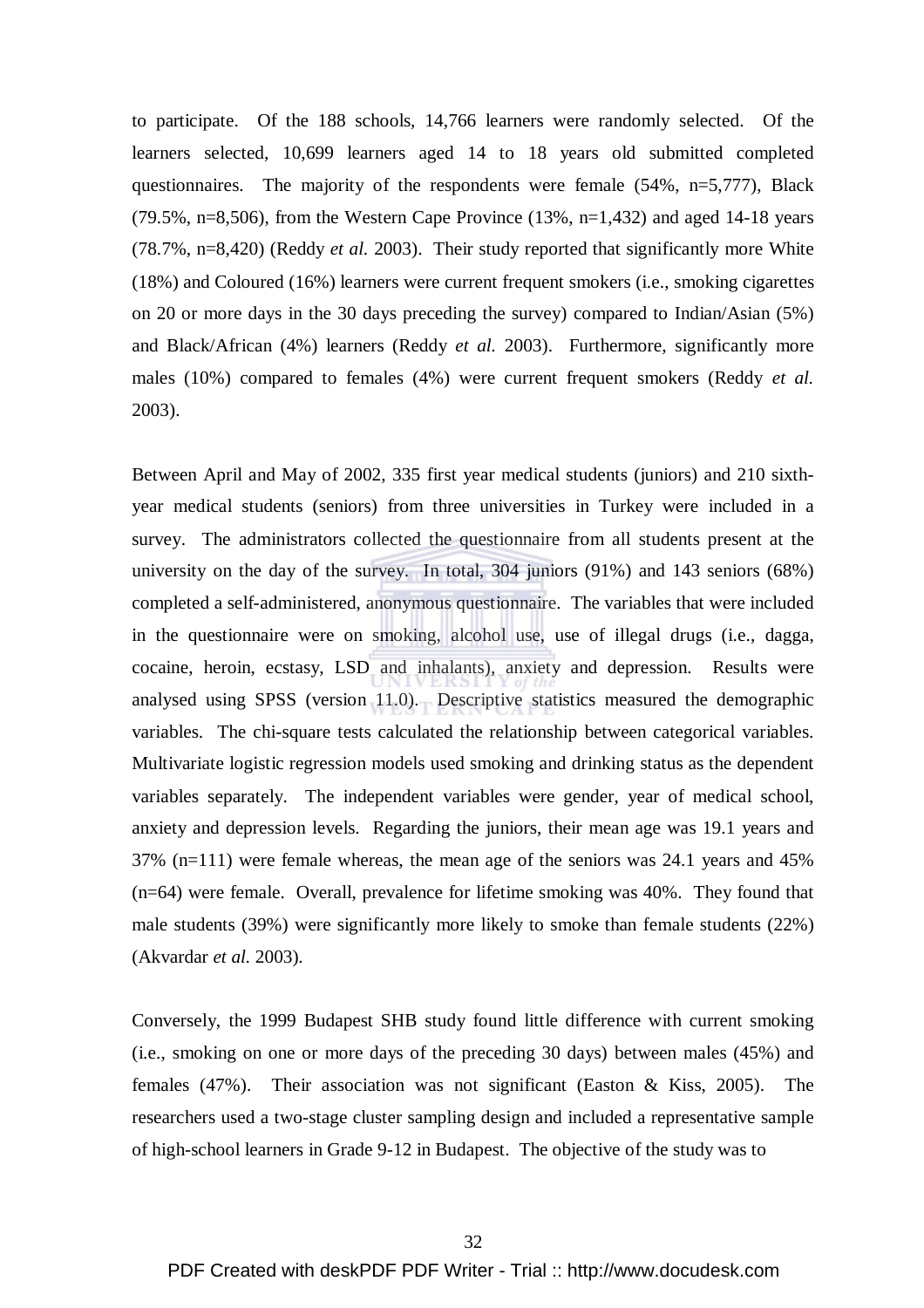to participate. Of the 188 schools, 14,766 learners were randomly selected. Of the learners selected, 10,699 learners aged 14 to 18 years old submitted completed questionnaires. The majority of the respondents were female (54%, n=5,777), Black (79.5%, n=8,506), from the Western Cape Province (13%, n=1,432) and aged 14-18 years (78.7%, n=8,420) (Reddy *et al.* 2003). Their study reported that significantly more White (18%) and Coloured (16%) learners were current frequent smokers (i.e., smoking cigarettes on 20 or more days in the 30 days preceding the survey) compared to Indian/Asian (5%) and Black/African (4%) learners (Reddy *et al.* 2003). Furthermore, significantly more males (10%) compared to females (4%) were current frequent smokers (Reddy *et al.* 2003).

Between April and May of 2002, 335 first year medical students (juniors) and 210 sixth-year medical students (seniors) from three universities in Turkey were included in a survey. The administrators collected the questionnaire from all students present at the university on the day of the survey. In total, 304 juniors (91%) and 143 seniors (68%) completed a self-administered, anonymous questionnaire. The variables that were included in the questionnaire were on smoking, alcohol use, use of illegal drugs (i.e., dagga, cocaine, heroin, ecstasy, LSD and inhalants), anxiety and depression. Results were analysed using SPSS (version 11.0). Descriptive statistics measured the demographic variables. The chi-square tests calculated the relationship between categorical variables. Multivariate logistic regression models used smoking and drinking status as the dependent variables separately. The independent variables were gender, year of medical school, anxiety and depression levels. Regarding the juniors, their mean age was 19.1 years and 37% (n=111) were female whereas, the mean age of the seniors was 24.1 years and 45% (n=64) were female. Overall, prevalence for lifetime smoking was 40%. They found that male students (39%) were significantly more likely to smoke than female students (22%) (Akvardar *et al.* 2003).

Conversely, the 1999 Budapest SHB study found little difference with current smoking (i.e., smoking on one or more days of the preceding 30 days) between males (45%) and females (47%). Their association was not significant (Easton & Kiss, 2005). The researchers used a two-stage cluster sampling design and included a representative sample of high-school learners in Grade 9-12 in Budapest. The objective of the study was to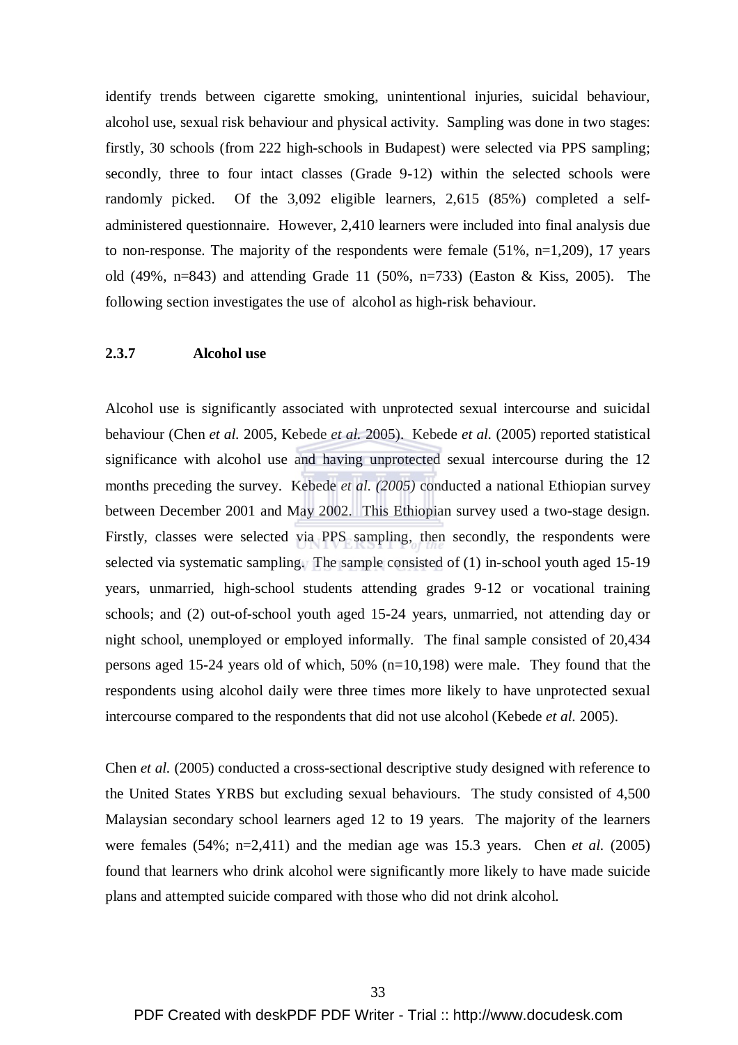identify trends between cigarette smoking, unintentional injuries, suicidal behaviour, alcohol use, sexual risk behaviour and physical activity. Sampling was done in two stages: firstly, 30 schools (from 222 high-schools in Budapest) were selected via PPS sampling; secondly, three to four intact classes (Grade 9-12) within the selected schools were randomly picked. Of the 3,092 eligible learners, 2,615 (85%) completed a self-administered questionnaire. However, 2,410 learners were included into final analysis due to non-response. The majority of the respondents were female (51%, n=1,209), 17 years old (49%, n=843) and attending Grade 11 (50%, n=733) (Easton & Kiss, 2005). The following section investigates the use of alcohol as high-risk behaviour.

### 2.3.7 Alcohol use

Alcohol use is significantly associated with unprotected sexual intercourse and suicidal behaviour (Chen *et al.* 2005, Kebede *et al.* 2005). Kebede *et al.* (2005) reported statistical significance with alcohol use and having unprotected sexual intercourse during the 12 months preceding the survey. Kebede *et al. (2005)* conducted a national Ethiopian survey between December 2001 and May 2002. This Ethiopian survey used a two-stage design. Firstly, classes were selected via PPS sampling, then secondly, the respondents were selected via systematic sampling. The sample consisted of (1) in-school youth aged 15-19 years, unmarried, high-school students attending grades 9-12 or vocational training schools; and (2) out-of-school youth aged 15-24 years, unmarried, not attending day or night school, unemployed or employed informally. The final sample consisted of 20,434 persons aged 15-24 years old of which, 50% (n=10,198) were male. They found that the respondents using alcohol daily were three times more likely to have unprotected sexual intercourse compared to the respondents that did not use alcohol (Kebede *et al.* 2005).

Chen *et al.* (2005) conducted a cross-sectional descriptive study designed with reference to the United States YRBS but excluding sexual behaviours. The study consisted of 4,500 Malaysian secondary school learners aged 12 to 19 years. The majority of the learners were females (54%; n=2,411) and the median age was 15.3 years. Chen *et al.* (2005) found that learners who drink alcohol were significantly more likely to have made suicide plans and attempted suicide compared with those who did not drink alcohol.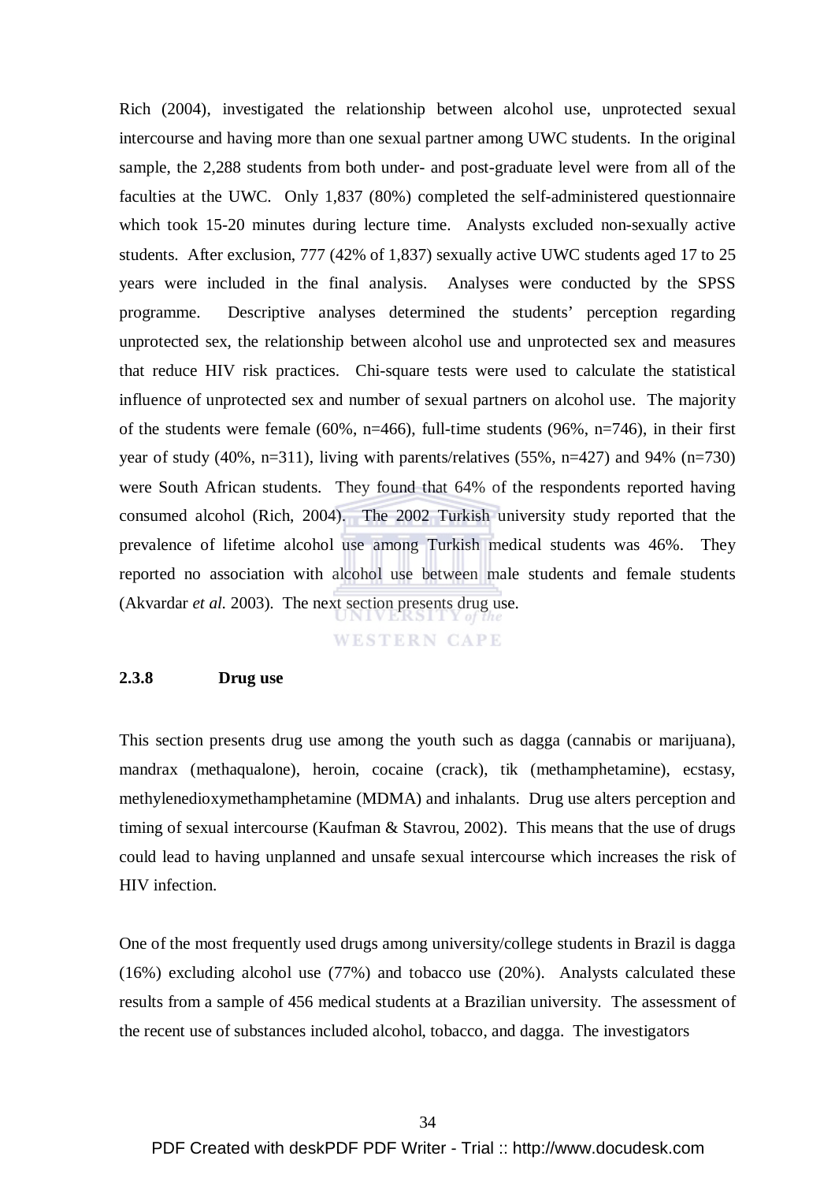Rich (2004), investigated the relationship between alcohol use, unprotected sexual intercourse and having more than one sexual partner among UWC students. In the original sample, the 2,288 students from both under- and post-graduate level were from all of the faculties at the UWC. Only 1,837 (80%) completed the self-administered questionnaire which took 15-20 minutes during lecture time. Analysts excluded non-sexually active students. After exclusion, 777 (42% of 1,837) sexually active UWC students aged 17 to 25 years were included in the final analysis. Analyses were conducted by the SPSS programme. Descriptive analyses determined the students' perception regarding unprotected sex, the relationship between alcohol use and unprotected sex and measures that reduce HIV risk practices. Chi-square tests were used to calculate the statistical influence of unprotected sex and number of sexual partners on alcohol use. The majority of the students were female (60%, n=466), full-time students (96%, n=746), in their first year of study (40%, n=311), living with parents/relatives (55%, n=427) and 94% (n=730) were South African students. They found that 64% of the respondents reported having consumed alcohol (Rich, 2004). The 2002 Turkish university study reported that the prevalence of lifetime alcohol use among Turkish medical students was 46%. They reported no association with alcohol use between male students and female students (Akvardar *et al.* 2003). The next section presents drug use.

### 2.3.8 Drug use

This section presents drug use among the youth such as dagga (cannabis or marijuana), mandrax (methaqualone), heroin, cocaine (crack), tik (methamphetamine), ecstasy, methylenedioxymethamphetamine (MDMA) and inhalants. Drug use alters perception and timing of sexual intercourse (Kaufman & Stavrou, 2002). This means that the use of drugs could lead to having unplanned and unsafe sexual intercourse which increases the risk of HIV infection.

One of the most frequently used drugs among university/college students in Brazil is dagga (16%) excluding alcohol use (77%) and tobacco use (20%). Analysts calculated these results from a sample of 456 medical students at a Brazilian university. The assessment of the recent use of substances included alcohol, tobacco, and dagga. The investigators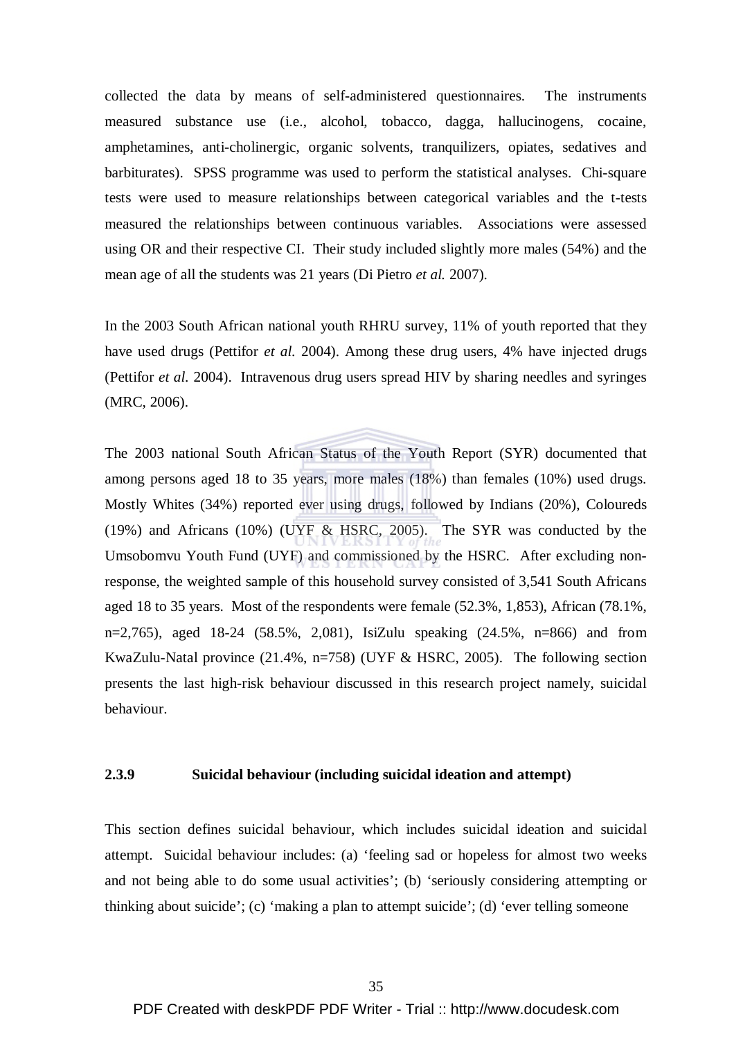collected the data by means of self-administered questionnaires. The instruments measured substance use (i.e., alcohol, tobacco, dagga, hallucinogens, cocaine, amphetamines, anti-cholinergic, organic solvents, tranquilizers, opiates, sedatives and barbiturates). SPSS programme was used to perform the statistical analyses. Chi-square tests were used to measure relationships between categorical variables and the t-tests measured the relationships between continuous variables. Associations were assessed using OR and their respective CI. Their study included slightly more males (54%) and the mean age of all the students was 21 years (Di Pietro *et al.* 2007).

In the 2003 South African national youth RHRU survey, 11% of youth reported that they have used drugs (Pettifor *et al.* 2004). Among these drug users, 4% have injected drugs (Pettifor *et al.* 2004). Intravenous drug users spread HIV by sharing needles and syringes (MRC, 2006).

The 2003 national South African Status of the Youth Report (SYR) documented that among persons aged 18 to 35 years, more males (18%) than females (10%) used drugs. Mostly Whites (34%) reported ever using drugs, followed by Indians (20%), Coloureds (19%) and Africans (10%) (UYF & HSRC, 2005). The SYR was conducted by the Umsobomvu Youth Fund (UYF) and commissioned by the HSRC. After excluding non-response, the weighted sample of this household survey consisted of 3,541 South Africans aged 18 to 35 years. Most of the respondents were female (52.3%, 1,853), African (78.1%, n=2,765), aged 18-24 (58.5%, 2,081), IsiZulu speaking (24.5%, n=866) and from KwaZulu-Natal province (21.4%, n=758) (UYF & HSRC, 2005). The following section presents the last high-risk behaviour discussed in this research project namely, suicidal behaviour.

### 2.3.9 Suicidal behaviour (including suicidal ideation and attempt)

This section defines suicidal behaviour, which includes suicidal ideation and suicidal attempt. Suicidal behaviour includes: (a) 'feeling sad or hopeless for almost two weeks and not being able to do some usual activities'; (b) 'seriously considering attempting or thinking about suicide'; (c) 'making a plan to attempt suicide'; (d) 'ever telling someone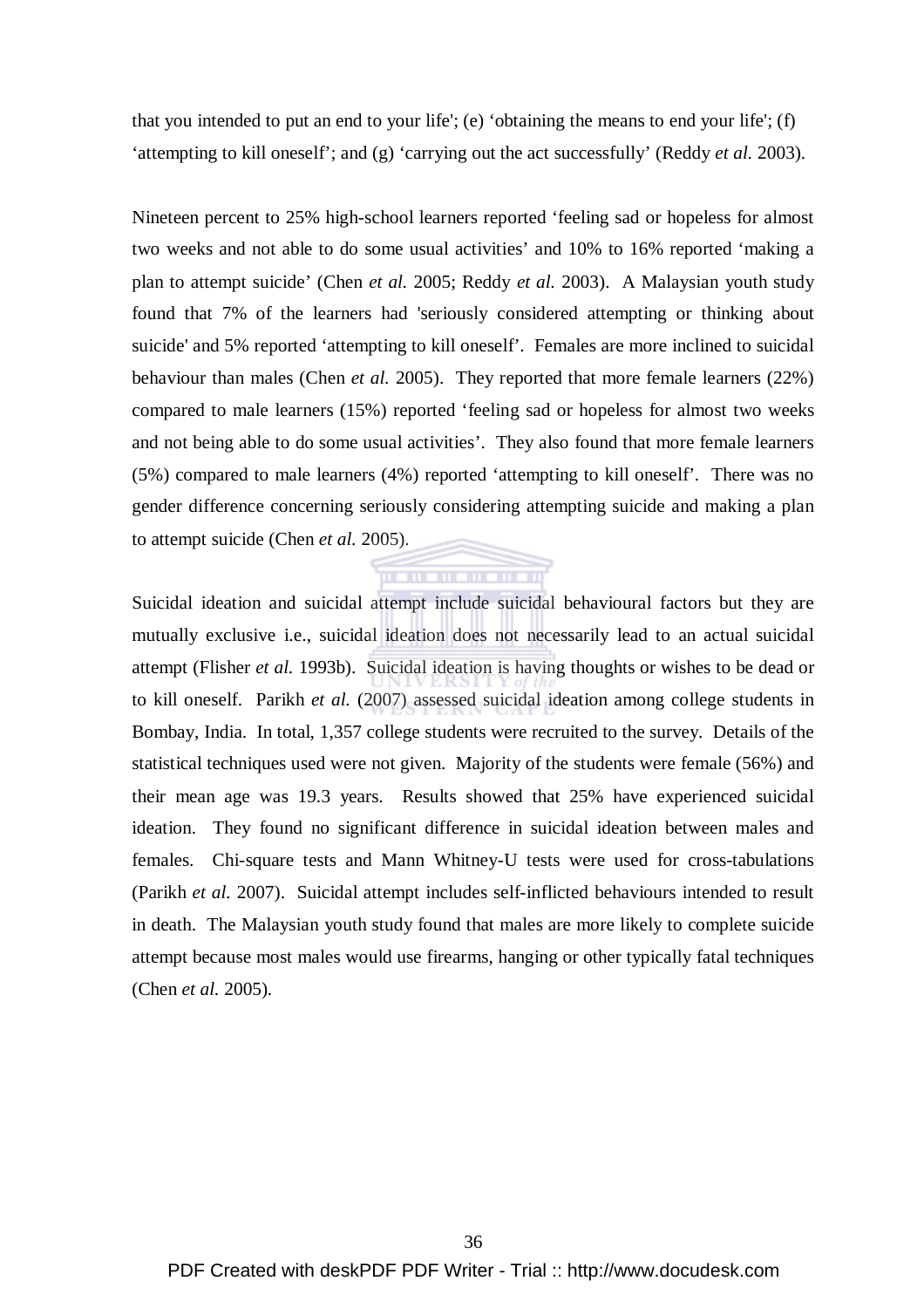that you intended to put an end to your life'; (e) 'obtaining the means to end your life'; (f) 'attempting to kill oneself'; and (g) 'carrying out the act successfully' (Reddy *et al.* 2003).

Nineteen percent to 25% high-school learners reported 'feeling sad or hopeless for almost two weeks and not able to do some usual activities' and 10% to 16% reported 'making a plan to attempt suicide' (Chen *et al.* 2005; Reddy *et al.* 2003). A Malaysian youth study found that 7% of the learners had 'seriously considered attempting or thinking about suicide' and 5% reported 'attempting to kill oneself'. Females are more inclined to suicidal behaviour than males (Chen *et al.* 2005). They reported that more female learners (22%) compared to male learners (15%) reported 'feeling sad or hopeless for almost two weeks and not being able to do some usual activities'. They also found that more female learners (5%) compared to male learners (4%) reported 'attempting to kill oneself'. There was no gender difference concerning seriously considering attempting suicide and making a plan to attempt suicide (Chen *et al.* 2005).

Suicidal ideation and suicidal attempt include suicidal behavioural factors but they are mutually exclusive i.e., suicidal ideation does not necessarily lead to an actual suicidal attempt (Flisher *et al.* 1993b). Suicidal ideation is having thoughts or wishes to be dead or to kill oneself. Parikh *et al.* (2007) assessed suicidal ideation among college students in Bombay, India. In total, 1,357 college students were recruited to the survey. Details of the statistical techniques used were not given. Majority of the students were female (56%) and their mean age was 19.3 years. Results showed that 25% have experienced suicidal ideation. They found no significant difference in suicidal ideation between males and females. Chi-square tests and Mann Whitney-U tests were used for cross-tabulations (Parikh *et al.* 2007). Suicidal attempt includes self-inflicted behaviours intended to result in death. The Malaysian youth study found that males are more likely to complete suicide attempt because most males would use firearms, hanging or other typically fatal techniques (Chen *et al.* 2005).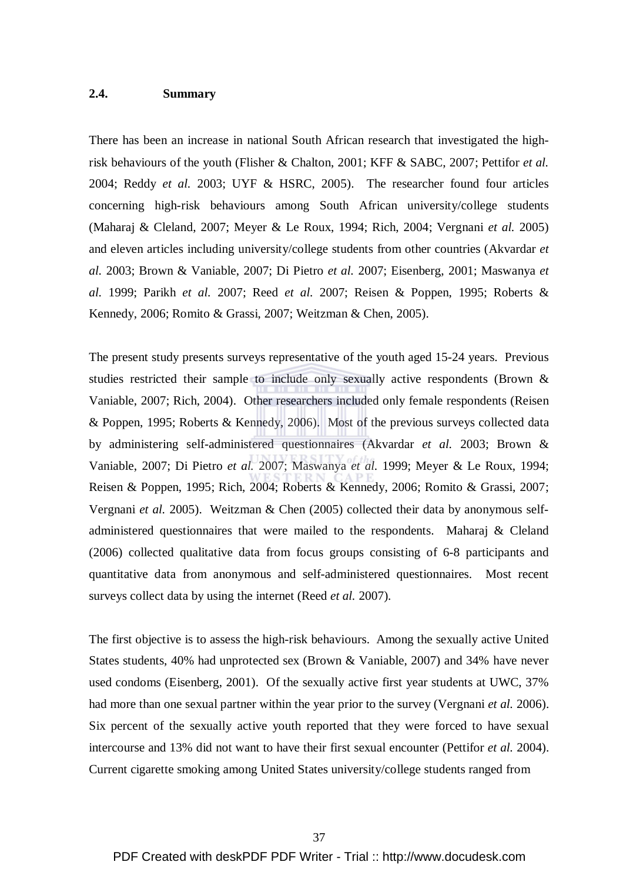### 2.4. Summary

There has been an increase in national South African research that investigated the high-risk behaviours of the youth (Flisher & Chalton, 2001; KFF & SABC, 2007; Pettifor *et al.* 2004; Reddy *et al.* 2003; UYF & HSRC, 2005). The researcher found four articles concerning high-risk behaviours among South African university/college students (Maharaj & Cleland, 2007; Meyer & Le Roux, 1994; Rich, 2004; Vergnani *et al.* 2005) and eleven articles including university/college students from other countries (Akvardar *et al.* 2003; Brown & Vaniable, 2007; Di Pietro *et al.* 2007; Eisenberg, 2001; Maswanya *et al.* 1999; Parikh *et al.* 2007; Reed *et al.* 2007; Reisen & Poppen, 1995; Roberts & Kennedy, 2006; Romito & Grassi, 2007; Weitzman & Chen, 2005).

The present study presents surveys representative of the youth aged 15-24 years. Previous studies restricted their sample to include only sexually active respondents (Brown & Vaniable, 2007; Rich, 2004). Other researchers included only female respondents (Reisen & Poppen, 1995; Roberts & Kennedy, 2006). Most of the previous surveys collected data by administering self-administered questionnaires (Akvardar *et al.* 2003; Brown & Vaniable, 2007; Di Pietro *et al.* 2007; Maswanya *et al.* 1999; Meyer & Le Roux, 1994; Reisen & Poppen, 1995; Rich, 2004; Roberts & Kennedy, 2006; Romito & Grassi, 2007; Vergnani *et al.* 2005). Weitzman & Chen (2005) collected their data by anonymous self-administered questionnaires that were mailed to the respondents. Maharaj & Cleland (2006) collected qualitative data from focus groups consisting of 6-8 participants and quantitative data from anonymous and self-administered questionnaires. Most recent surveys collect data by using the internet (Reed *et al.* 2007).

The first objective is to assess the high-risk behaviours. Among the sexually active United States students, 40% had unprotected sex (Brown & Vaniable, 2007) and 34% have never used condoms (Eisenberg, 2001). Of the sexually active first year students at UWC, 37% had more than one sexual partner within the year prior to the survey (Vergnani *et al.* 2006). Six percent of the sexually active youth reported that they were forced to have sexual intercourse and 13% did not want to have their first sexual encounter (Pettifor *et al.* 2004). Current cigarette smoking among United States university/college students ranged from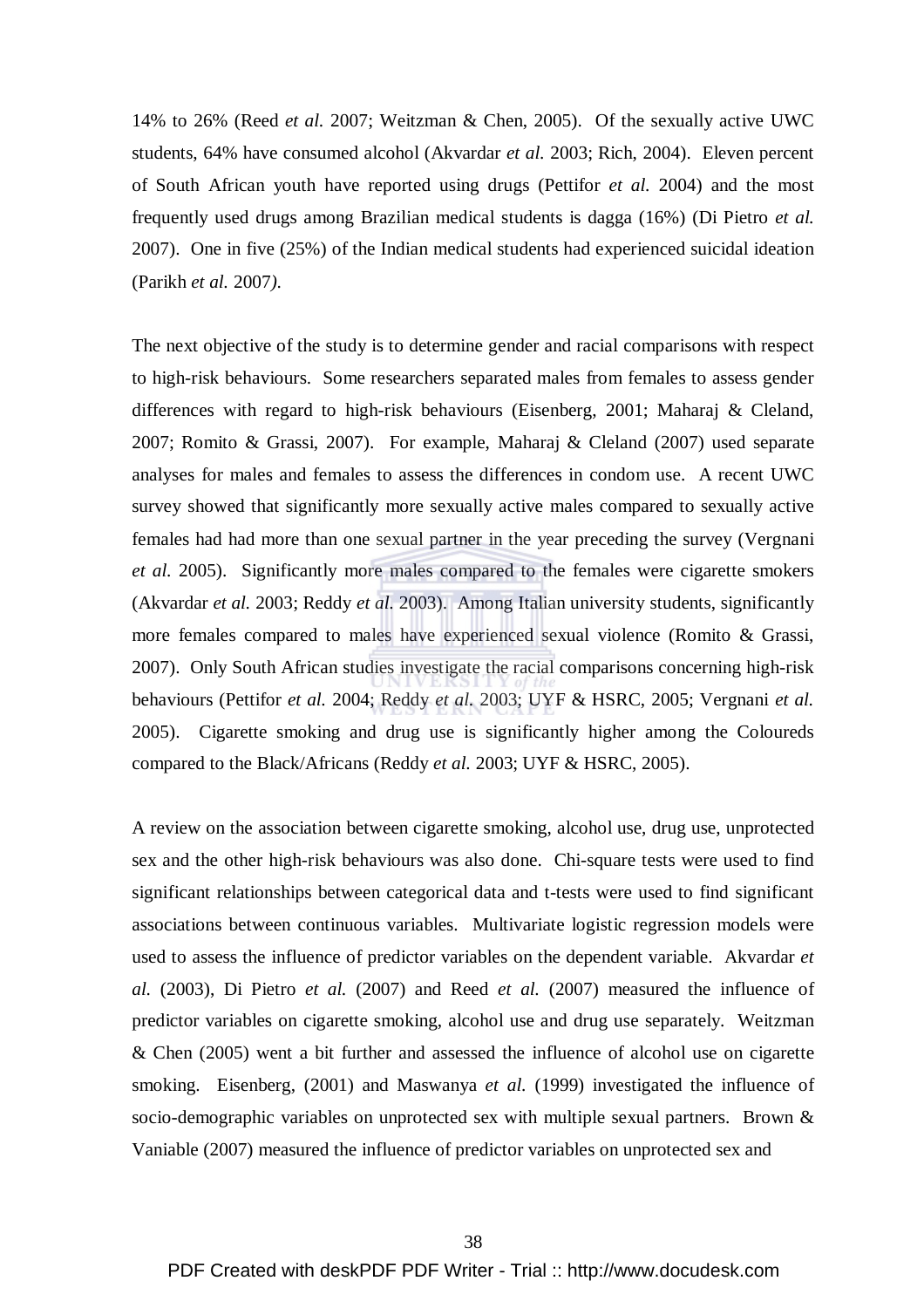14% to 26% (Reed *et al.* 2007; Weitzman & Chen, 2005). Of the sexually active UWC students, 64% have consumed alcohol (Akvardar *et al.* 2003; Rich, 2004). Eleven percent of South African youth have reported using drugs (Pettifor *et al.* 2004) and the most frequently used drugs among Brazilian medical students is dagga (16%) (Di Pietro *et al.* 2007). One in five (25%) of the Indian medical students had experienced suicidal ideation (Parikh *et al.* 2007).

The next objective of the study is to determine gender and racial comparisons with respect to high-risk behaviours. Some researchers separated males from females to assess gender differences with regard to high-risk behaviours (Eisenberg, 2001; Maharaj & Cleland, 2007; Romito & Grassi, 2007). For example, Maharaj & Cleland (2007) used separate analyses for males and females to assess the differences in condom use. A recent UWC survey showed that significantly more sexually active males compared to sexually active females had had more than one sexual partner in the year preceding the survey (Vergnani *et al.* 2005). Significantly more males compared to the females were cigarette smokers (Akvardar *et al.* 2003; Reddy *et al.* 2003). Among Italian university students, significantly more females compared to males have experienced sexual violence (Romito & Grassi, 2007). Only South African studies investigate the racial comparisons concerning high-risk behaviours (Pettifor *et al.* 2004; Reddy *et al.* 2003; UYF & HSRC, 2005; Vergnani *et al.* 2005). Cigarette smoking and drug use is significantly higher among the Coloureds compared to the Black/Africans (Reddy *et al.* 2003; UYF & HSRC, 2005).

A review on the association between cigarette smoking, alcohol use, drug use, unprotected sex and the other high-risk behaviours was also done. Chi-square tests were used to find significant relationships between categorical data and t-tests were used to find significant associations between continuous variables. Multivariate logistic regression models were used to assess the influence of predictor variables on the dependent variable. Akvardar *et al.* (2003), Di Pietro *et al.* (2007) and Reed *et al.* (2007) measured the influence of predictor variables on cigarette smoking, alcohol use and drug use separately. Weitzman & Chen (2005) went a bit further and assessed the influence of alcohol use on cigarette smoking. Eisenberg, (2001) and Maswanya *et al.* (1999) investigated the influence of socio-demographic variables on unprotected sex with multiple sexual partners. Brown & Vaniable (2007) measured the influence of predictor variables on unprotected sex and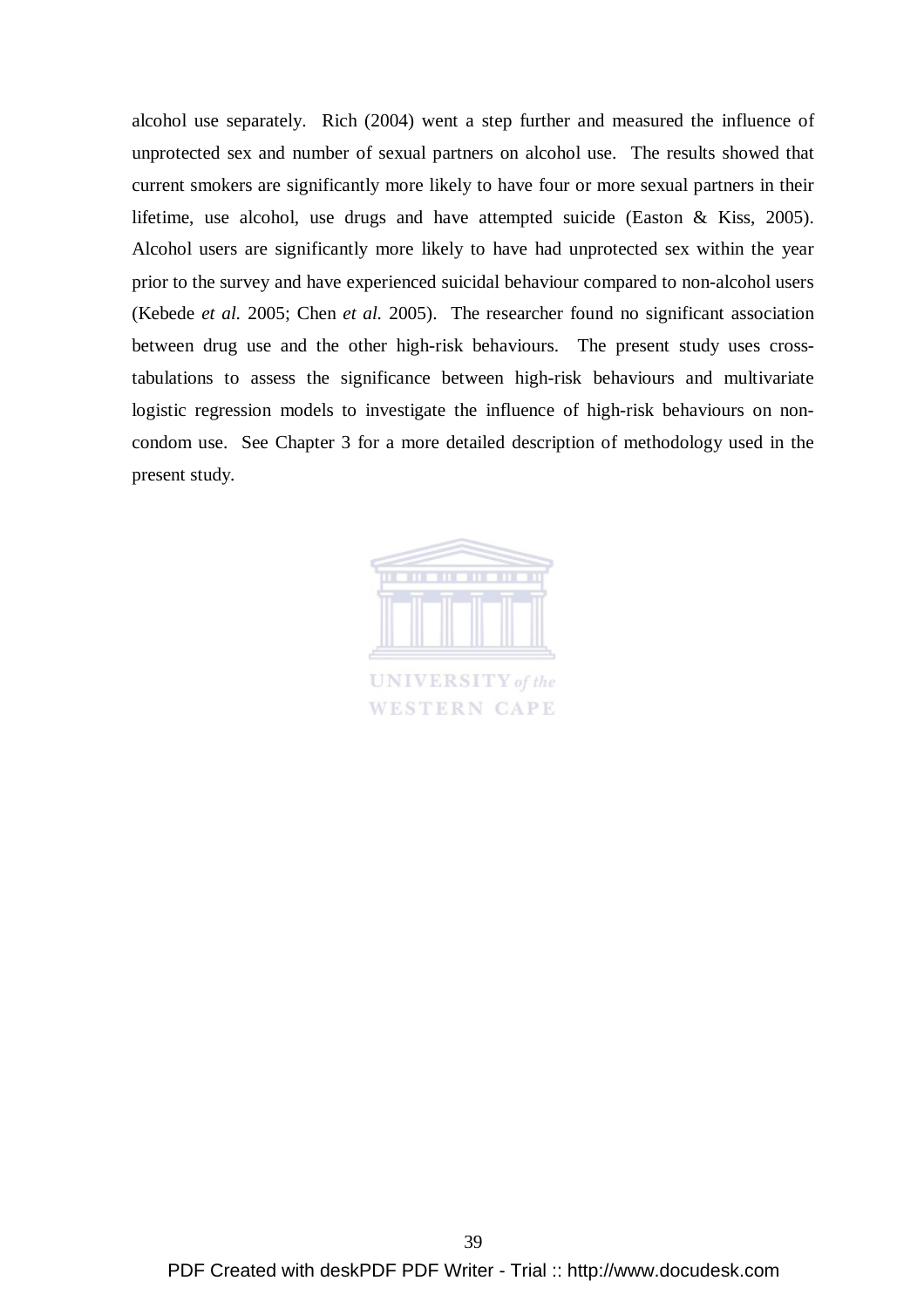alcohol use separately. Rich (2004) went a step further and measured the influence of unprotected sex and number of sexual partners on alcohol use. The results showed that current smokers are significantly more likely to have four or more sexual partners in their lifetime, use alcohol, use drugs and have attempted suicide (Easton & Kiss, 2005). Alcohol users are significantly more likely to have had unprotected sex within the year prior to the survey and have experienced suicidal behaviour compared to non-alcohol users (Kebede *et al.* 2005; Chen *et al.* 2005). The researcher found no significant association between drug use and the other high-risk behaviours. The present study uses cross-tabulations to assess the significance between high-risk behaviours and multivariate logistic regression models to investigate the influence of high-risk behaviours on non-condom use. See Chapter 3 for a more detailed description of methodology used in the present study.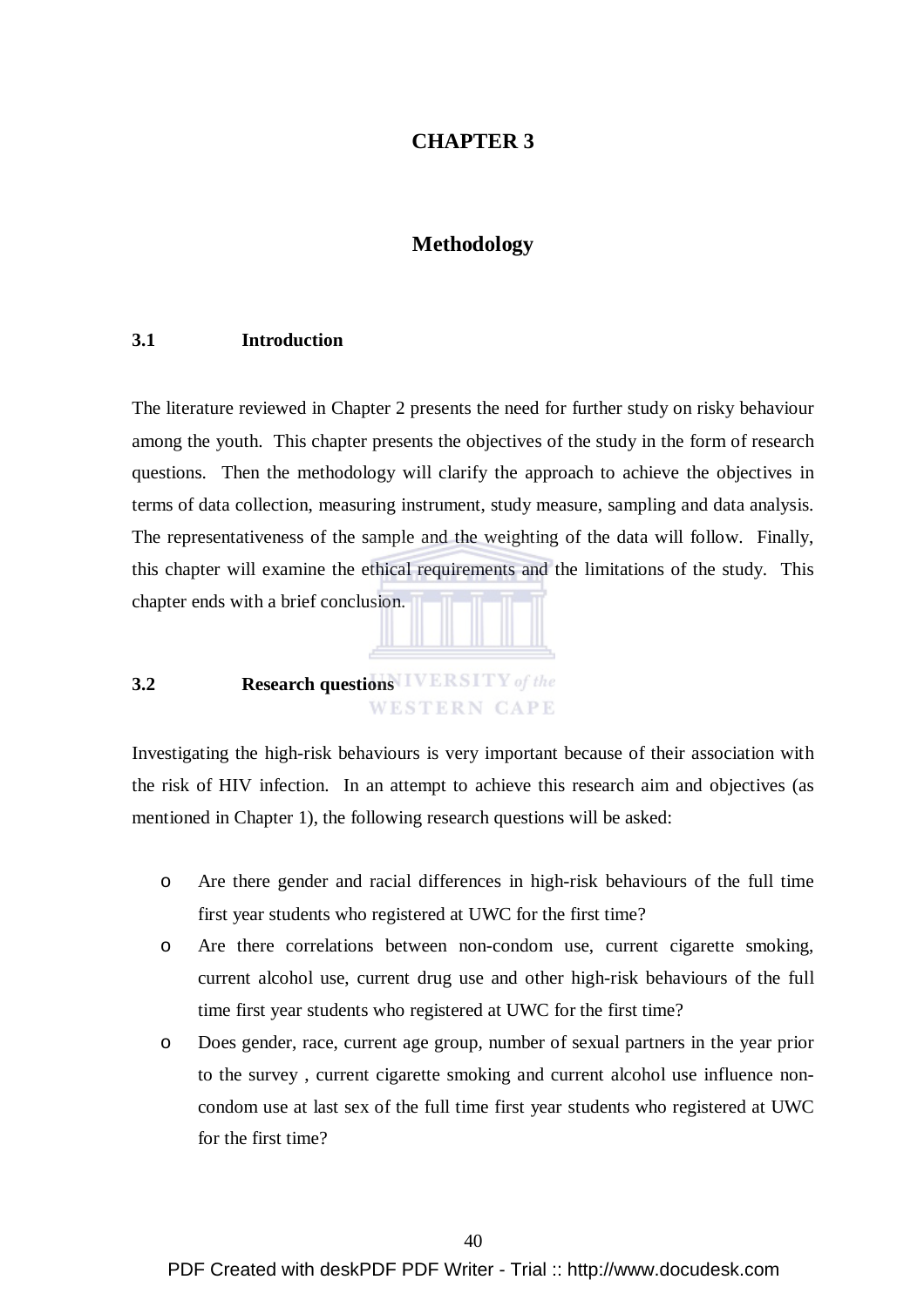# CHAPTER 3

# Methodology

## 3.1 Introduction

The literature reviewed in Chapter 2 presents the need for further study on risky behaviour among the youth. This chapter presents the objectives of the study in the form of research questions. Then the methodology will clarify the approach to achieve the objectives in terms of data collection, measuring instrument, study measure, sampling and data analysis. The representativeness of the sample and the weighting of the data will follow. Finally, this chapter will examine the ethical requirements and the limitations of the study. This chapter ends with a brief conclusion.

## 3.2 Research questions

Investigating the high-risk behaviours is very important because of their association with the risk of HIV infection. In an attempt to achieve this research aim and objectives (as mentioned in Chapter 1), the following research questions will be asked:

- Are there gender and racial differences in high-risk behaviours of the full time first year students who registered at UWC for the first time?
- Are there correlations between non-condom use, current cigarette smoking, current alcohol use, current drug use and other high-risk behaviours of the full time first year students who registered at UWC for the first time?
- Does gender, race, current age group, number of sexual partners in the year prior to the survey , current cigarette smoking and current alcohol use influence non-condom use at last sex of the full time first year students who registered at UWC for the first time?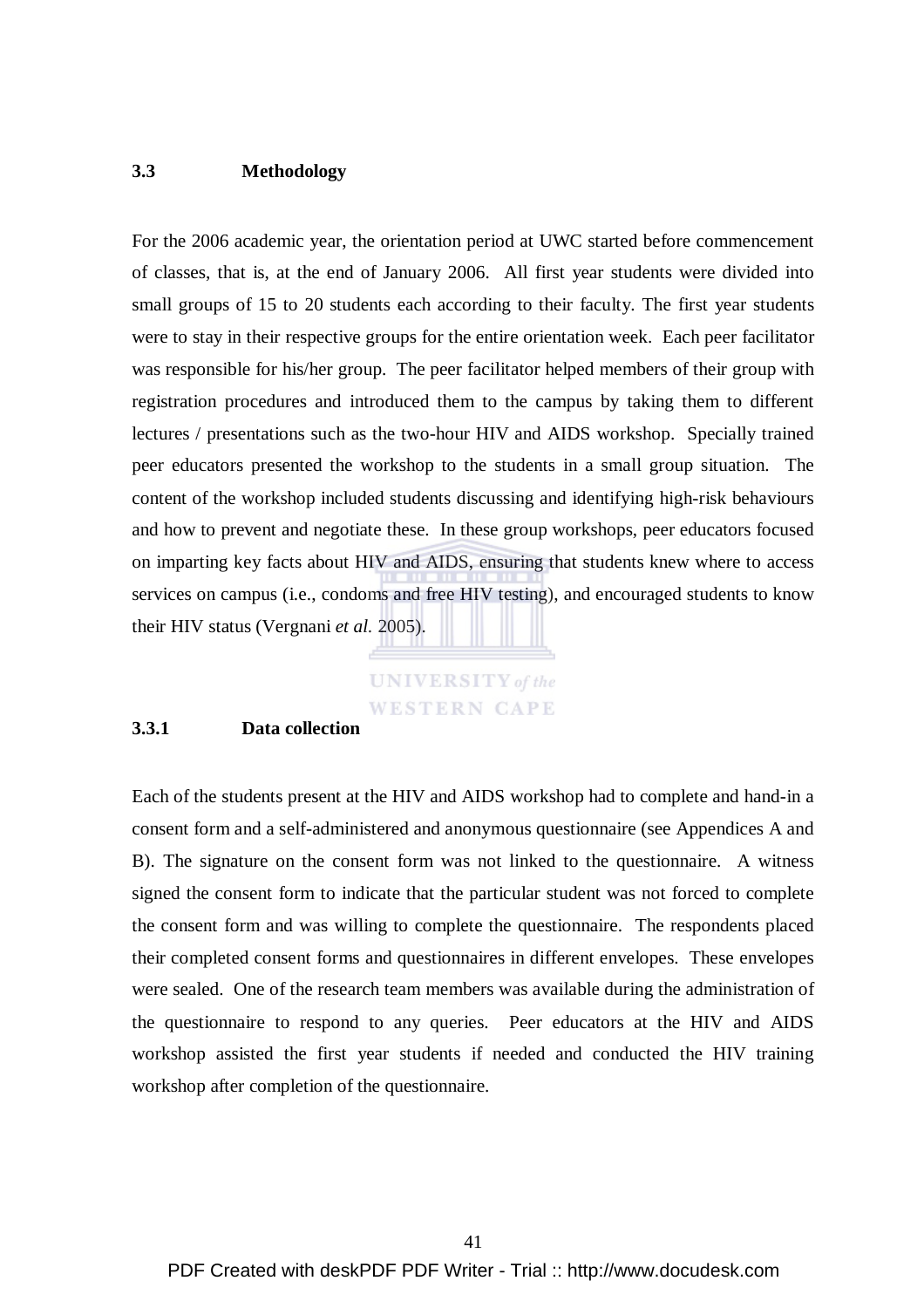## 3.3 Methodology

For the 2006 academic year, the orientation period at UWC started before commencement of classes, that is, at the end of January 2006. All first year students were divided into small groups of 15 to 20 students each according to their faculty. The first year students were to stay in their respective groups for the entire orientation week. Each peer facilitator was responsible for his/her group. The peer facilitator helped members of their group with registration procedures and introduced them to the campus by taking them to different lectures / presentations such as the two-hour HIV and AIDS workshop. Specially trained peer educators presented the workshop to the students in a small group situation. The content of the workshop included students discussing and identifying high-risk behaviours and how to prevent and negotiate these. In these group workshops, peer educators focused on imparting key facts about HIV and AIDS, ensuring that students knew where to access services on campus (i.e., condoms and free HIV testing), and encouraged students to know their HIV status (Vergnani *et al.* 2005).

### 3.3.1 Data collection

Each of the students present at the HIV and AIDS workshop had to complete and hand-in a consent form and a self-administered and anonymous questionnaire (see Appendices A and B). The signature on the consent form was not linked to the questionnaire. A witness signed the consent form to indicate that the particular student was not forced to complete the consent form and was willing to complete the questionnaire. The respondents placed their completed consent forms and questionnaires in different envelopes. These envelopes were sealed. One of the research team members was available during the administration of the questionnaire to respond to any queries. Peer educators at the HIV and AIDS workshop assisted the first year students if needed and conducted the HIV training workshop after completion of the questionnaire.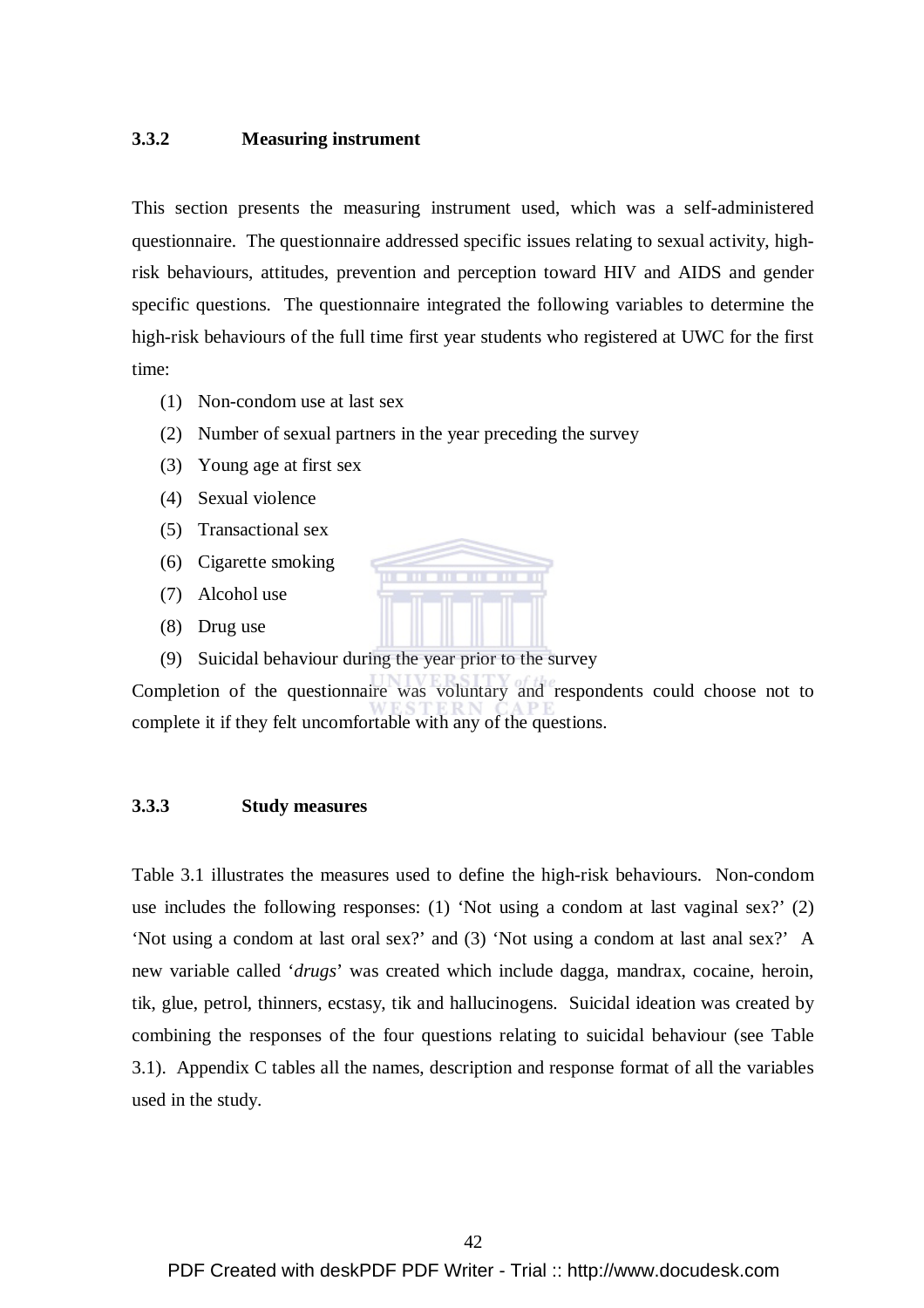### 3.3.2 Measuring instrument

This section presents the measuring instrument used, which was a self-administered questionnaire. The questionnaire addressed specific issues relating to sexual activity, high-risk behaviours, attitudes, prevention and perception toward HIV and AIDS and gender specific questions. The questionnaire integrated the following variables to determine the high-risk behaviours of the full time first year students who registered at UWC for the first time:

(1) Non-condom use at last sex
(2) Number of sexual partners in the year preceding the survey
(3) Young age at first sex
(4) Sexual violence
(5) Transactional sex
(6) Cigarette smoking
(7) Alcohol use
(8) Drug use
(9) Suicidal behaviour during the year prior to the survey

Completion of the questionnaire was voluntary and respondents could choose not to complete it if they felt uncomfortable with any of the questions.

### 3.3.3 Study measures

Table 3.1 illustrates the measures used to define the high-risk behaviours. Non-condom use includes the following responses: (1) 'Not using a condom at last vaginal sex?' (2) 'Not using a condom at last oral sex?' and (3) 'Not using a condom at last anal sex?' A new variable called '*drugs*' was created which include dagga, mandrax, cocaine, heroin, tik, glue, petrol, thinners, ecstasy, tik and hallucinogens. Suicidal ideation was created by combining the responses of the four questions relating to suicidal behaviour (see Table 3.1). Appendix C tables all the names, description and response format of all the variables used in the study.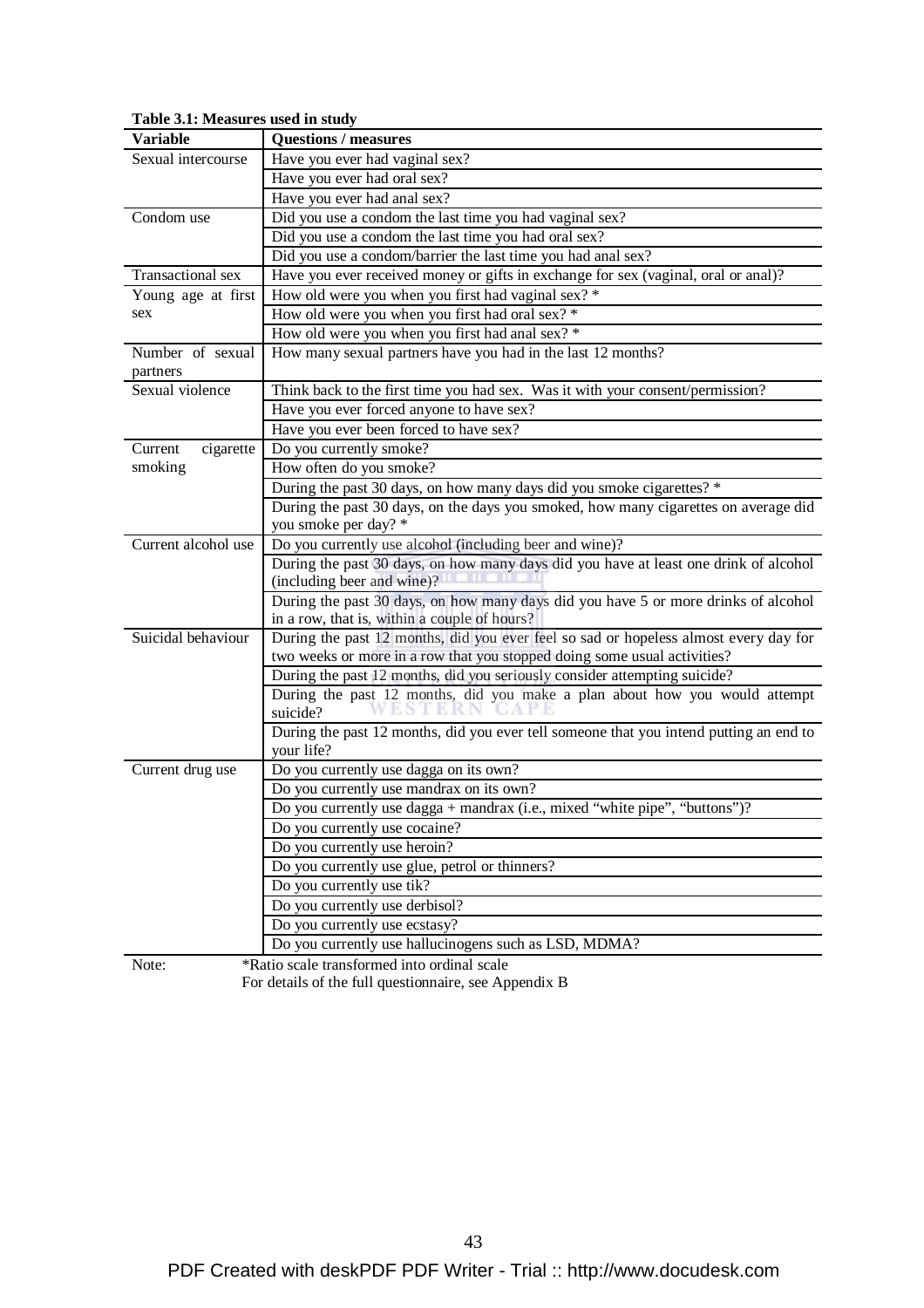**Table 3.1: Measures used in study**

| Variable | Questions / measures |
|---|---|
| Sexual intercourse | Have you ever had vaginal sex? |
| | Have you ever had oral sex? |
| | Have you ever had anal sex? |
| Condom use | Did you use a condom the last time you had vaginal sex? |
| | Did you use a condom the last time you had oral sex? |
| | Did you use a condom/barrier the last time you had anal sex? |
| Transactional sex | Have you ever received money or gifts in exchange for sex (vaginal, oral or anal)? |
| Young age at first sex | How old were you when you first had vaginal sex? * |
| | How old were you when you first had oral sex? * |
| | How old were you when you first had anal sex? * |
| Number of sexual partners | How many sexual partners have you had in the last 12 months? |
| Sexual violence | Think back to the first time you had sex. Was it with your consent/permission? |
| | Have you ever forced anyone to have sex? |
| | Have you ever been forced to have sex? |
| Current cigarette smoking | Do you currently smoke? |
| | How often do you smoke? |
| | During the past 30 days, on how many days did you smoke cigarettes? * |
| | During the past 30 days, on the days you smoked, how many cigarettes on average did you smoke per day? * |
| Current alcohol use | Do you currently use alcohol (including beer and wine)? |
| | During the past 30 days, on how many days did you have at least one drink of alcohol (including beer and wine)? |
| | During the past 30 days, on how many days did you have 5 or more drinks of alcohol in a row, that is, within a couple of hours? |
| Suicidal behaviour | During the past 12 months, did you ever feel so sad or hopeless almost every day for two weeks or more in a row that you stopped doing some usual activities? |
| | During the past 12 months, did you seriously consider attempting suicide? |
| | During the past 12 months, did you make a plan about how you would attempt suicide? |
| | During the past 12 months, did you ever tell someone that you intend putting an end to your life? |
| Current drug use | Do you currently use dagga on its own? |
| | Do you currently use mandrax on its own? |
| | Do you currently use dagga + mandrax (i.e., mixed "white pipe", "buttons")? |
| | Do you currently use cocaine? |
| | Do you currently use heroin? |
| | Do you currently use glue, petrol or thinners? |
| | Do you currently use tik? |
| | Do you currently use derbisol? |
| | Do you currently use ecstasy? |
| | Do you currently use hallucinogens such as LSD, MDMA? |

Note: *Ratio scale transformed into ordinal scale
For details of the full questionnaire, see Appendix B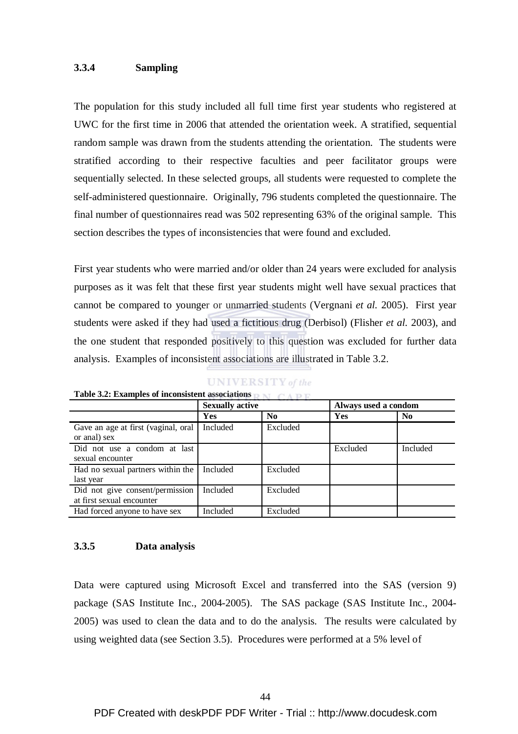### 3.3.4 Sampling

The population for this study included all full time first year students who registered at UWC for the first time in 2006 that attended the orientation week. A stratified, sequential random sample was drawn from the students attending the orientation. The students were stratified according to their respective faculties and peer facilitator groups were sequentially selected. In these selected groups, all students were requested to complete the self-administered questionnaire. Originally, 796 students completed the questionnaire. The final number of questionnaires read was 502 representing 63% of the original sample. This section describes the types of inconsistencies that were found and excluded.

First year students who were married and/or older than 24 years were excluded for analysis purposes as it was felt that these first year students might well have sexual practices that cannot be compared to younger or unmarried students (Vergnani *et al.* 2005). First year students were asked if they had used a fictitious drug (Derbisol) (Flisher *et al.* 2003), and the one student that responded positively to this question was excluded for further data analysis. Examples of inconsistent associations are illustrated in Table 3.2.

**Table 3.2: Examples of inconsistent associations**

| | **Sexually active** | | **Always used a condom** | |
|---|---|---|---|---|
| | **Yes** | **No** | **Yes** | **No** |
| Gave an age at first (vaginal, oral or anal) sex | Included | Excluded | | |
| Did not use a condom at last sexual encounter | | | Excluded | Included |
| Had no sexual partners within the last year | Included | Excluded | | |
| Did not give consent/permission at first sexual encounter | Included | Excluded | | |
| Had forced anyone to have sex | Included | Excluded | | |

### 3.3.5 Data analysis

Data were captured using Microsoft Excel and transferred into the SAS (version 9) package (SAS Institute Inc., 2004-2005). The SAS package (SAS Institute Inc., 2004-2005) was used to clean the data and to do the analysis. The results were calculated by using weighted data (see Section 3.5). Procedures were performed at a 5% level of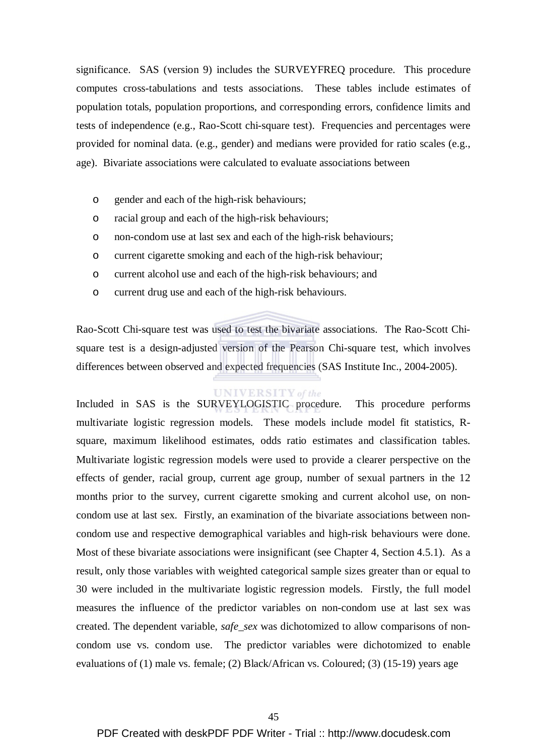significance. SAS (version 9) includes the SURVEYFREQ procedure. This procedure computes cross-tabulations and tests associations. These tables include estimates of population totals, population proportions, and corresponding errors, confidence limits and tests of independence (e.g., Rao-Scott chi-square test). Frequencies and percentages were provided for nominal data. (e.g., gender) and medians were provided for ratio scales (e.g., age). Bivariate associations were calculated to evaluate associations between

- gender and each of the high-risk behaviours;
- racial group and each of the high-risk behaviours;
- non-condom use at last sex and each of the high-risk behaviours;
- current cigarette smoking and each of the high-risk behaviour;
- current alcohol use and each of the high-risk behaviours; and
- current drug use and each of the high-risk behaviours.

Rao-Scott Chi-square test was used to test the bivariate associations. The Rao-Scott Chi-square test is a design-adjusted version of the Pearson Chi-square test, which involves differences between observed and expected frequencies (SAS Institute Inc., 2004-2005).

Included in SAS is the SURVEYLOGISTIC procedure. This procedure performs multivariate logistic regression models. These models include model fit statistics, R-square, maximum likelihood estimates, odds ratio estimates and classification tables. Multivariate logistic regression models were used to provide a clearer perspective on the effects of gender, racial group, current age group, number of sexual partners in the 12 months prior to the survey, current cigarette smoking and current alcohol use, on non-condom use at last sex. Firstly, an examination of the bivariate associations between non-condom use and respective demographical variables and high-risk behaviours were done. Most of these bivariate associations were insignificant (see Chapter 4, Section 4.5.1). As a result, only those variables with weighted categorical sample sizes greater than or equal to 30 were included in the multivariate logistic regression models. Firstly, the full model measures the influence of the predictor variables on non-condom use at last sex was created. The dependent variable, *safe_sex* was dichotomized to allow comparisons of non-condom use vs. condom use. The predictor variables were dichotomized to enable evaluations of (1) male vs. female; (2) Black/African vs. Coloured; (3) (15-19) years age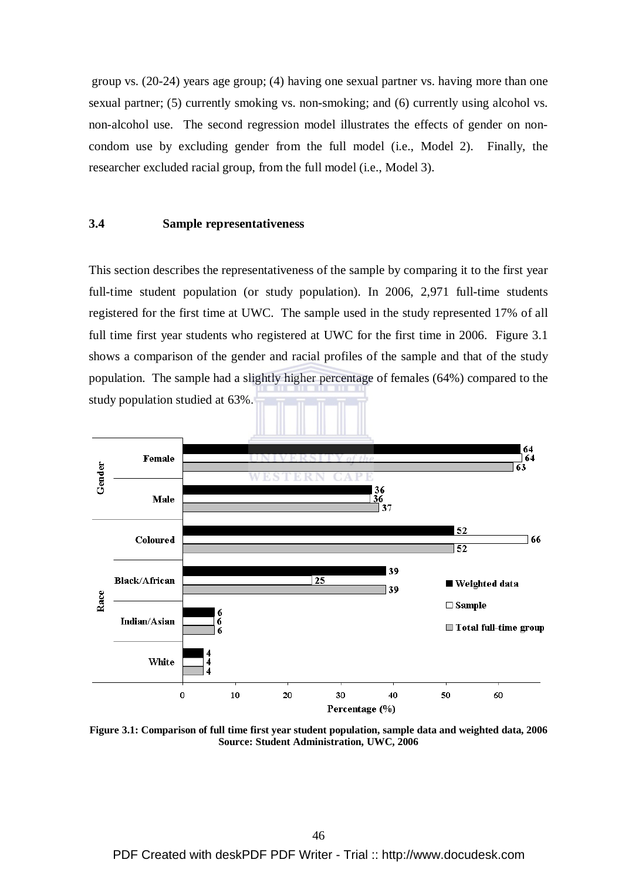group vs. (20-24) years age group; (4) having one sexual partner vs. having more than one sexual partner; (5) currently smoking vs. non-smoking; and (6) currently using alcohol vs. non-alcohol use. The second regression model illustrates the effects of gender on non-condom use by excluding gender from the full model (i.e., Model 2). Finally, the researcher excluded racial group, from the full model (i.e., Model 3).

### 3.4 Sample representativeness

This section describes the representativeness of the sample by comparing it to the first year full-time student population (or study population). In 2006, 2,971 full-time students registered for the first time at UWC. The sample used in the study represented 17% of all full time first year students who registered at UWC for the first time in 2006. Figure 3.1 shows a comparison of the gender and racial profiles of the sample and that of the study population. The sample had a slightly higher percentage of females (64%) compared to the study population studied at 63%.

Gender
Female 64 64 63
Male 36 36 37

Race
Coloured 52 66 52
Black/African 39 25 39
Indian/Asian 6 6 6
White 4 4 4

■ Weighted data
□ Sample
■ Total full-time group

0 10 20 30 40 50 60
Percentage (%)

**Figure 3.1: Comparison of full time first year student population, sample data and weighted data, 2006**
**Source: Student Administration, UWC, 2006**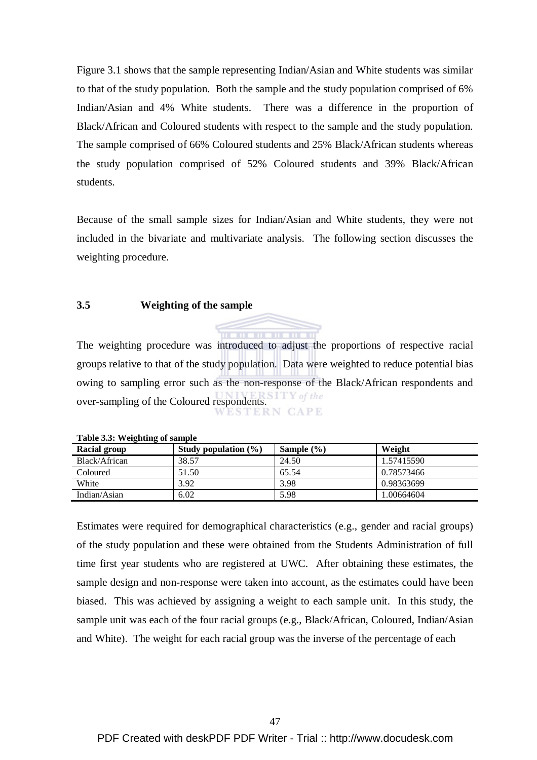Figure 3.1 shows that the sample representing Indian/Asian and White students was similar to that of the study population. Both the sample and the study population comprised of 6% Indian/Asian and 4% White students. There was a difference in the proportion of Black/African and Coloured students with respect to the sample and the study population. The sample comprised of 66% Coloured students and 25% Black/African students whereas the study population comprised of 52% Coloured students and 39% Black/African students.

Because of the small sample sizes for Indian/Asian and White students, they were not included in the bivariate and multivariate analysis. The following section discusses the weighting procedure.

## 3.5 Weighting of the sample

The weighting procedure was introduced to adjust the proportions of respective racial groups relative to that of the study population. Data were weighted to reduce potential bias owing to sampling error such as the non-response of the Black/African respondents and over-sampling of the Coloured respondents.

**Table 3.3: Weighting of sample**

| Racial group | Study population (%) | Sample (%) | Weight |
|---|---|---|---|
| Black/African | 38.57 | 24.50 | 1.57415590 |
| Coloured | 51.50 | 65.54 | 0.78573466 |
| White | 3.92 | 3.98 | 0.98363699 |
| Indian/Asian | 6.02 | 5.98 | 1.00664604 |

Estimates were required for demographical characteristics (e.g., gender and racial groups) of the study population and these were obtained from the Students Administration of full time first year students who are registered at UWC. After obtaining these estimates, the sample design and non-response were taken into account, as the estimates could have been biased. This was achieved by assigning a weight to each sample unit. In this study, the sample unit was each of the four racial groups (e.g., Black/African, Coloured, Indian/Asian and White). The weight for each racial group was the inverse of the percentage of each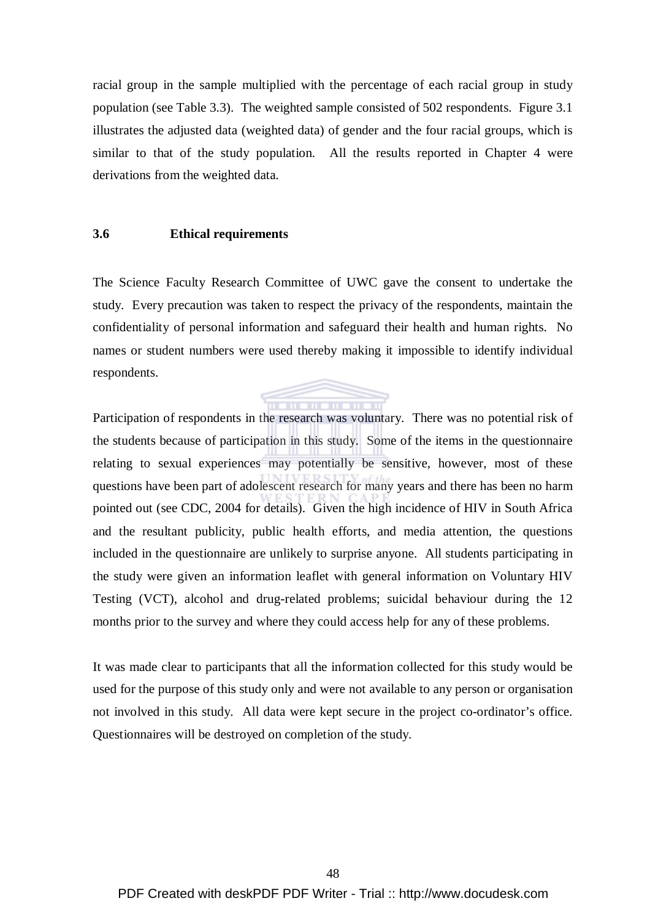racial group in the sample multiplied with the percentage of each racial group in study population (see Table 3.3). The weighted sample consisted of 502 respondents. Figure 3.1 illustrates the adjusted data (weighted data) of gender and the four racial groups, which is similar to that of the study population. All the results reported in Chapter 4 were derivations from the weighted data.

### 3.6 Ethical requirements

The Science Faculty Research Committee of UWC gave the consent to undertake the study. Every precaution was taken to respect the privacy of the respondents, maintain the confidentiality of personal information and safeguard their health and human rights. No names or student numbers were used thereby making it impossible to identify individual respondents.

Participation of respondents in the research was voluntary. There was no potential risk of the students because of participation in this study. Some of the items in the questionnaire relating to sexual experiences may potentially be sensitive, however, most of these questions have been part of adolescent research for many years and there has been no harm pointed out (see CDC, 2004 for details). Given the high incidence of HIV in South Africa and the resultant publicity, public health efforts, and media attention, the questions included in the questionnaire are unlikely to surprise anyone. All students participating in the study were given an information leaflet with general information on Voluntary HIV Testing (VCT), alcohol and drug-related problems; suicidal behaviour during the 12 months prior to the survey and where they could access help for any of these problems.

It was made clear to participants that all the information collected for this study would be used for the purpose of this study only and were not available to any person or organisation not involved in this study. All data were kept secure in the project co-ordinator's office. Questionnaires will be destroyed on completion of the study.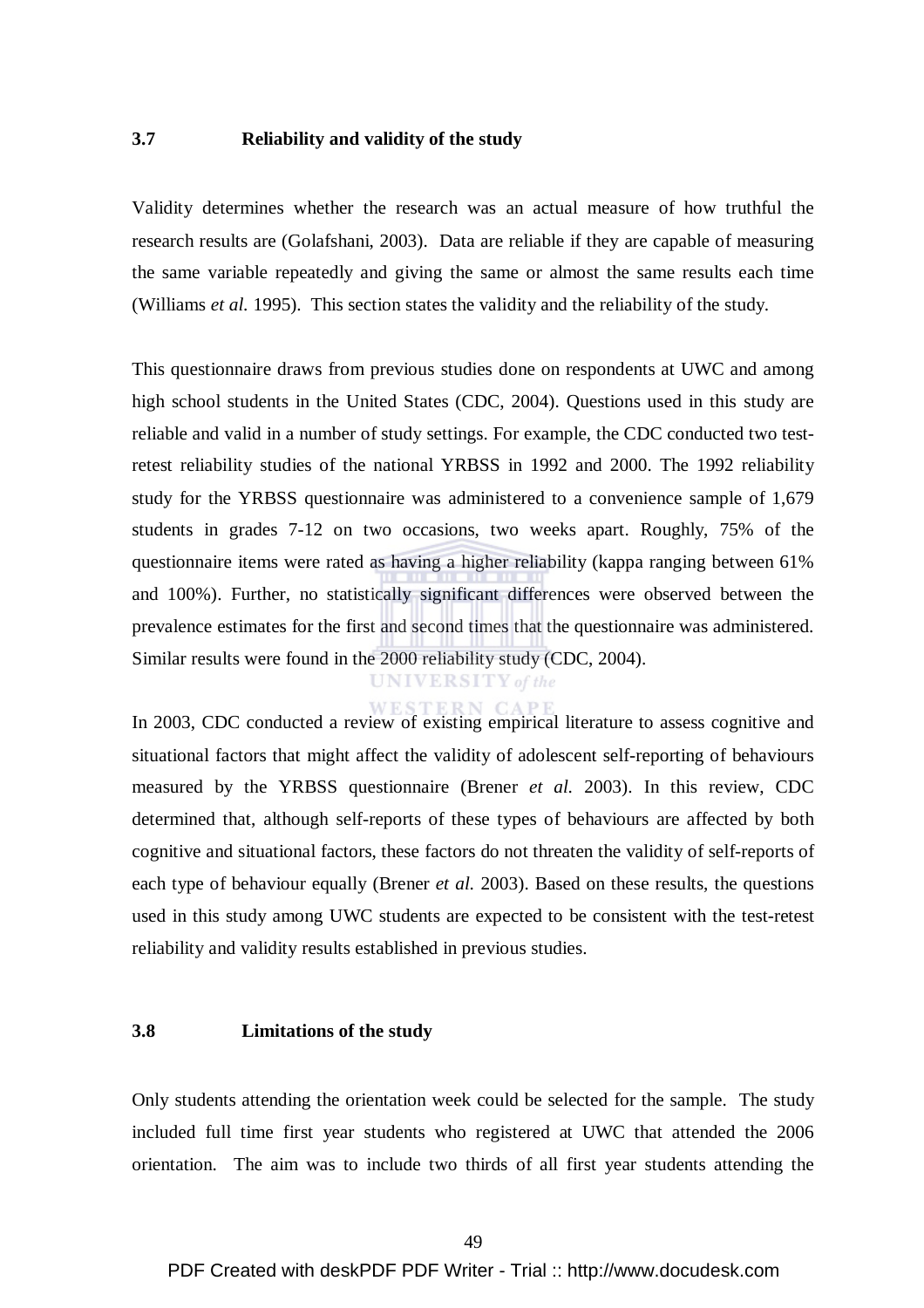## 3.7 Reliability and validity of the study

Validity determines whether the research was an actual measure of how truthful the research results are (Golafshani, 2003). Data are reliable if they are capable of measuring the same variable repeatedly and giving the same or almost the same results each time (Williams *et al.* 1995). This section states the validity and the reliability of the study.

This questionnaire draws from previous studies done on respondents at UWC and among high school students in the United States (CDC, 2004). Questions used in this study are reliable and valid in a number of study settings. For example, the CDC conducted two test-retest reliability studies of the national YRBSS in 1992 and 2000. The 1992 reliability study for the YRBSS questionnaire was administered to a convenience sample of 1,679 students in grades 7-12 on two occasions, two weeks apart. Roughly, 75% of the questionnaire items were rated as having a higher reliability (kappa ranging between 61% and 100%). Further, no statistically significant differences were observed between the prevalence estimates for the first and second times that the questionnaire was administered. Similar results were found in the 2000 reliability study (CDC, 2004).

In 2003, CDC conducted a review of existing empirical literature to assess cognitive and situational factors that might affect the validity of adolescent self-reporting of behaviours measured by the YRBSS questionnaire (Brener *et al.* 2003). In this review, CDC determined that, although self-reports of these types of behaviours are affected by both cognitive and situational factors, these factors do not threaten the validity of self-reports of each type of behaviour equally (Brener *et al.* 2003). Based on these results, the questions used in this study among UWC students are expected to be consistent with the test-retest reliability and validity results established in previous studies.

## 3.8 Limitations of the study

Only students attending the orientation week could be selected for the sample. The study included full time first year students who registered at UWC that attended the 2006 orientation. The aim was to include two thirds of all first year students attending the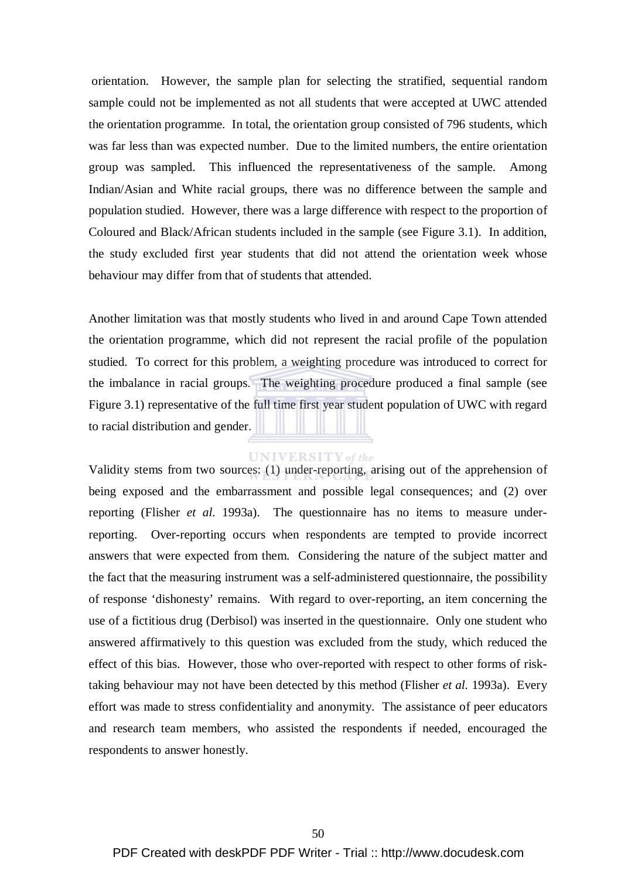orientation. However, the sample plan for selecting the stratified, sequential random sample could not be implemented as not all students that were accepted at UWC attended the orientation programme. In total, the orientation group consisted of 796 students, which was far less than was expected number. Due to the limited numbers, the entire orientation group was sampled. This influenced the representativeness of the sample. Among Indian/Asian and White racial groups, there was no difference between the sample and population studied. However, there was a large difference with respect to the proportion of Coloured and Black/African students included in the sample (see Figure 3.1). In addition, the study excluded first year students that did not attend the orientation week whose behaviour may differ from that of students that attended.

Another limitation was that mostly students who lived in and around Cape Town attended the orientation programme, which did not represent the racial profile of the population studied. To correct for this problem, a weighting procedure was introduced to correct for the imbalance in racial groups. The weighting procedure produced a final sample (see Figure 3.1) representative of the full time first year student population of UWC with regard to racial distribution and gender.

Validity stems from two sources: (1) under-reporting, arising out of the apprehension of being exposed and the embarrassment and possible legal consequences; and (2) over reporting (Flisher *et al.* 1993a). The questionnaire has no items to measure under-reporting. Over-reporting occurs when respondents are tempted to provide incorrect answers that were expected from them. Considering the nature of the subject matter and the fact that the measuring instrument was a self-administered questionnaire, the possibility of response 'dishonesty' remains. With regard to over-reporting, an item concerning the use of a fictitious drug (Derbisol) was inserted in the questionnaire. Only one student who answered affirmatively to this question was excluded from the study, which reduced the effect of this bias. However, those who over-reported with respect to other forms of risk-taking behaviour may not have been detected by this method (Flisher *et al.* 1993a). Every effort was made to stress confidentiality and anonymity. The assistance of peer educators and research team members, who assisted the respondents if needed, encouraged the respondents to answer honestly.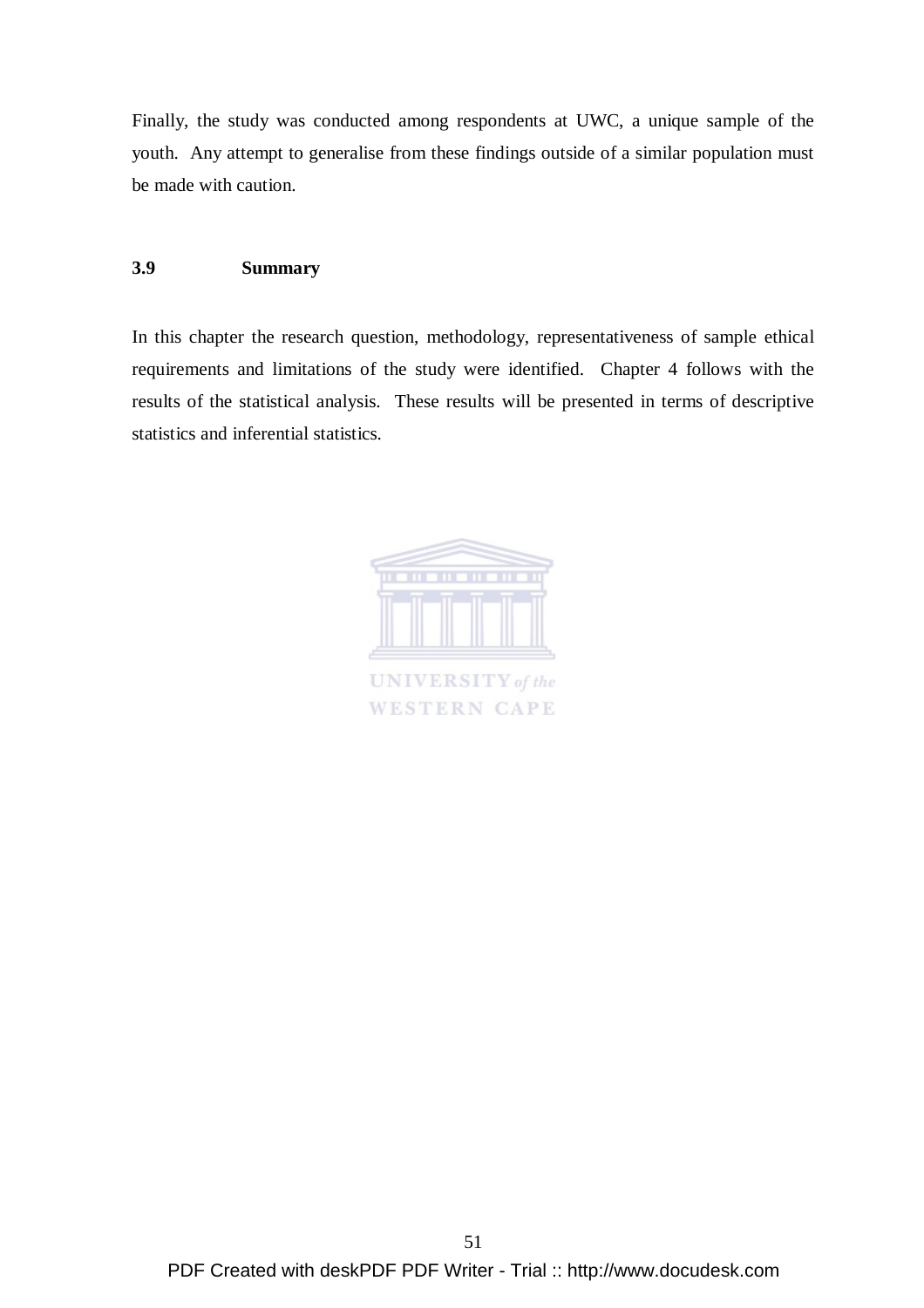Finally, the study was conducted among respondents at UWC, a unique sample of the youth. Any attempt to generalise from these findings outside of a similar population must be made with caution.

### 3.9 Summary

In this chapter the research question, methodology, representativeness of sample ethical requirements and limitations of the study were identified. Chapter 4 follows with the results of the statistical analysis. These results will be presented in terms of descriptive statistics and inferential statistics.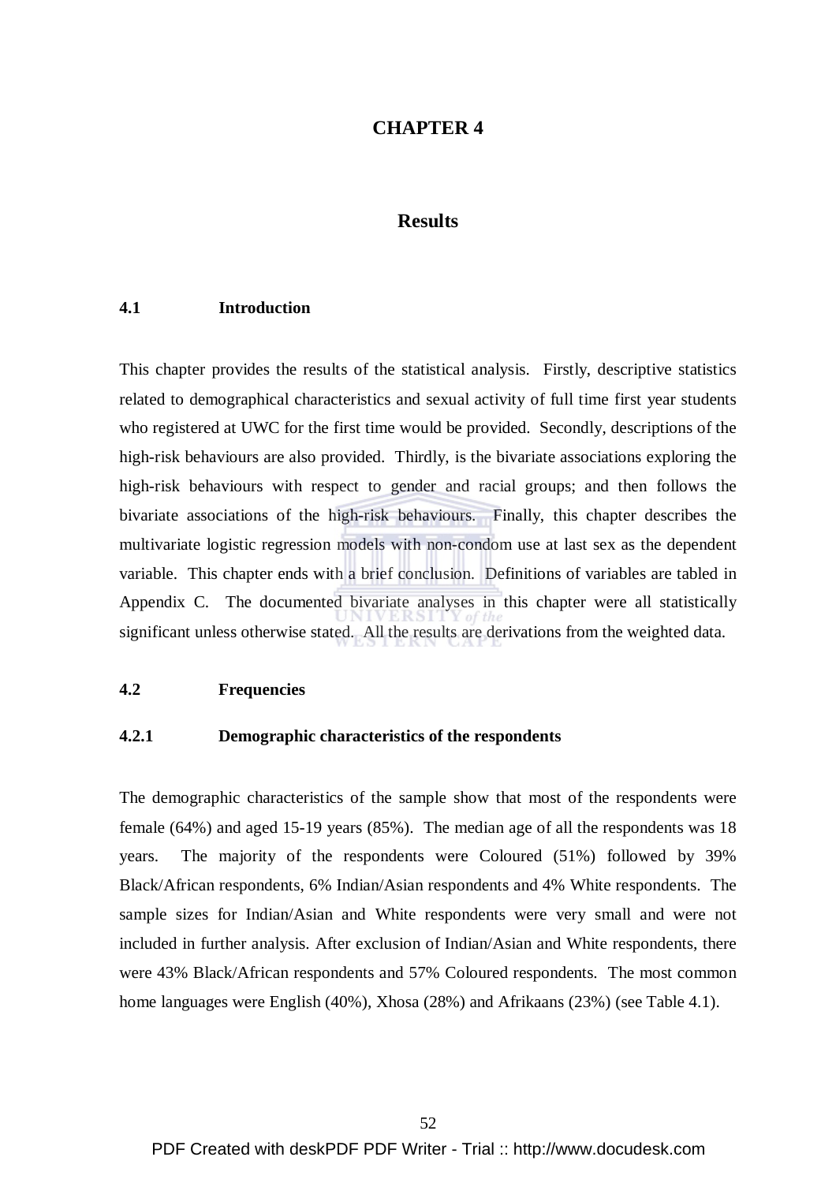# CHAPTER 4

# Results

## 4.1 Introduction

This chapter provides the results of the statistical analysis. Firstly, descriptive statistics related to demographical characteristics and sexual activity of full time first year students who registered at UWC for the first time would be provided. Secondly, descriptions of the high-risk behaviours are also provided. Thirdly, is the bivariate associations exploring the high-risk behaviours with respect to gender and racial groups; and then follows the bivariate associations of the high-risk behaviours. Finally, this chapter describes the multivariate logistic regression models with non-condom use at last sex as the dependent variable. This chapter ends with a brief conclusion. Definitions of variables are tabled in Appendix C. The documented bivariate analyses in this chapter were all statistically significant unless otherwise stated. All the results are derivations from the weighted data.

## 4.2 Frequencies

### 4.2.1 Demographic characteristics of the respondents

The demographic characteristics of the sample show that most of the respondents were female (64%) and aged 15-19 years (85%). The median age of all the respondents was 18 years. The majority of the respondents were Coloured (51%) followed by 39% Black/African respondents, 6% Indian/Asian respondents and 4% White respondents. The sample sizes for Indian/Asian and White respondents were very small and were not included in further analysis. After exclusion of Indian/Asian and White respondents, there were 43% Black/African respondents and 57% Coloured respondents. The most common home languages were English (40%), Xhosa (28%) and Afrikaans (23%) (see Table 4.1).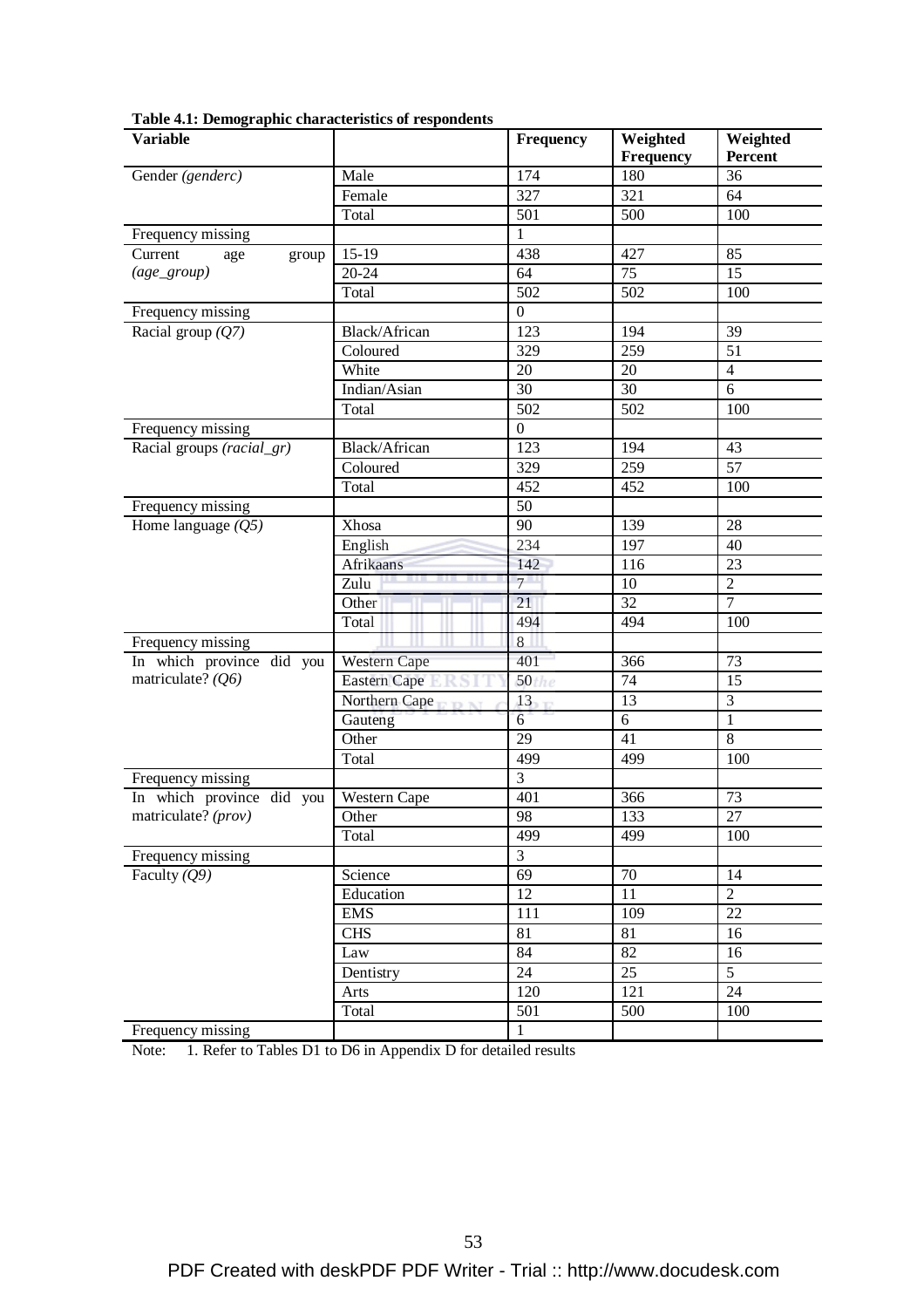**Table 4.1: Demographic characteristics of respondents**

| Variable | | Frequency | Weighted Frequency | Weighted Percent |
|---|---|---|---|---|
| Gender *(genderc)* | Male | 174 | 180 | 36 |
| | Female | 327 | 321 | 64 |
| | Total | 501 | 500 | 100 |
| Frequency missing | | 1 | | |
| Current age group *(age_group)* | 15-19 | 438 | 427 | 85 |
| | 20-24 | 64 | 75 | 15 |
| | Total | 502 | 502 | 100 |
| Frequency missing | | 0 | | |
| Racial group *(Q7)* | Black/African | 123 | 194 | 39 |
| | Coloured | 329 | 259 | 51 |
| | White | 20 | 20 | 4 |
| | Indian/Asian | 30 | 30 | 6 |
| | Total | 502 | 502 | 100 |
| Frequency missing | | 0 | | |
| Racial groups *(racial_gr)* | Black/African | 123 | 194 | 43 |
| | Coloured | 329 | 259 | 57 |
| | Total | 452 | 452 | 100 |
| Frequency missing | | 50 | | |
| Home language *(Q5)* | Xhosa | 90 | 139 | 28 |
| | English | 234 | 197 | 40 |
| | Afrikaans | 142 | 116 | 23 |
| | Zulu | 7 | 10 | 2 |
| | Other | 21 | 32 | 7 |
| | Total | 494 | 494 | 100 |
| Frequency missing | | 8 | | |
| In which province did you matriculate? *(Q6)* | Western Cape | 401 | 366 | 73 |
| | Eastern Cape | 50 | 74 | 15 |
| | Northern Cape | 13 | 13 | 3 |
| | Gauteng | 6 | 6 | 1 |
| | Other | 29 | 41 | 8 |
| | Total | 499 | 499 | 100 |
| Frequency missing | | 3 | | |
| In which province did you matriculate? *(prov)* | Western Cape | 401 | 366 | 73 |
| | Other | 98 | 133 | 27 |
| | Total | 499 | 499 | 100 |
| Frequency missing | | 3 | | |
| Faculty *(Q9)* | Science | 69 | 70 | 14 |
| | Education | 12 | 11 | 2 |
| | EMS | 111 | 109 | 22 |
| | CHS | 81 | 81 | 16 |
| | Law | 84 | 82 | 16 |
| | Dentistry | 24 | 25 | 5 |
| | Arts | 120 | 121 | 24 |
| | Total | 501 | 500 | 100 |
| Frequency missing | | 1 | | |

Note: 1. Refer to Tables D1 to D6 in Appendix D for detailed results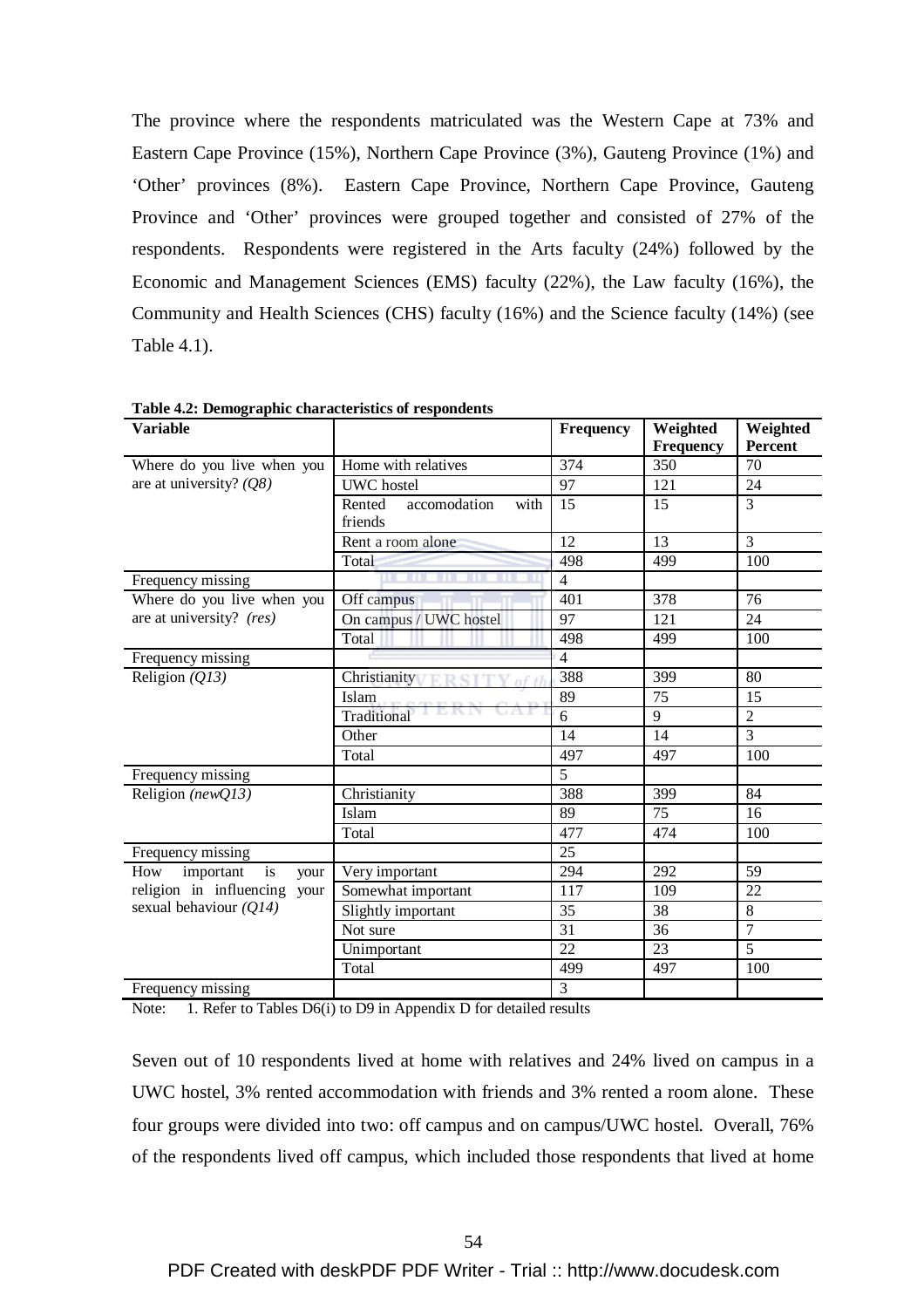The province where the respondents matriculated was the Western Cape at 73% and Eastern Cape Province (15%), Northern Cape Province (3%), Gauteng Province (1%) and 'Other' provinces (8%). Eastern Cape Province, Northern Cape Province, Gauteng Province and 'Other' provinces were grouped together and consisted of 27% of the respondents. Respondents were registered in the Arts faculty (24%) followed by the Economic and Management Sciences (EMS) faculty (22%), the Law faculty (16%), the Community and Health Sciences (CHS) faculty (16%) and the Science faculty (14%) (see Table 4.1).

**Table 4.2: Demographic characteristics of respondents**

| Variable | | Frequency | Weighted Frequency | Weighted Percent |
|---|---|---|---|---|
| Where do you live when you are at university? *(Q8)* | Home with relatives | 374 | 350 | 70 |
| | UWC hostel | 97 | 121 | 24 |
| | Rented accomodation with friends | 15 | 15 | 3 |
| | Rent a room alone | 12 | 13 | 3 |
| | Total | 498 | 499 | 100 |
| Frequency missing | | 4 | | |
| Where do you live when you are at university? *(res)* | Off campus | 401 | 378 | 76 |
| | On campus / UWC hostel | 97 | 121 | 24 |
| | Total | 498 | 499 | 100 |
| Frequency missing | | 4 | | |
| Religion *(Q13)* | Christianity | 388 | 399 | 80 |
| | Islam | 89 | 75 | 15 |
| | Traditional | 6 | 9 | 2 |
| | Other | 14 | 14 | 3 |
| | Total | 497 | 497 | 100 |
| Frequency missing | | 5 | | |
| Religion *(newQ13)* | Christianity | 388 | 399 | 84 |
| | Islam | 89 | 75 | 16 |
| | Total | 477 | 474 | 100 |
| Frequency missing | | 25 | | |
| How important is your religion in influencing your sexual behaviour *(Q14)* | Very important | 294 | 292 | 59 |
| | Somewhat important | 117 | 109 | 22 |
| | Slightly important | 35 | 38 | 8 |
| | Not sure | 31 | 36 | 7 |
| | Unimportant | 22 | 23 | 5 |
| | Total | 499 | 497 | 100 |
| Frequency missing | | 3 | | |

Note: 1. Refer to Tables D6(i) to D9 in Appendix D for detailed results

Seven out of 10 respondents lived at home with relatives and 24% lived on campus in a UWC hostel, 3% rented accommodation with friends and 3% rented a room alone. These four groups were divided into two: off campus and on campus/UWC hostel. Overall, 76% of the respondents lived off campus, which included those respondents that lived at home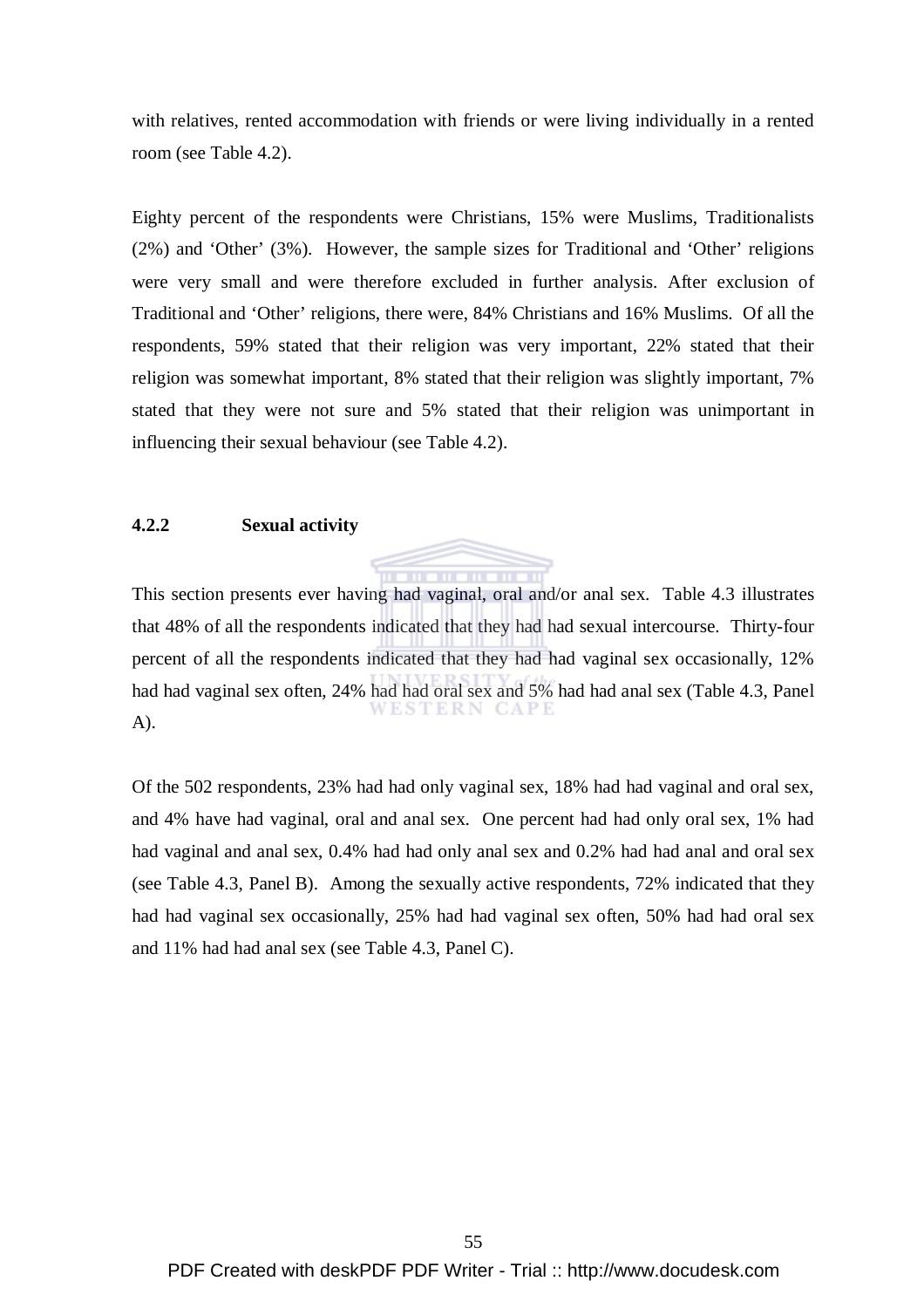with relatives, rented accommodation with friends or were living individually in a rented room (see Table 4.2).

Eighty percent of the respondents were Christians, 15% were Muslims, Traditionalists (2%) and 'Other' (3%). However, the sample sizes for Traditional and 'Other' religions were very small and were therefore excluded in further analysis. After exclusion of Traditional and 'Other' religions, there were, 84% Christians and 16% Muslims. Of all the respondents, 59% stated that their religion was very important, 22% stated that their religion was somewhat important, 8% stated that their religion was slightly important, 7% stated that they were not sure and 5% stated that their religion was unimportant in influencing their sexual behaviour (see Table 4.2).

### 4.2.2 Sexual activity

This section presents ever having had vaginal, oral and/or anal sex. Table 4.3 illustrates that 48% of all the respondents indicated that they had had sexual intercourse. Thirty-four percent of all the respondents indicated that they had had vaginal sex occasionally, 12% had had vaginal sex often, 24% had had oral sex and 5% had had anal sex (Table 4.3, Panel A).

Of the 502 respondents, 23% had had only vaginal sex, 18% had had vaginal and oral sex, and 4% have had vaginal, oral and anal sex. One percent had had only oral sex, 1% had had vaginal and anal sex, 0.4% had had only anal sex and 0.2% had had anal and oral sex (see Table 4.3, Panel B). Among the sexually active respondents, 72% indicated that they had had vaginal sex occasionally, 25% had had vaginal sex often, 50% had had oral sex and 11% had had anal sex (see Table 4.3, Panel C).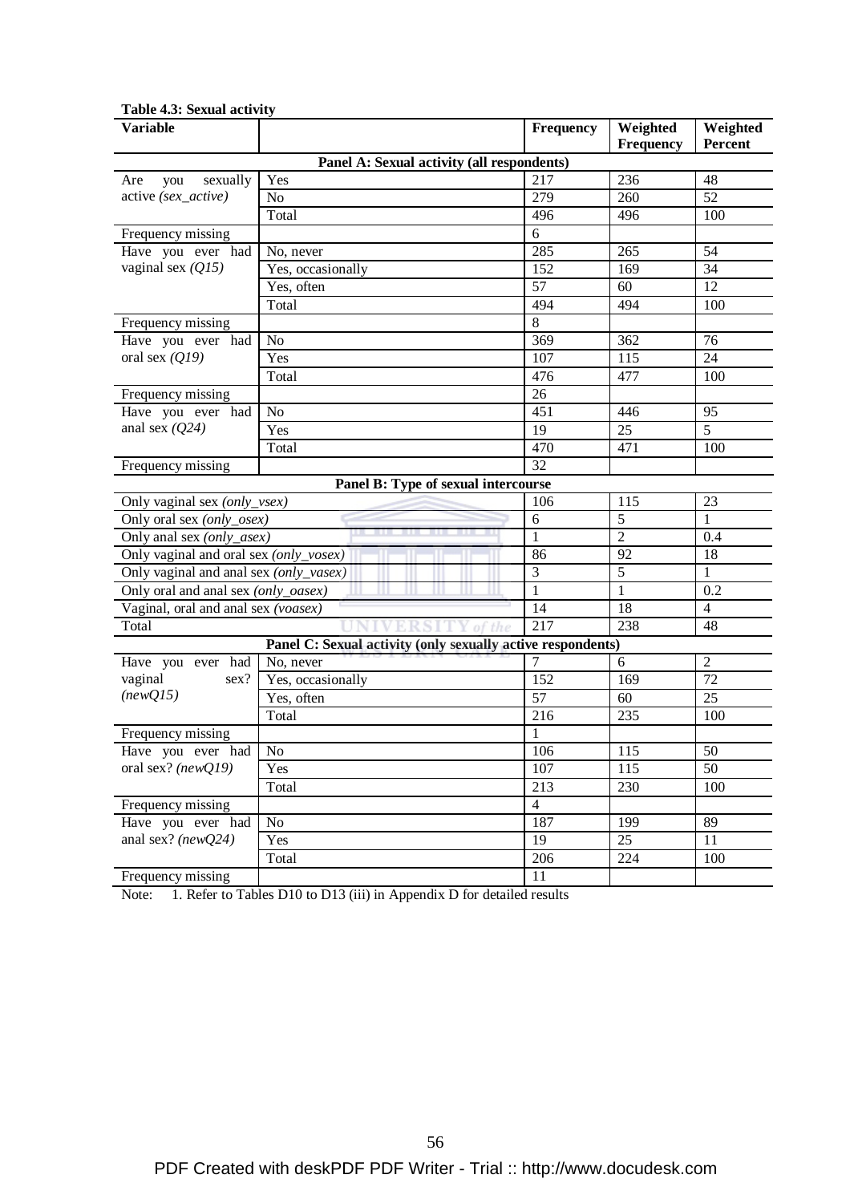**Table 4.3: Sexual activity**

| Variable | | Frequency | Weighted Frequency | Weighted Percent |
|---|---|---|---|---|
| **Panel A: Sexual activity (all respondents)** | | | | |
| Are you sexually active *(sex_active)* | Yes | 217 | 236 | 48 |
| | No | 279 | 260 | 52 |
| | Total | 496 | 496 | 100 |
| Frequency missing | | 6 | | |
| Have you ever had vaginal sex *(Q15)* | No, never | 285 | 265 | 54 |
| | Yes, occasionally | 152 | 169 | 34 |
| | Yes, often | 57 | 60 | 12 |
| | Total | 494 | 494 | 100 |
| Frequency missing | | 8 | | |
| Have you ever had oral sex *(Q19)* | No | 369 | 362 | 76 |
| | Yes | 107 | 115 | 24 |
| | Total | 476 | 477 | 100 |
| Frequency missing | | 26 | | |
| Have you ever had anal sex *(Q24)* | No | 451 | 446 | 95 |
| | Yes | 19 | 25 | 5 |
| | Total | 470 | 471 | 100 |
| Frequency missing | | 32 | | |
| **Panel B: Type of sexual intercourse** | | | | |
| Only vaginal sex *(only_vsex)* | | 106 | 115 | 23 |
| Only oral sex *(only_osex)* | | 6 | 5 | 1 |
| Only anal sex *(only_asex)* | | 1 | 2 | 0.4 |
| Only vaginal and oral sex *(only_vosex)* | | 86 | 92 | 18 |
| Only vaginal and anal sex *(only_vasex)* | | 3 | 5 | 1 |
| Only oral and anal sex *(only_oasex)* | | 1 | 1 | 0.2 |
| Vaginal, oral and anal sex *(voasex)* | | 14 | 18 | 4 |
| Total | | 217 | 238 | 48 |
| **Panel C: Sexual activity (only sexually active respondents)** | | | | |
| Have you ever had vaginal sex? *(newQ15)* | No, never | 7 | 6 | 2 |
| | Yes, occasionally | 152 | 169 | 72 |
| | Yes, often | 57 | 60 | 25 |
| | Total | 216 | 235 | 100 |
| Frequency missing | | 1 | | |
| Have you ever had oral sex? *(newQ19)* | No | 106 | 115 | 50 |
| | Yes | 107 | 115 | 50 |
| | Total | 213 | 230 | 100 |
| Frequency missing | | 4 | | |
| Have you ever had anal sex? *(newQ24)* | No | 187 | 199 | 89 |
| | Yes | 19 | 25 | 11 |
| | Total | 206 | 224 | 100 |
| Frequency missing | | 11 | | |

Note: 1. Refer to Tables D10 to D13 (iii) in Appendix D for detailed results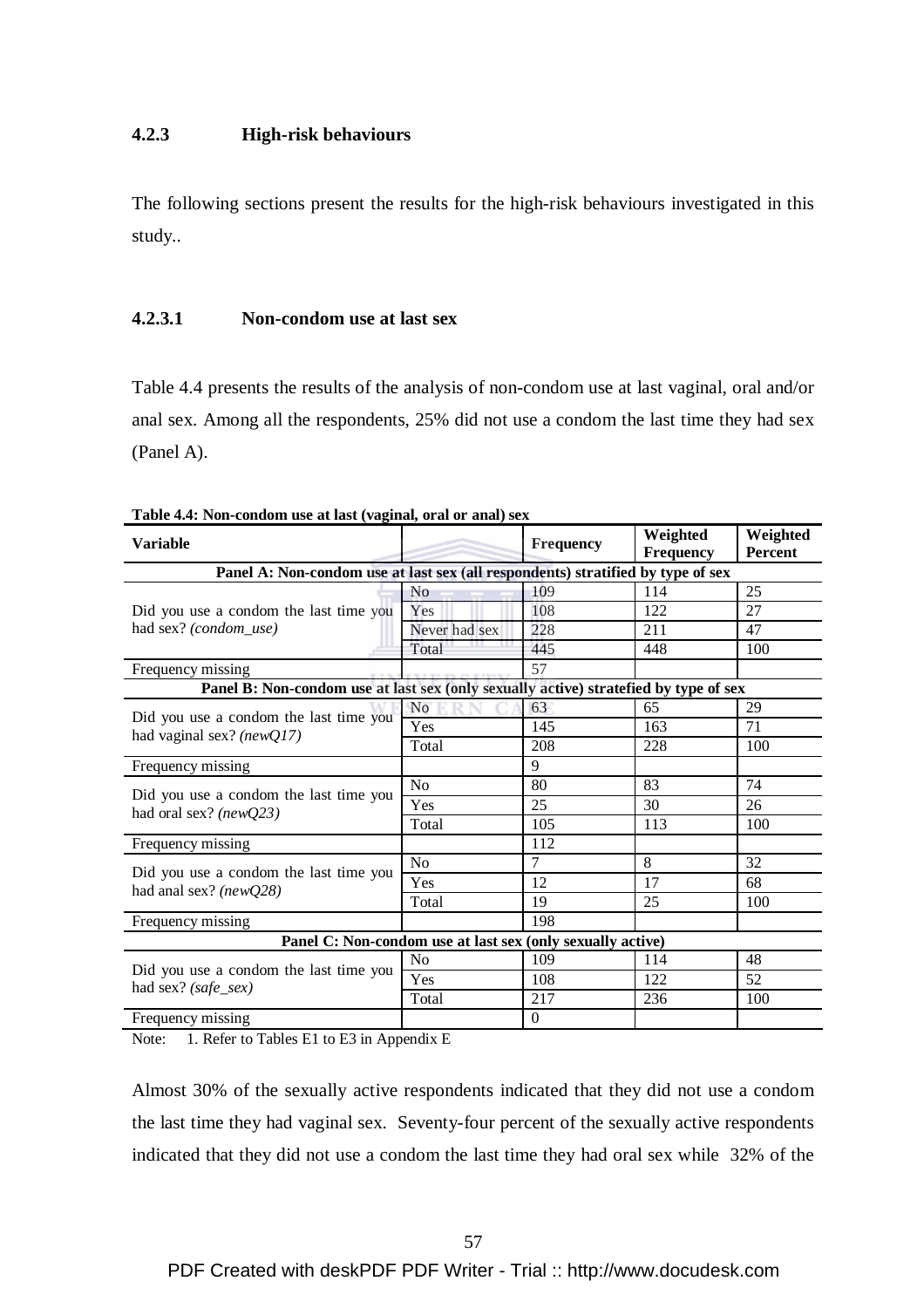### 4.2.3 High-risk behaviours

The following sections present the results for the high-risk behaviours investigated in this study..

#### 4.2.3.1 Non-condom use at last sex

Table 4.4 presents the results of the analysis of non-condom use at last vaginal, oral and/or anal sex. Among all the respondents, 25% did not use a condom the last time they had sex (Panel A).

**Table 4.4: Non-condom use at last (vaginal, oral or anal) sex**

| Variable | | Frequency | Weighted Frequency | Weighted Percent |
|---|---|---|---|---|
| **Panel A: Non-condom use at last sex (all respondents) stratified by type of sex** | | | | |
| Did you use a condom the last time you had sex? *(condom_use)* | No | 109 | 114 | 25 |
| | Yes | 108 | 122 | 27 |
| | Never had sex | 228 | 211 | 47 |
| | Total | 445 | 448 | 100 |
| Frequency missing | | 57 | | |
| **Panel B: Non-condom use at last sex (only sexually active) stratefied by type of sex** | | | | |
| Did you use a condom the last time you had vaginal sex? *(newQ17)* | No | 63 | 65 | 29 |
| | Yes | 145 | 163 | 71 |
| | Total | 208 | 228 | 100 |
| Frequency missing | | 9 | | |
| Did you use a condom the last time you had oral sex? *(newQ23)* | No | 80 | 83 | 74 |
| | Yes | 25 | 30 | 26 |
| | Total | 105 | 113 | 100 |
| Frequency missing | | 112 | | |
| Did you use a condom the last time you had anal sex? *(newQ28)* | No | 7 | 8 | 32 |
| | Yes | 12 | 17 | 68 |
| | Total | 19 | 25 | 100 |
| Frequency missing | | 198 | | |
| **Panel C: Non-condom use at last sex (only sexually active)** | | | | |
| Did you use a condom the last time you had sex? *(safe_sex)* | No | 109 | 114 | 48 |
| | Yes | 108 | 122 | 52 |
| | Total | 217 | 236 | 100 |
| Frequency missing | | 0 | | |

Note: 1. Refer to Tables E1 to E3 in Appendix E

Almost 30% of the sexually active respondents indicated that they did not use a condom the last time they had vaginal sex. Seventy-four percent of the sexually active respondents indicated that they did not use a condom the last time they had oral sex while 32% of the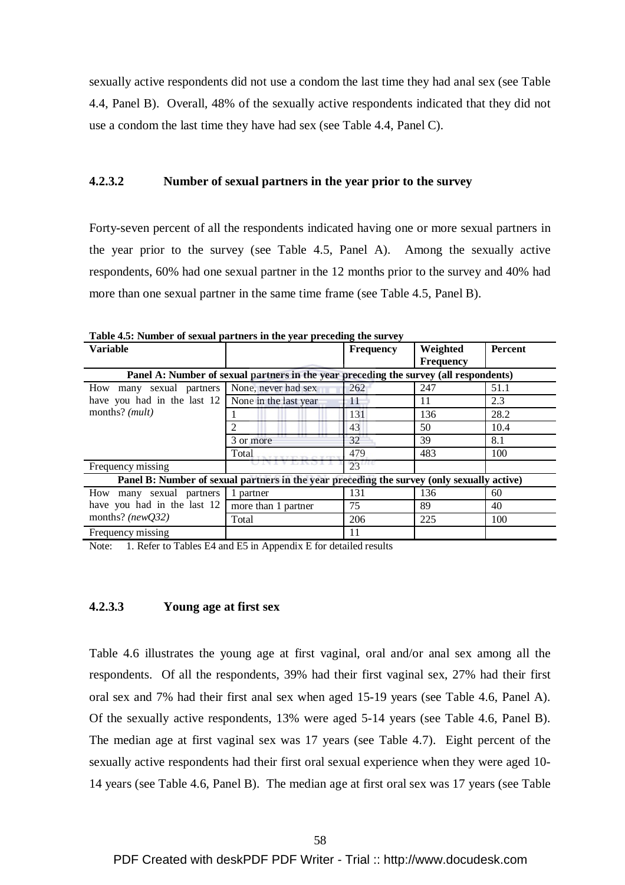sexually active respondents did not use a condom the last time they had anal sex (see Table 4.4, Panel B). Overall, 48% of the sexually active respondents indicated that they did not use a condom the last time they have had sex (see Table 4.4, Panel C).

#### 4.2.3.2 Number of sexual partners in the year prior to the survey

Forty-seven percent of all the respondents indicated having one or more sexual partners in the year prior to the survey (see Table 4.5, Panel A). Among the sexually active respondents, 60% had one sexual partner in the 12 months prior to the survey and 40% had more than one sexual partner in the same time frame (see Table 4.5, Panel B).

**Table 4.5: Number of sexual partners in the year preceding the survey**

| Variable | | Frequency | Weighted Frequency | Percent |
|---|---|---|---|---|
| **Panel A: Number of sexual partners in the year preceding the survey (all respondents)** | | | | |
| How many sexual partners have you had in the last 12 months? *(mult)* | None, never had sex | 262 | 247 | 51.1 |
| | None in the last year | 11 | 11 | 2.3 |
| | 1 | 131 | 136 | 28.2 |
| | 2 | 43 | 50 | 10.4 |
| | 3 or more | 32 | 39 | 8.1 |
| | Total | 479 | 483 | 100 |
| Frequency missing | | 23 | | |
| **Panel B: Number of sexual partners in the year preceding the survey (only sexually active)** | | | | |
| How many sexual partners have you had in the last 12 months? *(newQ32)* | 1 partner | 131 | 136 | 60 |
| | more than 1 partner | 75 | 89 | 40 |
| | Total | 206 | 225 | 100 |
| Frequency missing | | 11 | | |

Note: 1. Refer to Tables E4 and E5 in Appendix E for detailed results

#### 4.2.3.3 Young age at first sex

Table 4.6 illustrates the young age at first vaginal, oral and/or anal sex among all the respondents. Of all the respondents, 39% had their first vaginal sex, 27% had their first oral sex and 7% had their first anal sex when aged 15-19 years (see Table 4.6, Panel A). Of the sexually active respondents, 13% were aged 5-14 years (see Table 4.6, Panel B). The median age at first vaginal sex was 17 years (see Table 4.7). Eight percent of the sexually active respondents had their first oral sexual experience when they were aged 10-14 years (see Table 4.6, Panel B). The median age at first oral sex was 17 years (see Table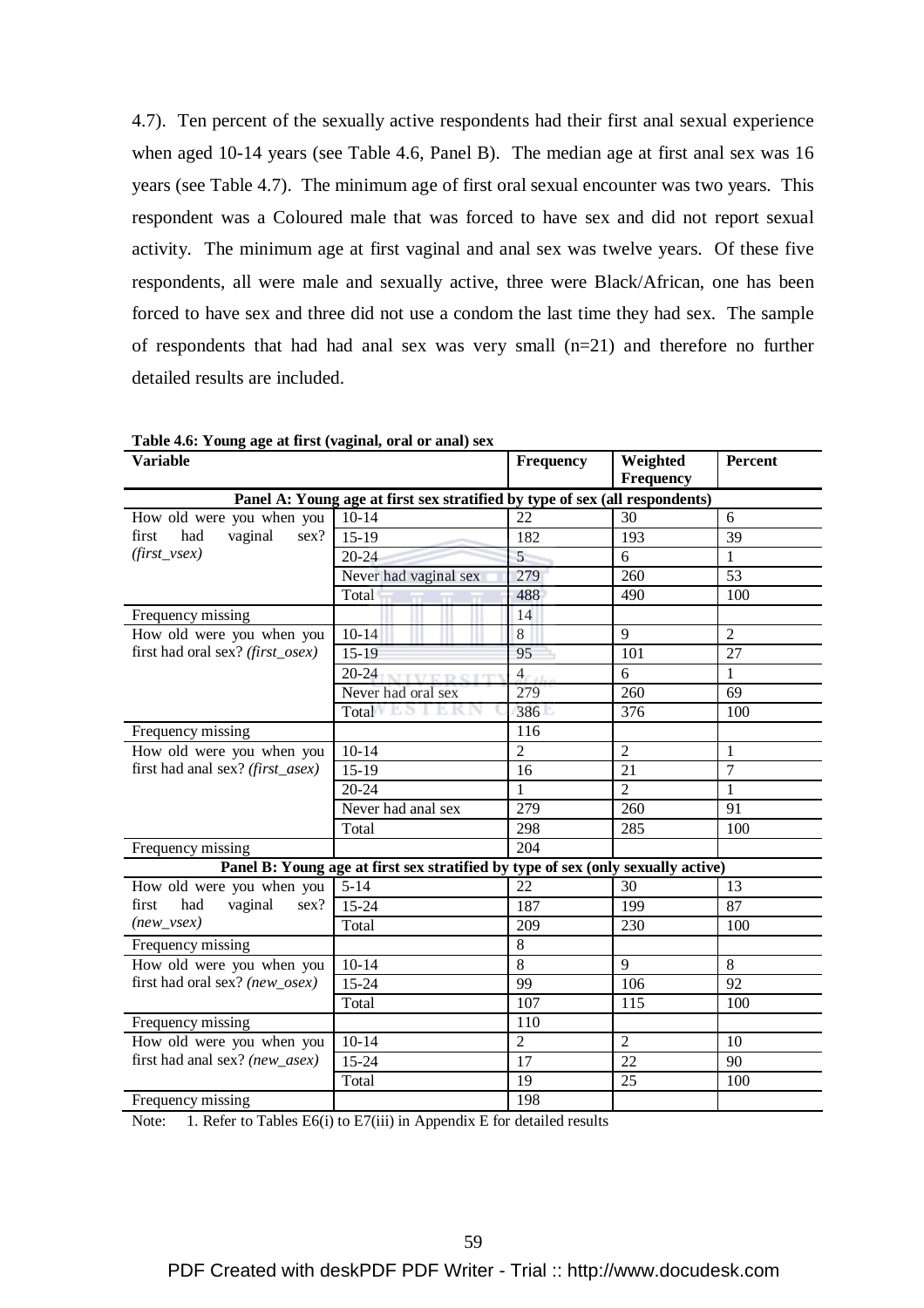4.7). Ten percent of the sexually active respondents had their first anal sexual experience when aged 10-14 years (see Table 4.6, Panel B). The median age at first anal sex was 16 years (see Table 4.7). The minimum age of first oral sexual encounter was two years. This respondent was a Coloured male that was forced to have sex and did not report sexual activity. The minimum age at first vaginal and anal sex was twelve years. Of these five respondents, all were male and sexually active, three were Black/African, one has been forced to have sex and three did not use a condom the last time they had sex. The sample of respondents that had had anal sex was very small (n=21) and therefore no further detailed results are included.

**Table 4.6: Young age at first (vaginal, oral or anal) sex**

| Variable | | Frequency | Weighted Frequency | Percent |
|---|---|---|---|---|
| **Panel A: Young age at first sex stratified by type of sex (all respondents)** | | | | |
| How old were you when you first had vaginal sex? *(first_vsex)* | 10-14 | 22 | 30 | 6 |
| | 15-19 | 182 | 193 | 39 |
| | 20-24 | 5 | 6 | 1 |
| | Never had vaginal sex | 279 | 260 | 53 |
| | Total | 488 | 490 | 100 |
| Frequency missing | | 14 | | |
| How old were you when you first had oral sex? *(first_osex)* | 10-14 | 8 | 9 | 2 |
| | 15-19 | 95 | 101 | 27 |
| | 20-24 | 4 | 6 | 1 |
| | Never had oral sex | 279 | 260 | 69 |
| | Total | 386 | 376 | 100 |
| Frequency missing | | 116 | | |
| How old were you when you first had anal sex? *(first_asex)* | 10-14 | 2 | 2 | 1 |
| | 15-19 | 16 | 21 | 7 |
| | 20-24 | 1 | 2 | 1 |
| | Never had anal sex | 279 | 260 | 91 |
| | Total | 298 | 285 | 100 |
| Frequency missing | | 204 | | |
| **Panel B: Young age at first sex stratified by type of sex (only sexually active)** | | | | |
| How old were you when you first had vaginal sex? *(new_vsex)* | 5-14 | 22 | 30 | 13 |
| | 15-24 | 187 | 199 | 87 |
| | Total | 209 | 230 | 100 |
| Frequency missing | | 8 | | |
| How old were you when you first had oral sex? *(new_osex)* | 10-14 | 8 | 9 | 8 |
| | 15-24 | 99 | 106 | 92 |
| | Total | 107 | 115 | 100 |
| Frequency missing | | 110 | | |
| How old were you when you first had anal sex? *(new_asex)* | 10-14 | 2 | 2 | 10 |
| | 15-24 | 17 | 22 | 90 |
| | Total | 19 | 25 | 100 |
| Frequency missing | | 198 | | |

Note: 1. Refer to Tables E6(i) to E7(iii) in Appendix E for detailed results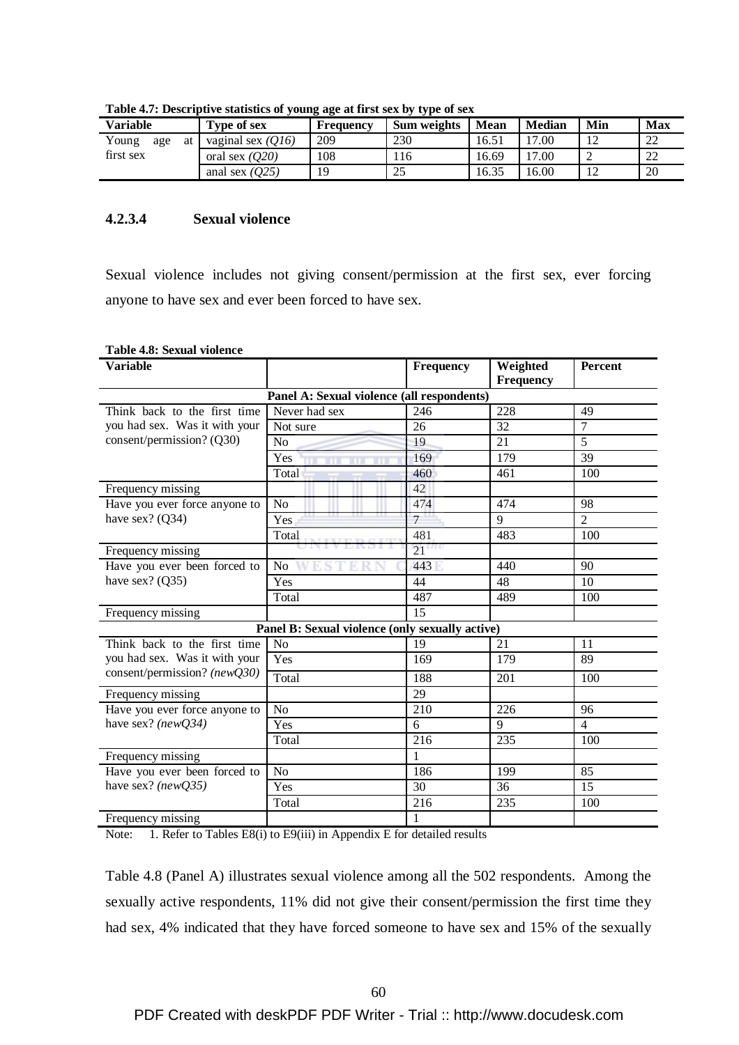**Table 4.7: Descriptive statistics of young age at first sex by type of sex**

| Variable | Type of sex | Frequency | Sum weights | Mean | Median | Min | Max |
|---|---|---|---|---|---|---|---|
| Young age at first sex | vaginal sex *(Q16)* | 209 | 230 | 16.51 | 17.00 | 12 | 22 |
| | oral sex *(Q20)* | 108 | 116 | 16.69 | 17.00 | 2 | 22 |
| | anal sex *(Q25)* | 19 | 25 | 16.35 | 16.00 | 12 | 20 |

### 4.2.3.4 Sexual violence

Sexual violence includes not giving consent/permission at the first sex, ever forcing anyone to have sex and ever been forced to have sex.

**Table 4.8: Sexual violence**

| Variable | | Frequency | Weighted Frequency | Percent |
|---|---|---|---|---|
| **Panel A: Sexual violence (all respondents)** | | | | |
| Think back to the first time you had sex. Was it with your consent/permission? (Q30) | Never had sex | 246 | 228 | 49 |
| | Not sure | 26 | 32 | 7 |
| | No | 19 | 21 | 5 |
| | Yes | 169 | 179 | 39 |
| | Total | 460 | 461 | 100 |
| Frequency missing | | 42 | | |
| Have you ever force anyone to have sex? (Q34) | No | 474 | 474 | 98 |
| | Yes | 7 | 9 | 2 |
| | Total | 481 | 483 | 100 |
| Frequency missing | | 21 | | |
| Have you ever been forced to have sex? (Q35) | No | 443 | 440 | 90 |
| | Yes | 44 | 48 | 10 |
| | Total | 487 | 489 | 100 |
| Frequency missing | | 15 | | |
| **Panel B: Sexual violence (only sexually active)** | | | | |
| Think back to the first time you had sex. Was it with your consent/permission? *(newQ30)* | No | 19 | 21 | 11 |
| | Yes | 169 | 179 | 89 |
| | Total | 188 | 201 | 100 |
| Frequency missing | | 29 | | |
| Have you ever force anyone to have sex? *(newQ34)* | No | 210 | 226 | 96 |
| | Yes | 6 | 9 | 4 |
| | Total | 216 | 235 | 100 |
| Frequency missing | | 1 | | |
| Have you ever been forced to have sex? *(newQ35)* | No | 186 | 199 | 85 |
| | Yes | 30 | 36 | 15 |
| | Total | 216 | 235 | 100 |
| Frequency missing | | 1 | | |

Note: 1. Refer to Tables E8(i) to E9(iii) in Appendix E for detailed results

Table 4.8 (Panel A) illustrates sexual violence among all the 502 respondents. Among the sexually active respondents, 11% did not give their consent/permission the first time they had sex, 4% indicated that they have forced someone to have sex and 15% of the sexually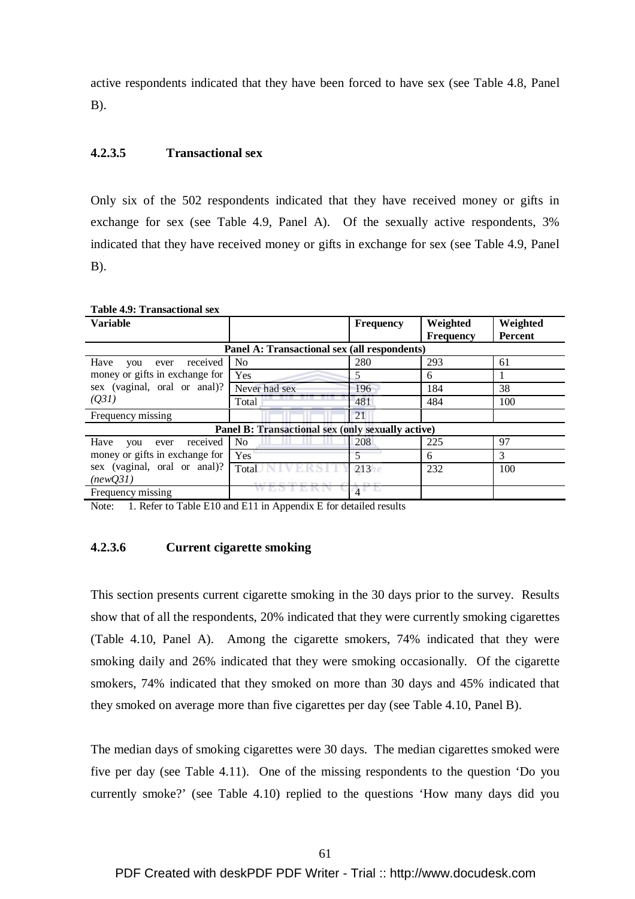active respondents indicated that they have been forced to have sex (see Table 4.8, Panel B).

#### 4.2.3.5 Transactional sex

Only six of the 502 respondents indicated that they have received money or gifts in exchange for sex (see Table 4.9, Panel A). Of the sexually active respondents, 3% indicated that they have received money or gifts in exchange for sex (see Table 4.9, Panel B).

**Table 4.9: Transactional sex**

| Variable | | Frequency | Weighted Frequency | Weighted Percent |
|---|---|---|---|---|
| **Panel A: Transactional sex (all respondents)** | | | | |
| Have you ever received money or gifts in exchange for sex (vaginal, oral or anal)? *(Q31)* | No | 280 | 293 | 61 |
| | Yes | 5 | 6 | 1 |
| | Never had sex | 196 | 184 | 38 |
| | Total | 481 | 484 | 100 |
| Frequency missing | | 21 | | |
| **Panel B: Transactional sex (only sexually active)** | | | | |
| Have you ever received money or gifts in exchange for sex (vaginal, oral or anal)? *(newQ31)* | No | 208 | 225 | 97 |
| | Yes | 5 | 6 | 3 |
| | Total | 213 | 232 | 100 |
| Frequency missing | | 4 | | |

Note: 1. Refer to Table E10 and E11 in Appendix E for detailed results

#### 4.2.3.6 Current cigarette smoking

This section presents current cigarette smoking in the 30 days prior to the survey. Results show that of all the respondents, 20% indicated that they were currently smoking cigarettes (Table 4.10, Panel A). Among the cigarette smokers, 74% indicated that they were smoking daily and 26% indicated that they were smoking occasionally. Of the cigarette smokers, 74% indicated that they smoked on more than 30 days and 45% indicated that they smoked on average more than five cigarettes per day (see Table 4.10, Panel B).

The median days of smoking cigarettes were 30 days. The median cigarettes smoked were five per day (see Table 4.11). One of the missing respondents to the question 'Do you currently smoke?' (see Table 4.10) replied to the questions 'How many days did you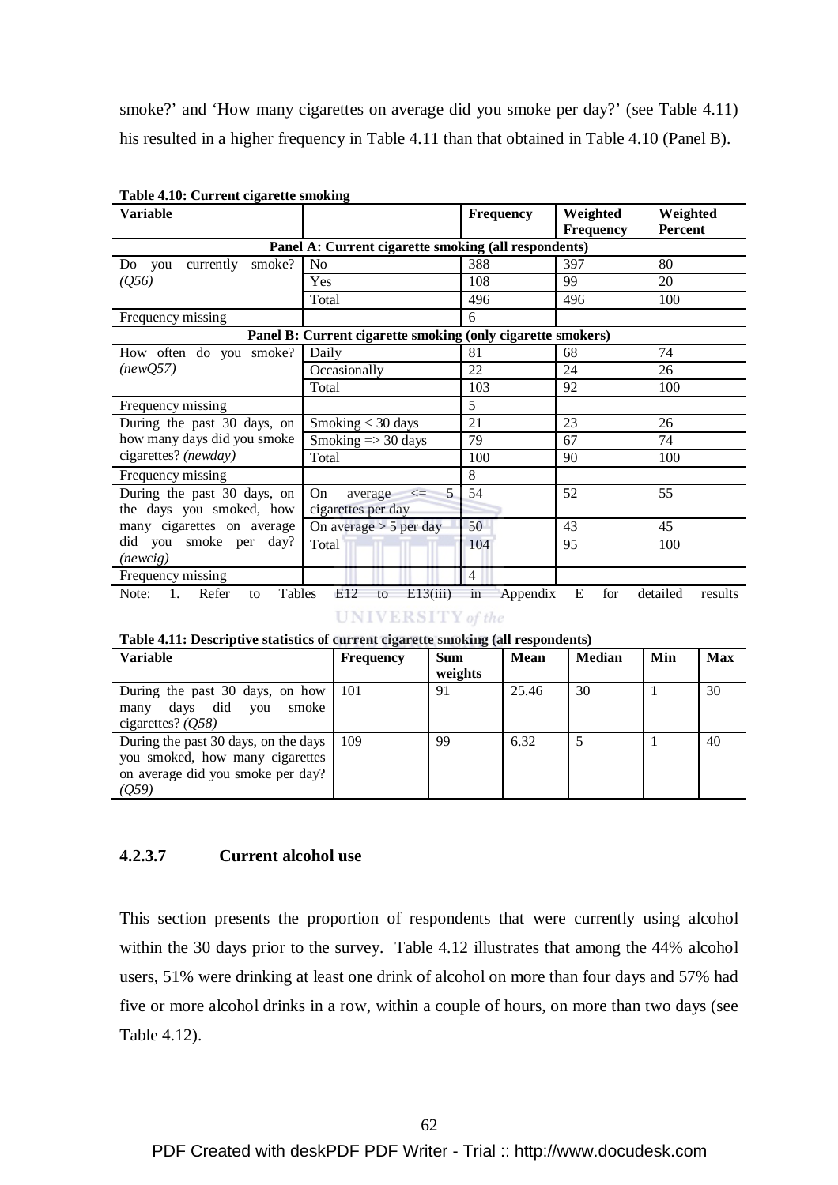smoke?' and 'How many cigarettes on average did you smoke per day?' (see Table 4.11) his resulted in a higher frequency in Table 4.11 than that obtained in Table 4.10 (Panel B).

**Table 4.10: Current cigarette smoking**

| Variable | | Frequency | Weighted Frequency | Weighted Percent |
|---|---|---|---|---|
| **Panel A: Current cigarette smoking (all respondents)** | | | | |
| Do you currently smoke? *(Q56)* | No | 388 | 397 | 80 |
| | Yes | 108 | 99 | 20 |
| | Total | 496 | 496 | 100 |
| Frequency missing | | 6 | | |
| **Panel B: Current cigarette smoking (only cigarette smokers)** | | | | |
| How often do you smoke? *(newQ57)* | Daily | 81 | 68 | 74 |
| | Occasionally | 22 | 24 | 26 |
| | Total | 103 | 92 | 100 |
| Frequency missing | | 5 | | |
| During the past 30 days, on how many days did you smoke cigarettes? *(newday)* | Smoking < 30 days | 21 | 23 | 26 |
| | Smoking => 30 days | 79 | 67 | 74 |
| | Total | 100 | 90 | 100 |
| Frequency missing | | 8 | | |
| During the past 30 days, on the days you smoked, how many cigarettes on average did you smoke per day? *(newcig)* | On average <= 5 cigarettes per day | 54 | 52 | 55 |
| | On average > 5 per day | 50 | 43 | 45 |
| | Total | 104 | 95 | 100 |
| Frequency missing | | 4 | | |

Note: 1. Refer to Tables E12 to E13(iii) in Appendix E for detailed results

**Table 4.11: Descriptive statistics of current cigarette smoking (all respondents)**

| Variable | Frequency | Sum weights | Mean | Median | Min | Max |
|---|---|---|---|---|---|---|
| During the past 30 days, on how many days did you smoke cigarettes? *(Q58)* | 101 | 91 | 25.46 | 30 | 1 | 30 |
| During the past 30 days, on the days you smoked, how many cigarettes on average did you smoke per day? *(Q59)* | 109 | 99 | 6.32 | 5 | 1 | 40 |

#### 4.2.3.7 Current alcohol use

This section presents the proportion of respondents that were currently using alcohol within the 30 days prior to the survey. Table 4.12 illustrates that among the 44% alcohol users, 51% were drinking at least one drink of alcohol on more than four days and 57% had five or more alcohol drinks in a row, within a couple of hours, on more than two days (see Table 4.12).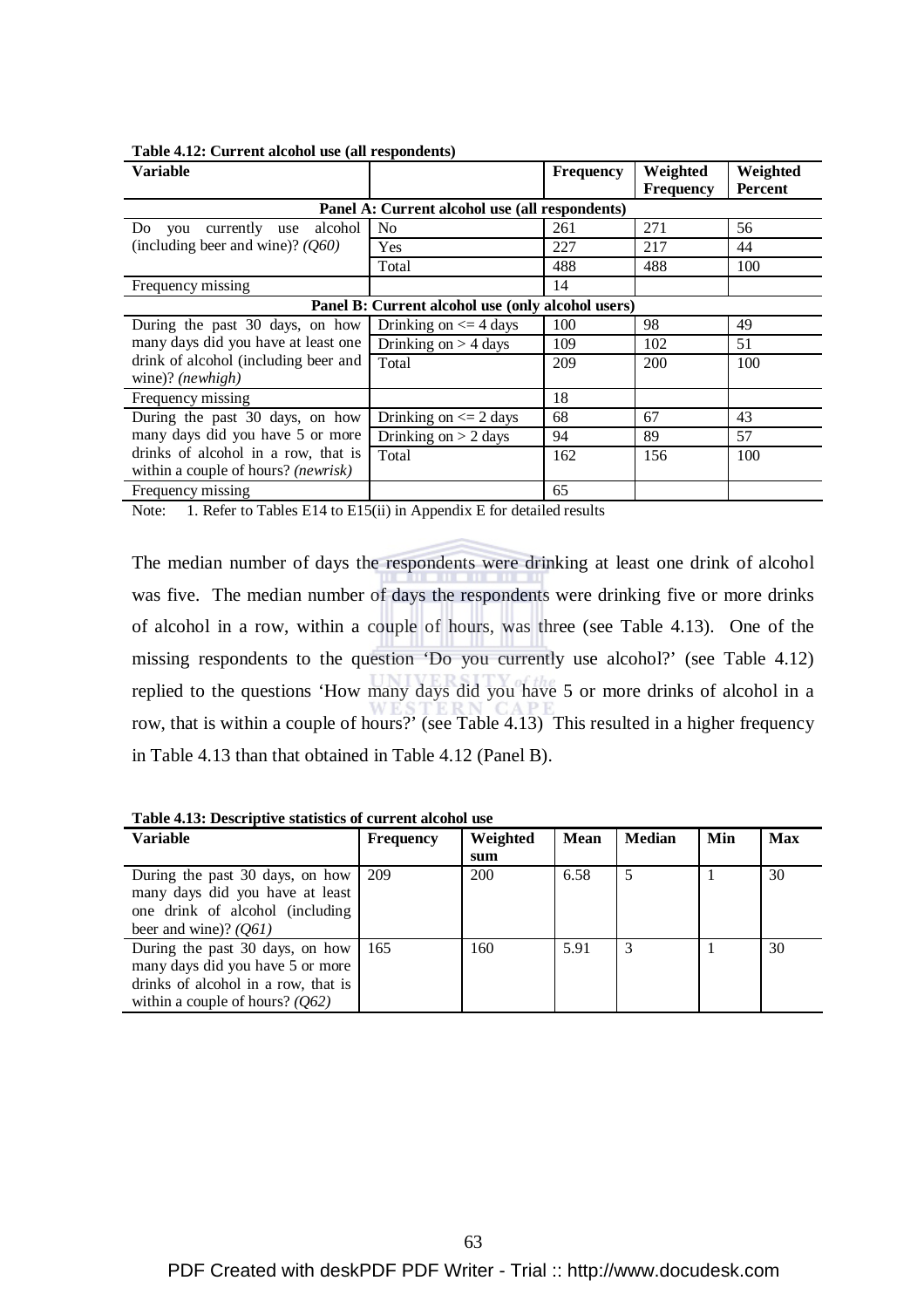**Table 4.12: Current alcohol use (all respondents)**

| Variable | | Frequency | Weighted Frequency | Weighted Percent |
|---|---|---|---|---|
| **Panel A: Current alcohol use (all respondents)** | | | | |
| Do you currently use alcohol (including beer and wine)? *(Q60)* | No | 261 | 271 | 56 |
| | Yes | 227 | 217 | 44 |
| | Total | 488 | 488 | 100 |
| Frequency missing | | 14 | | |
| **Panel B: Current alcohol use (only alcohol users)** | | | | |
| During the past 30 days, on how many days did you have at least one drink of alcohol (including beer and wine)? *(newhigh)* | Drinking on <= 4 days | 100 | 98 | 49 |
| | Drinking on > 4 days | 109 | 102 | 51 |
| | Total | 209 | 200 | 100 |
| Frequency missing | | 18 | | |
| During the past 30 days, on how many days did you have 5 or more drinks of alcohol in a row, that is within a couple of hours? *(newrisk)* | Drinking on <= 2 days | 68 | 67 | 43 |
| | Drinking on > 2 days | 94 | 89 | 57 |
| | Total | 162 | 156 | 100 |
| Frequency missing | | 65 | | |

Note: 1. Refer to Tables E14 to E15(ii) in Appendix E for detailed results

The median number of days the respondents were drinking at least one drink of alcohol was five. The median number of days the respondents were drinking five or more drinks of alcohol in a row, within a couple of hours, was three (see Table 4.13). One of the missing respondents to the question 'Do you currently use alcohol?' (see Table 4.12) replied to the questions 'How many days did you have 5 or more drinks of alcohol in a row, that is within a couple of hours?' (see Table 4.13) This resulted in a higher frequency in Table 4.13 than that obtained in Table 4.12 (Panel B).

**Table 4.13: Descriptive statistics of current alcohol use**

| Variable | Frequency | Weighted sum | Mean | Median | Min | Max |
|---|---|---|---|---|---|---|
| During the past 30 days, on how many days did you have at least one drink of alcohol (including beer and wine)? *(Q61)* | 209 | 200 | 6.58 | 5 | 1 | 30 |
| During the past 30 days, on how many days did you have 5 or more drinks of alcohol in a row, that is within a couple of hours? *(Q62)* | 165 | 160 | 5.91 | 3 | 1 | 30 |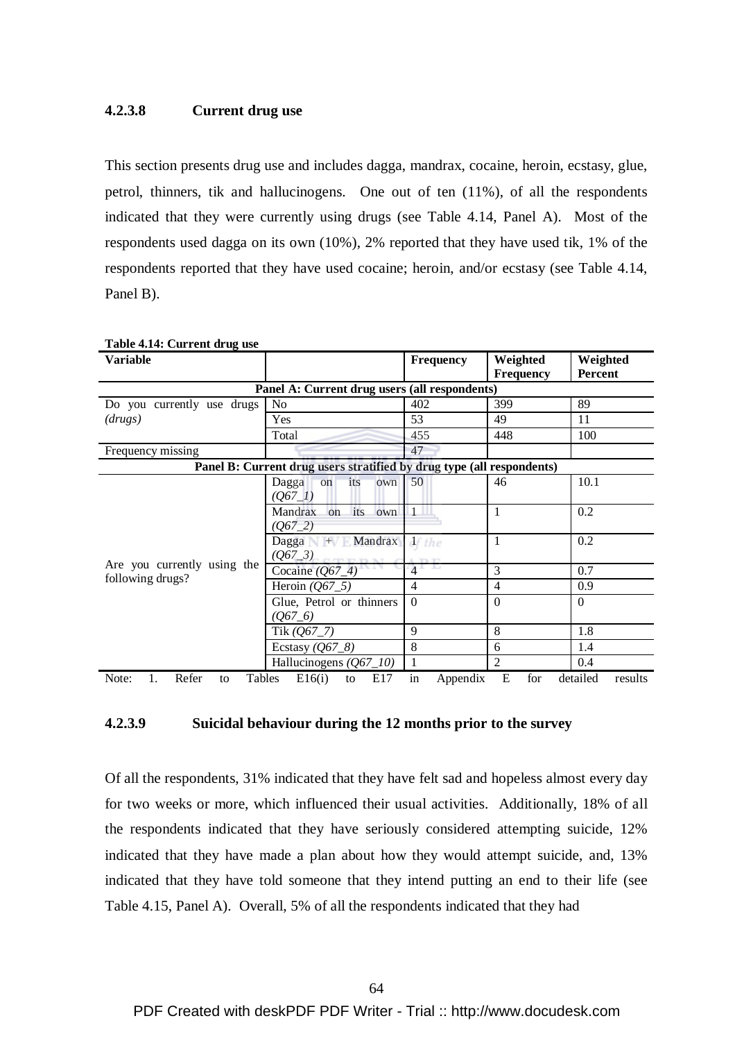#### 4.2.3.8 Current drug use

This section presents drug use and includes dagga, mandrax, cocaine, heroin, ecstasy, glue, petrol, thinners, tik and hallucinogens. One out of ten (11%), of all the respondents indicated that they were currently using drugs (see Table 4.14, Panel A). Most of the respondents used dagga on its own (10%), 2% reported that they have used tik, 1% of the respondents reported that they have used cocaine; heroin, and/or ecstasy (see Table 4.14, Panel B).

**Table 4.14: Current drug use**

| Variable | | Frequency | Weighted Frequency | Weighted Percent |
|---|---|---|---|---|
| **Panel A: Current drug users (all respondents)** | | | | |
| Do you currently use drugs *(drugs)* | No | 402 | 399 | 89 |
| | Yes | 53 | 49 | 11 |
| | Total | 455 | 448 | 100 |
| Frequency missing | | 47 | | |
| **Panel B: Current drug users stratified by drug type (all respondents)** | | | | |
| Are you currently using the following drugs? | Dagga on its own *(Q67_1)* | 50 | 46 | 10.1 |
| | Mandrax on its own *(Q67_2)* | 1 | 1 | 0.2 |
| | Dagga + Mandrax *(Q67_3)* | 1 | 1 | 0.2 |
| | Cocaine *(Q67_4)* | 4 | 3 | 0.7 |
| | Heroin *(Q67_5)* | 4 | 4 | 0.9 |
| | Glue, Petrol or thinners *(Q67_6)* | 0 | 0 | 0 |
| | Tik *(Q67_7)* | 9 | 8 | 1.8 |
| | Ecstasy *(Q67_8)* | 8 | 6 | 1.4 |
| | Hallucinogens *(Q67_10)* | 1 | 2 | 0.4 |

Note: 1. Refer to Tables E16(i) to E17 in Appendix E for detailed results

#### 4.2.3.9 Suicidal behaviour during the 12 months prior to the survey

Of all the respondents, 31% indicated that they have felt sad and hopeless almost every day for two weeks or more, which influenced their usual activities. Additionally, 18% of all the respondents indicated that they have seriously considered attempting suicide, 12% indicated that they have made a plan about how they would attempt suicide, and, 13% indicated that they have told someone that they intend putting an end to their life (see Table 4.15, Panel A). Overall, 5% of all the respondents indicated that they had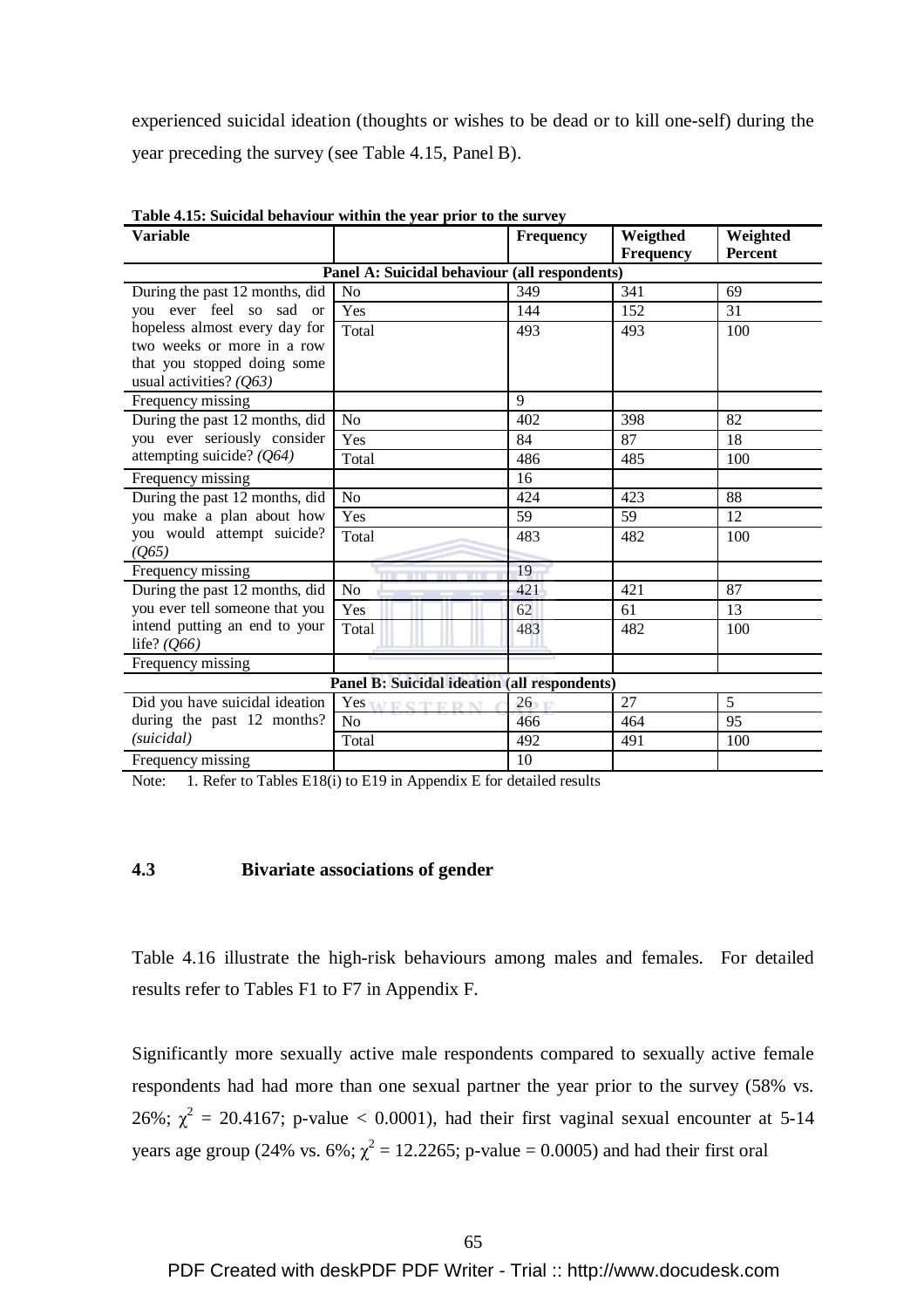experienced suicidal ideation (thoughts or wishes to be dead or to kill one-self) during the year preceding the survey (see Table 4.15, Panel B).

**Table 4.15: Suicidal behaviour within the year prior to the survey**

| Variable | | Frequency | Weigthed Frequency | Weighted Percent |
|---|---|---|---|---|
| **Panel A: Suicidal behaviour (all respondents)** | | | | |
| During the past 12 months, did you ever feel so sad or hopeless almost every day for two weeks or more in a row that you stopped doing some usual activities? *(Q63)* | No | 349 | 341 | 69 |
| | Yes | 144 | 152 | 31 |
| | Total | 493 | 493 | 100 |
| Frequency missing | | 9 | | |
| During the past 12 months, did you ever seriously consider attempting suicide? *(Q64)* | No | 402 | 398 | 82 |
| | Yes | 84 | 87 | 18 |
| | Total | 486 | 485 | 100 |
| Frequency missing | | 16 | | |
| During the past 12 months, did you make a plan about how you would attempt suicide? *(Q65)* | No | 424 | 423 | 88 |
| | Yes | 59 | 59 | 12 |
| | Total | 483 | 482 | 100 |
| Frequency missing | | 19 | | |
| During the past 12 months, did you ever tell someone that you intend putting an end to your life? *(Q66)* | No | 421 | 421 | 87 |
| | Yes | 62 | 61 | 13 |
| | Total | 483 | 482 | 100 |
| Frequency missing | | | | |
| **Panel B: Suicidal ideation (all respondents)** | | | | |
| Did you have suicidal ideation during the past 12 months? *(suicidal)* | Yes | 26 | 27 | 5 |
| | No | 466 | 464 | 95 |
| | Total | 492 | 491 | 100 |
| Frequency missing | | 10 | | |

Note: 1. Refer to Tables E18(i) to E19 in Appendix E for detailed results

## 4.3 Bivariate associations of gender

Table 4.16 illustrate the high-risk behaviours among males and females. For detailed results refer to Tables F1 to F7 in Appendix F.

Significantly more sexually active male respondents compared to sexually active female respondents had had more than one sexual partner the year prior to the survey (58% vs. 26%; $\chi^2$ = 20.4167; p-value < 0.0001), had their first vaginal sexual encounter at 5-14 years age group (24% vs. 6%; $\chi^2$ = 12.2265; p-value = 0.0005) and had their first oral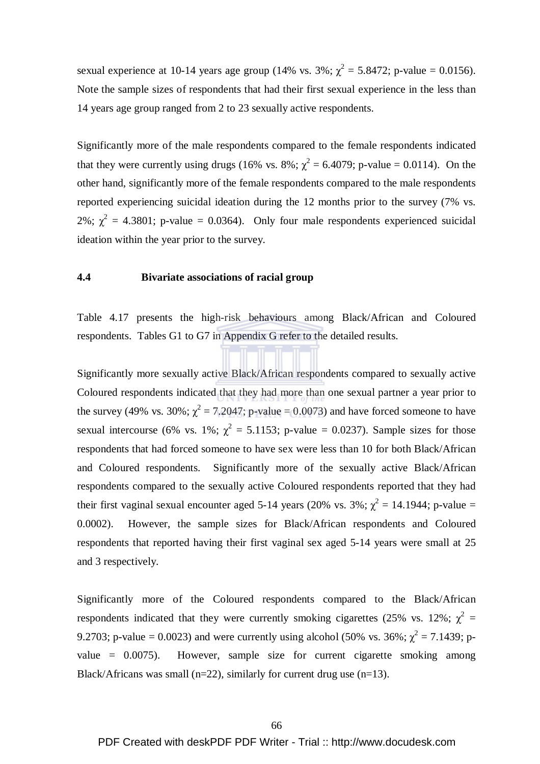sexual experience at 10-14 years age group (14% vs. 3%; $\chi^2$ = 5.8472; p-value = 0.0156). Note the sample sizes of respondents that had their first sexual experience in the less than 14 years age group ranged from 2 to 23 sexually active respondents.

Significantly more of the male respondents compared to the female respondents indicated that they were currently using drugs (16% vs. 8%; $\chi^2$ = 6.4079; p-value = 0.0114). On the other hand, significantly more of the female respondents compared to the male respondents reported experiencing suicidal ideation during the 12 months prior to the survey (7% vs. 2%; $\chi^2$ = 4.3801; p-value = 0.0364). Only four male respondents experienced suicidal ideation within the year prior to the survey.

### 4.4 Bivariate associations of racial group

Table 4.17 presents the high-risk behaviours among Black/African and Coloured respondents. Tables G1 to G7 in Appendix G refer to the detailed results.

Significantly more sexually active Black/African respondents compared to sexually active Coloured respondents indicated that they had more than one sexual partner a year prior to the survey (49% vs. 30%; $\chi^2$ = 7.2047; p-value = 0.0073) and have forced someone to have sexual intercourse (6% vs. 1%; $\chi^2$ = 5.1153; p-value = 0.0237). Sample sizes for those respondents that had forced someone to have sex were less than 10 for both Black/African and Coloured respondents. Significantly more of the sexually active Black/African respondents compared to the sexually active Coloured respondents reported that they had their first vaginal sexual encounter aged 5-14 years (20% vs. 3%; $\chi^2$ = 14.1944; p-value = 0.0002). However, the sample sizes for Black/African respondents and Coloured respondents that reported having their first vaginal sex aged 5-14 years were small at 25 and 3 respectively.

Significantly more of the Coloured respondents compared to the Black/African respondents indicated that they were currently smoking cigarettes (25% vs. 12%; $\chi^2$ = 9.2703; p-value = 0.0023) and were currently using alcohol (50% vs. 36%; $\chi^2$ = 7.1439; p-value = 0.0075). However, sample size for current cigarette smoking among Black/Africans was small (n=22), similarly for current drug use (n=13).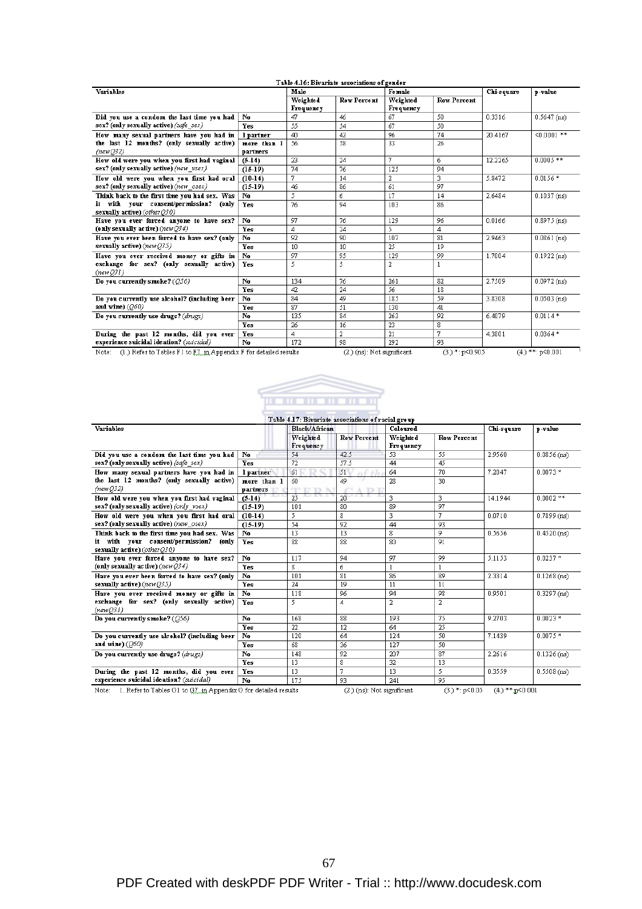Table 4.16: Bivariate associations of gender

| Variables | | Male | | Female | | Chi-square | p-value |
|---|---|---|---|---|---|---|---|
| | | Weighted Frequency | Row Percent | Weighted Frequency | Row Percent | | |
| **Did you use a condom the last time you had sex? (only sexually active)** *(safe_sex)* | **No** | 47 | 46 | 67 | 50 | 0.3316 | 0.5647 (ns) |
| | **Yes** | 55 | 54 | 67 | 50 | | |
| **How many sexual partners have you had in the last 12 months? (only sexually active)** *(newQ32)* | **1 partner** | 40 | 42 | 96 | 74 | 20.4167 | <0.0001 ** |
| | **more than 1 partners** | 56 | 58 | 33 | 26 | | |
| **How old were you when you first had vaginal sex? (only sexually active)** *(new_vsex)* | **(5-14)** | 23 | 24 | 7 | 6 | 12.2265 | 0.0005 ** |
| | **(15-19)** | 74 | 76 | 125 | 94 | | |
| **How old were you when you first had oral sex? (only sexually active)** *(new_osex)* | **(10-14)** | 7 | 14 | 2 | 3 | 5.8472 | 0.0156 * |
| | **(15-19)** | 46 | 86 | 61 | 97 | | |
| **Think back to the first time you had sex. Was it with your consent/permission? (only sexually active)** *(otherQ30)* | **No** | 5 | 6 | 17 | 14 | 2.6484 | 0.1037 (ns) |
| | **Yes** | 76 | 94 | 103 | 86 | | |
| **Have you ever forced anyone to have sex? (only sexually active)** *(newQ34)* | **No** | 97 | 76 | 129 | 96 | 0.0166 | 0.8975 (ns) |
| | **Yes** | 4 | 24 | 5 | 4 | | |
| **Have you ever been forced to have sex? (only sexually active)** *(newQ35)* | **No** | 92 | 90 | 107 | 81 | 2.9463 | 0.0861 (ns) |
| | **Yes** | 10 | 10 | 25 | 19 | | |
| **Have you ever received money or gifts in exchange for sex? (only sexually active)** *(newQ31)* | **No** | 97 | 95 | 129 | 99 | 1.7004 | 0.1922 (ns) |
| | **Yes** | 5 | 5 | 2 | 1 | | |
| **Do you currently smoke?** *(Q56)* | **No** | 134 | 76 | 261 | 82 | 2.7509 | 0.0972 (ns) |
| | **Yes** | 42 | 24 | 56 | 18 | | |
| **Do you currently use alcohol? (including beer and wine)** *(Q60)* | **No** | 84 | 49 | 185 | 59 | 3.8308 | 0.0503 (ns) |
| | **Yes** | 87 | 51 | 130 | 41 | | |
| **Do you currently use drugs?** *(drugs)* | **No** | 135 | 84 | 263 | 92 | 6.4079 | 0.0114 * |
| | **Yes** | 26 | 16 | 23 | 8 | | |
| **During the past 12 months, did you ever experience suicidal ideation?** *(suicidal)* | **Yes** | 4 | 2 | 21 | 7 | 4.3801 | 0.0364 * |
| | **No** | 172 | 98 | 292 | 93 | | |

Note: (1.) Refer to Tables F1 to FJ, in Appendix F for detailed results (2.) (ns): Not significant (3.) *: p<0.005 (4.) **: p<0.001

Table 4.17: Bivariate associations of racial group

| Variables | | Black/African | | Coloured | | Chi-square | p-value |
|---|---|---|---|---|---|---|---|
| | | Weighted Frequency | Row Percent | Weighted Frequency | Row Percent | | |
| **Did you use a condom the last time you had sex? (only sexually active)** *(safe_sex)* | **No** | 54 | 42.5 | 53 | 55 | 2.9560 | 0.0856 (ns) |
| | **Yes** | 72 | 57.5 | 44 | 45 | | |
| **How many sexual partners have you had in the last 12 months? (only sexually active)** *(newQ32)* | **1 partner** | 61 | 51 | 64 | 70 | 7.2047 | 0.0073 * |
| | **more than 1 partners** | 60 | 49 | 28 | 30 | | |
| **How old were you when you first had vaginal sex? (only sexually active)** *(only_vsex)* | **(5-14)** | 25 | 20 | 3 | 3 | 14.1944 | 0.0002 ** |
| | **(15-19)** | 101 | 80 | 89 | 97 | | |
| **How old were you when you first had oral sex? (only sexually active)** *(new_osex)* | **(10-14)** | 5 | 8 | 3 | 7 | 0.0710 | 0.7899 (ns) |
| | **(15-19)** | 54 | 92 | 44 | 93 | | |
| **Think back to the first time you had sex. Was it with your consent/permission? (only sexually active)** *(otherQ30)* | **No** | 13 | 13 | 8 | 9 | 0.5656 | 0.4520 (ns) |
| | **Yes** | 88 | 88 | 80 | 91 | | |
| **Have you ever forced anyone to have sex? (only sexually active)** *(newQ34)* | **No** | 117 | 94 | 97 | 99 | 5.1153 | 0.0237 * |
| | **Yes** | 8 | 6 | 1 | 1 | | |
| **Have you ever been forced to have sex? (only sexually active)** *(newQ35)* | **No** | 101 | 81 | 86 | 89 | 2.3314 | 0.1268 (ns) |
| | **Yes** | 24 | 19 | 11 | 11 | | |
| **Have you ever received money or gifts in exchange for sex? (only sexually active)** *(newQ31)* | **No** | 118 | 96 | 94 | 98 | 0.9501 | 0.3297 (ns) |
| | **Yes** | 5 | 4 | 2 | 2 | | |
| **Do you currently smoke?** *(Q56)* | **No** | 168 | 88 | 193 | 75 | 9.2703 | 0.0023 * |
| | **Yes** | 22 | 12 | 64 | 25 | | |
| **Do you currently use alcohol? (including beer and wine)** *(Q60)* | **No** | 120 | 64 | 124 | 50 | 7.1439 | 0.0075 * |
| | **Yes** | 68 | 36 | 127 | 50 | | |
| **Do you currently use drugs?** *(drugs)* | **No** | 148 | 92 | 207 | 87 | 2.2616 | 0.1326 (ns) |
| | **Yes** | 13 | 8 | 32 | 13 | | |
| **During the past 12 months, did you ever experience suicidal ideation?** *(suicidal)* | **Yes** | 13 | 7 | 13 | 5 | 0.3559 | 0.5508 (ns) |
| | **No** | 175 | 93 | 241 | 95 | | |

Note: 1. Refer to Tables G1 to GJ, in Appendix G for detailed results (2.) (ns): Not significant (3.) *: p<0.05 (4.) **: p<0.001

PDF Created with deskPDF PDF Writer - Trial :: http://www.docudesk.com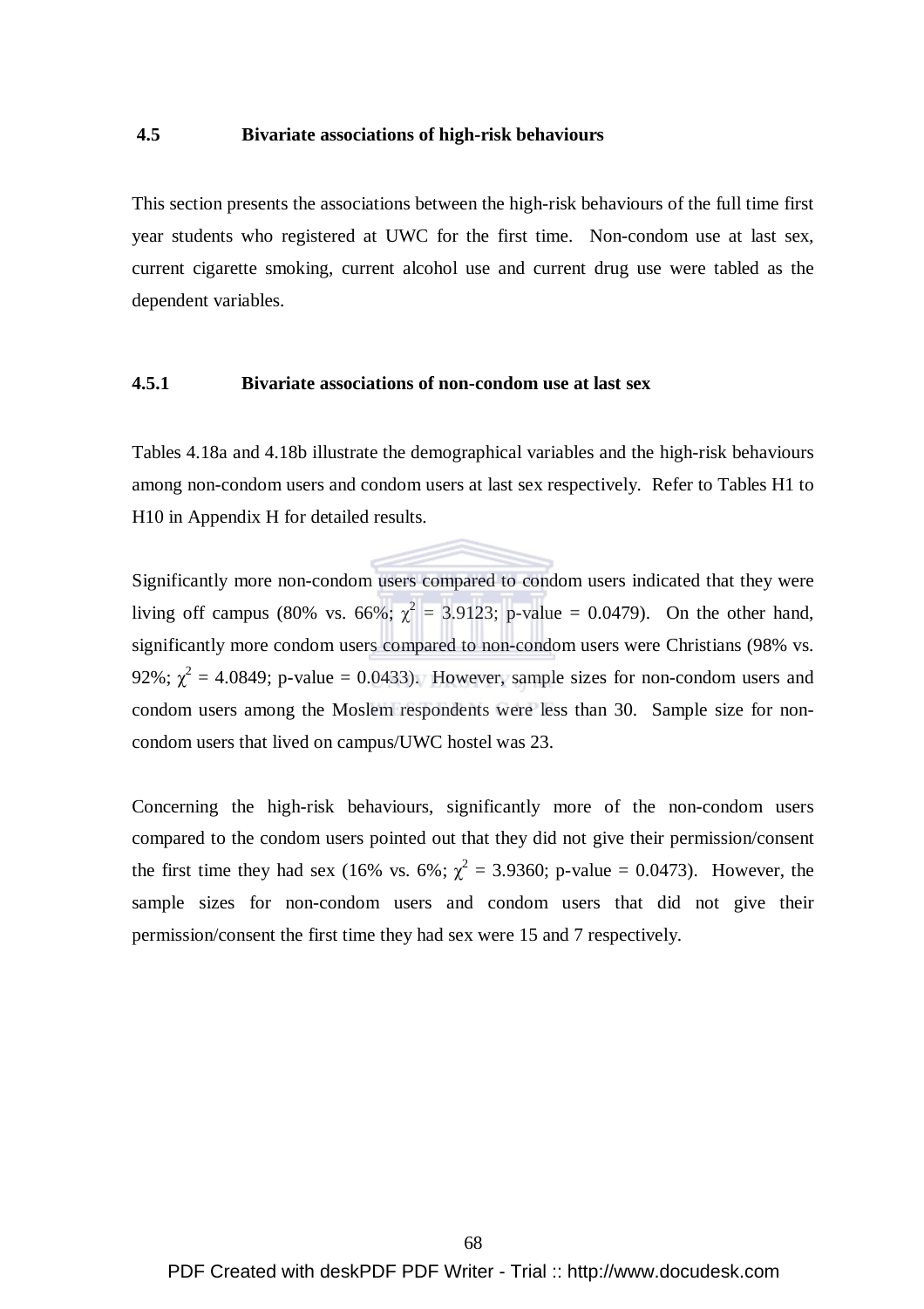### 4.5 Bivariate associations of high-risk behaviours

This section presents the associations between the high-risk behaviours of the full time first year students who registered at UWC for the first time. Non-condom use at last sex, current cigarette smoking, current alcohol use and current drug use were tabled as the dependent variables.

#### 4.5.1 Bivariate associations of non-condom use at last sex

Tables 4.18a and 4.18b illustrate the demographical variables and the high-risk behaviours among non-condom users and condom users at last sex respectively. Refer to Tables H1 to H10 in Appendix H for detailed results.

Significantly more non-condom users compared to condom users indicated that they were living off campus (80% vs. 66%; $\chi^2$ = 3.9123; p-value = 0.0479). On the other hand, significantly more condom users compared to non-condom users were Christians (98% vs. 92%; $\chi^2$ = 4.0849; p-value = 0.0433). However, sample sizes for non-condom users and condom users among the Moslem respondents were less than 30. Sample size for non-condom users that lived on campus/UWC hostel was 23.

Concerning the high-risk behaviours, significantly more of the non-condom users compared to the condom users pointed out that they did not give their permission/consent the first time they had sex (16% vs. 6%; $\chi^2$ = 3.9360; p-value = 0.0473). However, the sample sizes for non-condom users and condom users that did not give their permission/consent the first time they had sex were 15 and 7 respectively.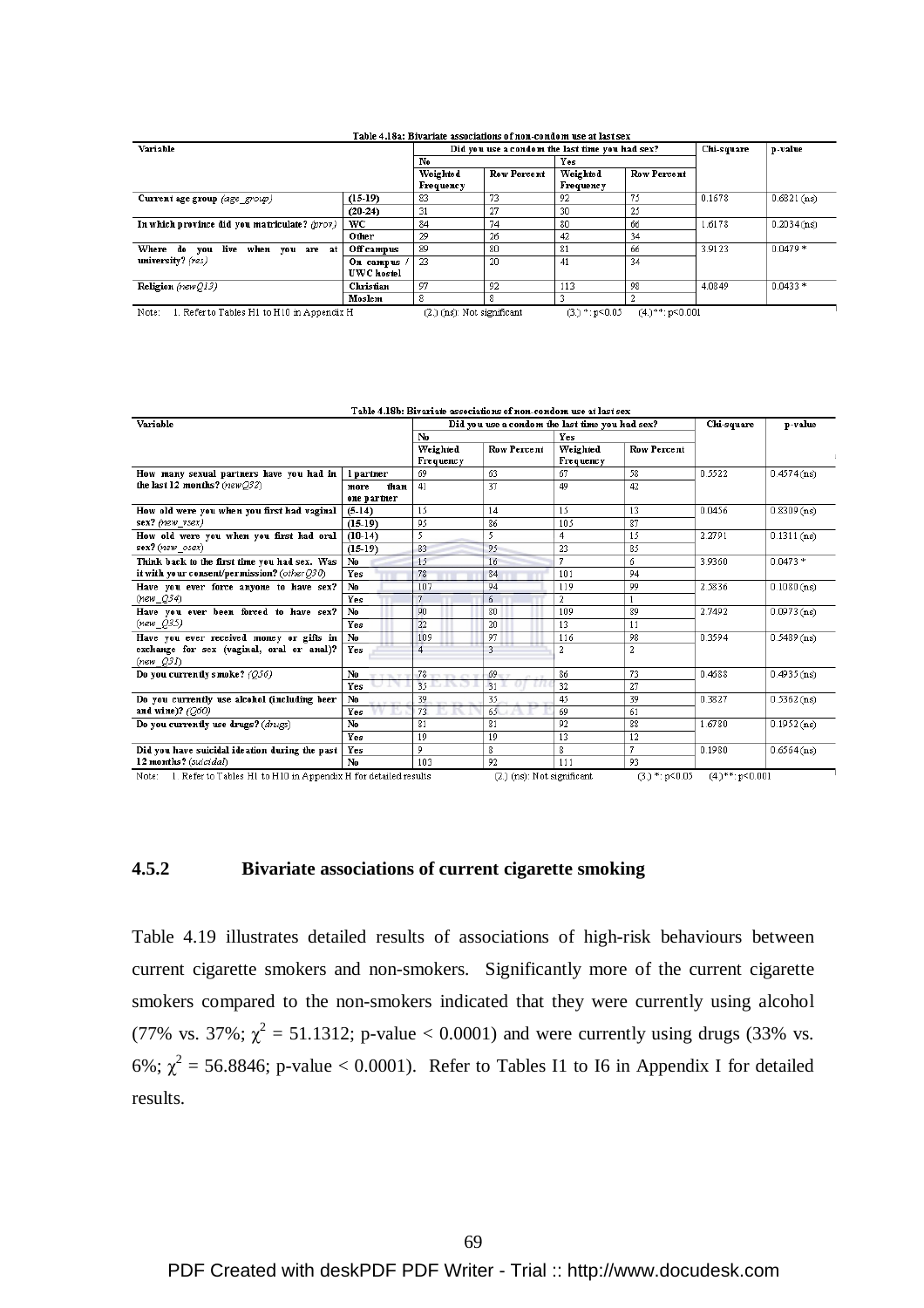Table 4.18a: Bivariate associations of non-condom use at last sex

| Variable | | Did you use a condom the last time you had sex? | | | | Chi-square | p-value |
|---|---|---|---|---|---|---|---|
| | | No | | Yes | | | |
| | | Weighted Frequency | Row Percent | Weighted Frequency | Row Percent | | |
| Current age group *(age_group)* | (15-19) | 83 | 73 | 92 | 75 | 0.1678 | 0.6821 (ns) |
| | (20-24) | 31 | 27 | 30 | 25 | | |
| In which province did you matriculate? *(prov)* | WC | 84 | 74 | 80 | 66 | 1.6178 | 0.2034 (ns) |
| | Other | 29 | 26 | 42 | 34 | | |
| Where do you live when you are at university? *(res)* | Off campus | 89 | 80 | 81 | 66 | 3.9123 | 0.0479 * |
| | On campus / UWC hostel | 23 | 20 | 41 | 34 | | |
| Religion *(newQ13)* | Christian | 97 | 92 | 113 | 98 | 4.0849 | 0.0433 * |
| | Moslem | 8 | 8 | 3 | 2 | | |

Note: 1. Refer to Tables H1 to H10 in Appendix H (2.) (ns): Not significant (3.) *: p<0.05 (4.)**: p<0.001

Table 4.18b: Bivariate associations of non-condom use at last sex

| Variable | | Did you use a condom the last time you had sex? | | | | Chi-square | p-value |
|---|---|---|---|---|---|---|---|
| | | No | | Yes | | | |
| | | Weighted Frequency | Row Percent | Weighted Frequency | Row Percent | | |
| How many sexual partners have you had in the last 12 months? *(newQ32)* | 1 partner | 69 | 63 | 67 | 58 | 0.5522 | 0.4574 (ns) |
| | more than one partner | 41 | 37 | 49 | 42 | | |
| How old were you when you first had vaginal sex? *(new_vsex)* | (5-14) | 15 | 14 | 15 | 13 | 0.0456 | 0.8309 (ns) |
| | (15-19) | 95 | 86 | 105 | 87 | | |
| How old were you when you first had oral sex? *(new_osex)* | (10-14) | 5 | 5 | 4 | 15 | 2.2791 | 0.1311 (ns) |
| | (15-19) | 83 | 95 | 23 | 85 | | |
| Think back to the first time you had sex. Was it with your consent/permission? *(otherQ30)* | No | 15 | 16 | 7 | 6 | 3.9360 | 0.0473 * |
| | Yes | 78 | 84 | 101 | 94 | | |
| Have you ever force anyone to have sex? *(new_Q34)* | No | 107 | 94 | 119 | 99 | 2.5836 | 0.1080 (ns) |
| | Yes | 7 | 6 | 2 | 1 | | |
| Have you ever been forced to have sex? *(new_Q35)* | No | 90 | 80 | 109 | 89 | 2.7492 | 0.0973 (ns) |
| | Yes | 22 | 20 | 13 | 11 | | |
| Have you ever received money or gifts in exchange for sex (vaginal, oral or anal)? *(new_Q31)* | No | 109 | 97 | 116 | 98 | 0.3594 | 0.5489 (ns) |
| | Yes | 4 | 3 | 2 | 2 | | |
| Do you currently smoke? *(Q56)* | No | 78 | 69 | 86 | 73 | 0.4688 | 0.4935 (ns) |
| | Yes | 35 | 31 | 32 | 27 | | |
| Do you currently use alcohol (including beer and wine)? *(Q60)* | No | 39 | 35 | 45 | 39 | 0.3827 | 0.5362 (ns) |
| | Yes | 73 | 65 | 69 | 61 | | |
| Do you currently use drugs? *(drugs)* | No | 81 | 81 | 92 | 88 | 1.6780 | 0.1952 (ns) |
| | Yes | 19 | 19 | 13 | 12 | | |
| Did you have suicidal ideation during the past 12 months? *(suicidal)* | Yes | 9 | 8 | 8 | 7 | 0.1980 | 0.6564 (ns) |
| | No | 103 | 92 | 111 | 93 | | |

Note: 1. Refer to Tables H1 to H10 in Appendix H for detailed results (2.) (ns): Not significant (3.) *: p<0.05 (4.)**: p<0.001

### 4.5.2 Bivariate associations of current cigarette smoking

Table 4.19 illustrates detailed results of associations of high-risk behaviours between current cigarette smokers and non-smokers. Significantly more of the current cigarette smokers compared to the non-smokers indicated that they were currently using alcohol (77% vs. 37%; $\chi^2$ = 51.1312; p-value < 0.0001) and were currently using drugs (33% vs. 6%; $\chi^2$ = 56.8846; p-value < 0.0001). Refer to Tables I1 to I6 in Appendix I for detailed results.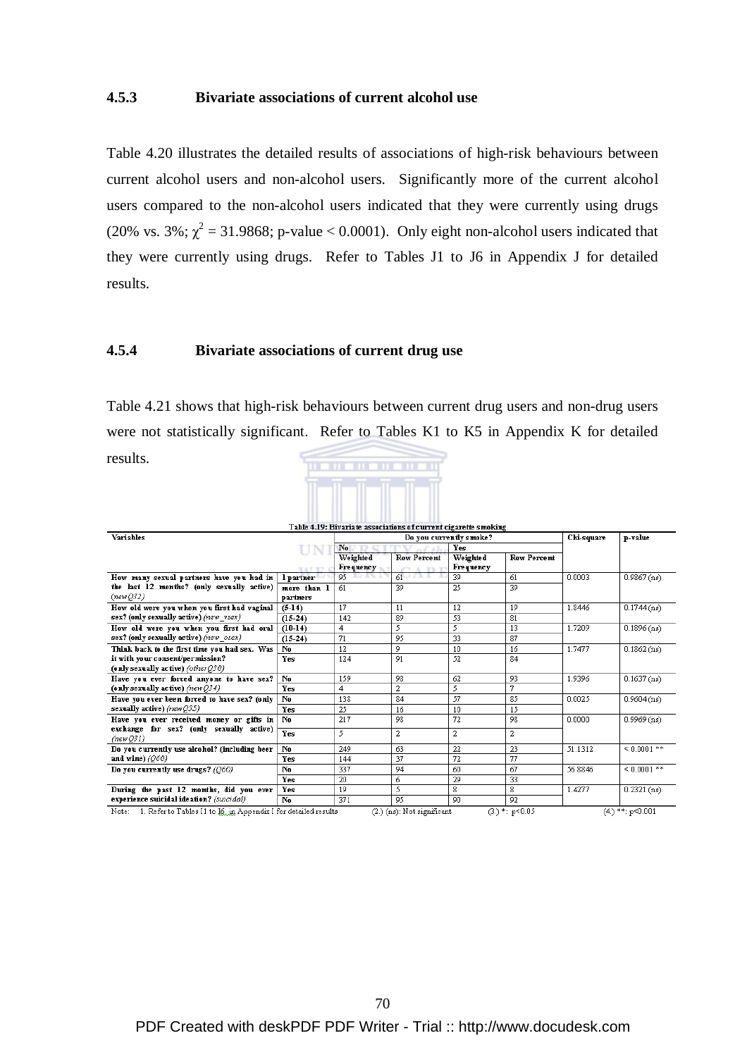### 4.5.3 Bivariate associations of current alcohol use

Table 4.20 illustrates the detailed results of associations of high-risk behaviours between current alcohol users and non-alcohol users. Significantly more of the current alcohol users compared to the non-alcohol users indicated that they were currently using drugs (20% vs. 3%; $\chi^2 = 31.9868$; p-value < 0.0001). Only eight non-alcohol users indicated that they were currently using drugs. Refer to Tables J1 to J6 in Appendix J for detailed results.

### 4.5.4 Bivariate associations of current drug use

Table 4.21 shows that high-risk behaviours between current drug users and non-drug users were not statistically significant. Refer to Tables K1 to K5 in Appendix K for detailed results.

**Table 4.19: Bivariate associations of current cigarette smoking**

| Variables | | Do you currently smoke? | | | | Chi-square | p-value |
|---|---|---|---|---|---|---|---|
| | | No | | Yes | | | |
| | | Weighted Frequency | Row Percent | Weighted Frequency | Row Percent | | |
| How many sexual partners have you had in the last 12 months? (only sexually active) *(newQ32)* | 1 partner | 95 | 61 | 39 | 61 | 0.0003 | 0.9867 *(ns)* |
| | more than 1 partners | 61 | 39 | 25 | 39 | | |
| How old were you when you first had vaginal sex? (only sexually active) *(new_vsex)* | (5-14) | 17 | 11 | 12 | 19 | 1.8446 | 0.1744 *(ns)* |
| | (15-24) | 142 | 89 | 53 | 81 | | |
| How old were you when you first had oral sex? (only sexually active) *(new_osex)* | (10-14) | 4 | 5 | 5 | 13 | 1.7209 | 0.1896 *(ns)* |
| | (15-24) | 71 | 95 | 33 | 87 | | |
| Think back to the first time you had sex. Was it with your consent/permission? (only sexually active) *(otherQ20)* | No | 12 | 9 | 10 | 16 | 1.7477 | 0.1862 (ns) |
| | Yes | 124 | 91 | 52 | 84 | | |
| Have you ever forced anyone to have sex? (only sexually active) *(newQ34)* | No | 159 | 98 | 62 | 93 | 1.9396 | 0.1637 (ns) |
| | Yes | 4 | 2 | 5 | 7 | | |
| Have you ever been forced to have sex? (only sexually active) *(newQ35)* | No | 138 | 84 | 57 | 85 | 0.0025 | 0.9604 (ns) |
| | Yes | 25 | 16 | 10 | 15 | | |
| Have you ever received money or gifts in exchange for sex? (only sexually active) *(newQ31)* | No | 217 | 98 | 72 | 98 | 0.0000 | 0.9969 (ns) |
| | Yes | 5 | 2 | 2 | 2 | | |
| Do you currently use alcohol? (including beer and wine) *(Q60)* | No | 249 | 63 | 22 | 23 | 51.1312 | < 0.0001 ** |
| | Yes | 144 | 37 | 72 | 77 | | |
| Do you currently use drugs? *(Q60)* | No | 357 | 94 | 60 | 67 | 56.8846 | < 0.0001 ** |
| | Yes | 20 | 6 | 29 | 33 | | |
| During the past 12 months, did you ever experience suicidal ideation? *(suicidal)* | Yes | 19 | 5 | 8 | 8 | 1.4277 | 0.2321 (ns) |
| | No | 371 | 95 | 90 | 92 | | |

Note: 1. Refer to Tables I1 to I6 in Appendix I for detailed results (2.) (ns): Not significant (3.) *: p<0.05 (4.) **: p<0.001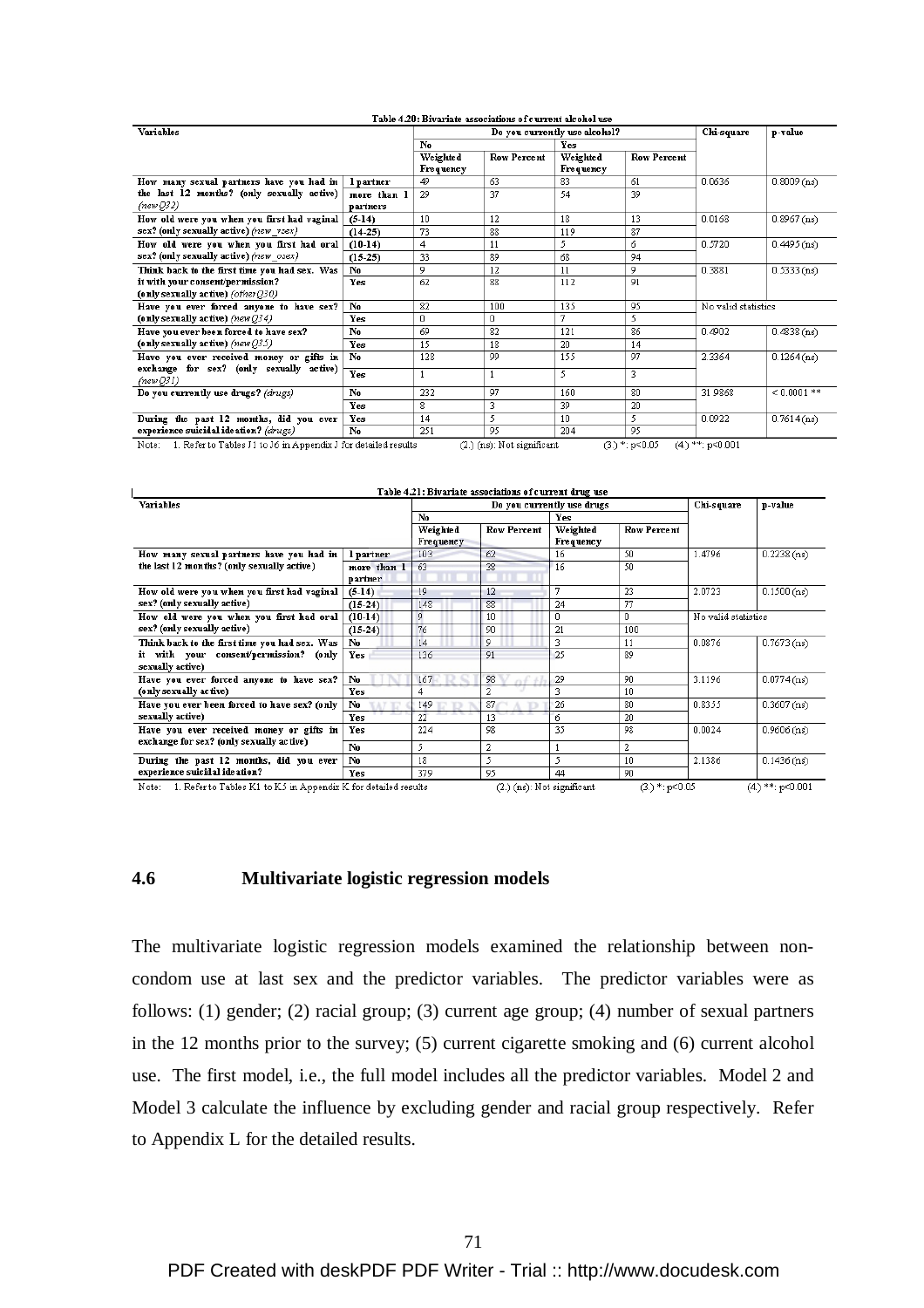Table 4.20: Bivariate associations of current alcohol use

| Variables | | Do you currently use alcohol? | | | | Chi-square | p-value |
|---|---|---|---|---|---|---|---|
| | | No | | Yes | | | |
| | | Weighted Frequency | Row Percent | Weighted Frequency | Row Percent | | |
| How many sexual partners have you had in the last 12 months? (only sexually active) *(newQ32)* | 1 partner | 49 | 63 | 83 | 61 | 0.0636 | 0.8009 (ns) |
| | more than 1 partners | 29 | 37 | 54 | 39 | | |
| How old were you when you first had vaginal sex? (only sexually active) *(new_vsex)* | (5-14) | 10 | 12 | 18 | 13 | 0.0168 | 0.8967 (ns) |
| | (14-25) | 73 | 88 | 119 | 87 | | |
| How old were you when you first had oral sex? (only sexually active) *(new_osex)* | (10-14) | 4 | 11 | 5 | 6 | 0.5720 | 0.4495 (ns) |
| | (15-25) | 33 | 89 | 68 | 94 | | |
| Think back to the first time you had sex. Was it with your consent/permission? (only sexually active) *(otherQ30)* | No | 9 | 12 | 11 | 9 | 0.3881 | 0.5333 (ns) |
| | Yes | 62 | 88 | 112 | 91 | | |
| Have you ever forced anyone to have sex? (only sexually active) *(newQ34)* | No | 82 | 100 | 135 | 95 | No valid statistics | |
| | Yes | 0 | 0 | 7 | 5 | | |
| Have you ever been forced to have sex? (only sexually active) *(newQ35)* | No | 69 | 82 | 121 | 86 | 0.4902 | 0.4838 (ns) |
| | Yes | 15 | 18 | 20 | 14 | | |
| Have you ever received money or gifts in exchange for sex? (only sexually active) *(newQ31)* | No | 128 | 99 | 155 | 97 | 2.3364 | 0.1264 (ns) |
| | Yes | 1 | 1 | 5 | 3 | | |
| Do you currently use drugs? *(drugs)* | No | 232 | 97 | 160 | 80 | 31.9868 | < 0.0001 ** |
| | Yes | 8 | 3 | 39 | 20 | | |
| During the past 12 months, did you ever experience suicidal ideation? *(drugs)* | Yes | 14 | 5 | 10 | 5 | 0.0922 | 0.7614 (ns) |
| | No | 251 | 95 | 204 | 95 | | |

Note: 1. Refer to Tables J1 to J6 in Appendix J for detailed results (2.) (ns): Not significant (3.) *: p<0.05 (4.) **: p<0.001

Table 4.21: Bivariate associations of current drug use

| Variables | | Do you currently use drugs | | | | Chi-square | p-value |
|---|---|---|---|---|---|---|---|
| | | No | | Yes | | | |
| | | Weighted Frequency | Row Percent | Weighted Frequency | Row Percent | | |
| How many sexual partners have you had in the last 12 months? (only sexually active) | 1 partner | 103 | 62 | 16 | 50 | 1.4796 | 0.2238 (ns) |
| | more than 1 partner | 63 | 38 | 16 | 50 | | |
| How old were you when you first had vaginal sex? (only sexually active) | (5-14) | 19 | 12 | 7 | 23 | 2.0723 | 0.1500 (ns) |
| | (15-24) | 148 | 88 | 24 | 77 | | |
| How old were you when you first had oral sex? (only sexually active) | (10-14) | 9 | 10 | 0 | 0 | No valid statistics | |
| | (15-24) | 76 | 90 | 21 | 100 | | |
| Think back to the first time you had sex. Was it with your consent/permission? (only sexually active) | No | 14 | 9 | 3 | 11 | 0.0876 | 0.7673 (ns) |
| | Yes | 136 | 91 | 25 | 89 | | |
| Have you ever forced anyone to have sex? (only sexually active) | No | 167 | 98 | 29 | 90 | 3.1196 | 0.0774 (ns) |
| | Yes | 4 | 2 | 3 | 10 | | |
| Have you ever been forced to have sex? (only sexually active) | No | 149 | 87 | 26 | 80 | 0.8355 | 0.3607 (ns) |
| | Yes | 22 | 13 | 6 | 20 | | |
| Have you ever received money or gifts in exchange for sex? (only sexually active) | Yes | 224 | 98 | 35 | 98 | 0.0024 | 0.9606 (ns) |
| | No | 5 | 2 | 1 | 2 | | |
| During the past 12 months, did you ever experience suicidal ideation? | No | 18 | 5 | 5 | 10 | 2.1386 | 0.1436 (ns) |
| | Yes | 379 | 95 | 44 | 90 | | |

Note: 1. Refer to Tables K1 to K5 in Appendix K for detailed results (2.) (ns): Not significant (3.) *: p<0.05 (4.) **: p<0.001

## 4.6 Multivariate logistic regression models

The multivariate logistic regression models examined the relationship between non-condom use at last sex and the predictor variables. The predictor variables were as follows: (1) gender; (2) racial group; (3) current age group; (4) number of sexual partners in the 12 months prior to the survey; (5) current cigarette smoking and (6) current alcohol use. The first model, i.e., the full model includes all the predictor variables. Model 2 and Model 3 calculate the influence by excluding gender and racial group respectively. Refer to Appendix L for the detailed results.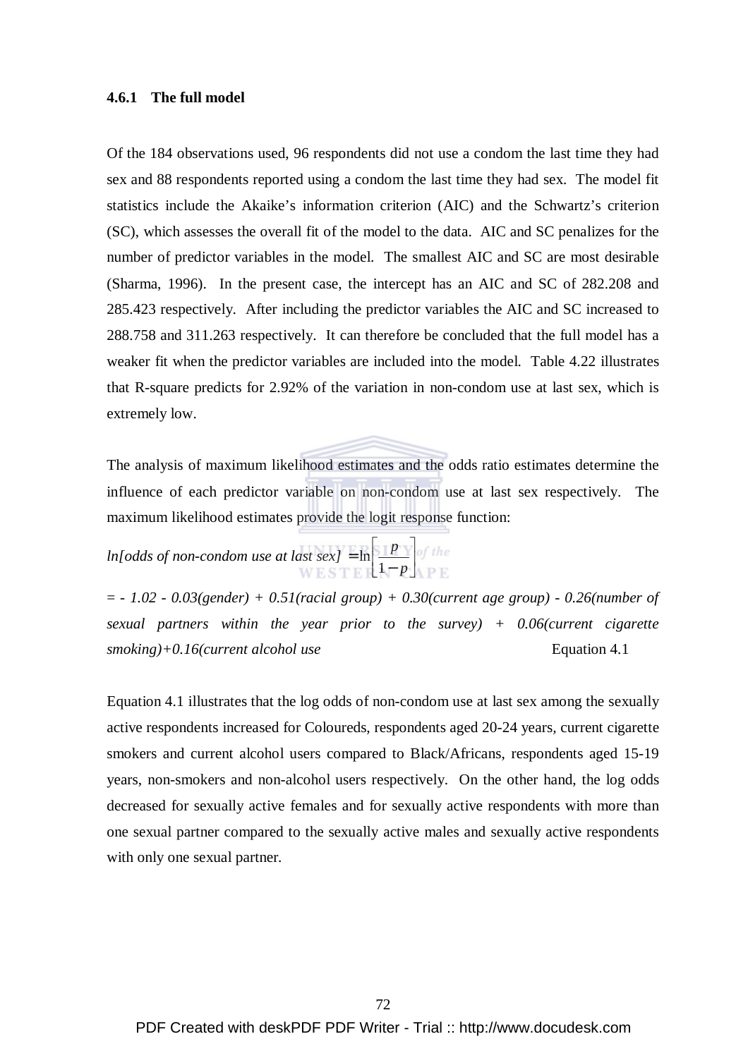### 4.6.1 The full model

Of the 184 observations used, 96 respondents did not use a condom the last time they had sex and 88 respondents reported using a condom the last time they had sex. The model fit statistics include the Akaike's information criterion (AIC) and the Schwartz's criterion (SC), which assesses the overall fit of the model to the data. AIC and SC penalizes for the number of predictor variables in the model. The smallest AIC and SC are most desirable (Sharma, 1996). In the present case, the intercept has an AIC and SC of 282.208 and 285.423 respectively. After including the predictor variables the AIC and SC increased to 288.758 and 311.263 respectively. It can therefore be concluded that the full model has a weaker fit when the predictor variables are included into the model. Table 4.22 illustrates that R-square predicts for 2.92% of the variation in non-condom use at last sex, which is extremely low.

The analysis of maximum likelihood estimates and the odds ratio estimates determine the influence of each predictor variable on non-condom use at last sex respectively. The maximum likelihood estimates provide the logit response function:

*ln[odds of non-condom use at last sex]* $= \ln\left[\frac{p}{1-p}\right]$

*= - 1.02 - 0.03(gender) + 0.51(racial group) + 0.30(current age group) - 0.26(number of sexual partners within the year prior to the survey) + 0.06(current cigarette smoking)+0.16(current alcohol use* Equation 4.1

Equation 4.1 illustrates that the log odds of non-condom use at last sex among the sexually active respondents increased for Coloureds, respondents aged 20-24 years, current cigarette smokers and current alcohol users compared to Black/Africans, respondents aged 15-19 years, non-smokers and non-alcohol users respectively. On the other hand, the log odds decreased for sexually active females and for sexually active respondents with more than one sexual partner compared to the sexually active males and sexually active respondents with only one sexual partner.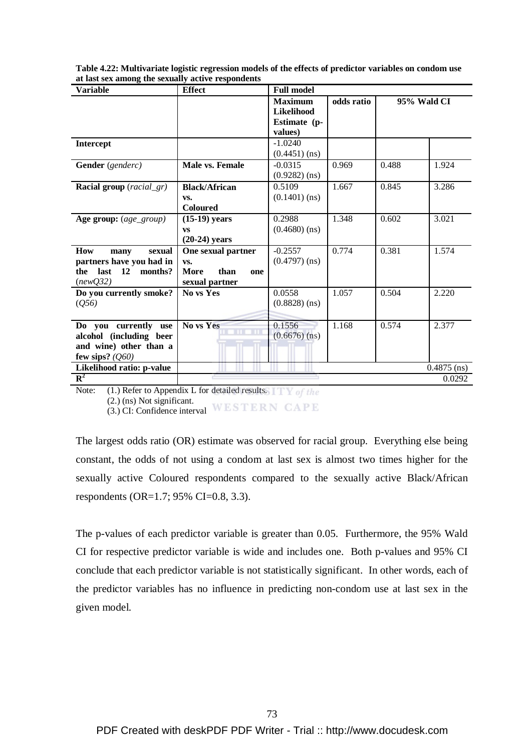**Table 4.22: Multivariate logistic regression models of the effects of predictor variables on condom use at last sex among the sexually active respondents**

| Variable | Effect | Full model | | | |
|---|---|---|---|---|---|
| | | **Maximum Likelihood Estimate (p-values)** | **odds ratio** | **95% Wald CI** | |
| **Intercept** | | -1.0240 (0.4451) (ns) | | | |
| **Gender** (*genderc*) | **Male vs. Female** | -0.0315 (0.9282) (ns) | 0.969 | 0.488 | 1.924 |
| **Racial group** (*racial_gr*) | **Black/African vs. Coloured** | 0.5109 (0.1401) (ns) | 1.667 | 0.845 | 3.286 |
| **Age group:** (*age_group*) | **(15-19) years vs (20-24) years** | 0.2988 (0.4680) (ns) | 1.348 | 0.602 | 3.021 |
| **How many sexual partners have you had in the last 12 months?** (*newQ32*) | **One sexual partner vs. More than one sexual partner** | -0.2557 (0.4797) (ns) | 0.774 | 0.381 | 1.574 |
| **Do you currently smoke?** (*Q56*) | **No vs Yes** | 0.0558 (0.8828) (ns) | 1.057 | 0.504 | 2.220 |
| **Do you currently use alcohol (including beer and wine) other than a few sips?** (*Q60*) | **No vs Yes** | 0.1556 (0.6676) (ns) | 1.168 | 0.574 | 2.377 |
| **Likelihood ratio: p-value** | | | | | 0.4875 (ns) |
| $\mathbf{R^2}$ | | | | | 0.0292 |

Note: (1.) Refer to Appendix L for detailed results.
(2.) (ns) Not significant.
(3.) CI: Confidence interval

The largest odds ratio (OR) estimate was observed for racial group. Everything else being constant, the odds of not using a condom at last sex is almost two times higher for the sexually active Coloured respondents compared to the sexually active Black/African respondents (OR=1.7; 95% CI=0.8, 3.3).

The p-values of each predictor variable is greater than 0.05. Furthermore, the 95% Wald CI for respective predictor variable is wide and includes one. Both p-values and 95% CI conclude that each predictor variable is not statistically significant. In other words, each of the predictor variables has no influence in predicting non-condom use at last sex in the given model.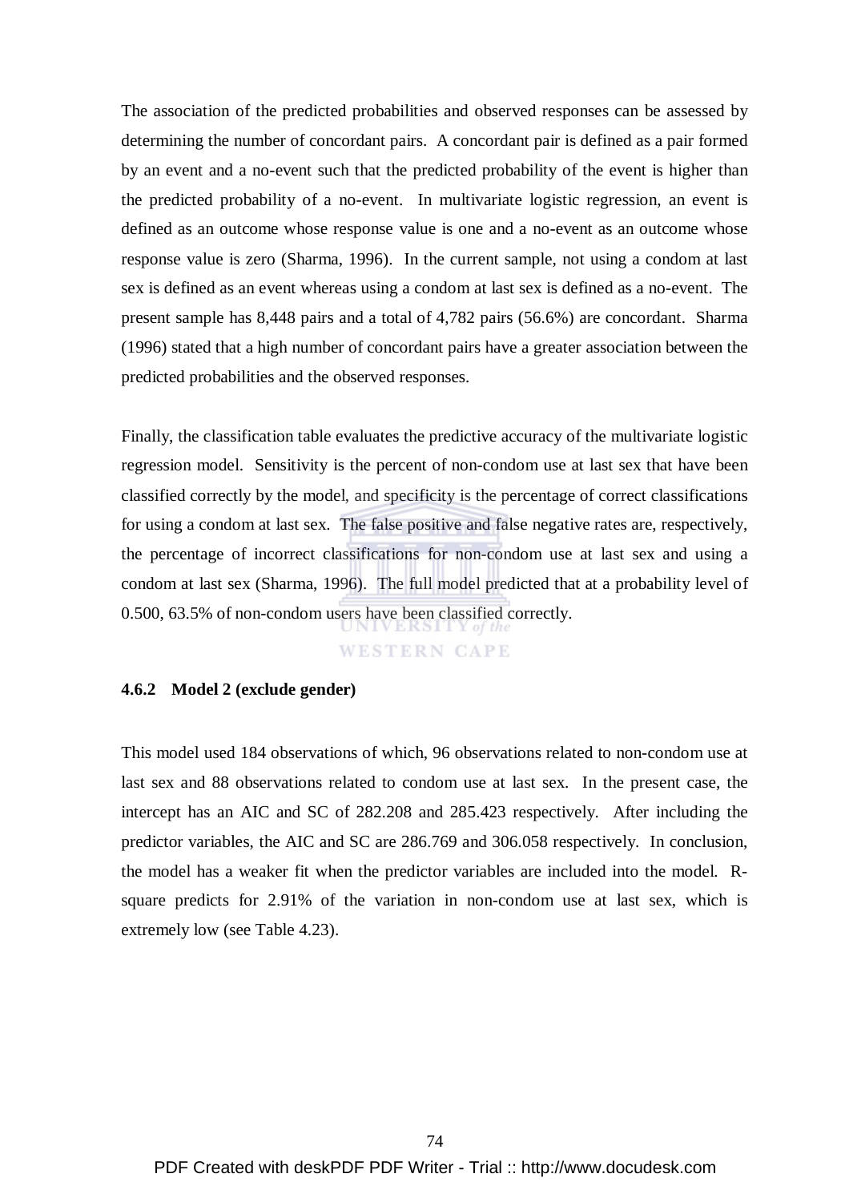The association of the predicted probabilities and observed responses can be assessed by determining the number of concordant pairs. A concordant pair is defined as a pair formed by an event and a no-event such that the predicted probability of the event is higher than the predicted probability of a no-event. In multivariate logistic regression, an event is defined as an outcome whose response value is one and a no-event as an outcome whose response value is zero (Sharma, 1996). In the current sample, not using a condom at last sex is defined as an event whereas using a condom at last sex is defined as a no-event. The present sample has 8,448 pairs and a total of 4,782 pairs (56.6%) are concordant. Sharma (1996) stated that a high number of concordant pairs have a greater association between the predicted probabilities and the observed responses.

Finally, the classification table evaluates the predictive accuracy of the multivariate logistic regression model. Sensitivity is the percent of non-condom use at last sex that have been classified correctly by the model, and specificity is the percentage of correct classifications for using a condom at last sex. The false positive and false negative rates are, respectively, the percentage of incorrect classifications for non-condom use at last sex and using a condom at last sex (Sharma, 1996). The full model predicted that at a probability level of 0.500, 63.5% of non-condom users have been classified correctly.

### 4.6.2 Model 2 (exclude gender)

This model used 184 observations of which, 96 observations related to non-condom use at last sex and 88 observations related to condom use at last sex. In the present case, the intercept has an AIC and SC of 282.208 and 285.423 respectively. After including the predictor variables, the AIC and SC are 286.769 and 306.058 respectively. In conclusion, the model has a weaker fit when the predictor variables are included into the model. R-square predicts for 2.91% of the variation in non-condom use at last sex, which is extremely low (see Table 4.23).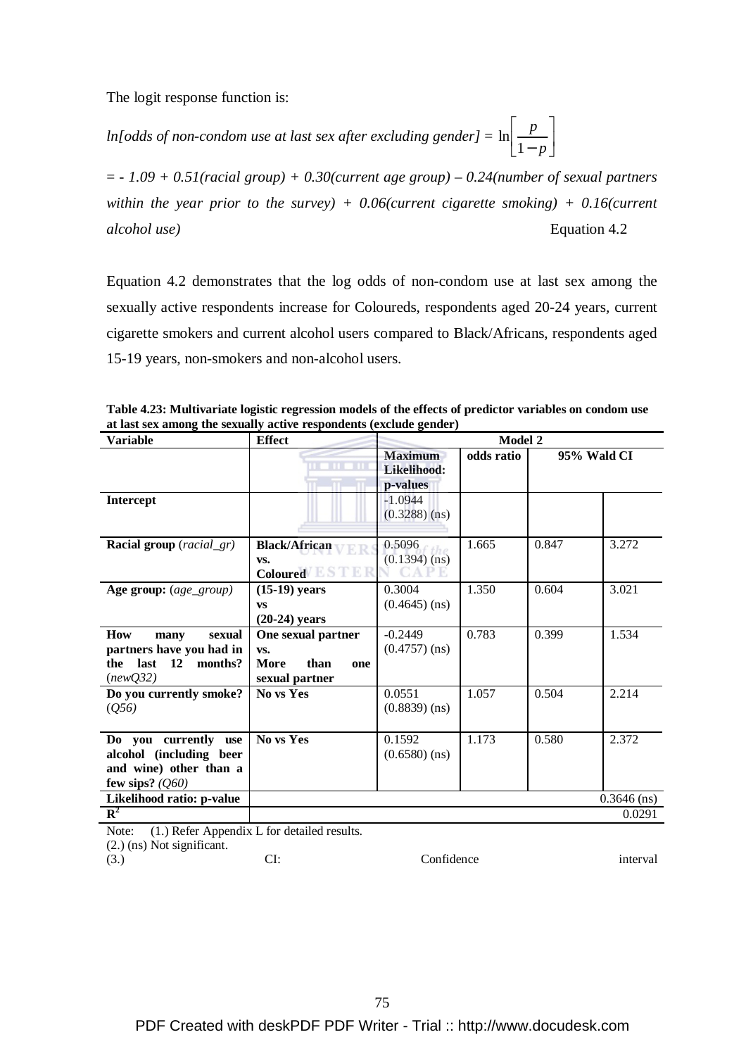The logit response function is:

*ln[odds of non-condom use at last sex after excluding gender]* = $\ln\left[\dfrac{p}{1-p}\right]$

= *- 1.09 + 0.51(racial group) + 0.30(current age group) – 0.24(number of sexual partners within the year prior to the survey) + 0.06(current cigarette smoking) + 0.16(current alcohol use)* Equation 4.2

Equation 4.2 demonstrates that the log odds of non-condom use at last sex among the sexually active respondents increase for Coloureds, respondents aged 20-24 years, current cigarette smokers and current alcohol users compared to Black/Africans, respondents aged 15-19 years, non-smokers and non-alcohol users.

**Table 4.23: Multivariate logistic regression models of the effects of predictor variables on condom use at last sex among the sexually active respondents (exclude gender)**

| Variable | Effect | Model 2 | | | |
|---|---|---|---|---|---|
| | | **Maximum Likelihood: p-values** | **odds ratio** | **95% Wald CI** | |
| **Intercept** | | -1.0944 (0.3288) (ns) | | | |
| **Racial group** (*racial_gr*) | **Black/African vs. Coloured** | 0.5096 (0.1394) (ns) | 1.665 | 0.847 | 3.272 |
| **Age group:** (*age_group*) | **(15-19) years vs (20-24) years** | 0.3004 (0.4645) (ns) | 1.350 | 0.604 | 3.021 |
| **How many sexual partners have you had in the last 12 months?** (*newQ32*) | **One sexual partner vs. More than one sexual partner** | -0.2449 (0.4757) (ns) | 0.783 | 0.399 | 1.534 |
| **Do you currently smoke?** (*Q56*) | **No vs Yes** | 0.0551 (0.8839) (ns) | 1.057 | 0.504 | 2.214 |
| **Do you currently use alcohol (including beer and wine) other than a few sips?** (*Q60*) | **No vs Yes** | 0.1592 (0.6580) (ns) | 1.173 | 0.580 | 2.372 |
| **Likelihood ratio: p-value** | 0.3646 (ns) | | | | |
| $\mathbf{R^2}$ | 0.0291 | | | | |

Note: (1.) Refer Appendix L for detailed results.
(2.) (ns) Not significant.
(3.) CI: Confidence interval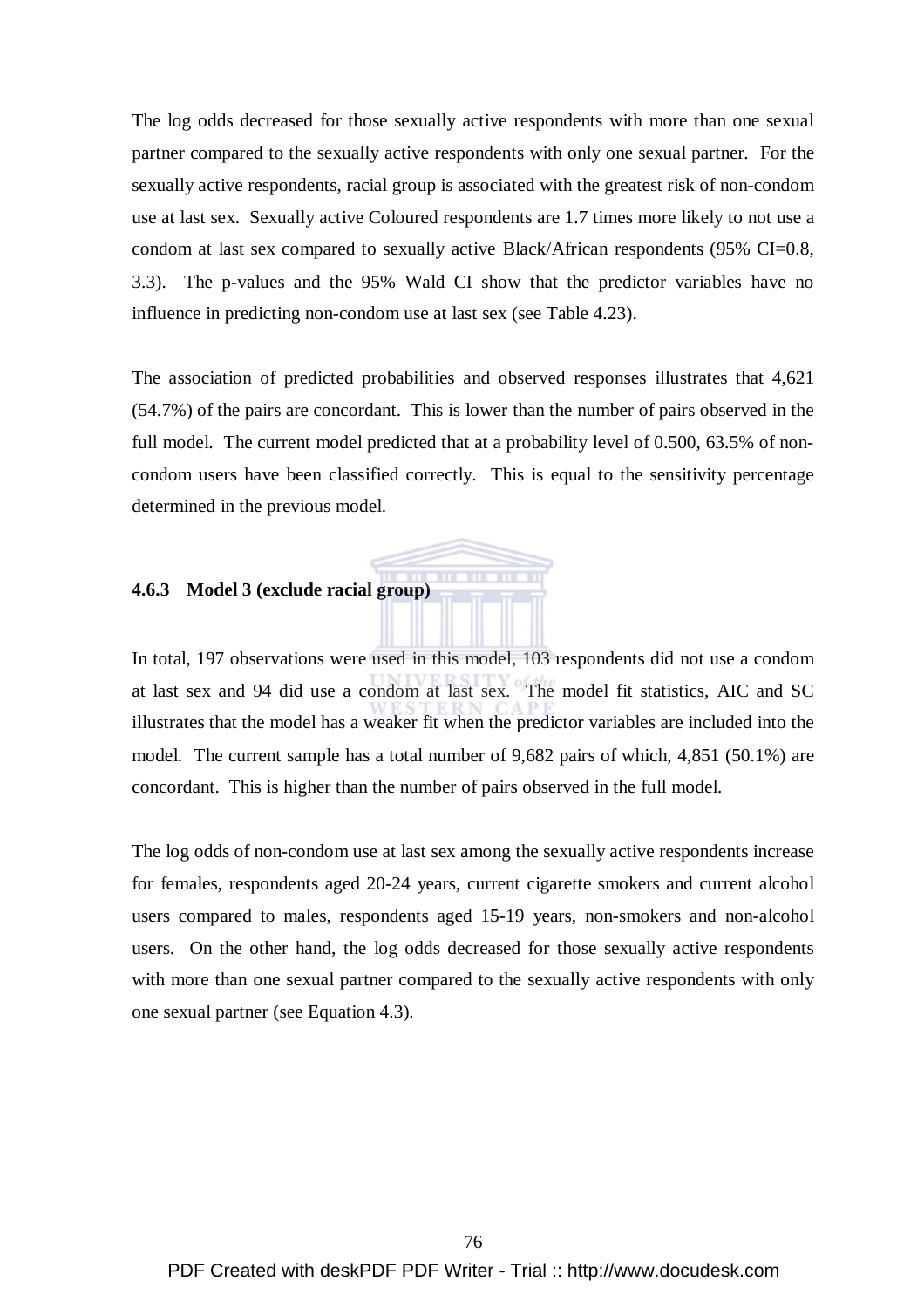The log odds decreased for those sexually active respondents with more than one sexual partner compared to the sexually active respondents with only one sexual partner. For the sexually active respondents, racial group is associated with the greatest risk of non-condom use at last sex. Sexually active Coloured respondents are 1.7 times more likely to not use a condom at last sex compared to sexually active Black/African respondents (95% CI=0.8, 3.3). The p-values and the 95% Wald CI show that the predictor variables have no influence in predicting non-condom use at last sex (see Table 4.23).

The association of predicted probabilities and observed responses illustrates that 4,621 (54.7%) of the pairs are concordant. This is lower than the number of pairs observed in the full model. The current model predicted that at a probability level of 0.500, 63.5% of non-condom users have been classified correctly. This is equal to the sensitivity percentage determined in the previous model.

### 4.6.3 Model 3 (exclude racial group)

In total, 197 observations were used in this model, 103 respondents did not use a condom at last sex and 94 did use a condom at last sex. The model fit statistics, AIC and SC illustrates that the model has a weaker fit when the predictor variables are included into the model. The current sample has a total number of 9,682 pairs of which, 4,851 (50.1%) are concordant. This is higher than the number of pairs observed in the full model.

The log odds of non-condom use at last sex among the sexually active respondents increase for females, respondents aged 20-24 years, current cigarette smokers and current alcohol users compared to males, respondents aged 15-19 years, non-smokers and non-alcohol users. On the other hand, the log odds decreased for those sexually active respondents with more than one sexual partner compared to the sexually active respondents with only one sexual partner (see Equation 4.3).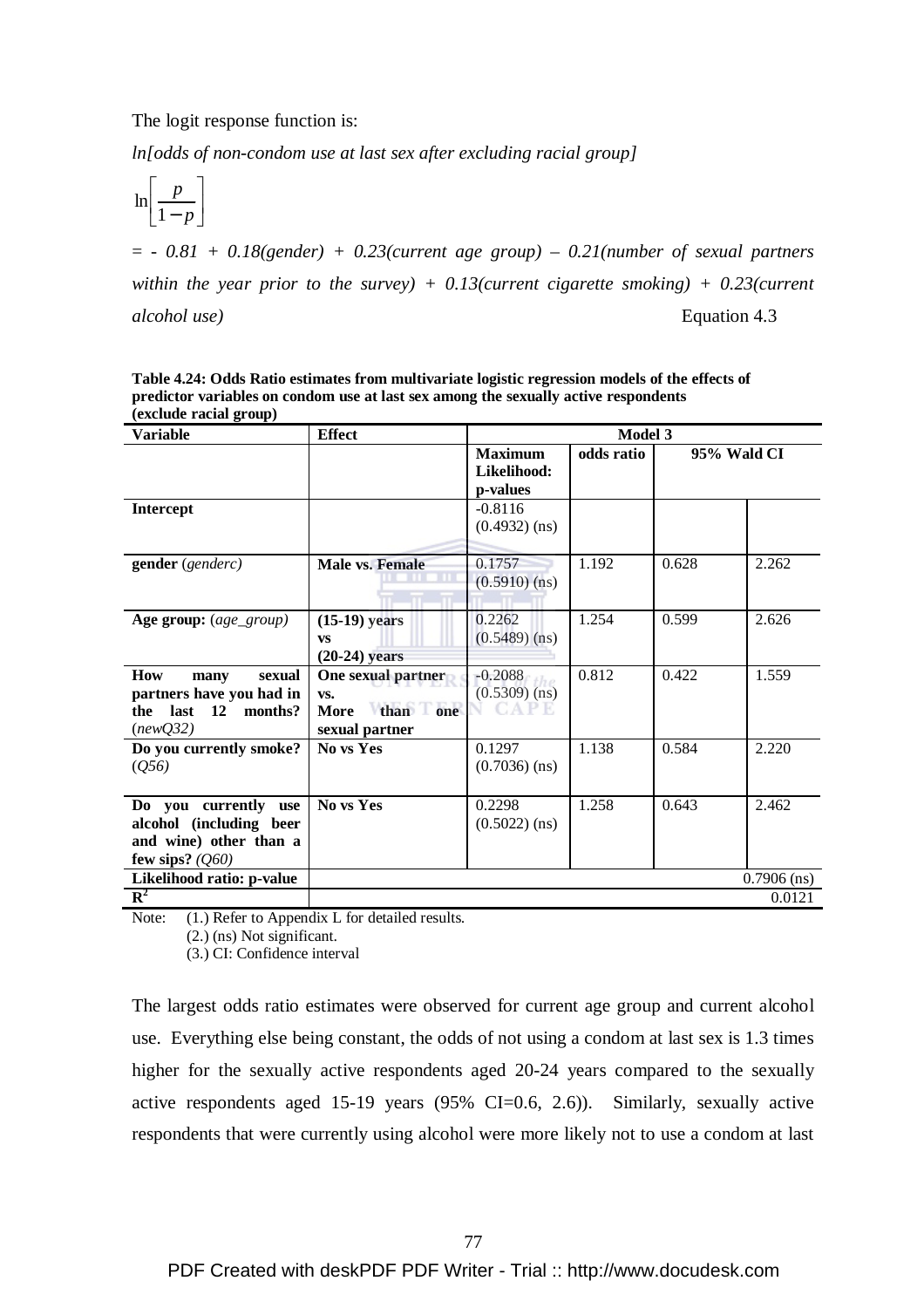The logit response function is:

*ln[odds of non-condom use at last sex after excluding racial group]*

$$\ln\left[\frac{p}{1-p}\right]$$

= *- 0.81 + 0.18(gender) + 0.23(current age group) – 0.21(number of sexual partners within the year prior to the survey) + 0.13(current cigarette smoking) + 0.23(current alcohol use)* Equation 4.3

**Table 4.24: Odds Ratio estimates from multivariate logistic regression models of the effects of predictor variables on condom use at last sex among the sexually active respondents (exclude racial group)**

| Variable | Effect | Model 3 | | | |
|---|---|---|---|---|---|
| | | **Maximum Likelihood: p-values** | **odds ratio** | **95% Wald CI** | |
| **Intercept** | | -0.8116 (0.4932) (ns) | | | |
| **gender** (*genderc*) | **Male vs. Female** | 0.1757 (0.5910) (ns) | 1.192 | 0.628 | 2.262 |
| **Age group:** (*age_group*) | **(15-19) years vs (20-24) years** | 0.2262 (0.5489) (ns) | 1.254 | 0.599 | 2.626 |
| **How many sexual partners have you had in the last 12 months?** (*newQ32*) | **One sexual partner vs. More than one sexual partner** | -0.2088 (0.5309) (ns) | 0.812 | 0.422 | 1.559 |
| **Do you currently smoke?** (*Q56*) | **No vs Yes** | 0.1297 (0.7036) (ns) | 1.138 | 0.584 | 2.220 |
| **Do you currently use alcohol (including beer and wine) other than a few sips?** (*Q60*) | **No vs Yes** | 0.2298 (0.5022) (ns) | 1.258 | 0.643 | 2.462 |
| **Likelihood ratio: p-value** | | | | | 0.7906 (ns) |
| $\mathbf{R^2}$ | | | | | 0.0121 |

Note: (1.) Refer to Appendix L for detailed results.
(2.) (ns) Not significant.
(3.) CI: Confidence interval

The largest odds ratio estimates were observed for current age group and current alcohol use. Everything else being constant, the odds of not using a condom at last sex is 1.3 times higher for the sexually active respondents aged 20-24 years compared to the sexually active respondents aged 15-19 years (95% CI=0.6, 2.6)). Similarly, sexually active respondents that were currently using alcohol were more likely not to use a condom at last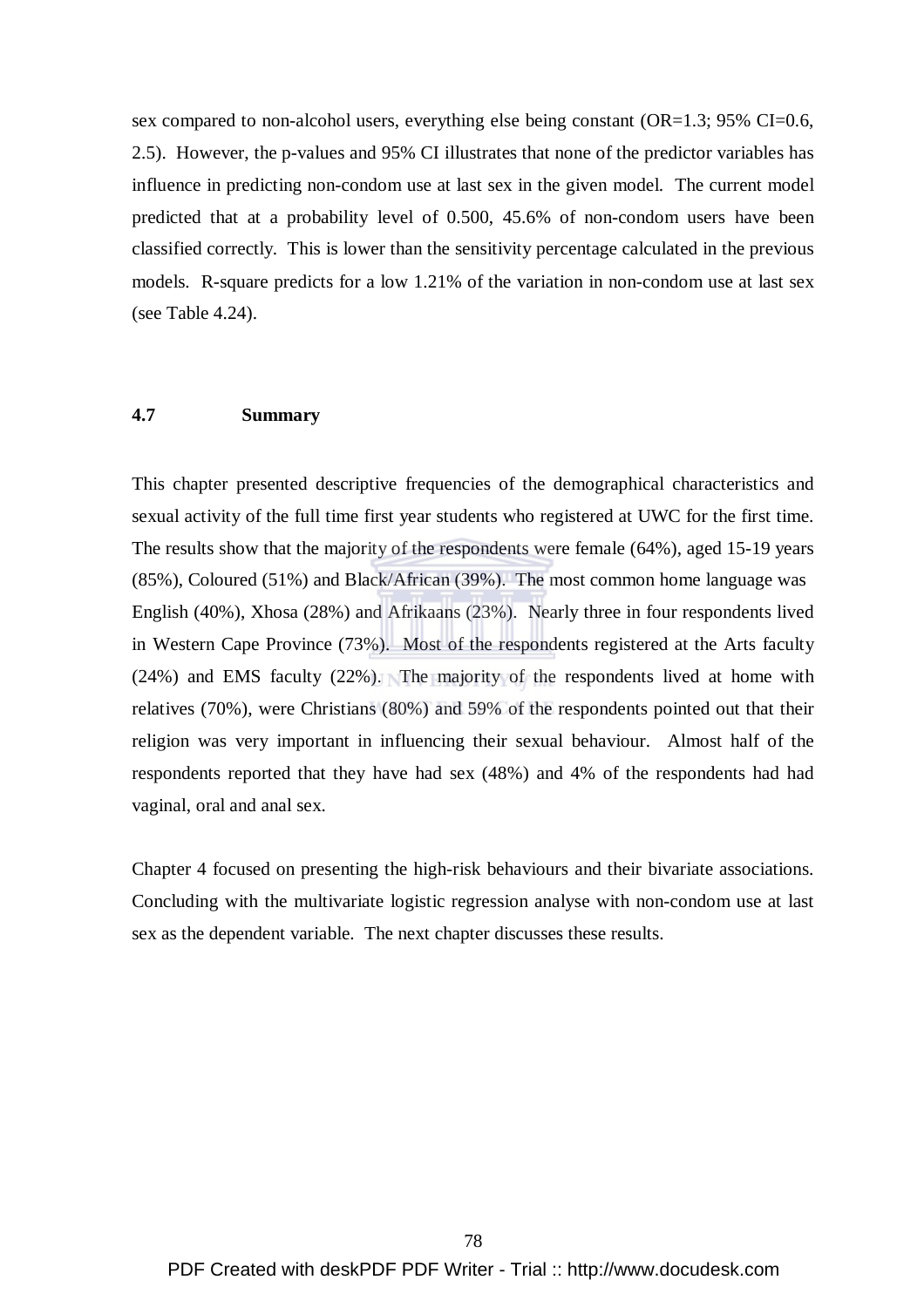sex compared to non-alcohol users, everything else being constant (OR=1.3; 95% CI=0.6, 2.5). However, the p-values and 95% CI illustrates that none of the predictor variables has influence in predicting non-condom use at last sex in the given model. The current model predicted that at a probability level of 0.500, 45.6% of non-condom users have been classified correctly. This is lower than the sensitivity percentage calculated in the previous models. R-square predicts for a low 1.21% of the variation in non-condom use at last sex (see Table 4.24).

## 4.7 Summary

This chapter presented descriptive frequencies of the demographical characteristics and sexual activity of the full time first year students who registered at UWC for the first time. The results show that the majority of the respondents were female (64%), aged 15-19 years (85%), Coloured (51%) and Black/African (39%). The most common home language was English (40%), Xhosa (28%) and Afrikaans (23%). Nearly three in four respondents lived in Western Cape Province (73%). Most of the respondents registered at the Arts faculty (24%) and EMS faculty (22%). The majority of the respondents lived at home with relatives (70%), were Christians (80%) and 59% of the respondents pointed out that their religion was very important in influencing their sexual behaviour. Almost half of the respondents reported that they have had sex (48%) and 4% of the respondents had had vaginal, oral and anal sex.

Chapter 4 focused on presenting the high-risk behaviours and their bivariate associations. Concluding with the multivariate logistic regression analyse with non-condom use at last sex as the dependent variable. The next chapter discusses these results.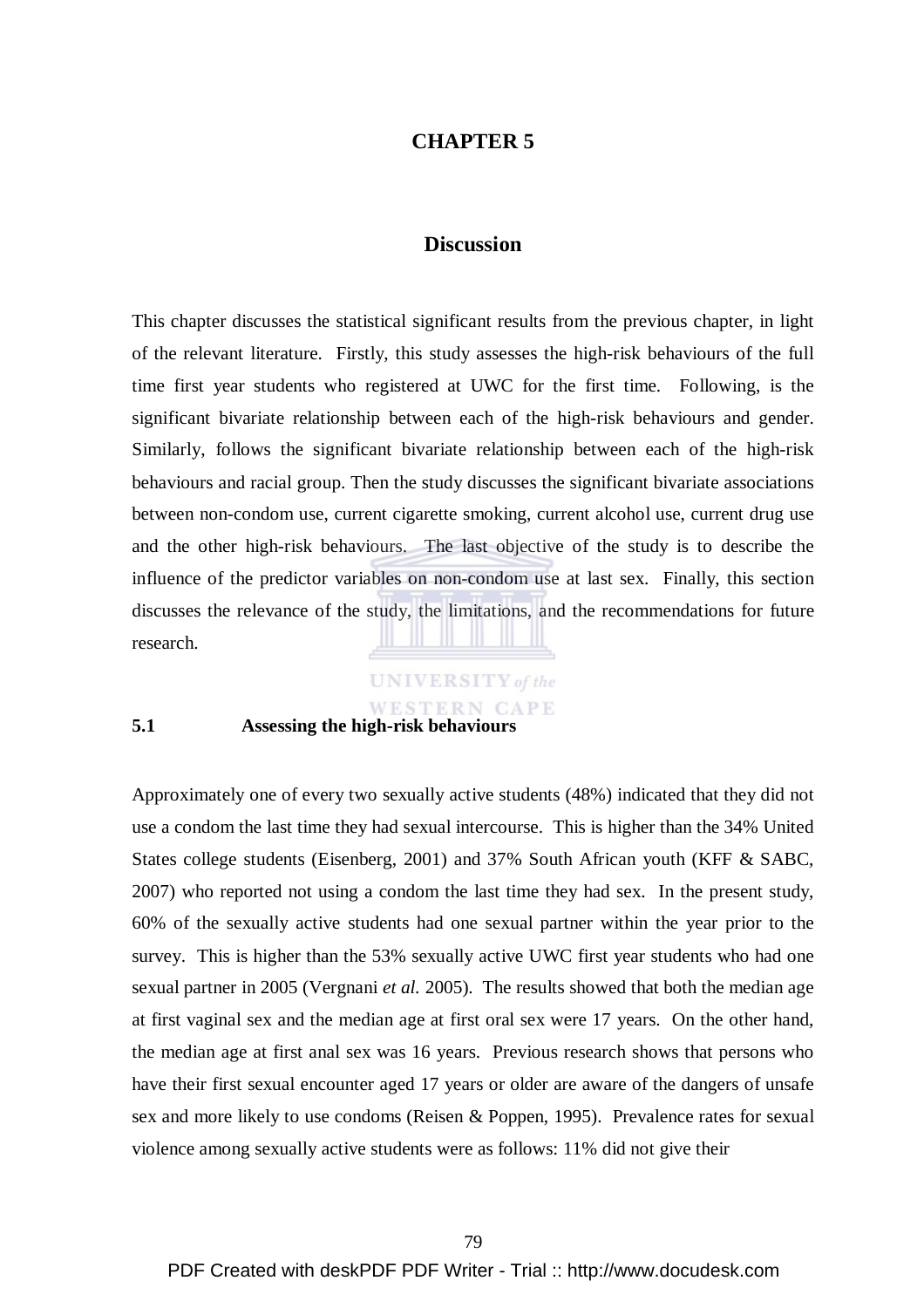# CHAPTER 5

## Discussion

This chapter discusses the statistical significant results from the previous chapter, in light of the relevant literature. Firstly, this study assesses the high-risk behaviours of the full time first year students who registered at UWC for the first time. Following, is the significant bivariate relationship between each of the high-risk behaviours and gender. Similarly, follows the significant bivariate relationship between each of the high-risk behaviours and racial group. Then the study discusses the significant bivariate associations between non-condom use, current cigarette smoking, current alcohol use, current drug use and the other high-risk behaviours. The last objective of the study is to describe the influence of the predictor variables on non-condom use at last sex. Finally, this section discusses the relevance of the study, the limitations, and the recommendations for future research.

### 5.1 Assessing the high-risk behaviours

Approximately one of every two sexually active students (48%) indicated that they did not use a condom the last time they had sexual intercourse. This is higher than the 34% United States college students (Eisenberg, 2001) and 37% South African youth (KFF & SABC, 2007) who reported not using a condom the last time they had sex. In the present study, 60% of the sexually active students had one sexual partner within the year prior to the survey. This is higher than the 53% sexually active UWC first year students who had one sexual partner in 2005 (Vergnani *et al.* 2005). The results showed that both the median age at first vaginal sex and the median age at first oral sex were 17 years. On the other hand, the median age at first anal sex was 16 years. Previous research shows that persons who have their first sexual encounter aged 17 years or older are aware of the dangers of unsafe sex and more likely to use condoms (Reisen & Poppen, 1995). Prevalence rates for sexual violence among sexually active students were as follows: 11% did not give their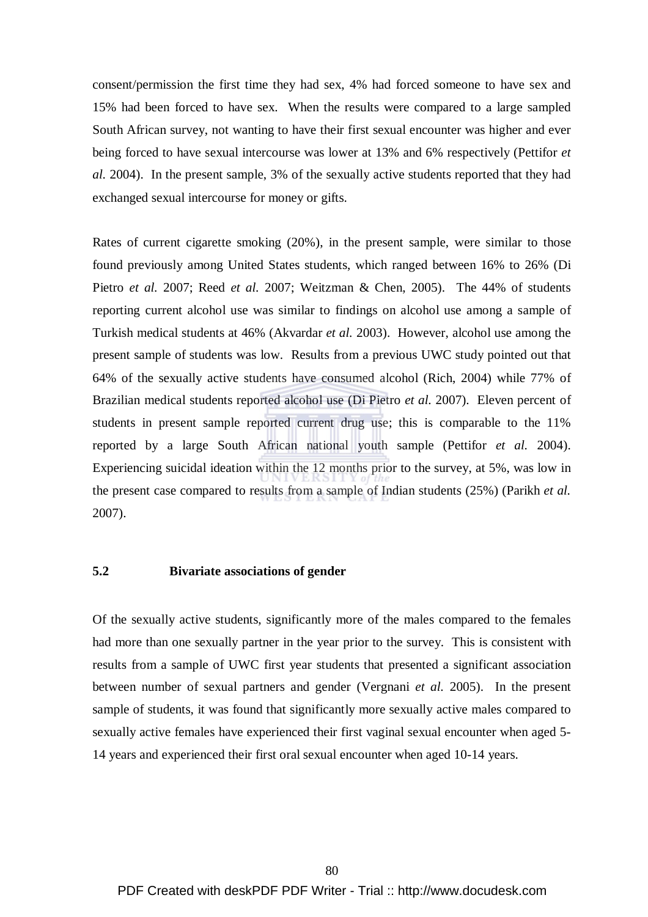consent/permission the first time they had sex, 4% had forced someone to have sex and 15% had been forced to have sex. When the results were compared to a large sampled South African survey, not wanting to have their first sexual encounter was higher and ever being forced to have sexual intercourse was lower at 13% and 6% respectively (Pettifor *et al.* 2004). In the present sample, 3% of the sexually active students reported that they had exchanged sexual intercourse for money or gifts.

Rates of current cigarette smoking (20%), in the present sample, were similar to those found previously among United States students, which ranged between 16% to 26% (Di Pietro *et al.* 2007; Reed *et al.* 2007; Weitzman & Chen, 2005). The 44% of students reporting current alcohol use was similar to findings on alcohol use among a sample of Turkish medical students at 46% (Akvardar *et al.* 2003). However, alcohol use among the present sample of students was low. Results from a previous UWC study pointed out that 64% of the sexually active students have consumed alcohol (Rich, 2004) while 77% of Brazilian medical students reported alcohol use (Di Pietro *et al.* 2007). Eleven percent of students in present sample reported current drug use; this is comparable to the 11% reported by a large South African national youth sample (Pettifor *et al.* 2004). Experiencing suicidal ideation within the 12 months prior to the survey, at 5%, was low in the present case compared to results from a sample of Indian students (25%) (Parikh *et al.* 2007).

### 5.2 Bivariate associations of gender

Of the sexually active students, significantly more of the males compared to the females had more than one sexually partner in the year prior to the survey. This is consistent with results from a sample of UWC first year students that presented a significant association between number of sexual partners and gender (Vergnani *et al.* 2005). In the present sample of students, it was found that significantly more sexually active males compared to sexually active females have experienced their first vaginal sexual encounter when aged 5-14 years and experienced their first oral sexual encounter when aged 10-14 years.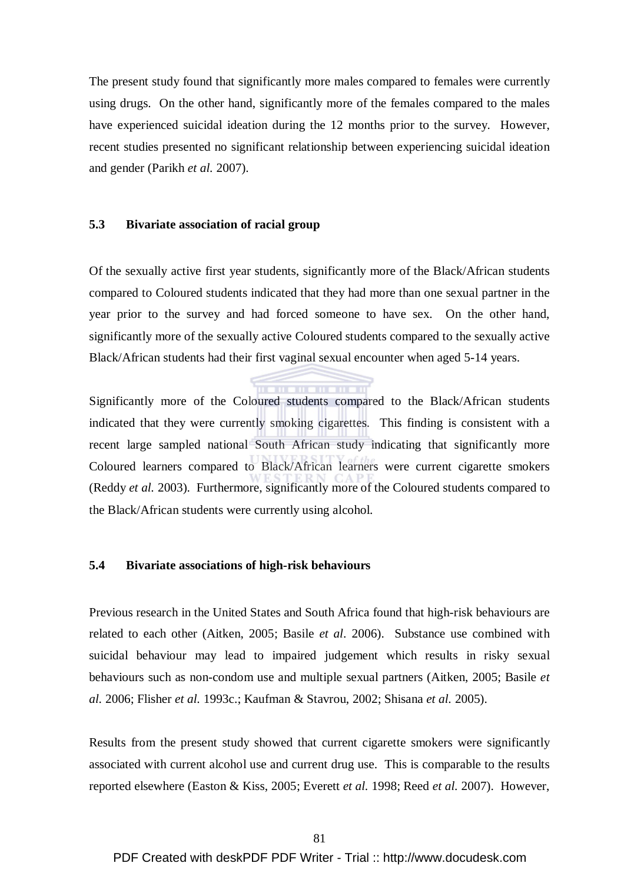The present study found that significantly more males compared to females were currently using drugs. On the other hand, significantly more of the females compared to the males have experienced suicidal ideation during the 12 months prior to the survey. However, recent studies presented no significant relationship between experiencing suicidal ideation and gender (Parikh *et al.* 2007).

### 5.3 Bivariate association of racial group

Of the sexually active first year students, significantly more of the Black/African students compared to Coloured students indicated that they had more than one sexual partner in the year prior to the survey and had forced someone to have sex. On the other hand, significantly more of the sexually active Coloured students compared to the sexually active Black/African students had their first vaginal sexual encounter when aged 5-14 years.

Significantly more of the Coloured students compared to the Black/African students indicated that they were currently smoking cigarettes. This finding is consistent with a recent large sampled national South African study indicating that significantly more Coloured learners compared to Black/African learners were current cigarette smokers (Reddy *et al.* 2003). Furthermore, significantly more of the Coloured students compared to the Black/African students were currently using alcohol.

### 5.4 Bivariate associations of high-risk behaviours

Previous research in the United States and South Africa found that high-risk behaviours are related to each other (Aitken, 2005; Basile *et al.* 2006). Substance use combined with suicidal behaviour may lead to impaired judgement which results in risky sexual behaviours such as non-condom use and multiple sexual partners (Aitken, 2005; Basile *et al.* 2006; Flisher *et al.* 1993c.; Kaufman & Stavrou, 2002; Shisana *et al.* 2005).

Results from the present study showed that current cigarette smokers were significantly associated with current alcohol use and current drug use. This is comparable to the results reported elsewhere (Easton & Kiss, 2005; Everett *et al.* 1998; Reed *et al.* 2007). However,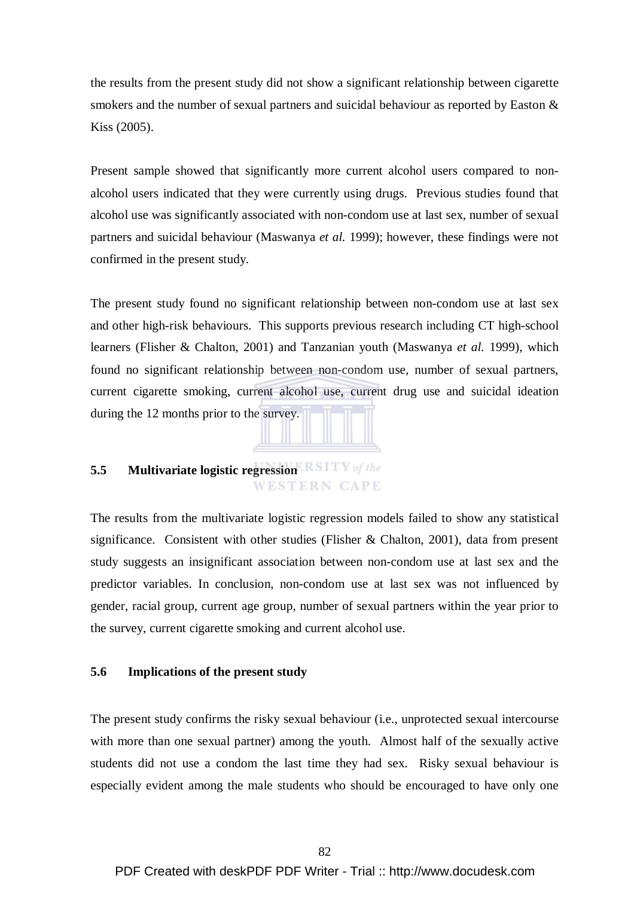the results from the present study did not show a significant relationship between cigarette smokers and the number of sexual partners and suicidal behaviour as reported by Easton & Kiss (2005).

Present sample showed that significantly more current alcohol users compared to non-alcohol users indicated that they were currently using drugs. Previous studies found that alcohol use was significantly associated with non-condom use at last sex, number of sexual partners and suicidal behaviour (Maswanya *et al.* 1999); however, these findings were not confirmed in the present study.

The present study found no significant relationship between non-condom use at last sex and other high-risk behaviours. This supports previous research including CT high-school learners (Flisher & Chalton, 2001) and Tanzanian youth (Maswanya *et al.* 1999), which found no significant relationship between non-condom use, number of sexual partners, current cigarette smoking, current alcohol use, current drug use and suicidal ideation during the 12 months prior to the survey.

### 5.5 Multivariate logistic regression

The results from the multivariate logistic regression models failed to show any statistical significance. Consistent with other studies (Flisher & Chalton, 2001), data from present study suggests an insignificant association between non-condom use at last sex and the predictor variables. In conclusion, non-condom use at last sex was not influenced by gender, racial group, current age group, number of sexual partners within the year prior to the survey, current cigarette smoking and current alcohol use.

### 5.6 Implications of the present study

The present study confirms the risky sexual behaviour (i.e., unprotected sexual intercourse with more than one sexual partner) among the youth. Almost half of the sexually active students did not use a condom the last time they had sex. Risky sexual behaviour is especially evident among the male students who should be encouraged to have only one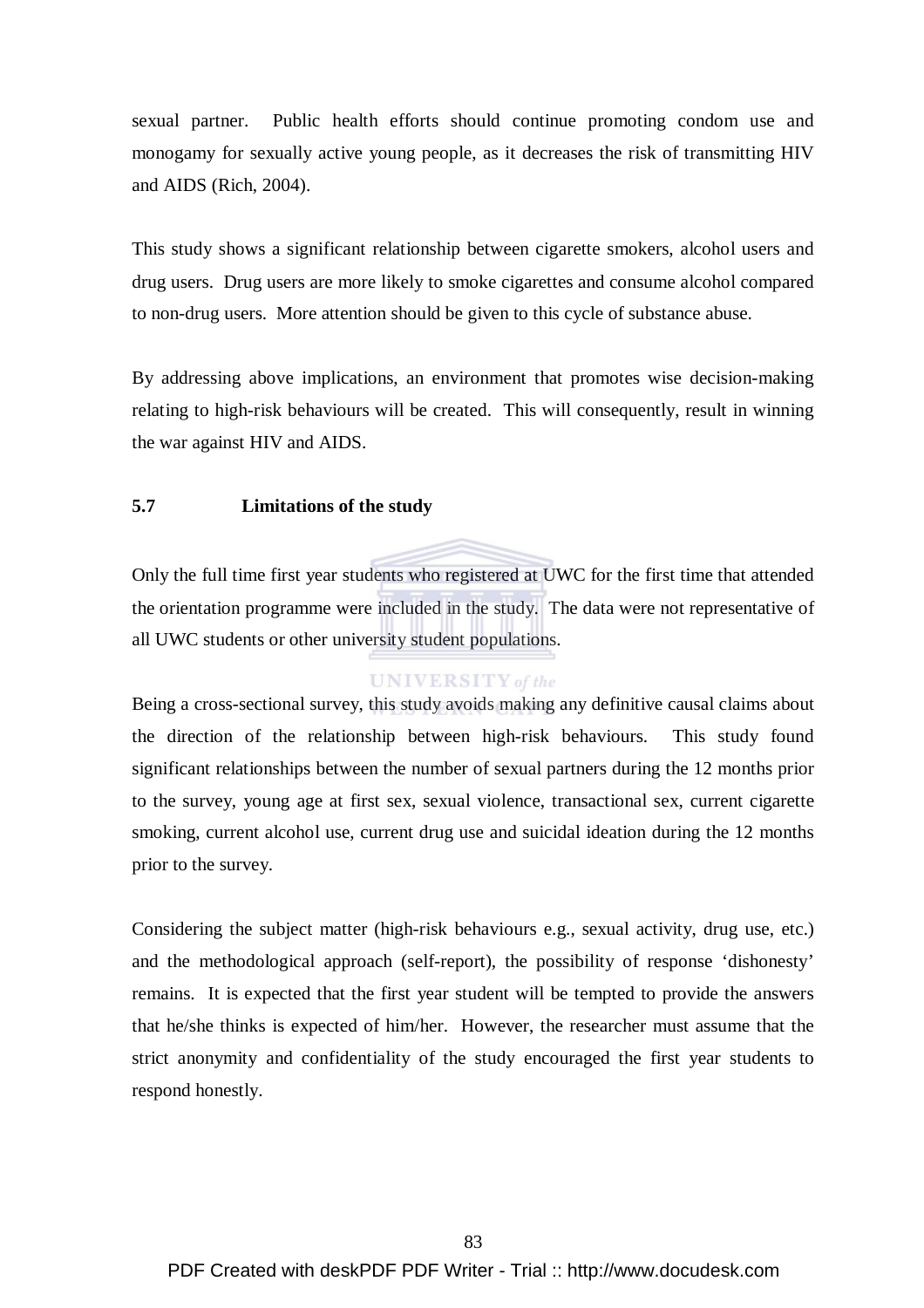sexual partner. Public health efforts should continue promoting condom use and monogamy for sexually active young people, as it decreases the risk of transmitting HIV and AIDS (Rich, 2004).

This study shows a significant relationship between cigarette smokers, alcohol users and drug users. Drug users are more likely to smoke cigarettes and consume alcohol compared to non-drug users. More attention should be given to this cycle of substance abuse.

By addressing above implications, an environment that promotes wise decision-making relating to high-risk behaviours will be created. This will consequently, result in winning the war against HIV and AIDS.

### 5.7 Limitations of the study

Only the full time first year students who registered at UWC for the first time that attended the orientation programme were included in the study. The data were not representative of all UWC students or other university student populations.

Being a cross-sectional survey, this study avoids making any definitive causal claims about the direction of the relationship between high-risk behaviours. This study found significant relationships between the number of sexual partners during the 12 months prior to the survey, young age at first sex, sexual violence, transactional sex, current cigarette smoking, current alcohol use, current drug use and suicidal ideation during the 12 months prior to the survey.

Considering the subject matter (high-risk behaviours e.g., sexual activity, drug use, etc.) and the methodological approach (self-report), the possibility of response 'dishonesty' remains. It is expected that the first year student will be tempted to provide the answers that he/she thinks is expected of him/her. However, the researcher must assume that the strict anonymity and confidentiality of the study encouraged the first year students to respond honestly.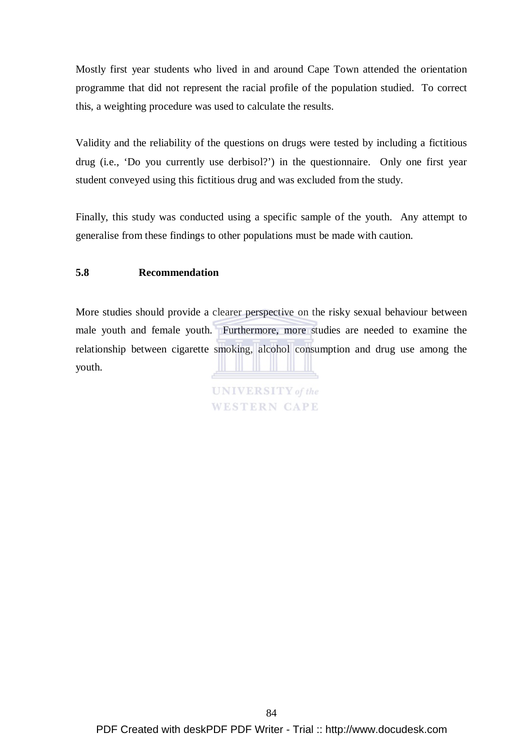Mostly first year students who lived in and around Cape Town attended the orientation programme that did not represent the racial profile of the population studied. To correct this, a weighting procedure was used to calculate the results.

Validity and the reliability of the questions on drugs were tested by including a fictitious drug (i.e., 'Do you currently use derbisol?') in the questionnaire. Only one first year student conveyed using this fictitious drug and was excluded from the study.

Finally, this study was conducted using a specific sample of the youth. Any attempt to generalise from these findings to other populations must be made with caution.

### 5.8 Recommendation

More studies should provide a clearer perspective on the risky sexual behaviour between male youth and female youth. Furthermore, more studies are needed to examine the relationship between cigarette smoking, alcohol consumption and drug use among the youth.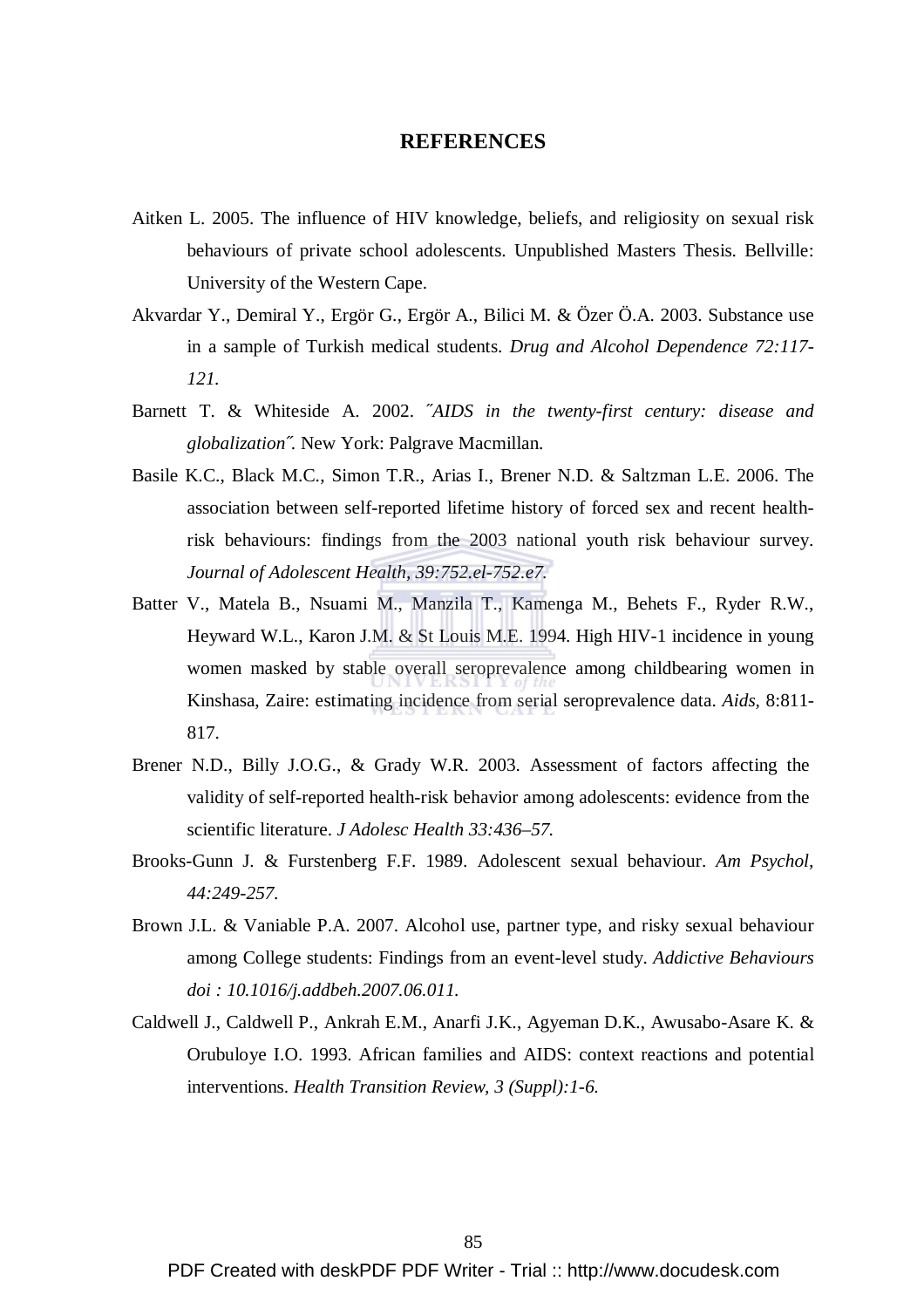# REFERENCES

Aitken L. 2005. The influence of HIV knowledge, beliefs, and religiosity on sexual risk behaviours of private school adolescents. Unpublished Masters Thesis. Bellville: University of the Western Cape.

Akvardar Y., Demiral Y., Ergör G., Ergör A., Bilici M. & Özer Ö.A. 2003. Substance use in a sample of Turkish medical students. *Drug and Alcohol Dependence 72:117-121.*

Barnett T. & Whiteside A. 2002. *˝AIDS in the twenty-first century: disease and globalization˝.* New York: Palgrave Macmillan.

Basile K.C., Black M.C., Simon T.R., Arias I., Brener N.D. & Saltzman L.E. 2006. The association between self-reported lifetime history of forced sex and recent health-risk behaviours: findings from the 2003 national youth risk behaviour survey. *Journal of Adolescent Health, 39:752.el-752.e7.*

Batter V., Matela B., Nsuami M., Manzila T., Kamenga M., Behets F., Ryder R.W., Heyward W.L., Karon J.M. & St Louis M.E. 1994. High HIV-1 incidence in young women masked by stable overall seroprevalence among childbearing women in Kinshasa, Zaire: estimating incidence from serial seroprevalence data. *Aids,* 8:811-817.

Brener N.D., Billy J.O.G., & Grady W.R. 2003. Assessment of factors affecting the validity of self-reported health-risk behavior among adolescents: evidence from the scientific literature. *J Adolesc Health 33:436–57.*

Brooks-Gunn J. & Furstenberg F.F. 1989. Adolescent sexual behaviour. *Am Psychol, 44:249-257.*

Brown J.L. & Vaniable P.A. 2007. Alcohol use, partner type, and risky sexual behaviour among College students: Findings from an event-level study. *Addictive Behaviours doi : 10.1016/j.addbeh.2007.06.011.*

Caldwell J., Caldwell P., Ankrah E.M., Anarfi J.K., Agyeman D.K., Awusabo-Asare K. & Orubuloye I.O. 1993. African families and AIDS: context reactions and potential interventions. *Health Transition Review, 3 (Suppl):1-6.*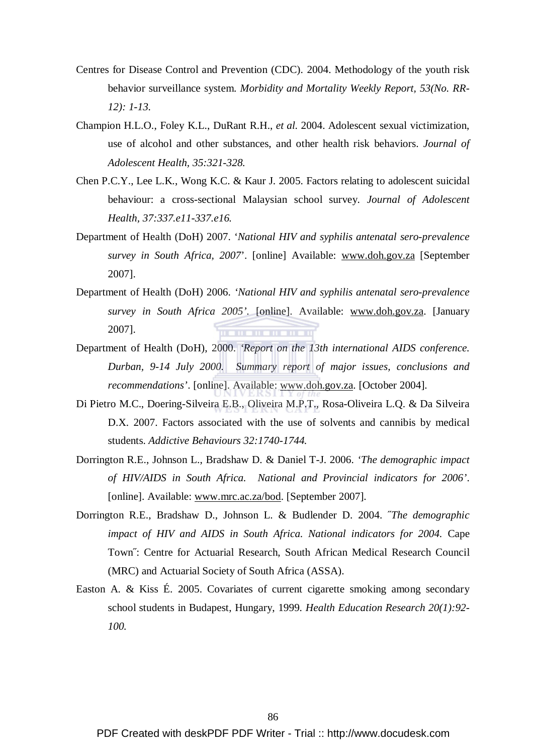Centres for Disease Control and Prevention (CDC). 2004. Methodology of the youth risk behavior surveillance system. *Morbidity and Mortality Weekly Report, 53(No. RR-12): 1-13.*

Champion H.L.O., Foley K.L., DuRant R.H., *et al.* 2004. Adolescent sexual victimization, use of alcohol and other substances, and other health risk behaviors. *Journal of Adolescent Health, 35:321-328.*

Chen P.C.Y., Lee L.K., Wong K.C. & Kaur J. 2005. Factors relating to adolescent suicidal behaviour: a cross-sectional Malaysian school survey. *Journal of Adolescent Health, 37:337.e11-337.e16.*

Department of Health (DoH) 2007. '*National HIV and syphilis antenatal sero-prevalence survey in South Africa, 2007*'. [online] Available: www.doh.gov.za [September 2007].

Department of Health (DoH) 2006. *'National HIV and syphilis antenatal sero-prevalence survey in South Africa 2005'*. [online]. Available: www.doh.gov.za. [January 2007].

Department of Health (DoH), 2000. *'Report on the 13th international AIDS conference. Durban, 9-14 July 2000. Summary report of major issues, conclusions and recommendations'*. [online]. Available: www.doh.gov.za. [October 2004].

Di Pietro M.C., Doering-Silveira E.B., Oliveira M.P.T., Rosa-Oliveira L.Q. & Da Silveira D.X. 2007. Factors associated with the use of solvents and cannibis by medical students. *Addictive Behaviours 32:1740-1744.*

Dorrington R.E., Johnson L., Bradshaw D. & Daniel T-J. 2006. '*The demographic impact of HIV/AIDS in South Africa. National and Provincial indicators for 2006*'. [online]. Available: www.mrc.ac.za/bod. [September 2007].

Dorrington R.E., Bradshaw D., Johnson L. & Budlender D. 2004. ˝*The demographic impact of HIV and AIDS in South Africa. National indicators for 2004.* Cape Town˝: Centre for Actuarial Research, South African Medical Research Council (MRC) and Actuarial Society of South Africa (ASSA).

Easton A. & Kiss É. 2005. Covariates of current cigarette smoking among secondary school students in Budapest, Hungary, 1999. *Health Education Research 20(1):92-100.*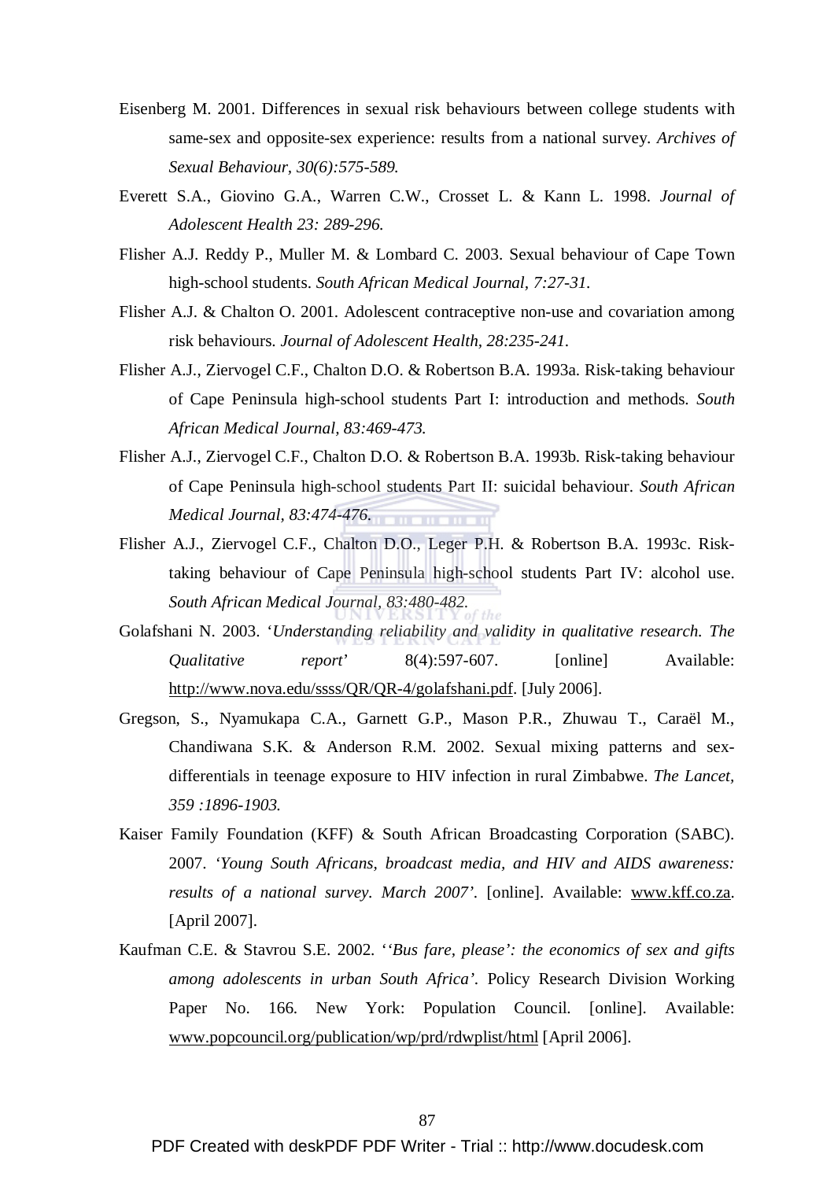Eisenberg M. 2001. Differences in sexual risk behaviours between college students with same-sex and opposite-sex experience: results from a national survey. *Archives of Sexual Behaviour, 30(6):575-589.*

Everett S.A., Giovino G.A., Warren C.W., Crosset L. & Kann L. 1998. *Journal of Adolescent Health 23: 289-296.*

Flisher A.J. Reddy P., Muller M. & Lombard C. 2003. Sexual behaviour of Cape Town high-school students. *South African Medical Journal, 7:27-31.*

Flisher A.J. & Chalton O. 2001. Adolescent contraceptive non-use and covariation among risk behaviours. *Journal of Adolescent Health, 28:235-241.*

Flisher A.J., Ziervogel C.F., Chalton D.O. & Robertson B.A. 1993a. Risk-taking behaviour of Cape Peninsula high-school students Part I: introduction and methods. *South African Medical Journal, 83:469-473.*

Flisher A.J., Ziervogel C.F., Chalton D.O. & Robertson B.A. 1993b. Risk-taking behaviour of Cape Peninsula high-school students Part II: suicidal behaviour. *South African Medical Journal, 83:474-476.*

Flisher A.J., Ziervogel C.F., Chalton D.O., Leger P.H. & Robertson B.A. 1993c. Risk-taking behaviour of Cape Peninsula high-school students Part IV: alcohol use. *South African Medical Journal, 83:480-482.*

Golafshani N. 2003. '*Understanding reliability and validity in qualitative research. The Qualitative report*' 8(4):597-607. [online] Available: http://www.nova.edu/ssss/QR/QR-4/golafshani.pdf. [July 2006].

Gregson, S., Nyamukapa C.A., Garnett G.P., Mason P.R., Zhuwau T., Caraël M., Chandiwana S.K. & Anderson R.M. 2002. Sexual mixing patterns and sex-differentials in teenage exposure to HIV infection in rural Zimbabwe. *The Lancet, 359 :1896-1903.*

Kaiser Family Foundation (KFF) & South African Broadcasting Corporation (SABC). 2007. *'Young South Africans, broadcast media, and HIV and AIDS awareness: results of a national survey. March 2007'*. [online]. Available: www.kff.co.za. [April 2007].

Kaufman C.E. & Stavrou S.E. 2002. '*'Bus fare, please': the economics of sex and gifts among adolescents in urban South Africa'*. Policy Research Division Working Paper No. 166. New York: Population Council. [online]. Available: www.popcouncil.org/publication/wp/prd/rdwplist/html [April 2006].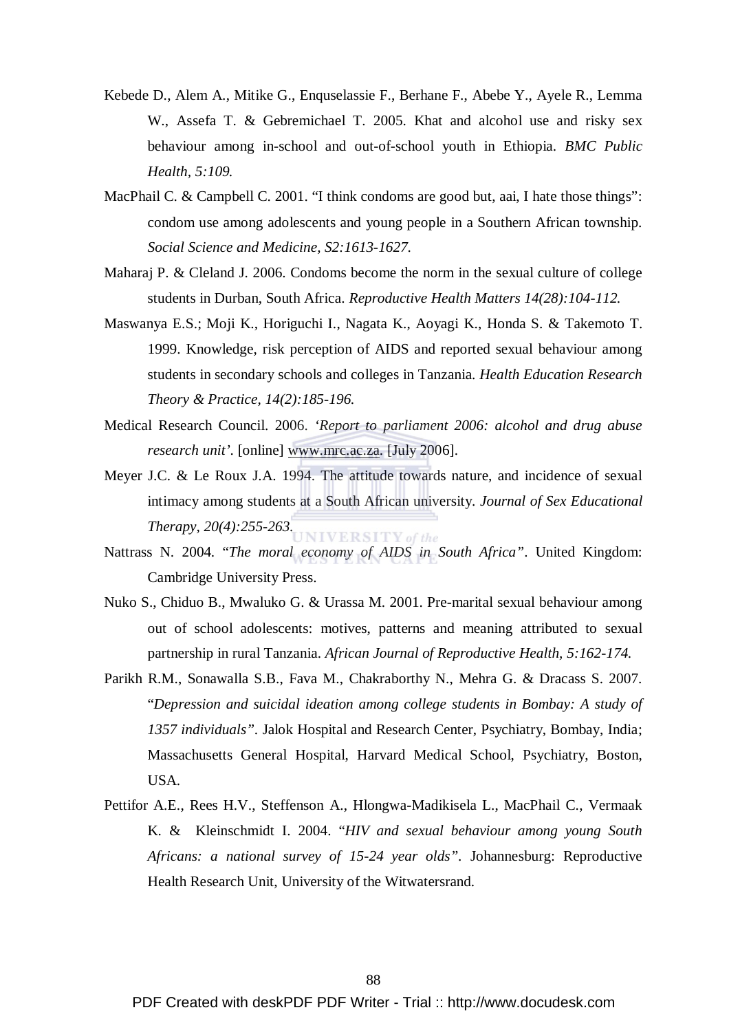Kebede D., Alem A., Mitike G., Enquselassie F., Berhane F., Abebe Y., Ayele R., Lemma W., Assefa T. & Gebremichael T. 2005. Khat and alcohol use and risky sex behaviour among in-school and out-of-school youth in Ethiopia. *BMC Public Health, 5:109.*

MacPhail C. & Campbell C. 2001. "I think condoms are good but, aai, I hate those things": condom use among adolescents and young people in a Southern African township. *Social Science and Medicine, S2:1613-1627.*

Maharaj P. & Cleland J. 2006. Condoms become the norm in the sexual culture of college students in Durban, South Africa. *Reproductive Health Matters 14(28):104-112.*

Maswanya E.S.; Moji K., Horiguchi I., Nagata K., Aoyagi K., Honda S. & Takemoto T. 1999. Knowledge, risk perception of AIDS and reported sexual behaviour among students in secondary schools and colleges in Tanzania. *Health Education Research Theory & Practice, 14(2):185-196.*

Medical Research Council. 2006. *'Report to parliament 2006: alcohol and drug abuse research unit'.* [online] www.mrc.ac.za. [July 2006].

Meyer J.C. & Le Roux J.A. 1994. The attitude towards nature, and incidence of sexual intimacy among students at a South African university. *Journal of Sex Educational Therapy, 20(4):255-263.*

Nattrass N. 2004. "*The moral economy of AIDS in South Africa*". United Kingdom: Cambridge University Press.

Nuko S., Chiduo B., Mwaluko G. & Urassa M. 2001. Pre-marital sexual behaviour among out of school adolescents: motives, patterns and meaning attributed to sexual partnership in rural Tanzania. *African Journal of Reproductive Health, 5:162-174.*

Parikh R.M., Sonawalla S.B., Fava M., Chakraborthy N., Mehra G. & Dracass S. 2007. "*Depression and suicidal ideation among college students in Bombay: A study of 1357 individuals*". Jalok Hospital and Research Center, Psychiatry, Bombay, India; Massachusetts General Hospital, Harvard Medical School, Psychiatry, Boston, USA.

Pettifor A.E., Rees H.V., Steffenson A., Hlongwa-Madikisela L., MacPhail C., Vermaak K. & Kleinschmidt I. 2004. "*HIV and sexual behaviour among young South Africans: a national survey of 15-24 year olds*". Johannesburg: Reproductive Health Research Unit, University of the Witwatersrand.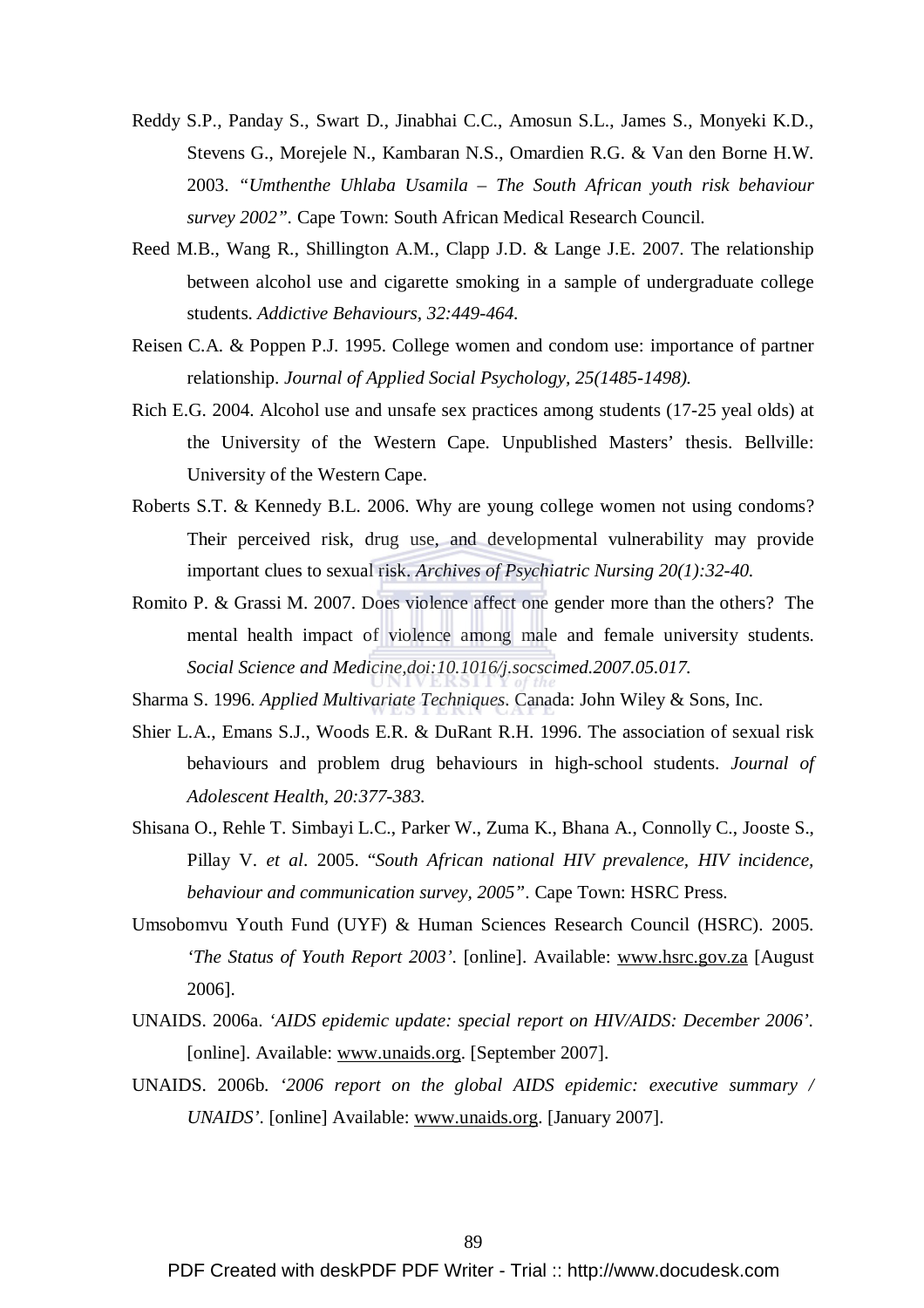Reddy S.P., Panday S., Swart D., Jinabhai C.C., Amosun S.L., James S., Monyeki K.D., Stevens G., Morejele N., Kambaran N.S., Omardien R.G. & Van den Borne H.W. 2003. *"Umthenthe Uhlaba Usamila – The South African youth risk behaviour survey 2002"*. Cape Town: South African Medical Research Council.

Reed M.B., Wang R., Shillington A.M., Clapp J.D. & Lange J.E. 2007. The relationship between alcohol use and cigarette smoking in a sample of undergraduate college students. *Addictive Behaviours, 32:449-464.*

Reisen C.A. & Poppen P.J. 1995. College women and condom use: importance of partner relationship. *Journal of Applied Social Psychology, 25(1485-1498).*

Rich E.G. 2004. Alcohol use and unsafe sex practices among students (17-25 yeal olds) at the University of the Western Cape. Unpublished Masters' thesis. Bellville: University of the Western Cape.

Roberts S.T. & Kennedy B.L. 2006. Why are young college women not using condoms? Their perceived risk, drug use, and developmental vulnerability may provide important clues to sexual risk. *Archives of Psychiatric Nursing 20(1):32-40.*

Romito P. & Grassi M. 2007. Does violence affect one gender more than the others? The mental health impact of violence among male and female university students. *Social Science and Medicine,doi:10.1016/j.socscimed.2007.05.017.*

Sharma S. 1996. *Applied Multivariate Techniques*. Canada: John Wiley & Sons, Inc.

Shier L.A., Emans S.J., Woods E.R. & DuRant R.H. 1996. The association of sexual risk behaviours and problem drug behaviours in high-school students. *Journal of Adolescent Health, 20:377-383.*

Shisana O., Rehle T. Simbayi L.C., Parker W., Zuma K., Bhana A., Connolly C., Jooste S., Pillay V. *et al*. 2005. *"South African national HIV prevalence, HIV incidence, behaviour and communication survey, 2005"*. Cape Town: HSRC Press.

Umsobomvu Youth Fund (UYF) & Human Sciences Research Council (HSRC). 2005. *'The Status of Youth Report 2003'*. [online]. Available: www.hsrc.gov.za [August 2006].

UNAIDS. 2006a. *'AIDS epidemic update: special report on HIV/AIDS: December 2006'*. [online]. Available: www.unaids.org. [September 2007].

UNAIDS. 2006b. *'2006 report on the global AIDS epidemic: executive summary / UNAIDS'*. [online] Available: www.unaids.org. [January 2007].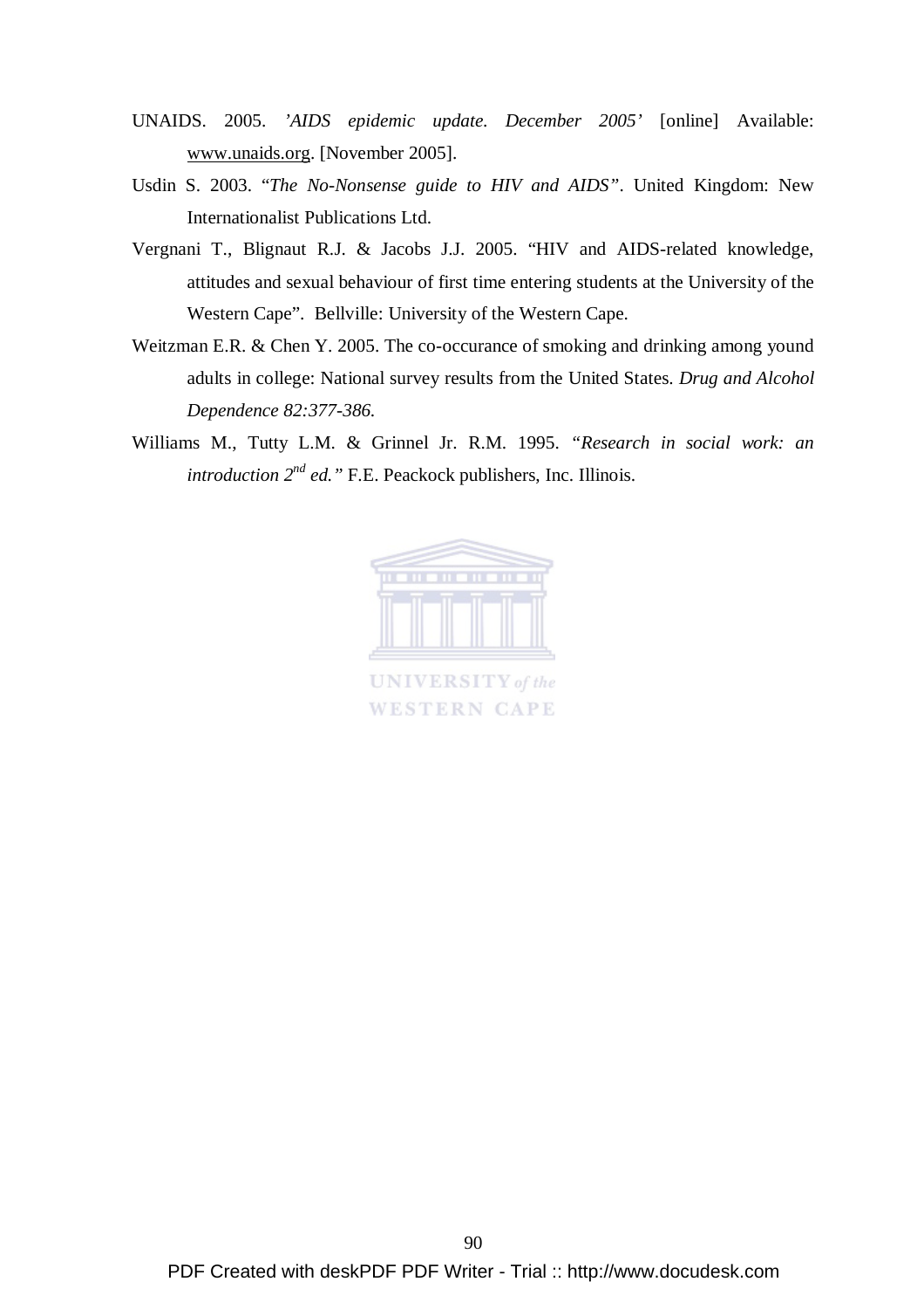UNAIDS. 2005. *'AIDS epidemic update. December 2005'* [online] Available: www.unaids.org. [November 2005].

Usdin S. 2003. "*The No-Nonsense guide to HIV and AIDS*". United Kingdom: New Internationalist Publications Ltd.

Vergnani T., Blignaut R.J. & Jacobs J.J. 2005. "HIV and AIDS-related knowledge, attitudes and sexual behaviour of first time entering students at the University of the Western Cape". Bellville: University of the Western Cape.

Weitzman E.R. & Chen Y. 2005. The co-occurance of smoking and drinking among yound adults in college: National survey results from the United States. *Drug and Alcohol Dependence 82:377-386.*

Williams M., Tutty L.M. & Grinnel Jr. R.M. 1995. *"Research in social work: an introduction 2nd ed."* F.E. Peacock publishers, Inc. Illinois.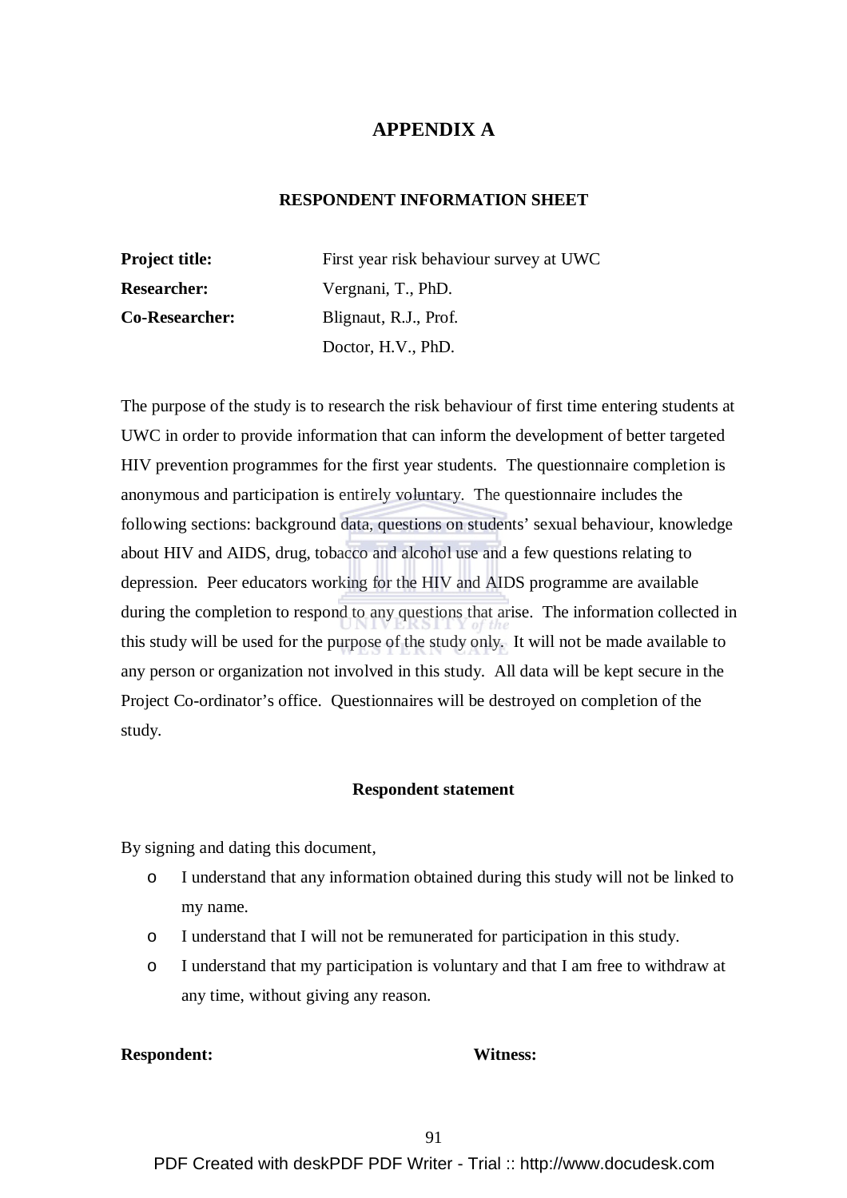# APPENDIX A

## RESPONDENT INFORMATION SHEET

| | |
|---|---|
| **Project title:** | First year risk behaviour survey at UWC |
| **Researcher:** | Vergnani, T., PhD. |
| **Co-Researcher:** | Blignaut, R.J., Prof. |
| | Doctor, H.V., PhD. |

The purpose of the study is to research the risk behaviour of first time entering students at UWC in order to provide information that can inform the development of better targeted HIV prevention programmes for the first year students. The questionnaire completion is anonymous and participation is entirely voluntary. The questionnaire includes the following sections: background data, questions on students' sexual behaviour, knowledge about HIV and AIDS, drug, tobacco and alcohol use and a few questions relating to depression. Peer educators working for the HIV and AIDS programme are available during the completion to respond to any questions that arise. The information collected in this study will be used for the purpose of the study only. It will not be made available to any person or organization not involved in this study. All data will be kept secure in the Project Co-ordinator's office. Questionnaires will be destroyed on completion of the study.

### Respondent statement

By signing and dating this document,

- I understand that any information obtained during this study will not be linked to my name.
- I understand that I will not be remunerated for participation in this study.
- I understand that my participation is voluntary and that I am free to withdraw at any time, without giving any reason.

**Respondent:** **Witness:**

PDF Created with deskPDF PDF Writer - Trial :: http://www.docudesk.com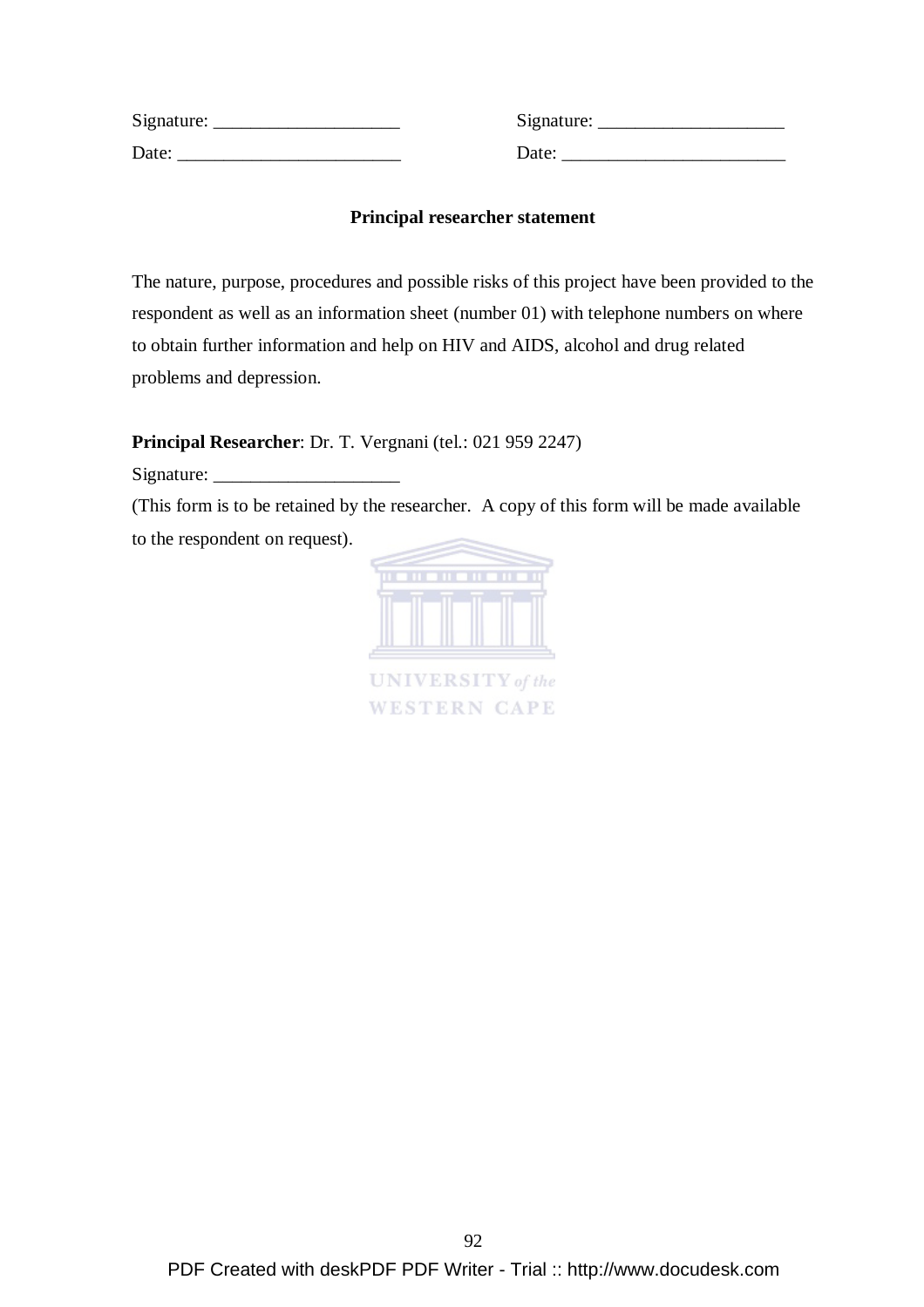Signature: ____________________ Signature: ____________________

Date: ________________________ Date: ________________________

**Principal researcher statement**

The nature, purpose, procedures and possible risks of this project have been provided to the respondent as well as an information sheet (number 01) with telephone numbers on where to obtain further information and help on HIV and AIDS, alcohol and drug related problems and depression.

**Principal Researcher**: Dr. T. Vergnani (tel.: 021 959 2247)

Signature: ____________________

(This form is to be retained by the researcher. A copy of this form will be made available to the respondent on request).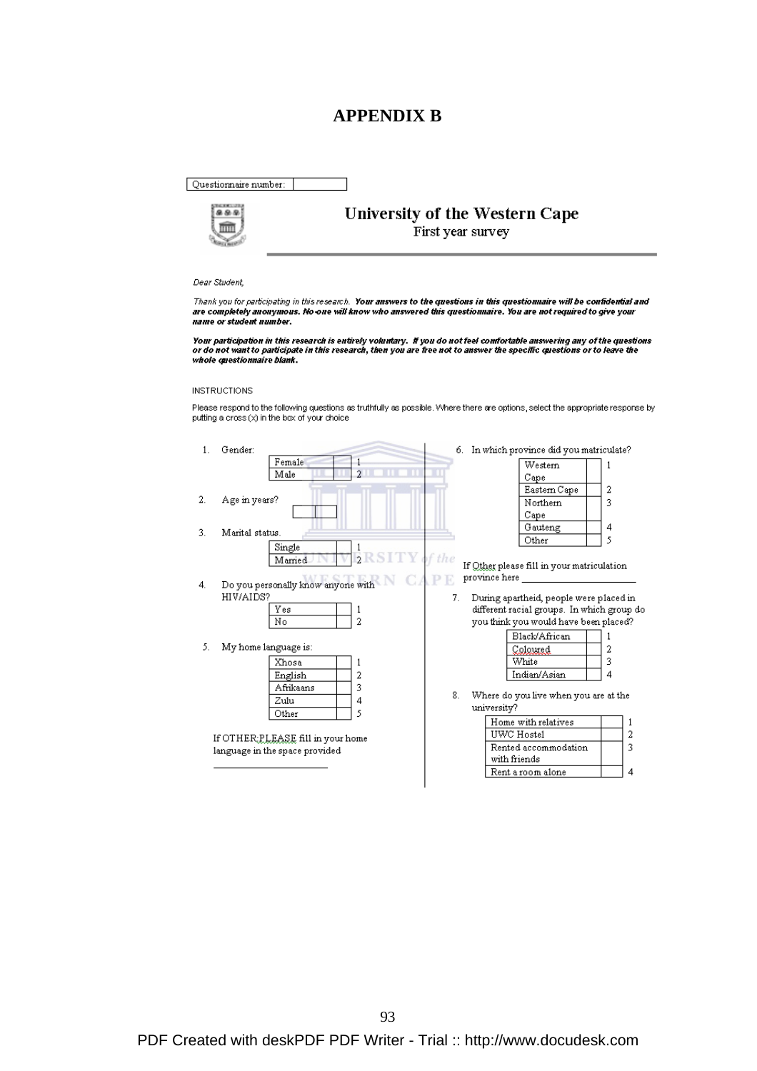# APPENDIX B

| Questionnaire number: | |
|---|---|

## University of the Western Cape

First year survey

*Dear Student,*

*Thank you for participating in this research.* ***Your answers to the questions in this questionnaire will be confidential and are completely anonymous. No-one will know who answered this questionnaire. You are not required to give your name or student number.***

***Your participation in this research is entirely voluntary. If you do not feel comfortable answering any of the questions or do not want to participate in this research, then you are free not to answer the specific questions or to leave the whole questionnaire blank.***

INSTRUCTIONS

Please respond to the following questions as truthfully as possible. Where there are options, select the appropriate response by putting a cross (x) in the box of your choice

1. Gender:

| | | |
|---|---|---|
| Female | | 1 |
| Male | | 2 |

2. Age in years?

| | |
|---|---|
| | |

3. Marital status.

| | | |
|---|---|---|
| Single | | 1 |
| Married | | 2 |

4. Do you personally know anyone with HIV/AIDS?

| | | |
|---|---|---|
| Yes | | 1 |
| No | | 2 |

5. My home language is:

| | | |
|---|---|---|
| Xhosa | | 1 |
| English | | 2 |
| Afrikaans | | 3 |
| Zulu | | 4 |
| Other | | 5 |

If OTHER;PLEASE fill in your home language in the space provided

\_\_\_\_\_\_\_\_\_\_\_\_\_\_\_\_\_\_\_\_\_\_

6. In which province did you matriculate?

| | | |
|---|---|---|
| Western Cape | | 1 |
| Eastern Cape | | 2 |
| Northern Cape | | 3 |
| Gauteng | | 4 |
| Other | | 5 |

If Other please fill in your matriculation province here \_\_\_\_\_\_\_\_\_\_\_\_\_\_\_\_\_\_\_\_\_\_

7. During apartheid, people were placed in different racial groups. In which group do you think you would have been placed?

| | | |
|---|---|---|
| Black/African | | 1 |
| Coloured | | 2 |
| White | | 3 |
| Indian/Asian | | 4 |

8. Where do you live when you are at the university?

| | | |
|---|---|---|
| Home with relatives | | 1 |
| UWC Hostel | | 2 |
| Rented accommodation with friends | | 3 |
| Rent a room alone | | 4 |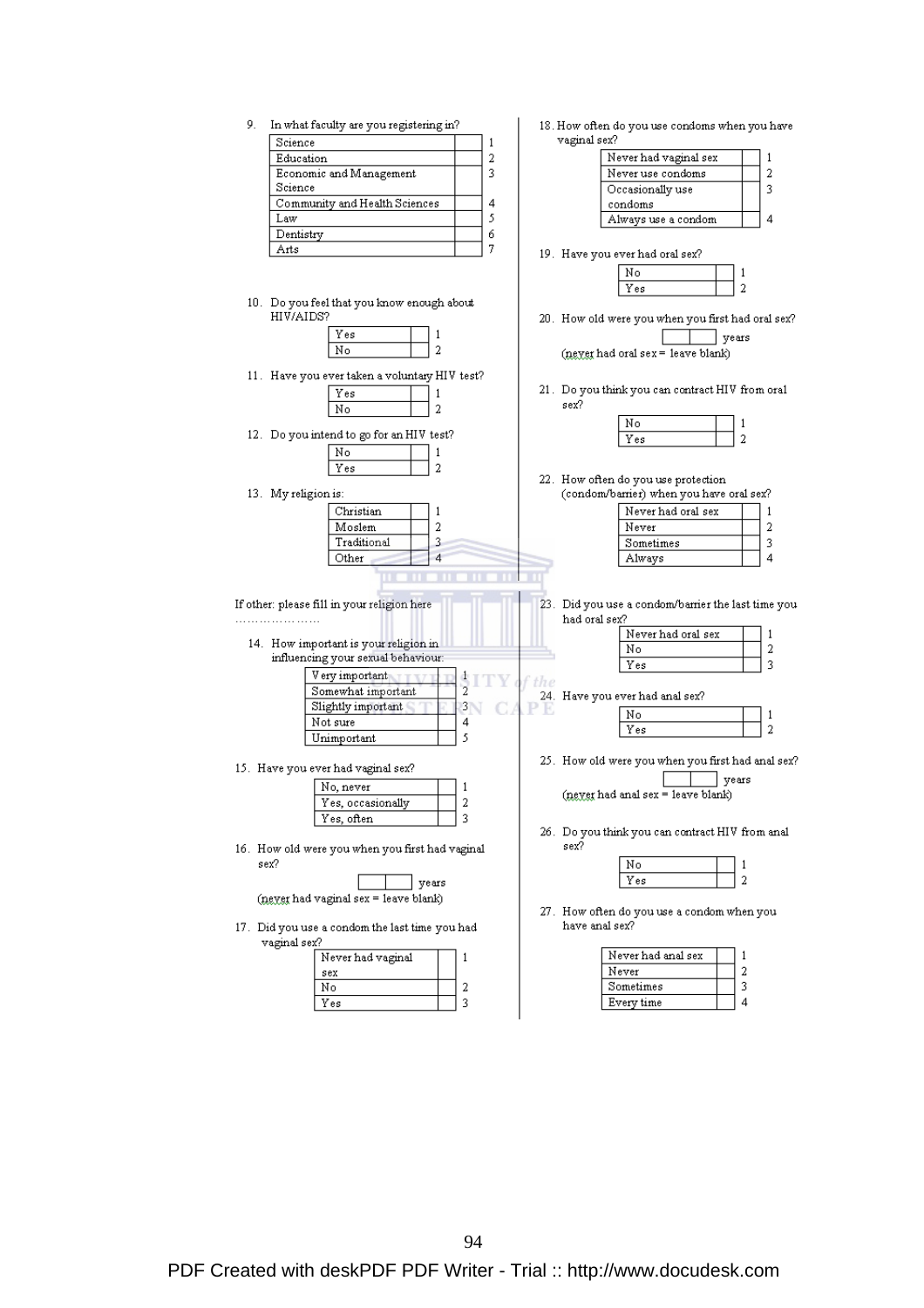9. In what faculty are you registering in?

| | |
|---|---|
| Science | 1 |
| Education | 2 |
| Economic and Management Science | 3 |
| Community and Health Sciences | 4 |
| Law | 5 |
| Dentistry | 6 |
| Arts | 7 |

10. Do you feel that you know enough about HIV/AIDS?

| | |
|---|---|
| Yes | 1 |
| No | 2 |

11. Have you ever taken a voluntary HIV test?

| | |
|---|---|
| Yes | 1 |
| No | 2 |

12. Do you intend to go for an HIV test?

| | |
|---|---|
| No | 1 |
| Yes | 2 |

13. My religion is:

| | |
|---|---|
| Christian | 1 |
| Moslem | 2 |
| Traditional | 3 |
| Other | 4 |

If other: please fill in your religion here …………………

14. How important is your religion in influencing your sexual behaviour:

| | |
|---|---|
| Very important | 1 |
| Somewhat important | 2 |
| Slightly important | 3 |
| Not sure | 4 |
| Unimportant | 5 |

15. Have you ever had vaginal sex?

| | |
|---|---|
| No, never | 1 |
| Yes, occasionally | 2 |
| Yes, often | 3 |

16. How old were you when you first had vaginal sex?

[ ] years

(never had vaginal sex = leave blank)

17. Did you use a condom the last time you had vaginal sex?

| | |
|---|---|
| Never had vaginal sex | 1 |
| No | 2 |
| Yes | 3 |

18. How often do you use condoms when you have vaginal sex?

| | |
|---|---|
| Never had vaginal sex | 1 |
| Never use condoms | 2 |
| Occasionally use condoms | 3 |
| Always use a condom | 4 |

19. Have you ever had oral sex?

| | |
|---|---|
| No | 1 |
| Yes | 2 |

20. How old were you when you first had oral sex?

[ ] years

(never had oral sex = leave blank)

21. Do you think you can contract HIV from oral sex?

| | |
|---|---|
| No | 1 |
| Yes | 2 |

22. How often do you use protection (condom/barrier) when you have oral sex?

| | |
|---|---|
| Never had oral sex | 1 |
| Never | 2 |
| Sometimes | 3 |
| Always | 4 |

23. Did you use a condom/barrier the last time you had oral sex?

| | |
|---|---|
| Never had oral sex | 1 |
| No | 2 |
| Yes | 3 |

24. Have you ever had anal sex?

| | |
|---|---|
| No | 1 |
| Yes | 2 |

25. How old were you when you first had anal sex?

[ ] years

(never had anal sex = leave blank)

26. Do you think you can contract HIV from anal sex?

| | |
|---|---|
| No | 1 |
| Yes | 2 |

27. How often do you use a condom when you have anal sex?

| | |
|---|---|
| Never had anal sex | 1 |
| Never | 2 |
| Sometimes | 3 |
| Every time | 4 |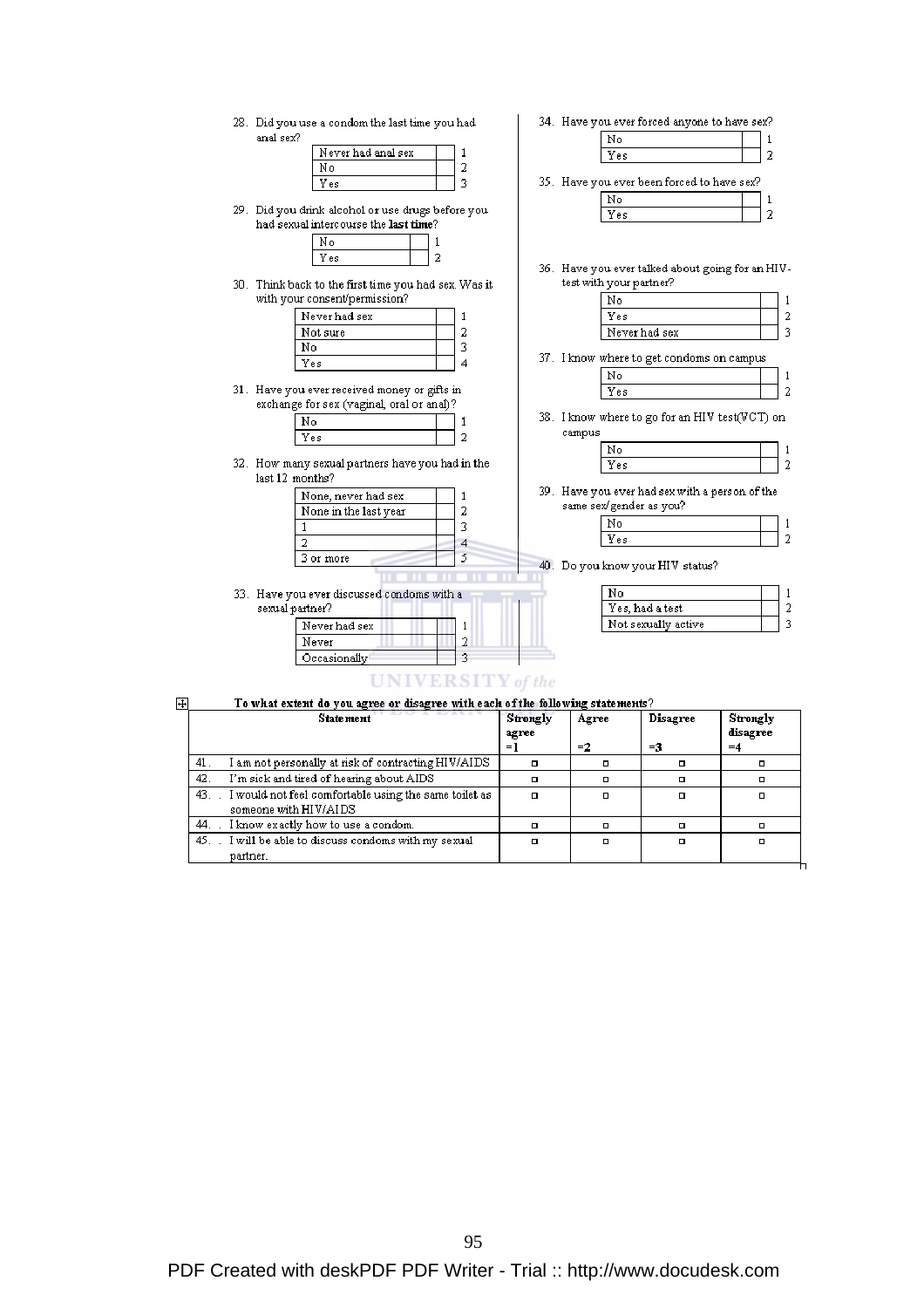28. Did you use a condom the last time you had anal sex?

| | | |
|---|---|---|
| Never had anal sex | | 1 |
| No | | 2 |
| Yes | | 3 |

29. Did you drink alcohol or use drugs before you had sexual intercourse the **last time**?

| | | |
|---|---|---|
| No | | 1 |
| Yes | | 2 |

30. Think back to the first time you had sex. Was it with your consent/permission?

| | | |
|---|---|---|
| Never had sex | | 1 |
| Not sure | | 2 |
| No | | 3 |
| Yes | | 4 |

31. Have you ever received money or gifts in exchange for sex (vaginal, oral or anal)?

| | | |
|---|---|---|
| No | | 1 |
| Yes | | 2 |

32. How many sexual partners have you had in the last 12 months?

| | | |
|---|---|---|
| None, never had sex | | 1 |
| None in the last year | | 2 |
| 1 | | 3 |
| 2 | | 4 |
| 3 or more | | 5 |

33. Have you ever discussed condoms with a sexual partner?

| | | |
|---|---|---|
| Never had sex | | 1 |
| Never | | 2 |
| Occasionally | | 3 |

34. Have you ever forced anyone to have sex?

| | | |
|---|---|---|
| No | | 1 |
| Yes | | 2 |

35. Have you ever been forced to have sex?

| | | |
|---|---|---|
| No | | 1 |
| Yes | | 2 |

36. Have you ever talked about going for an HIV-test with your partner?

| | | |
|---|---|---|
| No | | 1 |
| Yes | | 2 |
| Never had sex | | 3 |

37. I know where to get condoms on campus

| | | |
|---|---|---|
| No | | 1 |
| Yes | | 2 |

38. I know where to go for an HIV test(VCT) on campus

| | | |
|---|---|---|
| No | | 1 |
| Yes | | 2 |

39. Have you ever had sex with a person of the same sex/gender as you?

| | | |
|---|---|---|
| No | | 1 |
| Yes | | 2 |

40. Do you know your HIV status?

| | | |
|---|---|---|
| No | | 1 |
| Yes, had a test | | 2 |
| Not sexually active | | 3 |

**To what extent do you agree or disagree with each of the following statements?**

| Statement | Strongly agree =1 | Agree =2 | Disagree =3 | Strongly disagree =4 |
|---|---|---|---|---|
| 41. I am not personally at risk of contracting HIV/AIDS | ▫ | ▫ | ▫ | ▫ |
| 42. I'm sick and tired of hearing about AIDS | ▫ | ▫ | ▫ | ▫ |
| 43. I would not feel comfortable using the same toilet as someone with HIV/AIDS | ▫ | ▫ | ▫ | ▫ |
| 44. I know exactly how to use a condom. | ▫ | ▫ | ▫ | ▫ |
| 45. I will be able to discuss condoms with my sexual partner. | ▫ | ▫ | ▫ | ▫ |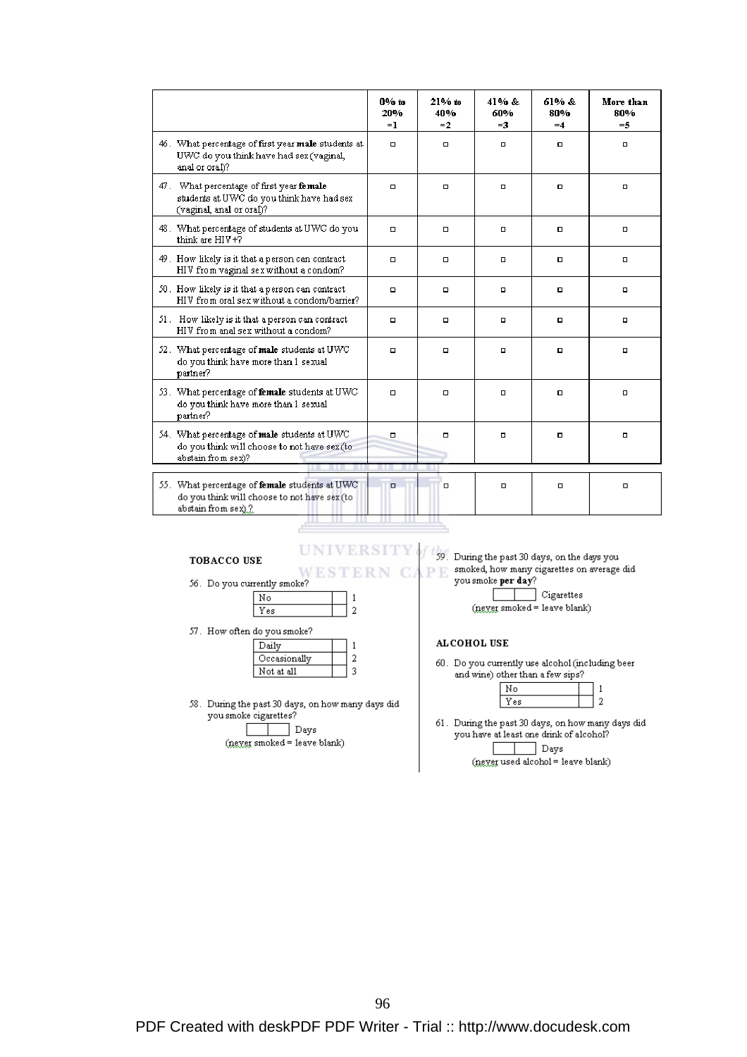| | 0% to 20% =1 | 21% to 40% =2 | 41% & 60% =3 | 61% & 80% =4 | More than 80% =5 |
|---|---|---|---|---|---|
| 46. What percentage of first year **male** students at UWC do you think have had sex (vaginal, anal or oral)? | ▫ | ▫ | ▫ | ▫ | ▫ |
| 47. What percentage of first year **female** students at UWC do you think have had sex (vaginal, anal or oral)? | ▫ | ▫ | ▫ | ▫ | ▫ |
| 48. What percentage of students at UWC do you think are HIV+? | ▫ | ▫ | ▫ | ▫ | ▫ |
| 49. How likely is it that a person can contract HIV from vaginal sex without a condom? | ▫ | ▫ | ▫ | ▫ | ▫ |
| 50. How likely is it that a person can contract HIV from oral sex without a condom/barrier? | ▫ | ▫ | ▫ | ▫ | ▫ |
| 51. How likely is it that a person can contract HIV from anal sex without a condom? | ▫ | ▫ | ▫ | ▫ | ▫ |
| 52. What percentage of **male** students at UWC do you think have more than 1 sexual partner? | ▫ | ▫ | ▫ | ▫ | ▫ |
| 53. What percentage of **female** students at UWC do you think have more than 1 sexual partner? | ▫ | ▫ | ▫ | ▫ | ▫ |
| 54. What percentage of **male** students at UWC do you think will choose to not have sex (to abstain from sex)? | ▫ | ▫ | ▫ | ▫ | ▫ |
| 55. What percentage of **female** students at UWC do you think will choose to not have sex (to abstain from sex)? | ▫ | ▫ | ▫ | ▫ | ▫ |

**TOBACCO USE**

56. Do you currently smoke?

| | | |
|---|---|---|
| No | | 1 |
| Yes | | 2 |

57. How often do you smoke?

| | | |
|---|---|---|
| Daily | | 1 |
| Occasionally | | 2 |
| Not at all | | 3 |

58. During the past 30 days, on how many days did you smoke cigarettes?

[ | ] Days
(never smoked = leave blank)

59. During the past 30 days, on the days you smoked, how many cigarettes on average did you smoke **per day**?

[ | ] Cigarettes
(never smoked = leave blank)

**ALCOHOL USE**

60. Do you currently use alcohol (including beer and wine) other than a few sips?

| | | |
|---|---|---|
| No | | 1 |
| Yes | | 2 |

61. During the past 30 days, on how many days did you have at least one drink of alcohol?

[ | ] Days
(never used alcohol = leave blank)

PDF Created with deskPDF PDF Writer - Trial :: http://www.docudesk.com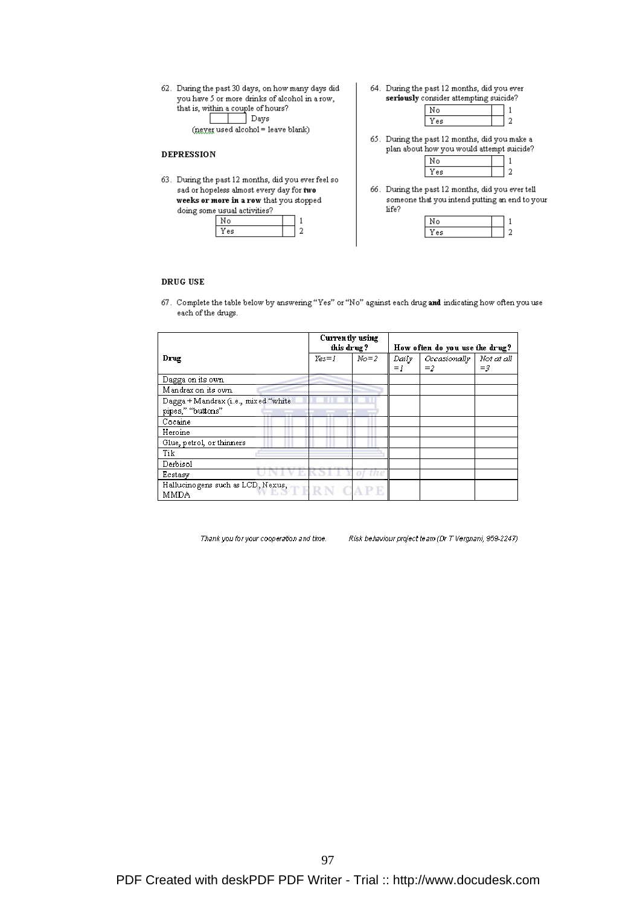62. During the past 30 days, on how many days did you have 5 or more drinks of alcohol in a row, that is, within a couple of hours?

|   |   | Days

(never used alcohol = leave blank)

**DEPRESSION**

63. During the past 12 months, did you ever feel so sad or hopeless almost every day for **two weeks or more in a row** that you stopped doing some usual activities?

| | | |
|---|---|---|
| No | | 1 |
| Yes | | 2 |

64. During the past 12 months, did you ever **seriously** consider attempting suicide?

| | | |
|---|---|---|
| No | | 1 |
| Yes | | 2 |

65. During the past 12 months, did you make a plan about how you would attempt suicide?

| | | |
|---|---|---|
| No | | 1 |
| Yes | | 2 |

66. During the past 12 months, did you ever tell someone that you intend putting an end to your life?

| | | |
|---|---|---|
| No | | 1 |
| Yes | | 2 |

**DRUG USE**

67. Complete the table below by answering "Yes" or "No" against each drug **and** indicating how often you use each of the drugs.

| Drug | Currently using this drug? | | How often do you use the drug? | | |
|---|---|---|---|---|---|
| | *Yes=1* | *No=2* | *Daily =1* | *Occasionally =2* | *Not at all =3* |
| Dagga on its own | | | | | |
| Mandrax on its own | | | | | |
| Dagga + Mandrax (i.e., mixed "white pipes," "buttons" | | | | | |
| Cocaine | | | | | |
| Heroine | | | | | |
| Glue, petrol, or thinners | | | | | |
| Tik | | | | | |
| Derbisol | | | | | |
| Ecstasy | | | | | |
| Hallucinogens such as LCD, Nexus, MMDA | | | | | |

*Thank you for your cooperation and time.* *Risk behaviour project team (Dr T Vergnani, 959-2247)*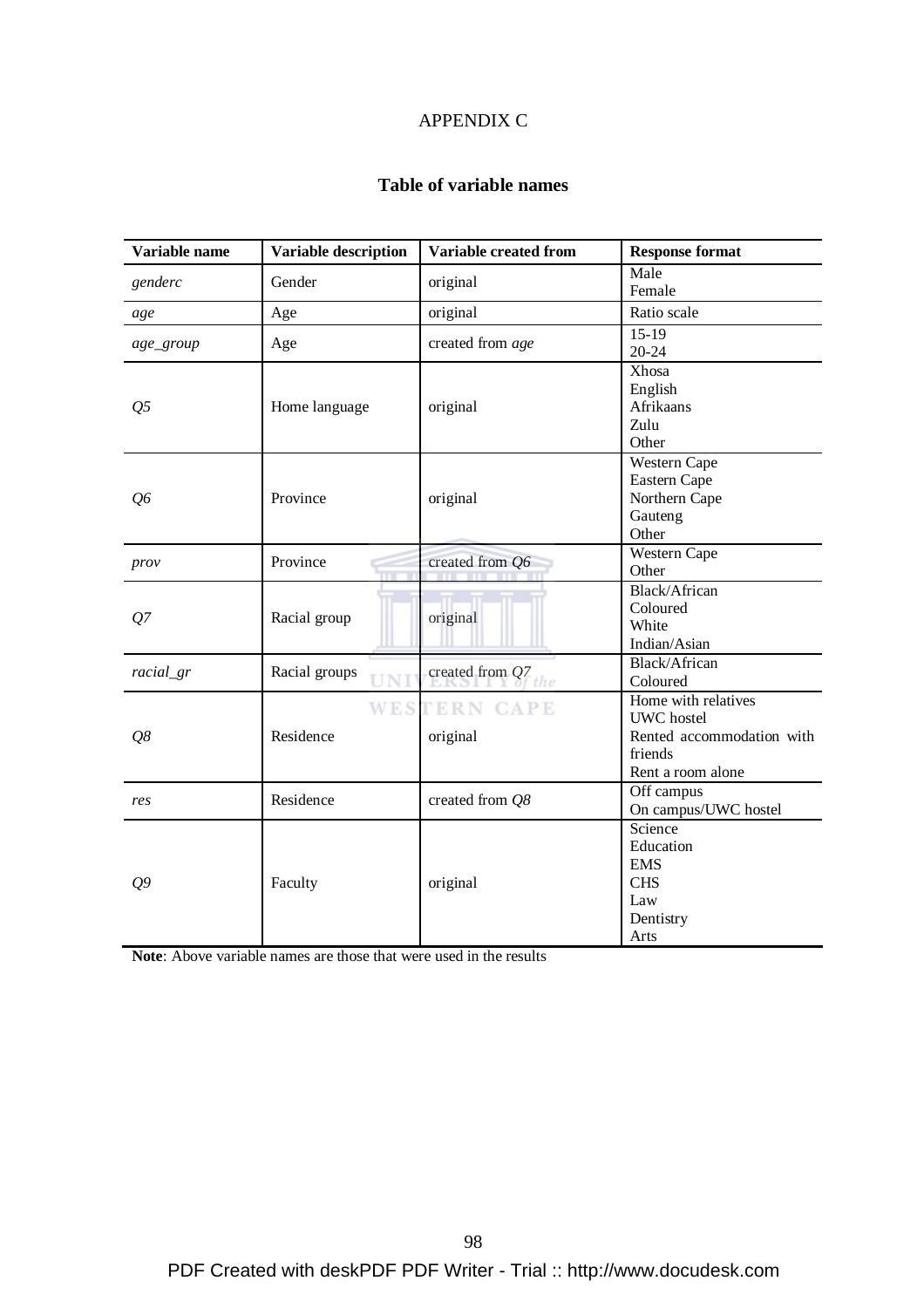APPENDIX C

## Table of variable names

| Variable name | Variable description | Variable created from | Response format |
|---|---|---|---|
| *genderc* | Gender | original | Male<br>Female |
| *age* | Age | original | Ratio scale |
| *age_group* | Age | created from *age* | 15-19<br>20-24 |
| *Q5* | Home language | original | Xhosa<br>English<br>Afrikaans<br>Zulu<br>Other |
| *Q6* | Province | original | Western Cape<br>Eastern Cape<br>Northern Cape<br>Gauteng<br>Other |
| *prov* | Province | created from *Q6* | Western Cape<br>Other |
| *Q7* | Racial group | original | Black/African<br>Coloured<br>White<br>Indian/Asian |
| *racial_gr* | Racial groups | created from *Q7* | Black/African<br>Coloured |
| *Q8* | Residence | original | Home with relatives<br>UWC hostel<br>Rented accommodation with friends<br>Rent a room alone |
| *res* | Residence | created from *Q8* | Off campus<br>On campus/UWC hostel |
| *Q9* | Faculty | original | Science<br>Education<br>EMS<br>CHS<br>Law<br>Dentistry<br>Arts |

**Note**: Above variable names are those that were used in the results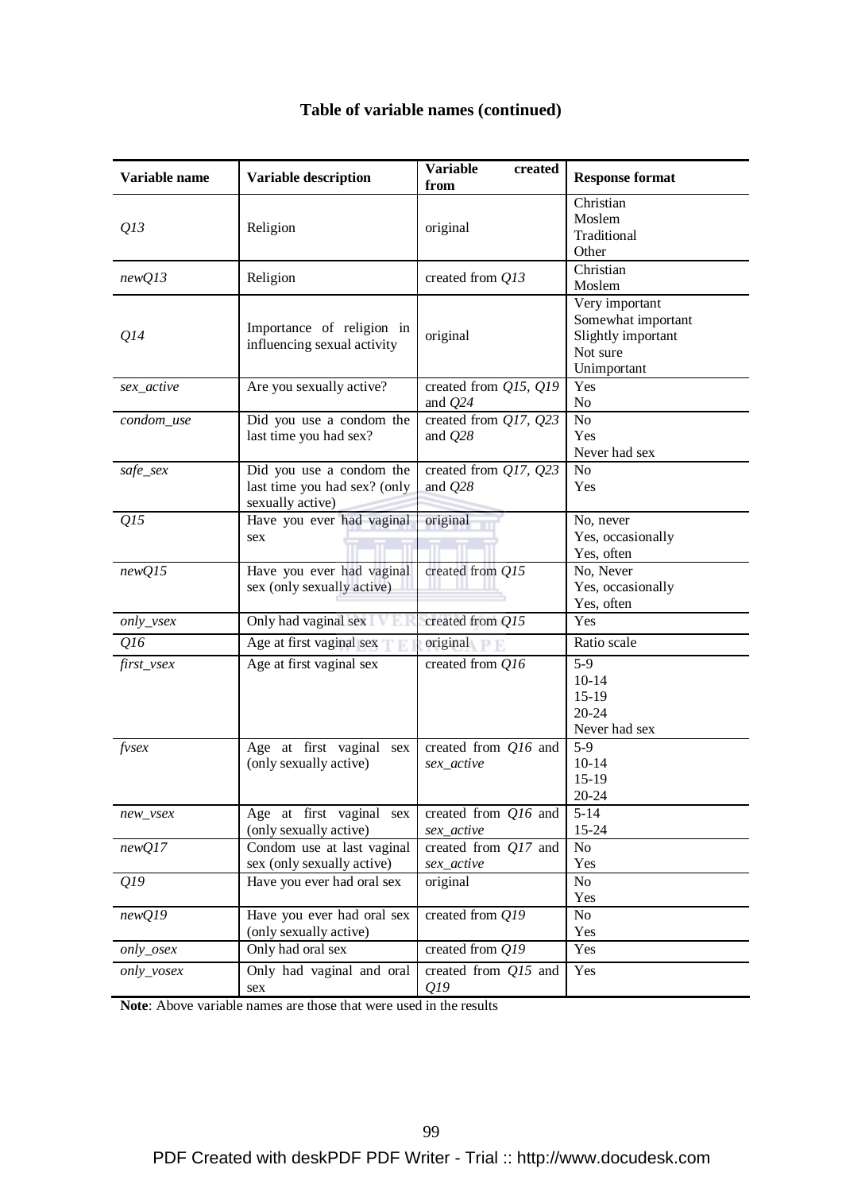**Table of variable names (continued)**

| Variable name | Variable description | Variable created from | Response format |
|---|---|---|---|
| *Q13* | Religion | original | Christian<br>Moslem<br>Traditional<br>Other |
| *newQ13* | Religion | created from *Q13* | Christian<br>Moslem |
| *Q14* | Importance of religion in influencing sexual activity | original | Very important<br>Somewhat important<br>Slightly important<br>Not sure<br>Unimportant |
| *sex_active* | Are you sexually active? | created from *Q15, Q19* and *Q24* | Yes<br>No |
| *condom_use* | Did you use a condom the last time you had sex? | created from *Q17, Q23* and *Q28* | No<br>Yes<br>Never had sex |
| *safe_sex* | Did you use a condom the last time you had sex? (only sexually active) | created from *Q17, Q23* and *Q28* | No<br>Yes |
| *Q15* | Have you ever had vaginal sex | original | No, never<br>Yes, occasionally<br>Yes, often |
| *newQ15* | Have you ever had vaginal sex (only sexually active) | created from *Q15* | No, Never<br>Yes, occasionally<br>Yes, often |
| *only_vsex* | Only had vaginal sex | created from *Q15* | Yes |
| *Q16* | Age at first vaginal sex | original | Ratio scale |
| *first_vsex* | Age at first vaginal sex | created from *Q16* | 5-9<br>10-14<br>15-19<br>20-24<br>Never had sex |
| *fvsex* | Age at first vaginal sex (only sexually active) | created from *Q16* and *sex_active* | 5-9<br>10-14<br>15-19<br>20-24 |
| *new_vsex* | Age at first vaginal sex (only sexually active) | created from *Q16* and *sex_active* | 5-14<br>15-24 |
| *newQ17* | Condom use at last vaginal sex (only sexually active) | created from *Q17* and *sex_active* | No<br>Yes |
| *Q19* | Have you ever had oral sex | original | No<br>Yes |
| *newQ19* | Have you ever had oral sex (only sexually active) | created from *Q19* | No<br>Yes |
| *only_osex* | Only had oral sex | created from *Q19* | Yes |
| *only_vosex* | Only had vaginal and oral sex | created from *Q15* and *Q19* | Yes |

**Note**: Above variable names are those that were used in the results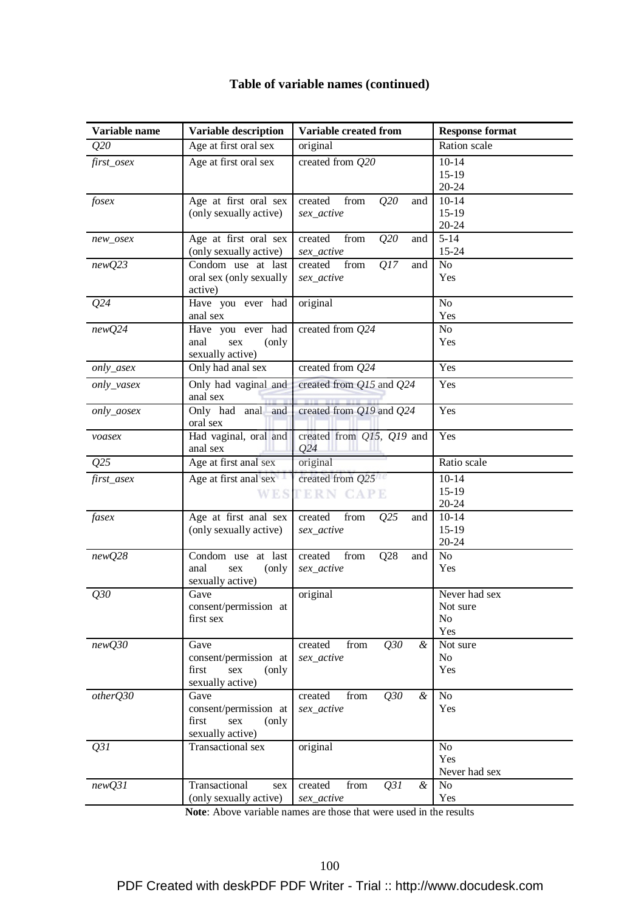**Table of variable names (continued)**

| Variable name | Variable description | Variable created from | Response format |
|---|---|---|---|
| *Q20* | Age at first oral sex | original | Ration scale |
| *first_osex* | Age at first oral sex | created from *Q20* | 10-14<br>15-19<br>20-24 |
| *fosex* | Age at first oral sex (only sexually active) | created from *Q20* and *sex_active* | 10-14<br>15-19<br>20-24 |
| *new_osex* | Age at first oral sex (only sexually active) | created from *Q20* and *sex_active* | 5-14<br>15-24 |
| *newQ23* | Condom use at last oral sex (only sexually active) | created from *Q17* and *sex_active* | No<br>Yes |
| *Q24* | Have you ever had anal sex | original | No<br>Yes |
| *newQ24* | Have you ever had anal sex (only sexually active) | created from *Q24* | No<br>Yes |
| *only_asex* | Only had anal sex | created from *Q24* | Yes |
| *only_vasex* | Only had vaginal and anal sex | created from *Q15* and *Q24* | Yes |
| *only_aosex* | Only had anal and oral sex | created from *Q19* and *Q24* | Yes |
| *voasex* | Had vaginal, oral and anal sex | created from *Q15, Q19* and *Q24* | Yes |
| *Q25* | Age at first anal sex | original | Ratio scale |
| *first_asex* | Age at first anal sex | created from *Q25* | 10-14<br>15-19<br>20-24 |
| *fasex* | Age at first anal sex (only sexually active) | created from *Q25* and *sex_active* | 10-14<br>15-19<br>20-24 |
| *newQ28* | Condom use at last anal sex (only sexually active) | created from Q28 and *sex_active* | No<br>Yes |
| *Q30* | Gave consent/permission at first sex | original | Never had sex<br>Not sure<br>No<br>Yes |
| *newQ30* | Gave consent/permission at first sex (only sexually active) | created from *Q30* & *sex_active* | Not sure<br>No<br>Yes |
| *otherQ30* | Gave consent/permission at first sex (only sexually active) | created from *Q30* & *sex_active* | No<br>Yes |
| *Q31* | Transactional sex | original | No<br>Yes<br>Never had sex |
| *newQ31* | Transactional sex (only sexually active) | created from *Q31* & *sex_active* | No<br>Yes |

**Note**: Above variable names are those that were used in the results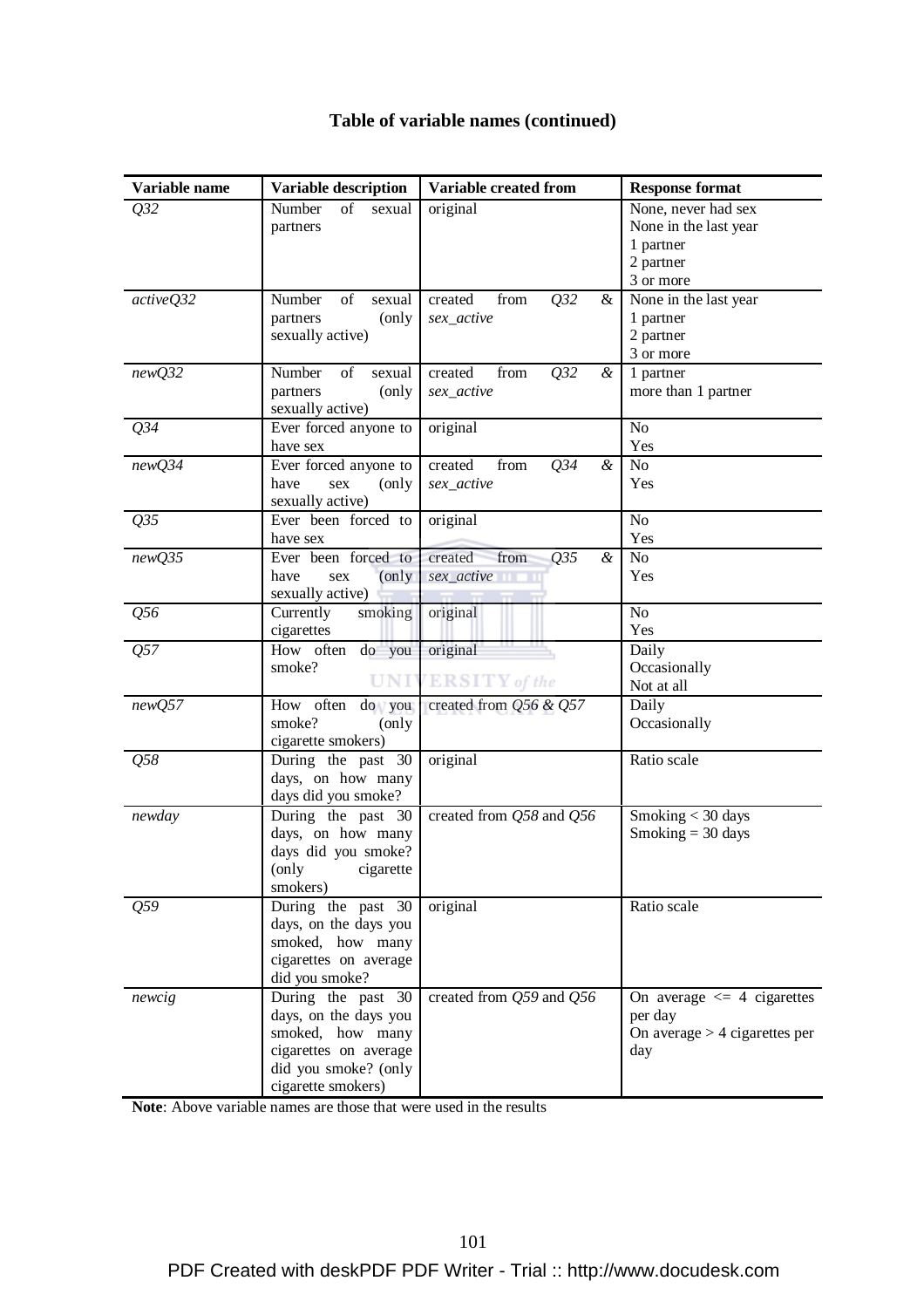**Table of variable names (continued)**

| Variable name | Variable description | Variable created from | Response format |
|---|---|---|---|
| *Q32* | Number of sexual partners | original | None, never had sex<br>None in the last year<br>1 partner<br>2 partner<br>3 or more |
| *activeQ32* | Number of sexual partners (only sexually active) | created from *Q32* & *sex_active* | None in the last year<br>1 partner<br>2 partner<br>3 or more |
| *newQ32* | Number of sexual partners (only sexually active) | created from *Q32* & *sex_active* | 1 partner<br>more than 1 partner |
| *Q34* | Ever forced anyone to have sex | original | No<br>Yes |
| *newQ34* | Ever forced anyone to have sex (only sexually active) | created from *Q34* & *sex_active* | No<br>Yes |
| *Q35* | Ever been forced to have sex | original | No<br>Yes |
| *newQ35* | Ever been forced to have sex (only sexually active) | created from *Q35* & *sex_active* | No<br>Yes |
| *Q56* | Currently smoking cigarettes | original | No<br>Yes |
| *Q57* | How often do you smoke? | original | Daily<br>Occasionally<br>Not at all |
| *newQ57* | How often do you smoke? (only cigarette smokers) | created from *Q56 & Q57* | Daily<br>Occasionally |
| *Q58* | During the past 30 days, on how many days did you smoke? | original | Ratio scale |
| *newday* | During the past 30 days, on how many days did you smoke? (only cigarette smokers) | created from *Q58* and *Q56* | Smoking < 30 days<br>Smoking = 30 days |
| *Q59* | During the past 30 days, on the days you smoked, how many cigarettes on average did you smoke? | original | Ratio scale |
| *newcig* | During the past 30 days, on the days you smoked, how many cigarettes on average did you smoke? (only cigarette smokers) | created from *Q59* and *Q56* | On average <= 4 cigarettes per day<br>On average > 4 cigarettes per day |

**Note**: Above variable names are those that were used in the results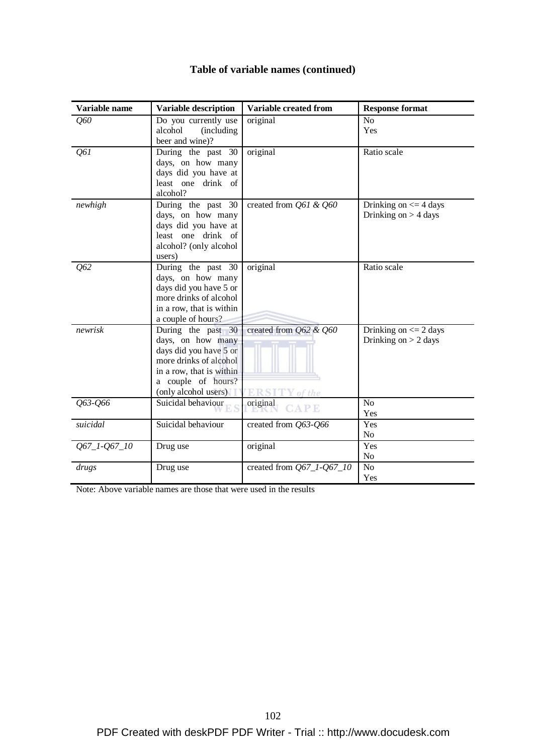**Table of variable names (continued)**

| Variable name | Variable description | Variable created from | Response format |
|---|---|---|---|
| *Q60* | Do you currently use alcohol (including beer and wine)? | original | No<br>Yes |
| *Q61* | During the past 30 days, on how many days did you have at least one drink of alcohol? | original | Ratio scale |
| *newhigh* | During the past 30 days, on how many days did you have at least one drink of alcohol? (only alcohol users) | created from *Q61 & Q60* | Drinking on <= 4 days<br>Drinking on > 4 days |
| *Q62* | During the past 30 days, on how many days did you have 5 or more drinks of alcohol in a row, that is within a couple of hours? | original | Ratio scale |
| *newrisk* | During the past 30 days, on how many days did you have 5 or more drinks of alcohol in a row, that is within a couple of hours? (only alcohol users) | created from *Q62 & Q60* | Drinking on <= 2 days<br>Drinking on > 2 days |
| *Q63-Q66* | Suicidal behaviour | original | No<br>Yes |
| *suicidal* | Suicidal behaviour | created from *Q63-Q66* | Yes<br>No |
| *Q67_1-Q67_10* | Drug use | original | Yes<br>No |
| *drugs* | Drug use | created from *Q67_1-Q67_10* | No<br>Yes |

Note: Above variable names are those that were used in the results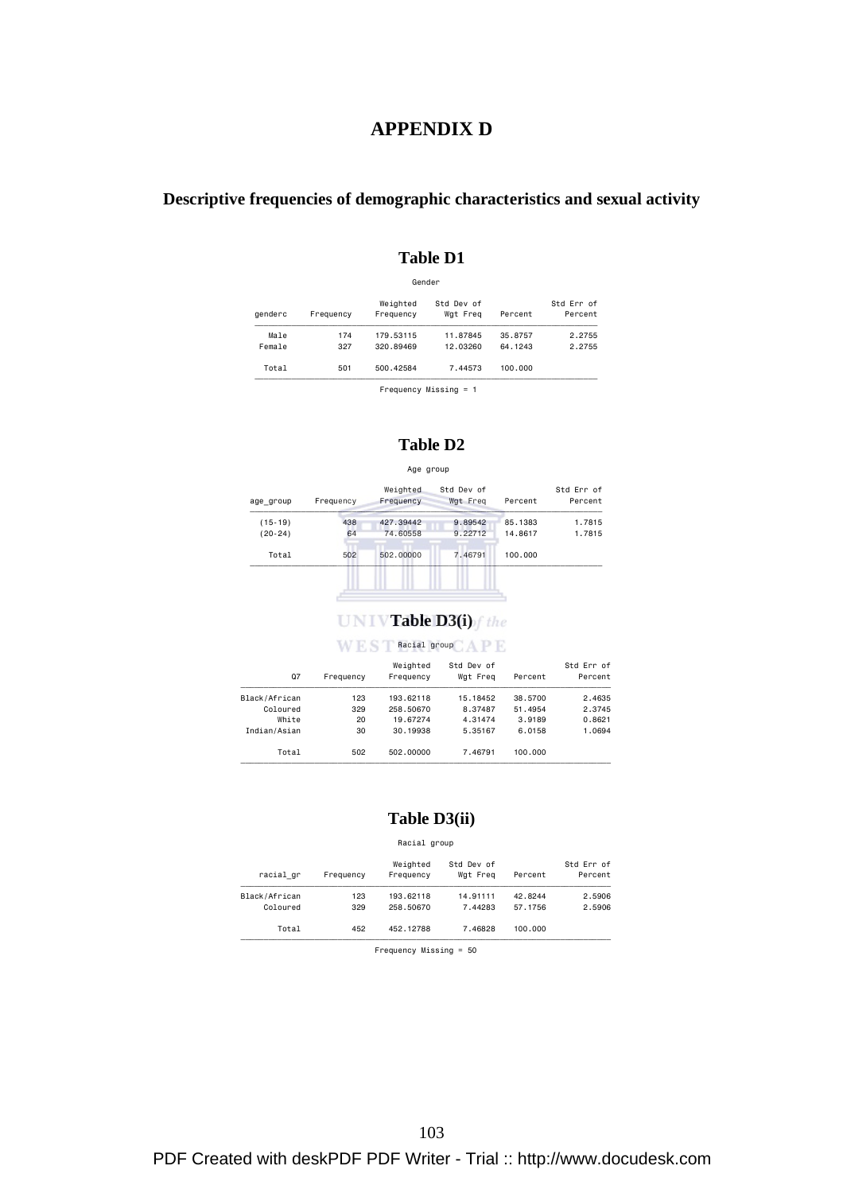# APPENDIX D

## Descriptive frequencies of demographic characteristics and sexual activity

### Table D1

Gender

| genderc | Frequency | Weighted Frequency | Std Dev of Wgt Freq | Percent | Std Err of Percent |
|---|---|---|---|---|---|
| Male | 174 | 179.53115 | 11.87845 | 35.8757 | 2.2755 |
| Female | 327 | 320.89469 | 12.03260 | 64.1243 | 2.2755 |
| Total | 501 | 500.42584 | 7.44573 | 100.000 | |

Frequency Missing = 1

### Table D2

Age group

| age_group | Frequency | Weighted Frequency | Std Dev of Wgt Freq | Percent | Std Err of Percent |
|---|---|---|---|---|---|
| (15-19) | 438 | 427.39442 | 9.89542 | 85.1383 | 1.7815 |
| (20-24) | 64 | 74.60558 | 9.22712 | 14.8617 | 1.7815 |
| Total | 502 | 502.00000 | 7.46791 | 100.000 | |

### Table D3(i)

Racial group

| Q7 | Frequency | Weighted Frequency | Std Dev of Wgt Freq | Percent | Std Err of Percent |
|---|---|---|---|---|---|
| Black/African | 123 | 193.62118 | 15.18452 | 38.5700 | 2.4635 |
| Coloured | 329 | 258.50670 | 8.37487 | 51.4954 | 2.3745 |
| White | 20 | 19.67274 | 4.31474 | 3.9189 | 0.8621 |
| Indian/Asian | 30 | 30.19938 | 5.35167 | 6.0158 | 1.0694 |
| Total | 502 | 502.00000 | 7.46791 | 100.000 | |

### Table D3(ii)

Racial group

| racial_gr | Frequency | Weighted Frequency | Std Dev of Wgt Freq | Percent | Std Err of Percent |
|---|---|---|---|---|---|
| Black/African | 123 | 193.62118 | 14.91111 | 42.8244 | 2.5906 |
| Coloured | 329 | 258.50670 | 7.44283 | 57.1756 | 2.5906 |
| Total | 452 | 452.12788 | 7.46828 | 100.000 | |

Frequency Missing = 50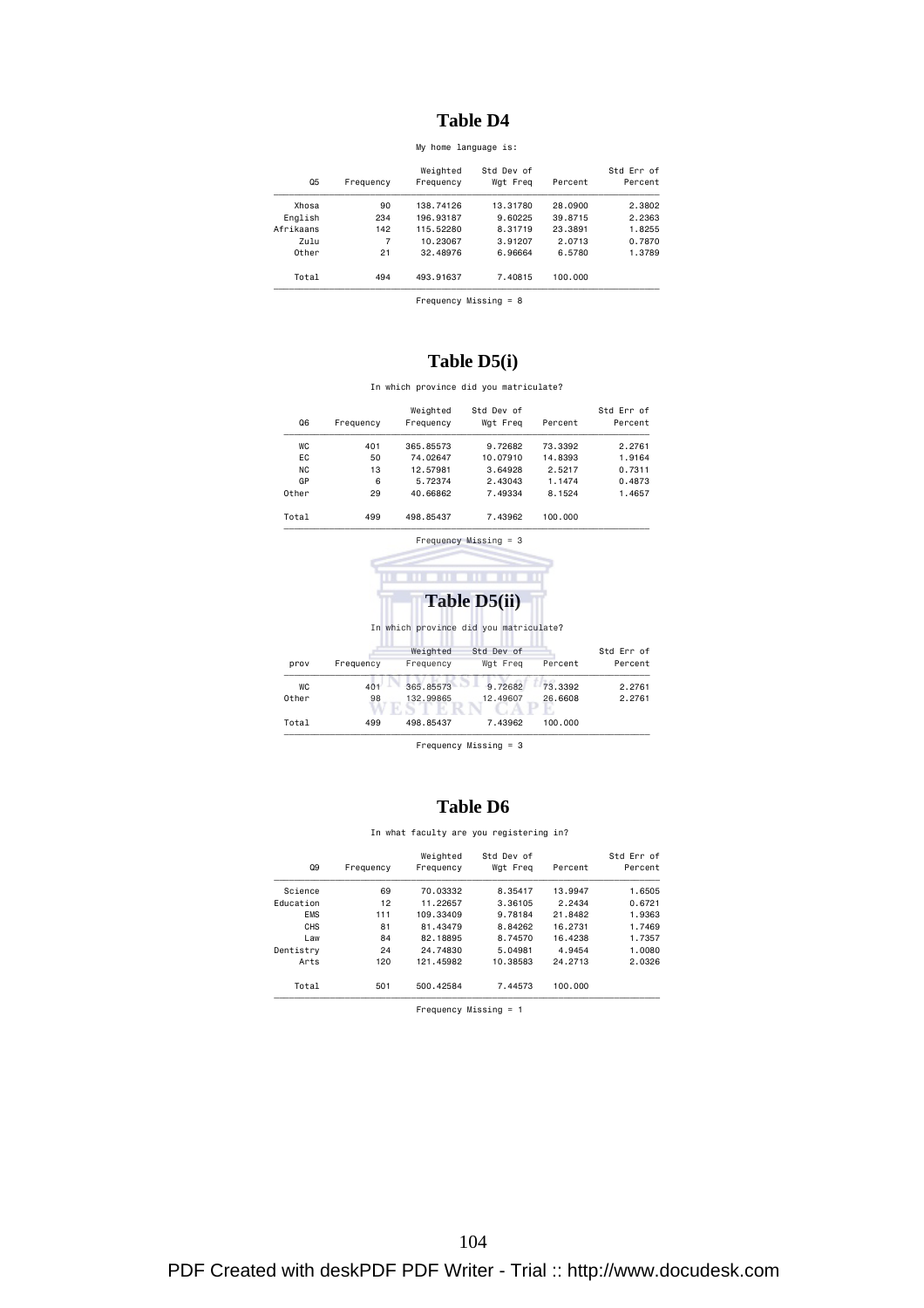## Table D4

My home language is:

| Q5 | Frequency | Weighted Frequency | Std Dev of Wgt Freq | Percent | Std Err of Percent |
|---|---|---|---|---|---|
| Xhosa | 90 | 138.74126 | 13.31780 | 28.0900 | 2.3802 |
| English | 234 | 196.93187 | 9.60225 | 39.8715 | 2.2363 |
| Afrikaans | 142 | 115.52280 | 8.31719 | 23.3891 | 1.8255 |
| Zulu | 7 | 10.23067 | 3.91207 | 2.0713 | 0.7870 |
| Other | 21 | 32.48976 | 6.96664 | 6.5780 | 1.3789 |
| Total | 494 | 493.91637 | 7.40815 | 100.000 | |

Frequency Missing = 8

## Table D5(i)

In which province did you matriculate?

| Q6 | Frequency | Weighted Frequency | Std Dev of Wgt Freq | Percent | Std Err of Percent |
|---|---|---|---|---|---|
| WC | 401 | 365.85573 | 9.72682 | 73.3392 | 2.2761 |
| EC | 50 | 74.02647 | 10.07910 | 14.8393 | 1.9164 |
| NC | 13 | 12.57981 | 3.64928 | 2.5217 | 0.7311 |
| GP | 6 | 5.72374 | 2.43043 | 1.1474 | 0.4873 |
| Other | 29 | 40.66862 | 7.49334 | 8.1524 | 1.4657 |
| Total | 499 | 498.85437 | 7.43962 | 100.000 | |

Frequency Missing = 3

## Table D5(ii)

In which province did you matriculate?

| prov | Frequency | Weighted Frequency | Std Dev of Wgt Freq | Percent | Std Err of Percent |
|---|---|---|---|---|---|
| WC | 401 | 365.85573 | 9.72682 | 73.3392 | 2.2761 |
| Other | 98 | 132.99865 | 12.49607 | 26.6608 | 2.2761 |
| Total | 499 | 498.85437 | 7.43962 | 100.000 | |

Frequency Missing = 3

## Table D6

In what faculty are you registering in?

| Q9 | Frequency | Weighted Frequency | Std Dev of Wgt Freq | Percent | Std Err of Percent |
|---|---|---|---|---|---|
| Science | 69 | 70.03332 | 8.35417 | 13.9947 | 1.6505 |
| Education | 12 | 11.22657 | 3.36105 | 2.2434 | 0.6721 |
| EMS | 111 | 109.33409 | 9.78184 | 21.8482 | 1.9363 |
| CHS | 81 | 81.43479 | 8.84262 | 16.2731 | 1.7469 |
| Law | 84 | 82.18895 | 8.74570 | 16.4238 | 1.7357 |
| Dentistry | 24 | 24.74830 | 5.04981 | 4.9454 | 1.0080 |
| Arts | 120 | 121.45982 | 10.38583 | 24.2713 | 2.0326 |
| Total | 501 | 500.42584 | 7.44573 | 100.000 | |

Frequency Missing = 1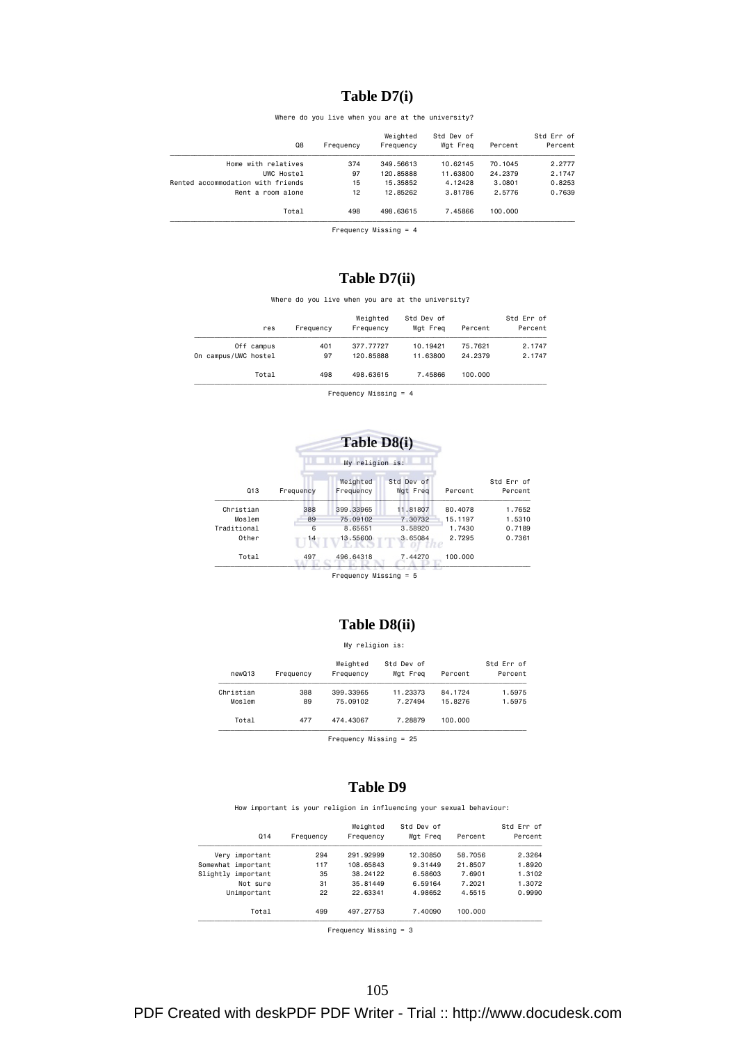## Table D7(i)

Where do you live when you are at the university?

| Q8 | Frequency | Weighted Frequency | Std Dev of Wgt Freq | Percent | Std Err of Percent |
|---|---|---|---|---|---|
| Home with relatives | 374 | 349.56613 | 10.62145 | 70.1045 | 2.2777 |
| UWC Hostel | 97 | 120.85888 | 11.63800 | 24.2379 | 2.1747 |
| Rented accommodation with friends | 15 | 15.35852 | 4.12428 | 3.0801 | 0.8253 |
| Rent a room alone | 12 | 12.85262 | 3.81786 | 2.5776 | 0.7639 |
| Total | 498 | 498.63615 | 7.45866 | 100.000 | |

Frequency Missing = 4

## Table D7(ii)

Where do you live when you are at the university?

| res | Frequency | Weighted Frequency | Std Dev of Wgt Freq | Percent | Std Err of Percent |
|---|---|---|---|---|---|
| Off campus | 401 | 377.77727 | 10.19421 | 75.7621 | 2.1747 |
| On campus/UWC hostel | 97 | 120.85888 | 11.63800 | 24.2379 | 2.1747 |
| Total | 498 | 498.63615 | 7.45866 | 100.000 | |

Frequency Missing = 4

## Table D8(i)

My religion is:

| Q13 | Frequency | Weighted Frequency | Std Dev of Wgt Freq | Percent | Std Err of Percent |
|---|---|---|---|---|---|
| Christian | 388 | 399.33965 | 11.81807 | 80.4078 | 1.7652 |
| Moslem | 89 | 75.09102 | 7.30732 | 15.1197 | 1.5310 |
| Traditional | 6 | 8.65651 | 3.58920 | 1.7430 | 0.7189 |
| Other | 14 | 13.55600 | 3.65084 | 2.7295 | 0.7361 |
| Total | 497 | 496.64318 | 7.44270 | 100.000 | |

Frequency Missing = 5

## Table D8(ii)

My religion is:

| newQ13 | Frequency | Weighted Frequency | Std Dev of Wgt Freq | Percent | Std Err of Percent |
|---|---|---|---|---|---|
| Christian | 388 | 399.33965 | 11.23373 | 84.1724 | 1.5975 |
| Moslem | 89 | 75.09102 | 7.27494 | 15.8276 | 1.5975 |
| Total | 477 | 474.43067 | 7.28879 | 100.000 | |

Frequency Missing = 25

## Table D9

How important is your religion in influencing your sexual behaviour:

| Q14 | Frequency | Weighted Frequency | Std Dev of Wgt Freq | Percent | Std Err of Percent |
|---|---|---|---|---|---|
| Very important | 294 | 291.92999 | 12.30850 | 58.7056 | 2.3264 |
| Somewhat important | 117 | 108.65843 | 9.31449 | 21.8507 | 1.8920 |
| Slightly important | 35 | 38.24122 | 6.58603 | 7.6901 | 1.3102 |
| Not sure | 31 | 35.81449 | 6.59164 | 7.2021 | 1.3072 |
| Unimportant | 22 | 22.63341 | 4.98652 | 4.5515 | 0.9990 |
| Total | 499 | 497.27753 | 7.40090 | 100.000 | |

Frequency Missing = 3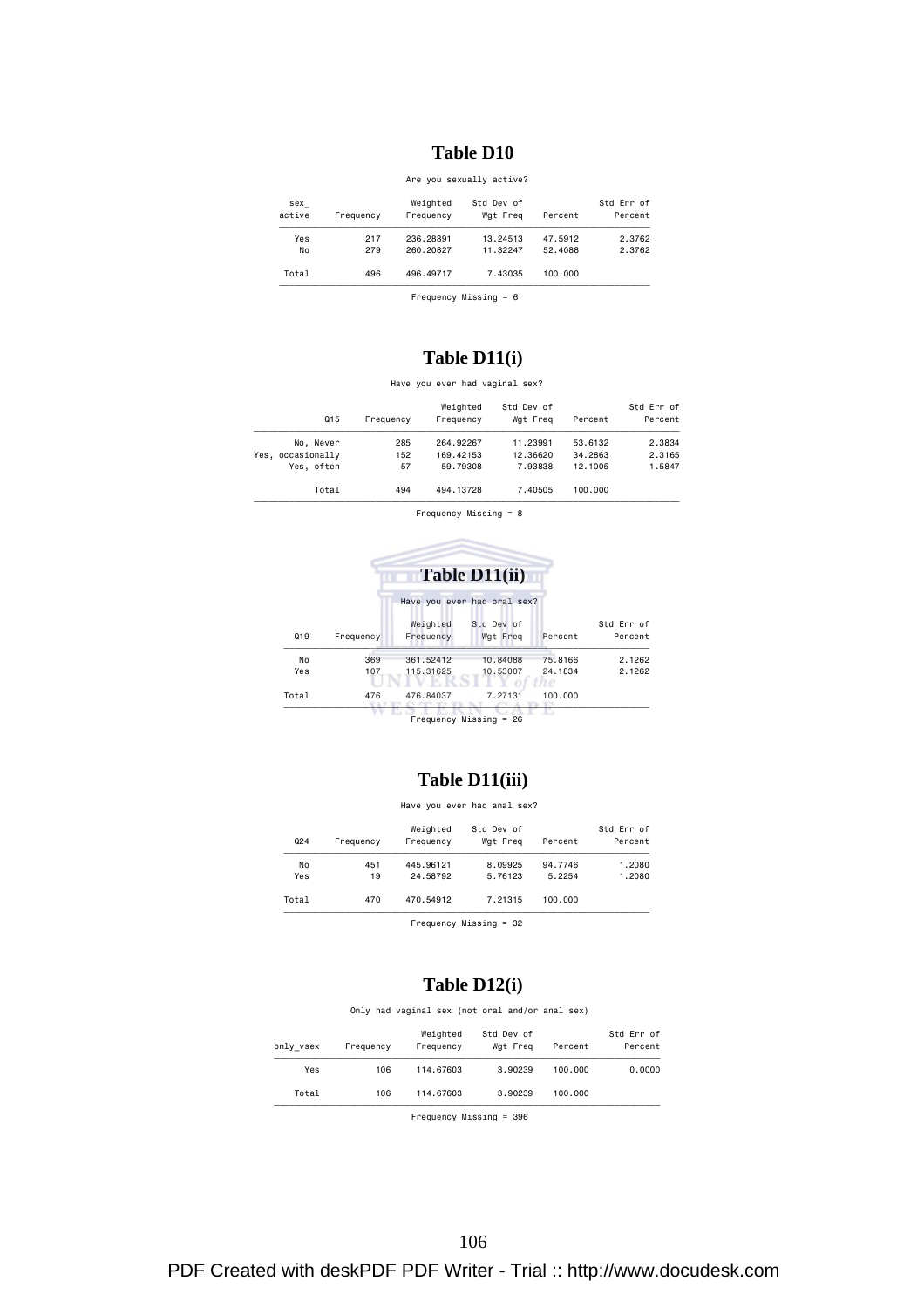## Table D10

Are you sexually active?

| sex_ active | Frequency | Weighted Frequency | Std Dev of Wgt Freq | Percent | Std Err of Percent |
|---|---|---|---|---|---|
| Yes | 217 | 236.28891 | 13.24513 | 47.5912 | 2.3762 |
| No | 279 | 260.20827 | 11.32247 | 52.4088 | 2.3762 |
| Total | 496 | 496.49717 | 7.43035 | 100.000 | |

Frequency Missing = 6

## Table D11(i)

Have you ever had vaginal sex?

| Q15 | Frequency | Weighted Frequency | Std Dev of Wgt Freq | Percent | Std Err of Percent |
|---|---|---|---|---|---|
| No, Never | 285 | 264.92267 | 11.23991 | 53.6132 | 2.3834 |
| Yes, occasionally | 152 | 169.42153 | 12.36620 | 34.2863 | 2.3165 |
| Yes, often | 57 | 59.79308 | 7.93838 | 12.1005 | 1.5847 |
| Total | 494 | 494.13728 | 7.40505 | 100.000 | |

Frequency Missing = 8

## Table D11(ii)

Have you ever had oral sex?

| Q19 | Frequency | Weighted Frequency | Std Dev of Wgt Freq | Percent | Std Err of Percent |
|---|---|---|---|---|---|
| No | 369 | 361.52412 | 10.84088 | 75.8166 | 2.1262 |
| Yes | 107 | 115.31625 | 10.53007 | 24.1834 | 2.1262 |
| Total | 476 | 476.84037 | 7.27131 | 100.000 | |

Frequency Missing = 26

## Table D11(iii)

Have you ever had anal sex?

| Q24 | Frequency | Weighted Frequency | Std Dev of Wgt Freq | Percent | Std Err of Percent |
|---|---|---|---|---|---|
| No | 451 | 445.96121 | 8.09925 | 94.7746 | 1.2080 |
| Yes | 19 | 24.58792 | 5.76123 | 5.2254 | 1.2080 |
| Total | 470 | 470.54912 | 7.21315 | 100.000 | |

Frequency Missing = 32

## Table D12(i)

Only had vaginal sex (not oral and/or anal sex)

| only_vsex | Frequency | Weighted Frequency | Std Dev of Wgt Freq | Percent | Std Err of Percent |
|---|---|---|---|---|---|
| Yes | 106 | 114.67603 | 3.90239 | 100.000 | 0.0000 |
| Total | 106 | 114.67603 | 3.90239 | 100.000 | |

Frequency Missing = 396

PDF Created with deskPDF PDF Writer - Trial :: http://www.docudesk.com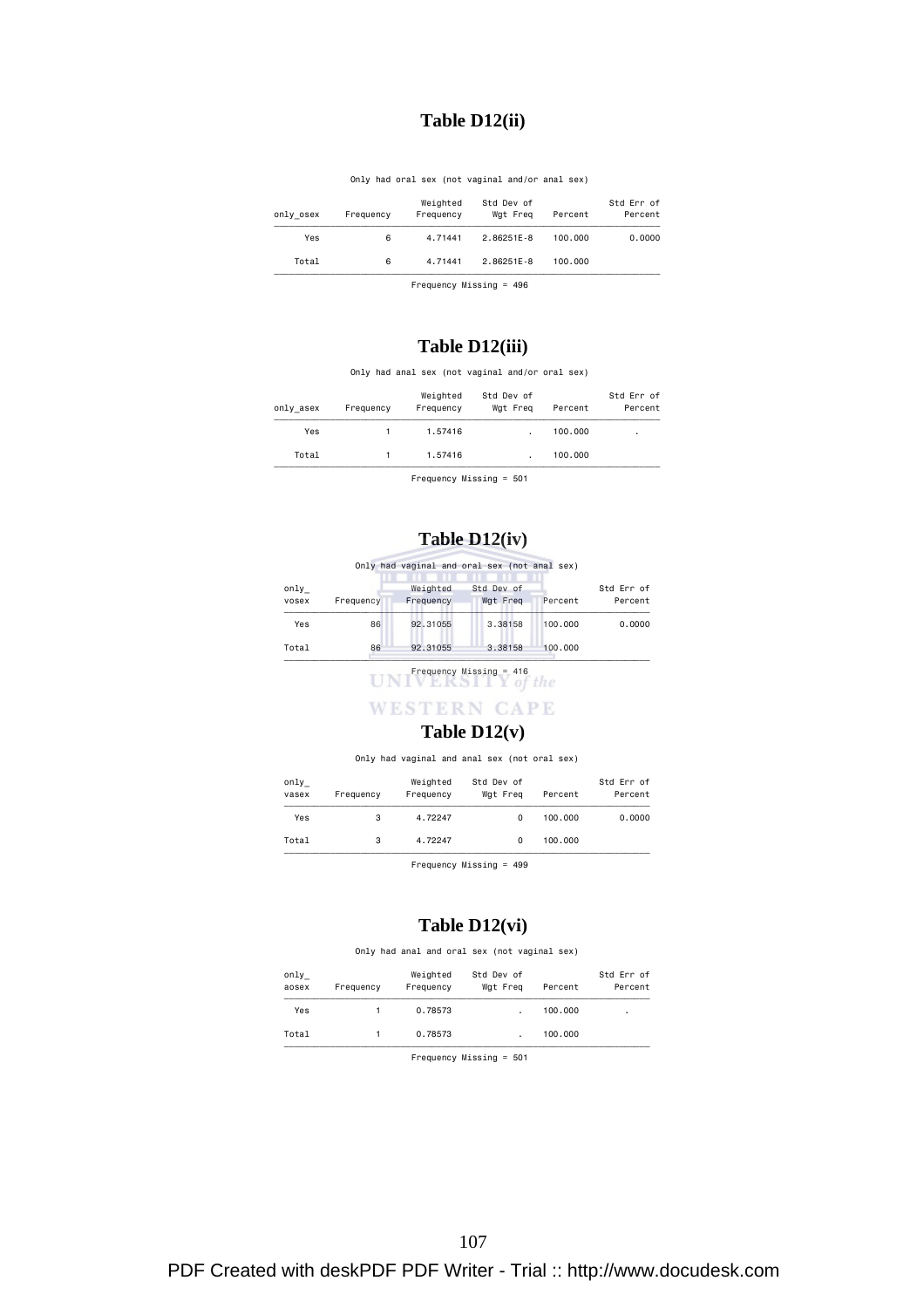## Table D12(ii)

Only had oral sex (not vaginal and/or anal sex)

| only_osex | Frequency | Weighted Frequency | Std Dev of Wgt Freq | Percent | Std Err of Percent |
|---|---|---|---|---|---|
| Yes | 6 | 4.71441 | 2.86251E-8 | 100.000 | 0.0000 |
| Total | 6 | 4.71441 | 2.86251E-8 | 100.000 | |

Frequency Missing = 496

## Table D12(iii)

Only had anal sex (not vaginal and/or oral sex)

| only_asex | Frequency | Weighted Frequency | Std Dev of Wgt Freq | Percent | Std Err of Percent |
|---|---|---|---|---|---|
| Yes | 1 | 1.57416 | . | 100.000 | . |
| Total | 1 | 1.57416 | . | 100.000 | |

Frequency Missing = 501

## Table D12(iv)

Only had vaginal and oral sex (not anal sex)

| only_vosex | Frequency | Weighted Frequency | Std Dev of Wgt Freq | Percent | Std Err of Percent |
|---|---|---|---|---|---|
| Yes | 86 | 92.31055 | 3.38158 | 100.000 | 0.0000 |
| Total | 86 | 92.31055 | 3.38158 | 100.000 | |

Frequency Missing = 416

## Table D12(v)

Only had vaginal and anal sex (not oral sex)

| only_vasex | Frequency | Weighted Frequency | Std Dev of Wgt Freq | Percent | Std Err of Percent |
|---|---|---|---|---|---|
| Yes | 3 | 4.72247 | 0 | 100.000 | 0.0000 |
| Total | 3 | 4.72247 | 0 | 100.000 | |

Frequency Missing = 499

## Table D12(vi)

Only had anal and oral sex (not vaginal sex)

| only_aosex | Frequency | Weighted Frequency | Std Dev of Wgt Freq | Percent | Std Err of Percent |
|---|---|---|---|---|---|
| Yes | 1 | 0.78573 | . | 100.000 | . |
| Total | 1 | 0.78573 | . | 100.000 | |

Frequency Missing = 501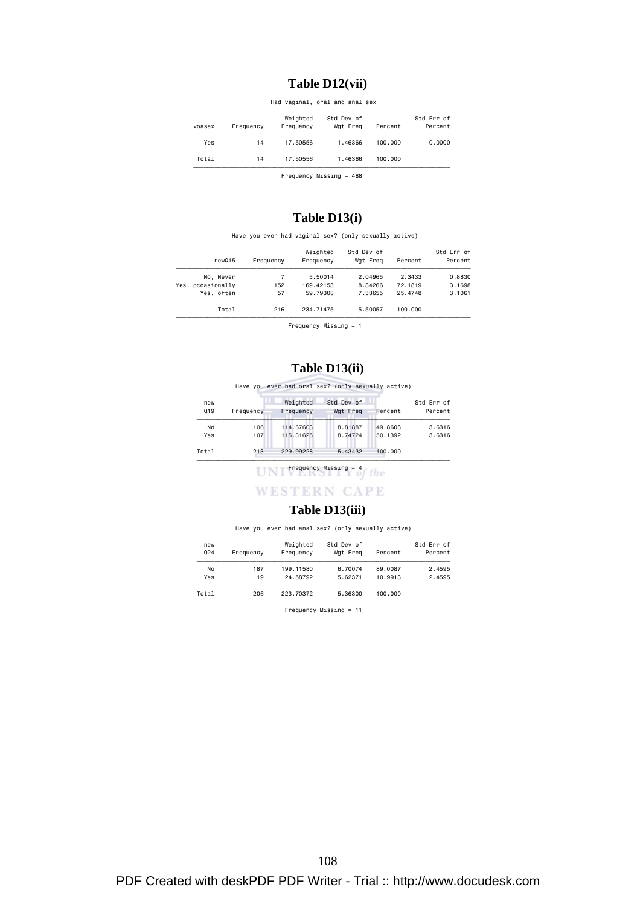## Table D12(vii)

Had vaginal, oral and anal sex

| voasex | Frequency | Weighted Frequency | Std Dev of Wgt Freq | Percent | Std Err of Percent |
|---|---|---|---|---|---|
| Yes | 14 | 17.50556 | 1.46366 | 100.000 | 0.0000 |
| Total | 14 | 17.50556 | 1.46366 | 100.000 | |

Frequency Missing = 488

## Table D13(i)

Have you ever had vaginal sex? (only sexually active)

| newQ15 | Frequency | Weighted Frequency | Std Dev of Wgt Freq | Percent | Std Err of Percent |
|---|---|---|---|---|---|
| No, Never | 7 | 5.50014 | 2.04965 | 2.3433 | 0.8830 |
| Yes, occasionally | 152 | 169.42153 | 8.84266 | 72.1819 | 3.1698 |
| Yes, often | 57 | 59.79308 | 7.33655 | 25.4748 | 3.1061 |
| Total | 216 | 234.71475 | 5.50057 | 100.000 | |

Frequency Missing = 1

## Table D13(ii)

Have you ever had oral sex? (only sexually active)

| new Q19 | Frequency | Weighted Frequency | Std Dev of Wgt Freq | Percent | Std Err of Percent |
|---|---|---|---|---|---|
| No | 106 | 114.67603 | 8.81887 | 49.8608 | 3.6316 |
| Yes | 107 | 115.31625 | 8.74724 | 50.1392 | 3.6316 |
| Total | 213 | 229.99228 | 5.43432 | 100.000 | |

Frequency Missing = 4

## Table D13(iii)

Have you ever had anal sex? (only sexually active)

| new Q24 | Frequency | Weighted Frequency | Std Dev of Wgt Freq | Percent | Std Err of Percent |
|---|---|---|---|---|---|
| No | 187 | 199.11580 | 6.70074 | 89.0087 | 2.4595 |
| Yes | 19 | 24.58792 | 5.62371 | 10.9913 | 2.4595 |
| Total | 206 | 223.70372 | 5.36300 | 100.000 | |

Frequency Missing = 11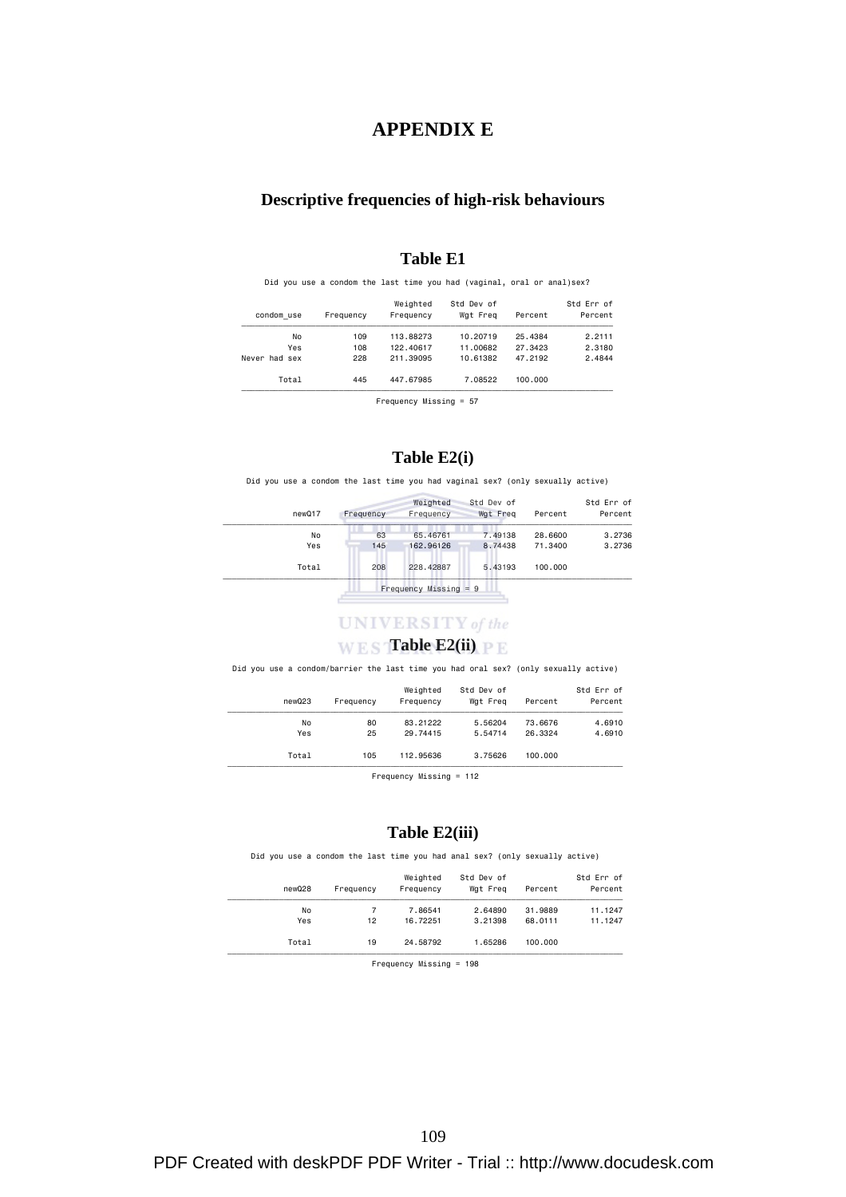# APPENDIX E

## Descriptive frequencies of high-risk behaviours

### Table E1

Did you use a condom the last time you had (vaginal, oral or anal)sex?

| condom_use | Frequency | Weighted Frequency | Std Dev of Wgt Freq | Percent | Std Err of Percent |
|---|---|---|---|---|---|
| No | 109 | 113.88273 | 10.20719 | 25.4384 | 2.2111 |
| Yes | 108 | 122.40617 | 11.00682 | 27.3423 | 2.3180 |
| Never had sex | 228 | 211.39095 | 10.61382 | 47.2192 | 2.4844 |
| Total | 445 | 447.67985 | 7.08522 | 100.000 | |

Frequency Missing = 57

### Table E2(i)

Did you use a condom the last time you had vaginal sex? (only sexually active)

| newQ17 | Frequency | Weighted Frequency | Std Dev of Wgt Freq | Percent | Std Err of Percent |
|---|---|---|---|---|---|
| No | 63 | 65.46761 | 7.49138 | 28.6600 | 3.2736 |
| Yes | 145 | 162.96126 | 8.74438 | 71.3400 | 3.2736 |
| Total | 208 | 228.42887 | 5.43193 | 100.000 | |

Frequency Missing = 9

### Table E2(ii)

Did you use a condom/barrier the last time you had oral sex? (only sexually active)

| newQ23 | Frequency | Weighted Frequency | Std Dev of Wgt Freq | Percent | Std Err of Percent |
|---|---|---|---|---|---|
| No | 80 | 83.21222 | 5.56204 | 73.6676 | 4.6910 |
| Yes | 25 | 29.74415 | 5.54714 | 26.3324 | 4.6910 |
| Total | 105 | 112.95636 | 3.75626 | 100.000 | |

Frequency Missing = 112

### Table E2(iii)

Did you use a condom the last time you had anal sex? (only sexually active)

| newQ28 | Frequency | Weighted Frequency | Std Dev of Wgt Freq | Percent | Std Err of Percent |
|---|---|---|---|---|---|
| No | 7 | 7.86541 | 2.64890 | 31.9889 | 11.1247 |
| Yes | 12 | 16.72251 | 3.21398 | 68.0111 | 11.1247 |
| Total | 19 | 24.58792 | 1.65286 | 100.000 | |

Frequency Missing = 198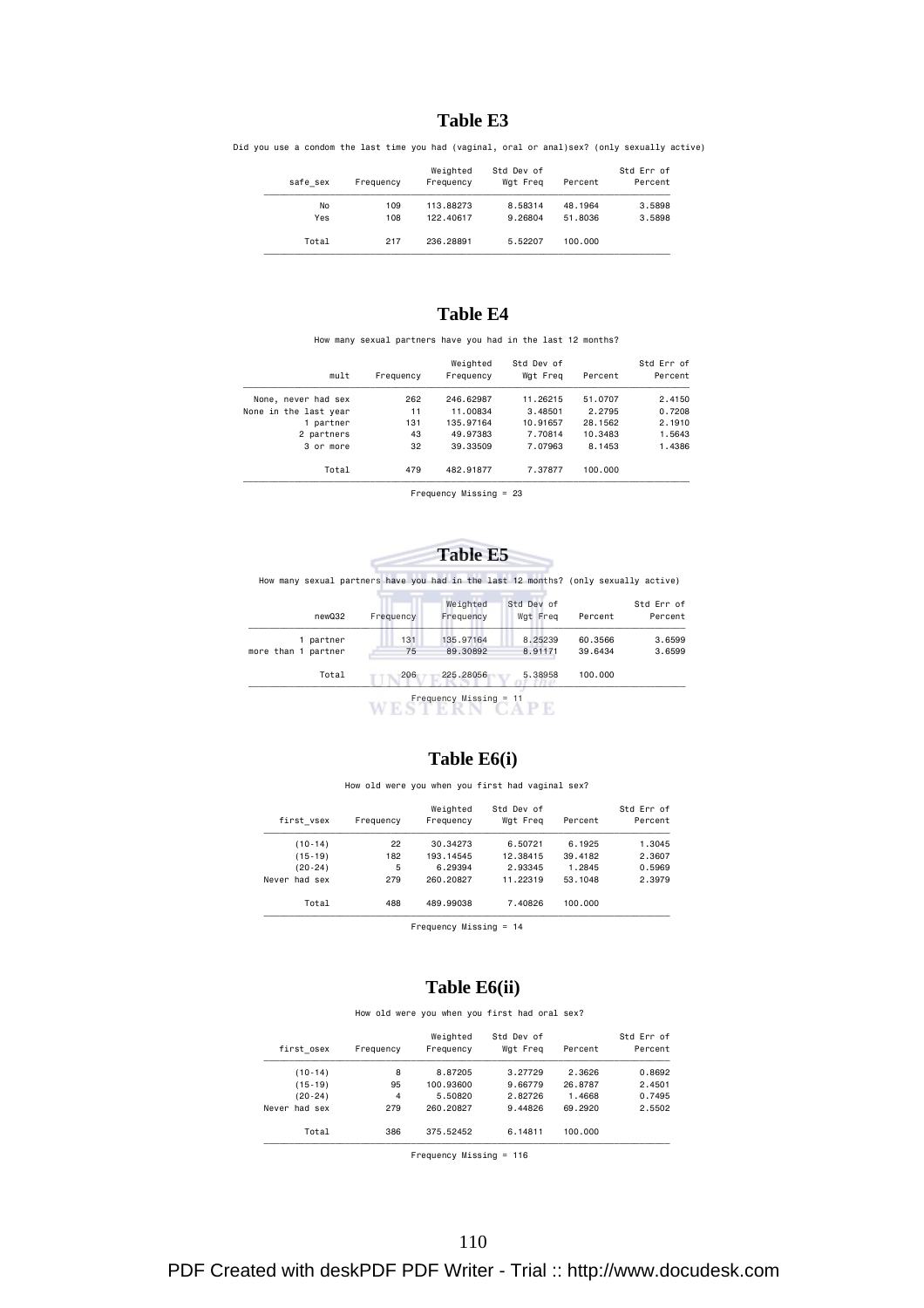## Table E3

Did you use a condom the last time you had (vaginal, oral or anal)sex? (only sexually active)

| safe_sex | Frequency | Weighted Frequency | Std Dev of Wgt Freq | Percent | Std Err of Percent |
|---|---|---|---|---|---|
| No | 109 | 113.88273 | 8.58314 | 48.1964 | 3.5898 |
| Yes | 108 | 122.40617 | 9.26804 | 51.8036 | 3.5898 |
| Total | 217 | 236.28891 | 5.52207 | 100.000 | |

## Table E4

How many sexual partners have you had in the last 12 months?

| mult | Frequency | Weighted Frequency | Std Dev of Wgt Freq | Percent | Std Err of Percent |
|---|---|---|---|---|---|
| None, never had sex | 262 | 246.62987 | 11.26215 | 51.0707 | 2.4150 |
| None in the last year | 11 | 11.00834 | 3.48501 | 2.2795 | 0.7208 |
| 1 partner | 131 | 135.97164 | 10.91657 | 28.1562 | 2.1910 |
| 2 partners | 43 | 49.97383 | 7.70814 | 10.3483 | 1.5643 |
| 3 or more | 32 | 39.33509 | 7.07963 | 8.1453 | 1.4386 |
| Total | 479 | 482.91877 | 7.37877 | 100.000 | |

Frequency Missing = 23

## Table E5

How many sexual partners have you had in the last 12 months? (only sexually active)

| newQ32 | Frequency | Weighted Frequency | Std Dev of Wgt Freq | Percent | Std Err of Percent |
|---|---|---|---|---|---|
| 1 partner | 131 | 135.97164 | 8.25239 | 60.3566 | 3.6599 |
| more than 1 partner | 75 | 89.30892 | 8.91171 | 39.6434 | 3.6599 |
| Total | 206 | 225.28056 | 5.38958 | 100.000 | |

Frequency Missing = 11

## Table E6(i)

How old were you when you first had vaginal sex?

| first_vsex | Frequency | Weighted Frequency | Std Dev of Wgt Freq | Percent | Std Err of Percent |
|---|---|---|---|---|---|
| (10-14) | 22 | 30.34273 | 6.50721 | 6.1925 | 1.3045 |
| (15-19) | 182 | 193.14545 | 12.38415 | 39.4182 | 2.3607 |
| (20-24) | 5 | 6.29394 | 2.93345 | 1.2845 | 0.5969 |
| Never had sex | 279 | 260.20827 | 11.22319 | 53.1048 | 2.3979 |
| Total | 488 | 489.99038 | 7.40826 | 100.000 | |

Frequency Missing = 14

## Table E6(ii)

How old were you when you first had oral sex?

| first_osex | Frequency | Weighted Frequency | Std Dev of Wgt Freq | Percent | Std Err of Percent |
|---|---|---|---|---|---|
| (10-14) | 8 | 8.87205 | 3.27729 | 2.3626 | 0.8692 |
| (15-19) | 95 | 100.93600 | 9.66779 | 26.8787 | 2.4501 |
| (20-24) | 4 | 5.50820 | 2.82726 | 1.4668 | 0.7495 |
| Never had sex | 279 | 260.20827 | 9.44826 | 69.2920 | 2.5502 |
| Total | 386 | 375.52452 | 6.14811 | 100.000 | |

Frequency Missing = 116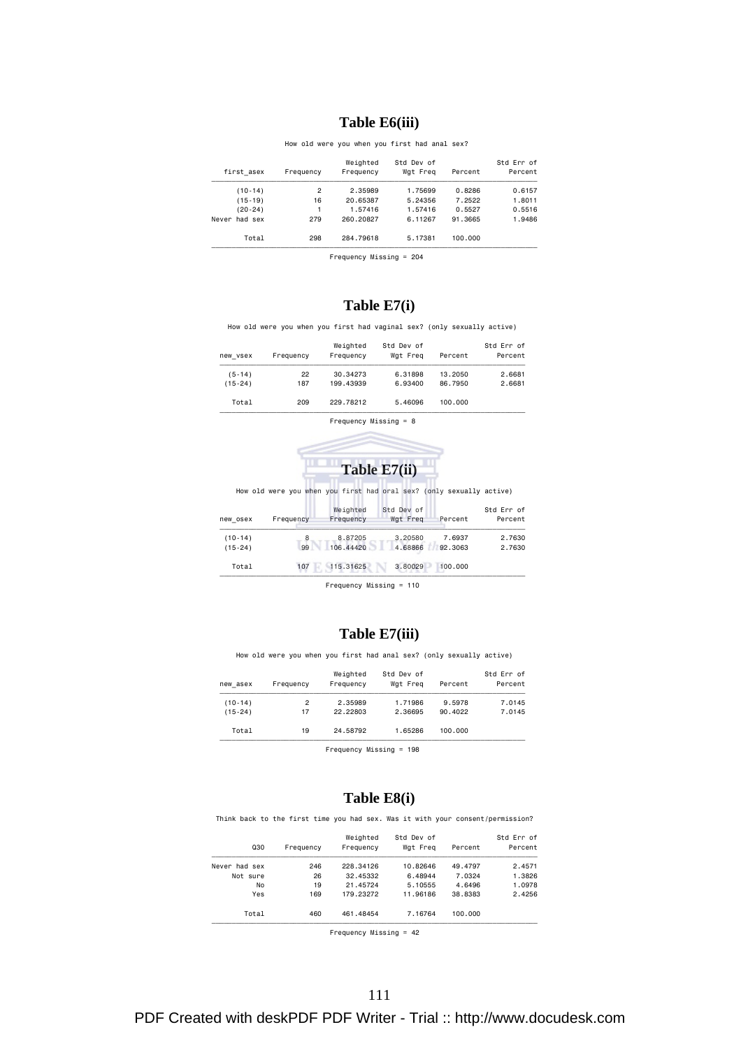## Table E6(iii)

How old were you when you first had anal sex?

| first_asex | Frequency | Weighted Frequency | Std Dev of Wgt Freq | Percent | Std Err of Percent |
|---|---|---|---|---|---|
| (10-14) | 2 | 2.35989 | 1.75699 | 0.8286 | 0.6157 |
| (15-19) | 16 | 20.65387 | 5.24356 | 7.2522 | 1.8011 |
| (20-24) | 1 | 1.57416 | 1.57416 | 0.5527 | 0.5516 |
| Never had sex | 279 | 260.20827 | 6.11267 | 91.3665 | 1.9486 |
| Total | 298 | 284.79618 | 5.17381 | 100.000 | |

Frequency Missing = 204

## Table E7(i)

How old were you when you first had vaginal sex? (only sexually active)

| new_vsex | Frequency | Weighted Frequency | Std Dev of Wgt Freq | Percent | Std Err of Percent |
|---|---|---|---|---|---|
| (5-14) | 22 | 30.34273 | 6.31898 | 13.2050 | 2.6681 |
| (15-24) | 187 | 199.43939 | 6.93400 | 86.7950 | 2.6681 |
| Total | 209 | 229.78212 | 5.46096 | 100.000 | |

Frequency Missing = 8

## Table E7(ii)

How old were you when you first had oral sex? (only sexually active)

| new_osex | Frequency | Weighted Frequency | Std Dev of Wgt Freq | Percent | Std Err of Percent |
|---|---|---|---|---|---|
| (10-14) | 8 | 8.87205 | 3.20580 | 7.6937 | 2.7630 |
| (15-24) | 99 | 106.44420 | 4.68866 | 92.3063 | 2.7630 |
| Total | 107 | 115.31625 | 3.80029 | 100.000 | |

Frequency Missing = 110

## Table E7(iii)

How old were you when you first had anal sex? (only sexually active)

| new_asex | Frequency | Weighted Frequency | Std Dev of Wgt Freq | Percent | Std Err of Percent |
|---|---|---|---|---|---|
| (10-14) | 2 | 2.35989 | 1.71986 | 9.5978 | 7.0145 |
| (15-24) | 17 | 22.22803 | 2.36695 | 90.4022 | 7.0145 |
| Total | 19 | 24.58792 | 1.65286 | 100.000 | |

Frequency Missing = 198

## Table E8(i)

Think back to the first time you had sex. Was it with your consent/permission?

| Q30 | Frequency | Weighted Frequency | Std Dev of Wgt Freq | Percent | Std Err of Percent |
|---|---|---|---|---|---|
| Never had sex | 246 | 228.34126 | 10.82646 | 49.4797 | 2.4571 |
| Not sure | 26 | 32.45332 | 6.48944 | 7.0324 | 1.3826 |
| No | 19 | 21.45724 | 5.10555 | 4.6496 | 1.0978 |
| Yes | 169 | 179.23272 | 11.96186 | 38.8383 | 2.4256 |
| Total | 460 | 461.48454 | 7.16764 | 100.000 | |

Frequency Missing = 42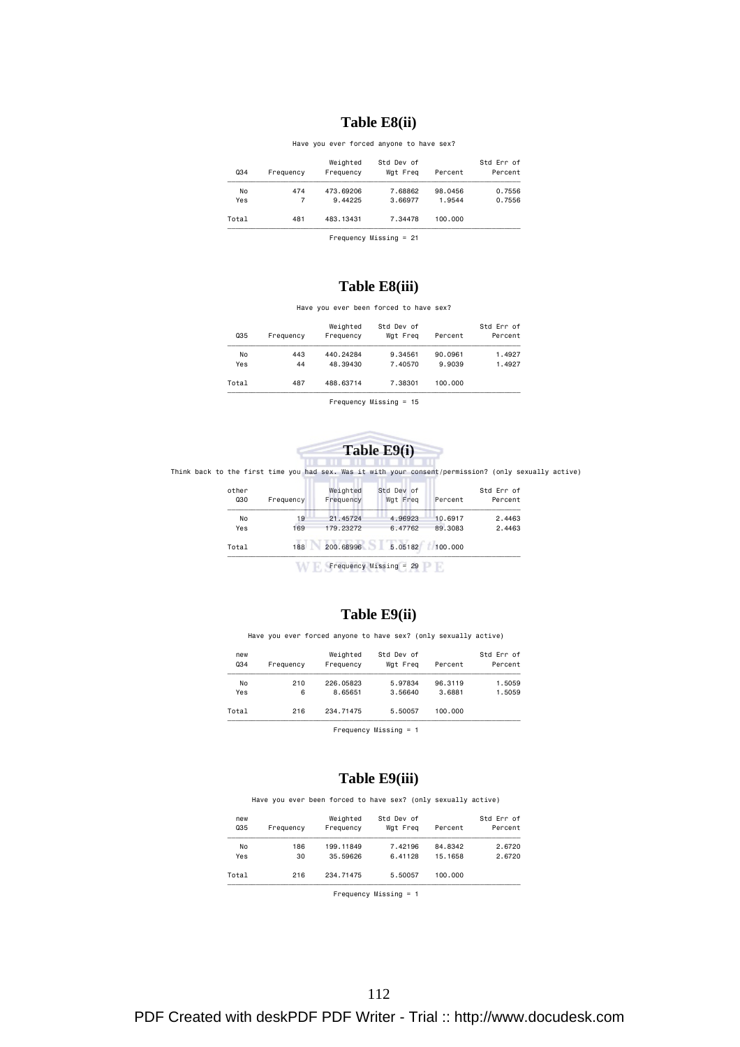## Table E8(ii)

Have you ever forced anyone to have sex?

| Q34 | Frequency | Weighted Frequency | Std Dev of Wgt Freq | Percent | Std Err of Percent |
|---|---|---|---|---|---|
| No | 474 | 473.69206 | 7.68862 | 98.0456 | 0.7556 |
| Yes | 7 | 9.44225 | 3.66977 | 1.9544 | 0.7556 |
| Total | 481 | 483.13431 | 7.34478 | 100.000 | |

Frequency Missing = 21

## Table E8(iii)

Have you ever been forced to have sex?

| Q35 | Frequency | Weighted Frequency | Std Dev of Wgt Freq | Percent | Std Err of Percent |
|---|---|---|---|---|---|
| No | 443 | 440.24284 | 9.34561 | 90.0961 | 1.4927 |
| Yes | 44 | 48.39430 | 7.40570 | 9.9039 | 1.4927 |
| Total | 487 | 488.63714 | 7.38301 | 100.000 | |

Frequency Missing = 15

## Table E9(i)

Think back to the first time you had sex. Was it with your consent/permission? (only sexually active)

| other Q30 | Frequency | Weighted Frequency | Std Dev of Wgt Freq | Percent | Std Err of Percent |
|---|---|---|---|---|---|
| No | 19 | 21.45724 | 4.96923 | 10.6917 | 2.4463 |
| Yes | 169 | 179.23272 | 6.47762 | 89.3083 | 2.4463 |
| Total | 188 | 200.68996 | 5.05182 | 100.000 | |

Frequency Missing = 29

## Table E9(ii)

Have you ever forced anyone to have sex? (only sexually active)

| new Q34 | Frequency | Weighted Frequency | Std Dev of Wgt Freq | Percent | Std Err of Percent |
|---|---|---|---|---|---|
| No | 210 | 226.05823 | 5.97834 | 96.3119 | 1.5059 |
| Yes | 6 | 8.65651 | 3.56640 | 3.6881 | 1.5059 |
| Total | 216 | 234.71475 | 5.50057 | 100.000 | |

Frequency Missing = 1

## Table E9(iii)

Have you ever been forced to have sex? (only sexually active)

| new Q35 | Frequency | Weighted Frequency | Std Dev of Wgt Freq | Percent | Std Err of Percent |
|---|---|---|---|---|---|
| No | 186 | 199.11849 | 7.42196 | 84.8342 | 2.6720 |
| Yes | 30 | 35.59626 | 6.41128 | 15.1658 | 2.6720 |
| Total | 216 | 234.71475 | 5.50057 | 100.000 | |

Frequency Missing = 1

PDF Created with deskPDF PDF Writer - Trial :: http://www.docudesk.com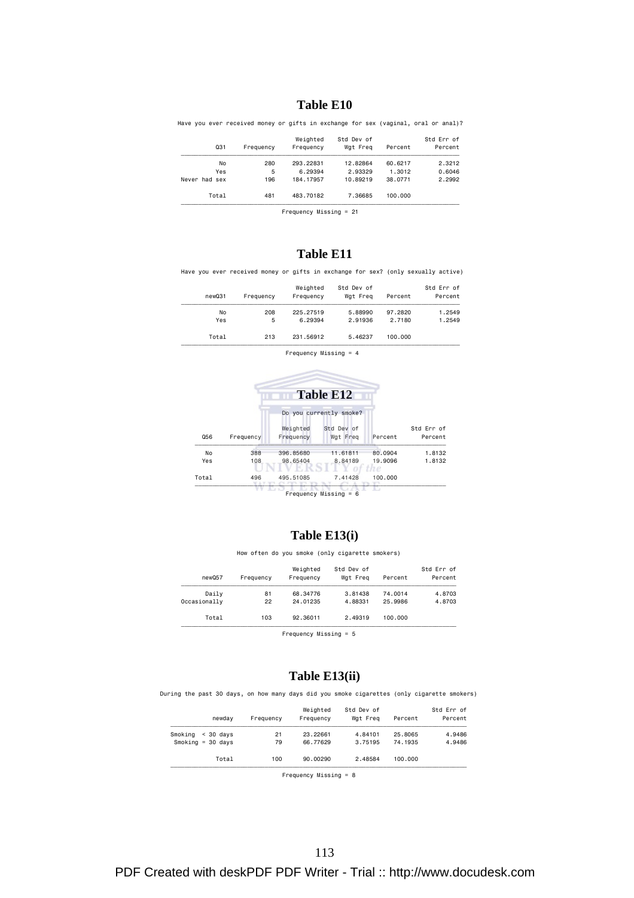# Table E10

Have you ever received money or gifts in exchange for sex (vaginal, oral or anal)?

| Q31 | Frequency | Weighted Frequency | Std Dev of Wgt Freq | Percent | Std Err of Percent |
|---|---|---|---|---|---|
| No | 280 | 293.22831 | 12.82864 | 60.6217 | 2.3212 |
| Yes | 5 | 6.29394 | 2.93329 | 1.3012 | 0.6046 |
| Never had sex | 196 | 184.17957 | 10.89219 | 38.0771 | 2.2992 |
| Total | 481 | 483.70182 | 7.36685 | 100.000 | |

Frequency Missing = 21

# Table E11

Have you ever received money or gifts in exchange for sex? (only sexually active)

| newQ31 | Frequency | Weighted Frequency | Std Dev of Wgt Freq | Percent | Std Err of Percent |
|---|---|---|---|---|---|
| No | 208 | 225.27519 | 5.88990 | 97.2820 | 1.2549 |
| Yes | 5 | 6.29394 | 2.91936 | 2.7180 | 1.2549 |
| Total | 213 | 231.56912 | 5.46237 | 100.000 | |

Frequency Missing = 4

# Table E12

Do you currently smoke?

| Q56 | Frequency | Weighted Frequency | Std Dev of Wgt Freq | Percent | Std Err of Percent |
|---|---|---|---|---|---|
| No | 388 | 396.85680 | 11.61811 | 80.0904 | 1.8132 |
| Yes | 108 | 98.65404 | 8.84189 | 19.9096 | 1.8132 |
| Total | 496 | 495.51085 | 7.41428 | 100.000 | |

Frequency Missing = 6

# Table E13(i)

How often do you smoke (only cigarette smokers)

| newQ57 | Frequency | Weighted Frequency | Std Dev of Wgt Freq | Percent | Std Err of Percent |
|---|---|---|---|---|---|
| Daily | 81 | 68.34776 | 3.81438 | 74.0014 | 4.8703 |
| Occasionally | 22 | 24.01235 | 4.88331 | 25.9986 | 4.8703 |
| Total | 103 | 92.36011 | 2.49319 | 100.000 | |

Frequency Missing = 5

# Table E13(ii)

During the past 30 days, on how many days did you smoke cigarettes (only cigarette smokers)

| newday | Frequency | Weighted Frequency | Std Dev of Wgt Freq | Percent | Std Err of Percent |
|---|---|---|---|---|---|
| Smoking < 30 days | 21 | 23.22661 | 4.84101 | 25.8065 | 4.9486 |
| Smoking = 30 days | 79 | 66.77629 | 3.75195 | 74.1935 | 4.9486 |
| Total | 100 | 90.00290 | 2.48584 | 100.000 | |

Frequency Missing = 8

PDF Created with deskPDF PDF Writer - Trial :: http://www.docudesk.com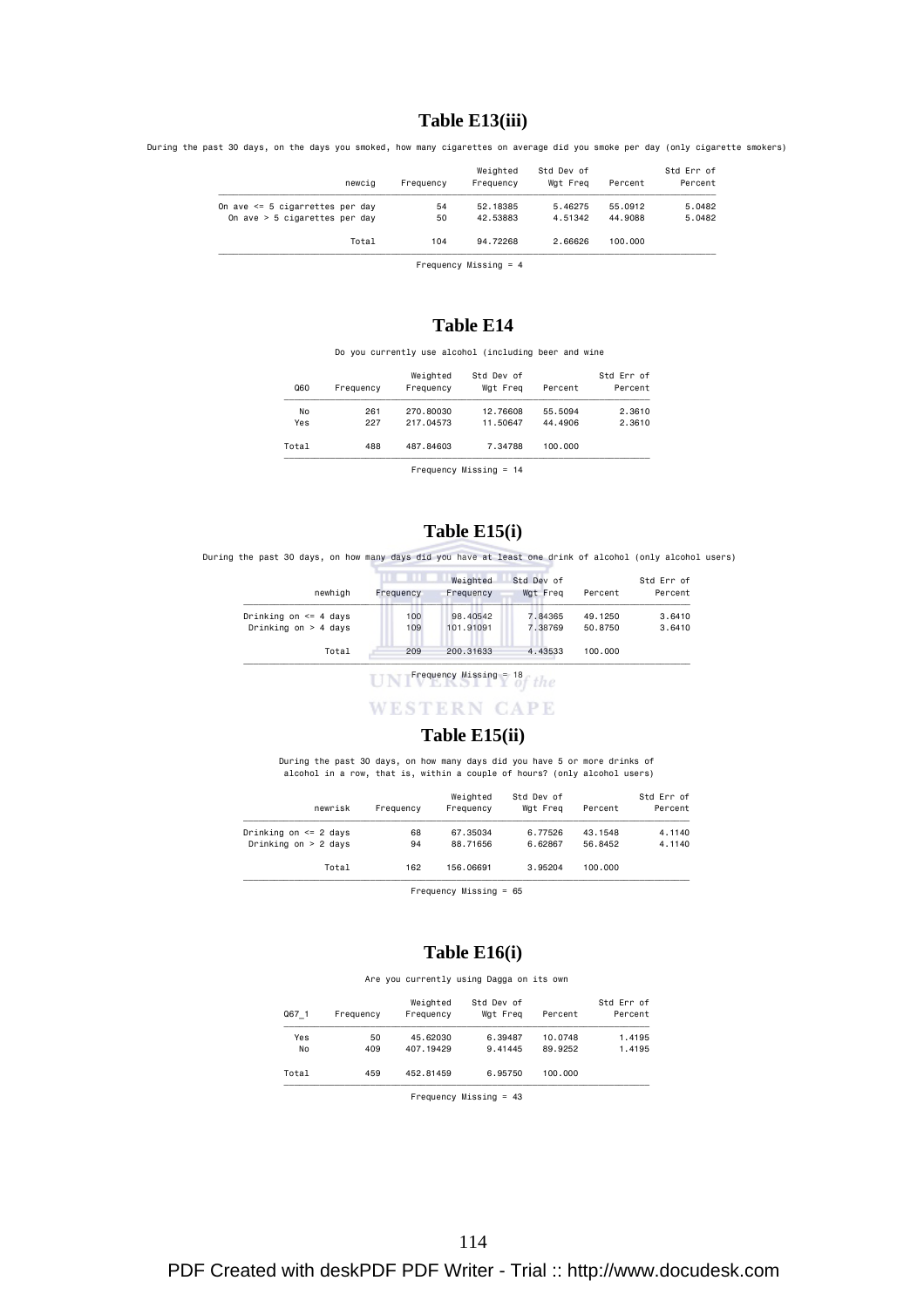## Table E13(iii)

During the past 30 days, on the days you smoked, how many cigarettes on average did you smoke per day (only cigarette smokers)

| newcig | Frequency | Weighted Frequency | Std Dev of Wgt Freq | Percent | Std Err of Percent |
|---|---|---|---|---|---|
| On ave <= 5 cigarrettes per day | 54 | 52.18385 | 5.46275 | 55.0912 | 5.0482 |
| On ave > 5 cigarrettes per day | 50 | 42.53883 | 4.51342 | 44.9088 | 5.0482 |
| Total | 104 | 94.72268 | 2.66626 | 100.000 | |

Frequency Missing = 4

## Table E14

Do you currently use alcohol (including beer and wine

| Q60 | Frequency | Weighted Frequency | Std Dev of Wgt Freq | Percent | Std Err of Percent |
|---|---|---|---|---|---|
| No | 261 | 270.80030 | 12.76608 | 55.5094 | 2.3610 |
| Yes | 227 | 217.04573 | 11.50647 | 44.4906 | 2.3610 |
| Total | 488 | 487.84603 | 7.34788 | 100.000 | |

Frequency Missing = 14

## Table E15(i)

During the past 30 days, on how many days did you have at least one drink of alcohol (only alcohol users)

| newhigh | Frequency | Weighted Frequency | Std Dev of Wgt Freq | Percent | Std Err of Percent |
|---|---|---|---|---|---|
| Drinking on <= 4 days | 100 | 98.40542 | 7.84365 | 49.1250 | 3.6410 |
| Drinking on > 4 days | 109 | 101.91091 | 7.38769 | 50.8750 | 3.6410 |
| Total | 209 | 200.31633 | 4.43533 | 100.000 | |

Frequency Missing = 18

## Table E15(ii)

During the past 30 days, on how many days did you have 5 or more drinks of alcohol in a row, that is, within a couple of hours? (only alcohol users)

| newrisk | Frequency | Weighted Frequency | Std Dev of Wgt Freq | Percent | Std Err of Percent |
|---|---|---|---|---|---|
| Drinking on <= 2 days | 68 | 67.35034 | 6.77526 | 43.1548 | 4.1140 |
| Drinking on > 2 days | 94 | 88.71656 | 6.62867 | 56.8452 | 4.1140 |
| Total | 162 | 156.06691 | 3.95204 | 100.000 | |

Frequency Missing = 65

## Table E16(i)

Are you currently using Dagga on its own

| Q67_1 | Frequency | Weighted Frequency | Std Dev of Wgt Freq | Percent | Std Err of Percent |
|---|---|---|---|---|---|
| Yes | 50 | 45.62030 | 6.39487 | 10.0748 | 1.4195 |
| No | 409 | 407.19429 | 9.41445 | 89.9252 | 1.4195 |
| Total | 459 | 452.81459 | 6.95750 | 100.000 | |

Frequency Missing = 43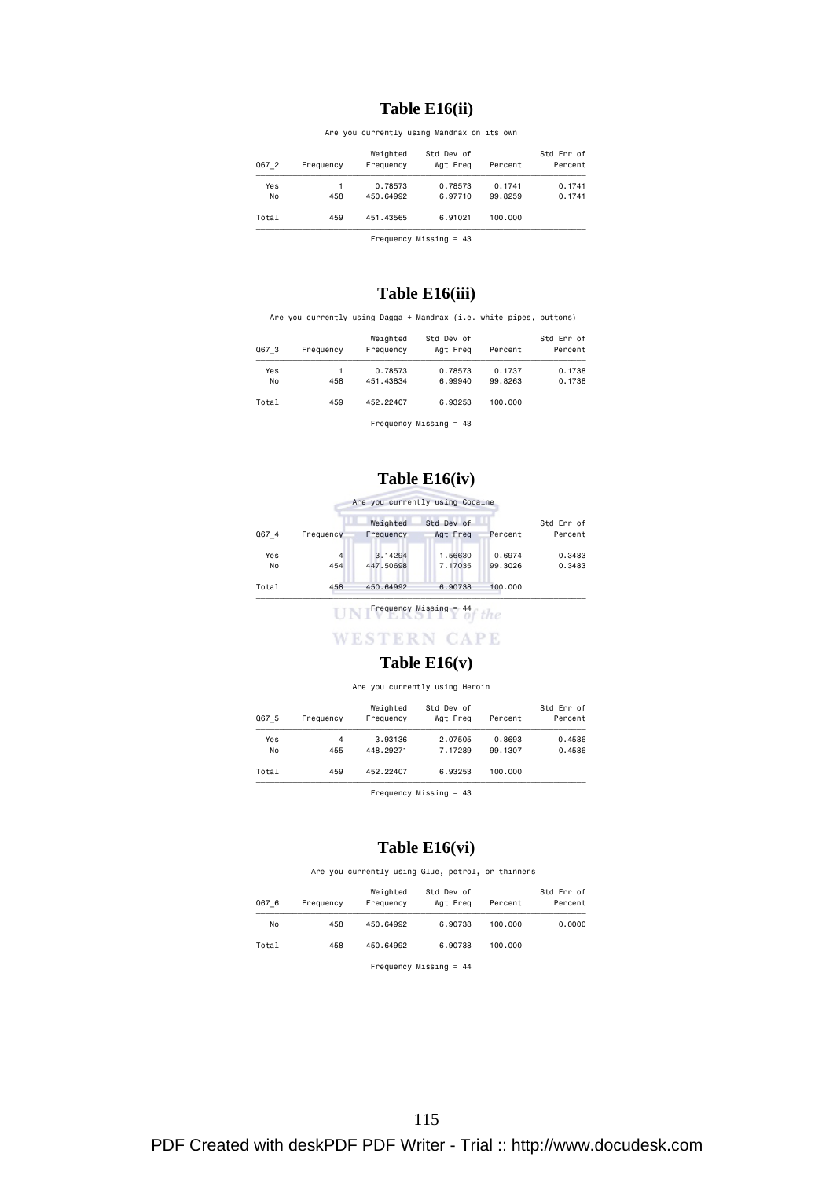## Table E16(ii)

Are you currently using Mandrax on its own

| Q67_2 | Frequency | Weighted Frequency | Std Dev of Wgt Freq | Percent | Std Err of Percent |
|---|---|---|---|---|---|
| Yes | 1 | 0.78573 | 0.78573 | 0.1741 | 0.1741 |
| No | 458 | 450.64992 | 6.97710 | 99.8259 | 0.1741 |
| Total | 459 | 451.43565 | 6.91021 | 100.000 | |

Frequency Missing = 43

## Table E16(iii)

Are you currently using Dagga + Mandrax (i.e. white pipes, buttons)

| Q67_3 | Frequency | Weighted Frequency | Std Dev of Wgt Freq | Percent | Std Err of Percent |
|---|---|---|---|---|---|
| Yes | 1 | 0.78573 | 0.78573 | 0.1737 | 0.1738 |
| No | 458 | 451.43834 | 6.99940 | 99.8263 | 0.1738 |
| Total | 459 | 452.22407 | 6.93253 | 100.000 | |

Frequency Missing = 43

## Table E16(iv)

Are you currently using Cocaine

| Q67_4 | Frequency | Weighted Frequency | Std Dev of Wgt Freq | Percent | Std Err of Percent |
|---|---|---|---|---|---|
| Yes | 4 | 3.14294 | 1.56630 | 0.6974 | 0.3483 |
| No | 454 | 447.50698 | 7.17035 | 99.3026 | 0.3483 |
| Total | 458 | 450.64992 | 6.90738 | 100.000 | |

Frequency Missing = 44

## Table E16(v)

Are you currently using Heroin

| Q67_5 | Frequency | Weighted Frequency | Std Dev of Wgt Freq | Percent | Std Err of Percent |
|---|---|---|---|---|---|
| Yes | 4 | 3.93136 | 2.07505 | 0.8693 | 0.4586 |
| No | 455 | 448.29271 | 7.17289 | 99.1307 | 0.4586 |
| Total | 459 | 452.22407 | 6.93253 | 100.000 | |

Frequency Missing = 43

## Table E16(vi)

Are you currently using Glue, petrol, or thinners

| Q67_6 | Frequency | Weighted Frequency | Std Dev of Wgt Freq | Percent | Std Err of Percent |
|---|---|---|---|---|---|
| No | 458 | 450.64992 | 6.90738 | 100.000 | 0.0000 |
| Total | 458 | 450.64992 | 6.90738 | 100.000 | |

Frequency Missing = 44

PDF Created with deskPDF PDF Writer - Trial :: http://www.docudesk.com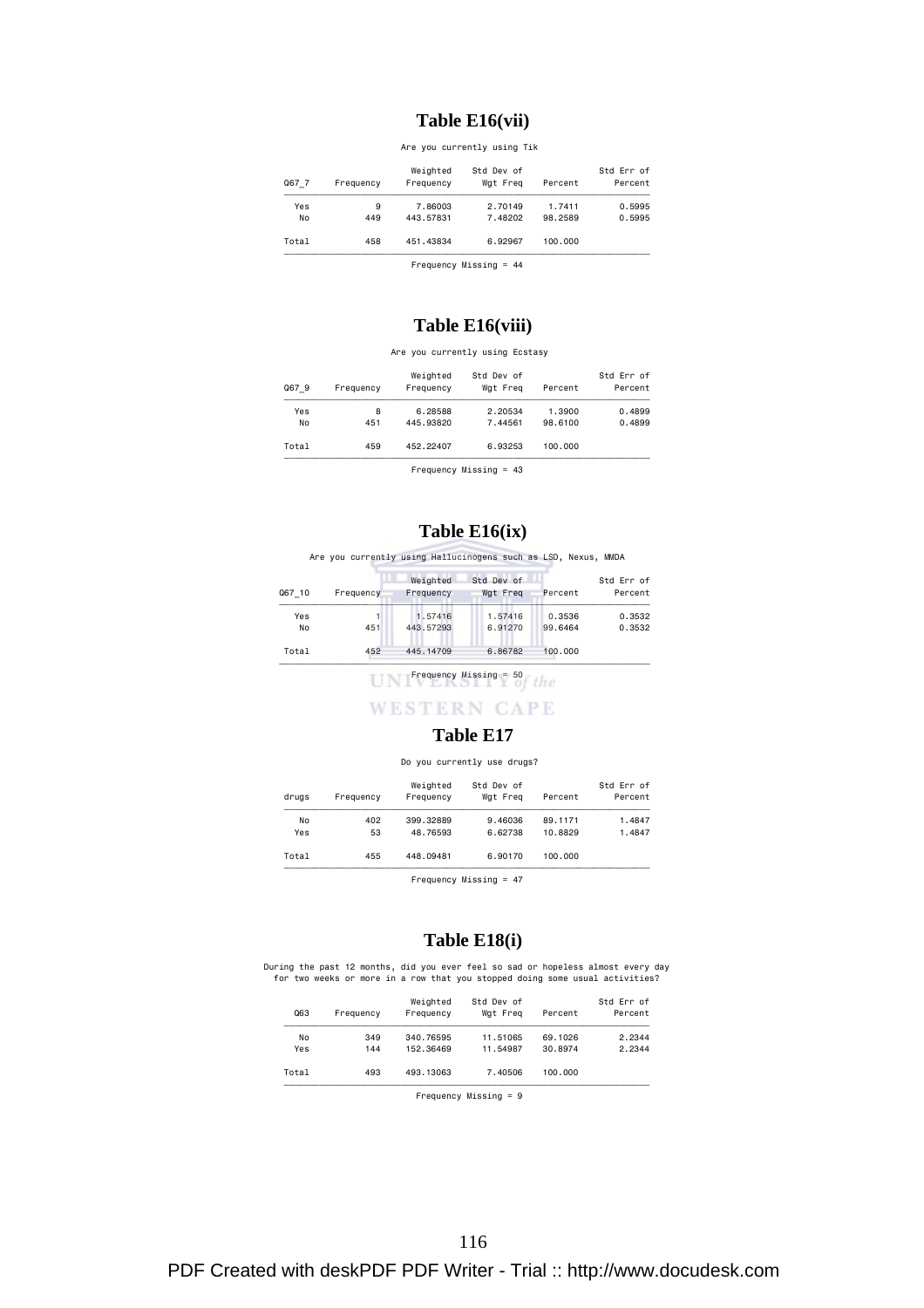## Table E16(vii)

Are you currently using Tik

| Q67_7 | Frequency | Weighted Frequency | Std Dev of Wgt Freq | Percent | Std Err of Percent |
|---|---|---|---|---|---|
| Yes | 9 | 7.86003 | 2.70149 | 1.7411 | 0.5995 |
| No | 449 | 443.57831 | 7.48202 | 98.2589 | 0.5995 |
| Total | 458 | 451.43834 | 6.92967 | 100.000 | |

Frequency Missing = 44

## Table E16(viii)

Are you currently using Ecstasy

| Q67_9 | Frequency | Weighted Frequency | Std Dev of Wgt Freq | Percent | Std Err of Percent |
|---|---|---|---|---|---|
| Yes | 8 | 6.28588 | 2.20534 | 1.3900 | 0.4899 |
| No | 451 | 445.93820 | 7.44561 | 98.6100 | 0.4899 |
| Total | 459 | 452.22407 | 6.93253 | 100.000 | |

Frequency Missing = 43

## Table E16(ix)

Are you currently using Hallucinogens such as LSD, Nexus, MMDA

| Q67_10 | Frequency | Weighted Frequency | Std Dev of Wgt Freq | Percent | Std Err of Percent |
|---|---|---|---|---|---|
| Yes | 1 | 1.57416 | 1.57416 | 0.3536 | 0.3532 |
| No | 451 | 443.57293 | 6.91270 | 99.6464 | 0.3532 |
| Total | 452 | 445.14709 | 6.86782 | 100.000 | |

Frequency Missing = 50

## Table E17

Do you currently use drugs?

| drugs | Frequency | Weighted Frequency | Std Dev of Wgt Freq | Percent | Std Err of Percent |
|---|---|---|---|---|---|
| No | 402 | 399.32889 | 9.46036 | 89.1171 | 1.4847 |
| Yes | 53 | 48.76593 | 6.62738 | 10.8829 | 1.4847 |
| Total | 455 | 448.09481 | 6.90170 | 100.000 | |

Frequency Missing = 47

## Table E18(i)

During the past 12 months, did you ever feel so sad or hopeless almost every day for two weeks or more in a row that you stopped doing some usual activities?

| Q63 | Frequency | Weighted Frequency | Std Dev of Wgt Freq | Percent | Std Err of Percent |
|---|---|---|---|---|---|
| No | 349 | 340.76595 | 11.51065 | 69.1026 | 2.2344 |
| Yes | 144 | 152.36469 | 11.54987 | 30.8974 | 2.2344 |
| Total | 493 | 493.13063 | 7.40506 | 100.000 | |

Frequency Missing = 9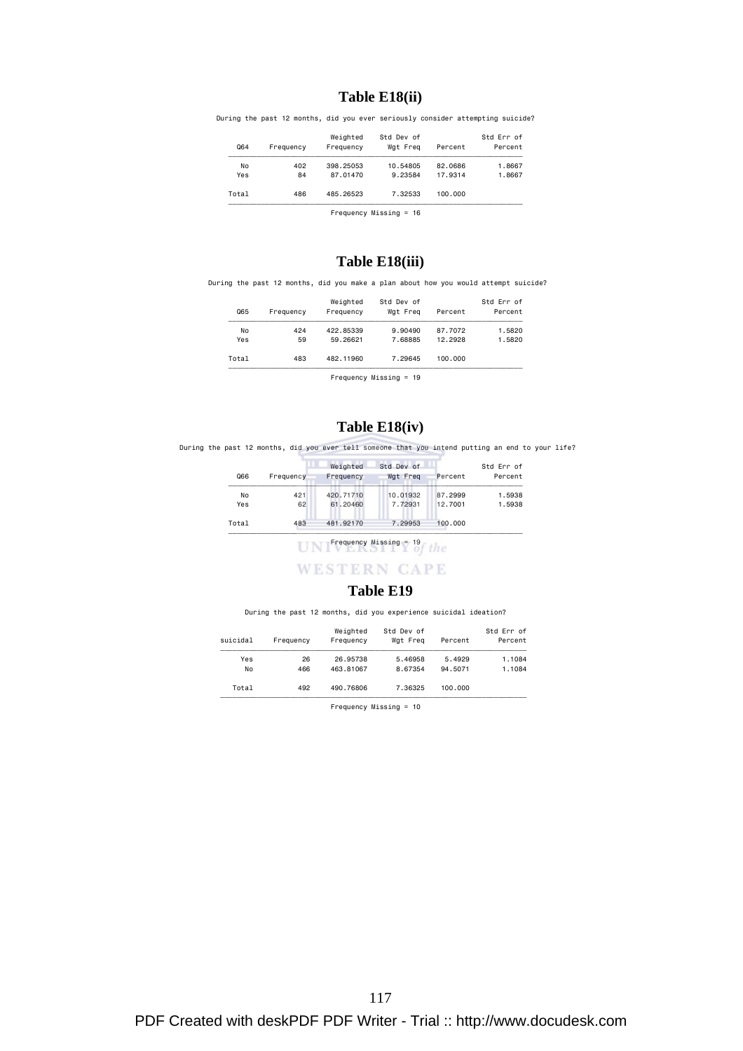## Table E18(ii)

During the past 12 months, did you ever seriously consider attempting suicide?

| Q64 | Frequency | Weighted Frequency | Std Dev of Wgt Freq | Percent | Std Err of Percent |
|---|---|---|---|---|---|
| No | 402 | 398.25053 | 10.54805 | 82.0686 | 1.8667 |
| Yes | 84 | 87.01470 | 9.23584 | 17.9314 | 1.8667 |
| Total | 486 | 485.26523 | 7.32533 | 100.000 | |

Frequency Missing = 16

## Table E18(iii)

During the past 12 months, did you make a plan about how you would attempt suicide?

| Q65 | Frequency | Weighted Frequency | Std Dev of Wgt Freq | Percent | Std Err of Percent |
|---|---|---|---|---|---|
| No | 424 | 422.85339 | 9.90490 | 87.7072 | 1.5820 |
| Yes | 59 | 59.26621 | 7.68885 | 12.2928 | 1.5820 |
| Total | 483 | 482.11960 | 7.29645 | 100.000 | |

Frequency Missing = 19

## Table E18(iv)

During the past 12 months, did you ever tell someone that you intend putting an end to your life?

| Q66 | Frequency | Weighted Frequency | Std Dev of Wgt Freq | Percent | Std Err of Percent |
|---|---|---|---|---|---|
| No | 421 | 420.71710 | 10.01932 | 87.2999 | 1.5938 |
| Yes | 62 | 61.20460 | 7.72931 | 12.7001 | 1.5938 |
| Total | 483 | 481.92170 | 7.29953 | 100.000 | |

Frequency Missing = 19

## Table E19

During the past 12 months, did you experience suicidal ideation?

| suicidal | Frequency | Weighted Frequency | Std Dev of Wgt Freq | Percent | Std Err of Percent |
|---|---|---|---|---|---|
| Yes | 26 | 26.95738 | 5.46958 | 5.4929 | 1.1084 |
| No | 466 | 463.81067 | 8.67354 | 94.5071 | 1.1084 |
| Total | 492 | 490.76806 | 7.36325 | 100.000 | |

Frequency Missing = 10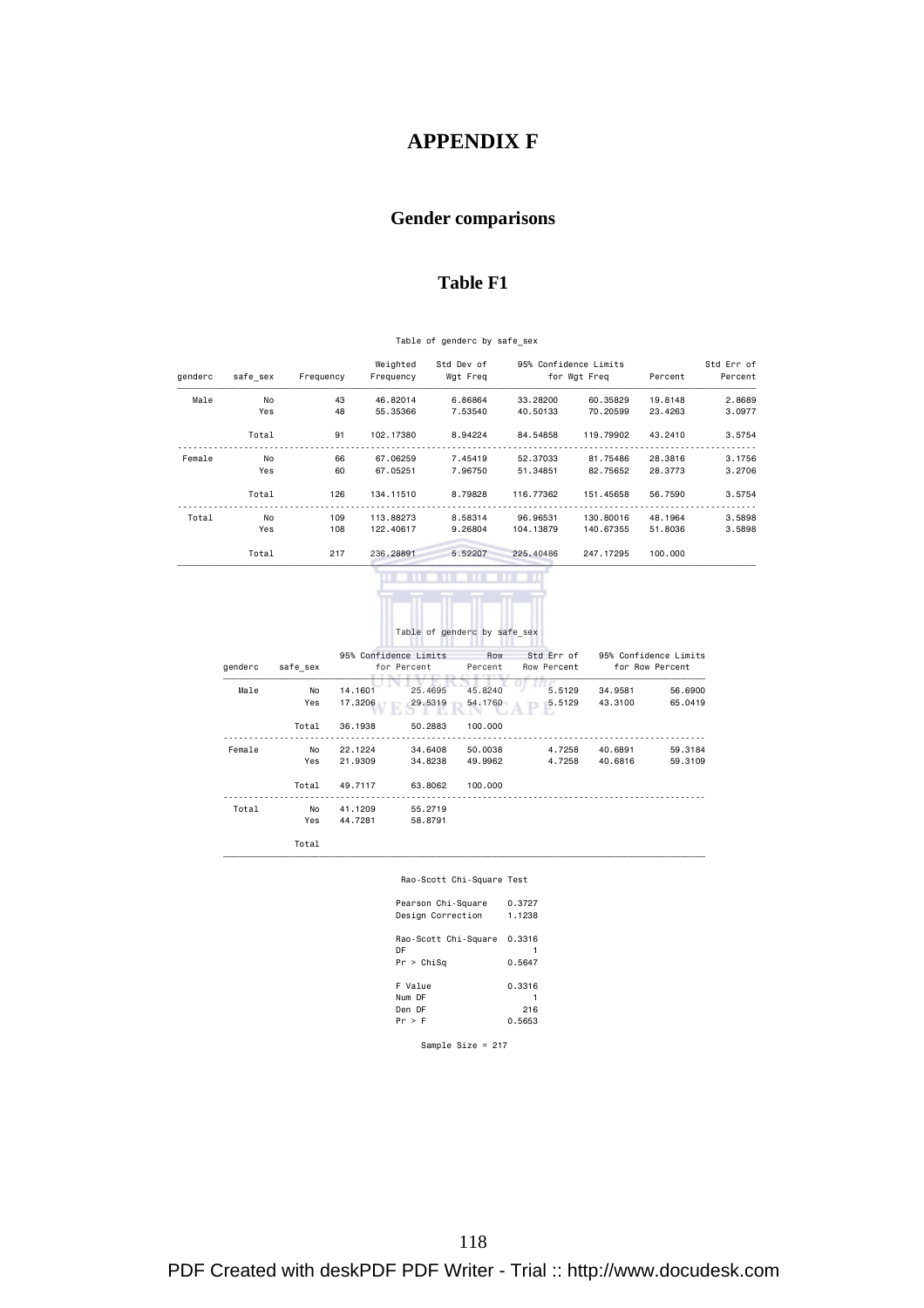# APPENDIX F

## Gender comparisons

### Table F1

Table of genderc by safe_sex

| genderc | safe_sex | Frequency | Weighted Frequency | Std Dev of Wgt Freq | 95% Confidence Limits for Wgt Freq | | Percent | Std Err of Percent |
|---|---|---|---|---|---|---|---|---|
| Male | No | 43 | 46.82014 | 6.86864 | 33.28200 | 60.35829 | 19.8148 | 2.8689 |
| | Yes | 48 | 55.35366 | 7.53540 | 40.50133 | 70.20599 | 23.4263 | 3.0977 |
| | Total | 91 | 102.17380 | 8.94224 | 84.54858 | 119.79902 | 43.2410 | 3.5754 |
| Female | No | 66 | 67.06259 | 7.45419 | 52.37033 | 81.75486 | 28.3816 | 3.1756 |
| | Yes | 60 | 67.05251 | 7.96750 | 51.34851 | 82.75652 | 28.3773 | 3.2706 |
| | Total | 126 | 134.11510 | 8.79828 | 116.77362 | 151.45658 | 56.7590 | 3.5754 |
| Total | No | 109 | 113.88273 | 8.58314 | 96.96531 | 130.80016 | 48.1964 | 3.5898 |
| | Yes | 108 | 122.40617 | 9.26804 | 104.13879 | 140.67355 | 51.8036 | 3.5898 |
| | Total | 217 | 236.28891 | 5.52207 | 225.40486 | 247.17295 | 100.000 | |

Table of genderc by safe_sex

| genderc | safe_sex | 95% Confidence Limits for Percent | | Row Percent | Std Err of Row Percent | 95% Confidence Limits for Row Percent | |
|---|---|---|---|---|---|---|---|
| Male | No | 14.1601 | 25.4695 | 45.8240 | 5.5129 | 34.9581 | 56.6900 |
| | Yes | 17.3206 | 29.5319 | 54.1760 | 5.5129 | 43.3100 | 65.0419 |
| | Total | 36.1938 | 50.2883 | 100.000 | | | |
| Female | No | 22.1224 | 34.6408 | 50.0038 | 4.7258 | 40.6891 | 59.3184 |
| | Yes | 21.9309 | 34.8238 | 49.9962 | 4.7258 | 40.6816 | 59.3109 |
| | Total | 49.7117 | 63.8062 | 100.000 | | | |
| Total | No | 41.1209 | 55.2719 | | | | |
| | Yes | 44.7281 | 58.8791 | | | | |
| | Total | | | | | | |

Rao-Scott Chi-Square Test

| | |
|---|---|
| Pearson Chi-Square | 0.3727 |
| Design Correction | 1.1238 |
| Rao-Scott Chi-Square | 0.3316 |
| DF | 1 |
| Pr > ChiSq | 0.5647 |
| F Value | 0.3316 |
| Num DF | 1 |
| Den DF | 216 |
| Pr > F | 0.5653 |

Sample Size = 217

PDF Created with deskPDF PDF Writer - Trial :: http://www.docudesk.com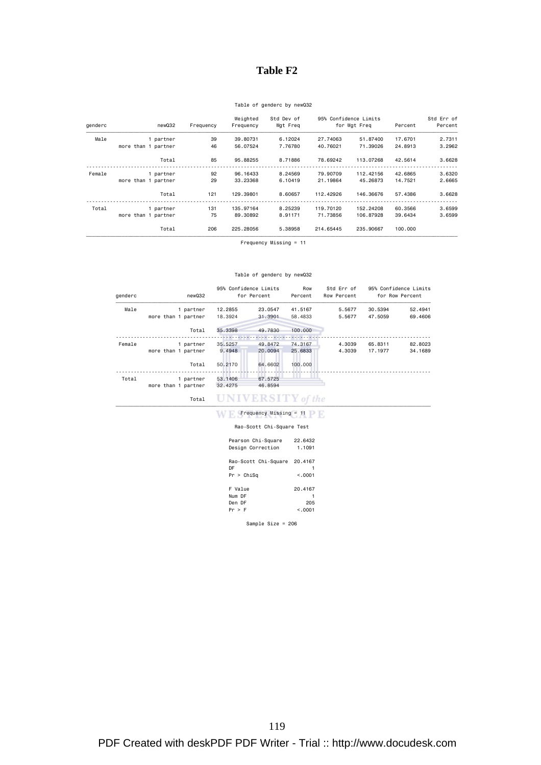# Table F2

Table of genderc by newQ32

| genderc | newQ32 | Frequency | Weighted Frequency | Std Dev of Wgt Freq | 95% Confidence Limits for Wgt Freq | | Percent | Std Err of Percent |
|---|---|---|---|---|---|---|---|---|
| Male | 1 partner | 39 | 39.80731 | 6.12024 | 27.74063 | 51.87400 | 17.6701 | 2.7311 |
| | more than 1 partner | 46 | 56.07524 | 7.76780 | 40.76021 | 71.39026 | 24.8913 | 3.2962 |
| | Total | 85 | 95.88255 | 8.71886 | 78.69242 | 113.07268 | 42.5614 | 3.6628 |
| Female | 1 partner | 92 | 96.16433 | 8.24569 | 79.90709 | 112.42156 | 42.6865 | 3.6320 |
| | more than 1 partner | 29 | 33.23368 | 6.10419 | 21.19864 | 45.26873 | 14.7521 | 2.6665 |
| | Total | 121 | 129.39801 | 8.60657 | 112.42926 | 146.36676 | 57.4386 | 3.6628 |
| Total | 1 partner | 131 | 135.97164 | 8.25239 | 119.70120 | 152.24208 | 60.3566 | 3.6599 |
| | more than 1 partner | 75 | 89.30892 | 8.91171 | 71.73856 | 106.87928 | 39.6434 | 3.6599 |
| | Total | 206 | 225.28056 | 5.38958 | 214.65445 | 235.90667 | 100.000 | |

Frequency Missing = 11

Table of genderc by newQ32

| genderc | newQ32 | 95% Confidence Limits for Percent | | Row Percent | Std Err of Row Percent | 95% Confidence Limits for Row Percent | |
|---|---|---|---|---|---|---|---|
| Male | 1 partner | 12.2855 | 23.0547 | 41.5167 | 5.5677 | 30.5394 | 52.4941 |
| | more than 1 partner | 18.3924 | 31.3901 | 58.4833 | 5.5677 | 47.5059 | 69.4606 |
| | Total | 35.3398 | 49.7830 | 100.000 | | | |
| Female | 1 partner | 35.5257 | 49.8472 | 74.3167 | 4.3039 | 65.8311 | 82.8023 |
| | more than 1 partner | 9.4948 | 20.0094 | 25.6833 | 4.3039 | 17.1977 | 34.1689 |
| | Total | 50.2170 | 64.6602 | 100.000 | | | |
| Total | 1 partner | 53.1406 | 67.5725 | | | | |
| | more than 1 partner | 32.4275 | 46.8594 | | | | |
| | Total | | | | | | |

Frequency Missing = 11

Rao-Scott Chi-Square Test

| | |
|---|---|
| Pearson Chi-Square | 22.6432 |
| Design Correction | 1.1091 |
| Rao-Scott Chi-Square | 20.4167 |
| DF | 1 |
| Pr > ChiSq | <.0001 |
| F Value | 20.4167 |
| Num DF | 1 |
| Den DF | 205 |
| Pr > F | <.0001 |

Sample Size = 206

PDF Created with deskPDF PDF Writer - Trial :: http://www.docudesk.com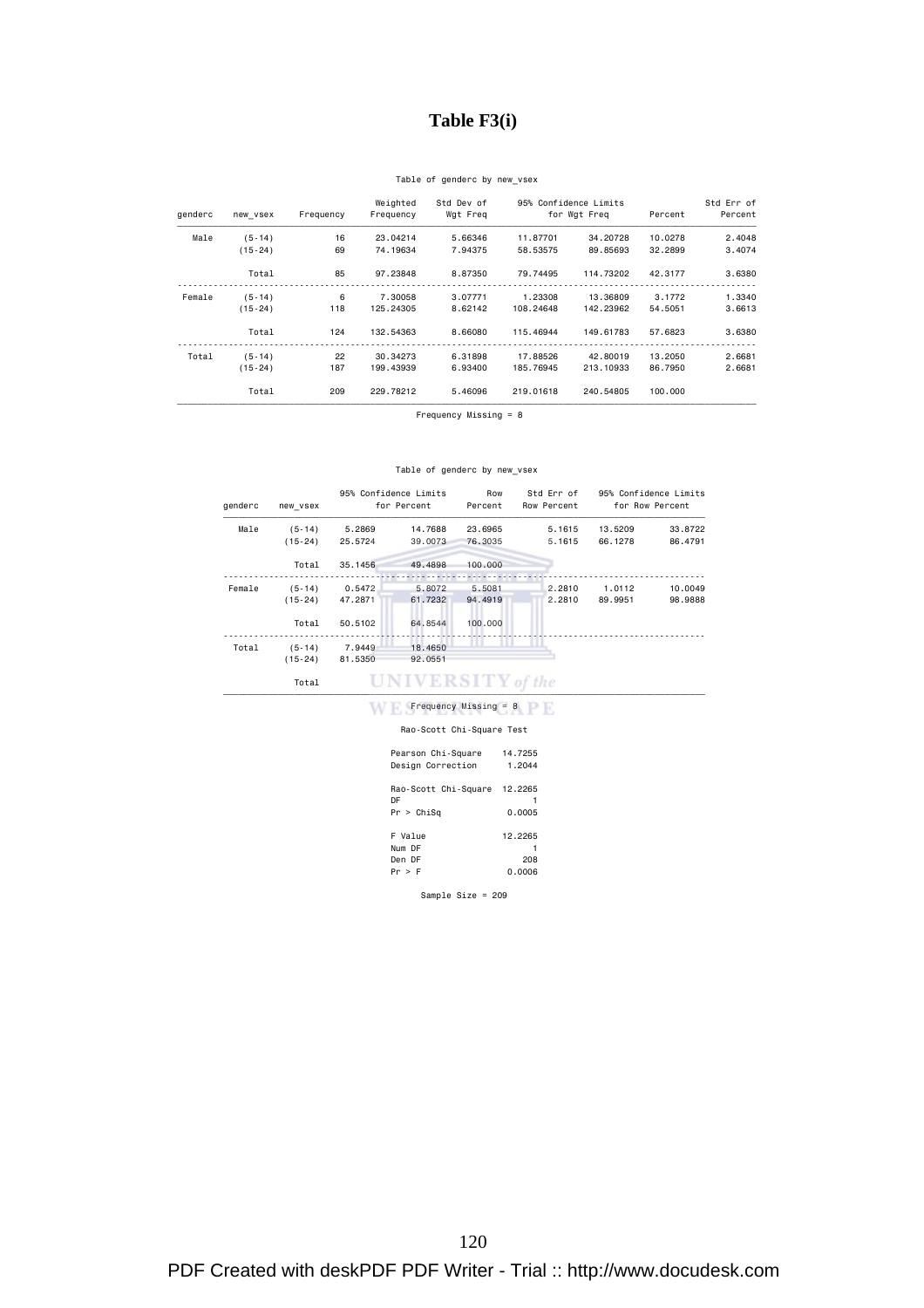# Table F3(i)

Table of genderc by new_vsex

| genderc | new_vsex | Frequency | Weighted Frequency | Std Dev of Wgt Freq | 95% Confidence Limits for Wgt Freq | | Percent | Std Err of Percent |
|---|---|---|---|---|---|---|---|---|
| Male | (5-14) | 16 | 23.04214 | 5.66346 | 11.87701 | 34.20728 | 10.0278 | 2.4048 |
| | (15-24) | 69 | 74.19634 | 7.94375 | 58.53575 | 89.85693 | 32.2899 | 3.4074 |
| | Total | 85 | 97.23848 | 8.87350 | 79.74495 | 114.73202 | 42.3177 | 3.6380 |
| Female | (5-14) | 6 | 7.30058 | 3.07771 | 1.23308 | 13.36809 | 3.1772 | 1.3340 |
| | (15-24) | 118 | 125.24305 | 8.62142 | 108.24648 | 142.23962 | 54.5051 | 3.6613 |
| | Total | 124 | 132.54363 | 8.66080 | 115.46944 | 149.61783 | 57.6823 | 3.6380 |
| Total | (5-14) | 22 | 30.34273 | 6.31898 | 17.88526 | 42.80019 | 13.2050 | 2.6681 |
| | (15-24) | 187 | 199.43939 | 6.93400 | 185.76945 | 213.10933 | 86.7950 | 2.6681 |
| | Total | 209 | 229.78212 | 5.46096 | 219.01618 | 240.54805 | 100.000 | |

Frequency Missing = 8

Table of genderc by new_vsex

| genderc | new_vsex | 95% Confidence Limits for Percent | | Row Percent | Std Err of Row Percent | 95% Confidence Limits for Row Percent | |
|---|---|---|---|---|---|---|---|
| Male | (5-14) | 5.2869 | 14.7688 | 23.6965 | 5.1615 | 13.5209 | 33.8722 |
| | (15-24) | 25.5724 | 39.0073 | 76.3035 | 5.1615 | 66.1278 | 86.4791 |
| | Total | 35.1456 | 49.4898 | 100.000 | | | |
| Female | (5-14) | 0.5472 | 5.8072 | 5.5081 | 2.2810 | 1.0112 | 10.0049 |
| | (15-24) | 47.2871 | 61.7232 | 94.4919 | 2.2810 | 89.9951 | 98.9888 |
| | Total | 50.5102 | 64.8544 | 100.000 | | | |
| Total | (5-14) | 7.9449 | 18.4650 | | | | |
| | (15-24) | 81.5350 | 92.0551 | | | | |
| | Total | | | | | | |

Frequency Missing = 8

Rao-Scott Chi-Square Test

| | |
|---|---|
| Pearson Chi-Square | 14.7255 |
| Design Correction | 1.2044 |
| Rao-Scott Chi-Square | 12.2265 |
| DF | 1 |
| Pr > ChiSq | 0.0005 |
| F Value | 12.2265 |
| Num DF | 1 |
| Den DF | 208 |
| Pr > F | 0.0006 |

Sample Size = 209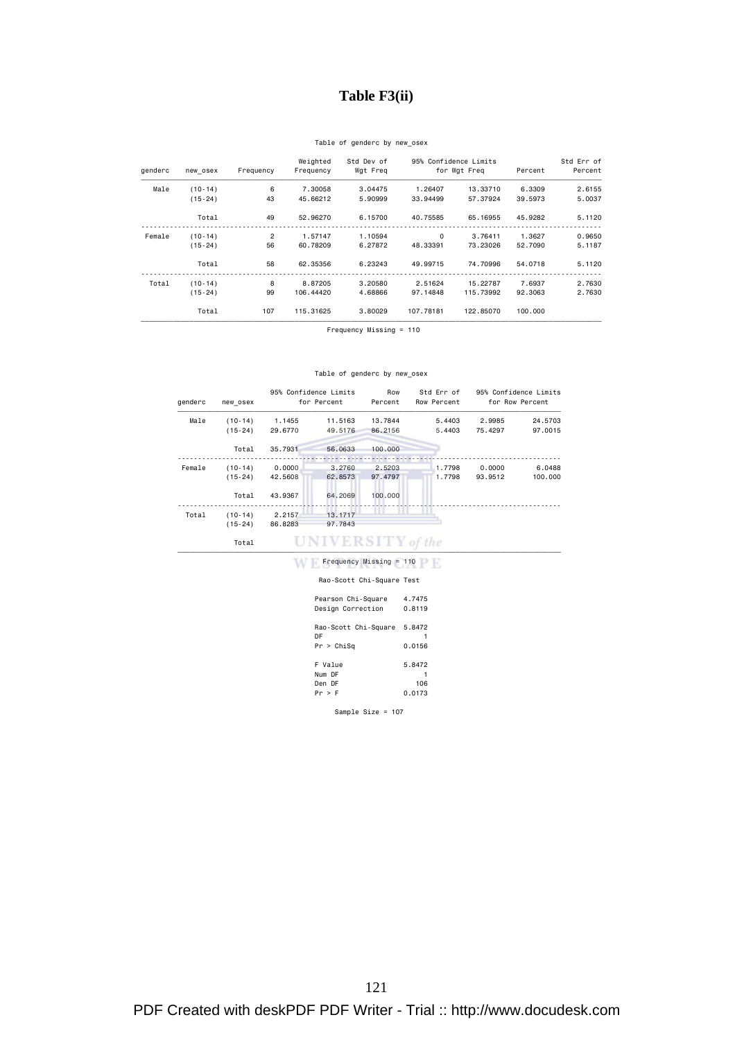# Table F3(ii)

Table of genderc by new_osex

| genderc | new_osex | Frequency | Weighted Frequency | Std Dev of Wgt Freq | 95% Confidence Limits for Wgt Freq | | Percent | Std Err of Percent |
|---|---|---|---|---|---|---|---|---|
| Male | (10-14) | 6 | 7.30058 | 3.04475 | 1.26407 | 13.33710 | 6.3309 | 2.6155 |
| | (15-24) | 43 | 45.66212 | 5.90999 | 33.94499 | 57.37924 | 39.5973 | 5.0037 |
| | Total | 49 | 52.96270 | 6.15700 | 40.75585 | 65.16955 | 45.9282 | 5.1120 |
| Female | (10-14) | 2 | 1.57147 | 1.10594 | 0 | 3.76411 | 1.3627 | 0.9650 |
| | (15-24) | 56 | 60.78209 | 6.27872 | 48.33391 | 73.23026 | 52.7090 | 5.1187 |
| | Total | 58 | 62.35356 | 6.23243 | 49.99715 | 74.70996 | 54.0718 | 5.1120 |
| Total | (10-14) | 8 | 8.87205 | 3.20580 | 2.51624 | 15.22787 | 7.6937 | 2.7630 |
| | (15-24) | 99 | 106.44420 | 4.68866 | 97.14848 | 115.73992 | 92.3063 | 2.7630 |
| | Total | 107 | 115.31625 | 3.80029 | 107.78181 | 122.85070 | 100.000 | |

Frequency Missing = 110

Table of genderc by new_osex

| genderc | new_osex | 95% Confidence Limits for Percent | | Row Percent | Std Err of Row Percent | 95% Confidence Limits for Row Percent | |
|---|---|---|---|---|---|---|---|
| Male | (10-14) | 1.1455 | 11.5163 | 13.7844 | 5.4403 | 2.9985 | 24.5703 |
| | (15-24) | 29.6770 | 49.5176 | 86.2156 | 5.4403 | 75.4297 | 97.0015 |
| | Total | 35.7931 | 56.0633 | 100.000 | | | |
| Female | (10-14) | 0.0000 | 3.2760 | 2.5203 | 1.7798 | 0.0000 | 6.0488 |
| | (15-24) | 42.5608 | 62.8573 | 97.4797 | 1.7798 | 93.9512 | 100.000 |
| | Total | 43.9367 | 64.2069 | 100.000 | | | |
| Total | (10-14) | 2.2157 | 13.1717 | | | | |
| | (15-24) | 86.8283 | 97.7843 | | | | |
| | Total | | | | | | |

Frequency Missing = 110

Rao-Scott Chi-Square Test

| | |
|---|---|
| Pearson Chi-Square | 4.7475 |
| Design Correction | 0.8119 |
| Rao-Scott Chi-Square | 5.8472 |
| DF | 1 |
| Pr > ChiSq | 0.0156 |
| F Value | 5.8472 |
| Num DF | 1 |
| Den DF | 106 |
| Pr > F | 0.0173 |

Sample Size = 107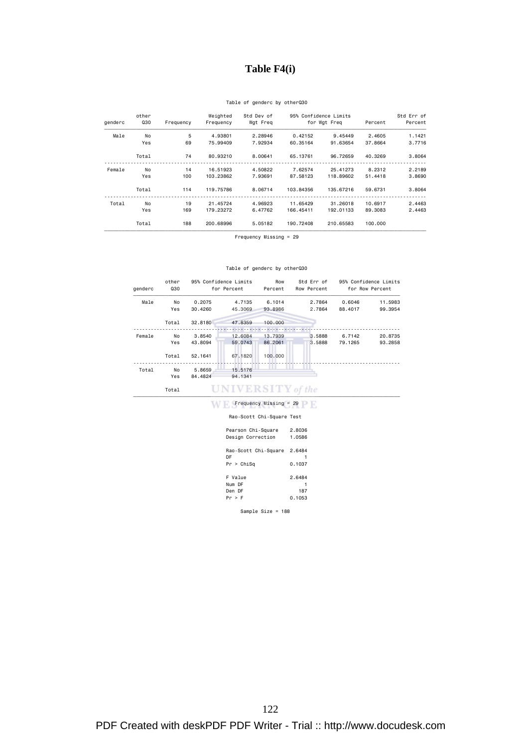# Table F4(i)

Table of genderc by otherQ30

| genderc | other Q30 | Frequency | Weighted Frequency | Std Dev of Wgt Freq | 95% Confidence Limits for Wgt Freq | | Percent | Std Err of Percent |
|---|---|---|---|---|---|---|---|---|
| Male | No | 5 | 4.93801 | 2.28946 | 0.42152 | 9.45449 | 2.4605 | 1.1421 |
| | Yes | 69 | 75.99409 | 7.92934 | 60.35164 | 91.63654 | 37.8664 | 3.7716 |
| | Total | 74 | 80.93210 | 8.00641 | 65.13761 | 96.72659 | 40.3269 | 3.8064 |
| Female | No | 14 | 16.51923 | 4.50822 | 7.62574 | 25.41273 | 8.2312 | 2.2189 |
| | Yes | 100 | 103.23862 | 7.93691 | 87.58123 | 118.89602 | 51.4418 | 3.8690 |
| | Total | 114 | 119.75786 | 8.06714 | 103.84356 | 135.67216 | 59.6731 | 3.8064 |
| Total | No | 19 | 21.45724 | 4.96923 | 11.65429 | 31.26018 | 10.6917 | 2.4463 |
| | Yes | 169 | 179.23272 | 6.47762 | 166.45411 | 192.01133 | 89.3083 | 2.4463 |
| | Total | 188 | 200.68996 | 5.05182 | 190.72408 | 210.65583 | 100.000 | |

Frequency Missing = 29

Table of genderc by otherQ30

| genderc | other Q30 | 95% Confidence Limits for Percent | | Row Percent | Std Err of Row Percent | 95% Confidence Limits for Row Percent | |
|---|---|---|---|---|---|---|---|
| Male | No | 0.2075 | 4.7135 | 6.1014 | 2.7864 | 0.6046 | 11.5983 |
| | Yes | 30.4260 | 45.3069 | 93.8986 | 2.7864 | 88.4017 | 99.3954 |
| | Total | 32.8180 | 47.8359 | 100.000 | | | |
| Female | No | 3.8540 | 12.6084 | 13.7939 | 3.5888 | 6.7142 | 20.8735 |
| | Yes | 43.8094 | 59.0743 | 86.2061 | 3.5888 | 79.1265 | 93.2858 |
| | Total | 52.1641 | 67.1820 | 100.000 | | | |
| Total | No | 5.8659 | 15.5176 | | | | |
| | Yes | 84.4824 | 94.1341 | | | | |
| | Total | | | | | | |

Frequency Missing = 29

Rao-Scott Chi-Square Test

| | |
|---|---|
| Pearson Chi-Square | 2.8036 |
| Design Correction | 1.0586 |
| Rao-Scott Chi-Square | 2.6484 |
| DF | 1 |
| Pr > ChiSq | 0.1037 |
| F Value | 2.6484 |
| Num DF | 1 |
| Den DF | 187 |
| Pr > F | 0.1053 |

Sample Size = 188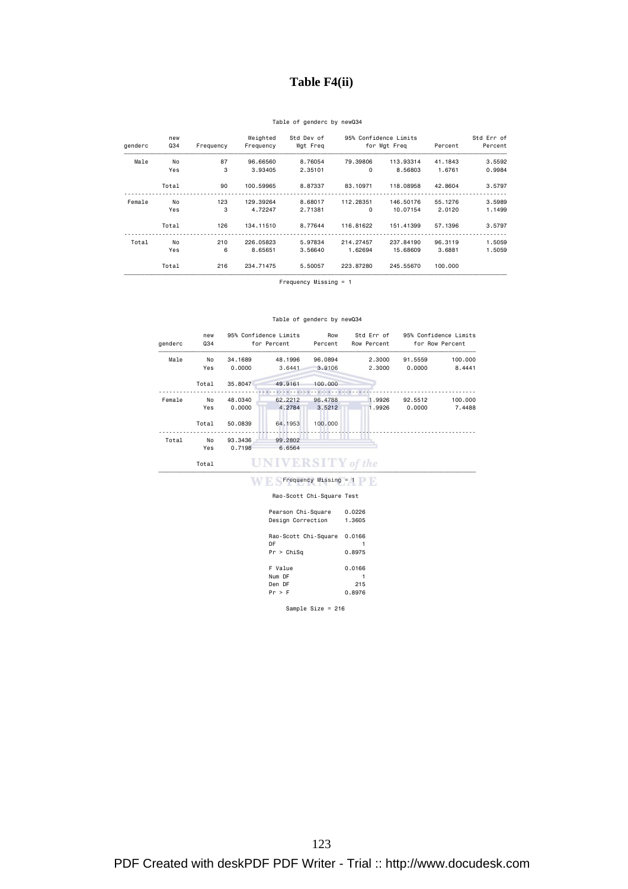# Table F4(ii)

Table of genderc by newQ34

| genderc | new Q34 | Frequency | Weighted Frequency | Std Dev of Wgt Freq | 95% Confidence Limits for Wgt Freq | | Percent | Std Err of Percent |
|---|---|---|---|---|---|---|---|---|
| Male | No | 87 | 96.66560 | 8.76054 | 79.39806 | 113.93314 | 41.1843 | 3.5592 |
| | Yes | 3 | 3.93405 | 2.35101 | 0 | 8.56803 | 1.6761 | 0.9984 |
| | Total | 90 | 100.59965 | 8.87337 | 83.10971 | 118.08958 | 42.8604 | 3.5797 |
| Female | No | 123 | 129.39264 | 8.68017 | 112.28351 | 146.50176 | 55.1276 | 3.5989 |
| | Yes | 3 | 4.72247 | 2.71381 | 0 | 10.07154 | 2.0120 | 1.1499 |
| | Total | 126 | 134.11510 | 8.77644 | 116.81622 | 151.41399 | 57.1396 | 3.5797 |
| Total | No | 210 | 226.05823 | 5.97834 | 214.27457 | 237.84190 | 96.3119 | 1.5059 |
| | Yes | 6 | 8.65651 | 3.56640 | 1.62694 | 15.68609 | 3.6881 | 1.5059 |
| | Total | 216 | 234.71475 | 5.50057 | 223.87280 | 245.55670 | 100.000 | |

Frequency Missing = 1

Table of genderc by newQ34

| genderc | new Q34 | 95% Confidence Limits for Percent | | Row Percent | Std Err of Row Percent | 95% Confidence Limits for Row Percent | |
|---|---|---|---|---|---|---|---|
| Male | No | 34.1689 | 48.1996 | 96.0894 | 2.3000 | 91.5559 | 100.000 |
| | Yes | 0.0000 | 3.6441 | 3.9106 | 2.3000 | 0.0000 | 8.4441 |
| | Total | 35.8047 | 49.9161 | 100.000 | | | |
| Female | No | 48.0340 | 62.2212 | 96.4788 | 1.9926 | 92.5512 | 100.000 |
| | Yes | 0.0000 | 4.2784 | 3.5212 | 1.9926 | 0.0000 | 7.4488 |
| | Total | 50.0839 | 64.1953 | 100.000 | | | |
| Total | No | 93.3436 | 99.2802 | | | | |
| | Yes | 0.7198 | 6.6564 | | | | |
| | Total | | | | | | |

Frequency Missing = 1

Rao-Scott Chi-Square Test

| | |
|---|---|
| Pearson Chi-Square | 0.0226 |
| Design Correction | 1.3605 |
| Rao-Scott Chi-Square | 0.0166 |
| DF | 1 |
| Pr > ChiSq | 0.8975 |
| F Value | 0.0166 |
| Num DF | 1 |
| Den DF | 215 |
| Pr > F | 0.8976 |

Sample Size = 216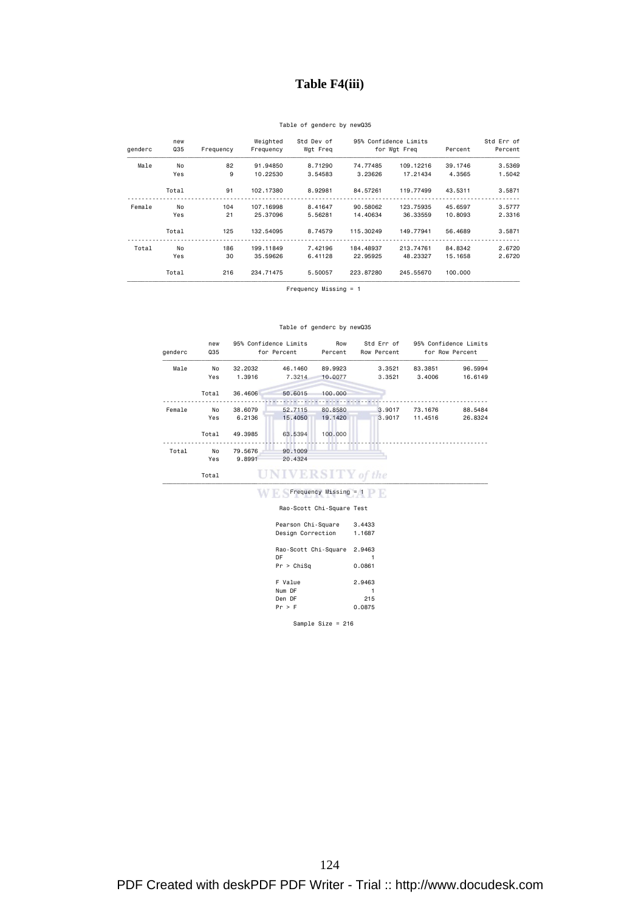# Table F4(iii)

Table of genderc by newQ35

| genderc | new Q35 | Frequency | Weighted Frequency | Std Dev of Wgt Freq | 95% Confidence Limits for Wgt Freq | | Percent | Std Err of Percent |
|---|---|---|---|---|---|---|---|---|
| Male | No | 82 | 91.94850 | 8.71290 | 74.77485 | 109.12216 | 39.1746 | 3.5369 |
| | Yes | 9 | 10.22530 | 3.54583 | 3.23626 | 17.21434 | 4.3565 | 1.5042 |
| | Total | 91 | 102.17380 | 8.92981 | 84.57261 | 119.77499 | 43.5311 | 3.5871 |
| Female | No | 104 | 107.16998 | 8.41647 | 90.58062 | 123.75935 | 45.6597 | 3.5777 |
| | Yes | 21 | 25.37096 | 5.56281 | 14.40634 | 36.33559 | 10.8093 | 2.3316 |
| | Total | 125 | 132.54095 | 8.74579 | 115.30249 | 149.77941 | 56.4689 | 3.5871 |
| Total | No | 186 | 199.11849 | 7.42196 | 184.48937 | 213.74761 | 84.8342 | 2.6720 |
| | Yes | 30 | 35.59626 | 6.41128 | 22.95925 | 48.23327 | 15.1658 | 2.6720 |
| | Total | 216 | 234.71475 | 5.50057 | 223.87280 | 245.55670 | 100.000 | |

Frequency Missing = 1

Table of genderc by newQ35

| genderc | new Q35 | 95% Confidence Limits for Percent | | Row Percent | Std Err of Row Percent | 95% Confidence Limits for Row Percent | |
|---|---|---|---|---|---|---|---|
| Male | No | 32.2032 | 46.1460 | 89.9923 | 3.3521 | 83.3851 | 96.5994 |
| | Yes | 1.3916 | 7.3214 | 10.0077 | 3.3521 | 3.4006 | 16.6149 |
| | Total | 36.4606 | 50.6015 | 100.000 | | | |
| Female | No | 38.6079 | 52.7115 | 80.8580 | 3.9017 | 73.1676 | 88.5484 |
| | Yes | 6.2136 | 15.4050 | 19.1420 | 3.9017 | 11.4516 | 26.8324 |
| | Total | 49.3985 | 63.5394 | 100.000 | | | |
| Total | No | 79.5676 | 90.1009 | | | | |
| | Yes | 9.8991 | 20.4324 | | | | |
| | Total | | | | | | |

Frequency Missing = 1

Rao-Scott Chi-Square Test

| | |
|---|---|
| Pearson Chi-Square | 3.4433 |
| Design Correction | 1.1687 |
| Rao-Scott Chi-Square | 2.9463 |
| DF | 1 |
| Pr > ChiSq | 0.0861 |
| F Value | 2.9463 |
| Num DF | 1 |
| Den DF | 215 |
| Pr > F | 0.0875 |

Sample Size = 216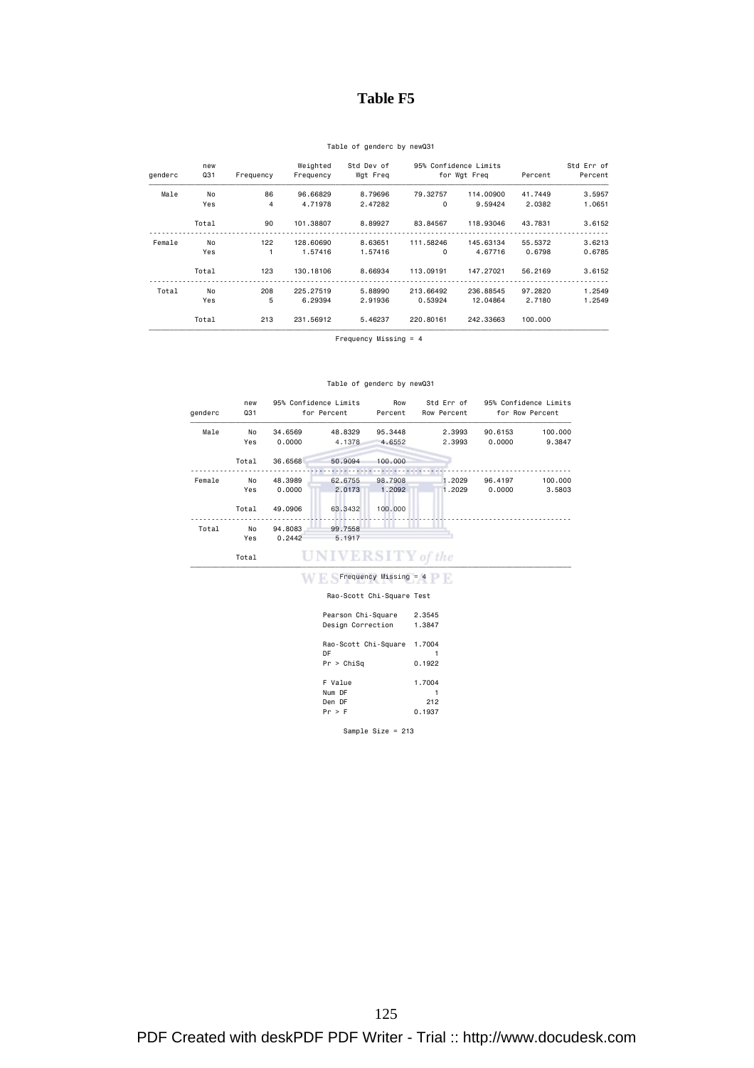# Table F5

Table of genderc by newQ31

| genderc | new Q31 | Frequency | Weighted Frequency | Std Dev of Wgt Freq | 95% Confidence Limits for Wgt Freq | | Percent | Std Err of Percent |
|---|---|---|---|---|---|---|---|---|
| Male | No | 86 | 96.66829 | 8.79696 | 79.32757 | 114.00900 | 41.7449 | 3.5957 |
| | Yes | 4 | 4.71978 | 2.47282 | 0 | 9.59424 | 2.0382 | 1.0651 |
| | Total | 90 | 101.38807 | 8.89927 | 83.84567 | 118.93046 | 43.7831 | 3.6152 |
| Female | No | 122 | 128.60690 | 8.63651 | 111.58246 | 145.63134 | 55.5372 | 3.6213 |
| | Yes | 1 | 1.57416 | 1.57416 | 0 | 4.67716 | 0.6798 | 0.6785 |
| | Total | 123 | 130.18106 | 8.66934 | 113.09191 | 147.27021 | 56.2169 | 3.6152 |
| Total | No | 208 | 225.27519 | 5.88990 | 213.66492 | 236.88545 | 97.2820 | 1.2549 |
| | Yes | 5 | 6.29394 | 2.91936 | 0.53924 | 12.04864 | 2.7180 | 1.2549 |
| | Total | 213 | 231.56912 | 5.46237 | 220.80161 | 242.33663 | 100.000 | |

Frequency Missing = 4

Table of genderc by newQ31

| genderc | new Q31 | 95% Confidence Limits for Percent | | Row Percent | Std Err of Row Percent | 95% Confidence Limits for Row Percent | |
|---|---|---|---|---|---|---|---|
| Male | No | 34.6569 | 48.8329 | 95.3448 | 2.3993 | 90.6153 | 100.000 |
| | Yes | 0.0000 | 4.1378 | 4.6552 | 2.3993 | 0.0000 | 9.3847 |
| | Total | 36.6568 | 50.9094 | 100.000 | | | |
| Female | No | 48.3989 | 62.6755 | 98.7908 | 1.2029 | 96.4197 | 100.000 |
| | Yes | 0.0000 | 2.0173 | 1.2092 | 1.2029 | 0.0000 | 3.5803 |
| | Total | 49.0906 | 63.3432 | 100.000 | | | |
| Total | No | 94.8083 | 99.7558 | | | | |
| | Yes | 0.2442 | 5.1917 | | | | |
| | Total | | | | | | |

Frequency Missing = 4

Rao-Scott Chi-Square Test

| | |
|---|---|
| Pearson Chi-Square | 2.3545 |
| Design Correction | 1.3847 |
| Rao-Scott Chi-Square | 1.7004 |
| DF | 1 |
| Pr > ChiSq | 0.1922 |
| F Value | 1.7004 |
| Num DF | 1 |
| Den DF | 212 |
| Pr > F | 0.1937 |

Sample Size = 213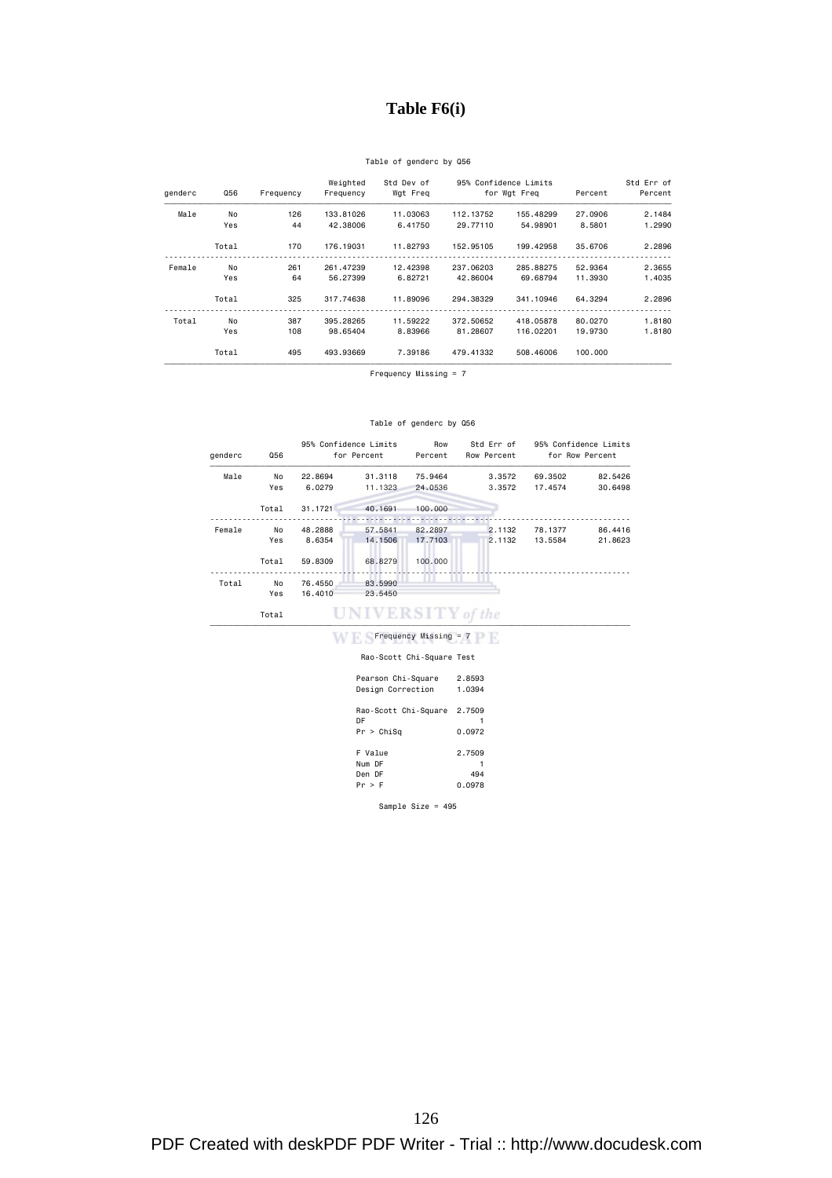# Table F6(i)

Table of genderc by Q56

| genderc | Q56 | Frequency | Weighted Frequency | Std Dev of Wgt Freq | 95% Confidence Limits for Wgt Freq | | Percent | Std Err of Percent |
|---|---|---|---|---|---|---|---|---|
| Male | No | 126 | 133.81026 | 11.03063 | 112.13752 | 155.48299 | 27.0906 | 2.1484 |
| | Yes | 44 | 42.38006 | 6.41750 | 29.77110 | 54.98901 | 8.5801 | 1.2990 |
| | Total | 170 | 176.19031 | 11.82793 | 152.95105 | 199.42958 | 35.6706 | 2.2896 |
| Female | No | 261 | 261.47239 | 12.42398 | 237.06203 | 285.88275 | 52.9364 | 2.3655 |
| | Yes | 64 | 56.27399 | 6.82721 | 42.86004 | 69.68794 | 11.3930 | 1.4035 |
| | Total | 325 | 317.74638 | 11.89096 | 294.38329 | 341.10946 | 64.3294 | 2.2896 |
| Total | No | 387 | 395.28265 | 11.59222 | 372.50652 | 418.05878 | 80.0270 | 1.8180 |
| | Yes | 108 | 98.65404 | 8.83966 | 81.28607 | 116.02201 | 19.9730 | 1.8180 |
| | Total | 495 | 493.93669 | 7.39186 | 479.41332 | 508.46006 | 100.000 | |

Frequency Missing = 7

Table of genderc by Q56

| genderc | Q56 | 95% Confidence Limits for Percent | | Row Percent | Std Err of Row Percent | 95% Confidence Limits for Row Percent | |
|---|---|---|---|---|---|---|---|
| Male | No | 22.8694 | 31.3118 | 75.9464 | 3.3572 | 69.3502 | 82.5426 |
| | Yes | 6.0279 | 11.1323 | 24.0536 | 3.3572 | 17.4574 | 30.6498 |
| | Total | 31.1721 | 40.1691 | 100.000 | | | |
| Female | No | 48.2888 | 57.5841 | 82.2897 | 2.1132 | 78.1377 | 86.4416 |
| | Yes | 8.6354 | 14.1506 | 17.7103 | 2.1132 | 13.5584 | 21.8623 |
| | Total | 59.8309 | 68.8279 | 100.000 | | | |
| Total | No | 76.4550 | 83.5990 | | | | |
| | Yes | 16.4010 | 23.5450 | | | | |
| | Total | | | | | | |

Frequency Missing = 7

Rao-Scott Chi-Square Test

| | |
|---|---|
| Pearson Chi-Square | 2.8593 |
| Design Correction | 1.0394 |
| Rao-Scott Chi-Square | 2.7509 |
| DF | 1 |
| Pr > ChiSq | 0.0972 |
| F Value | 2.7509 |
| Num DF | 1 |
| Den DF | 494 |
| Pr > F | 0.0978 |

Sample Size = 495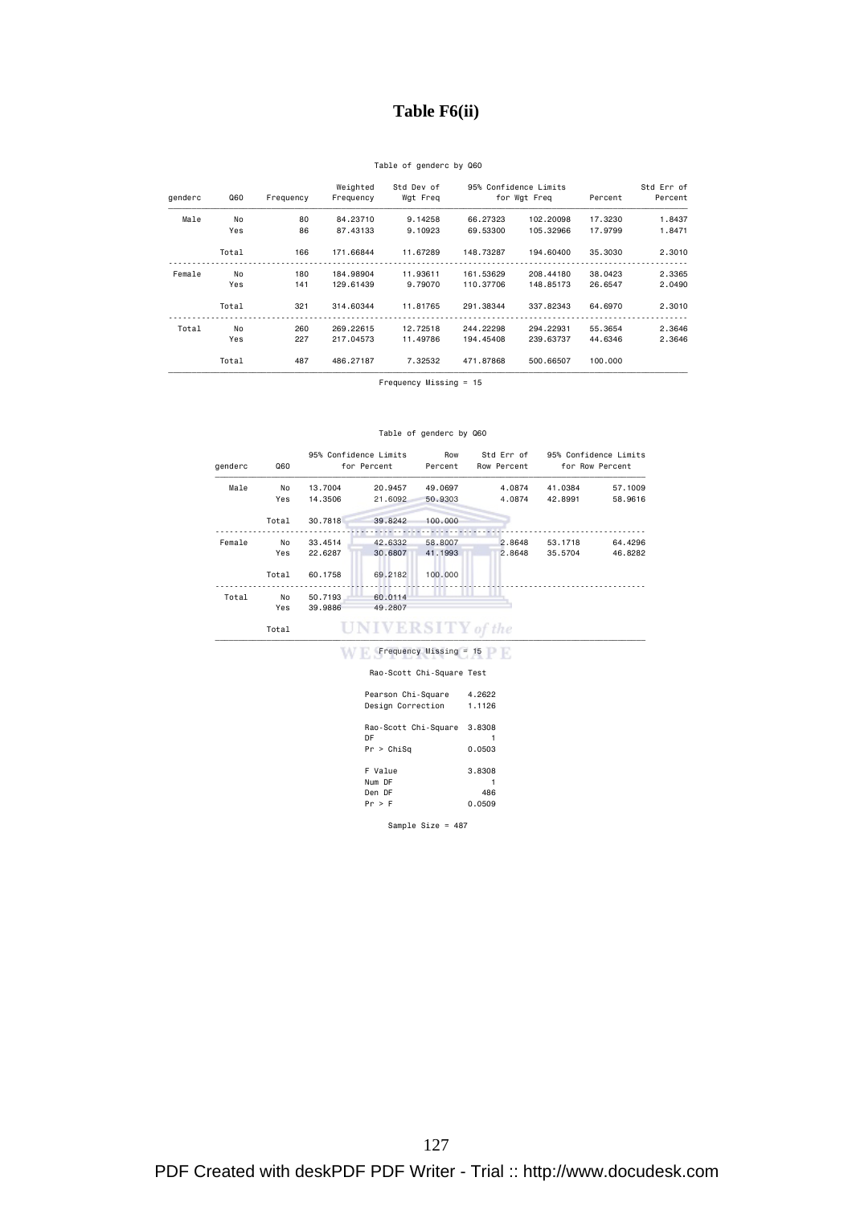# Table F6(ii)

Table of genderc by Q60

| genderc | Q60 | Frequency | Weighted Frequency | Std Dev of Wgt Freq | 95% Confidence Limits for Wgt Freq | | Percent | Std Err of Percent |
|---|---|---|---|---|---|---|---|---|
| Male | No | 80 | 84.23710 | 9.14258 | 66.27323 | 102.20098 | 17.3230 | 1.8437 |
| | Yes | 86 | 87.43133 | 9.10923 | 69.53300 | 105.32966 | 17.9799 | 1.8471 |
| | Total | 166 | 171.66844 | 11.67289 | 148.73287 | 194.60400 | 35.3030 | 2.3010 |
| Female | No | 180 | 184.98904 | 11.93611 | 161.53629 | 208.44180 | 38.0423 | 2.3365 |
| | Yes | 141 | 129.61439 | 9.79070 | 110.37706 | 148.85173 | 26.6547 | 2.0490 |
| | Total | 321 | 314.60344 | 11.81765 | 291.38344 | 337.82343 | 64.6970 | 2.3010 |
| Total | No | 260 | 269.22615 | 12.72518 | 244.22298 | 294.22931 | 55.3654 | 2.3646 |
| | Yes | 227 | 217.04573 | 11.49786 | 194.45408 | 239.63737 | 44.6346 | 2.3646 |
| | Total | 487 | 486.27187 | 7.32532 | 471.87868 | 500.66507 | 100.000 | |

Frequency Missing = 15

Table of genderc by Q60

| genderc | Q60 | 95% Confidence Limits for Percent | | Row Percent | Std Err of Row Percent | 95% Confidence Limits for Row Percent | |
|---|---|---|---|---|---|---|---|
| Male | No | 13.7004 | 20.9457 | 49.0697 | 4.0874 | 41.0384 | 57.1009 |
| | Yes | 14.3506 | 21.6092 | 50.9303 | 4.0874 | 42.8991 | 58.9616 |
| | Total | 30.7818 | 39.8242 | 100.000 | | | |
| Female | No | 33.4514 | 42.6332 | 58.8007 | 2.8648 | 53.1718 | 64.4296 |
| | Yes | 22.6287 | 30.6807 | 41.1993 | 2.8648 | 35.5704 | 46.8282 |
| | Total | 60.1758 | 69.2182 | 100.000 | | | |
| Total | No | 50.7193 | 60.0114 | | | | |
| | Yes | 39.9886 | 49.2807 | | | | |
| | Total | | | | | | |

Frequency Missing = 15

Rao-Scott Chi-Square Test

| | |
|---|---|
| Pearson Chi-Square | 4.2622 |
| Design Correction | 1.1126 |
| Rao-Scott Chi-Square | 3.8308 |
| DF | 1 |
| Pr > ChiSq | 0.0503 |
| F Value | 3.8308 |
| Num DF | 1 |
| Den DF | 486 |
| Pr > F | 0.0509 |

Sample Size = 487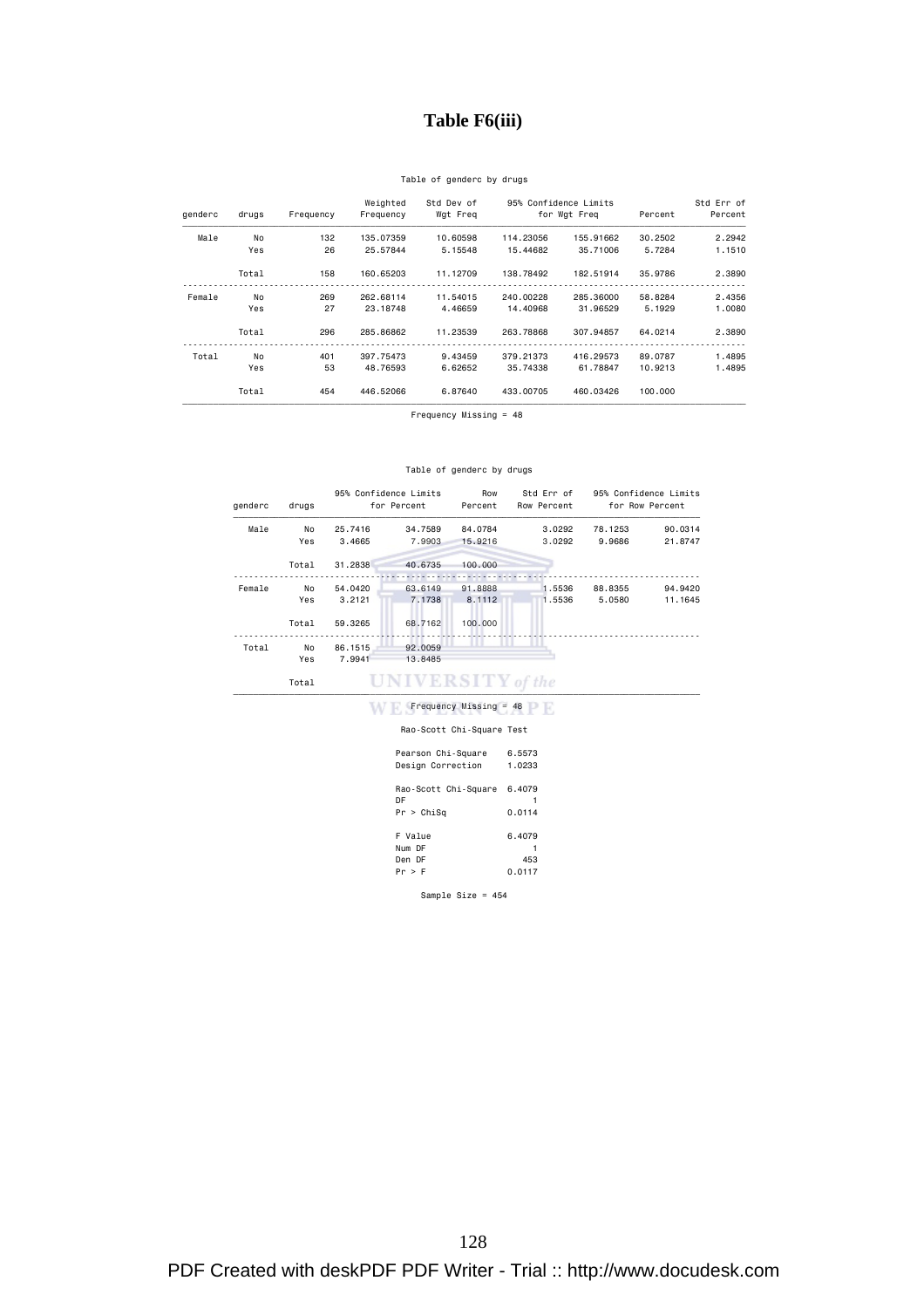# Table F6(iii)

Table of genderc by drugs

| genderc | drugs | Frequency | Weighted Frequency | Std Dev of Wgt Freq | 95% Confidence Limits for Wgt Freq | | Percent | Std Err of Percent |
|---|---|---|---|---|---|---|---|---|
| Male | No | 132 | 135.07359 | 10.60598 | 114.23056 | 155.91662 | 30.2502 | 2.2942 |
| | Yes | 26 | 25.57844 | 5.15548 | 15.44682 | 35.71006 | 5.7284 | 1.1510 |
| | Total | 158 | 160.65203 | 11.12709 | 138.78492 | 182.51914 | 35.9786 | 2.3890 |
| Female | No | 269 | 262.68114 | 11.54015 | 240.00228 | 285.36000 | 58.8284 | 2.4356 |
| | Yes | 27 | 23.18748 | 4.46659 | 14.40968 | 31.96529 | 5.1929 | 1.0080 |
| | Total | 296 | 285.86862 | 11.23539 | 263.78868 | 307.94857 | 64.0214 | 2.3890 |
| Total | No | 401 | 397.75473 | 9.43459 | 379.21373 | 416.29573 | 89.0787 | 1.4895 |
| | Yes | 53 | 48.76593 | 6.62652 | 35.74338 | 61.78847 | 10.9213 | 1.4895 |
| | Total | 454 | 446.52066 | 6.87640 | 433.00705 | 460.03426 | 100.000 | |

Frequency Missing = 48

Table of genderc by drugs

| genderc | drugs | 95% Confidence Limits for Percent | | Row Percent | Std Err of Row Percent | 95% Confidence Limits for Row Percent | |
|---|---|---|---|---|---|---|---|
| Male | No | 25.7416 | 34.7589 | 84.0784 | 3.0292 | 78.1253 | 90.0314 |
| | Yes | 3.4665 | 7.9903 | 15.9216 | 3.0292 | 9.9686 | 21.8747 |
| | Total | 31.2838 | 40.6735 | 100.000 | | | |
| Female | No | 54.0420 | 63.6149 | 91.8888 | 1.5536 | 88.8355 | 94.9420 |
| | Yes | 3.2121 | 7.1738 | 8.1112 | 1.5536 | 5.0580 | 11.1645 |
| | Total | 59.3265 | 68.7162 | 100.000 | | | |
| Total | No | 86.1515 | 92.0059 | | | | |
| | Yes | 7.9941 | 13.8485 | | | | |
| | Total | | | | | | |

Frequency Missing = 48

Rao-Scott Chi-Square Test

| | |
|---|---|
| Pearson Chi-Square | 6.5573 |
| Design Correction | 1.0233 |
| Rao-Scott Chi-Square | 6.4079 |
| DF | 1 |
| Pr > ChiSq | 0.0114 |
| F Value | 6.4079 |
| Num DF | 1 |
| Den DF | 453 |
| Pr > F | 0.0117 |

Sample Size = 454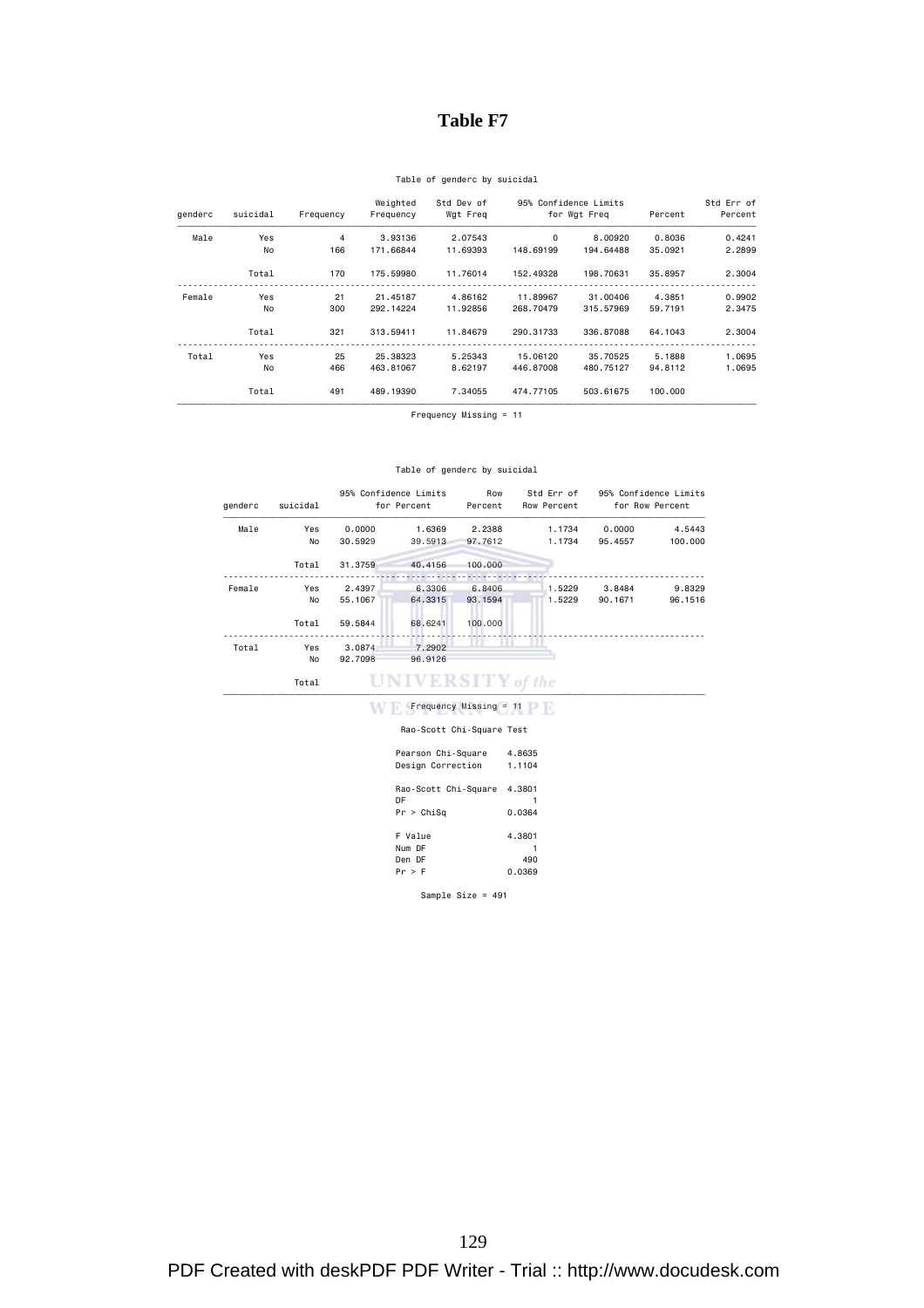# Table F7

Table of genderc by suicidal

| genderc | suicidal | Frequency | Weighted Frequency | Std Dev of Wgt Freq | 95% Confidence Limits for Wgt Freq | | Percent | Std Err of Percent |
|---|---|---|---|---|---|---|---|---|
| Male | Yes | 4 | 3.93136 | 2.07543 | 0 | 8.00920 | 0.8036 | 0.4241 |
| | No | 166 | 171.66844 | 11.69393 | 148.69199 | 194.64488 | 35.0921 | 2.2899 |
| | Total | 170 | 175.59980 | 11.76014 | 152.49328 | 198.70631 | 35.8957 | 2.3004 |
| Female | Yes | 21 | 21.45187 | 4.86162 | 11.89967 | 31.00406 | 4.3851 | 0.9902 |
| | No | 300 | 292.14224 | 11.92856 | 268.70479 | 315.57969 | 59.7191 | 2.3475 |
| | Total | 321 | 313.59411 | 11.84679 | 290.31733 | 336.87088 | 64.1043 | 2.3004 |
| Total | Yes | 25 | 25.38323 | 5.25343 | 15.06120 | 35.70525 | 5.1888 | 1.0695 |
| | No | 466 | 463.81067 | 8.62197 | 446.87008 | 480.75127 | 94.8112 | 1.0695 |
| | Total | 491 | 489.19390 | 7.34055 | 474.77105 | 503.61675 | 100.000 | |

Frequency Missing = 11

Table of genderc by suicidal

| genderc | suicidal | 95% Confidence Limits for Percent | | Row Percent | Std Err of Row Percent | 95% Confidence Limits for Row Percent | |
|---|---|---|---|---|---|---|---|
| Male | Yes | 0.0000 | 1.6369 | 2.2388 | 1.1734 | 0.0000 | 4.5443 |
| | No | 30.5929 | 39.5913 | 97.7612 | 1.1734 | 95.4557 | 100.000 |
| | Total | 31.3759 | 40.4156 | 100.000 | | | |
| Female | Yes | 2.4397 | 6.3306 | 6.8406 | 1.5229 | 3.8484 | 9.8329 |
| | No | 55.1067 | 64.3315 | 93.1594 | 1.5229 | 90.1671 | 96.1516 |
| | Total | 59.5844 | 68.6241 | 100.000 | | | |
| Total | Yes | 3.0874 | 7.2902 | | | | |
| | No | 92.7098 | 96.9126 | | | | |
| | Total | | | | | | |

Frequency Missing = 11

Rao-Scott Chi-Square Test

| | |
|---|---|
| Pearson Chi-Square | 4.8635 |
| Design Correction | 1.1104 |
| Rao-Scott Chi-Square | 4.3801 |
| DF | 1 |
| Pr > ChiSq | 0.0364 |
| F Value | 4.3801 |
| Num DF | 1 |
| Den DF | 490 |
| Pr > F | 0.0369 |

Sample Size = 491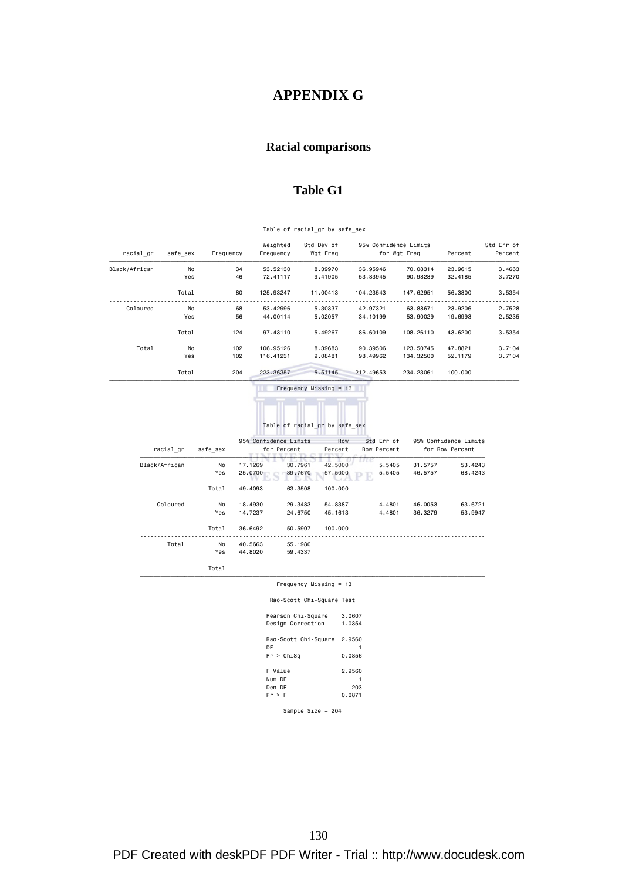# APPENDIX G

## Racial comparisons

### Table G1

Table of racial_gr by safe_sex

| racial_gr | safe_sex | Frequency | Weighted Frequency | Std Dev of Wgt Freq | 95% Confidence Limits for Wgt Freq | | Percent | Std Err of Percent |
|---|---|---|---|---|---|---|---|---|
| Black/African | No | 34 | 53.52130 | 8.39970 | 36.95946 | 70.08314 | 23.9615 | 3.4663 |
| | Yes | 46 | 72.41117 | 9.41905 | 53.83945 | 90.98289 | 32.4185 | 3.7270 |
| | Total | 80 | 125.93247 | 11.00413 | 104.23543 | 147.62951 | 56.3800 | 3.5354 |
| Coloured | No | 68 | 53.42996 | 5.30337 | 42.97321 | 63.88671 | 23.9206 | 2.7528 |
| | Yes | 56 | 44.00114 | 5.02057 | 34.10199 | 53.90029 | 19.6993 | 2.5235 |
| | Total | 124 | 97.43110 | 5.49267 | 86.60109 | 108.26110 | 43.6200 | 3.5354 |
| Total | No | 102 | 106.95126 | 8.39683 | 90.39506 | 123.50745 | 47.8821 | 3.7104 |
| | Yes | 102 | 116.41231 | 9.08481 | 98.49962 | 134.32500 | 52.1179 | 3.7104 |
| | Total | 204 | 223.36357 | 5.51145 | 212.49653 | 234.23061 | 100.000 | |

Frequency Missing = 13

Table of racial_gr by safe_sex

| racial_gr | safe_sex | 95% Confidence Limits for Percent | | Row Percent | Std Err of Row Percent | 95% Confidence Limits for Row Percent | |
|---|---|---|---|---|---|---|---|
| Black/African | No | 17.1269 | 30.7961 | 42.5000 | 5.5405 | 31.5757 | 53.4243 |
| | Yes | 25.0700 | 39.7670 | 57.5000 | 5.5405 | 46.5757 | 68.4243 |
| | Total | 49.4093 | 63.3508 | 100.000 | | | |
| Coloured | No | 18.4930 | 29.3483 | 54.8387 | 4.4801 | 46.0053 | 63.6721 |
| | Yes | 14.7237 | 24.6750 | 45.1613 | 4.4801 | 36.3279 | 53.9947 |
| | Total | 36.6492 | 50.5907 | 100.000 | | | |
| Total | No | 40.5663 | 55.1980 | | | | |
| | Yes | 44.8020 | 59.4337 | | | | |
| | Total | | | | | | |

Frequency Missing = 13

Rao-Scott Chi-Square Test

| | |
|---|---|
| Pearson Chi-Square | 3.0607 |
| Design Correction | 1.0354 |
| Rao-Scott Chi-Square | 2.9560 |
| DF | 1 |
| Pr > ChiSq | 0.0856 |
| F Value | 2.9560 |
| Num DF | 1 |
| Den DF | 203 |
| Pr > F | 0.0871 |

Sample Size = 204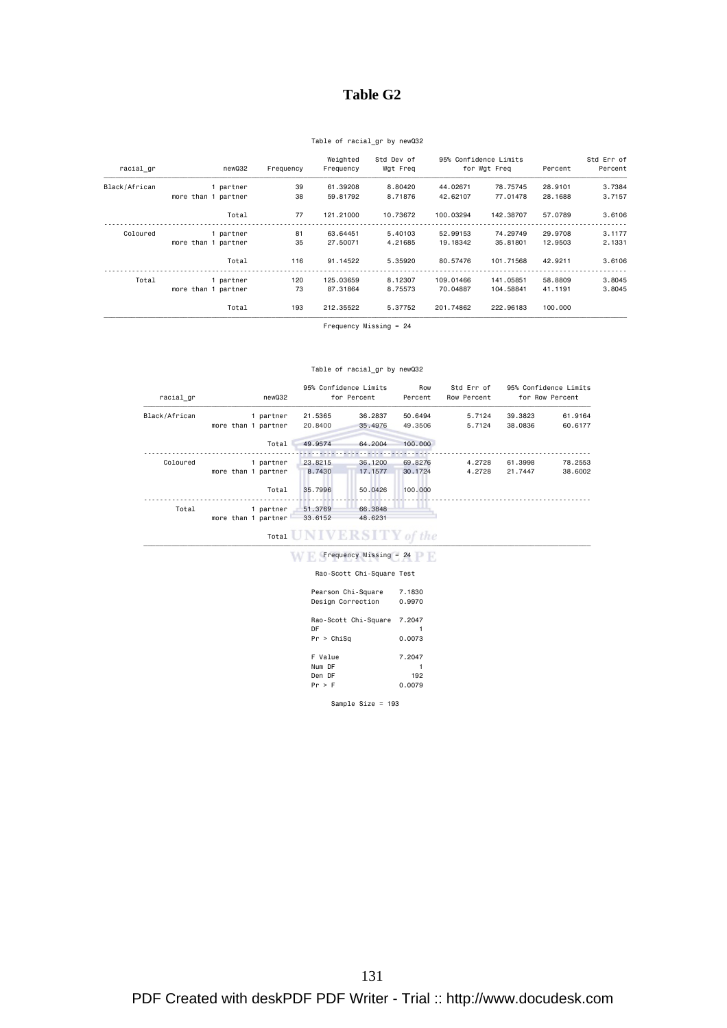# Table G2

Table of racial_gr by newQ32

| racial_gr | newQ32 | Frequency | Weighted Frequency | Std Dev of Wgt Freq | 95% Confidence Limits for Wgt Freq | | Percent | Std Err of Percent |
|---|---|---|---|---|---|---|---|---|
| Black/African | 1 partner | 39 | 61.39208 | 8.80420 | 44.02671 | 78.75745 | 28.9101 | 3.7384 |
| | more than 1 partner | 38 | 59.81792 | 8.71876 | 42.62107 | 77.01478 | 28.1688 | 3.7157 |
| | Total | 77 | 121.21000 | 10.73672 | 100.03294 | 142.38707 | 57.0789 | 3.6106 |
| Coloured | 1 partner | 81 | 63.64451 | 5.40103 | 52.99153 | 74.29749 | 29.9708 | 3.1177 |
| | more than 1 partner | 35 | 27.50071 | 4.21685 | 19.18342 | 35.81801 | 12.9503 | 2.1331 |
| | Total | 116 | 91.14522 | 5.35920 | 80.57476 | 101.71568 | 42.9211 | 3.6106 |
| Total | 1 partner | 120 | 125.03659 | 8.12307 | 109.01466 | 141.05851 | 58.8809 | 3.8045 |
| | more than 1 partner | 73 | 87.31864 | 8.75573 | 70.04887 | 104.58841 | 41.1191 | 3.8045 |
| | Total | 193 | 212.35522 | 5.37752 | 201.74862 | 222.96183 | 100.000 | |

Frequency Missing = 24

Table of racial_gr by newQ32

| racial_gr | newQ32 | 95% Confidence Limits for Percent | | Row Percent | Std Err of Row Percent | 95% Confidence Limits for Row Percent | |
|---|---|---|---|---|---|---|---|
| Black/African | 1 partner | 21.5365 | 36.2837 | 50.6494 | 5.7124 | 39.3823 | 61.9164 |
| | more than 1 partner | 20.8400 | 35.4976 | 49.3506 | 5.7124 | 38.0836 | 60.6177 |
| | Total | 49.9574 | 64.2004 | 100.000 | | | |
| Coloured | 1 partner | 23.8215 | 36.1200 | 69.8276 | 4.2728 | 61.3998 | 78.2553 |
| | more than 1 partner | 8.7430 | 17.1577 | 30.1724 | 4.2728 | 21.7447 | 38.6002 |
| | Total | 35.7996 | 50.0426 | 100.000 | | | |
| Total | 1 partner | 51.3769 | 66.3848 | | | | |
| | more than 1 partner | 33.6152 | 48.6231 | | | | |
| | Total | | | | | | |

Frequency Missing = 24

Rao-Scott Chi-Square Test

| | |
|---|---|
| Pearson Chi-Square | 7.1830 |
| Design Correction | 0.9970 |
| Rao-Scott Chi-Square | 7.2047 |
| DF | 1 |
| Pr > ChiSq | 0.0073 |
| F Value | 7.2047 |
| Num DF | 1 |
| Den DF | 192 |
| Pr > F | 0.0079 |

Sample Size = 193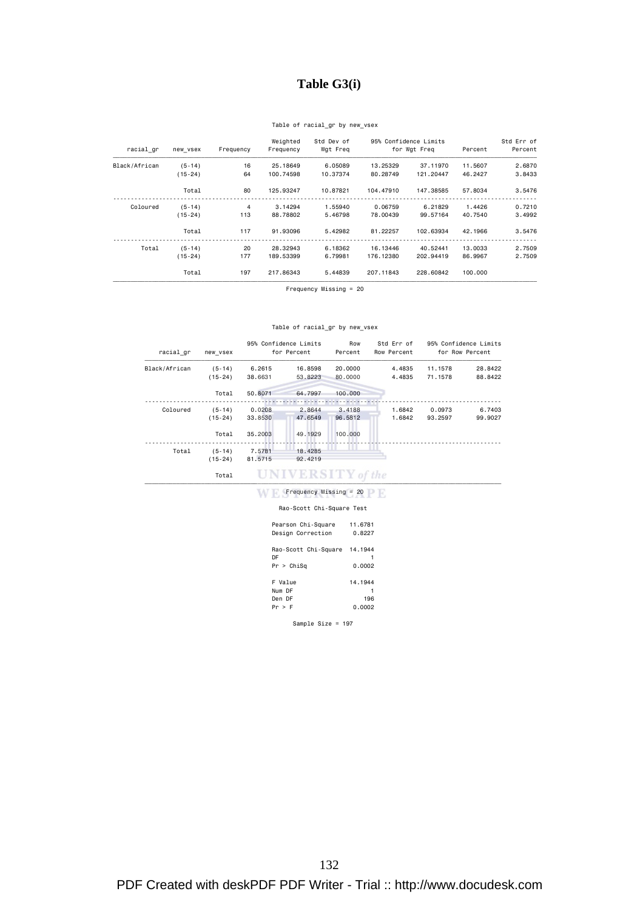# Table G3(i)

Table of racial_gr by new_vsex

| racial_gr | new_vsex | Frequency | Weighted Frequency | Std Dev of Wgt Freq | 95% Confidence Limits for Wgt Freq | | Percent | Std Err of Percent |
|---|---|---|---|---|---|---|---|---|
| Black/African | (5-14) | 16 | 25.18649 | 6.05089 | 13.25329 | 37.11970 | 11.5607 | 2.6870 |
| | (15-24) | 64 | 100.74598 | 10.37374 | 80.28749 | 121.20447 | 46.2427 | 3.8433 |
| | Total | 80 | 125.93247 | 10.87821 | 104.47910 | 147.38585 | 57.8034 | 3.5476 |
| Coloured | (5-14) | 4 | 3.14294 | 1.55940 | 0.06759 | 6.21829 | 1.4426 | 0.7210 |
| | (15-24) | 113 | 88.78802 | 5.46798 | 78.00439 | 99.57164 | 40.7540 | 3.4992 |
| | Total | 117 | 91.93096 | 5.42982 | 81.22257 | 102.63934 | 42.1966 | 3.5476 |
| Total | (5-14) | 20 | 28.32943 | 6.18362 | 16.13446 | 40.52441 | 13.0033 | 2.7509 |
| | (15-24) | 177 | 189.53399 | 6.79981 | 176.12380 | 202.94419 | 86.9967 | 2.7509 |
| | Total | 197 | 217.86343 | 5.44839 | 207.11843 | 228.60842 | 100.000 | |

Frequency Missing = 20

Table of racial_gr by new_vsex

| racial_gr | new_vsex | 95% Confidence Limits for Percent | | Row Percent | Std Err of Row Percent | 95% Confidence Limits for Row Percent | |
|---|---|---|---|---|---|---|---|
| Black/African | (5-14) | 6.2615 | 16.8598 | 20.0000 | 4.4835 | 11.1578 | 28.8422 |
| | (15-24) | 38.6631 | 53.8223 | 80.0000 | 4.4835 | 71.1578 | 88.8422 |
| | Total | 50.8071 | 64.7997 | 100.000 | | | |
| Coloured | (5-14) | 0.0208 | 2.8644 | 3.4188 | 1.6842 | 0.0973 | 6.7403 |
| | (15-24) | 33.8530 | 47.6549 | 96.5812 | 1.6842 | 93.2597 | 99.9027 |
| | Total | 35.2003 | 49.1929 | 100.000 | | | |
| Total | (5-14) | 7.5781 | 18.4285 | | | | |
| | (15-24) | 81.5715 | 92.4219 | | | | |
| | Total | | | | | | |

Frequency Missing = 20

Rao-Scott Chi-Square Test

| | |
|---|---|
| Pearson Chi-Square | 11.6781 |
| Design Correction | 0.8227 |
| Rao-Scott Chi-Square | 14.1944 |
| DF | 1 |
| Pr > ChiSq | 0.0002 |
| F Value | 14.1944 |
| Num DF | 1 |
| Den DF | 196 |
| Pr > F | 0.0002 |

Sample Size = 197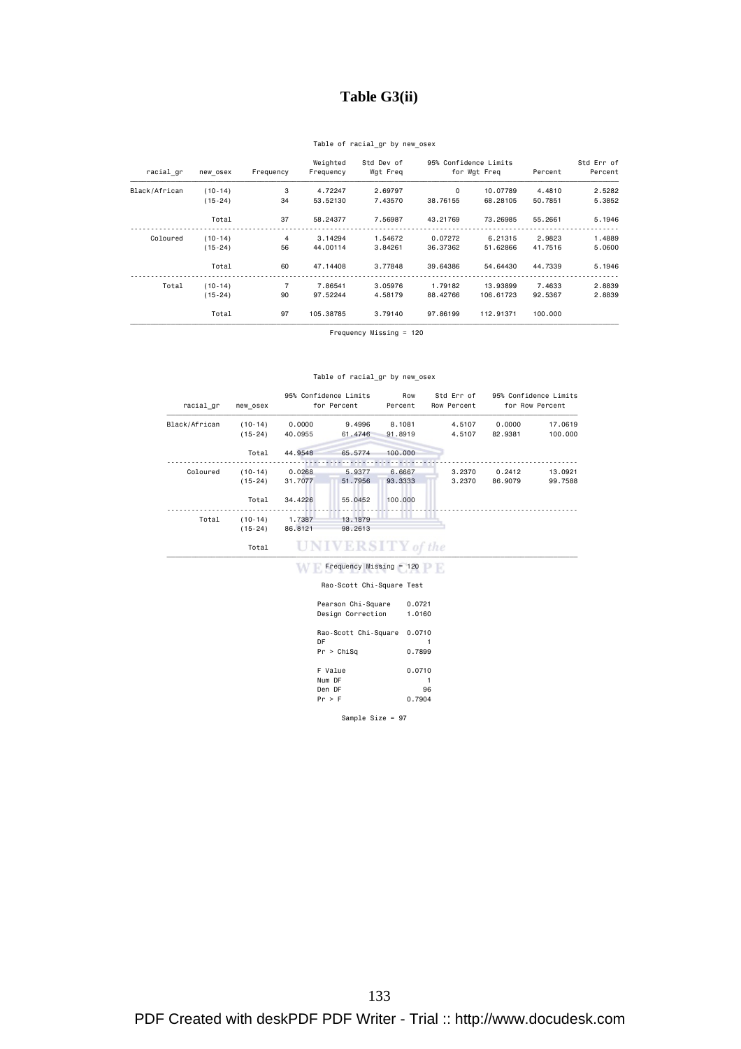# Table G3(ii)

Table of racial_gr by new_osex

| racial_gr | new_osex | Frequency | Weighted Frequency | Std Dev of Wgt Freq | 95% Confidence Limits for Wgt Freq | | Percent | Std Err of Percent |
|---|---|---|---|---|---|---|---|---|
| Black/African | (10-14) | 3 | 4.72247 | 2.69797 | 0 | 10.07789 | 4.4810 | 2.5282 |
| | (15-24) | 34 | 53.52130 | 7.43570 | 38.76155 | 68.28105 | 50.7851 | 5.3852 |
| | Total | 37 | 58.24377 | 7.56987 | 43.21769 | 73.26985 | 55.2661 | 5.1946 |
| Coloured | (10-14) | 4 | 3.14294 | 1.54672 | 0.07272 | 6.21315 | 2.9823 | 1.4889 |
| | (15-24) | 56 | 44.00114 | 3.84261 | 36.37362 | 51.62866 | 41.7516 | 5.0600 |
| | Total | 60 | 47.14408 | 3.77848 | 39.64386 | 54.64430 | 44.7339 | 5.1946 |
| Total | (10-14) | 7 | 7.86541 | 3.05976 | 1.79182 | 13.93899 | 7.4633 | 2.8839 |
| | (15-24) | 90 | 97.52244 | 4.58179 | 88.42766 | 106.61723 | 92.5367 | 2.8839 |
| | Total | 97 | 105.38785 | 3.79140 | 97.86199 | 112.91371 | 100.000 | |

Frequency Missing = 120

Table of racial_gr by new_osex

| racial_gr | new_osex | 95% Confidence Limits for Percent | | Row Percent | Std Err of Row Percent | 95% Confidence Limits for Row Percent | |
|---|---|---|---|---|---|---|---|
| Black/African | (10-14) | 0.0000 | 9.4996 | 8.1081 | 4.5107 | 0.0000 | 17.0619 |
| | (15-24) | 40.0955 | 61.4746 | 91.8919 | 4.5107 | 82.9381 | 100.000 |
| | Total | 44.9548 | 65.5774 | 100.000 | | | |
| Coloured | (10-14) | 0.0268 | 5.9377 | 6.6667 | 3.2370 | 0.2412 | 13.0921 |
| | (15-24) | 31.7077 | 51.7956 | 93.3333 | 3.2370 | 86.9079 | 99.7588 |
| | Total | 34.4226 | 55.0452 | 100.000 | | | |
| Total | (10-14) | 1.7387 | 13.1879 | | | | |
| | (15-24) | 86.8121 | 98.2613 | | | | |
| | Total | | | | | | |

Frequency Missing = 120

Rao-Scott Chi-Square Test

| | |
|---|---|
| Pearson Chi-Square | 0.0721 |
| Design Correction | 1.0160 |
| Rao-Scott Chi-Square | 0.0710 |
| DF | 1 |
| Pr > ChiSq | 0.7899 |
| F Value | 0.0710 |
| Num DF | 1 |
| Den DF | 96 |
| Pr > F | 0.7904 |

Sample Size = 97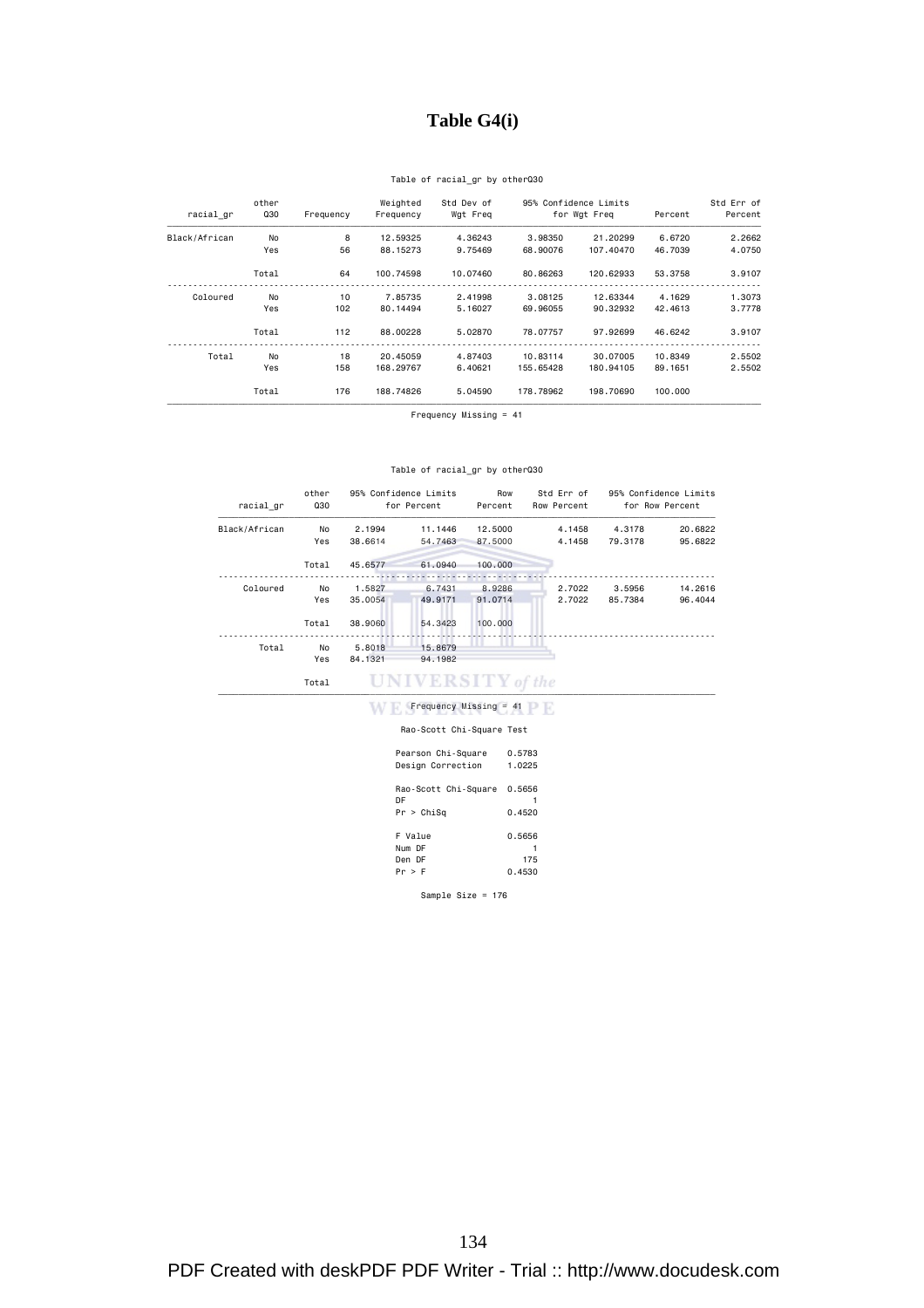# Table G4(i)

Table of racial_gr by otherQ30

| racial_gr | other Q30 | Frequency | Weighted Frequency | Std Dev of Wgt Freq | 95% Confidence Limits for Wgt Freq | | Percent | Std Err of Percent |
|---|---|---|---|---|---|---|---|---|
| Black/African | No | 8 | 12.59325 | 4.36243 | 3.98350 | 21.20299 | 6.6720 | 2.2662 |
| | Yes | 56 | 88.15273 | 9.75469 | 68.90076 | 107.40470 | 46.7039 | 4.0750 |
| | Total | 64 | 100.74598 | 10.07460 | 80.86263 | 120.62933 | 53.3758 | 3.9107 |
| Coloured | No | 10 | 7.85735 | 2.41998 | 3.08125 | 12.63344 | 4.1629 | 1.3073 |
| | Yes | 102 | 80.14494 | 5.16027 | 69.96055 | 90.32932 | 42.4613 | 3.7778 |
| | Total | 112 | 88.00228 | 5.02870 | 78.07757 | 97.92699 | 46.6242 | 3.9107 |
| Total | No | 18 | 20.45059 | 4.87403 | 10.83114 | 30.07005 | 10.8349 | 2.5502 |
| | Yes | 158 | 168.29767 | 6.40621 | 155.65428 | 180.94105 | 89.1651 | 2.5502 |
| | Total | 176 | 188.74826 | 5.04590 | 178.78962 | 198.70690 | 100.000 | |

Frequency Missing = 41

Table of racial_gr by otherQ30

| racial_gr | other Q30 | 95% Confidence Limits for Percent | | Row Percent | Std Err of Row Percent | 95% Confidence Limits for Row Percent | |
|---|---|---|---|---|---|---|---|
| Black/African | No | 2.1994 | 11.1446 | 12.5000 | 4.1458 | 4.3178 | 20.6822 |
| | Yes | 38.6614 | 54.7463 | 87.5000 | 4.1458 | 79.3178 | 95.6822 |
| | Total | 45.6577 | 61.0940 | 100.000 | | | |
| Coloured | No | 1.5827 | 6.7431 | 8.9286 | 2.7022 | 3.5956 | 14.2616 |
| | Yes | 35.0054 | 49.9171 | 91.0714 | 2.7022 | 85.7384 | 96.4044 |
| | Total | 38.9060 | 54.3423 | 100.000 | | | |
| Total | No | 5.8018 | 15.8679 | | | | |
| | Yes | 84.1321 | 94.1982 | | | | |
| | Total | | | | | | |

Frequency Missing = 41

Rao-Scott Chi-Square Test

| | |
|---|---|
| Pearson Chi-Square | 0.5783 |
| Design Correction | 1.0225 |
| Rao-Scott Chi-Square | 0.5656 |
| DF | 1 |
| Pr > ChiSq | 0.4520 |
| F Value | 0.5656 |
| Num DF | 1 |
| Den DF | 175 |
| Pr > F | 0.4530 |

Sample Size = 176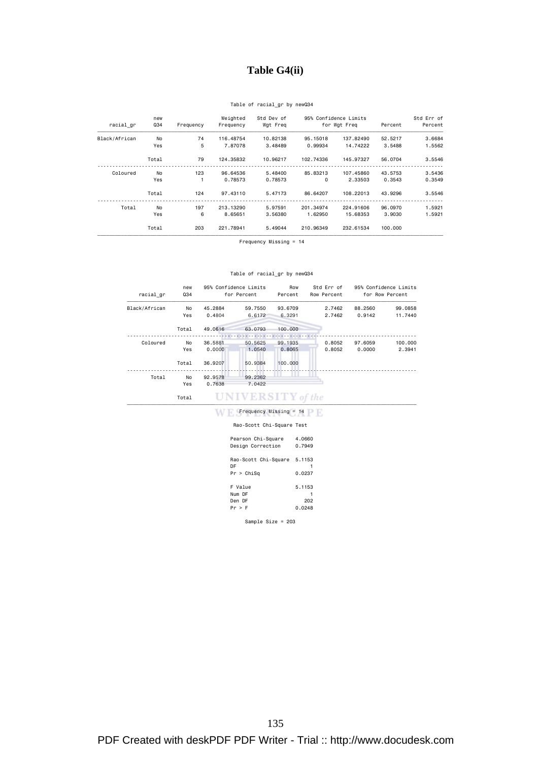# Table G4(ii)

Table of racial_gr by newQ34

| racial_gr | new Q34 | Frequency | Weighted Frequency | Std Dev of Wgt Freq | 95% Confidence Limits for Wgt Freq | | Percent | Std Err of Percent |
|---|---|---|---|---|---|---|---|---|
| Black/African | No | 74 | 116.48754 | 10.82138 | 95.15018 | 137.82490 | 52.5217 | 3.6684 |
| | Yes | 5 | 7.87078 | 3.48489 | 0.99934 | 14.74222 | 3.5488 | 1.5562 |
| | Total | 79 | 124.35832 | 10.96217 | 102.74336 | 145.97327 | 56.0704 | 3.5546 |
| Coloured | No | 123 | 96.64536 | 5.48400 | 85.83213 | 107.45860 | 43.5753 | 3.5436 |
| | Yes | 1 | 0.78573 | 0.78573 | 0 | 2.33503 | 0.3543 | 0.3549 |
| | Total | 124 | 97.43110 | 5.47173 | 86.64207 | 108.22013 | 43.9296 | 3.5546 |
| Total | No | 197 | 213.13290 | 5.97591 | 201.34974 | 224.91606 | 96.0970 | 1.5921 |
| | Yes | 6 | 8.65651 | 3.56380 | 1.62950 | 15.68353 | 3.9030 | 1.5921 |
| | Total | 203 | 221.78941 | 5.49044 | 210.96349 | 232.61534 | 100.000 | |

Frequency Missing = 14

Table of racial_gr by newQ34

| racial_gr | new Q34 | 95% Confidence Limits for Percent | | Row Percent | Std Err of Row Percent | 95% Confidence Limits for Row Percent | |
|---|---|---|---|---|---|---|---|
| Black/African | No | 45.2884 | 59.7550 | 93.6709 | 2.7462 | 88.2560 | 99.0858 |
| | Yes | 0.4804 | 6.6172 | 6.3291 | 2.7462 | 0.9142 | 11.7440 |
| | Total | 49.0616 | 63.0793 | 100.000 | | | |
| Coloured | No | 36.5881 | 50.5625 | 99.1935 | 0.8052 | 97.6059 | 100.000 |
| | Yes | 0.0000 | 1.0540 | 0.8065 | 0.8052 | 0.0000 | 2.3941 |
| | Total | 36.9207 | 50.9384 | 100.000 | | | |
| Total | No | 92.9578 | 99.2362 | | | | |
| | Yes | 0.7638 | 7.0422 | | | | |
| | Total | | | | | | |

Frequency Missing = 14

Rao-Scott Chi-Square Test

| | |
|---|---|
| Pearson Chi-Square | 4.0660 |
| Design Correction | 0.7949 |
| Rao-Scott Chi-Square | 5.1153 |
| DF | 1 |
| Pr > ChiSq | 0.0237 |
| F Value | 5.1153 |
| Num DF | 1 |
| Den DF | 202 |
| Pr > F | 0.0248 |

Sample Size = 203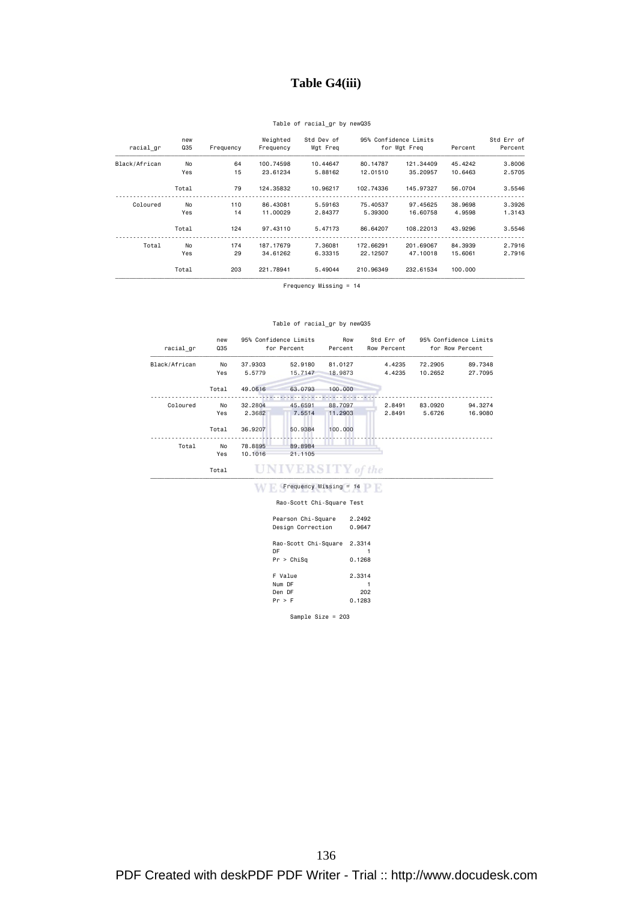# Table G4(iii)

Table of racial_gr by newQ35

| racial_gr | new Q35 | Frequency | Weighted Frequency | Std Dev of Wgt Freq | 95% Confidence Limits for Wgt Freq | | Percent | Std Err of Percent |
|---|---|---|---|---|---|---|---|---|
| Black/African | No | 64 | 100.74598 | 10.44647 | 80.14787 | 121.34409 | 45.4242 | 3.8006 |
| | Yes | 15 | 23.61234 | 5.88162 | 12.01510 | 35.20957 | 10.6463 | 2.5705 |
| | Total | 79 | 124.35832 | 10.96217 | 102.74336 | 145.97327 | 56.0704 | 3.5546 |
| Coloured | No | 110 | 86.43081 | 5.59163 | 75.40537 | 97.45625 | 38.9698 | 3.3926 |
| | Yes | 14 | 11.00029 | 2.84377 | 5.39300 | 16.60758 | 4.9598 | 1.3143 |
| | Total | 124 | 97.43110 | 5.47173 | 86.64207 | 108.22013 | 43.9296 | 3.5546 |
| Total | No | 174 | 187.17679 | 7.36081 | 172.66291 | 201.69067 | 84.3939 | 2.7916 |
| | Yes | 29 | 34.61262 | 6.33315 | 22.12507 | 47.10018 | 15.6061 | 2.7916 |
| | Total | 203 | 221.78941 | 5.49044 | 210.96349 | 232.61534 | 100.000 | |

Frequency Missing = 14

Table of racial_gr by newQ35

| racial_gr | new Q35 | 95% Confidence Limits for Percent | | Row Percent | Std Err of Row Percent | 95% Confidence Limits for Row Percent | |
|---|---|---|---|---|---|---|---|
| Black/African | No | 37.9303 | 52.9180 | 81.0127 | 4.4235 | 72.2905 | 89.7348 |
| | Yes | 5.5779 | 15.7147 | 18.9873 | 4.4235 | 10.2652 | 27.7095 |
| | Total | 49.0616 | 63.0793 | 100.000 | | | |
| Coloured | No | 32.2804 | 45.6591 | 88.7097 | 2.8491 | 83.0920 | 94.3274 |
| | Yes | 2.3682 | 7.5514 | 11.2903 | 2.8491 | 5.6726 | 16.9080 |
| | Total | 36.9207 | 50.9384 | 100.000 | | | |
| Total | No | 78.8895 | 89.8984 | | | | |
| | Yes | 10.1016 | 21.1105 | | | | |
| | Total | | | | | | |

Frequency Missing = 14

Rao-Scott Chi-Square Test

| | |
|---|---|
| Pearson Chi-Square | 2.2492 |
| Design Correction | 0.9647 |
| Rao-Scott Chi-Square | 2.3314 |
| DF | 1 |
| Pr > ChiSq | 0.1268 |
| F Value | 2.3314 |
| Num DF | 1 |
| Den DF | 202 |
| Pr > F | 0.1283 |

Sample Size = 203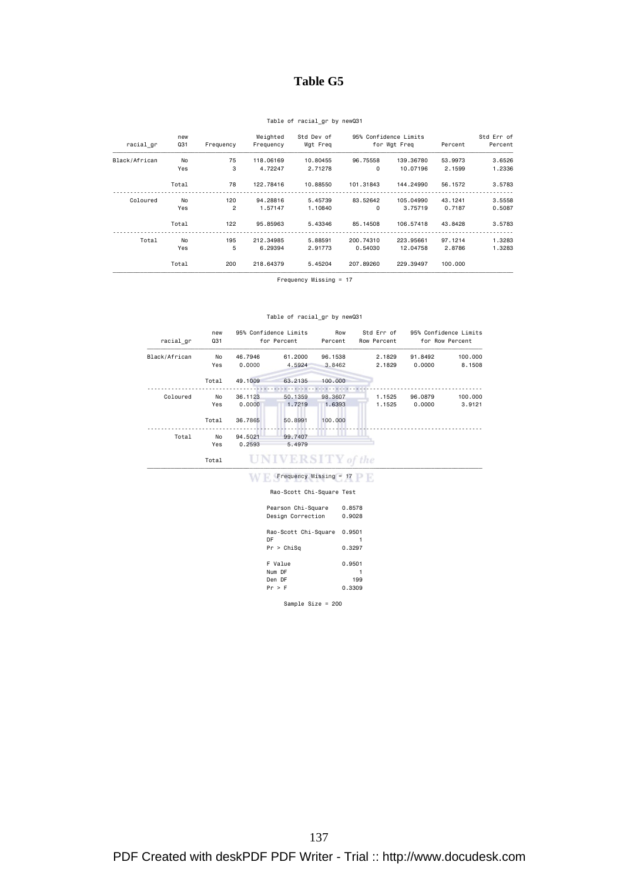**Table G5**

Table of racial_gr by newQ31

| racial_gr | new Q31 | Frequency | Weighted Frequency | Std Dev of Wgt Freq | 95% Confidence Limits for Wgt Freq | | Percent | Std Err of Percent |
|---|---|---|---|---|---|---|---|---|
| Black/African | No | 75 | 118.06169 | 10.80455 | 96.75558 | 139.36780 | 53.9973 | 3.6526 |
| | Yes | 3 | 4.72247 | 2.71278 | 0 | 10.07196 | 2.1599 | 1.2336 |
| | Total | 78 | 122.78416 | 10.88550 | 101.31843 | 144.24990 | 56.1572 | 3.5783 |
| Coloured | No | 120 | 94.28816 | 5.45739 | 83.52642 | 105.04990 | 43.1241 | 3.5558 |
| | Yes | 2 | 1.57147 | 1.10840 | 0 | 3.75719 | 0.7187 | 0.5087 |
| | Total | 122 | 95.85963 | 5.43346 | 85.14508 | 106.57418 | 43.8428 | 3.5783 |
| Total | No | 195 | 212.34985 | 5.88591 | 200.74310 | 223.95661 | 97.1214 | 1.3283 |
| | Yes | 5 | 6.29394 | 2.91773 | 0.54030 | 12.04758 | 2.8786 | 1.3283 |
| | Total | 200 | 218.64379 | 5.45204 | 207.89260 | 229.39497 | 100.000 | |

Frequency Missing = 17

Table of racial_gr by newQ31

| racial_gr | new Q31 | 95% Confidence Limits for Percent | | Row Percent | Std Err of Row Percent | 95% Confidence Limits for Row Percent | |
|---|---|---|---|---|---|---|---|
| Black/African | No | 46.7946 | 61.2000 | 96.1538 | 2.1829 | 91.8492 | 100.000 |
| | Yes | 0.0000 | 4.5924 | 3.8462 | 2.1829 | 0.0000 | 8.1508 |
| | Total | 49.1009 | 63.2135 | 100.000 | | | |
| Coloured | No | 36.1123 | 50.1359 | 98.3607 | 1.1525 | 96.0879 | 100.000 |
| | Yes | 0.0000 | 1.7219 | 1.6393 | 1.1525 | 0.0000 | 3.9121 |
| | Total | 36.7865 | 50.8991 | 100.000 | | | |
| Total | No | 94.5021 | 99.7407 | | | | |
| | Yes | 0.2593 | 5.4979 | | | | |
| | Total | | | | | | |

Frequency Missing = 17

Rao-Scott Chi-Square Test

| | |
|---|---|
| Pearson Chi-Square | 0.8578 |
| Design Correction | 0.9028 |
| Rao-Scott Chi-Square | 0.9501 |
| DF | 1 |
| Pr > ChiSq | 0.3297 |
| F Value | 0.9501 |
| Num DF | 1 |
| Den DF | 199 |
| Pr > F | 0.3309 |

Sample Size = 200

PDF Created with deskPDF PDF Writer - Trial :: http://www.docudesk.com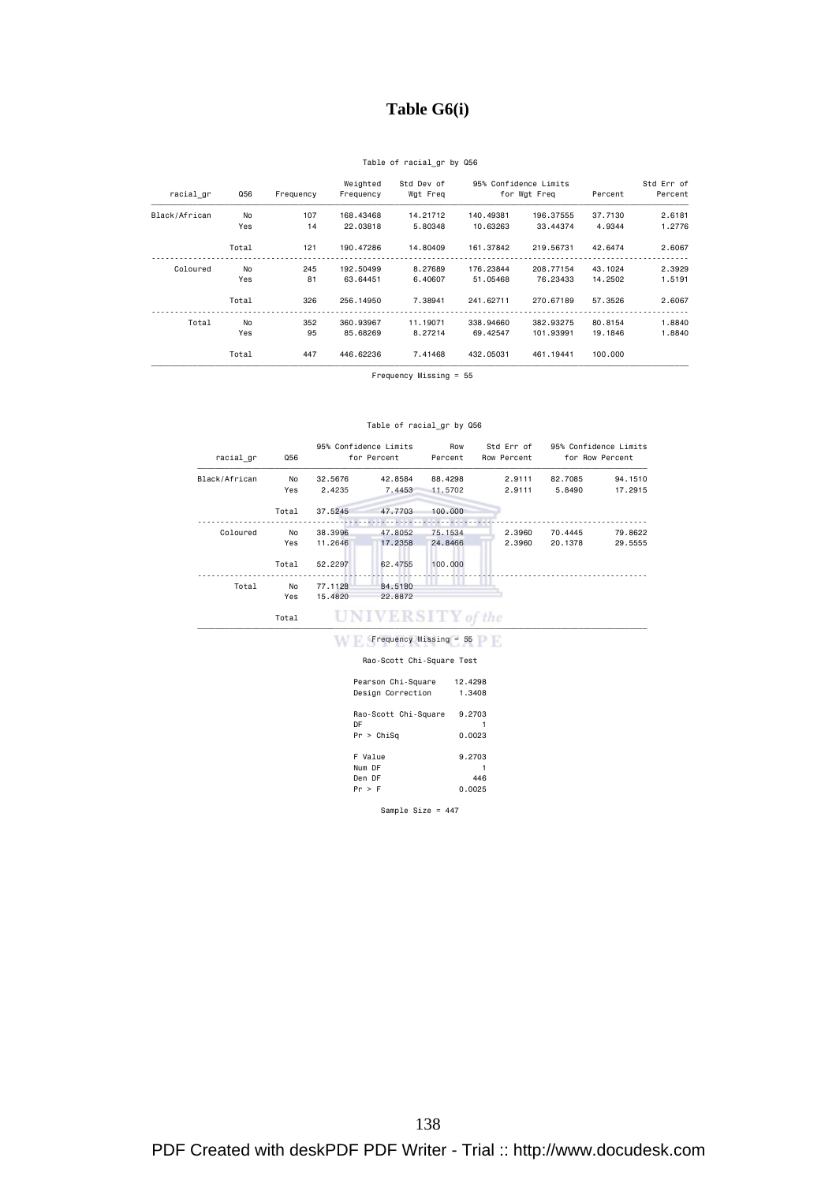# Table G6(i)

Table of racial_gr by Q56

| racial_gr | Q56 | Frequency | Weighted Frequency | Std Dev of Wgt Freq | 95% Confidence Limits for Wgt Freq | | Percent | Std Err of Percent |
|---|---|---|---|---|---|---|---|---|
| Black/African | No | 107 | 168.43468 | 14.21712 | 140.49381 | 196.37555 | 37.7130 | 2.6181 |
| | Yes | 14 | 22.03818 | 5.80348 | 10.63263 | 33.44374 | 4.9344 | 1.2776 |
| | Total | 121 | 190.47286 | 14.80409 | 161.37842 | 219.56731 | 42.6474 | 2.6067 |
| Coloured | No | 245 | 192.50499 | 8.27689 | 176.23844 | 208.77154 | 43.1024 | 2.3929 |
| | Yes | 81 | 63.64451 | 6.40607 | 51.05468 | 76.23433 | 14.2502 | 1.5191 |
| | Total | 326 | 256.14950 | 7.38941 | 241.62711 | 270.67189 | 57.3526 | 2.6067 |
| Total | No | 352 | 360.93967 | 11.19071 | 338.94660 | 382.93275 | 80.8154 | 1.8840 |
| | Yes | 95 | 85.68269 | 8.27214 | 69.42547 | 101.93991 | 19.1846 | 1.8840 |
| | Total | 447 | 446.62236 | 7.41468 | 432.05031 | 461.19441 | 100.000 | |

Frequency Missing = 55

Table of racial_gr by Q56

| racial_gr | Q56 | 95% Confidence Limits for Percent | | Row Percent | Std Err of Row Percent | 95% Confidence Limits for Row Percent | |
|---|---|---|---|---|---|---|---|
| Black/African | No | 32.5676 | 42.8584 | 88.4298 | 2.9111 | 82.7085 | 94.1510 |
| | Yes | 2.4235 | 7.4453 | 11.5702 | 2.9111 | 5.8490 | 17.2915 |
| | Total | 37.5245 | 47.7703 | 100.000 | | | |
| Coloured | No | 38.3996 | 47.8052 | 75.1534 | 2.3960 | 70.4445 | 79.8622 |
| | Yes | 11.2646 | 17.2358 | 24.8466 | 2.3960 | 20.1378 | 29.5555 |
| | Total | 52.2297 | 62.4755 | 100.000 | | | |
| Total | No | 77.1128 | 84.5180 | | | | |
| | Yes | 15.4820 | 22.8872 | | | | |
| | Total | | | | | | |

Frequency Missing = 55

Rao-Scott Chi-Square Test

| | |
|---|---|
| Pearson Chi-Square | 12.4298 |
| Design Correction | 1.3408 |
| Rao-Scott Chi-Square | 9.2703 |
| DF | 1 |
| Pr > ChiSq | 0.0023 |
| F Value | 9.2703 |
| Num DF | 1 |
| Den DF | 446 |
| Pr > F | 0.0025 |

Sample Size = 447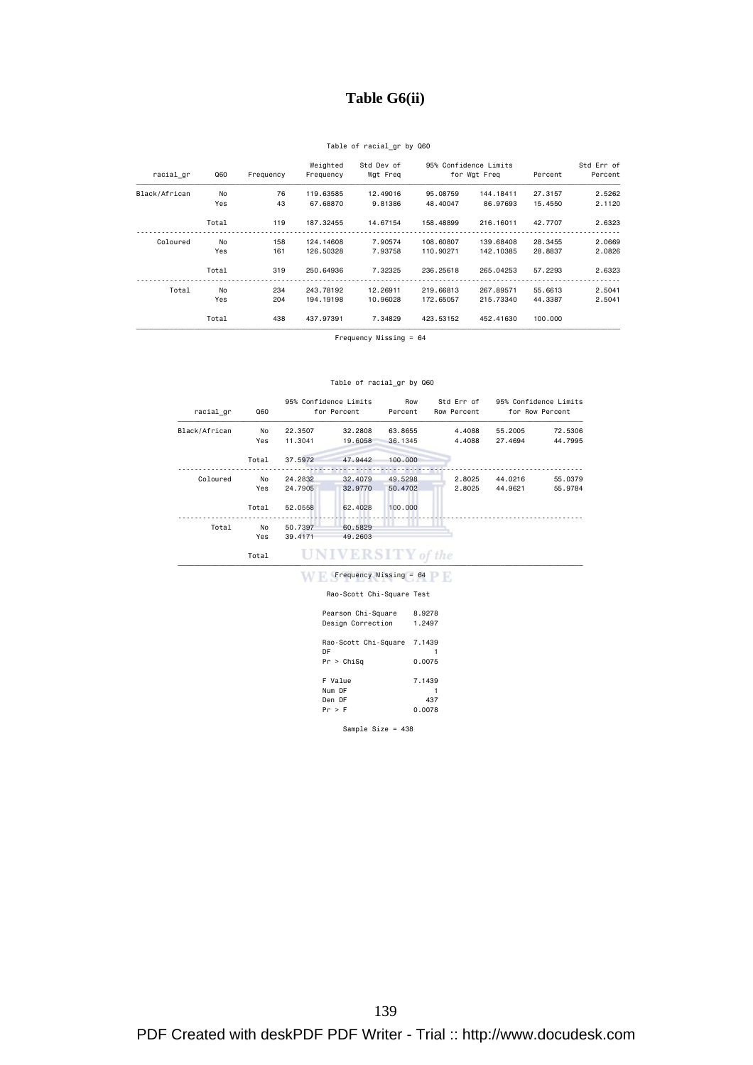# Table G6(ii)

Table of racial_gr by Q60

| racial_gr | Q60 | Frequency | Weighted Frequency | Std Dev of Wgt Freq | 95% Confidence Limits for Wgt Freq | | Percent | Std Err of Percent |
|---|---|---|---|---|---|---|---|---|
| Black/African | No | 76 | 119.63585 | 12.49016 | 95.08759 | 144.18411 | 27.3157 | 2.5262 |
| | Yes | 43 | 67.68870 | 9.81386 | 48.40047 | 86.97693 | 15.4550 | 2.1120 |
| | Total | 119 | 187.32455 | 14.67154 | 158.48899 | 216.16011 | 42.7707 | 2.6323 |
| Coloured | No | 158 | 124.14608 | 7.90574 | 108.60807 | 139.68408 | 28.3455 | 2.0669 |
| | Yes | 161 | 126.50328 | 7.93758 | 110.90271 | 142.10385 | 28.8837 | 2.0826 |
| | Total | 319 | 250.64936 | 7.32325 | 236.25618 | 265.04253 | 57.2293 | 2.6323 |
| Total | No | 234 | 243.78192 | 12.26911 | 219.66813 | 267.89571 | 55.6613 | 2.5041 |
| | Yes | 204 | 194.19198 | 10.96028 | 172.65057 | 215.73340 | 44.3387 | 2.5041 |
| | Total | 438 | 437.97391 | 7.34829 | 423.53152 | 452.41630 | 100.000 | |

Frequency Missing = 64

Table of racial_gr by Q60

| racial_gr | Q60 | 95% Confidence Limits for Percent | | Row Percent | Std Err of Row Percent | 95% Confidence Limits for Row Percent | |
|---|---|---|---|---|---|---|---|
| Black/African | No | 22.3507 | 32.2808 | 63.8655 | 4.4088 | 55.2005 | 72.5306 |
| | Yes | 11.3041 | 19.6058 | 36.1345 | 4.4088 | 27.4694 | 44.7995 |
| | Total | 37.5972 | 47.9442 | 100.000 | | | |
| Coloured | No | 24.2832 | 32.4079 | 49.5298 | 2.8025 | 44.0216 | 55.0379 |
| | Yes | 24.7905 | 32.9770 | 50.4702 | 2.8025 | 44.9621 | 55.9784 |
| | Total | 52.0558 | 62.4028 | 100.000 | | | |
| Total | No | 50.7397 | 60.5829 | | | | |
| | Yes | 39.4171 | 49.2603 | | | | |
| | Total | | | | | | |

Frequency Missing = 64

Rao-Scott Chi-Square Test

| | |
|---|---|
| Pearson Chi-Square | 8.9278 |
| Design Correction | 1.2497 |
| Rao-Scott Chi-Square | 7.1439 |
| DF | 1 |
| Pr > ChiSq | 0.0075 |
| F Value | 7.1439 |
| Num DF | 1 |
| Den DF | 437 |
| Pr > F | 0.0078 |

Sample Size = 438

PDF Created with deskPDF PDF Writer - Trial :: http://www.docudesk.com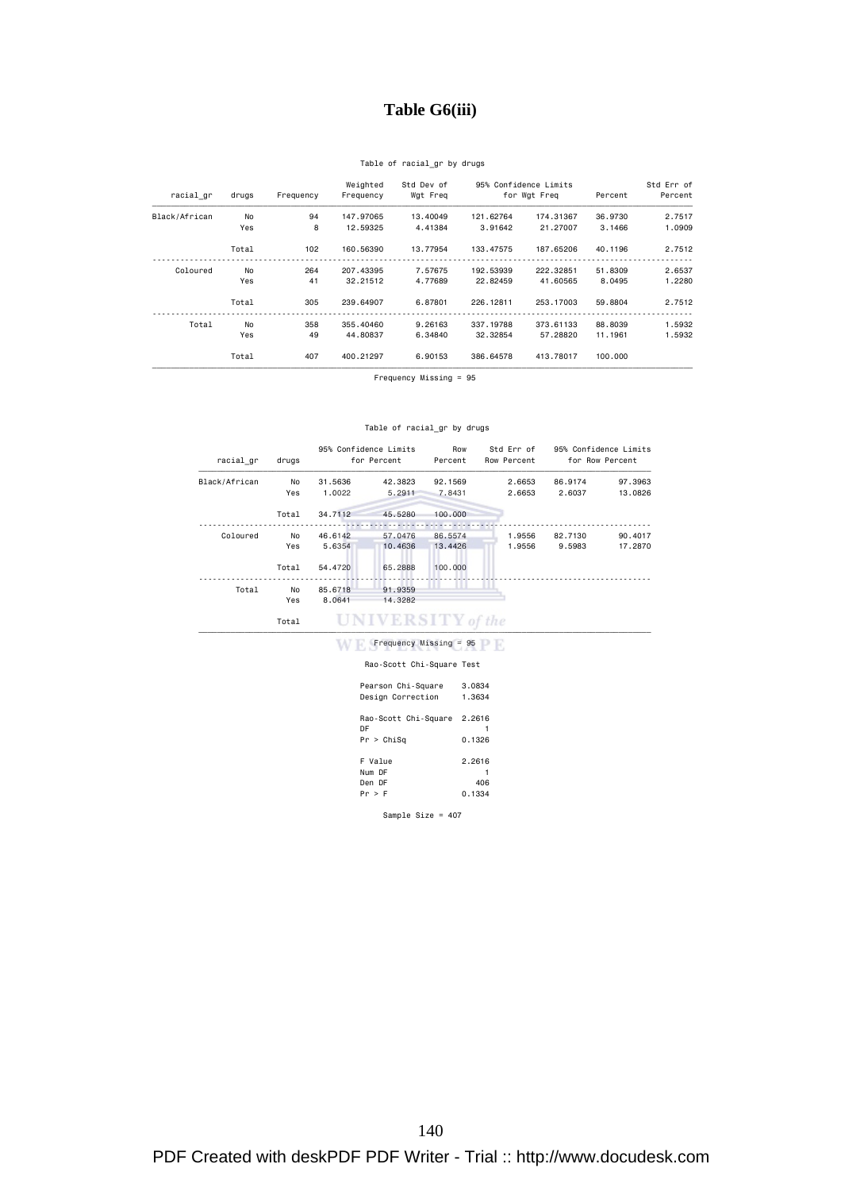# Table G6(iii)

Table of racial_gr by drugs

| racial_gr | drugs | Frequency | Weighted Frequency | Std Dev of Wgt Freq | 95% Confidence Limits for Wgt Freq | | Percent | Std Err of Percent |
|---|---|---|---|---|---|---|---|---|
| Black/African | No | 94 | 147.97065 | 13.40049 | 121.62764 | 174.31367 | 36.9730 | 2.7517 |
| | Yes | 8 | 12.59325 | 4.41384 | 3.91642 | 21.27007 | 3.1466 | 1.0909 |
| | Total | 102 | 160.56390 | 13.77954 | 133.47575 | 187.65206 | 40.1196 | 2.7512 |
| Coloured | No | 264 | 207.43395 | 7.57675 | 192.53939 | 222.32851 | 51.8309 | 2.6537 |
| | Yes | 41 | 32.21512 | 4.77689 | 22.82459 | 41.60565 | 8.0495 | 1.2280 |
| | Total | 305 | 239.64907 | 6.87801 | 226.12811 | 253.17003 | 59.8804 | 2.7512 |
| Total | No | 358 | 355.40460 | 9.26163 | 337.19788 | 373.61133 | 88.8039 | 1.5932 |
| | Yes | 49 | 44.80837 | 6.34840 | 32.32854 | 57.28820 | 11.1961 | 1.5932 |
| | Total | 407 | 400.21297 | 6.90153 | 386.64578 | 413.78017 | 100.000 | |

Frequency Missing = 95

Table of racial_gr by drugs

| racial_gr | drugs | 95% Confidence Limits for Percent | | Row Percent | Std Err of Row Percent | 95% Confidence Limits for Row Percent | |
|---|---|---|---|---|---|---|---|
| Black/African | No | 31.5636 | 42.3823 | 92.1569 | 2.6653 | 86.9174 | 97.3963 |
| | Yes | 1.0022 | 5.2911 | 7.8431 | 2.6653 | 2.6037 | 13.0826 |
| | Total | 34.7112 | 45.5280 | 100.000 | | | |
| Coloured | No | 46.6142 | 57.0476 | 86.5574 | 1.9556 | 82.7130 | 90.4017 |
| | Yes | 5.6354 | 10.4636 | 13.4426 | 1.9556 | 9.5983 | 17.2870 |
| | Total | 54.4720 | 65.2888 | 100.000 | | | |
| Total | No | 85.6718 | 91.9359 | | | | |
| | Yes | 8.0641 | 14.3282 | | | | |
| | Total | | | | | | |

Frequency Missing = 95

Rao-Scott Chi-Square Test

| | |
|---|---|
| Pearson Chi-Square | 3.0834 |
| Design Correction | 1.3634 |
| Rao-Scott Chi-Square | 2.2616 |
| DF | 1 |
| Pr > ChiSq | 0.1326 |
| F Value | 2.2616 |
| Num DF | 1 |
| Den DF | 406 |
| Pr > F | 0.1334 |

Sample Size = 407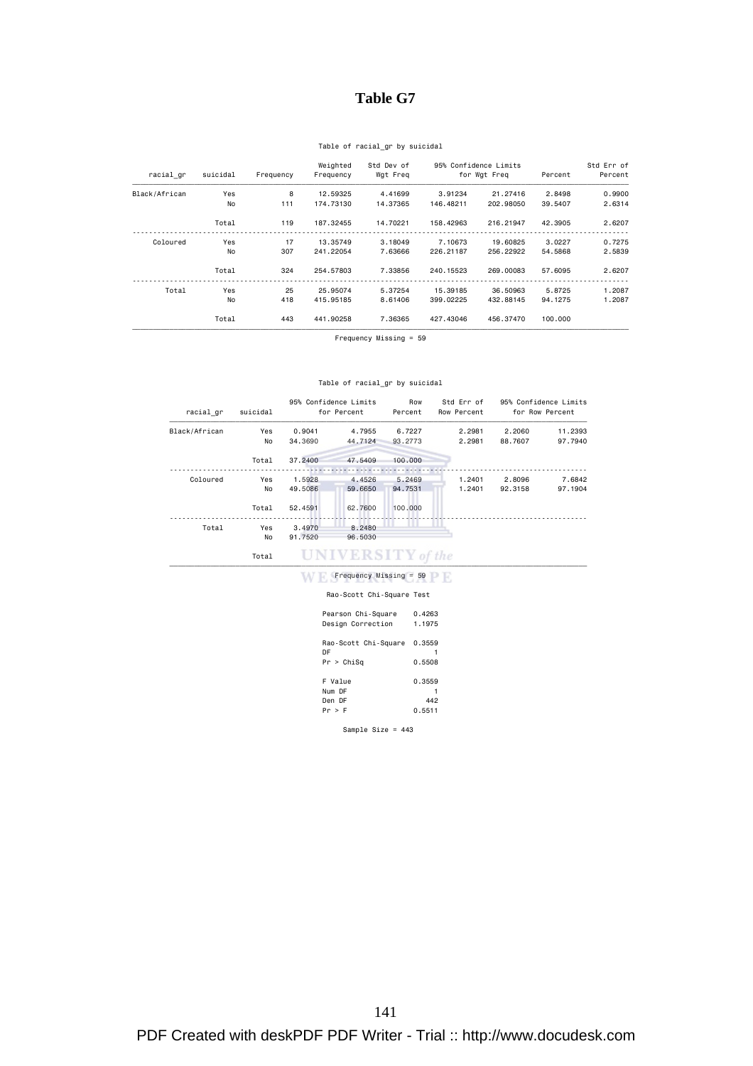# Table G7

Table of racial_gr by suicidal

| racial_gr | suicidal | Frequency | Weighted Frequency | Std Dev of Wgt Freq | 95% Confidence Limits for Wgt Freq | | Percent | Std Err of Percent |
|---|---|---|---|---|---|---|---|---|
| Black/African | Yes | 8 | 12.59325 | 4.41699 | 3.91234 | 21.27416 | 2.8498 | 0.9900 |
| | No | 111 | 174.73130 | 14.37365 | 146.48211 | 202.98050 | 39.5407 | 2.6314 |
| | Total | 119 | 187.32455 | 14.70221 | 158.42963 | 216.21947 | 42.3905 | 2.6207 |
| Coloured | Yes | 17 | 13.35749 | 3.18049 | 7.10673 | 19.60825 | 3.0227 | 0.7275 |
| | No | 307 | 241.22054 | 7.63666 | 226.21187 | 256.22922 | 54.5868 | 2.5839 |
| | Total | 324 | 254.57803 | 7.33856 | 240.15523 | 269.00083 | 57.6095 | 2.6207 |
| Total | Yes | 25 | 25.95074 | 5.37254 | 15.39185 | 36.50963 | 5.8725 | 1.2087 |
| | No | 418 | 415.95185 | 8.61406 | 399.02225 | 432.88145 | 94.1275 | 1.2087 |
| | Total | 443 | 441.90258 | 7.36365 | 427.43046 | 456.37470 | 100.000 | |

Frequency Missing = 59

Table of racial_gr by suicidal

| racial_gr | suicidal | 95% Confidence Limits for Percent | | Row Percent | Std Err of Row Percent | 95% Confidence Limits for Row Percent | |
|---|---|---|---|---|---|---|---|
| Black/African | Yes | 0.9041 | 4.7955 | 6.7227 | 2.2981 | 2.2060 | 11.2393 |
| | No | 34.3690 | 44.7124 | 93.2773 | 2.2981 | 88.7607 | 97.7940 |
| | Total | 37.2400 | 47.5409 | 100.000 | | | |
| Coloured | Yes | 1.5928 | 4.4526 | 5.2469 | 1.2401 | 2.8096 | 7.6842 |
| | No | 49.5086 | 59.6650 | 94.7531 | 1.2401 | 92.3158 | 97.1904 |
| | Total | 52.4591 | 62.7600 | 100.000 | | | |
| Total | Yes | 3.4970 | 8.2480 | | | | |
| | No | 91.7520 | 96.5030 | | | | |
| | Total | | | | | | |

Frequency Missing = 59

Rao-Scott Chi-Square Test

| | |
|---|---|
| Pearson Chi-Square | 0.4263 |
| Design Correction | 1.1975 |
| Rao-Scott Chi-Square | 0.3559 |
| DF | 1 |
| Pr > ChiSq | 0.5508 |
| F Value | 0.3559 |
| Num DF | 1 |
| Den DF | 442 |
| Pr > F | 0.5511 |

Sample Size = 443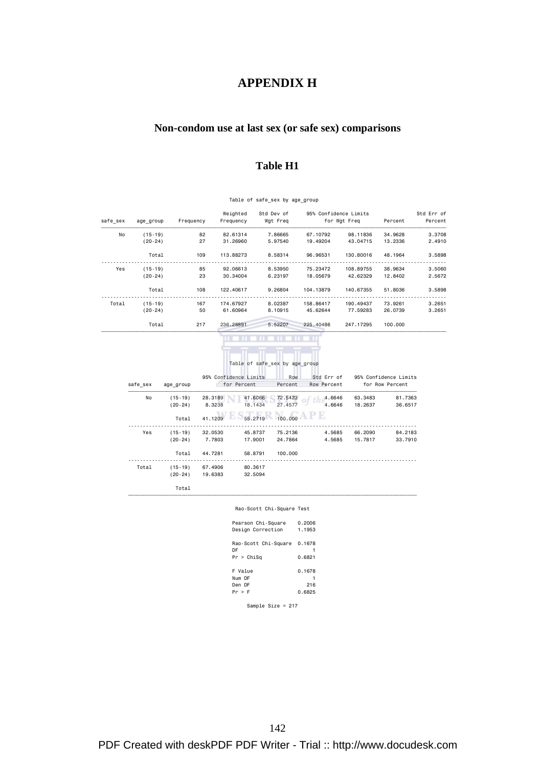# APPENDIX H

## Non-condom use at last sex (or safe sex) comparisons

### Table H1

Table of safe_sex by age_group

| safe_sex | age_group | Frequency | Weighted Frequency | Std Dev of Wgt Freq | 95% Confidence Limits for Wgt Freq | | Percent | Std Err of Percent |
|---|---|---|---|---|---|---|---|---|
| No | (15-19) | 82 | 82.61314 | 7.86665 | 67.10792 | 98.11836 | 34.9628 | 3.3708 |
| | (20-24) | 27 | 31.26960 | 5.97540 | 19.49204 | 43.04715 | 13.2336 | 2.4910 |
| | Total | 109 | 113.88273 | 8.58314 | 96.96531 | 130.80016 | 48.1964 | 3.5898 |
| Yes | (15-19) | 85 | 92.06613 | 8.53950 | 75.23472 | 108.89755 | 38.9634 | 3.5060 |
| | (20-24) | 23 | 30.34004 | 6.23197 | 18.05679 | 42.62329 | 12.8402 | 2.5672 |
| | Total | 108 | 122.40617 | 9.26804 | 104.13879 | 140.67355 | 51.8036 | 3.5898 |
| Total | (15-19) | 167 | 174.67927 | 8.02387 | 158.86417 | 190.49437 | 73.9261 | 3.2651 |
| | (20-24) | 50 | 61.60964 | 8.10915 | 45.62644 | 77.59283 | 26.0739 | 3.2651 |
| | Total | 217 | 236.28891 | 5.52207 | 225.40486 | 247.17295 | 100.000 | |

Table of safe_sex by age_group

| safe_sex | age_group | 95% Confidence Limits for Percent | | Row Percent | Std Err of Row Percent | 95% Confidence Limits for Row Percent | |
|---|---|---|---|---|---|---|---|
| No | (15-19) | 28.3189 | 41.6066 | 72.5423 | 4.6646 | 63.3483 | 81.7363 |
| | (20-24) | 8.3238 | 18.1434 | 27.4577 | 4.6646 | 18.2637 | 36.6517 |
| | Total | 41.1209 | 55.2719 | 100.000 | | | |
| Yes | (15-19) | 32.0530 | 45.8737 | 75.2136 | 4.5685 | 66.2090 | 84.2183 |
| | (20-24) | 7.7803 | 17.9001 | 24.7864 | 4.5685 | 15.7817 | 33.7910 |
| | Total | 44.7281 | 58.8791 | 100.000 | | | |
| Total | (15-19) | 67.4906 | 80.3617 | | | | |
| | (20-24) | 19.6383 | 32.5094 | | | | |
| | Total | | | | | | |

Rao-Scott Chi-Square Test

| | |
|---|---|
| Pearson Chi-Square | 0.2006 |
| Design Correction | 1.1953 |
| Rao-Scott Chi-Square | 0.1678 |
| DF | 1 |
| Pr > ChiSq | 0.6821 |
| F Value | 0.1678 |
| Num DF | 1 |
| Den DF | 216 |
| Pr > F | 0.6825 |

Sample Size = 217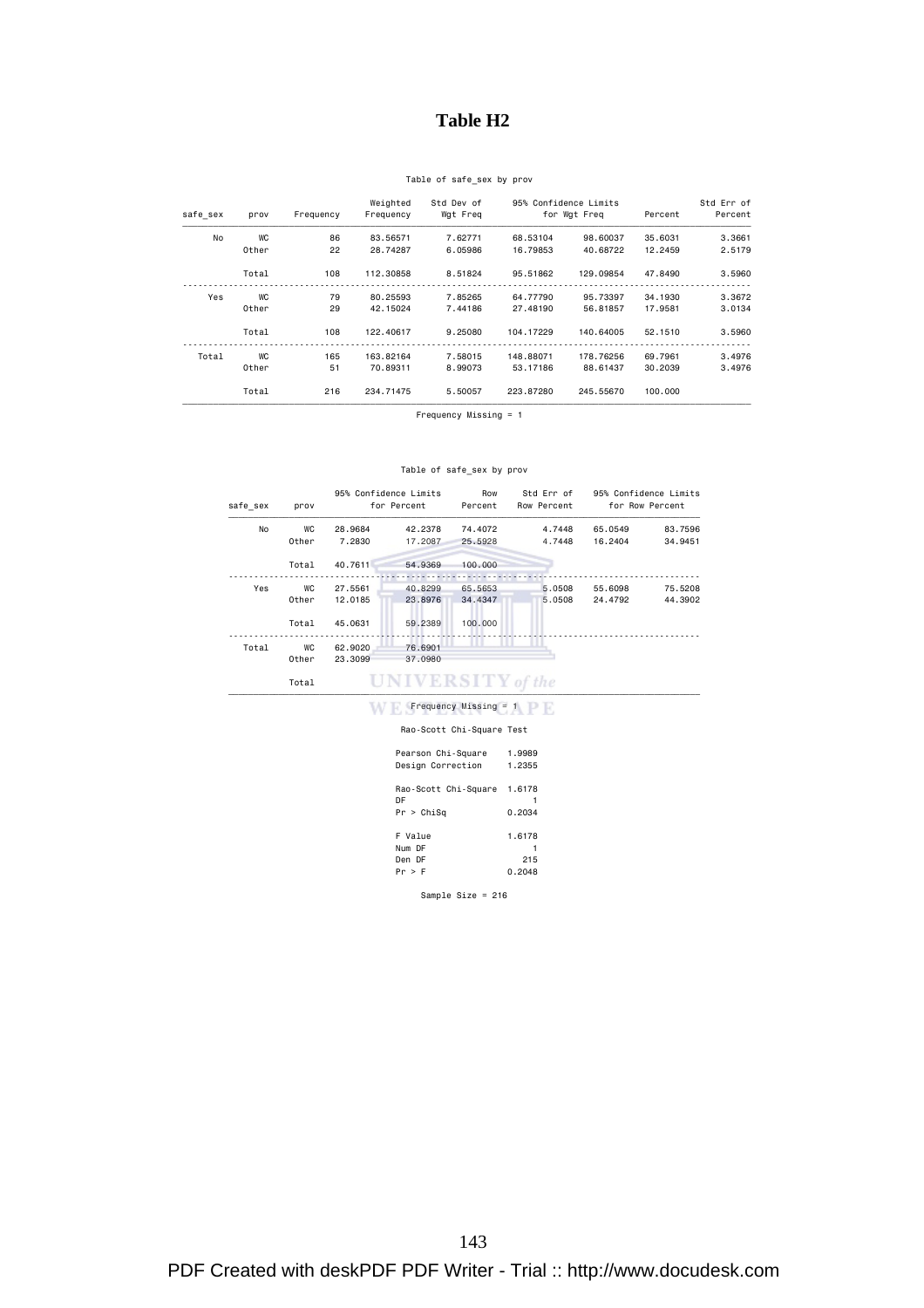# Table H2

Table of safe_sex by prov

| safe_sex | prov | Frequency | Weighted Frequency | Std Dev of Wgt Freq | 95% Confidence Limits for Wgt Freq | | Percent | Std Err of Percent |
|---|---|---|---|---|---|---|---|---|
| No | WC | 86 | 83.56571 | 7.62771 | 68.53104 | 98.60037 | 35.6031 | 3.3661 |
| | Other | 22 | 28.74287 | 6.05986 | 16.79853 | 40.68722 | 12.2459 | 2.5179 |
| | Total | 108 | 112.30858 | 8.51824 | 95.51862 | 129.09854 | 47.8490 | 3.5960 |
| Yes | WC | 79 | 80.25593 | 7.85265 | 64.77790 | 95.73397 | 34.1930 | 3.3672 |
| | Other | 29 | 42.15024 | 7.44186 | 27.48190 | 56.81857 | 17.9581 | 3.0134 |
| | Total | 108 | 122.40617 | 9.25080 | 104.17229 | 140.64005 | 52.1510 | 3.5960 |
| Total | WC | 165 | 163.82164 | 7.58015 | 148.88071 | 178.76256 | 69.7961 | 3.4976 |
| | Other | 51 | 70.89311 | 8.99073 | 53.17186 | 88.61437 | 30.2039 | 3.4976 |
| | Total | 216 | 234.71475 | 5.50057 | 223.87280 | 245.55670 | 100.000 | |

Frequency Missing = 1

Table of safe_sex by prov

| safe_sex | prov | 95% Confidence Limits for Percent | | Row Percent | Std Err of Row Percent | 95% Confidence Limits for Row Percent | |
|---|---|---|---|---|---|---|---|
| No | WC | 28.9684 | 42.2378 | 74.4072 | 4.7448 | 65.0549 | 83.7596 |
| | Other | 7.2830 | 17.2087 | 25.5928 | 4.7448 | 16.2404 | 34.9451 |
| | Total | 40.7611 | 54.9369 | 100.000 | | | |
| Yes | WC | 27.5561 | 40.8299 | 65.5653 | 5.0508 | 55.6098 | 75.5208 |
| | Other | 12.0185 | 23.8976 | 34.4347 | 5.0508 | 24.4792 | 44.3902 |
| | Total | 45.0631 | 59.2389 | 100.000 | | | |
| Total | WC | 62.9020 | 76.6901 | | | | |
| | Other | 23.3099 | 37.0980 | | | | |
| | Total | | | | | | |

Frequency Missing = 1

Rao-Scott Chi-Square Test

| | |
|---|---|
| Pearson Chi-Square | 1.9989 |
| Design Correction | 1.2355 |
| Rao-Scott Chi-Square | 1.6178 |
| DF | 1 |
| Pr > ChiSq | 0.2034 |
| F Value | 1.6178 |
| Num DF | 1 |
| Den DF | 215 |
| Pr > F | 0.2048 |

Sample Size = 216

PDF Created with deskPDF PDF Writer - Trial :: http://www.docudesk.com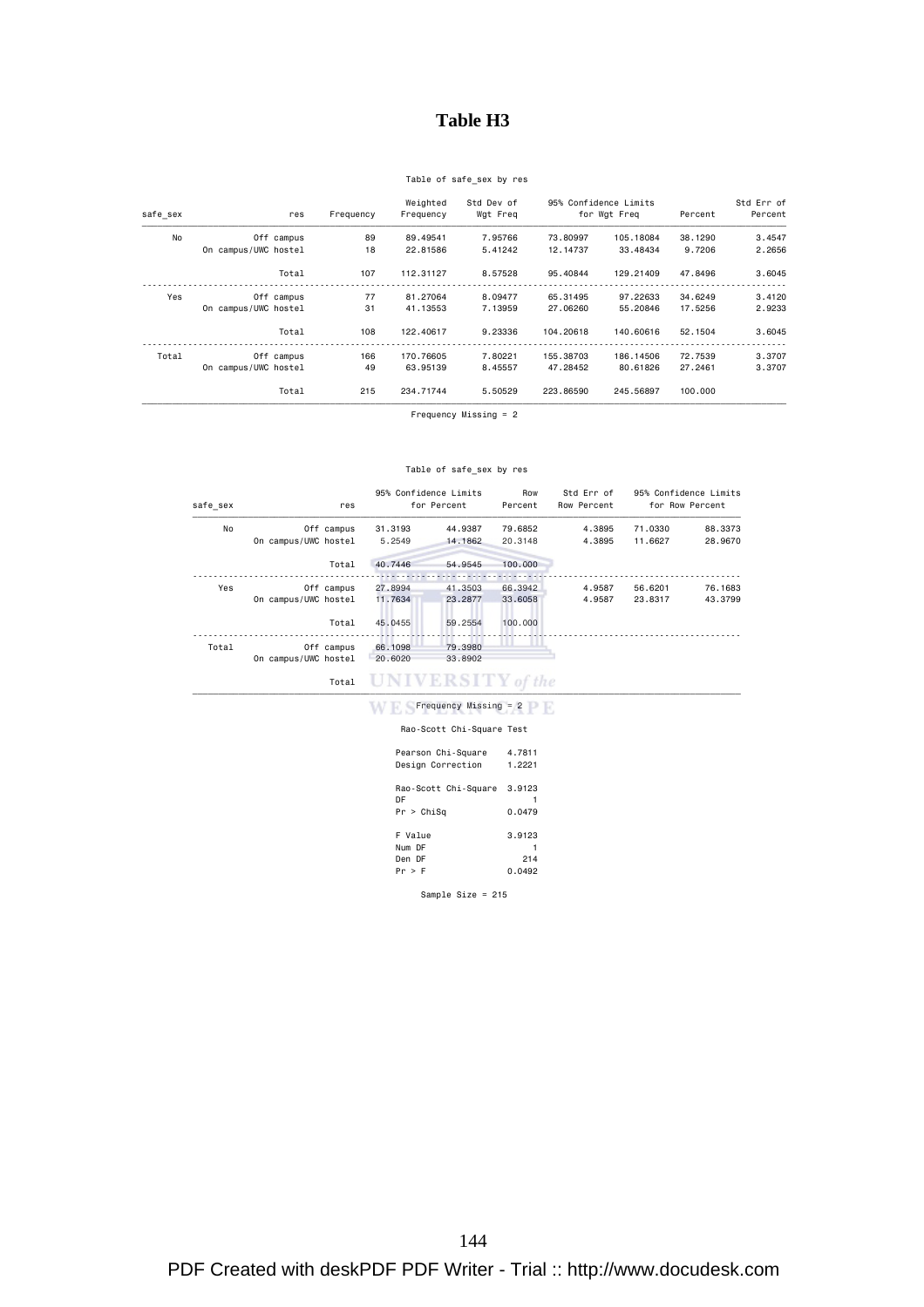# Table H3

Table of safe_sex by res

| safe_sex | res | Frequency | Weighted Frequency | Std Dev of Wgt Freq | 95% Confidence Limits for Wgt Freq | | Percent | Std Err of Percent |
|---|---|---|---|---|---|---|---|---|
| No | Off campus | 89 | 89.49541 | 7.95766 | 73.80997 | 105.18084 | 38.1290 | 3.4547 |
| | On campus/UWC hostel | 18 | 22.81586 | 5.41242 | 12.14737 | 33.48434 | 9.7206 | 2.2656 |
| | Total | 107 | 112.31127 | 8.57528 | 95.40844 | 129.21409 | 47.8496 | 3.6045 |
| Yes | Off campus | 77 | 81.27064 | 8.09477 | 65.31495 | 97.22633 | 34.6249 | 3.4120 |
| | On campus/UWC hostel | 31 | 41.13553 | 7.13959 | 27.06260 | 55.20846 | 17.5256 | 2.9233 |
| | Total | 108 | 122.40617 | 9.23336 | 104.20618 | 140.60616 | 52.1504 | 3.6045 |
| Total | Off campus | 166 | 170.76605 | 7.80221 | 155.38703 | 186.14506 | 72.7539 | 3.3707 |
| | On campus/UWC hostel | 49 | 63.95139 | 8.45557 | 47.28452 | 80.61826 | 27.2461 | 3.3707 |
| | Total | 215 | 234.71744 | 5.50529 | 223.86590 | 245.56897 | 100.000 | |

Frequency Missing = 2

Table of safe_sex by res

| safe_sex | res | 95% Confidence Limits for Percent | | Row Percent | Std Err of Row Percent | 95% Confidence Limits for Row Percent | |
|---|---|---|---|---|---|---|---|
| No | Off campus | 31.3193 | 44.9387 | 79.6852 | 4.3895 | 71.0330 | 88.3373 |
| | On campus/UWC hostel | 5.2549 | 14.1862 | 20.3148 | 4.3895 | 11.6627 | 28.9670 |
| | Total | 40.7446 | 54.9545 | 100.000 | | | |
| Yes | Off campus | 27.8994 | 41.3503 | 66.3942 | 4.9587 | 56.6201 | 76.1683 |
| | On campus/UWC hostel | 11.7634 | 23.2877 | 33.6058 | 4.9587 | 23.8317 | 43.3799 |
| | Total | 45.0455 | 59.2554 | 100.000 | | | |
| Total | Off campus | 66.1098 | 79.3980 | | | | |
| | On campus/UWC hostel | 20.6020 | 33.8902 | | | | |
| | Total | | | | | | |

Frequency Missing = 2

Rao-Scott Chi-Square Test

| | |
|---|---|
| Pearson Chi-Square | 4.7811 |
| Design Correction | 1.2221 |
| Rao-Scott Chi-Square | 3.9123 |
| DF | 1 |
| Pr > ChiSq | 0.0479 |
| F Value | 3.9123 |
| Num DF | 1 |
| Den DF | 214 |
| Pr > F | 0.0492 |

Sample Size = 215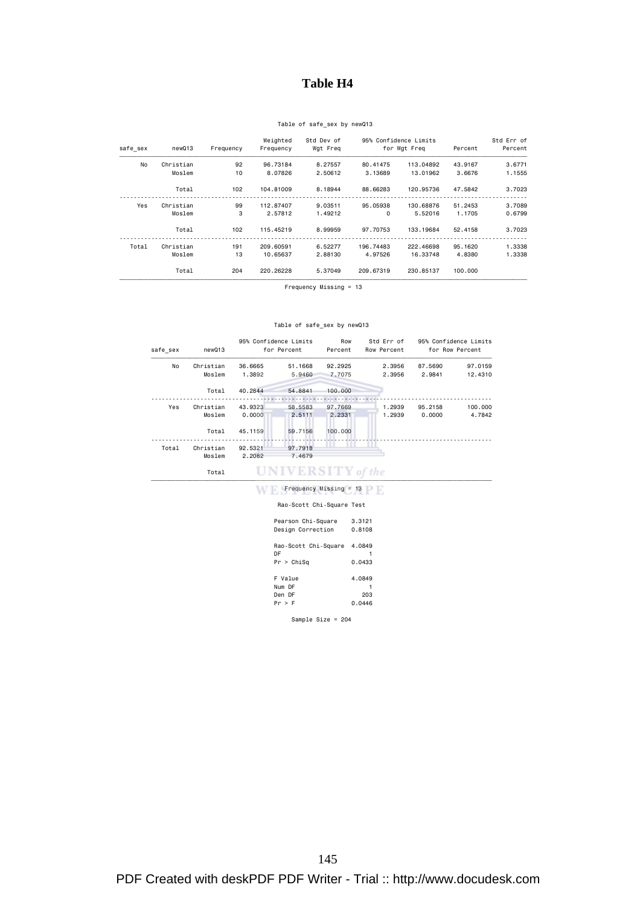# Table H4

Table of safe_sex by newQ13

| safe_sex | newQ13 | Frequency | Weighted Frequency | Std Dev of Wgt Freq | 95% Confidence Limits for Wgt Freq | | Percent | Std Err of Percent |
|---|---|---|---|---|---|---|---|---|
| No | Christian | 92 | 96.73184 | 8.27557 | 80.41475 | 113.04892 | 43.9167 | 3.6771 |
| | Moslem | 10 | 8.07826 | 2.50612 | 3.13689 | 13.01962 | 3.6676 | 1.1555 |
| | Total | 102 | 104.81009 | 8.18944 | 88.66283 | 120.95736 | 47.5842 | 3.7023 |
| Yes | Christian | 99 | 112.87407 | 9.03511 | 95.05938 | 130.68876 | 51.2453 | 3.7089 |
| | Moslem | 3 | 2.57812 | 1.49212 | 0 | 5.52016 | 1.1705 | 0.6799 |
| | Total | 102 | 115.45219 | 8.99959 | 97.70753 | 133.19684 | 52.4158 | 3.7023 |
| Total | Christian | 191 | 209.60591 | 6.52277 | 196.74483 | 222.46698 | 95.1620 | 1.3338 |
| | Moslem | 13 | 10.65637 | 2.88130 | 4.97526 | 16.33748 | 4.8380 | 1.3338 |
| | Total | 204 | 220.26228 | 5.37049 | 209.67319 | 230.85137 | 100.000 | |

Frequency Missing = 13

Table of safe_sex by newQ13

| safe_sex | newQ13 | 95% Confidence Limits for Percent | | Row Percent | Std Err of Row Percent | 95% Confidence Limits for Row Percent | |
|---|---|---|---|---|---|---|---|
| No | Christian | 36.6665 | 51.1668 | 92.2925 | 2.3956 | 87.5690 | 97.0159 |
| | Moslem | 1.3892 | 5.9460 | 7.7075 | 2.3956 | 2.9841 | 12.4310 |
| | Total | 40.2844 | 54.8841 | 100.000 | | | |
| Yes | Christian | 43.9323 | 58.5583 | 97.7669 | 1.2939 | 95.2158 | 100.000 |
| | Moslem | 0.0000 | 2.5111 | 2.2331 | 1.2939 | 0.0000 | 4.7842 |
| | Total | 45.1159 | 59.7156 | 100.000 | | | |
| Total | Christian | 92.5321 | 97.7918 | | | | |
| | Moslem | 2.2082 | 7.4679 | | | | |
| | Total | | | | | | |

Frequency Missing = 13

Rao-Scott Chi-Square Test

| | |
|---|---|
| Pearson Chi-Square | 3.3121 |
| Design Correction | 0.8108 |
| Rao-Scott Chi-Square | 4.0849 |
| DF | 1 |
| Pr > ChiSq | 0.0433 |
| F Value | 4.0849 |
| Num DF | 1 |
| Den DF | 203 |
| Pr > F | 0.0446 |

Sample Size = 204

PDF Created with deskPDF PDF Writer - Trial :: http://www.docudesk.com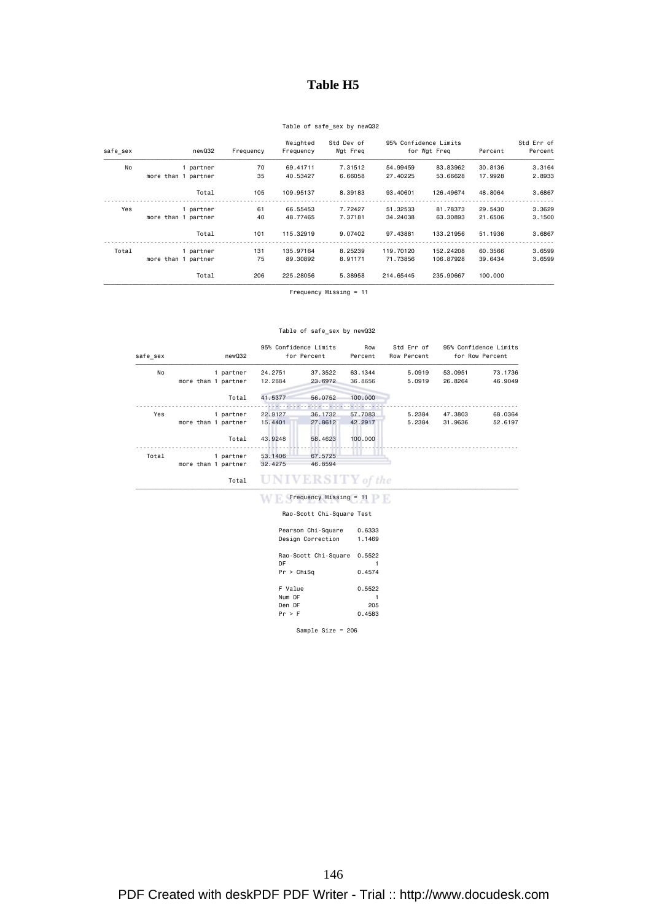# Table H5

Table of safe_sex by newQ32

| safe_sex | newQ32 | Frequency | Weighted Frequency | Std Dev of Wgt Freq | 95% Confidence Limits for Wgt Freq | | Percent | Std Err of Percent |
|---|---|---|---|---|---|---|---|---|
| No | 1 partner | 70 | 69.41711 | 7.31512 | 54.99459 | 83.83962 | 30.8136 | 3.3164 |
| | more than 1 partner | 35 | 40.53427 | 6.66058 | 27.40225 | 53.66628 | 17.9928 | 2.8933 |
| | Total | 105 | 109.95137 | 8.39183 | 93.40601 | 126.49674 | 48.8064 | 3.6867 |
| Yes | 1 partner | 61 | 66.55453 | 7.72427 | 51.32533 | 81.78373 | 29.5430 | 3.3629 |
| | more than 1 partner | 40 | 48.77465 | 7.37181 | 34.24038 | 63.30893 | 21.6506 | 3.1500 |
| | Total | 101 | 115.32919 | 9.07402 | 97.43881 | 133.21956 | 51.1936 | 3.6867 |
| Total | 1 partner | 131 | 135.97164 | 8.25239 | 119.70120 | 152.24208 | 60.3566 | 3.6599 |
| | more than 1 partner | 75 | 89.30892 | 8.91171 | 71.73856 | 106.87928 | 39.6434 | 3.6599 |
| | Total | 206 | 225.28056 | 5.38958 | 214.65445 | 235.90667 | 100.000 | |

Frequency Missing = 11

Table of safe_sex by newQ32

| safe_sex | newQ32 | 95% Confidence Limits for Percent | | Row Percent | Std Err of Row Percent | 95% Confidence Limits for Row Percent | |
|---|---|---|---|---|---|---|---|
| No | 1 partner | 24.2751 | 37.3522 | 63.1344 | 5.0919 | 53.0951 | 73.1736 |
| | more than 1 partner | 12.2884 | 23.6972 | 36.8656 | 5.0919 | 26.8264 | 46.9049 |
| | Total | 41.5377 | 56.0752 | 100.000 | | | |
| Yes | 1 partner | 22.9127 | 36.1732 | 57.7083 | 5.2384 | 47.3803 | 68.0364 |
| | more than 1 partner | 15.4401 | 27.8612 | 42.2917 | 5.2384 | 31.9636 | 52.6197 |
| | Total | 43.9248 | 58.4623 | 100.000 | | | |
| Total | 1 partner | 53.1406 | 67.5725 | | | | |
| | more than 1 partner | 32.4275 | 46.8594 | | | | |
| | Total | | | | | | |

Frequency Missing = 11

Rao-Scott Chi-Square Test

| | |
|---|---|
| Pearson Chi-Square | 0.6333 |
| Design Correction | 1.1469 |
| Rao-Scott Chi-Square | 0.5522 |
| DF | 1 |
| Pr > ChiSq | 0.4574 |
| F Value | 0.5522 |
| Num DF | 1 |
| Den DF | 205 |
| Pr > F | 0.4583 |

Sample Size = 206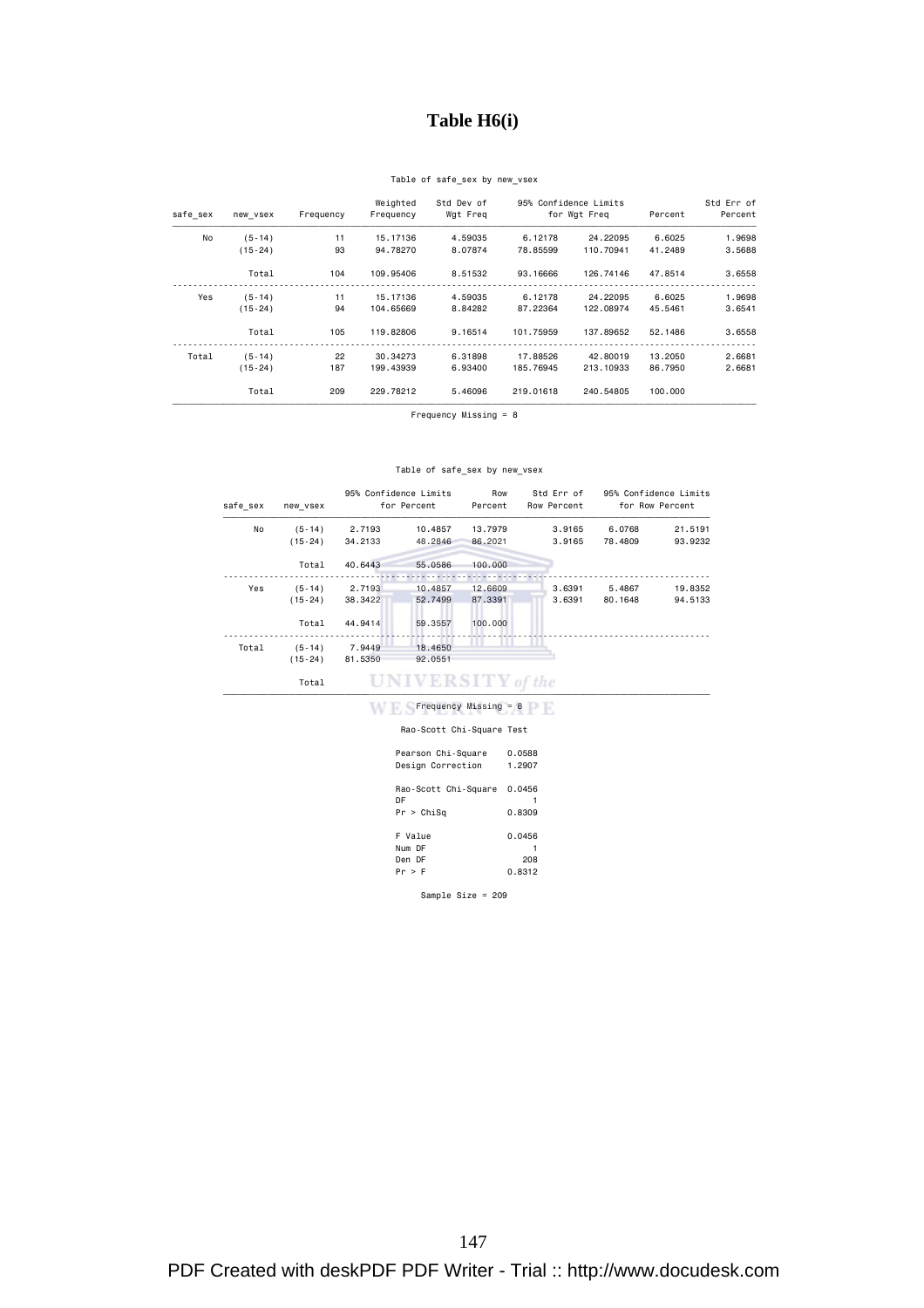# Table H6(i)

Table of safe_sex by new_vsex

| safe_sex | new_vsex | Frequency | Weighted Frequency | Std Dev of Wgt Freq | 95% Confidence Limits for Wgt Freq | | Percent | Std Err of Percent |
|---|---|---|---|---|---|---|---|---|
| No | (5-14) | 11 | 15.17136 | 4.59035 | 6.12178 | 24.22095 | 6.6025 | 1.9698 |
| | (15-24) | 93 | 94.78270 | 8.07874 | 78.85599 | 110.70941 | 41.2489 | 3.5688 |
| | Total | 104 | 109.95406 | 8.51532 | 93.16666 | 126.74146 | 47.8514 | 3.6558 |
| Yes | (5-14) | 11 | 15.17136 | 4.59035 | 6.12178 | 24.22095 | 6.6025 | 1.9698 |
| | (15-24) | 94 | 104.65669 | 8.84282 | 87.22364 | 122.08974 | 45.5461 | 3.6541 |
| | Total | 105 | 119.82806 | 9.16514 | 101.75959 | 137.89652 | 52.1486 | 3.6558 |
| Total | (5-14) | 22 | 30.34273 | 6.31898 | 17.88526 | 42.80019 | 13.2050 | 2.6681 |
| | (15-24) | 187 | 199.43939 | 6.93400 | 185.76945 | 213.10933 | 86.7950 | 2.6681 |
| | Total | 209 | 229.78212 | 5.46096 | 219.01618 | 240.54805 | 100.000 | |

Frequency Missing = 8

Table of safe_sex by new_vsex

| safe_sex | new_vsex | 95% Confidence Limits for Percent | | Row Percent | Std Err of Row Percent | 95% Confidence Limits for Row Percent | |
|---|---|---|---|---|---|---|---|
| No | (5-14) | 2.7193 | 10.4857 | 13.7979 | 3.9165 | 6.0768 | 21.5191 |
| | (15-24) | 34.2133 | 48.2846 | 86.2021 | 3.9165 | 78.4809 | 93.9232 |
| | Total | 40.6443 | 55.0586 | 100.000 | | | |
| Yes | (5-14) | 2.7193 | 10.4857 | 12.6609 | 3.6391 | 5.4867 | 19.8352 |
| | (15-24) | 38.3422 | 52.7499 | 87.3391 | 3.6391 | 80.1648 | 94.5133 |
| | Total | 44.9414 | 59.3557 | 100.000 | | | |
| Total | (5-14) | 7.9449 | 18.4650 | | | | |
| | (15-24) | 81.5350 | 92.0551 | | | | |
| | Total | | | | | | |

Frequency Missing = 8

Rao-Scott Chi-Square Test

| | |
|---|---|
| Pearson Chi-Square | 0.0588 |
| Design Correction | 1.2907 |
| Rao-Scott Chi-Square | 0.0456 |
| DF | 1 |
| Pr > ChiSq | 0.8309 |
| F Value | 0.0456 |
| Num DF | 1 |
| Den DF | 208 |
| Pr > F | 0.8312 |

Sample Size = 209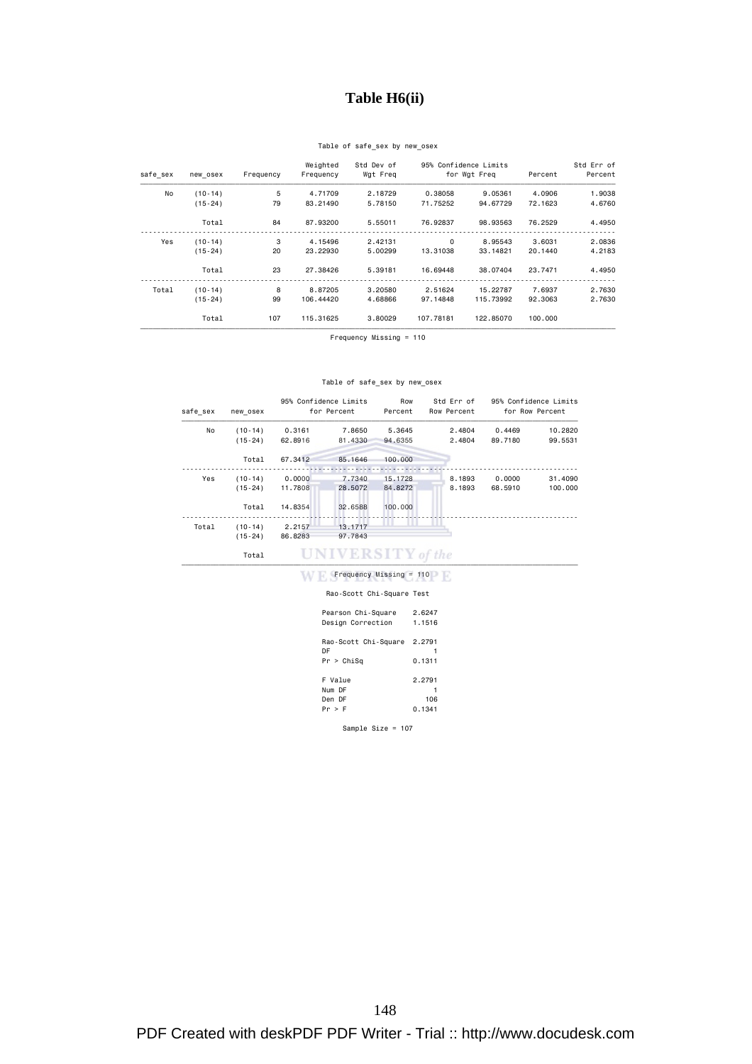# Table H6(ii)

Table of safe_sex by new_osex

| safe_sex | new_osex | Frequency | Weighted Frequency | Std Dev of Wgt Freq | 95% Confidence Limits for Wgt Freq | | Percent | Std Err of Percent |
|---|---|---|---|---|---|---|---|---|
| No | (10-14) | 5 | 4.71709 | 2.18729 | 0.38058 | 9.05361 | 4.0906 | 1.9038 |
| | (15-24) | 79 | 83.21490 | 5.78150 | 71.75252 | 94.67729 | 72.1623 | 4.6760 |
| | Total | 84 | 87.93200 | 5.55011 | 76.92837 | 98.93563 | 76.2529 | 4.4950 |
| Yes | (10-14) | 3 | 4.15496 | 2.42131 | 0 | 8.95543 | 3.6031 | 2.0836 |
| | (15-24) | 20 | 23.22930 | 5.00299 | 13.31038 | 33.14821 | 20.1440 | 4.2183 |
| | Total | 23 | 27.38426 | 5.39181 | 16.69448 | 38.07404 | 23.7471 | 4.4950 |
| Total | (10-14) | 8 | 8.87205 | 3.20580 | 2.51624 | 15.22787 | 7.6937 | 2.7630 |
| | (15-24) | 99 | 106.44420 | 4.68866 | 97.14848 | 115.73992 | 92.3063 | 2.7630 |
| | Total | 107 | 115.31625 | 3.80029 | 107.78181 | 122.85070 | 100.000 | |

Frequency Missing = 110

Table of safe_sex by new_osex

| safe_sex | new_osex | 95% Confidence Limits for Percent | | Row Percent | Std Err of Row Percent | 95% Confidence Limits for Row Percent | |
|---|---|---|---|---|---|---|---|
| No | (10-14) | 0.3161 | 7.8650 | 5.3645 | 2.4804 | 0.4469 | 10.2820 |
| | (15-24) | 62.8916 | 81.4330 | 94.6355 | 2.4804 | 89.7180 | 99.5531 |
| | Total | 67.3412 | 85.1646 | 100.000 | | | |
| Yes | (10-14) | 0.0000 | 7.7340 | 15.1728 | 8.1893 | 0.0000 | 31.4090 |
| | (15-24) | 11.7808 | 28.5072 | 84.8272 | 8.1893 | 68.5910 | 100.000 |
| | Total | 14.8354 | 32.6588 | 100.000 | | | |
| Total | (10-14) | 2.2157 | 13.1717 | | | | |
| | (15-24) | 86.8283 | 97.7843 | | | | |
| | Total | | | | | | |

Frequency Missing = 110

Rao-Scott Chi-Square Test

| | |
|---|---|
| Pearson Chi-Square | 2.6247 |
| Design Correction | 1.1516 |
| Rao-Scott Chi-Square | 2.2791 |
| DF | 1 |
| Pr > ChiSq | 0.1311 |
| F Value | 2.2791 |
| Num DF | 1 |
| Den DF | 106 |
| Pr > F | 0.1341 |

Sample Size = 107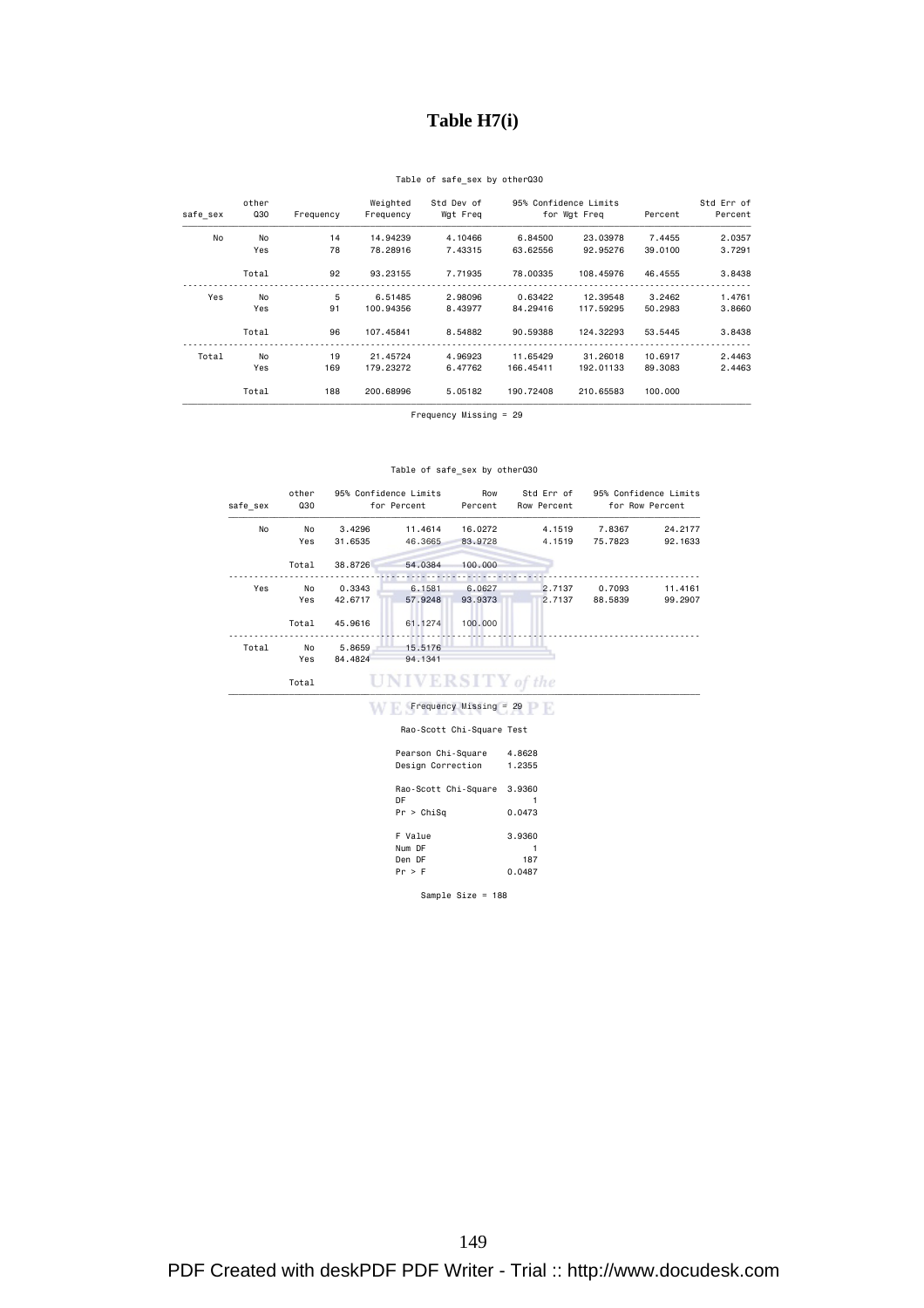# Table H7(i)

Table of safe_sex by otherQ30

| safe_sex | other Q30 | Frequency | Weighted Frequency | Std Dev of Wgt Freq | 95% Confidence Limits for Wgt Freq | | Percent | Std Err of Percent |
|---|---|---|---|---|---|---|---|---|
| No | No | 14 | 14.94239 | 4.10466 | 6.84500 | 23.03978 | 7.4455 | 2.0357 |
| | Yes | 78 | 78.28916 | 7.43315 | 63.62556 | 92.95276 | 39.0100 | 3.7291 |
| | Total | 92 | 93.23155 | 7.71935 | 78.00335 | 108.45976 | 46.4555 | 3.8438 |
| Yes | No | 5 | 6.51485 | 2.98096 | 0.63422 | 12.39548 | 3.2462 | 1.4761 |
| | Yes | 91 | 100.94356 | 8.43977 | 84.29416 | 117.59295 | 50.2983 | 3.8660 |
| | Total | 96 | 107.45841 | 8.54882 | 90.59388 | 124.32293 | 53.5445 | 3.8438 |
| Total | No | 19 | 21.45724 | 4.96923 | 11.65429 | 31.26018 | 10.6917 | 2.4463 |
| | Yes | 169 | 179.23272 | 6.47762 | 166.45411 | 192.01133 | 89.3083 | 2.4463 |
| | Total | 188 | 200.68996 | 5.05182 | 190.72408 | 210.65583 | 100.000 | |

Frequency Missing = 29

Table of safe_sex by otherQ30

| safe_sex | other Q30 | 95% Confidence Limits for Percent | | Row Percent | Std Err of Row Percent | 95% Confidence Limits for Row Percent | |
|---|---|---|---|---|---|---|---|
| No | No | 3.4296 | 11.4614 | 16.0272 | 4.1519 | 7.8367 | 24.2177 |
| | Yes | 31.6535 | 46.3665 | 83.9728 | 4.1519 | 75.7823 | 92.1633 |
| | Total | 38.8726 | 54.0384 | 100.000 | | | |
| Yes | No | 0.3343 | 6.1581 | 6.0627 | 2.7137 | 0.7093 | 11.4161 |
| | Yes | 42.6717 | 57.9248 | 93.9373 | 2.7137 | 88.5839 | 99.2907 |
| | Total | 45.9616 | 61.1274 | 100.000 | | | |
| Total | No | 5.8659 | 15.5176 | | | | |
| | Yes | 84.4824 | 94.1341 | | | | |
| | Total | | | | | | |

Frequency Missing = 29

Rao-Scott Chi-Square Test

| | |
|---|---|
| Pearson Chi-Square | 4.8628 |
| Design Correction | 1.2355 |
| Rao-Scott Chi-Square | 3.9360 |
| DF | 1 |
| Pr > ChiSq | 0.0473 |
| F Value | 3.9360 |
| Num DF | 1 |
| Den DF | 187 |
| Pr > F | 0.0487 |

Sample Size = 188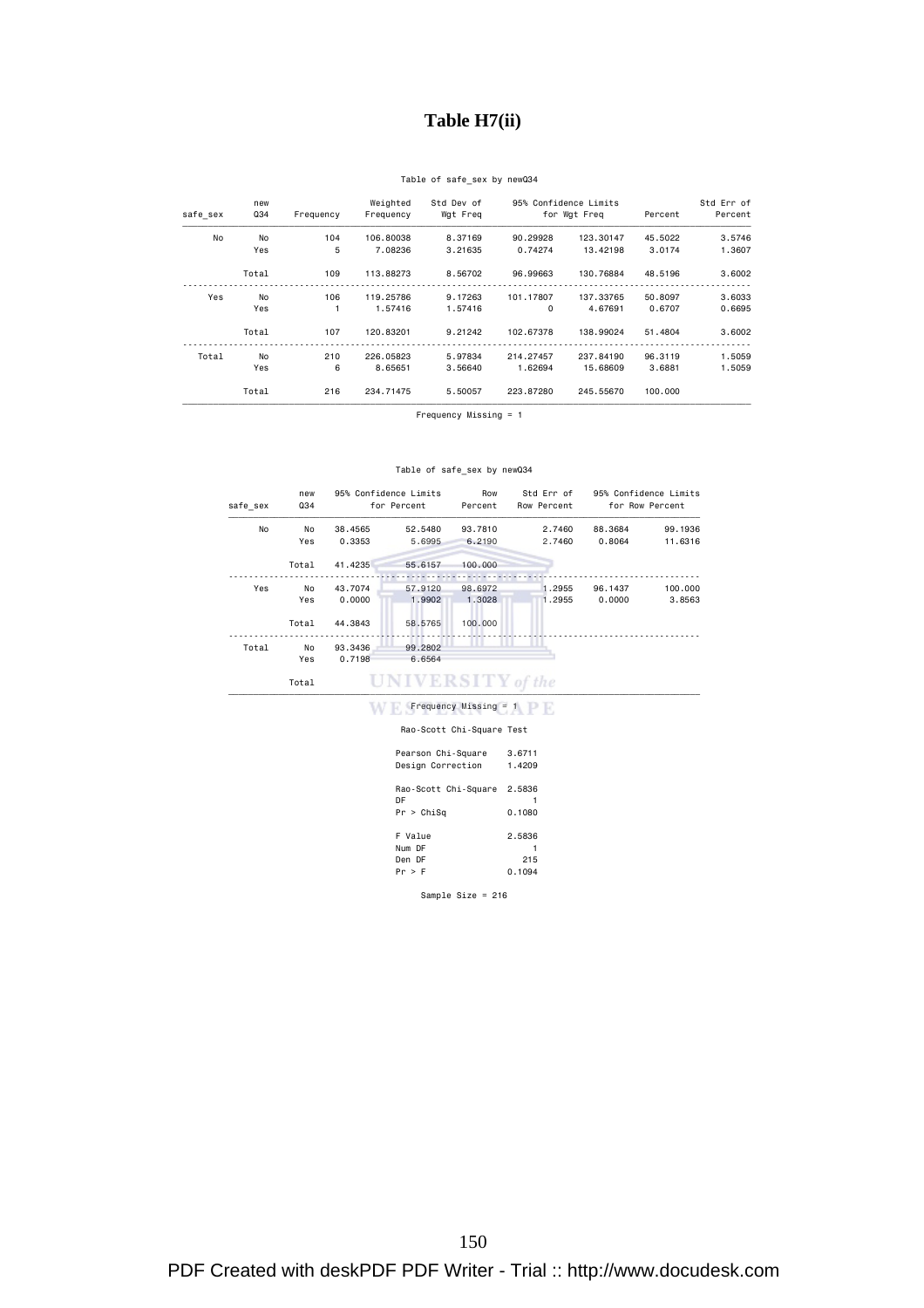# Table H7(ii)

Table of safe_sex by newQ34

| safe_sex | new Q34 | Frequency | Weighted Frequency | Std Dev of Wgt Freq | 95% Confidence Limits for Wgt Freq | | Percent | Std Err of Percent |
|---|---|---|---|---|---|---|---|---|
| No | No | 104 | 106.80038 | 8.37169 | 90.29928 | 123.30147 | 45.5022 | 3.5746 |
| | Yes | 5 | 7.08236 | 3.21635 | 0.74274 | 13.42198 | 3.0174 | 1.3607 |
| | Total | 109 | 113.88273 | 8.56702 | 96.99663 | 130.76884 | 48.5196 | 3.6002 |
| Yes | No | 106 | 119.25786 | 9.17263 | 101.17807 | 137.33765 | 50.8097 | 3.6033 |
| | Yes | 1 | 1.57416 | 1.57416 | 0 | 4.67691 | 0.6707 | 0.6695 |
| | Total | 107 | 120.83201 | 9.21242 | 102.67378 | 138.99024 | 51.4804 | 3.6002 |
| Total | No | 210 | 226.05823 | 5.97834 | 214.27457 | 237.84190 | 96.3119 | 1.5059 |
| | Yes | 6 | 8.65651 | 3.56640 | 1.62694 | 15.68609 | 3.6881 | 1.5059 |
| | Total | 216 | 234.71475 | 5.50057 | 223.87280 | 245.55670 | 100.000 | |

Frequency Missing = 1

Table of safe_sex by newQ34

| safe_sex | new Q34 | 95% Confidence Limits for Percent | | Row Percent | Std Err of Row Percent | 95% Confidence Limits for Row Percent | |
|---|---|---|---|---|---|---|---|
| No | No | 38.4565 | 52.5480 | 93.7810 | 2.7460 | 88.3684 | 99.1936 |
| | Yes | 0.3353 | 5.6995 | 6.2190 | 2.7460 | 0.8064 | 11.6316 |
| | Total | 41.4235 | 55.6157 | 100.000 | | | |
| Yes | No | 43.7074 | 57.9120 | 98.6972 | 1.2955 | 96.1437 | 100.000 |
| | Yes | 0.0000 | 1.9902 | 1.3028 | 1.2955 | 0.0000 | 3.8563 |
| | Total | 44.3843 | 58.5765 | 100.000 | | | |
| Total | No | 93.3436 | 99.2802 | | | | |
| | Yes | 0.7198 | 6.6564 | | | | |
| | Total | | | | | | |

Frequency Missing = 1

Rao-Scott Chi-Square Test

| | |
|---|---|
| Pearson Chi-Square | 3.6711 |
| Design Correction | 1.4209 |
| Rao-Scott Chi-Square | 2.5836 |
| DF | 1 |
| Pr > ChiSq | 0.1080 |
| F Value | 2.5836 |
| Num DF | 1 |
| Den DF | 215 |
| Pr > F | 0.1094 |

Sample Size = 216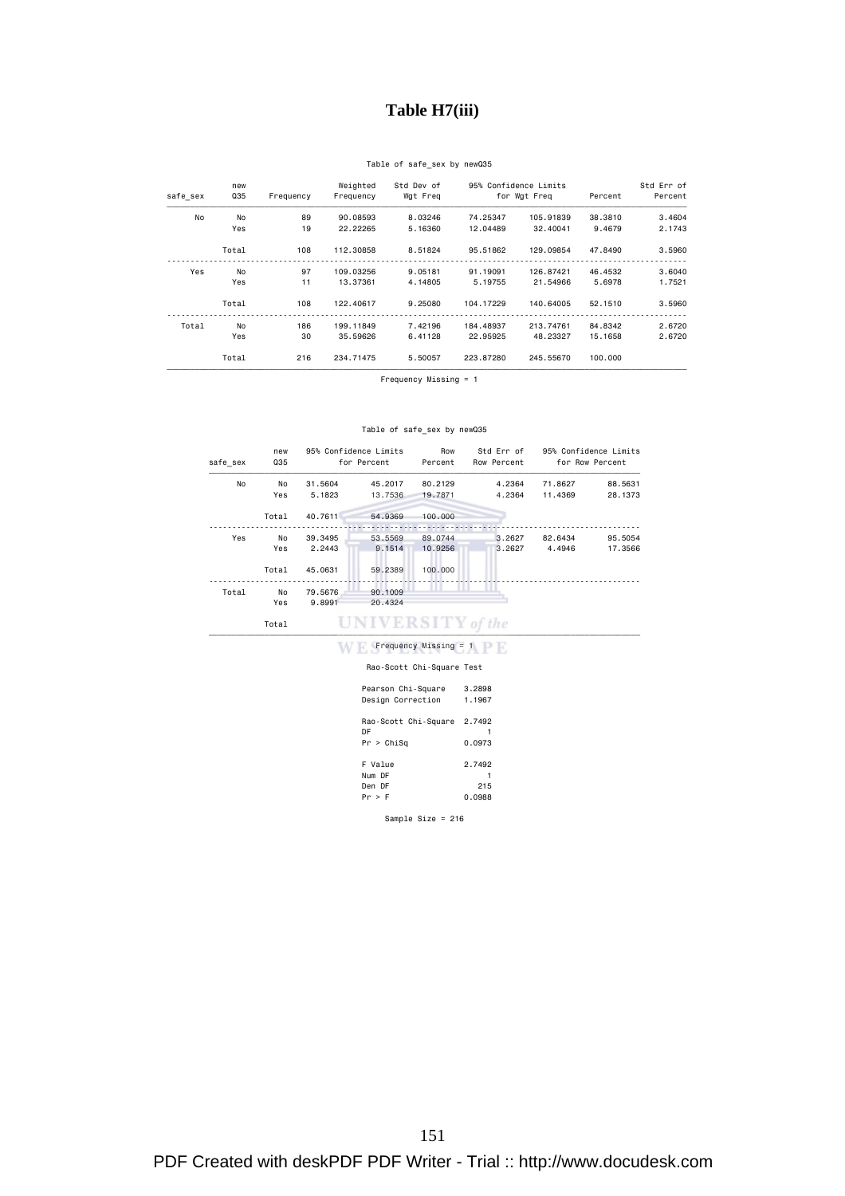# Table H7(iii)

Table of safe_sex by newQ35

| safe_sex | new Q35 | Frequency | Weighted Frequency | Std Dev of Wgt Freq | 95% Confidence Limits for Wgt Freq | | Percent | Std Err of Percent |
|---|---|---|---|---|---|---|---|---|
| No | No | 89 | 90.08593 | 8.03246 | 74.25347 | 105.91839 | 38.3810 | 3.4604 |
| | Yes | 19 | 22.22265 | 5.16360 | 12.04489 | 32.40041 | 9.4679 | 2.1743 |
| | Total | 108 | 112.30858 | 8.51824 | 95.51862 | 129.09854 | 47.8490 | 3.5960 |
| Yes | No | 97 | 109.03256 | 9.05181 | 91.19091 | 126.87421 | 46.4532 | 3.6040 |
| | Yes | 11 | 13.37361 | 4.14805 | 5.19755 | 21.54966 | 5.6978 | 1.7521 |
| | Total | 108 | 122.40617 | 9.25080 | 104.17229 | 140.64005 | 52.1510 | 3.5960 |
| Total | No | 186 | 199.11849 | 7.42196 | 184.48937 | 213.74761 | 84.8342 | 2.6720 |
| | Yes | 30 | 35.59626 | 6.41128 | 22.95925 | 48.23327 | 15.1658 | 2.6720 |
| | Total | 216 | 234.71475 | 5.50057 | 223.87280 | 245.55670 | 100.000 | |

Frequency Missing = 1

Table of safe_sex by newQ35

| safe_sex | new Q35 | 95% Confidence Limits for Percent | | Row Percent | Std Err of Row Percent | 95% Confidence Limits for Row Percent | |
|---|---|---|---|---|---|---|---|
| No | No | 31.5604 | 45.2017 | 80.2129 | 4.2364 | 71.8627 | 88.5631 |
| | Yes | 5.1823 | 13.7536 | 19.7871 | 4.2364 | 11.4369 | 28.1373 |
| | Total | 40.7611 | 54.9369 | 100.000 | | | |
| Yes | No | 39.3495 | 53.5569 | 89.0744 | 3.2627 | 82.6434 | 95.5054 |
| | Yes | 2.2443 | 9.1514 | 10.9256 | 3.2627 | 4.4946 | 17.3566 |
| | Total | 45.0631 | 59.2389 | 100.000 | | | |
| Total | No | 79.5676 | 90.1009 | | | | |
| | Yes | 9.8991 | 20.4324 | | | | |
| | Total | | | | | | |

Frequency Missing = 1

Rao-Scott Chi-Square Test

| | |
|---|---|
| Pearson Chi-Square | 3.2898 |
| Design Correction | 1.1967 |
| Rao-Scott Chi-Square | 2.7492 |
| DF | 1 |
| Pr > ChiSq | 0.0973 |
| F Value | 2.7492 |
| Num DF | 1 |
| Den DF | 215 |
| Pr > F | 0.0988 |

Sample Size = 216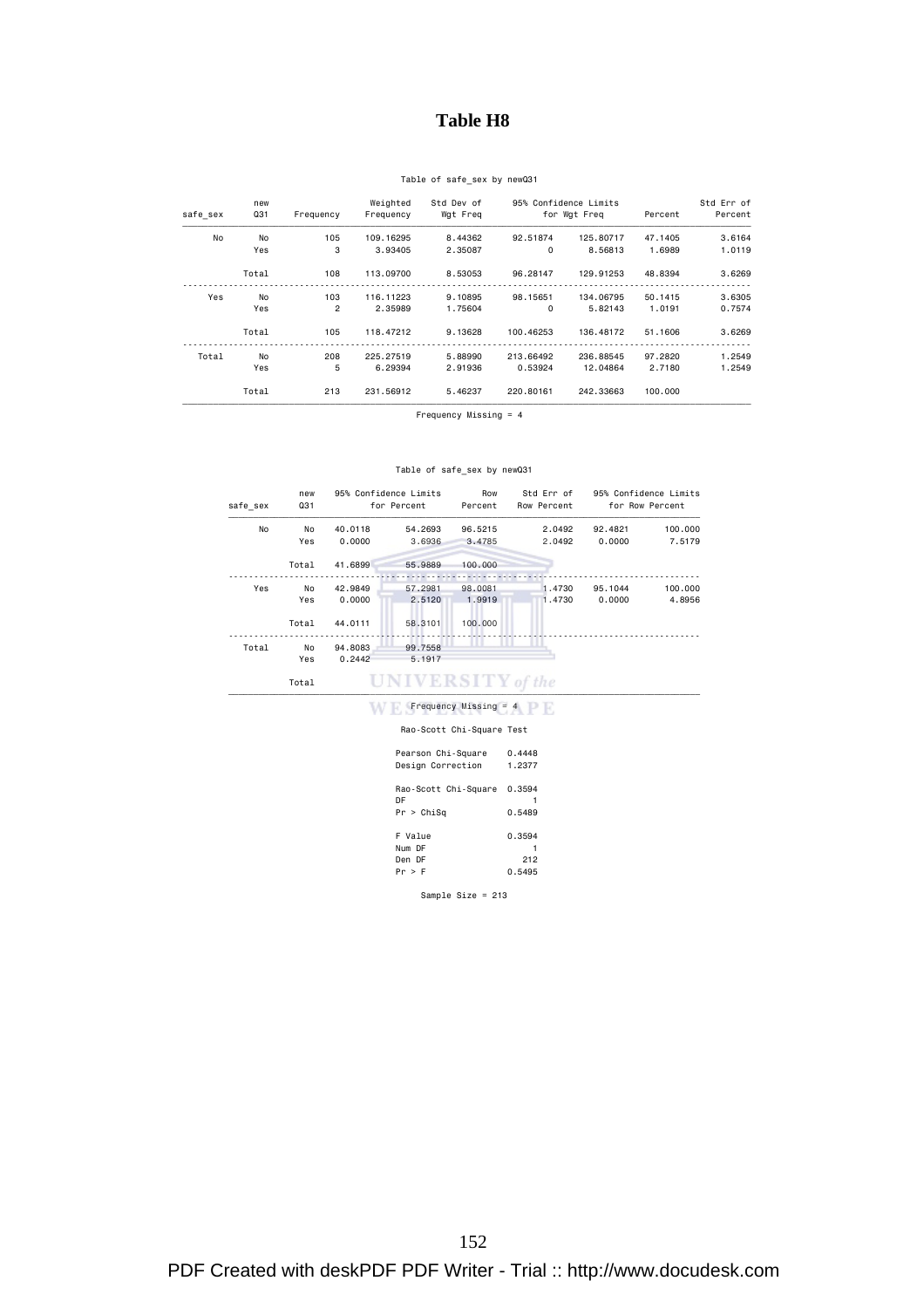# Table H8

Table of safe_sex by newQ31

| safe_sex | new Q31 | Frequency | Weighted Frequency | Std Dev of Wgt Freq | 95% Confidence Limits for Wgt Freq | | Percent | Std Err of Percent |
|---|---|---|---|---|---|---|---|---|
| No | No | 105 | 109.16295 | 8.44362 | 92.51874 | 125.80717 | 47.1405 | 3.6164 |
| | Yes | 3 | 3.93405 | 2.35087 | 0 | 8.56813 | 1.6989 | 1.0119 |
| | Total | 108 | 113.09700 | 8.53053 | 96.28147 | 129.91253 | 48.8394 | 3.6269 |
| Yes | No | 103 | 116.11223 | 9.10895 | 98.15651 | 134.06795 | 50.1415 | 3.6305 |
| | Yes | 2 | 2.35989 | 1.75604 | 0 | 5.82143 | 1.0191 | 0.7574 |
| | Total | 105 | 118.47212 | 9.13628 | 100.46253 | 136.48172 | 51.1606 | 3.6269 |
| Total | No | 208 | 225.27519 | 5.88990 | 213.66492 | 236.88545 | 97.2820 | 1.2549 |
| | Yes | 5 | 6.29394 | 2.91936 | 0.53924 | 12.04864 | 2.7180 | 1.2549 |
| | Total | 213 | 231.56912 | 5.46237 | 220.80161 | 242.33663 | 100.000 | |

Frequency Missing = 4

Table of safe_sex by newQ31

| safe_sex | new Q31 | 95% Confidence Limits for Percent | | Row Percent | Std Err of Row Percent | 95% Confidence Limits for Row Percent | |
|---|---|---|---|---|---|---|---|
| No | No | 40.0118 | 54.2693 | 96.5215 | 2.0492 | 92.4821 | 100.000 |
| | Yes | 0.0000 | 3.6936 | 3.4785 | 2.0492 | 0.0000 | 7.5179 |
| | Total | 41.6899 | 55.9889 | 100.000 | | | |
| Yes | No | 42.9849 | 57.2981 | 98.0081 | 1.4730 | 95.1044 | 100.000 |
| | Yes | 0.0000 | 2.5120 | 1.9919 | 1.4730 | 0.0000 | 4.8956 |
| | Total | 44.0111 | 58.3101 | 100.000 | | | |
| Total | No | 94.8083 | 99.7558 | | | | |
| | Yes | 0.2442 | 5.1917 | | | | |
| | Total | | | | | | |

Frequency Missing = 4

Rao-Scott Chi-Square Test

| | |
|---|---|
| Pearson Chi-Square | 0.4448 |
| Design Correction | 1.2377 |
| Rao-Scott Chi-Square | 0.3594 |
| DF | 1 |
| Pr > ChiSq | 0.5489 |
| F Value | 0.3594 |
| Num DF | 1 |
| Den DF | 212 |
| Pr > F | 0.5495 |

Sample Size = 213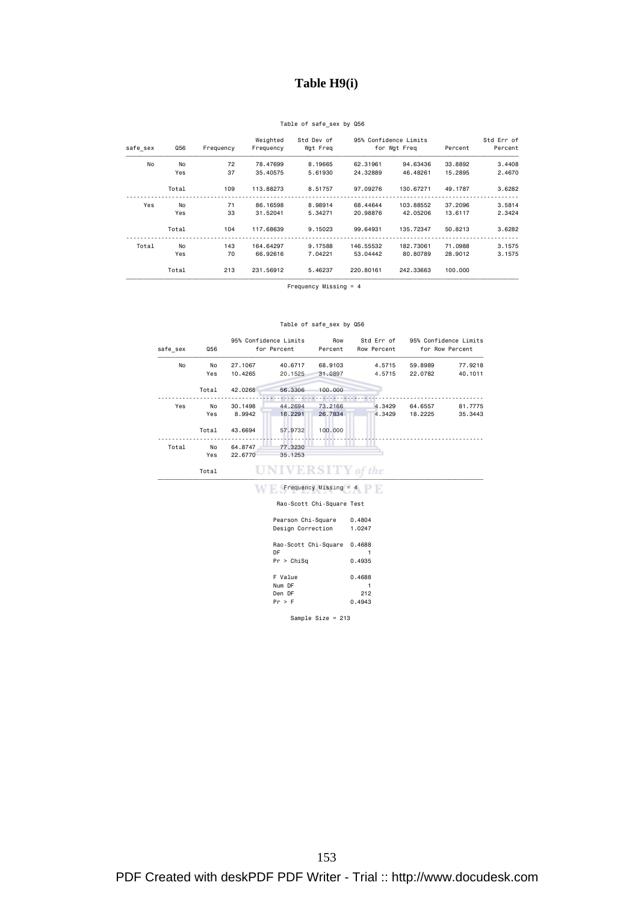# Table H9(i)

Table of safe_sex by Q56

| safe_sex | Q56 | Frequency | Weighted Frequency | Std Dev of Wgt Freq | 95% Confidence Limits for Wgt Freq | | Percent | Std Err of Percent |
|---|---|---|---|---|---|---|---|---|
| No | No | 72 | 78.47699 | 8.19665 | 62.31961 | 94.63436 | 33.8892 | 3.4408 |
| | Yes | 37 | 35.40575 | 5.61930 | 24.32889 | 46.48261 | 15.2895 | 2.4670 |
| | Total | 109 | 113.88273 | 8.51757 | 97.09276 | 130.67271 | 49.1787 | 3.6282 |
| Yes | No | 71 | 86.16598 | 8.98914 | 68.44644 | 103.88552 | 37.2096 | 3.5814 |
| | Yes | 33 | 31.52041 | 5.34271 | 20.98876 | 42.05206 | 13.6117 | 2.3424 |
| | Total | 104 | 117.68639 | 9.15023 | 99.64931 | 135.72347 | 50.8213 | 3.6282 |
| Total | No | 143 | 164.64297 | 9.17588 | 146.55532 | 182.73061 | 71.0988 | 3.1575 |
| | Yes | 70 | 66.92616 | 7.04221 | 53.04442 | 80.80789 | 28.9012 | 3.1575 |
| | Total | 213 | 231.56912 | 5.46237 | 220.80161 | 242.33663 | 100.000 | |

Frequency Missing = 4

Table of safe_sex by Q56

| safe_sex | Q56 | 95% Confidence Limits for Percent | | Row Percent | Std Err of Row Percent | 95% Confidence Limits for Row Percent | |
|---|---|---|---|---|---|---|---|
| No | No | 27.1067 | 40.6717 | 68.9103 | 4.5715 | 59.8989 | 77.9218 |
| | Yes | 10.4265 | 20.1525 | 31.0897 | 4.5715 | 22.0782 | 40.1011 |
| | Total | 42.0268 | 56.3306 | 100.000 | | | |
| Yes | No | 30.1498 | 44.2694 | 73.2166 | 4.3429 | 64.6557 | 81.7775 |
| | Yes | 8.9942 | 18.2291 | 26.7834 | 4.3429 | 18.2225 | 35.3443 |
| | Total | 43.6694 | 57.9732 | 100.000 | | | |
| Total | No | 64.8747 | 77.3230 | | | | |
| | Yes | 22.6770 | 35.1253 | | | | |
| | Total | | | | | | |

Frequency Missing = 4

Rao-Scott Chi-Square Test

| | |
|---|---|
| Pearson Chi-Square | 0.4804 |
| Design Correction | 1.0247 |
| Rao-Scott Chi-Square | 0.4688 |
| DF | 1 |
| Pr > ChiSq | 0.4935 |
| F Value | 0.4688 |
| Num DF | 1 |
| Den DF | 212 |
| Pr > F | 0.4943 |

Sample Size = 213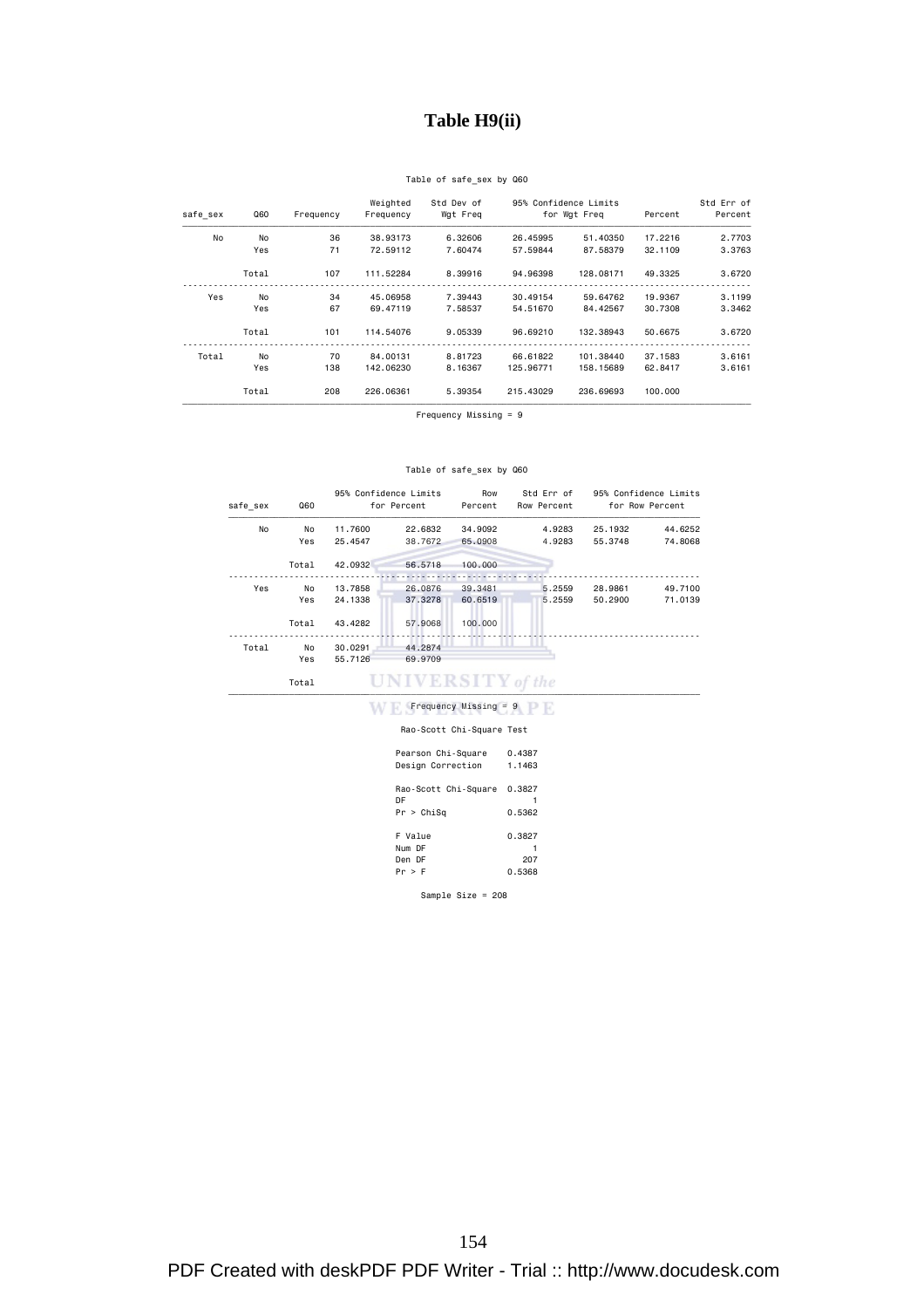# Table H9(ii)

Table of safe_sex by Q60

| safe_sex | Q60 | Frequency | Weighted Frequency | Std Dev of Wgt Freq | 95% Confidence Limits for Wgt Freq | | Percent | Std Err of Percent |
|---|---|---|---|---|---|---|---|---|
| No | No | 36 | 38.93173 | 6.32606 | 26.45995 | 51.40350 | 17.2216 | 2.7703 |
| | Yes | 71 | 72.59112 | 7.60474 | 57.59844 | 87.58379 | 32.1109 | 3.3763 |
| | Total | 107 | 111.52284 | 8.39916 | 94.96398 | 128.08171 | 49.3325 | 3.6720 |
| Yes | No | 34 | 45.06958 | 7.39443 | 30.49154 | 59.64762 | 19.9367 | 3.1199 |
| | Yes | 67 | 69.47119 | 7.58537 | 54.51670 | 84.42567 | 30.7308 | 3.3462 |
| | Total | 101 | 114.54076 | 9.05339 | 96.69210 | 132.38943 | 50.6675 | 3.6720 |
| Total | No | 70 | 84.00131 | 8.81723 | 66.61822 | 101.38440 | 37.1583 | 3.6161 |
| | Yes | 138 | 142.06230 | 8.16367 | 125.96771 | 158.15689 | 62.8417 | 3.6161 |
| | Total | 208 | 226.06361 | 5.39354 | 215.43029 | 236.69693 | 100.000 | |

Frequency Missing = 9

Table of safe_sex by Q60

| safe_sex | Q60 | 95% Confidence Limits for Percent | | Row Percent | Std Err of Row Percent | 95% Confidence Limits for Row Percent | |
|---|---|---|---|---|---|---|---|
| No | No | 11.7600 | 22.6832 | 34.9092 | 4.9283 | 25.1932 | 44.6252 |
| | Yes | 25.4547 | 38.7672 | 65.0908 | 4.9283 | 55.3748 | 74.8068 |
| | Total | 42.0932 | 56.5718 | 100.000 | | | |
| Yes | No | 13.7858 | 26.0876 | 39.3481 | 5.2559 | 28.9861 | 49.7100 |
| | Yes | 24.1338 | 37.3278 | 60.6519 | 5.2559 | 50.2900 | 71.0139 |
| | Total | 43.4282 | 57.9068 | 100.000 | | | |
| Total | No | 30.0291 | 44.2874 | | | | |
| | Yes | 55.7126 | 69.9709 | | | | |
| | Total | | | | | | |

Frequency Missing = 9

Rao-Scott Chi-Square Test

| | |
|---|---|
| Pearson Chi-Square | 0.4387 |
| Design Correction | 1.1463 |
| Rao-Scott Chi-Square | 0.3827 |
| DF | 1 |
| Pr > ChiSq | 0.5362 |
| F Value | 0.3827 |
| Num DF | 1 |
| Den DF | 207 |
| Pr > F | 0.5368 |

Sample Size = 208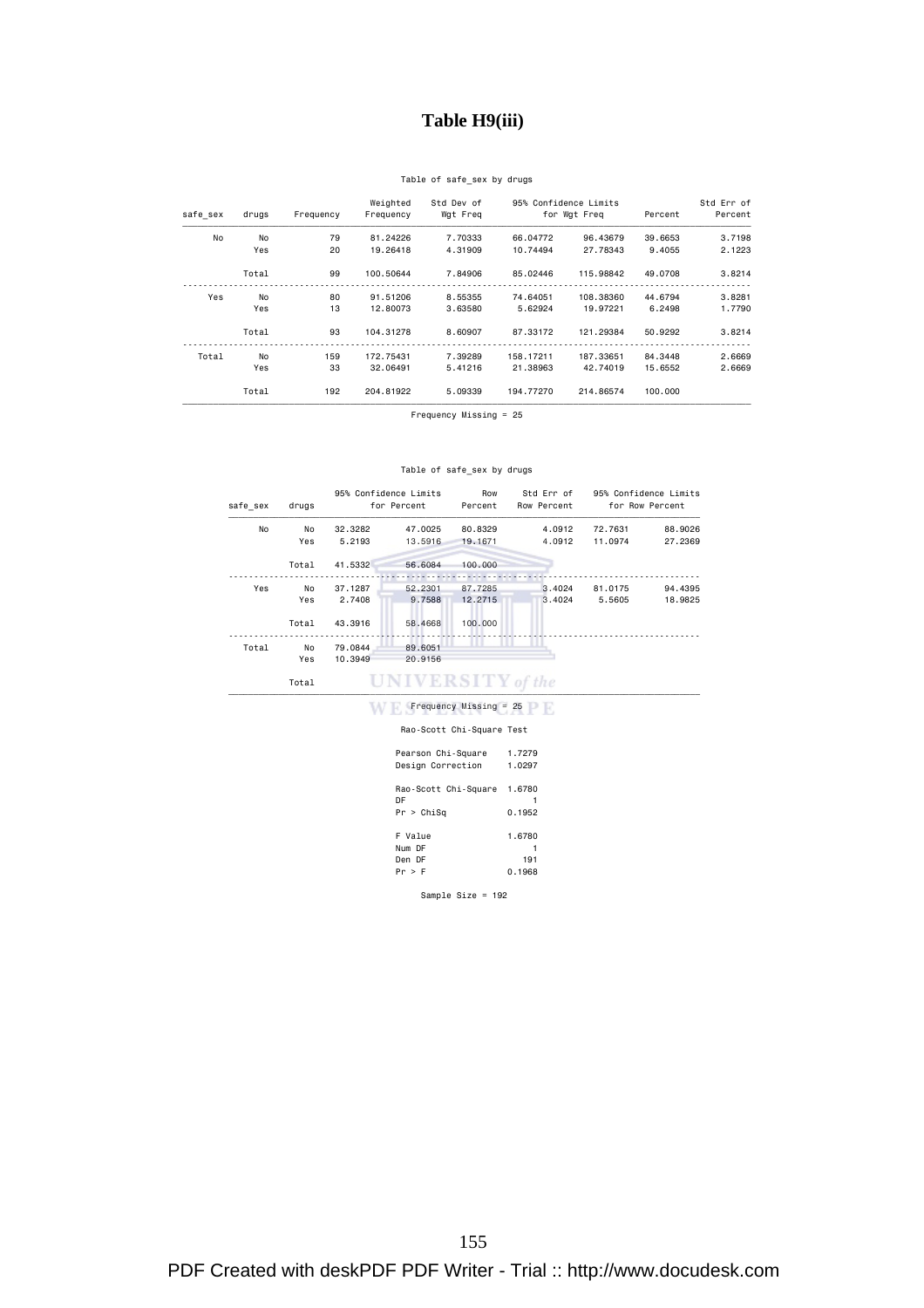# Table H9(iii)

Table of safe_sex by drugs

| safe_sex | drugs | Frequency | Weighted Frequency | Std Dev of Wgt Freq | 95% Confidence Limits for Wgt Freq | | Percent | Std Err of Percent |
|---|---|---|---|---|---|---|---|---|
| No | No | 79 | 81.24226 | 7.70333 | 66.04772 | 96.43679 | 39.6653 | 3.7198 |
| | Yes | 20 | 19.26418 | 4.31909 | 10.74494 | 27.78343 | 9.4055 | 2.1223 |
| | Total | 99 | 100.50644 | 7.84906 | 85.02446 | 115.98842 | 49.0708 | 3.8214 |
| Yes | No | 80 | 91.51206 | 8.55355 | 74.64051 | 108.38360 | 44.6794 | 3.8281 |
| | Yes | 13 | 12.80073 | 3.63580 | 5.62924 | 19.97221 | 6.2498 | 1.7790 |
| | Total | 93 | 104.31278 | 8.60907 | 87.33172 | 121.29384 | 50.9292 | 3.8214 |
| Total | No | 159 | 172.75431 | 7.39289 | 158.17211 | 187.33651 | 84.3448 | 2.6669 |
| | Yes | 33 | 32.06491 | 5.41216 | 21.38963 | 42.74019 | 15.6552 | 2.6669 |
| | Total | 192 | 204.81922 | 5.09339 | 194.77270 | 214.86574 | 100.000 | |

Frequency Missing = 25

Table of safe_sex by drugs

| safe_sex | drugs | 95% Confidence Limits for Percent | | Row Percent | Std Err of Row Percent | 95% Confidence Limits for Row Percent | |
|---|---|---|---|---|---|---|---|
| No | No | 32.3282 | 47.0025 | 80.8329 | 4.0912 | 72.7631 | 88.9026 |
| | Yes | 5.2193 | 13.5916 | 19.1671 | 4.0912 | 11.0974 | 27.2369 |
| | Total | 41.5332 | 56.6084 | 100.000 | | | |
| Yes | No | 37.1287 | 52.2301 | 87.7285 | 3.4024 | 81.0175 | 94.4395 |
| | Yes | 2.7408 | 9.7588 | 12.2715 | 3.4024 | 5.5605 | 18.9825 |
| | Total | 43.3916 | 58.4668 | 100.000 | | | |
| Total | No | 79.0844 | 89.6051 | | | | |
| | Yes | 10.3949 | 20.9156 | | | | |
| | Total | | | | | | |

Frequency Missing = 25

Rao-Scott Chi-Square Test

| | |
|---|---|
| Pearson Chi-Square | 1.7279 |
| Design Correction | 1.0297 |
| Rao-Scott Chi-Square | 1.6780 |
| DF | 1 |
| Pr > ChiSq | 0.1952 |
| F Value | 1.6780 |
| Num DF | 1 |
| Den DF | 191 |
| Pr > F | 0.1968 |

Sample Size = 192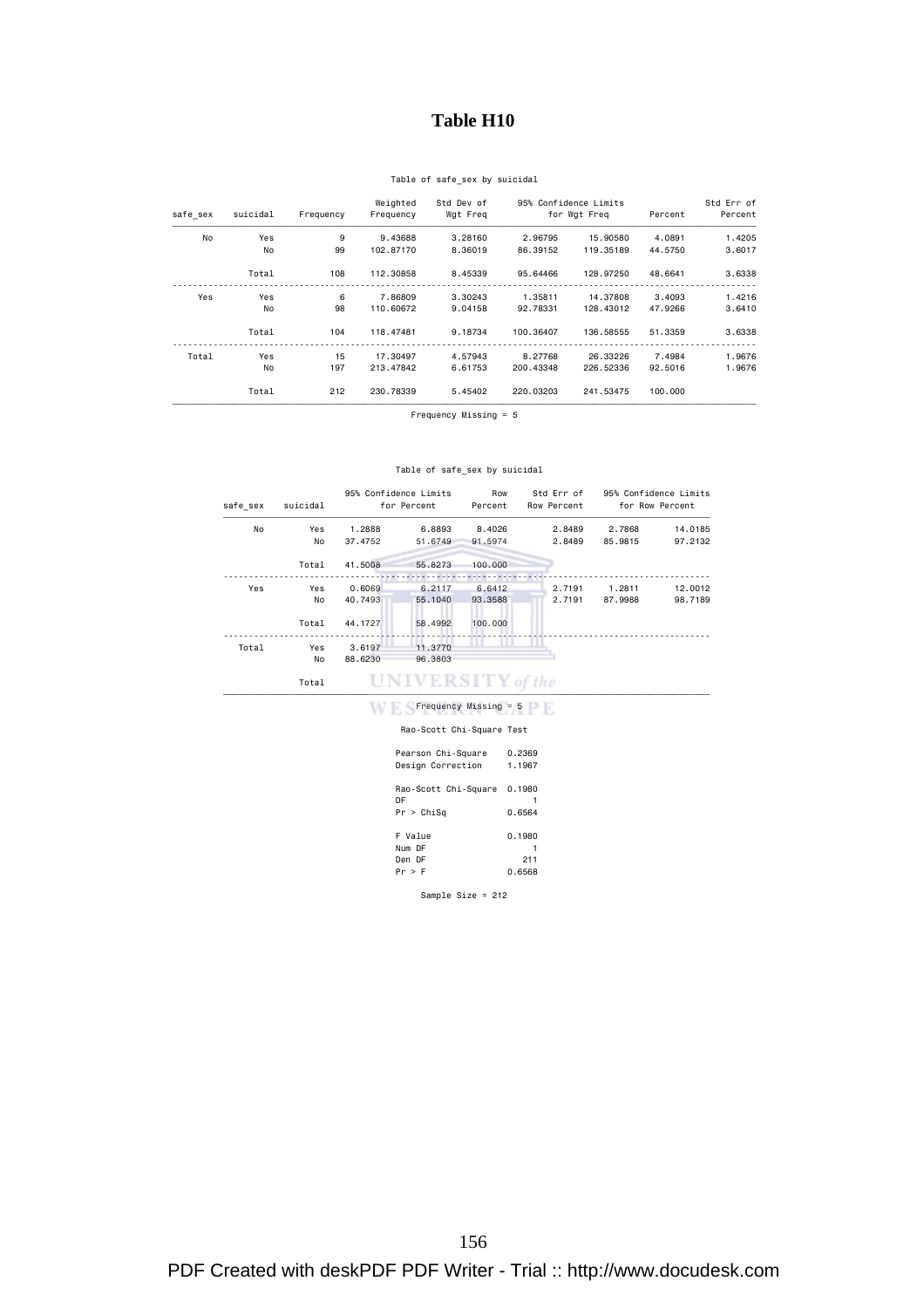# Table H10

Table of safe_sex by suicidal

| safe_sex | suicidal | Frequency | Weighted Frequency | Std Dev of Wgt Freq | 95% Confidence Limits for Wgt Freq | | Percent | Std Err of Percent |
|---|---|---|---|---|---|---|---|---|
| No | Yes | 9 | 9.43688 | 3.28160 | 2.96795 | 15.90580 | 4.0891 | 1.4205 |
| | No | 99 | 102.87170 | 8.36019 | 86.39152 | 119.35189 | 44.5750 | 3.6017 |
| | Total | 108 | 112.30858 | 8.45339 | 95.64466 | 128.97250 | 48.6641 | 3.6338 |
| Yes | Yes | 6 | 7.86809 | 3.30243 | 1.35811 | 14.37808 | 3.4093 | 1.4216 |
| | No | 98 | 110.60672 | 9.04158 | 92.78331 | 128.43012 | 47.9266 | 3.6410 |
| | Total | 104 | 118.47481 | 9.18734 | 100.36407 | 136.58555 | 51.3359 | 3.6338 |
| Total | Yes | 15 | 17.30497 | 4.57943 | 8.27768 | 26.33226 | 7.4984 | 1.9676 |
| | No | 197 | 213.47842 | 6.61753 | 200.43348 | 226.52336 | 92.5016 | 1.9676 |
| | Total | 212 | 230.78339 | 5.45402 | 220.03203 | 241.53475 | 100.000 | |

Frequency Missing = 5

Table of safe_sex by suicidal

| safe_sex | suicidal | 95% Confidence Limits for Percent | | Row Percent | Std Err of Row Percent | 95% Confidence Limits for Row Percent | |
|---|---|---|---|---|---|---|---|
| No | Yes | 1.2888 | 6.8893 | 8.4026 | 2.8489 | 2.7868 | 14.0185 |
| | No | 37.4752 | 51.6749 | 91.5974 | 2.8489 | 85.9815 | 97.2132 |
| | Total | 41.5008 | 55.8273 | 100.000 | | | |
| Yes | Yes | 0.6069 | 6.2117 | 6.6412 | 2.7191 | 1.2811 | 12.0012 |
| | No | 40.7493 | 55.1040 | 93.3588 | 2.7191 | 87.9988 | 98.7189 |
| | Total | 44.1727 | 58.4992 | 100.000 | | | |
| Total | Yes | 3.6197 | 11.3770 | | | | |
| | No | 88.6230 | 96.3803 | | | | |
| | Total | | | | | | |

Frequency Missing = 5

Rao-Scott Chi-Square Test

| | |
|---|---|
| Pearson Chi-Square | 0.2369 |
| Design Correction | 1.1967 |
| Rao-Scott Chi-Square | 0.1980 |
| DF | 1 |
| Pr > ChiSq | 0.6564 |
| F Value | 0.1980 |
| Num DF | 1 |
| Den DF | 211 |
| Pr > F | 0.6568 |

Sample Size = 212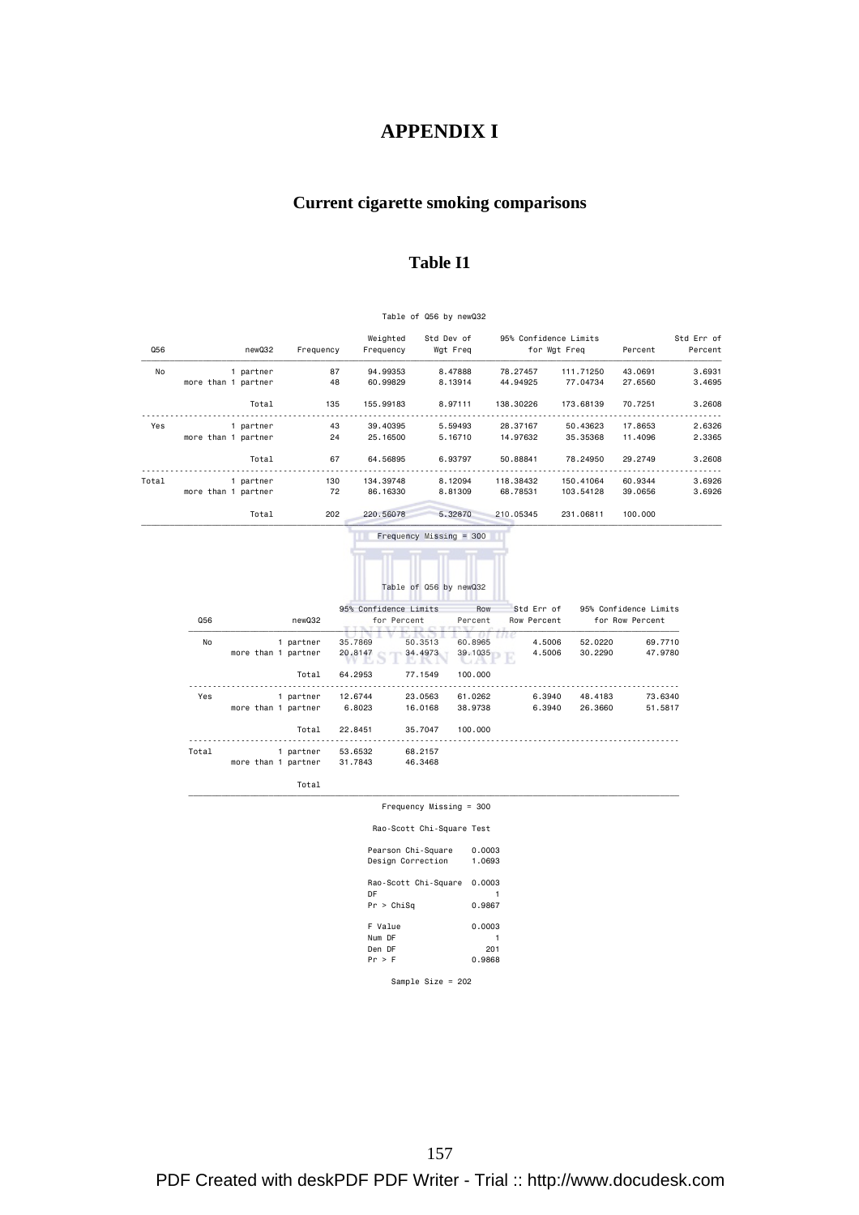# APPENDIX I

### Current cigarette smoking comparisons

### Table I1

Table of Q56 by newQ32

| Q56 | newQ32 | Frequency | Weighted Frequency | Std Dev of Wgt Freq | 95% Confidence Limits for Wgt Freq | | Percent | Std Err of Percent |
|---|---|---|---|---|---|---|---|---|
| No | 1 partner | 87 | 94.99353 | 8.47888 | 78.27457 | 111.71250 | 43.0691 | 3.6931 |
| | more than 1 partner | 48 | 60.99829 | 8.13914 | 44.94925 | 77.04734 | 27.6560 | 3.4695 |
| | Total | 135 | 155.99183 | 8.97111 | 138.30226 | 173.68139 | 70.7251 | 3.2608 |
| Yes | 1 partner | 43 | 39.40395 | 5.59493 | 28.37167 | 50.43623 | 17.8653 | 2.6326 |
| | more than 1 partner | 24 | 25.16500 | 5.16710 | 14.97632 | 35.35368 | 11.4096 | 2.3365 |
| | Total | 67 | 64.56895 | 6.93797 | 50.88841 | 78.24950 | 29.2749 | 3.2608 |
| Total | 1 partner | 130 | 134.39748 | 8.12094 | 118.38432 | 150.41064 | 60.9344 | 3.6926 |
| | more than 1 partner | 72 | 86.16330 | 8.81309 | 68.78531 | 103.54128 | 39.0656 | 3.6926 |
| | Total | 202 | 220.56078 | 5.32870 | 210.05345 | 231.06811 | 100.000 | |

Frequency Missing = 300

Table of Q56 by newQ32

| Q56 | newQ32 | 95% Confidence Limits for Percent | | Row Percent | Std Err of Row Percent | 95% Confidence Limits for Row Percent | |
|---|---|---|---|---|---|---|---|
| No | 1 partner | 35.7869 | 50.3513 | 60.8965 | 4.5006 | 52.0220 | 69.7710 |
| | more than 1 partner | 20.8147 | 34.4973 | 39.1035 | 4.5006 | 30.2290 | 47.9780 |
| | Total | 64.2953 | 77.1549 | 100.000 | | | |
| Yes | 1 partner | 12.6744 | 23.0563 | 61.0262 | 6.3940 | 48.4183 | 73.6340 |
| | more than 1 partner | 6.8023 | 16.0168 | 38.9738 | 6.3940 | 26.3660 | 51.5817 |
| | Total | 22.8451 | 35.7047 | 100.000 | | | |
| Total | 1 partner | 53.6532 | 68.2157 | | | | |
| | more than 1 partner | 31.7843 | 46.3468 | | | | |
| | Total | | | | | | |

Frequency Missing = 300

Rao-Scott Chi-Square Test

| | |
|---|---|
| Pearson Chi-Square | 0.0003 |
| Design Correction | 1.0693 |
| Rao-Scott Chi-Square | 0.0003 |
| DF | 1 |
| Pr > ChiSq | 0.9867 |
| F Value | 0.0003 |
| Num DF | 1 |
| Den DF | 201 |
| Pr > F | 0.9868 |

Sample Size = 202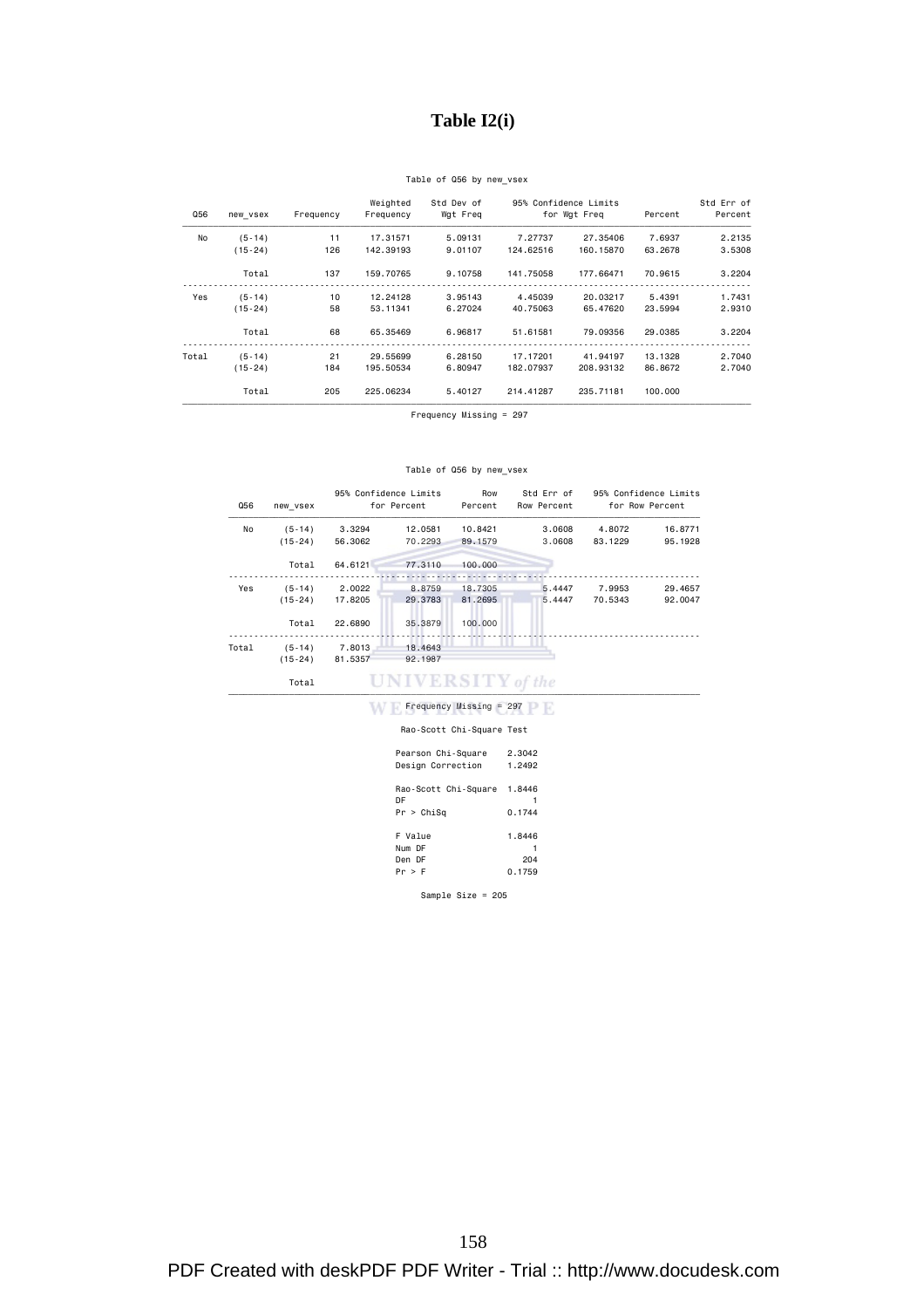# Table I2(i)

Table of Q56 by new_vsex

| Q56 | new_vsex | Frequency | Weighted Frequency | Std Dev of Wgt Freq | 95% Confidence Limits for Wgt Freq | | Percent | Std Err of Percent |
|---|---|---|---|---|---|---|---|---|
| No | (5-14) | 11 | 17.31571 | 5.09131 | 7.27737 | 27.35406 | 7.6937 | 2.2135 |
| | (15-24) | 126 | 142.39193 | 9.01107 | 124.62516 | 160.15870 | 63.2678 | 3.5308 |
| | Total | 137 | 159.70765 | 9.10758 | 141.75058 | 177.66471 | 70.9615 | 3.2204 |
| Yes | (5-14) | 10 | 12.24128 | 3.95143 | 4.45039 | 20.03217 | 5.4391 | 1.7431 |
| | (15-24) | 58 | 53.11341 | 6.27024 | 40.75063 | 65.47620 | 23.5994 | 2.9310 |
| | Total | 68 | 65.35469 | 6.96817 | 51.61581 | 79.09356 | 29.0385 | 3.2204 |
| Total | (5-14) | 21 | 29.55699 | 6.28150 | 17.17201 | 41.94197 | 13.1328 | 2.7040 |
| | (15-24) | 184 | 195.50534 | 6.80947 | 182.07937 | 208.93132 | 86.8672 | 2.7040 |
| | Total | 205 | 225.06234 | 5.40127 | 214.41287 | 235.71181 | 100.000 | |

Frequency Missing = 297

Table of Q56 by new_vsex

| Q56 | new_vsex | 95% Confidence Limits for Percent | | Row Percent | Std Err of Row Percent | 95% Confidence Limits for Row Percent | |
|---|---|---|---|---|---|---|---|
| No | (5-14) | 3.3294 | 12.0581 | 10.8421 | 3.0608 | 4.8072 | 16.8771 |
| | (15-24) | 56.3062 | 70.2293 | 89.1579 | 3.0608 | 83.1229 | 95.1928 |
| | Total | 64.6121 | 77.3110 | 100.000 | | | |
| Yes | (5-14) | 2.0022 | 8.8759 | 18.7305 | 5.4447 | 7.9953 | 29.4657 |
| | (15-24) | 17.8205 | 29.3783 | 81.2695 | 5.4447 | 70.5343 | 92.0047 |
| | Total | 22.6890 | 35.3879 | 100.000 | | | |
| Total | (5-14) | 7.8013 | 18.4643 | | | | |
| | (15-24) | 81.5357 | 92.1987 | | | | |
| | Total | | | | | | |

Frequency Missing = 297

Rao-Scott Chi-Square Test

| | |
|---|---|
| Pearson Chi-Square | 2.3042 |
| Design Correction | 1.2492 |
| Rao-Scott Chi-Square | 1.8446 |
| DF | 1 |
| Pr > ChiSq | 0.1744 |
| F Value | 1.8446 |
| Num DF | 1 |
| Den DF | 204 |
| Pr > F | 0.1759 |

Sample Size = 205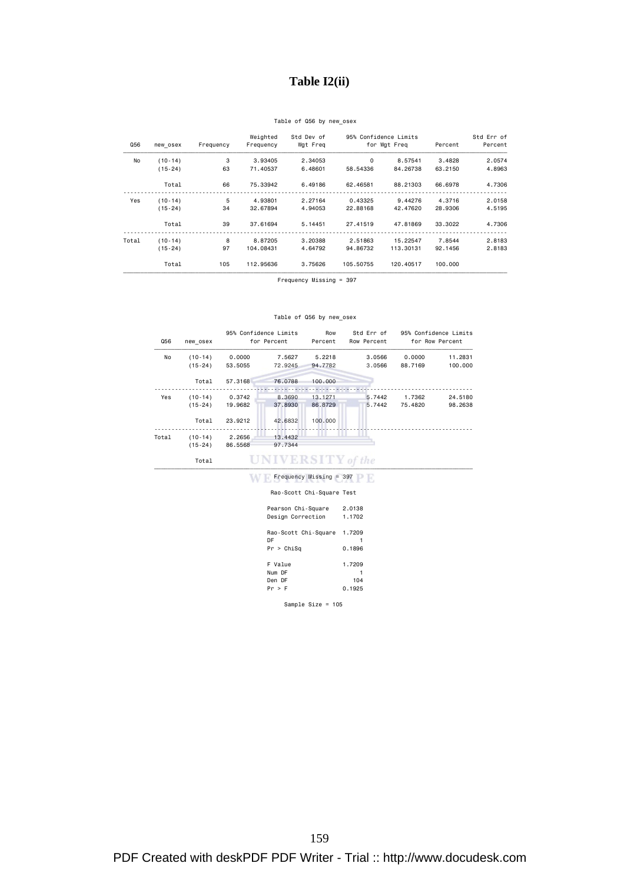# Table I2(ii)

Table of Q56 by new_osex

| Q56 | new_osex | Frequency | Weighted Frequency | Std Dev of Wgt Freq | 95% Confidence Limits for Wgt Freq | | Percent | Std Err of Percent |
|---|---|---|---|---|---|---|---|---|
| No | (10-14) | 3 | 3.93405 | 2.34053 | 0 | 8.57541 | 3.4828 | 2.0574 |
| | (15-24) | 63 | 71.40537 | 6.48601 | 58.54336 | 84.26738 | 63.2150 | 4.8963 |
| | Total | 66 | 75.33942 | 6.49186 | 62.46581 | 88.21303 | 66.6978 | 4.7306 |
| Yes | (10-14) | 5 | 4.93801 | 2.27164 | 0.43325 | 9.44276 | 4.3716 | 2.0158 |
| | (15-24) | 34 | 32.67894 | 4.94053 | 22.88168 | 42.47620 | 28.9306 | 4.5195 |
| | Total | 39 | 37.61694 | 5.14451 | 27.41519 | 47.81869 | 33.3022 | 4.7306 |
| Total | (10-14) | 8 | 8.87205 | 3.20388 | 2.51863 | 15.22547 | 7.8544 | 2.8183 |
| | (15-24) | 97 | 104.08431 | 4.64792 | 94.86732 | 113.30131 | 92.1456 | 2.8183 |
| | Total | 105 | 112.95636 | 3.75626 | 105.50755 | 120.40517 | 100.000 | |

Frequency Missing = 397

Table of Q56 by new_osex

| Q56 | new_osex | 95% Confidence Limits for Percent | | Row Percent | Std Err of Row Percent | 95% Confidence Limits for Row Percent | |
|---|---|---|---|---|---|---|---|
| No | (10-14) | 0.0000 | 7.5627 | 5.2218 | 3.0566 | 0.0000 | 11.2831 |
| | (15-24) | 53.5055 | 72.9245 | 94.7782 | 3.0566 | 88.7169 | 100.000 |
| | Total | 57.3168 | 76.0788 | 100.000 | | | |
| Yes | (10-14) | 0.3742 | 8.3690 | 13.1271 | 5.7442 | 1.7362 | 24.5180 |
| | (15-24) | 19.9682 | 37.8930 | 86.8729 | 5.7442 | 75.4820 | 98.2638 |
| | Total | 23.9212 | 42.6832 | 100.000 | | | |
| Total | (10-14) | 2.2656 | 13.4432 | | | | |
| | (15-24) | 86.5568 | 97.7344 | | | | |
| | Total | | | | | | |

Frequency Missing = 397

Rao-Scott Chi-Square Test

| | |
|---|---|
| Pearson Chi-Square | 2.0138 |
| Design Correction | 1.1702 |
| Rao-Scott Chi-Square | 1.7209 |
| DF | 1 |
| Pr > ChiSq | 0.1896 |
| F Value | 1.7209 |
| Num DF | 1 |
| Den DF | 104 |
| Pr > F | 0.1925 |

Sample Size = 105

PDF Created with deskPDF PDF Writer - Trial :: http://www.docudesk.com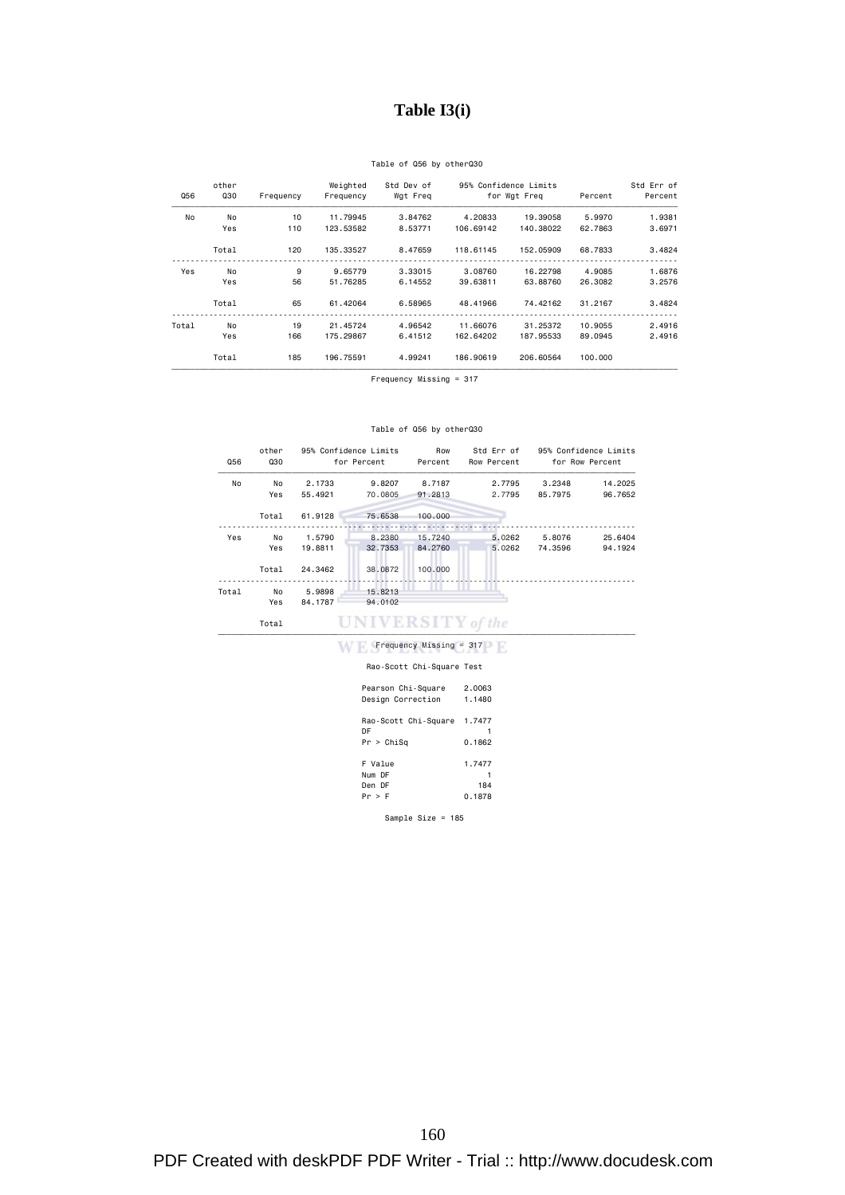# Table I3(i)

Table of Q56 by otherQ30

| Q56 | other Q30 | Frequency | Weighted Frequency | Std Dev of Wgt Freq | 95% Confidence Limits for Wgt Freq | | Percent | Std Err of Percent |
|---|---|---|---|---|---|---|---|---|
| No | No | 10 | 11.79945 | 3.84762 | 4.20833 | 19.39058 | 5.9970 | 1.9381 |
| | Yes | 110 | 123.53582 | 8.53771 | 106.69142 | 140.38022 | 62.7863 | 3.6971 |
| | Total | 120 | 135.33527 | 8.47659 | 118.61145 | 152.05909 | 68.7833 | 3.4824 |
| Yes | No | 9 | 9.65779 | 3.33015 | 3.08760 | 16.22798 | 4.9085 | 1.6876 |
| | Yes | 56 | 51.76285 | 6.14552 | 39.63811 | 63.88760 | 26.3082 | 3.2576 |
| | Total | 65 | 61.42064 | 6.58965 | 48.41966 | 74.42162 | 31.2167 | 3.4824 |
| Total | No | 19 | 21.45724 | 4.96542 | 11.66076 | 31.25372 | 10.9055 | 2.4916 |
| | Yes | 166 | 175.29867 | 6.41512 | 162.64202 | 187.95533 | 89.0945 | 2.4916 |
| | Total | 185 | 196.75591 | 4.99241 | 186.90619 | 206.60564 | 100.000 | |

Frequency Missing = 317

Table of Q56 by otherQ30

| Q56 | other Q30 | 95% Confidence Limits for Percent | | Row Percent | Std Err of Row Percent | 95% Confidence Limits for Row Percent | |
|---|---|---|---|---|---|---|---|
| No | No | 2.1733 | 9.8207 | 8.7187 | 2.7795 | 3.2348 | 14.2025 |
| | Yes | 55.4921 | 70.0805 | 91.2813 | 2.7795 | 85.7975 | 96.7652 |
| | Total | 61.9128 | 75.6538 | 100.000 | | | |
| Yes | No | 1.5790 | 8.2380 | 15.7240 | 5.0262 | 5.8076 | 25.6404 |
| | Yes | 19.8811 | 32.7353 | 84.2760 | 5.0262 | 74.3596 | 94.1924 |
| | Total | 24.3462 | 38.0872 | 100.000 | | | |
| Total | No | 5.9898 | 15.8213 | | | | |
| | Yes | 84.1787 | 94.0102 | | | | |
| | Total | | | | | | |

Frequency Missing = 317

Rao-Scott Chi-Square Test

| | |
|---|---|
| Pearson Chi-Square | 2.0063 |
| Design Correction | 1.1480 |
| Rao-Scott Chi-Square | 1.7477 |
| DF | 1 |
| Pr > ChiSq | 0.1862 |
| F Value | 1.7477 |
| Num DF | 1 |
| Den DF | 184 |
| Pr > F | 0.1878 |

Sample Size = 185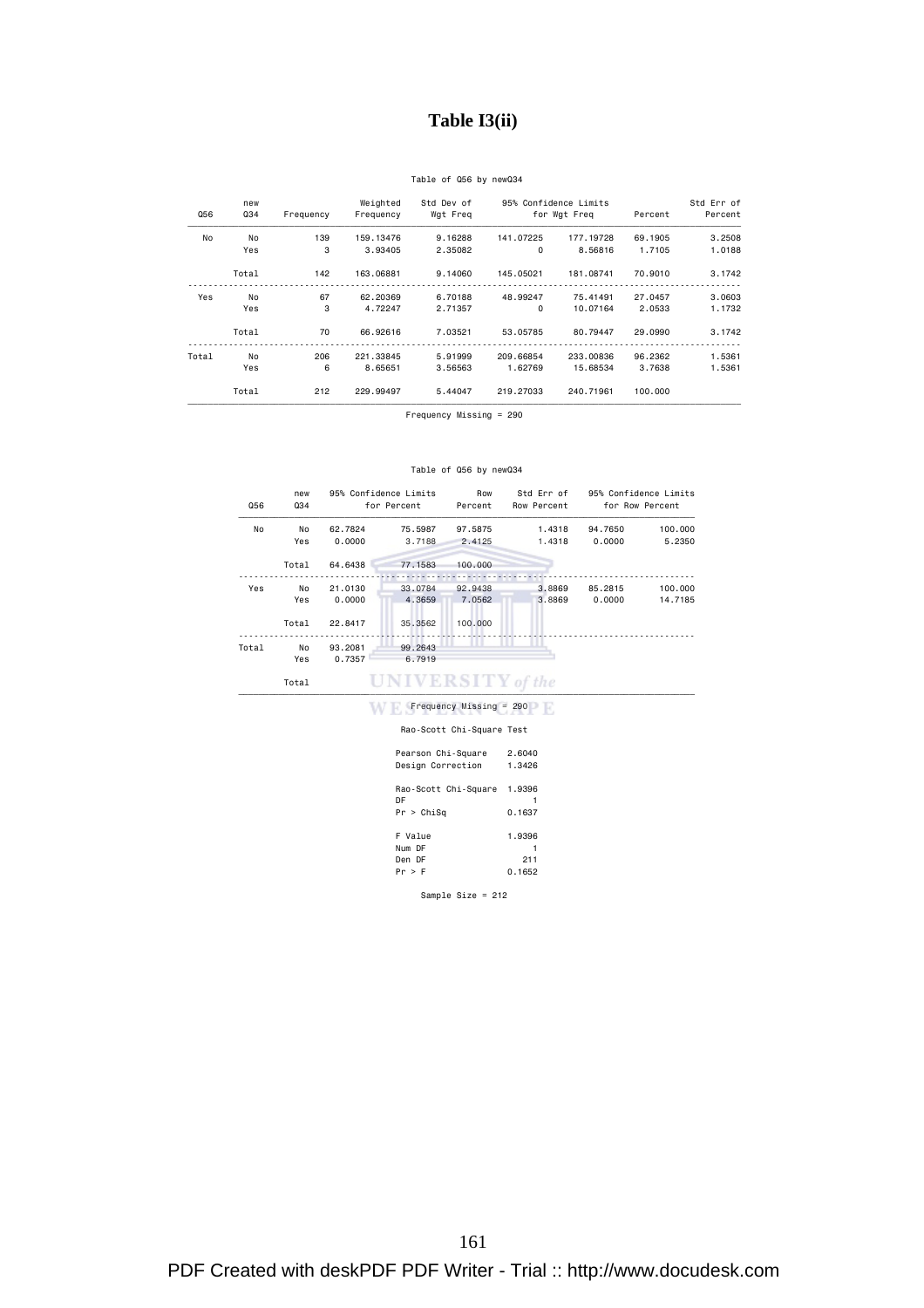# Table I3(ii)

Table of Q56 by newQ34

| Q56 | new Q34 | Frequency | Weighted Frequency | Std Dev of Wgt Freq | 95% Confidence Limits for Wgt Freq | | Percent | Std Err of Percent |
|---|---|---|---|---|---|---|---|---|
| No | No | 139 | 159.13476 | 9.16288 | 141.07225 | 177.19728 | 69.1905 | 3.2508 |
| | Yes | 3 | 3.93405 | 2.35082 | 0 | 8.56816 | 1.7105 | 1.0188 |
| | Total | 142 | 163.06881 | 9.14060 | 145.05021 | 181.08741 | 70.9010 | 3.1742 |
| Yes | No | 67 | 62.20369 | 6.70188 | 48.99247 | 75.41491 | 27.0457 | 3.0603 |
| | Yes | 3 | 4.72247 | 2.71357 | 0 | 10.07164 | 2.0533 | 1.1732 |
| | Total | 70 | 66.92616 | 7.03521 | 53.05785 | 80.79447 | 29.0990 | 3.1742 |
| Total | No | 206 | 221.33845 | 5.91999 | 209.66854 | 233.00836 | 96.2362 | 1.5361 |
| | Yes | 6 | 8.65651 | 3.56563 | 1.62769 | 15.68534 | 3.7638 | 1.5361 |
| | Total | 212 | 229.99497 | 5.44047 | 219.27033 | 240.71961 | 100.000 | |

Frequency Missing = 290

Table of Q56 by newQ34

| Q56 | new Q34 | 95% Confidence Limits for Percent | | Row Percent | Std Err of Row Percent | 95% Confidence Limits for Row Percent | |
|---|---|---|---|---|---|---|---|
| No | No | 62.7824 | 75.5987 | 97.5875 | 1.4318 | 94.7650 | 100.000 |
| | Yes | 0.0000 | 3.7188 | 2.4125 | 1.4318 | 0.0000 | 5.2350 |
| | Total | 64.6438 | 77.1583 | 100.000 | | | |
| Yes | No | 21.0130 | 33.0784 | 92.9438 | 3.8869 | 85.2815 | 100.000 |
| | Yes | 0.0000 | 4.3659 | 7.0562 | 3.8869 | 0.0000 | 14.7185 |
| | Total | 22.8417 | 35.3562 | 100.000 | | | |
| Total | No | 93.2081 | 99.2643 | | | | |
| | Yes | 0.7357 | 6.7919 | | | | |
| | Total | | | | | | |

Frequency Missing = 290

Rao-Scott Chi-Square Test

| | |
|---|---|
| Pearson Chi-Square | 2.6040 |
| Design Correction | 1.3426 |
| Rao-Scott Chi-Square | 1.9396 |
| DF | 1 |
| Pr > ChiSq | 0.1637 |
| F Value | 1.9396 |
| Num DF | 1 |
| Den DF | 211 |
| Pr > F | 0.1652 |

Sample Size = 212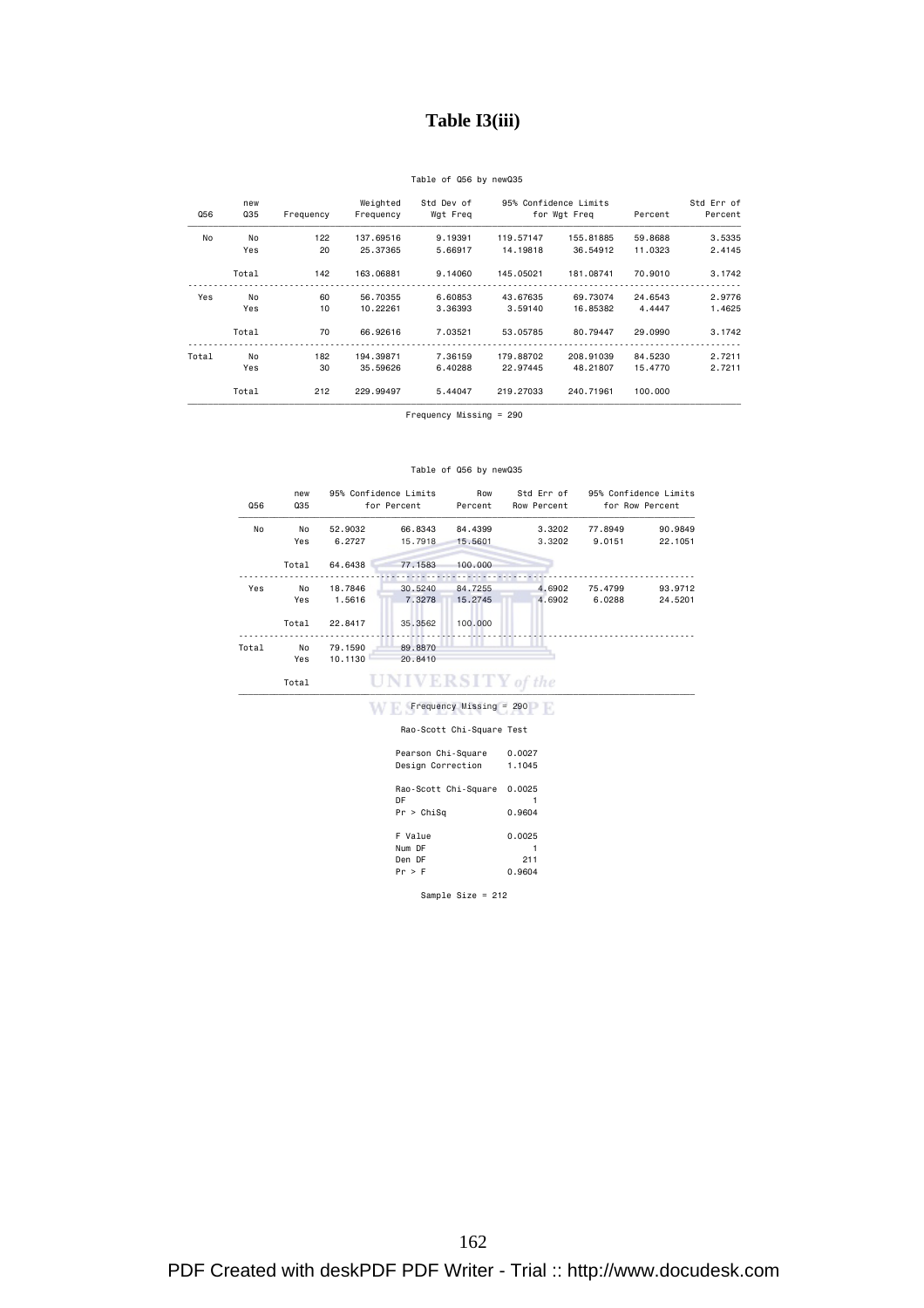# Table I3(iii)

Table of Q56 by newQ35

| Q56 | new Q35 | Frequency | Weighted Frequency | Std Dev of Wgt Freq | 95% Confidence Limits for Wgt Freq | | Percent | Std Err of Percent |
|---|---|---|---|---|---|---|---|---|
| No | No | 122 | 137.69516 | 9.19391 | 119.57147 | 155.81885 | 59.8688 | 3.5335 |
| | Yes | 20 | 25.37365 | 5.66917 | 14.19818 | 36.54912 | 11.0323 | 2.4145 |
| | Total | 142 | 163.06881 | 9.14060 | 145.05021 | 181.08741 | 70.9010 | 3.1742 |
| Yes | No | 60 | 56.70355 | 6.60853 | 43.67635 | 69.73074 | 24.6543 | 2.9776 |
| | Yes | 10 | 10.22261 | 3.36393 | 3.59140 | 16.85382 | 4.4447 | 1.4625 |
| | Total | 70 | 66.92616 | 7.03521 | 53.05785 | 80.79447 | 29.0990 | 3.1742 |
| Total | No | 182 | 194.39871 | 7.36159 | 179.88702 | 208.91039 | 84.5230 | 2.7211 |
| | Yes | 30 | 35.59626 | 6.40288 | 22.97445 | 48.21807 | 15.4770 | 2.7211 |
| | Total | 212 | 229.99497 | 5.44047 | 219.27033 | 240.71961 | 100.000 | |

Frequency Missing = 290

Table of Q56 by newQ35

| Q56 | new Q35 | 95% Confidence Limits for Percent | | Row Percent | Std Err of Row Percent | 95% Confidence Limits for Row Percent | |
|---|---|---|---|---|---|---|---|
| No | No | 52.9032 | 66.8343 | 84.4399 | 3.3202 | 77.8949 | 90.9849 |
| | Yes | 6.2727 | 15.7918 | 15.5601 | 3.3202 | 9.0151 | 22.1051 |
| | Total | 64.6438 | 77.1583 | 100.000 | | | |
| Yes | No | 18.7846 | 30.5240 | 84.7255 | 4.6902 | 75.4799 | 93.9712 |
| | Yes | 1.5616 | 7.3278 | 15.2745 | 4.6902 | 6.0288 | 24.5201 |
| | Total | 22.8417 | 35.3562 | 100.000 | | | |
| Total | No | 79.1590 | 89.8870 | | | | |
| | Yes | 10.1130 | 20.8410 | | | | |
| | Total | | | | | | |

Frequency Missing = 290

Rao-Scott Chi-Square Test

| | |
|---|---|
| Pearson Chi-Square | 0.0027 |
| Design Correction | 1.1045 |
| Rao-Scott Chi-Square | 0.0025 |
| DF | 1 |
| Pr > ChiSq | 0.9604 |
| F Value | 0.0025 |
| Num DF | 1 |
| Den DF | 211 |
| Pr > F | 0.9604 |

Sample Size = 212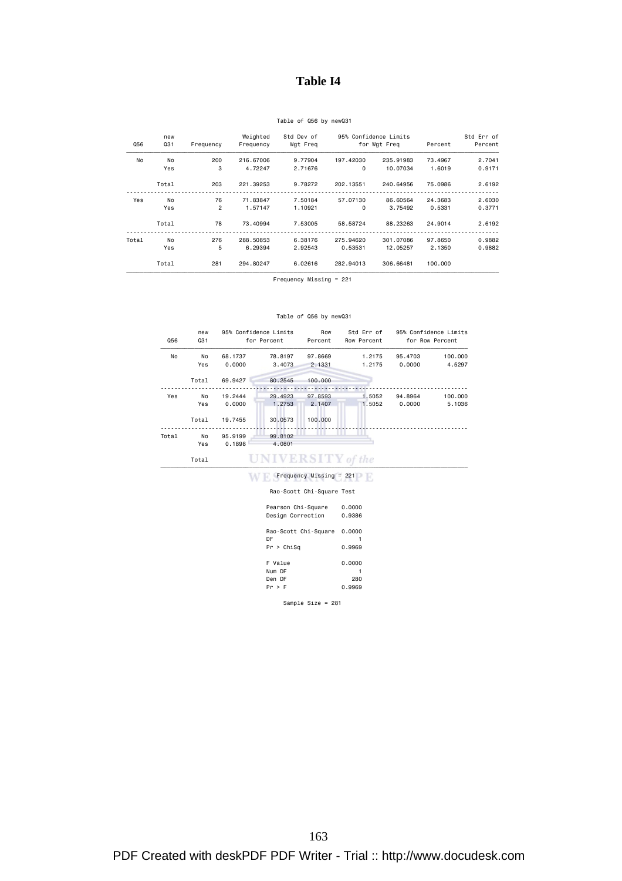# Table I4

Table of Q56 by newQ31

| Q56 | new Q31 | Frequency | Weighted Frequency | Std Dev of Wgt Freq | 95% Confidence Limits for Wgt Freq | | Percent | Std Err of Percent |
|---|---|---|---|---|---|---|---|---|
| No | No | 200 | 216.67006 | 9.77904 | 197.42030 | 235.91983 | 73.4967 | 2.7041 |
| | Yes | 3 | 4.72247 | 2.71676 | 0 | 10.07034 | 1.6019 | 0.9171 |
| | Total | 203 | 221.39253 | 9.78272 | 202.13551 | 240.64956 | 75.0986 | 2.6192 |
| Yes | No | 76 | 71.83847 | 7.50184 | 57.07130 | 86.60564 | 24.3683 | 2.6030 |
| | Yes | 2 | 1.57147 | 1.10921 | 0 | 3.75492 | 0.5331 | 0.3771 |
| | Total | 78 | 73.40994 | 7.53005 | 58.58724 | 88.23263 | 24.9014 | 2.6192 |
| Total | No | 276 | 288.50853 | 6.38176 | 275.94620 | 301.07086 | 97.8650 | 0.9882 |
| | Yes | 5 | 6.29394 | 2.92543 | 0.53531 | 12.05257 | 2.1350 | 0.9882 |
| | Total | 281 | 294.80247 | 6.02616 | 282.94013 | 306.66481 | 100.000 | |

Frequency Missing = 221

Table of Q56 by newQ31

| Q56 | new Q31 | 95% Confidence Limits for Percent | | Row Percent | Std Err of Row Percent | 95% Confidence Limits for Row Percent | |
|---|---|---|---|---|---|---|---|
| No | No | 68.1737 | 78.8197 | 97.8669 | 1.2175 | 95.4703 | 100.000 |
| | Yes | 0.0000 | 3.4073 | 2.1331 | 1.2175 | 0.0000 | 4.5297 |
| | Total | 69.9427 | 80.2545 | 100.000 | | | |
| Yes | No | 19.2444 | 29.4923 | 97.8593 | 1.5052 | 94.8964 | 100.000 |
| | Yes | 0.0000 | 1.2753 | 2.1407 | 1.5052 | 0.0000 | 5.1036 |
| | Total | 19.7455 | 30.0573 | 100.000 | | | |
| Total | No | 95.9199 | 99.8102 | | | | |
| | Yes | 0.1898 | 4.0801 | | | | |
| | Total | | | | | | |

Frequency Missing = 221

Rao-Scott Chi-Square Test

| | |
|---|---|
| Pearson Chi-Square | 0.0000 |
| Design Correction | 0.9386 |
| Rao-Scott Chi-Square | 0.0000 |
| DF | 1 |
| Pr > ChiSq | 0.9969 |
| F Value | 0.0000 |
| Num DF | 1 |
| Den DF | 280 |
| Pr > F | 0.9969 |

Sample Size = 281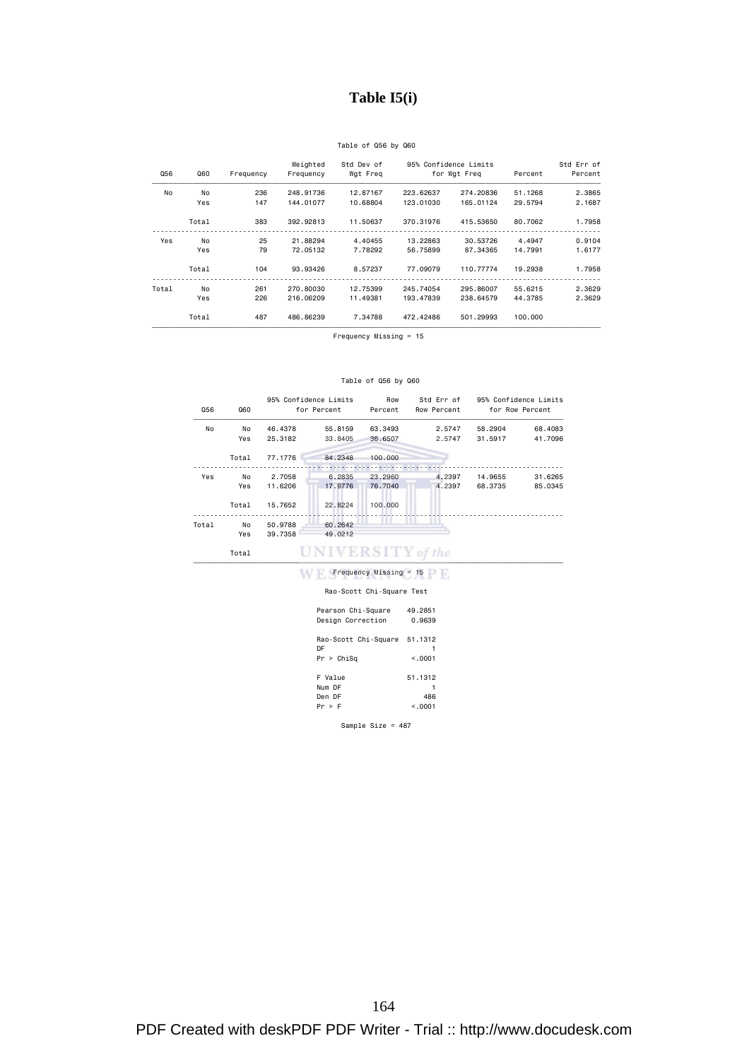# Table I5(i)

Table of Q56 by Q60

| Q56 | Q60 | Frequency | Weighted Frequency | Std Dev of Wgt Freq | 95% Confidence Limits for Wgt Freq | | Percent | Std Err of Percent |
|---|---|---|---|---|---|---|---|---|
| No | No | 236 | 248.91736 | 12.87167 | 223.62637 | 274.20836 | 51.1268 | 2.3865 |
| | Yes | 147 | 144.01077 | 10.68804 | 123.01030 | 165.01124 | 29.5794 | 2.1687 |
| | Total | 383 | 392.92813 | 11.50637 | 370.31976 | 415.53650 | 80.7062 | 1.7958 |
| Yes | No | 25 | 21.88294 | 4.40455 | 13.22863 | 30.53726 | 4.4947 | 0.9104 |
| | Yes | 79 | 72.05132 | 7.78292 | 56.75899 | 87.34365 | 14.7991 | 1.6177 |
| | Total | 104 | 93.93426 | 8.57237 | 77.09079 | 110.77774 | 19.2938 | 1.7958 |
| Total | No | 261 | 270.80030 | 12.75399 | 245.74054 | 295.86007 | 55.6215 | 2.3629 |
| | Yes | 226 | 216.06209 | 11.49381 | 193.47839 | 238.64579 | 44.3785 | 2.3629 |
| | Total | 487 | 486.86239 | 7.34788 | 472.42486 | 501.29993 | 100.000 | |

Frequency Missing = 15

Table of Q56 by Q60

| Q56 | Q60 | 95% Confidence Limits for Percent | | Row Percent | Std Err of Row Percent | 95% Confidence Limits for Row Percent | |
|---|---|---|---|---|---|---|---|
| No | No | 46.4378 | 55.8159 | 63.3493 | 2.5747 | 58.2904 | 68.4083 |
| | Yes | 25.3182 | 33.8405 | 36.6507 | 2.5747 | 31.5917 | 41.7096 |
| | Total | 77.1776 | 84.2348 | 100.000 | | | |
| Yes | No | 2.7058 | 6.2835 | 23.2960 | 4.2397 | 14.9655 | 31.6265 |
| | Yes | 11.6206 | 17.9776 | 76.7040 | 4.2397 | 68.3735 | 85.0345 |
| | Total | 15.7652 | 22.8224 | 100.000 | | | |
| Total | No | 50.9788 | 60.2642 | | | | |
| | Yes | 39.7358 | 49.0212 | | | | |
| | Total | | | | | | |

Frequency Missing = 15

Rao-Scott Chi-Square Test

| | |
|---|---|
| Pearson Chi-Square | 49.2851 |
| Design Correction | 0.9639 |
| Rao-Scott Chi-Square | 51.1312 |
| DF | 1 |
| Pr > ChiSq | <.0001 |
| F Value | 51.1312 |
| Num DF | 1 |
| Den DF | 486 |
| Pr > F | <.0001 |

Sample Size = 487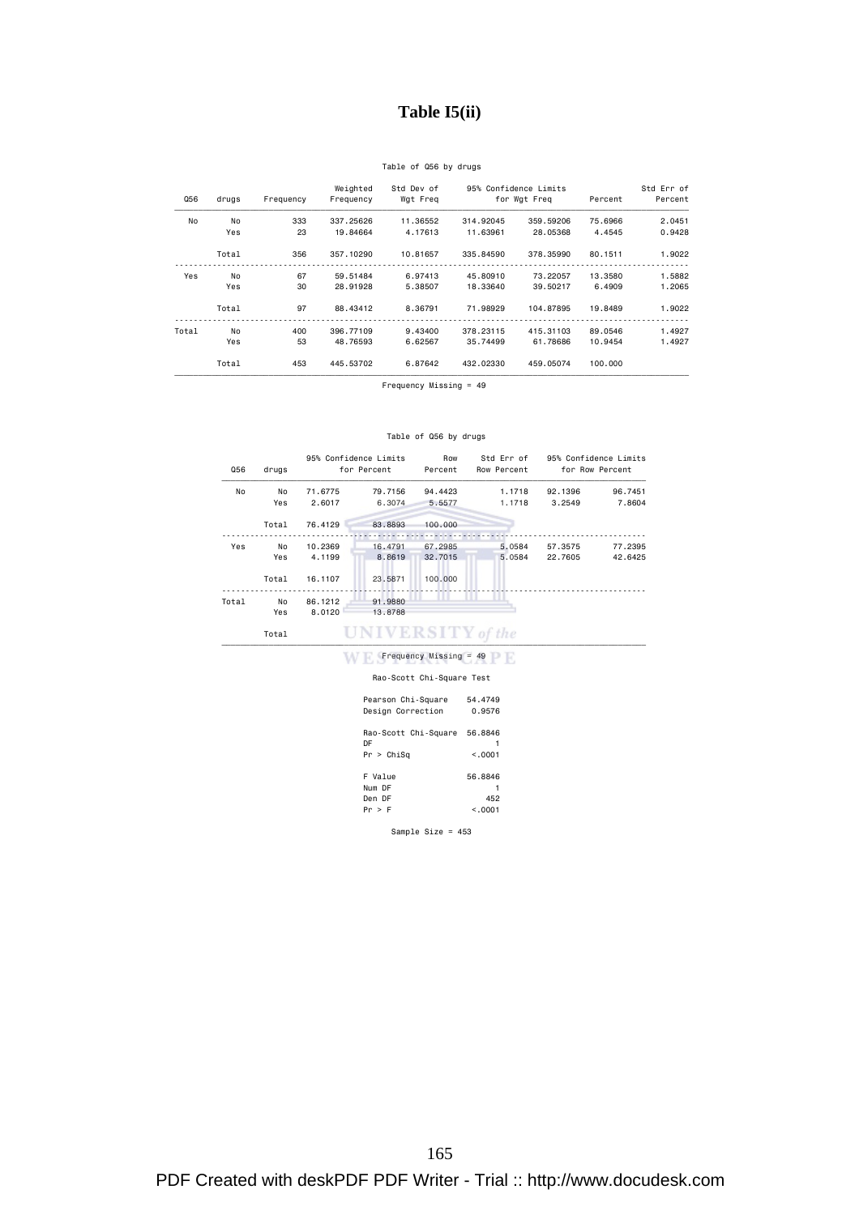# Table I5(ii)

Table of Q56 by drugs

| Q56 | drugs | Frequency | Weighted Frequency | Std Dev of Wgt Freq | 95% Confidence Limits for Wgt Freq | | Percent | Std Err of Percent |
|---|---|---|---|---|---|---|---|---|
| No | No | 333 | 337.25626 | 11.36552 | 314.92045 | 359.59206 | 75.6966 | 2.0451 |
| | Yes | 23 | 19.84664 | 4.17613 | 11.63961 | 28.05368 | 4.4545 | 0.9428 |
| | Total | 356 | 357.10290 | 10.81657 | 335.84590 | 378.35990 | 80.1511 | 1.9022 |
| Yes | No | 67 | 59.51484 | 6.97413 | 45.80910 | 73.22057 | 13.3580 | 1.5882 |
| | Yes | 30 | 28.91928 | 5.38507 | 18.33640 | 39.50217 | 6.4909 | 1.2065 |
| | Total | 97 | 88.43412 | 8.36791 | 71.98929 | 104.87895 | 19.8489 | 1.9022 |
| Total | No | 400 | 396.77109 | 9.43400 | 378.23115 | 415.31103 | 89.0546 | 1.4927 |
| | Yes | 53 | 48.76593 | 6.62567 | 35.74499 | 61.78686 | 10.9454 | 1.4927 |
| | Total | 453 | 445.53702 | 6.87642 | 432.02330 | 459.05074 | 100.000 | |

Frequency Missing = 49

Table of Q56 by drugs

| Q56 | drugs | 95% Confidence Limits for Percent | | Row Percent | Std Err of Row Percent | 95% Confidence Limits for Row Percent | |
|---|---|---|---|---|---|---|---|
| No | No | 71.6775 | 79.7156 | 94.4423 | 1.1718 | 92.1396 | 96.7451 |
| | Yes | 2.6017 | 6.3074 | 5.5577 | 1.1718 | 3.2549 | 7.8604 |
| | Total | 76.4129 | 83.8893 | 100.000 | | | |
| Yes | No | 10.2369 | 16.4791 | 67.2985 | 5.0584 | 57.3575 | 77.2395 |
| | Yes | 4.1199 | 8.8619 | 32.7015 | 5.0584 | 22.7605 | 42.6425 |
| | Total | 16.1107 | 23.5871 | 100.000 | | | |
| Total | No | 86.1212 | 91.9880 | | | | |
| | Yes | 8.0120 | 13.8788 | | | | |
| | Total | | | | | | |

Frequency Missing = 49

Rao-Scott Chi-Square Test

| | |
|---|---|
| Pearson Chi-Square | 54.4749 |
| Design Correction | 0.9576 |
| Rao-Scott Chi-Square | 56.8846 |
| DF | 1 |
| Pr > ChiSq | <.0001 |
| F Value | 56.8846 |
| Num DF | 1 |
| Den DF | 452 |
| Pr > F | <.0001 |

Sample Size = 453

PDF Created with deskPDF PDF Writer - Trial :: http://www.docudesk.com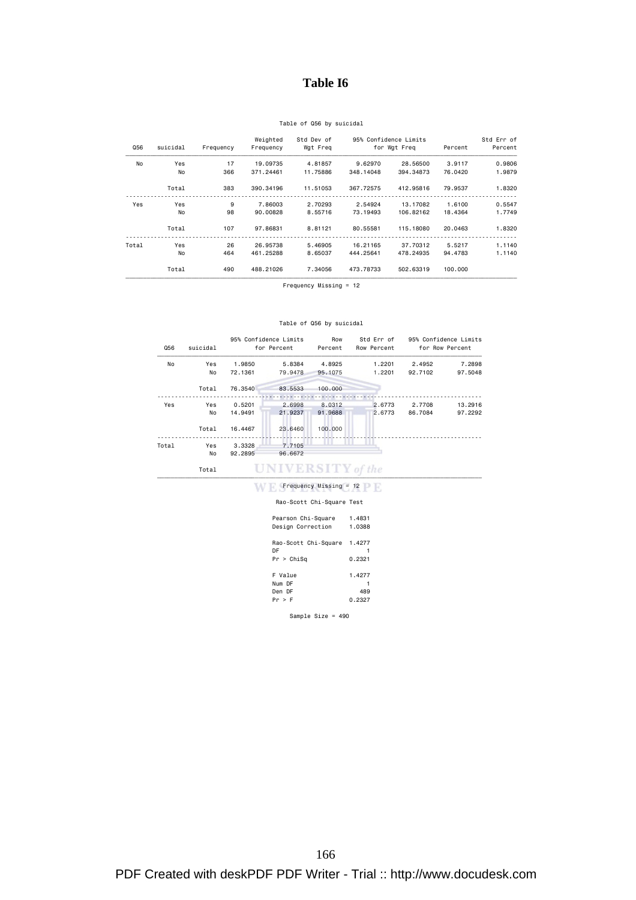# Table I6

Table of Q56 by suicidal

| Q56 | suicidal | Frequency | Weighted Frequency | Std Dev of Wgt Freq | 95% Confidence Limits for Wgt Freq | | Percent | Std Err of Percent |
|---|---|---|---|---|---|---|---|---|
| No | Yes | 17 | 19.09735 | 4.81857 | 9.62970 | 28.56500 | 3.9117 | 0.9806 |
| | No | 366 | 371.24461 | 11.75886 | 348.14048 | 394.34873 | 76.0420 | 1.9879 |
| | Total | 383 | 390.34196 | 11.51053 | 367.72575 | 412.95816 | 79.9537 | 1.8320 |
| Yes | Yes | 9 | 7.86003 | 2.70293 | 2.54924 | 13.17082 | 1.6100 | 0.5547 |
| | No | 98 | 90.00828 | 8.55716 | 73.19493 | 106.82162 | 18.4364 | 1.7749 |
| | Total | 107 | 97.86831 | 8.81121 | 80.55581 | 115.18080 | 20.0463 | 1.8320 |
| Total | Yes | 26 | 26.95738 | 5.46905 | 16.21165 | 37.70312 | 5.5217 | 1.1140 |
| | No | 464 | 461.25288 | 8.65037 | 444.25641 | 478.24935 | 94.4783 | 1.1140 |
| | Total | 490 | 488.21026 | 7.34056 | 473.78733 | 502.63319 | 100.000 | |

Frequency Missing = 12

Table of Q56 by suicidal

| Q56 | suicidal | 95% Confidence Limits for Percent | | Row Percent | Std Err of Row Percent | 95% Confidence Limits for Row Percent | |
|---|---|---|---|---|---|---|---|
| No | Yes | 1.9850 | 5.8384 | 4.8925 | 1.2201 | 2.4952 | 7.2898 |
| | No | 72.1361 | 79.9478 | 95.1075 | 1.2201 | 92.7102 | 97.5048 |
| | Total | 76.3540 | 83.5533 | 100.000 | | | |
| Yes | Yes | 0.5201 | 2.6998 | 8.0312 | 2.6773 | 2.7708 | 13.2916 |
| | No | 14.9491 | 21.9237 | 91.9688 | 2.6773 | 86.7084 | 97.2292 |
| | Total | 16.4467 | 23.6460 | 100.000 | | | |
| Total | Yes | 3.3328 | 7.7105 | | | | |
| | No | 92.2895 | 96.6672 | | | | |
| | Total | | | | | | |

Frequency Missing = 12

Rao-Scott Chi-Square Test

| | |
|---|---|
| Pearson Chi-Square | 1.4831 |
| Design Correction | 1.0388 |
| Rao-Scott Chi-Square | 1.4277 |
| DF | 1 |
| Pr > ChiSq | 0.2321 |
| F Value | 1.4277 |
| Num DF | 1 |
| Den DF | 489 |
| Pr > F | 0.2327 |

Sample Size = 490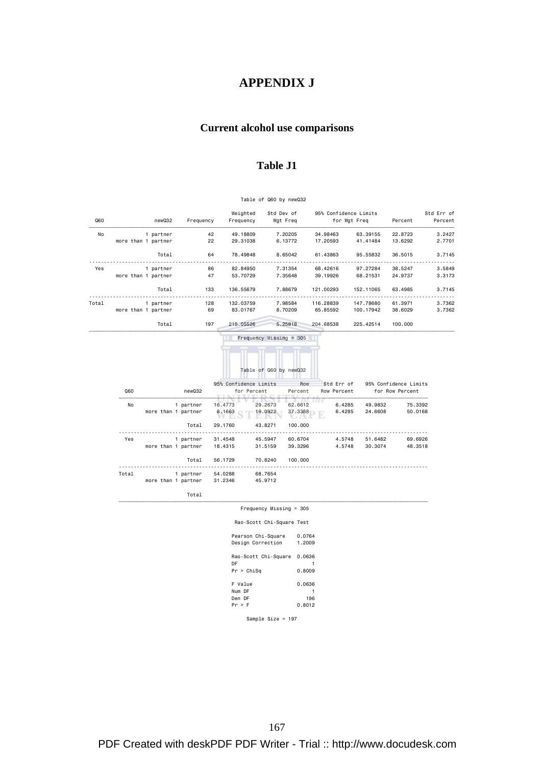# APPENDIX J

## Current alcohol use comparisons

### Table J1

Table of Q60 by newQ32

| Q60 | newQ32 | Frequency | Weighted Frequency | Std Dev of Wgt Freq | 95% Confidence Limits for Wgt Freq | | Percent | Std Err of Percent |
|---|---|---|---|---|---|---|---|---|
| No | 1 partner | 42 | 49.18809 | 7.20205 | 34.98463 | 63.39155 | 22.8723 | 3.2427 |
| | more than 1 partner | 22 | 29.31038 | 6.13772 | 17.20593 | 41.41484 | 13.6292 | 2.7701 |
| | Total | 64 | 78.49848 | 8.65042 | 61.43863 | 95.55832 | 36.5015 | 3.7145 |
| Yes | 1 partner | 86 | 82.84950 | 7.31354 | 68.42616 | 97.27284 | 38.5247 | 3.5849 |
| | more than 1 partner | 47 | 53.70729 | 7.35648 | 39.19926 | 68.21531 | 24.9737 | 3.3173 |
| | Total | 133 | 136.55679 | 7.88679 | 121.00293 | 152.11065 | 63.4985 | 3.7145 |
| Total | 1 partner | 128 | 132.03759 | 7.98584 | 116.28839 | 147.78680 | 61.3971 | 3.7362 |
| | more than 1 partner | 69 | 83.01767 | 8.70209 | 65.85592 | 100.17942 | 38.6029 | 3.7362 |
| | Total | 197 | 215.05526 | 5.25818 | 204.68538 | 225.42514 | 100.000 | |

Frequency Missing = 305

Table of Q60 by newQ32

| Q60 | newQ32 | 95% Confidence Limits for Percent | | Row Percent | Std Err of Row Percent | 95% Confidence Limits for Row Percent | |
|---|---|---|---|---|---|---|---|
| No | 1 partner | 16.4773 | 29.2673 | 62.6612 | 6.4285 | 49.9832 | 75.3392 |
| | more than 1 partner | 8.1663 | 19.0922 | 37.3388 | 6.4285 | 24.6608 | 50.0168 |
| | Total | 29.1760 | 43.8271 | 100.000 | | | |
| Yes | 1 partner | 31.4548 | 45.5947 | 60.6704 | 4.5748 | 51.6482 | 69.6926 |
| | more than 1 partner | 18.4315 | 31.5159 | 39.3296 | 4.5748 | 30.3074 | 48.3518 |
| | Total | 56.1729 | 70.8240 | 100.000 | | | |
| Total | 1 partner | 54.0288 | 68.7654 | | | | |
| | more than 1 partner | 31.2346 | 45.9712 | | | | |
| | Total | | | | | | |

Frequency Missing = 305

Rao-Scott Chi-Square Test

| | |
|---|---|
| Pearson Chi-Square | 0.0764 |
| Design Correction | 1.2009 |
| Rao-Scott Chi-Square | 0.0636 |
| DF | 1 |
| Pr > ChiSq | 0.8009 |
| F Value | 0.0636 |
| Num DF | 1 |
| Den DF | 196 |
| Pr > F | 0.8012 |

Sample Size = 197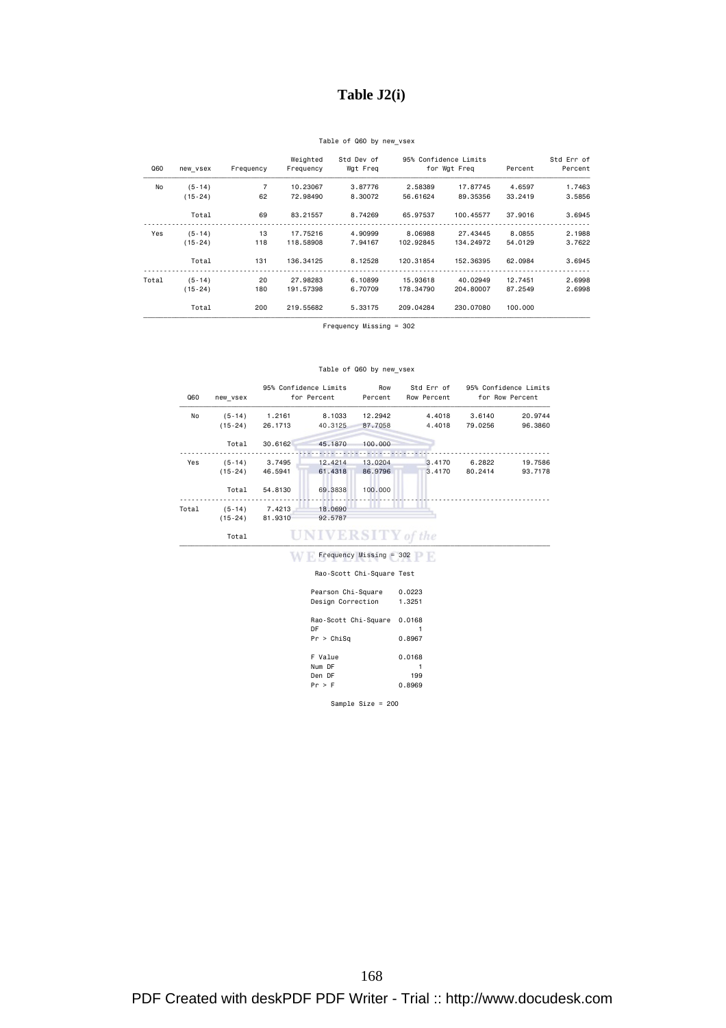# Table J2(i)

Table of Q60 by new_vsex

| Q60 | new_vsex | Frequency | Weighted Frequency | Std Dev of Wgt Freq | 95% Confidence Limits for Wgt Freq | | Percent | Std Err of Percent |
|---|---|---|---|---|---|---|---|---|
| No | (5-14) | 7 | 10.23067 | 3.87776 | 2.58389 | 17.87745 | 4.6597 | 1.7463 |
| | (15-24) | 62 | 72.98490 | 8.30072 | 56.61624 | 89.35356 | 33.2419 | 3.5856 |
| | Total | 69 | 83.21557 | 8.74269 | 65.97537 | 100.45577 | 37.9016 | 3.6945 |
| Yes | (5-14) | 13 | 17.75216 | 4.90999 | 8.06988 | 27.43445 | 8.0855 | 2.1988 |
| | (15-24) | 118 | 118.58908 | 7.94167 | 102.92845 | 134.24972 | 54.0129 | 3.7622 |
| | Total | 131 | 136.34125 | 8.12528 | 120.31854 | 152.36395 | 62.0984 | 3.6945 |
| Total | (5-14) | 20 | 27.98283 | 6.10899 | 15.93618 | 40.02949 | 12.7451 | 2.6998 |
| | (15-24) | 180 | 191.57398 | 6.70709 | 178.34790 | 204.80007 | 87.2549 | 2.6998 |
| | Total | 200 | 219.55682 | 5.33175 | 209.04284 | 230.07080 | 100.000 | |

Frequency Missing = 302

Table of Q60 by new_vsex

| Q60 | new_vsex | 95% Confidence Limits for Percent | | Row Percent | Std Err of Row Percent | 95% Confidence Limits for Row Percent | |
|---|---|---|---|---|---|---|---|
| No | (5-14) | 1.2161 | 8.1033 | 12.2942 | 4.4018 | 3.6140 | 20.9744 |
| | (15-24) | 26.1713 | 40.3125 | 87.7058 | 4.4018 | 79.0256 | 96.3860 |
| | Total | 30.6162 | 45.1870 | 100.000 | | | |
| Yes | (5-14) | 3.7495 | 12.4214 | 13.0204 | 3.4170 | 6.2822 | 19.7586 |
| | (15-24) | 46.5941 | 61.4318 | 86.9796 | 3.4170 | 80.2414 | 93.7178 |
| | Total | 54.8130 | 69.3838 | 100.000 | | | |
| Total | (5-14) | 7.4213 | 18.0690 | | | | |
| | (15-24) | 81.9310 | 92.5787 | | | | |
| | Total | | | | | | |

Frequency Missing = 302

Rao-Scott Chi-Square Test

| | |
|---|---|
| Pearson Chi-Square | 0.0223 |
| Design Correction | 1.3251 |
| Rao-Scott Chi-Square | 0.0168 |
| DF | 1 |
| Pr > ChiSq | 0.8967 |
| F Value | 0.0168 |
| Num DF | 1 |
| Den DF | 199 |
| Pr > F | 0.8969 |

Sample Size = 200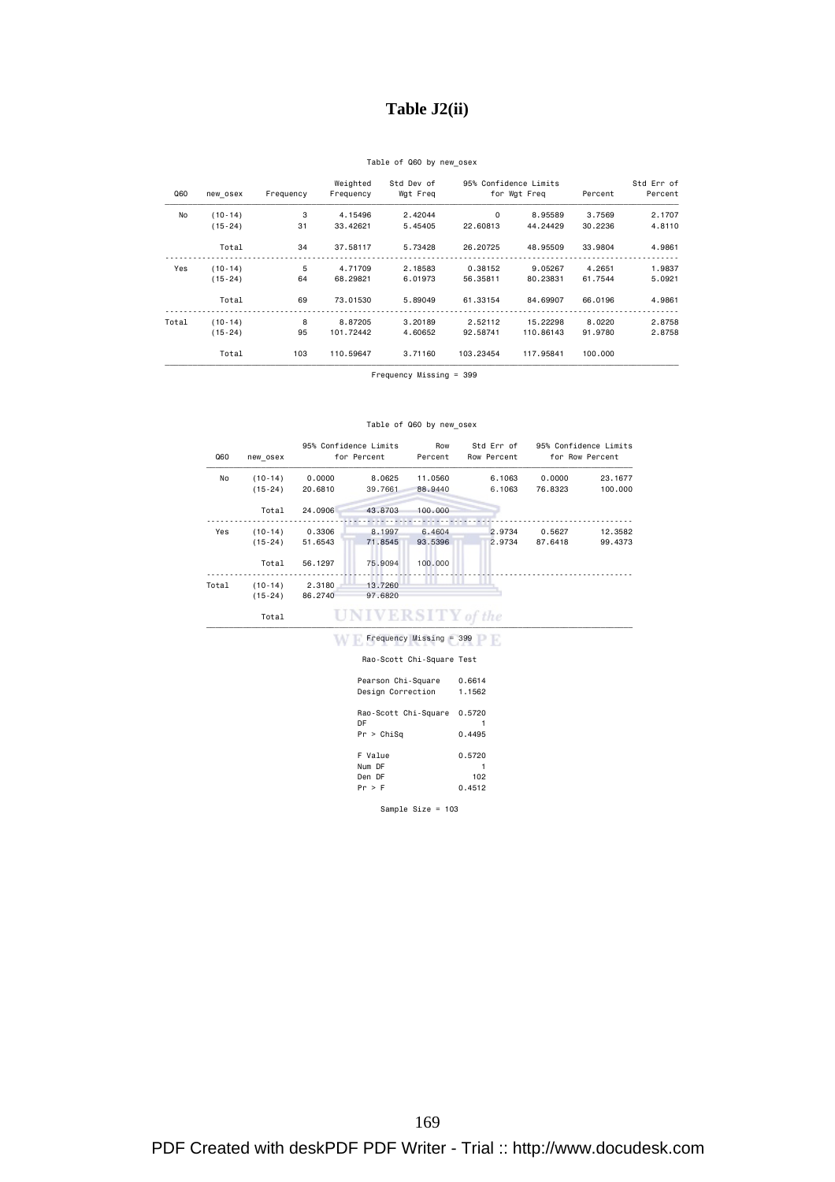# Table J2(ii)

Table of Q60 by new_osex

| Q60 | new_osex | Frequency | Weighted Frequency | Std Dev of Wgt Freq | 95% Confidence Limits for Wgt Freq | | Percent | Std Err of Percent |
|---|---|---|---|---|---|---|---|---|
| No | (10-14) | 3 | 4.15496 | 2.42044 | 0 | 8.95589 | 3.7569 | 2.1707 |
| | (15-24) | 31 | 33.42621 | 5.45405 | 22.60813 | 44.24429 | 30.2236 | 4.8110 |
| | Total | 34 | 37.58117 | 5.73428 | 26.20725 | 48.95509 | 33.9804 | 4.9861 |
| Yes | (10-14) | 5 | 4.71709 | 2.18583 | 0.38152 | 9.05267 | 4.2651 | 1.9837 |
| | (15-24) | 64 | 68.29821 | 6.01973 | 56.35811 | 80.23831 | 61.7544 | 5.0921 |
| | Total | 69 | 73.01530 | 5.89049 | 61.33154 | 84.69907 | 66.0196 | 4.9861 |
| Total | (10-14) | 8 | 8.87205 | 3.20189 | 2.52112 | 15.22298 | 8.0220 | 2.8758 |
| | (15-24) | 95 | 101.72442 | 4.60652 | 92.58741 | 110.86143 | 91.9780 | 2.8758 |
| | Total | 103 | 110.59647 | 3.71160 | 103.23454 | 117.95841 | 100.000 | |

Frequency Missing = 399

Table of Q60 by new_osex

| Q60 | new_osex | 95% Confidence Limits for Percent | | Row Percent | Std Err of Row Percent | 95% Confidence Limits for Row Percent | |
|---|---|---|---|---|---|---|---|
| No | (10-14) | 0.0000 | 8.0625 | 11.0560 | 6.1063 | 0.0000 | 23.1677 |
| | (15-24) | 20.6810 | 39.7661 | 88.9440 | 6.1063 | 76.8323 | 100.000 |
| | Total | 24.0906 | 43.8703 | 100.000 | | | |
| Yes | (10-14) | 0.3306 | 8.1997 | 6.4604 | 2.9734 | 0.5627 | 12.3582 |
| | (15-24) | 51.6543 | 71.8545 | 93.5396 | 2.9734 | 87.6418 | 99.4373 |
| | Total | 56.1297 | 75.9094 | 100.000 | | | |
| Total | (10-14) | 2.3180 | 13.7260 | | | | |
| | (15-24) | 86.2740 | 97.6820 | | | | |
| | Total | | | | | | |

Frequency Missing = 399

Rao-Scott Chi-Square Test

| | |
|---|---|
| Pearson Chi-Square | 0.6614 |
| Design Correction | 1.1562 |
| Rao-Scott Chi-Square | 0.5720 |
| DF | 1 |
| Pr > ChiSq | 0.4495 |
| F Value | 0.5720 |
| Num DF | 1 |
| Den DF | 102 |
| Pr > F | 0.4512 |

Sample Size = 103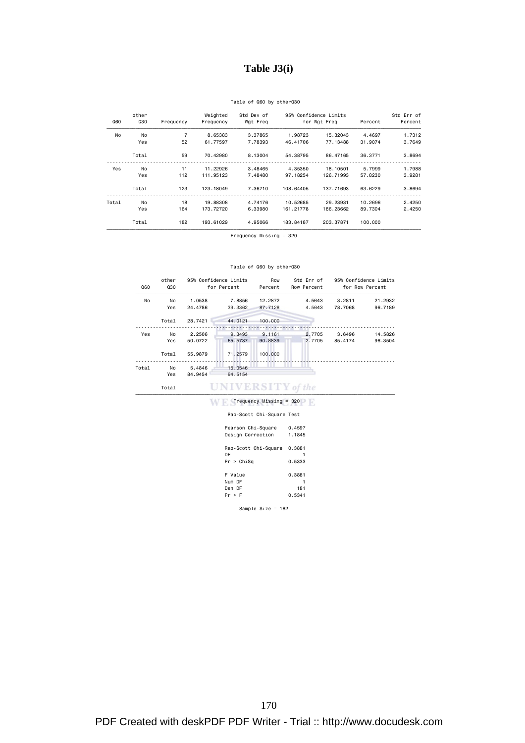# Table J3(i)

Table of Q60 by otherQ30

| Q60 | other Q30 | Frequency | Weighted Frequency | Std Dev of Wgt Freq | 95% Confidence Limits for Wgt Freq | | Percent | Std Err of Percent |
|---|---|---|---|---|---|---|---|---|
| No | No | 7 | 8.65383 | 3.37865 | 1.98723 | 15.32043 | 4.4697 | 1.7312 |
| | Yes | 52 | 61.77597 | 7.78393 | 46.41706 | 77.13488 | 31.9074 | 3.7649 |
| | Total | 59 | 70.42980 | 8.13004 | 54.38795 | 86.47165 | 36.3771 | 3.8694 |
| Yes | No | 11 | 11.22926 | 3.48465 | 4.35350 | 18.10501 | 5.7999 | 1.7988 |
| | Yes | 112 | 111.95123 | 7.48480 | 97.18254 | 126.71993 | 57.8230 | 3.9281 |
| | Total | 123 | 123.18049 | 7.36710 | 108.64405 | 137.71693 | 63.6229 | 3.8694 |
| Total | No | 18 | 19.88308 | 4.74176 | 10.52685 | 29.23931 | 10.2696 | 2.4250 |
| | Yes | 164 | 173.72720 | 6.33980 | 161.21778 | 186.23662 | 89.7304 | 2.4250 |
| | Total | 182 | 193.61029 | 4.95066 | 183.84187 | 203.37871 | 100.000 | |

Frequency Missing = 320

Table of Q60 by otherQ30

| Q60 | other Q30 | 95% Confidence Limits for Percent | | Row Percent | Std Err of Row Percent | 95% Confidence Limits for Row Percent | |
|---|---|---|---|---|---|---|---|
| No | No | 1.0538 | 7.8856 | 12.2872 | 4.5643 | 3.2811 | 21.2932 |
| | Yes | 24.4786 | 39.3362 | 87.7128 | 4.5643 | 78.7068 | 96.7189 |
| | Total | 28.7421 | 44.0121 | 100.000 | | | |
| Yes | No | 2.2506 | 9.3493 | 9.1161 | 2.7705 | 3.6496 | 14.5826 |
| | Yes | 50.0722 | 65.5737 | 90.8839 | 2.7705 | 85.4174 | 96.3504 |
| | Total | 55.9879 | 71.2579 | 100.000 | | | |
| Total | No | 5.4846 | 15.0546 | | | | |
| | Yes | 84.9454 | 94.5154 | | | | |
| | Total | | | | | | |

Frequency Missing = 320

Rao-Scott Chi-Square Test

| | |
|---|---|
| Pearson Chi-Square | 0.4597 |
| Design Correction | 1.1845 |
| Rao-Scott Chi-Square | 0.3881 |
| DF | 1 |
| Pr > ChiSq | 0.5333 |
| F Value | 0.3881 |
| Num DF | 1 |
| Den DF | 181 |
| Pr > F | 0.5341 |

Sample Size = 182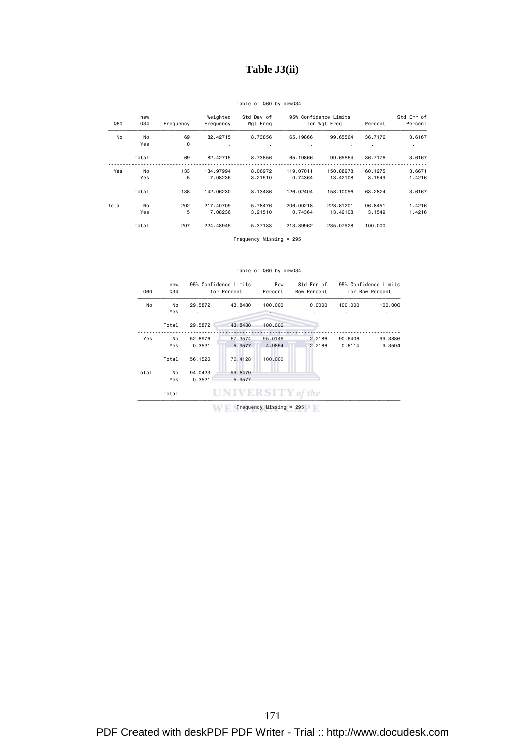# Table J3(ii)

Table of Q60 by newQ34

| Q60 | new Q34 | Frequency | Weighted Frequency | Std Dev of Wgt Freq | 95% Confidence Limits for Wgt Freq | | Percent | Std Err of Percent |
|---|---|---|---|---|---|---|---|---|
| No | No | 69 | 82.42715 | 8.73856 | 65.19866 | 99.65564 | 36.7176 | 3.6167 |
| | Yes | 0 | . | . | . | . | . | . |
| | Total | 69 | 82.42715 | 8.73856 | 65.19866 | 99.65564 | 36.7176 | 3.6167 |
| Yes | No | 133 | 134.97994 | 8.06972 | 119.07011 | 150.88978 | 60.1275 | 3.6671 |
| | Yes | 5 | 7.08236 | 3.21510 | 0.74364 | 13.42108 | 3.1549 | 1.4216 |
| | Total | 138 | 142.06230 | 8.13486 | 126.02404 | 158.10056 | 63.2824 | 3.6167 |
| Total | No | 202 | 217.40709 | 5.78476 | 206.00218 | 228.81201 | 96.8451 | 1.4216 |
| | Yes | 5 | 7.08236 | 3.21510 | 0.74364 | 13.42108 | 3.1549 | 1.4216 |
| | Total | 207 | 224.48945 | 5.37133 | 213.89962 | 235.07928 | 100.000 | |

Frequency Missing = 295

Table of Q60 by newQ34

| Q60 | new Q34 | 95% Confidence Limits for Percent | | Row Percent | Std Err of Row Percent | 95% Confidence Limits for Row Percent | |
|---|---|---|---|---|---|---|---|
| No | No | 29.5872 | 43.8480 | 100.000 | 0.0000 | 100.000 | 100.000 |
| | Yes | . | . | . | . | . | . |
| | Total | 29.5872 | 43.8480 | 100.000 | | | |
| Yes | No | 52.8976 | 67.3574 | 95.0146 | 2.2186 | 90.6406 | 99.3886 |
| | Yes | 0.3521 | 5.9577 | 4.9854 | 2.2186 | 0.6114 | 9.3594 |
| | Total | 56.1520 | 70.4128 | 100.000 | | | |
| Total | No | 94.0423 | 99.6479 | | | | |
| | Yes | 0.3521 | 5.9577 | | | | |
| | Total | | | | | | |

Frequency Missing = 295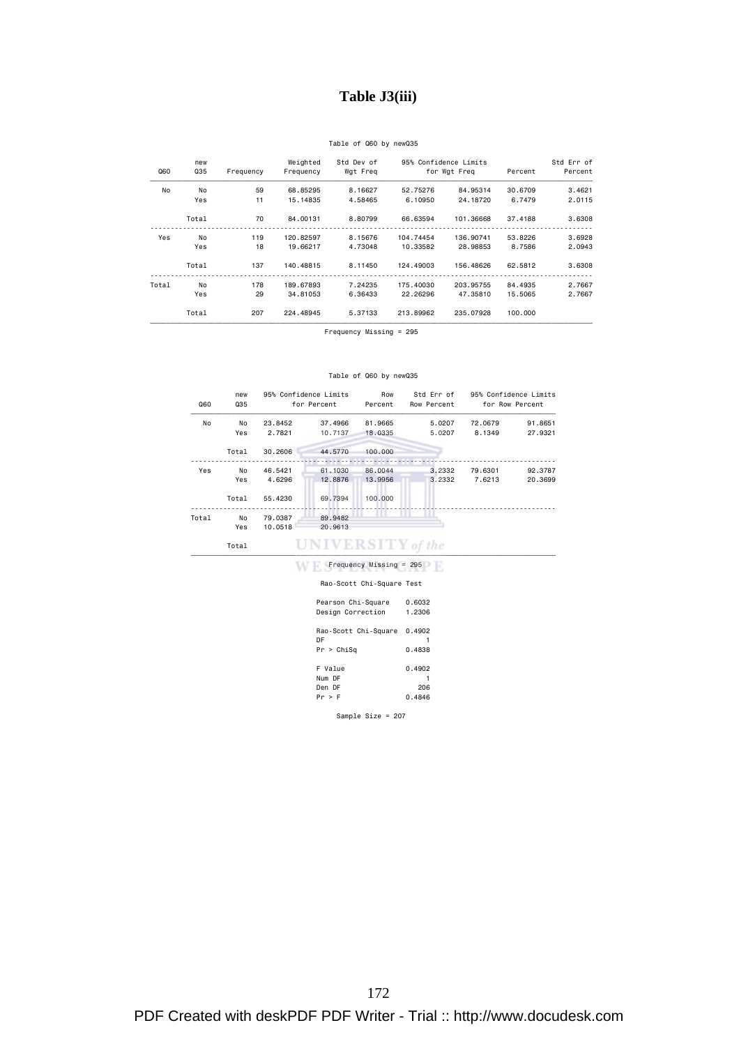# Table J3(iii)

Table of Q60 by newQ35

| Q60 | new Q35 | Frequency | Weighted Frequency | Std Dev of Wgt Freq | 95% Confidence Limits for Wgt Freq | | Percent | Std Err of Percent |
|---|---|---|---|---|---|---|---|---|
| No | No | 59 | 68.85295 | 8.16627 | 52.75276 | 84.95314 | 30.6709 | 3.4621 |
| | Yes | 11 | 15.14835 | 4.58465 | 6.10950 | 24.18720 | 6.7479 | 2.0115 |
| | Total | 70 | 84.00131 | 8.80799 | 66.63594 | 101.36668 | 37.4188 | 3.6308 |
| Yes | No | 119 | 120.82597 | 8.15676 | 104.74454 | 136.90741 | 53.8226 | 3.6928 |
| | Yes | 18 | 19.66217 | 4.73048 | 10.33582 | 28.98853 | 8.7586 | 2.0943 |
| | Total | 137 | 140.48815 | 8.11450 | 124.49003 | 156.48626 | 62.5812 | 3.6308 |
| Total | No | 178 | 189.67893 | 7.24235 | 175.40030 | 203.95755 | 84.4935 | 2.7667 |
| | Yes | 29 | 34.81053 | 6.36433 | 22.26296 | 47.35810 | 15.5065 | 2.7667 |
| | Total | 207 | 224.48945 | 5.37133 | 213.89962 | 235.07928 | 100.000 | |

Frequency Missing = 295

Table of Q60 by newQ35

| Q60 | new Q35 | 95% Confidence Limits for Percent | | Row Percent | Std Err of Row Percent | 95% Confidence Limits for Row Percent | |
|---|---|---|---|---|---|---|---|
| No | No | 23.8452 | 37.4966 | 81.9665 | 5.0207 | 72.0679 | 91.8651 |
| | Yes | 2.7821 | 10.7137 | 18.0335 | 5.0207 | 8.1349 | 27.9321 |
| | Total | 30.2606 | 44.5770 | 100.000 | | | |
| Yes | No | 46.5421 | 61.1030 | 86.0044 | 3.2332 | 79.6301 | 92.3787 |
| | Yes | 4.6296 | 12.8876 | 13.9956 | 3.2332 | 7.6213 | 20.3699 |
| | Total | 55.4230 | 69.7394 | 100.000 | | | |
| Total | No | 79.0387 | 89.9482 | | | | |
| | Yes | 10.0518 | 20.9613 | | | | |
| | Total | | | | | | |

Frequency Missing = 295

Rao-Scott Chi-Square Test

| | |
|---|---|
| Pearson Chi-Square | 0.6032 |
| Design Correction | 1.2306 |
| Rao-Scott Chi-Square | 0.4902 |
| DF | 1 |
| Pr > ChiSq | 0.4838 |
| F Value | 0.4902 |
| Num DF | 1 |
| Den DF | 206 |
| Pr > F | 0.4846 |

Sample Size = 207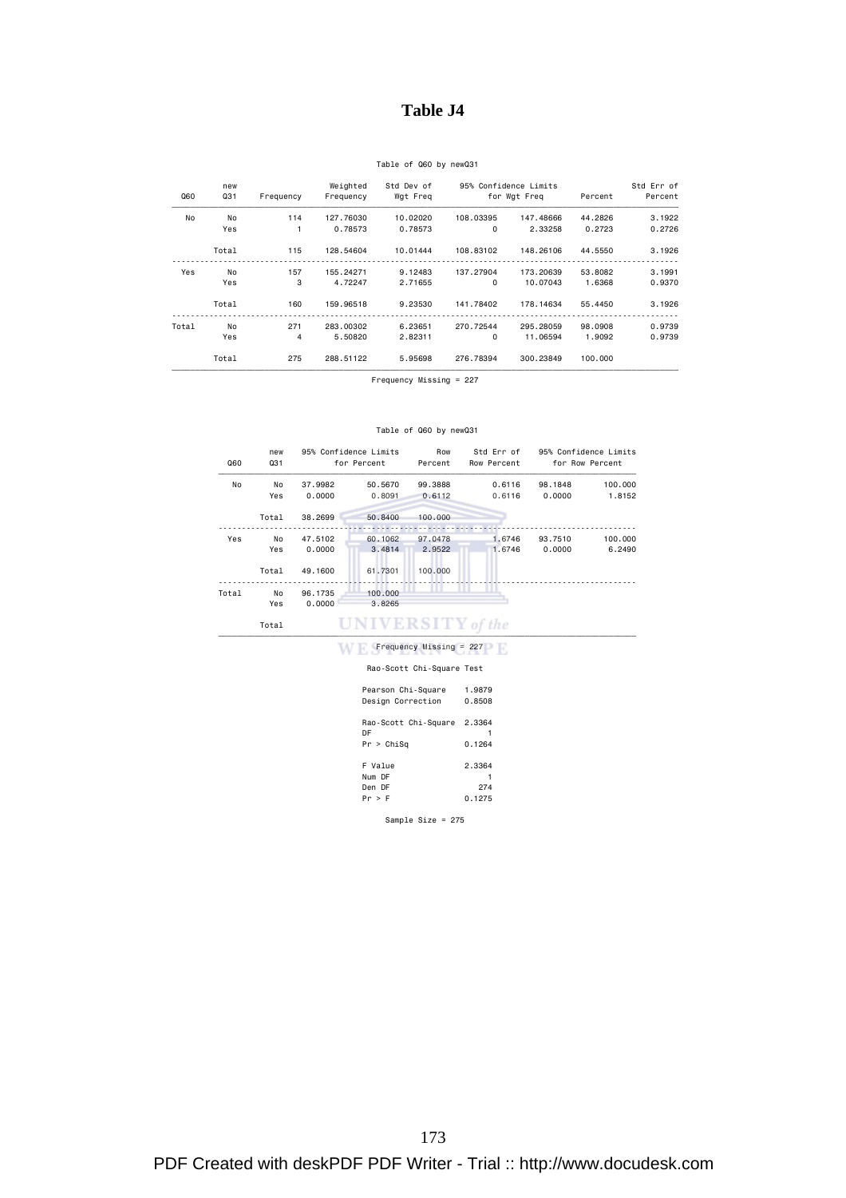# Table J4

Table of Q60 by newQ31

| Q60 | new Q31 | Frequency | Weighted Frequency | Std Dev of Wgt Freq | 95% Confidence Limits for Wgt Freq | | Percent | Std Err of Percent |
|---|---|---|---|---|---|---|---|---|
| No | No | 114 | 127.76030 | 10.02020 | 108.03395 | 147.48666 | 44.2826 | 3.1922 |
| | Yes | 1 | 0.78573 | 0.78573 | 0 | 2.33258 | 0.2723 | 0.2726 |
| | Total | 115 | 128.54604 | 10.01444 | 108.83102 | 148.26106 | 44.5550 | 3.1926 |
| Yes | No | 157 | 155.24271 | 9.12483 | 137.27904 | 173.20639 | 53.8082 | 3.1991 |
| | Yes | 3 | 4.72247 | 2.71655 | 0 | 10.07043 | 1.6368 | 0.9370 |
| | Total | 160 | 159.96518 | 9.23530 | 141.78402 | 178.14634 | 55.4450 | 3.1926 |
| Total | No | 271 | 283.00302 | 6.23651 | 270.72544 | 295.28059 | 98.0908 | 0.9739 |
| | Yes | 4 | 5.50820 | 2.82311 | 0 | 11.06594 | 1.9092 | 0.9739 |
| | Total | 275 | 288.51122 | 5.95698 | 276.78394 | 300.23849 | 100.000 | |

Frequency Missing = 227

Table of Q60 by newQ31

| Q60 | new Q31 | 95% Confidence Limits for Percent | | Row Percent | Std Err of Row Percent | 95% Confidence Limits for Row Percent | |
|---|---|---|---|---|---|---|---|
| No | No | 37.9982 | 50.5670 | 99.3888 | 0.6116 | 98.1848 | 100.000 |
| | Yes | 0.0000 | 0.8091 | 0.6112 | 0.6116 | 0.0000 | 1.8152 |
| | Total | 38.2699 | 50.8400 | 100.000 | | | |
| Yes | No | 47.5102 | 60.1062 | 97.0478 | 1.6746 | 93.7510 | 100.000 |
| | Yes | 0.0000 | 3.4814 | 2.9522 | 1.6746 | 0.0000 | 6.2490 |
| | Total | 49.1600 | 61.7301 | 100.000 | | | |
| Total | No | 96.1735 | 100.000 | | | | |
| | Yes | 0.0000 | 3.8265 | | | | |
| | Total | | | | | | |

Frequency Missing = 227

Rao-Scott Chi-Square Test

| | |
|---|---|
| Pearson Chi-Square | 1.9879 |
| Design Correction | 0.8508 |
| Rao-Scott Chi-Square | 2.3364 |
| DF | 1 |
| Pr > ChiSq | 0.1264 |
| F Value | 2.3364 |
| Num DF | 1 |
| Den DF | 274 |
| Pr > F | 0.1275 |

Sample Size = 275

PDF Created with deskPDF PDF Writer - Trial :: http://www.docudesk.com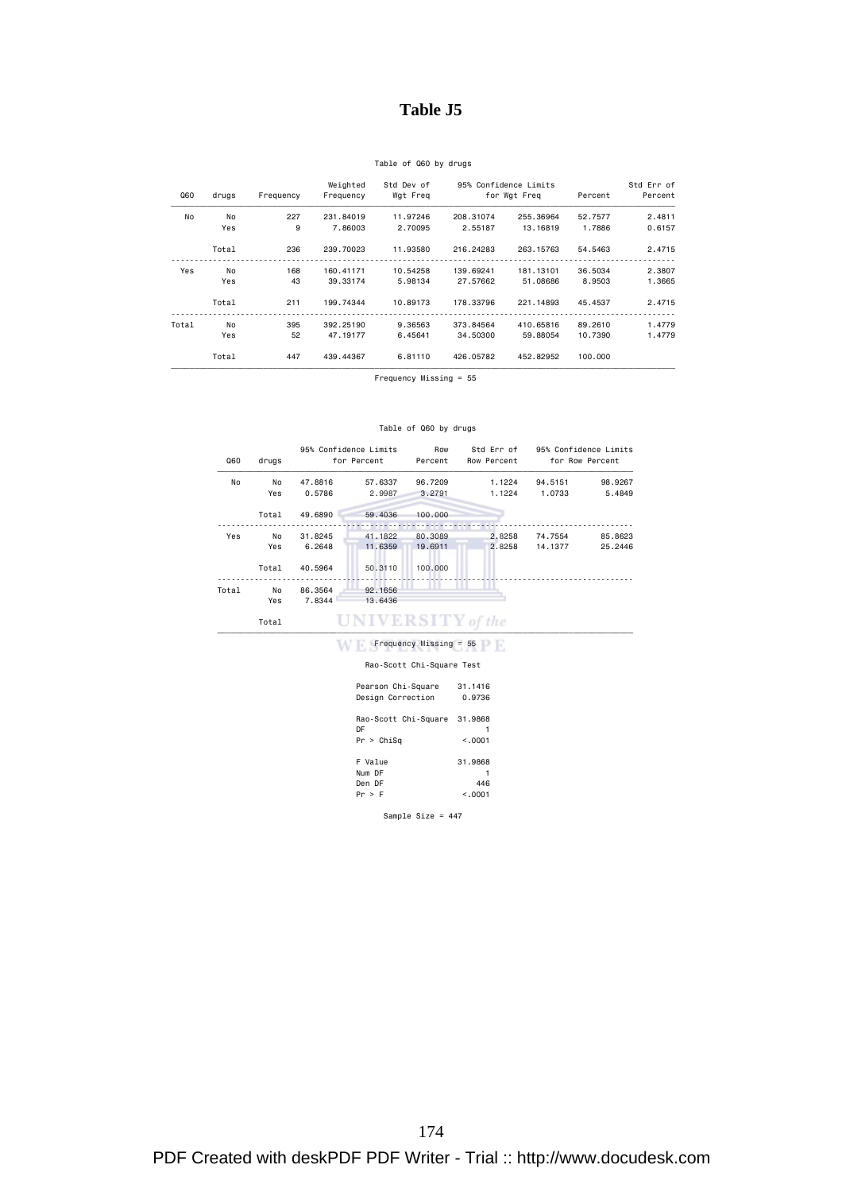# Table J5

Table of Q60 by drugs

| Q60 | drugs | Frequency | Weighted Frequency | Std Dev of Wgt Freq | 95% Confidence Limits for Wgt Freq | | Percent | Std Err of Percent |
|---|---|---|---|---|---|---|---|---|
| No | No | 227 | 231.84019 | 11.97246 | 208.31074 | 255.36964 | 52.7577 | 2.4811 |
| | Yes | 9 | 7.86003 | 2.70095 | 2.55187 | 13.16819 | 1.7886 | 0.6157 |
| | Total | 236 | 239.70023 | 11.93580 | 216.24283 | 263.15763 | 54.5463 | 2.4715 |
| Yes | No | 168 | 160.41171 | 10.54258 | 139.69241 | 181.13101 | 36.5034 | 2.3807 |
| | Yes | 43 | 39.33174 | 5.98134 | 27.57662 | 51.08686 | 8.9503 | 1.3665 |
| | Total | 211 | 199.74344 | 10.89173 | 178.33796 | 221.14893 | 45.4537 | 2.4715 |
| Total | No | 395 | 392.25190 | 9.36563 | 373.84564 | 410.65816 | 89.2610 | 1.4779 |
| | Yes | 52 | 47.19177 | 6.45641 | 34.50300 | 59.88054 | 10.7390 | 1.4779 |
| | Total | 447 | 439.44367 | 6.81110 | 426.05782 | 452.82952 | 100.000 | |

Frequency Missing = 55

Table of Q60 by drugs

| Q60 | drugs | 95% Confidence Limits for Percent | | Row Percent | Std Err of Row Percent | 95% Confidence Limits for Row Percent | |
|---|---|---|---|---|---|---|---|
| No | No | 47.8816 | 57.6337 | 96.7209 | 1.1224 | 94.5151 | 98.9267 |
| | Yes | 0.5786 | 2.9987 | 3.2791 | 1.1224 | 1.0733 | 5.4849 |
| | Total | 49.6890 | 59.4036 | 100.000 | | | |
| Yes | No | 31.8245 | 41.1822 | 80.3089 | 2.8258 | 74.7554 | 85.8623 |
| | Yes | 6.2648 | 11.6359 | 19.6911 | 2.8258 | 14.1377 | 25.2446 |
| | Total | 40.5964 | 50.3110 | 100.000 | | | |
| Total | No | 86.3564 | 92.1656 | | | | |
| | Yes | 7.8344 | 13.6436 | | | | |
| | Total | | | | | | |

Frequency Missing = 55

Rao-Scott Chi-Square Test

| | |
|---|---|
| Pearson Chi-Square | 31.1416 |
| Design Correction | 0.9736 |
| Rao-Scott Chi-Square | 31.9868 |
| DF | 1 |
| Pr > ChiSq | <.0001 |
| F Value | 31.9868 |
| Num DF | 1 |
| Den DF | 446 |
| Pr > F | <.0001 |

Sample Size = 447

PDF Created with deskPDF PDF Writer - Trial :: http://www.docudesk.com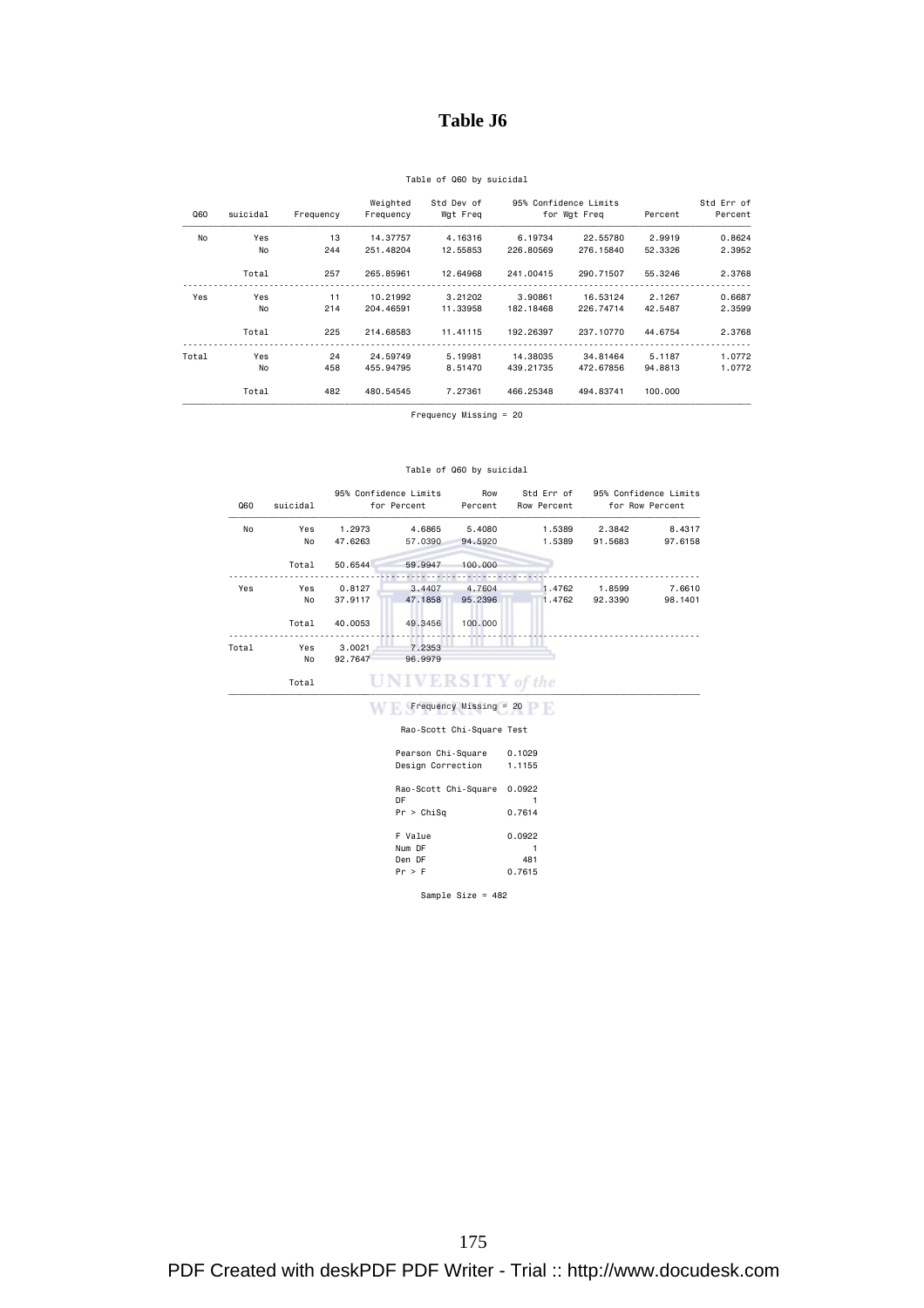# Table J6

Table of Q60 by suicidal

| Q60 | suicidal | Frequency | Weighted Frequency | Std Dev of Wgt Freq | 95% Confidence Limits for Wgt Freq | | Percent | Std Err of Percent |
|---|---|---|---|---|---|---|---|---|
| No | Yes | 13 | 14.37757 | 4.16316 | 6.19734 | 22.55780 | 2.9919 | 0.8624 |
| | No | 244 | 251.48204 | 12.55853 | 226.80569 | 276.15840 | 52.3326 | 2.3952 |
| | Total | 257 | 265.85961 | 12.64968 | 241.00415 | 290.71507 | 55.3246 | 2.3768 |
| Yes | Yes | 11 | 10.21992 | 3.21202 | 3.90861 | 16.53124 | 2.1267 | 0.6687 |
| | No | 214 | 204.46591 | 11.33958 | 182.18468 | 226.74714 | 42.5487 | 2.3599 |
| | Total | 225 | 214.68583 | 11.41115 | 192.26397 | 237.10770 | 44.6754 | 2.3768 |
| Total | Yes | 24 | 24.59749 | 5.19981 | 14.38035 | 34.81464 | 5.1187 | 1.0772 |
| | No | 458 | 455.94795 | 8.51470 | 439.21735 | 472.67856 | 94.8813 | 1.0772 |
| | Total | 482 | 480.54545 | 7.27361 | 466.25348 | 494.83741 | 100.000 | |

Frequency Missing = 20

Table of Q60 by suicidal

| Q60 | suicidal | 95% Confidence Limits for Percent | | Row Percent | Std Err of Row Percent | 95% Confidence Limits for Row Percent | |
|---|---|---|---|---|---|---|---|
| No | Yes | 1.2973 | 4.6865 | 5.4080 | 1.5389 | 2.3842 | 8.4317 |
| | No | 47.6263 | 57.0390 | 94.5920 | 1.5389 | 91.5683 | 97.6158 |
| | Total | 50.6544 | 59.9947 | 100.000 | | | |
| Yes | Yes | 0.8127 | 3.4407 | 4.7604 | 1.4762 | 1.8599 | 7.6610 |
| | No | 37.9117 | 47.1858 | 95.2396 | 1.4762 | 92.3390 | 98.1401 |
| | Total | 40.0053 | 49.3456 | 100.000 | | | |
| Total | Yes | 3.0021 | 7.2353 | | | | |
| | No | 92.7647 | 96.9979 | | | | |
| | Total | | | | | | |

Frequency Missing = 20

Rao-Scott Chi-Square Test

| | |
|---|---|
| Pearson Chi-Square | 0.1029 |
| Design Correction | 1.1155 |
| Rao-Scott Chi-Square | 0.0922 |
| DF | 1 |
| Pr > ChiSq | 0.7614 |
| F Value | 0.0922 |
| Num DF | 1 |
| Den DF | 481 |
| Pr > F | 0.7615 |

Sample Size = 482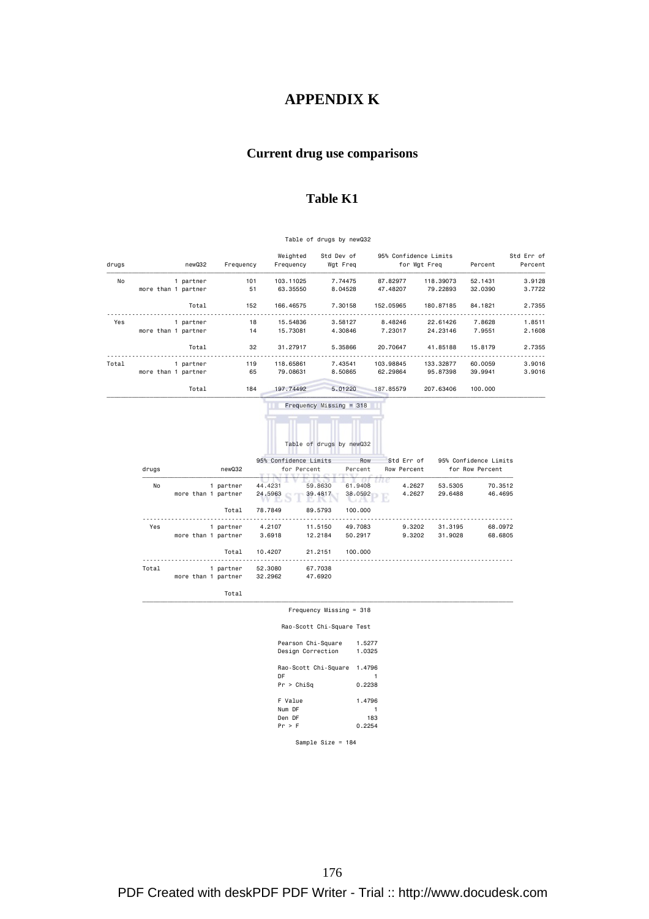# APPENDIX K

## Current drug use comparisons

### Table K1

Table of drugs by newQ32

| drugs | newQ32 | Frequency | Weighted Frequency | Std Dev of Wgt Freq | 95% Confidence Limits for Wgt Freq | | Percent | Std Err of Percent |
|---|---|---|---|---|---|---|---|---|
| No | 1 partner | 101 | 103.11025 | 7.74475 | 87.82977 | 118.39073 | 52.1431 | 3.9128 |
| | more than 1 partner | 51 | 63.35550 | 8.04528 | 47.48207 | 79.22893 | 32.0390 | 3.7722 |
| | Total | 152 | 166.46575 | 7.30158 | 152.05965 | 180.87185 | 84.1821 | 2.7355 |
| Yes | 1 partner | 18 | 15.54836 | 3.58127 | 8.48246 | 22.61426 | 7.8628 | 1.8511 |
| | more than 1 partner | 14 | 15.73081 | 4.30846 | 7.23017 | 24.23146 | 7.9551 | 2.1608 |
| | Total | 32 | 31.27917 | 5.35866 | 20.70647 | 41.85188 | 15.8179 | 2.7355 |
| Total | 1 partner | 119 | 118.65861 | 7.43541 | 103.98845 | 133.32877 | 60.0059 | 3.9016 |
| | more than 1 partner | 65 | 79.08631 | 8.50865 | 62.29864 | 95.87398 | 39.9941 | 3.9016 |
| | Total | 184 | 197.74492 | 5.01220 | 187.85579 | 207.63406 | 100.000 | |

Frequency Missing = 318

Table of drugs by newQ32

| drugs | newQ32 | 95% Confidence Limits for Percent | | Row Percent | Std Err of Row Percent | 95% Confidence Limits for Row Percent | |
|---|---|---|---|---|---|---|---|
| No | 1 partner | 44.4231 | 59.8630 | 61.9408 | 4.2627 | 53.5305 | 70.3512 |
| | more than 1 partner | 24.5963 | 39.4817 | 38.0592 | 4.2627 | 29.6488 | 46.4695 |
| | Total | 78.7849 | 89.5793 | 100.000 | | | |
| Yes | 1 partner | 4.2107 | 11.5150 | 49.7083 | 9.3202 | 31.3195 | 68.0972 |
| | more than 1 partner | 3.6918 | 12.2184 | 50.2917 | 9.3202 | 31.9028 | 68.6805 |
| | Total | 10.4207 | 21.2151 | 100.000 | | | |
| Total | 1 partner | 52.3080 | 67.7038 | | | | |
| | more than 1 partner | 32.2962 | 47.6920 | | | | |
| | Total | | | | | | |

Frequency Missing = 318

Rao-Scott Chi-Square Test

| | |
|---|---|
| Pearson Chi-Square | 1.5277 |
| Design Correction | 1.0325 |
| Rao-Scott Chi-Square | 1.4796 |
| DF | 1 |
| Pr > ChiSq | 0.2238 |
| F Value | 1.4796 |
| Num DF | 1 |
| Den DF | 183 |
| Pr > F | 0.2254 |

Sample Size = 184

PDF Created with deskPDF PDF Writer - Trial :: http://www.docudesk.com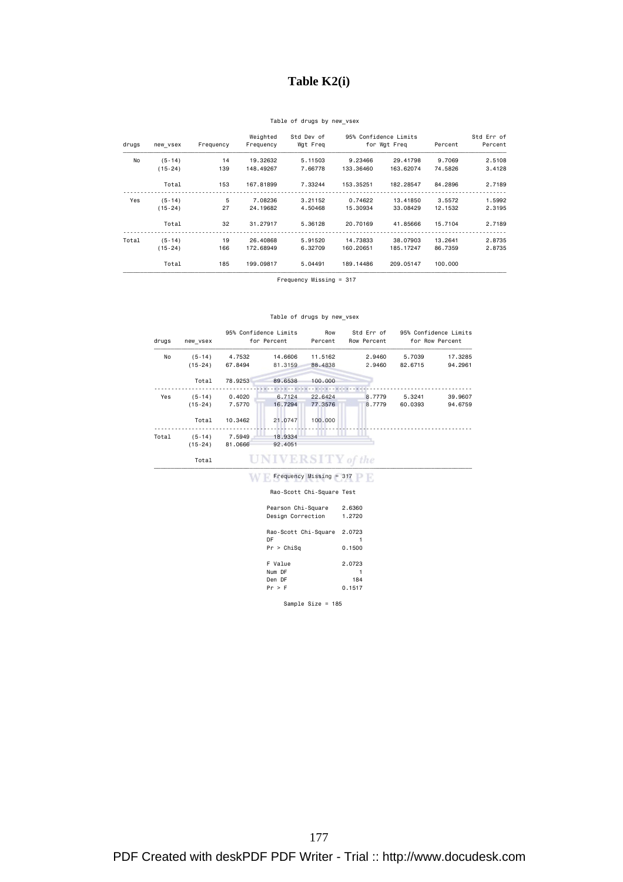# Table K2(i)

Table of drugs by new_vsex

| drugs | new_vsex | Frequency | Weighted Frequency | Std Dev of Wgt Freq | 95% Confidence Limits for Wgt Freq | | Percent | Std Err of Percent |
|---|---|---|---|---|---|---|---|---|
| No | (5-14) | 14 | 19.32632 | 5.11503 | 9.23466 | 29.41798 | 9.7069 | 2.5108 |
| | (15-24) | 139 | 148.49267 | 7.66778 | 133.36460 | 163.62074 | 74.5826 | 3.4128 |
| | Total | 153 | 167.81899 | 7.33244 | 153.35251 | 182.28547 | 84.2896 | 2.7189 |
| Yes | (5-14) | 5 | 7.08236 | 3.21152 | 0.74622 | 13.41850 | 3.5572 | 1.5992 |
| | (15-24) | 27 | 24.19682 | 4.50468 | 15.30934 | 33.08429 | 12.1532 | 2.3195 |
| | Total | 32 | 31.27917 | 5.36128 | 20.70169 | 41.85666 | 15.7104 | 2.7189 |
| Total | (5-14) | 19 | 26.40868 | 5.91520 | 14.73833 | 38.07903 | 13.2641 | 2.8735 |
| | (15-24) | 166 | 172.68949 | 6.32709 | 160.20651 | 185.17247 | 86.7359 | 2.8735 |
| | Total | 185 | 199.09817 | 5.04491 | 189.14486 | 209.05147 | 100.000 | |

Frequency Missing = 317

Table of drugs by new_vsex

| drugs | new_vsex | 95% Confidence Limits for Percent | | Row Percent | Std Err of Row Percent | 95% Confidence Limits for Row Percent | |
|---|---|---|---|---|---|---|---|
| No | (5-14) | 4.7532 | 14.6606 | 11.5162 | 2.9460 | 5.7039 | 17.3285 |
| | (15-24) | 67.8494 | 81.3159 | 88.4838 | 2.9460 | 82.6715 | 94.2961 |
| | Total | 78.9253 | 89.6538 | 100.000 | | | |
| Yes | (5-14) | 0.4020 | 6.7124 | 22.6424 | 8.7779 | 5.3241 | 39.9607 |
| | (15-24) | 7.5770 | 16.7294 | 77.3576 | 8.7779 | 60.0393 | 94.6759 |
| | Total | 10.3462 | 21.0747 | 100.000 | | | |
| Total | (5-14) | 7.5949 | 18.9334 | | | | |
| | (15-24) | 81.0666 | 92.4051 | | | | |
| | Total | | | | | | |

Frequency Missing = 317

Rao-Scott Chi-Square Test

| | |
|---|---|
| Pearson Chi-Square | 2.6360 |
| Design Correction | 1.2720 |
| Rao-Scott Chi-Square | 2.0723 |
| DF | 1 |
| Pr > ChiSq | 0.1500 |
| F Value | 2.0723 |
| Num DF | 1 |
| Den DF | 184 |
| Pr > F | 0.1517 |

Sample Size = 185

PDF Created with deskPDF PDF Writer - Trial :: http://www.docudesk.com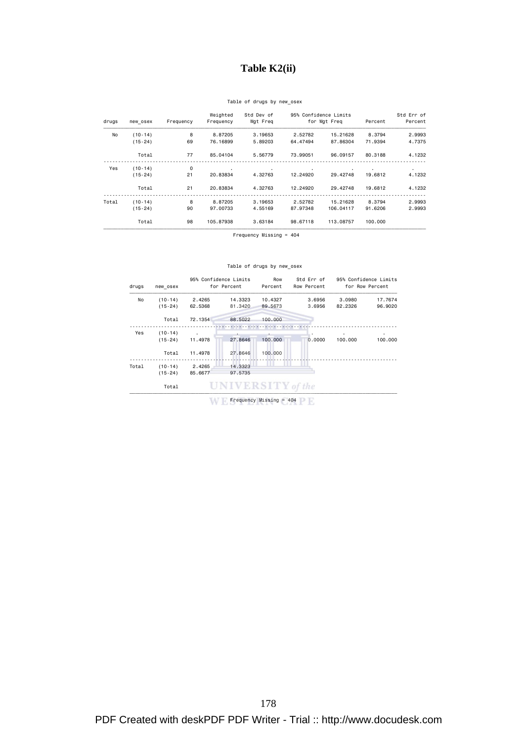# Table K2(ii)

Table of drugs by new_osex

| drugs | new_osex | Frequency | Weighted Frequency | Std Dev of Wgt Freq | 95% Confidence Limits for Wgt Freq | | Percent | Std Err of Percent |
|---|---|---|---|---|---|---|---|---|
| No | (10-14) | 8 | 8.87205 | 3.19653 | 2.52782 | 15.21628 | 8.3794 | 2.9993 |
| | (15-24) | 69 | 76.16899 | 5.89203 | 64.47494 | 87.86304 | 71.9394 | 4.7375 |
| | Total | 77 | 85.04104 | 5.56779 | 73.99051 | 96.09157 | 80.3188 | 4.1232 |
| Yes | (10-14) | 0 | . | . | . | . | . | . |
| | (15-24) | 21 | 20.83834 | 4.32763 | 12.24920 | 29.42748 | 19.6812 | 4.1232 |
| | Total | 21 | 20.83834 | 4.32763 | 12.24920 | 29.42748 | 19.6812 | 4.1232 |
| Total | (10-14) | 8 | 8.87205 | 3.19653 | 2.52782 | 15.21628 | 8.3794 | 2.9993 |
| | (15-24) | 90 | 97.00733 | 4.55169 | 87.97348 | 106.04117 | 91.6206 | 2.9993 |
| | Total | 98 | 105.87938 | 3.63184 | 98.67118 | 113.08757 | 100.000 | |

Frequency Missing = 404

Table of drugs by new_osex

| drugs | new_osex | 95% Confidence Limits for Percent | | Row Percent | Std Err of Row Percent | 95% Confidence Limits for Row Percent | |
|---|---|---|---|---|---|---|---|
| No | (10-14) | 2.4265 | 14.3323 | 10.4327 | 3.6956 | 3.0980 | 17.7674 |
| | (15-24) | 62.5368 | 81.3420 | 89.5673 | 3.6956 | 82.2326 | 96.9020 |
| | Total | 72.1354 | 88.5022 | 100.000 | | | |
| Yes | (10-14) | . | . | . | . | . | . |
| | (15-24) | 11.4978 | 27.8646 | 100.000 | 0.0000 | 100.000 | 100.000 |
| | Total | 11.4978 | 27.8646 | 100.000 | | | |
| Total | (10-14) | 2.4265 | 14.3323 | | | | |
| | (15-24) | 85.6677 | 97.5735 | | | | |
| | Total | | | | | | |

Frequency Missing = 404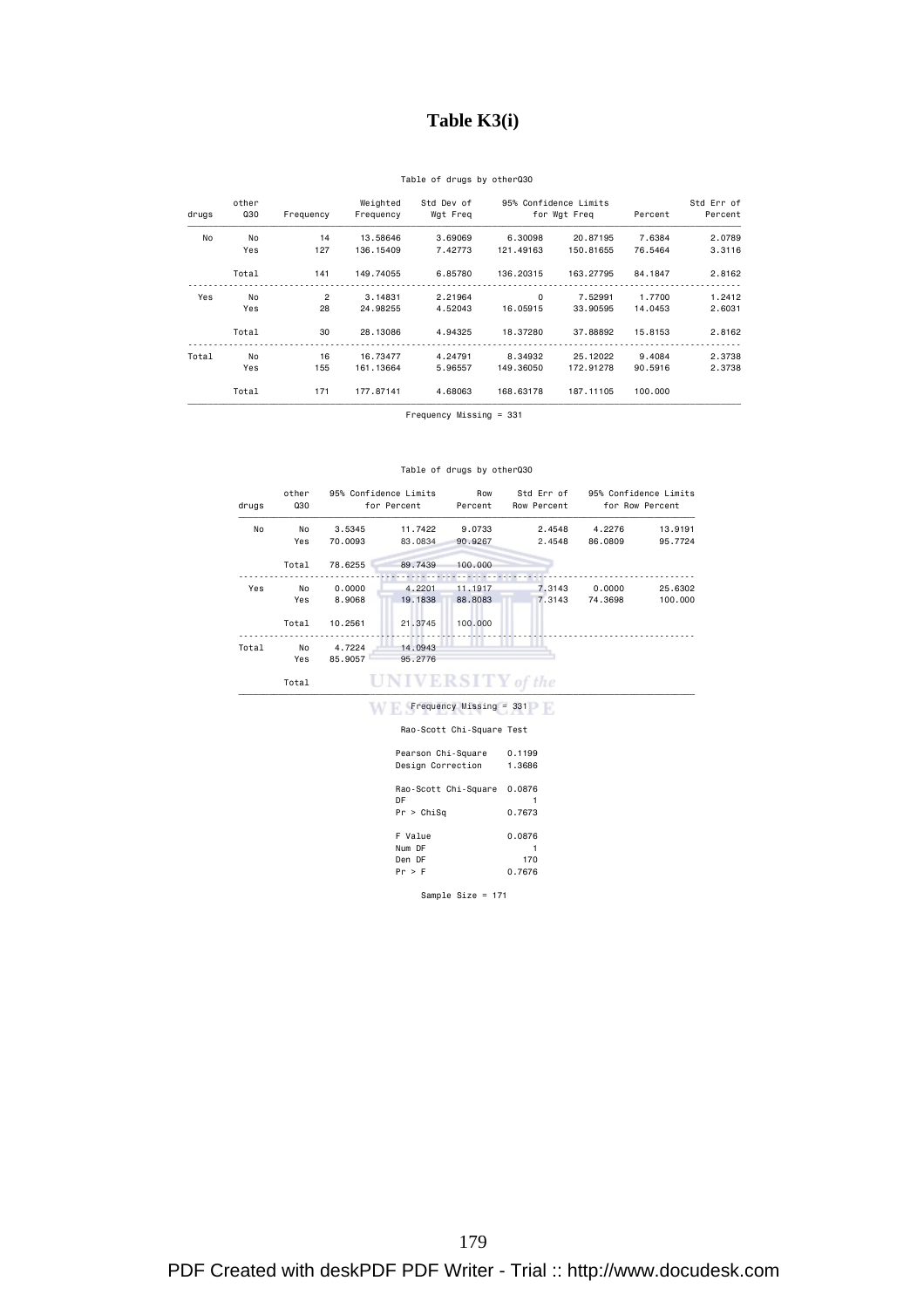# Table K3(i)

Table of drugs by otherQ30

| drugs | other Q30 | Frequency | Weighted Frequency | Std Dev of Wgt Freq | 95% Confidence Limits for Wgt Freq | | Percent | Std Err of Percent |
|---|---|---|---|---|---|---|---|---|
| No | No | 14 | 13.58646 | 3.69069 | 6.30098 | 20.87195 | 7.6384 | 2.0789 |
| | Yes | 127 | 136.15409 | 7.42773 | 121.49163 | 150.81655 | 76.5464 | 3.3116 |
| | Total | 141 | 149.74055 | 6.85780 | 136.20315 | 163.27795 | 84.1847 | 2.8162 |
| Yes | No | 2 | 3.14831 | 2.21964 | 0 | 7.52991 | 1.7700 | 1.2412 |
| | Yes | 28 | 24.98255 | 4.52043 | 16.05915 | 33.90595 | 14.0453 | 2.6031 |
| | Total | 30 | 28.13086 | 4.94325 | 18.37280 | 37.88892 | 15.8153 | 2.8162 |
| Total | No | 16 | 16.73477 | 4.24791 | 8.34932 | 25.12022 | 9.4084 | 2.3738 |
| | Yes | 155 | 161.13664 | 5.96557 | 149.36050 | 172.91278 | 90.5916 | 2.3738 |
| | Total | 171 | 177.87141 | 4.68063 | 168.63178 | 187.11105 | 100.000 | |

Frequency Missing = 331

Table of drugs by otherQ30

| drugs | other Q30 | 95% Confidence Limits for Percent | | Row Percent | Std Err of Row Percent | 95% Confidence Limits for Row Percent | |
|---|---|---|---|---|---|---|---|
| No | No | 3.5345 | 11.7422 | 9.0733 | 2.4548 | 4.2276 | 13.9191 |
| | Yes | 70.0093 | 83.0834 | 90.9267 | 2.4548 | 86.0809 | 95.7724 |
| | Total | 78.6255 | 89.7439 | 100.000 | | | |
| Yes | No | 0.0000 | 4.2201 | 11.1917 | 7.3143 | 0.0000 | 25.6302 |
| | Yes | 8.9068 | 19.1838 | 88.8083 | 7.3143 | 74.3698 | 100.000 |
| | Total | 10.2561 | 21.3745 | 100.000 | | | |
| Total | No | 4.7224 | 14.0943 | | | | |
| | Yes | 85.9057 | 95.2776 | | | | |
| | Total | | | | | | |

Frequency Missing = 331

Rao-Scott Chi-Square Test

| | |
|---|---|
| Pearson Chi-Square | 0.1199 |
| Design Correction | 1.3686 |
| Rao-Scott Chi-Square | 0.0876 |
| DF | 1 |
| Pr > ChiSq | 0.7673 |
| F Value | 0.0876 |
| Num DF | 1 |
| Den DF | 170 |
| Pr > F | 0.7676 |

Sample Size = 171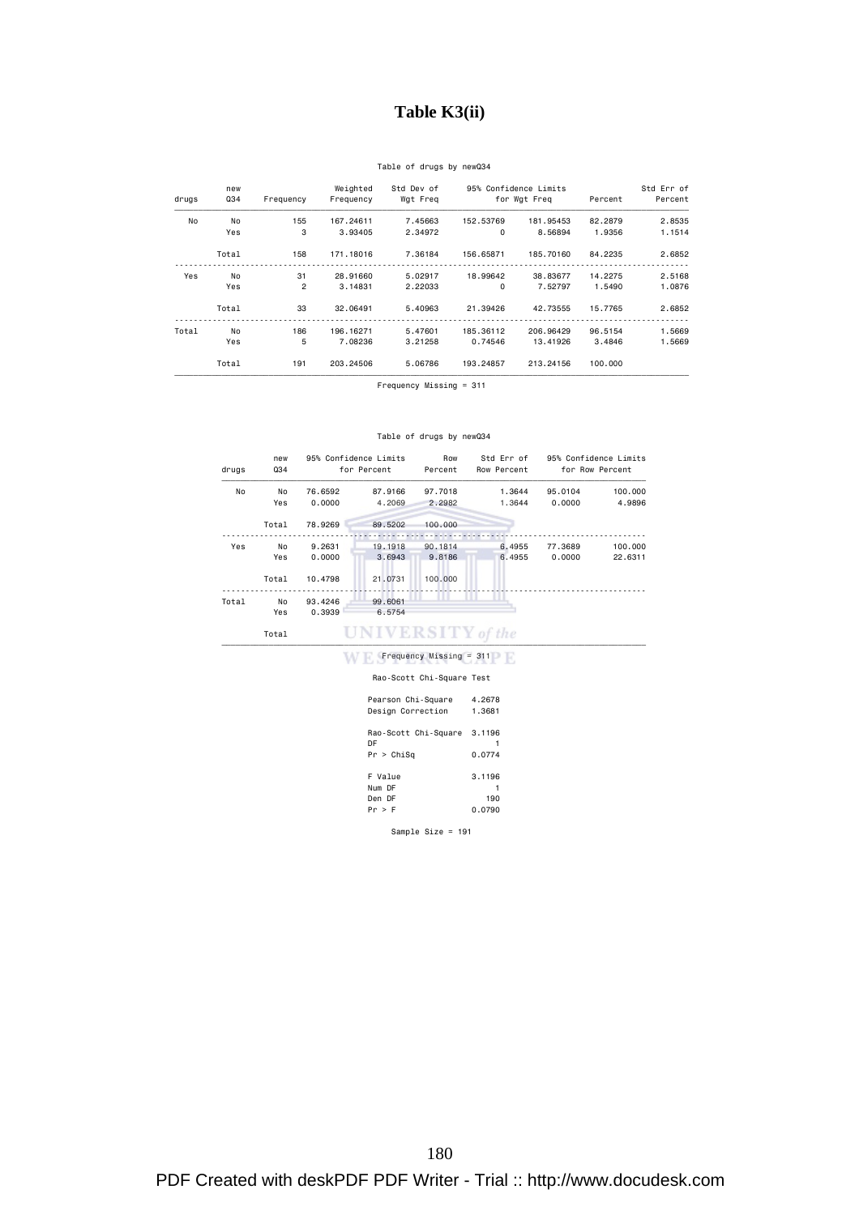# Table K3(ii)

Table of drugs by newQ34

| drugs | new Q34 | Frequency | Weighted Frequency | Std Dev of Wgt Freq | 95% Confidence Limits for Wgt Freq | | Percent | Std Err of Percent |
|---|---|---|---|---|---|---|---|---|
| No | No | 155 | 167.24611 | 7.45663 | 152.53769 | 181.95453 | 82.2879 | 2.8535 |
| | Yes | 3 | 3.93405 | 2.34972 | 0 | 8.56894 | 1.9356 | 1.1514 |
| | Total | 158 | 171.18016 | 7.36184 | 156.65871 | 185.70160 | 84.2235 | 2.6852 |
| Yes | No | 31 | 28.91660 | 5.02917 | 18.99642 | 38.83677 | 14.2275 | 2.5168 |
| | Yes | 2 | 3.14831 | 2.22033 | 0 | 7.52797 | 1.5490 | 1.0876 |
| | Total | 33 | 32.06491 | 5.40963 | 21.39426 | 42.73555 | 15.7765 | 2.6852 |
| Total | No | 186 | 196.16271 | 5.47601 | 185.36112 | 206.96429 | 96.5154 | 1.5669 |
| | Yes | 5 | 7.08236 | 3.21258 | 0.74546 | 13.41926 | 3.4846 | 1.5669 |
| | Total | 191 | 203.24506 | 5.06786 | 193.24857 | 213.24156 | 100.000 | |

Frequency Missing = 311

Table of drugs by newQ34

| drugs | new Q34 | 95% Confidence Limits for Percent | | Row Percent | Std Err of Row Percent | 95% Confidence Limits for Row Percent | |
|---|---|---|---|---|---|---|---|
| No | No | 76.6592 | 87.9166 | 97.7018 | 1.3644 | 95.0104 | 100.000 |
| | Yes | 0.0000 | 4.2069 | 2.2982 | 1.3644 | 0.0000 | 4.9896 |
| | Total | 78.9269 | 89.5202 | 100.000 | | | |
| Yes | No | 9.2631 | 19.1918 | 90.1814 | 6.4955 | 77.3689 | 100.000 |
| | Yes | 0.0000 | 3.6943 | 9.8186 | 6.4955 | 0.0000 | 22.6311 |
| | Total | 10.4798 | 21.0731 | 100.000 | | | |
| Total | No | 93.4246 | 99.6061 | | | | |
| | Yes | 0.3939 | 6.5754 | | | | |
| | Total | | | | | | |

Frequency Missing = 311

Rao-Scott Chi-Square Test

| | |
|---|---|
| Pearson Chi-Square | 4.2678 |
| Design Correction | 1.3681 |
| Rao-Scott Chi-Square | 3.1196 |
| DF | 1 |
| Pr > ChiSq | 0.0774 |
| F Value | 3.1196 |
| Num DF | 1 |
| Den DF | 190 |
| Pr > F | 0.0790 |

Sample Size = 191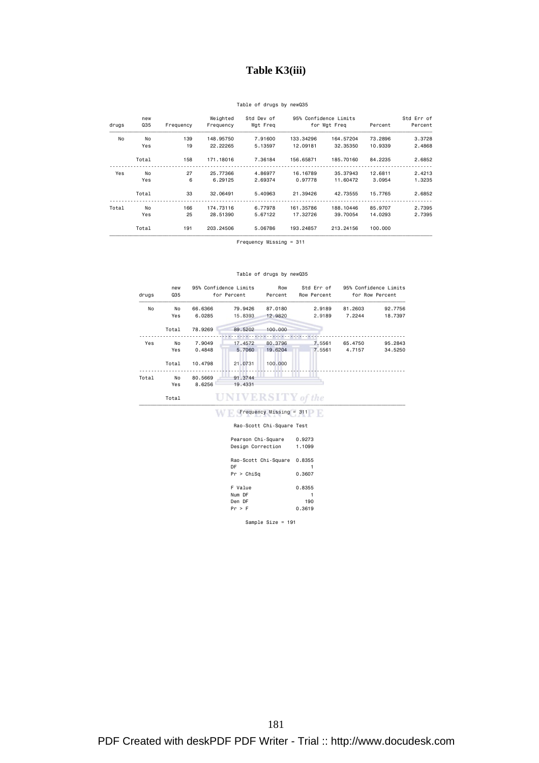# Table K3(iii)

Table of drugs by newQ35

| drugs | new Q35 | Frequency | Weighted Frequency | Std Dev of Wgt Freq | 95% Confidence Limits for Wgt Freq | | Percent | Std Err of Percent |
|---|---|---|---|---|---|---|---|---|
| No | No | 139 | 148.95750 | 7.91600 | 133.34296 | 164.57204 | 73.2896 | 3.3728 |
| | Yes | 19 | 22.22265 | 5.13597 | 12.09181 | 32.35350 | 10.9339 | 2.4868 |
| | Total | 158 | 171.18016 | 7.36184 | 156.65871 | 185.70160 | 84.2235 | 2.6852 |
| Yes | No | 27 | 25.77366 | 4.86977 | 16.16789 | 35.37943 | 12.6811 | 2.4213 |
| | Yes | 6 | 6.29125 | 2.69374 | 0.97778 | 11.60472 | 3.0954 | 1.3235 |
| | Total | 33 | 32.06491 | 5.40963 | 21.39426 | 42.73555 | 15.7765 | 2.6852 |
| Total | No | 166 | 174.73116 | 6.77978 | 161.35786 | 188.10446 | 85.9707 | 2.7395 |
| | Yes | 25 | 28.51390 | 5.67122 | 17.32726 | 39.70054 | 14.0293 | 2.7395 |
| | Total | 191 | 203.24506 | 5.06786 | 193.24857 | 213.24156 | 100.000 | |

Frequency Missing = 311

Table of drugs by newQ35

| drugs | new Q35 | 95% Confidence Limits for Percent | | Row Percent | Std Err of Row Percent | 95% Confidence Limits for Row Percent | |
|---|---|---|---|---|---|---|---|
| No | No | 66.6366 | 79.9426 | 87.0180 | 2.9189 | 81.2603 | 92.7756 |
| | Yes | 6.0285 | 15.8393 | 12.9820 | 2.9189 | 7.2244 | 18.7397 |
| | Total | 78.9269 | 89.5202 | 100.000 | | | |
| Yes | No | 7.9049 | 17.4572 | 80.3796 | 7.5561 | 65.4750 | 95.2843 |
| | Yes | 0.4848 | 5.7060 | 19.6204 | 7.5561 | 4.7157 | 34.5250 |
| | Total | 10.4798 | 21.0731 | 100.000 | | | |
| Total | No | 80.5669 | 91.3744 | | | | |
| | Yes | 8.6256 | 19.4331 | | | | |
| | Total | | | | | | |

Frequency Missing = 311

Rao-Scott Chi-Square Test

| | |
|---|---|
| Pearson Chi-Square | 0.9273 |
| Design Correction | 1.1099 |
| Rao-Scott Chi-Square | 0.8355 |
| DF | 1 |
| Pr > ChiSq | 0.3607 |
| F Value | 0.8355 |
| Num DF | 1 |
| Den DF | 190 |
| Pr > F | 0.3619 |

Sample Size = 191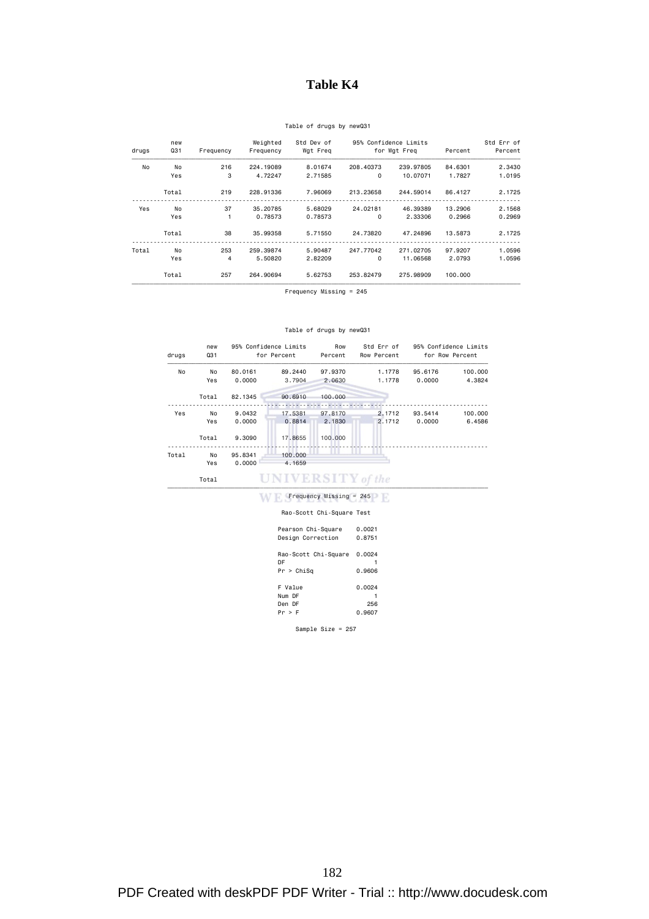# Table K4

Table of drugs by newQ31

| drugs | new Q31 | Frequency | Weighted Frequency | Std Dev of Wgt Freq | 95% Confidence Limits for Wgt Freq | | Percent | Std Err of Percent |
|---|---|---|---|---|---|---|---|---|
| No | No | 216 | 224.19089 | 8.01674 | 208.40373 | 239.97805 | 84.6301 | 2.3430 |
| | Yes | 3 | 4.72247 | 2.71585 | 0 | 10.07071 | 1.7827 | 1.0195 |
| | Total | 219 | 228.91336 | 7.96069 | 213.23658 | 244.59014 | 86.4127 | 2.1725 |
| Yes | No | 37 | 35.20785 | 5.68029 | 24.02181 | 46.39389 | 13.2906 | 2.1568 |
| | Yes | 1 | 0.78573 | 0.78573 | 0 | 2.33306 | 0.2966 | 0.2969 |
| | Total | 38 | 35.99358 | 5.71550 | 24.73820 | 47.24896 | 13.5873 | 2.1725 |
| Total | No | 253 | 259.39874 | 5.90487 | 247.77042 | 271.02705 | 97.9207 | 1.0596 |
| | Yes | 4 | 5.50820 | 2.82209 | 0 | 11.06568 | 2.0793 | 1.0596 |
| | Total | 257 | 264.90694 | 5.62753 | 253.82479 | 275.98909 | 100.000 | |

Frequency Missing = 245

Table of drugs by newQ31

| drugs | new Q31 | 95% Confidence Limits for Percent | | Row Percent | Std Err of Row Percent | 95% Confidence Limits for Row Percent | |
|---|---|---|---|---|---|---|---|
| No | No | 80.0161 | 89.2440 | 97.9370 | 1.1778 | 95.6176 | 100.000 |
| | Yes | 0.0000 | 3.7904 | 2.0630 | 1.1778 | 0.0000 | 4.3824 |
| | Total | 82.1345 | 90.6910 | 100.000 | | | |
| Yes | No | 9.0432 | 17.5381 | 97.8170 | 2.1712 | 93.5414 | 100.000 |
| | Yes | 0.0000 | 0.8814 | 2.1830 | 2.1712 | 0.0000 | 6.4586 |
| | Total | 9.3090 | 17.8655 | 100.000 | | | |
| Total | No | 95.8341 | 100.000 | | | | |
| | Yes | 0.0000 | 4.1659 | | | | |
| | Total | | | | | | |

Frequency Missing = 245

Rao-Scott Chi-Square Test

| | |
|---|---|
| Pearson Chi-Square | 0.0021 |
| Design Correction | 0.8751 |
| Rao-Scott Chi-Square | 0.0024 |
| DF | 1 |
| Pr > ChiSq | 0.9606 |
| F Value | 0.0024 |
| Num DF | 1 |
| Den DF | 256 |
| Pr > F | 0.9607 |

Sample Size = 257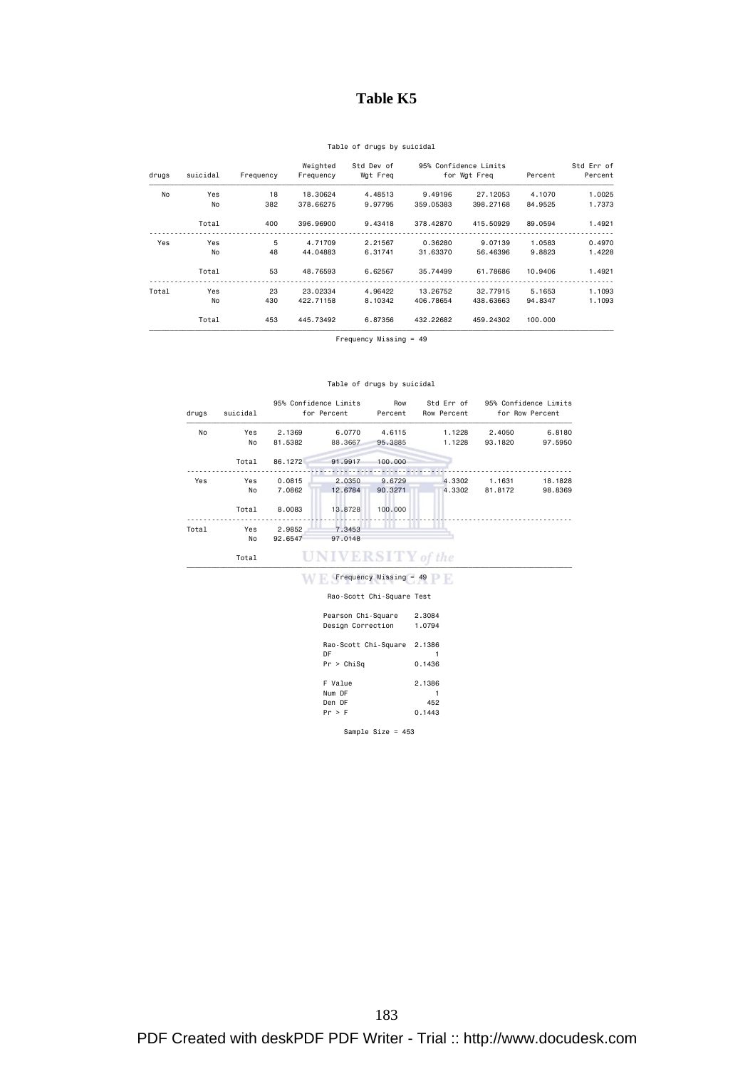# Table K5

Table of drugs by suicidal

| drugs | suicidal | Frequency | Weighted Frequency | Std Dev of Wgt Freq | 95% Confidence Limits for Wgt Freq | | Percent | Std Err of Percent |
|---|---|---|---|---|---|---|---|---|
| No | Yes | 18 | 18.30624 | 4.48513 | 9.49196 | 27.12053 | 4.1070 | 1.0025 |
| | No | 382 | 378.66275 | 9.97795 | 359.05383 | 398.27168 | 84.9525 | 1.7373 |
| | Total | 400 | 396.96900 | 9.43418 | 378.42870 | 415.50929 | 89.0594 | 1.4921 |
| Yes | Yes | 5 | 4.71709 | 2.21567 | 0.36280 | 9.07139 | 1.0583 | 0.4970 |
| | No | 48 | 44.04883 | 6.31741 | 31.63370 | 56.46396 | 9.8823 | 1.4228 |
| | Total | 53 | 48.76593 | 6.62567 | 35.74499 | 61.78686 | 10.9406 | 1.4921 |
| Total | Yes | 23 | 23.02334 | 4.96422 | 13.26752 | 32.77915 | 5.1653 | 1.1093 |
| | No | 430 | 422.71158 | 8.10342 | 406.78654 | 438.63663 | 94.8347 | 1.1093 |
| | Total | 453 | 445.73492 | 6.87356 | 432.22682 | 459.24302 | 100.000 | |

Frequency Missing = 49

Table of drugs by suicidal

| drugs | suicidal | 95% Confidence Limits for Percent | | Row Percent | Std Err of Row Percent | 95% Confidence Limits for Row Percent | |
|---|---|---|---|---|---|---|---|
| No | Yes | 2.1369 | 6.0770 | 4.6115 | 1.1228 | 2.4050 | 6.8180 |
| | No | 81.5382 | 88.3667 | 95.3885 | 1.1228 | 93.1820 | 97.5950 |
| | Total | 86.1272 | 91.9917 | 100.000 | | | |
| Yes | Yes | 0.0815 | 2.0350 | 9.6729 | 4.3302 | 1.1631 | 18.1828 |
| | No | 7.0862 | 12.6784 | 90.3271 | 4.3302 | 81.8172 | 98.8369 |
| | Total | 8.0083 | 13.8728 | 100.000 | | | |
| Total | Yes | 2.9852 | 7.3453 | | | | |
| | No | 92.6547 | 97.0148 | | | | |
| | Total | | | | | | |

Frequency Missing = 49

Rao-Scott Chi-Square Test

| | |
|---|---|
| Pearson Chi-Square | 2.3084 |
| Design Correction | 1.0794 |
| Rao-Scott Chi-Square | 2.1386 |
| DF | 1 |
| Pr > ChiSq | 0.1436 |
| F Value | 2.1386 |
| Num DF | 1 |
| Den DF | 452 |
| Pr > F | 0.1443 |

Sample Size = 453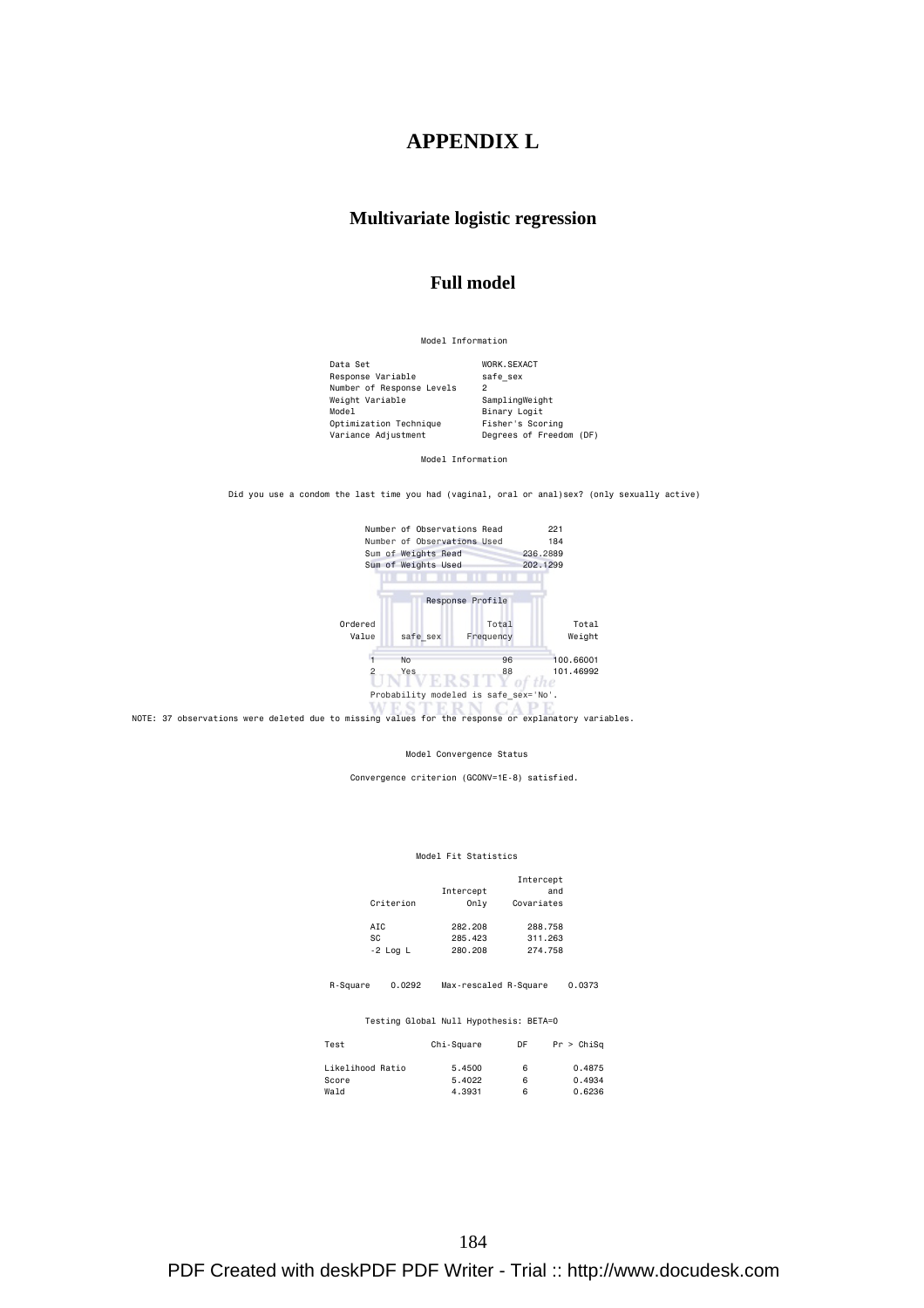# APPENDIX L

## Multivariate logistic regression

### Full model

Model Information

| | |
|---|---|
| Data Set | WORK.SEXACT |
| Response Variable | safe_sex |
| Number of Response Levels | 2 |
| Weight Variable | SamplingWeight |
| Model | Binary Logit |
| Optimization Technique | Fisher's Scoring |
| Variance Adjustment | Degrees of Freedom (DF) |

Model Information

Did you use a condom the last time you had (vaginal, oral or anal)sex? (only sexually active)

| | |
|---|---|
| Number of Observations Read | 221 |
| Number of Observations Used | 184 |
| Sum of Weights Read | 236.2889 |
| Sum of Weights Used | 202.1299 |

Response Profile

| Ordered Value | safe_sex | Total Frequency | Total Weight |
|---|---|---|---|
| 1 | No | 96 | 100.66001 |
| 2 | Yes | 88 | 101.46992 |

Probability modeled is safe_sex='No'.

NOTE: 37 observations were deleted due to missing values for the response or explanatory variables.

Model Convergence Status

Convergence criterion (GCONV=1E-8) satisfied.

Model Fit Statistics

| Criterion | Intercept Only | Intercept and Covariates |
|---|---|---|
| AIC | 282.208 | 288.758 |
| SC | 285.423 | 311.263 |
| -2 Log L | 280.208 | 274.758 |

R-Square 0.0292 Max-rescaled R-Square 0.0373

Testing Global Null Hypothesis: BETA=0

| Test | Chi-Square | DF | Pr > ChiSq |
|---|---|---|---|
| Likelihood Ratio | 5.4500 | 6 | 0.4875 |
| Score | 5.4022 | 6 | 0.4934 |
| Wald | 4.3931 | 6 | 0.6236 |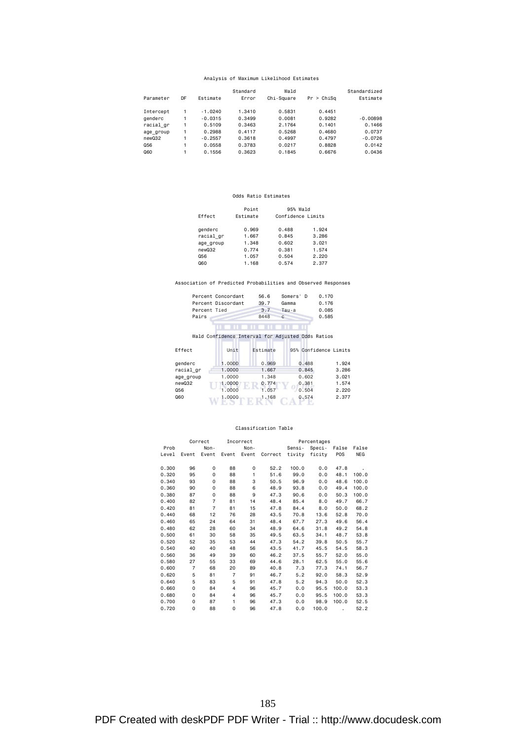Analysis of Maximum Likelihood Estimates

| Parameter | DF | Estimate | Standard Error | Wald Chi-Square | Pr > ChiSq | Standardized Estimate |
|---|---|---|---|---|---|---|
| Intercept | 1 | -1.0240 | 1.3410 | 0.5831 | 0.4451 | |
| genderc | 1 | -0.0315 | 0.3499 | 0.0081 | 0.9282 | -0.00898 |
| racial_gr | 1 | 0.5109 | 0.3463 | 2.1764 | 0.1401 | 0.1466 |
| age_group | 1 | 0.2988 | 0.4117 | 0.5268 | 0.4680 | 0.0737 |
| newQ32 | 1 | -0.2557 | 0.3618 | 0.4997 | 0.4797 | -0.0726 |
| Q56 | 1 | 0.0558 | 0.3783 | 0.0217 | 0.8828 | 0.0142 |
| Q60 | 1 | 0.1556 | 0.3623 | 0.1845 | 0.6676 | 0.0436 |

Odds Ratio Estimates

| Effect | Point Estimate | 95% Wald Confidence Limits | |
|---|---|---|---|
| genderc | 0.969 | 0.488 | 1.924 |
| racial_gr | 1.667 | 0.845 | 3.286 |
| age_group | 1.348 | 0.602 | 3.021 |
| newQ32 | 0.774 | 0.381 | 1.574 |
| Q56 | 1.057 | 0.504 | 2.220 |
| Q60 | 1.168 | 0.574 | 2.377 |

Association of Predicted Probabilities and Observed Responses

| | | | |
|---|---|---|---|
| Percent Concordant | 56.6 | Somers' D | 0.170 |
| Percent Discordant | 39.7 | Gamma | 0.176 |
| Percent Tied | 3.7 | Tau-a | 0.085 |
| Pairs | 8448 | c | 0.585 |

Wald Confidence Interval for Adjusted Odds Ratios

| Effect | Unit | Estimate | 95% Confidence Limits | |
|---|---|---|---|---|
| genderc | 1.0000 | 0.969 | 0.488 | 1.924 |
| racial_gr | 1.0000 | 1.667 | 0.845 | 3.286 |
| age_group | 1.0000 | 1.348 | 0.602 | 3.021 |
| newQ32 | 1.0000 | 0.774 | 0.381 | 1.574 |
| Q56 | 1.0000 | 1.057 | 0.504 | 2.220 |
| Q60 | 1.0000 | 1.168 | 0.574 | 2.377 |

Classification Table

| Prob Level | Correct Event | Correct Non-Event | Incorrect Event | Incorrect Non-Event | Percentages Correct | Sensi-tivity | Speci-ficity | False POS | False NEG |
|---|---|---|---|---|---|---|---|---|---|
| 0.300 | 96 | 0 | 88 | 0 | 52.2 | 100.0 | 0.0 | 47.8 | . |
| 0.320 | 95 | 0 | 88 | 1 | 51.6 | 99.0 | 0.0 | 48.1 | 100.0 |
| 0.340 | 93 | 0 | 88 | 3 | 50.5 | 96.9 | 0.0 | 48.6 | 100.0 |
| 0.360 | 90 | 0 | 88 | 6 | 48.9 | 93.8 | 0.0 | 49.4 | 100.0 |
| 0.380 | 87 | 0 | 88 | 9 | 47.3 | 90.6 | 0.0 | 50.3 | 100.0 |
| 0.400 | 82 | 7 | 81 | 14 | 48.4 | 85.4 | 8.0 | 49.7 | 66.7 |
| 0.420 | 81 | 7 | 81 | 15 | 47.8 | 84.4 | 8.0 | 50.0 | 68.2 |
| 0.440 | 68 | 12 | 76 | 28 | 43.5 | 70.8 | 13.6 | 52.8 | 70.0 |
| 0.460 | 65 | 24 | 64 | 31 | 48.4 | 67.7 | 27.3 | 49.6 | 56.4 |
| 0.480 | 62 | 28 | 60 | 34 | 48.9 | 64.6 | 31.8 | 49.2 | 54.8 |
| 0.500 | 61 | 30 | 58 | 35 | 49.5 | 63.5 | 34.1 | 48.7 | 53.8 |
| 0.520 | 52 | 35 | 53 | 44 | 47.3 | 54.2 | 39.8 | 50.5 | 55.7 |
| 0.540 | 40 | 40 | 48 | 56 | 43.5 | 41.7 | 45.5 | 54.5 | 58.3 |
| 0.560 | 36 | 49 | 39 | 60 | 46.2 | 37.5 | 55.7 | 52.0 | 55.0 |
| 0.580 | 27 | 55 | 33 | 69 | 44.6 | 28.1 | 62.5 | 55.0 | 55.6 |
| 0.600 | 7 | 68 | 20 | 89 | 40.8 | 7.3 | 77.3 | 74.1 | 56.7 |
| 0.620 | 5 | 81 | 7 | 91 | 46.7 | 5.2 | 92.0 | 58.3 | 52.9 |
| 0.640 | 5 | 83 | 5 | 91 | 47.8 | 5.2 | 94.3 | 50.0 | 52.3 |
| 0.660 | 0 | 84 | 4 | 96 | 45.7 | 0.0 | 95.5 | 100.0 | 53.3 |
| 0.680 | 0 | 84 | 4 | 96 | 45.7 | 0.0 | 95.5 | 100.0 | 53.3 |
| 0.700 | 0 | 87 | 1 | 96 | 47.3 | 0.0 | 98.9 | 100.0 | 52.5 |
| 0.720 | 0 | 88 | 0 | 96 | 47.8 | 0.0 | 100.0 | . | 52.2 |

PDF Created with deskPDF PDF Writer - Trial :: http://www.docudesk.com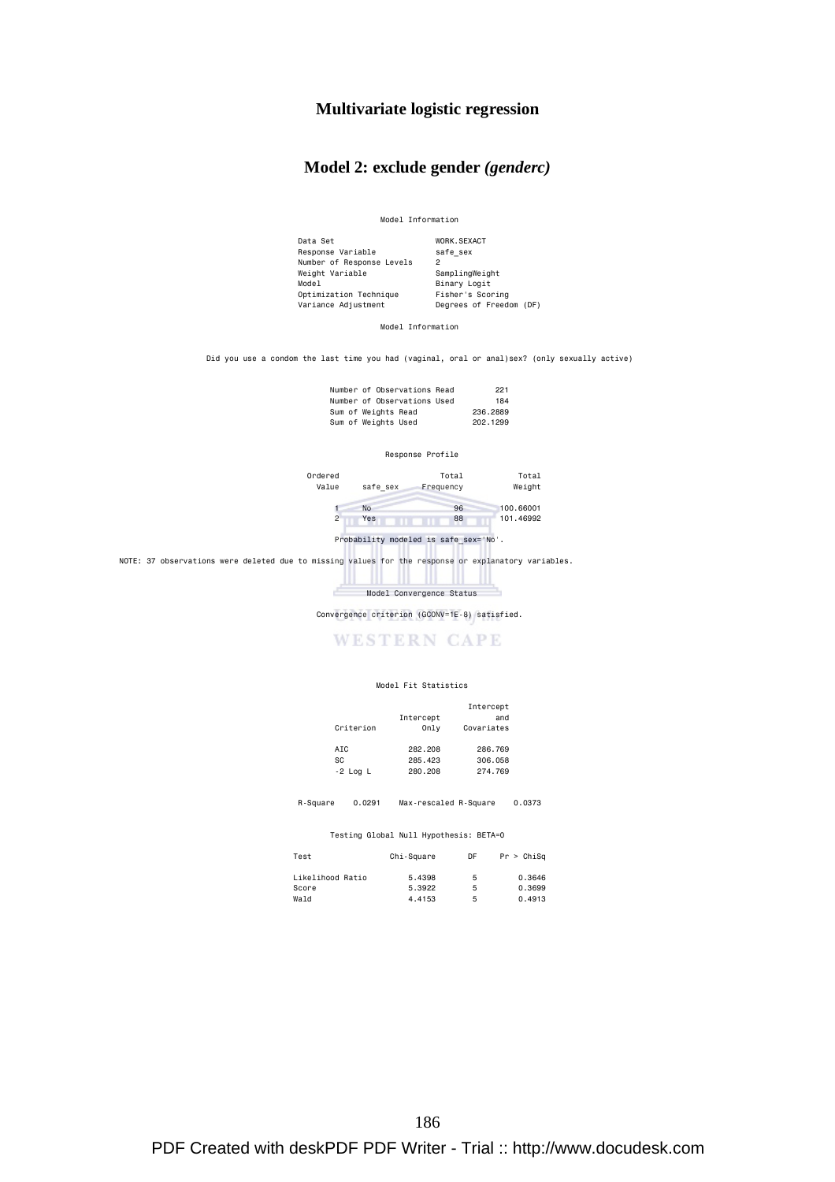## Multivariate logistic regression

## Model 2: exclude gender *(genderc)*

Model Information

| | |
|---|---|
| Data Set | WORK.SEXACT |
| Response Variable | safe_sex |
| Number of Response Levels | 2 |
| Weight Variable | SamplingWeight |
| Model | Binary Logit |
| Optimization Technique | Fisher's Scoring |
| Variance Adjustment | Degrees of Freedom (DF) |

Model Information

Did you use a condom the last time you had (vaginal, oral or anal)sex? (only sexually active)

| | |
|---|---|
| Number of Observations Read | 221 |
| Number of Observations Used | 184 |
| Sum of Weights Read | 236.2889 |
| Sum of Weights Used | 202.1299 |

Response Profile

| Ordered Value | safe_sex | Total Frequency | Total Weight |
|---|---|---|---|
| 1 | No | 96 | 100.66001 |
| 2 | Yes | 88 | 101.46992 |

Probability modeled is safe_sex='No'.

NOTE: 37 observations were deleted due to missing values for the response or explanatory variables.

Model Convergence Status

Convergence criterion (GCONV=1E-8) satisfied.

Model Fit Statistics

| Criterion | Intercept Only | Intercept and Covariates |
|---|---|---|
| AIC | 282.208 | 286.769 |
| SC | 285.423 | 306.058 |
| -2 Log L | 280.208 | 274.769 |

R-Square 0.0291 Max-rescaled R-Square 0.0373

Testing Global Null Hypothesis: BETA=0

| Test | Chi-Square | DF | Pr > ChiSq |
|---|---|---|---|
| Likelihood Ratio | 5.4398 | 5 | 0.3646 |
| Score | 5.3922 | 5 | 0.3699 |
| Wald | 4.4153 | 5 | 0.4913 |

PDF Created with deskPDF PDF Writer - Trial :: http://www.docudesk.com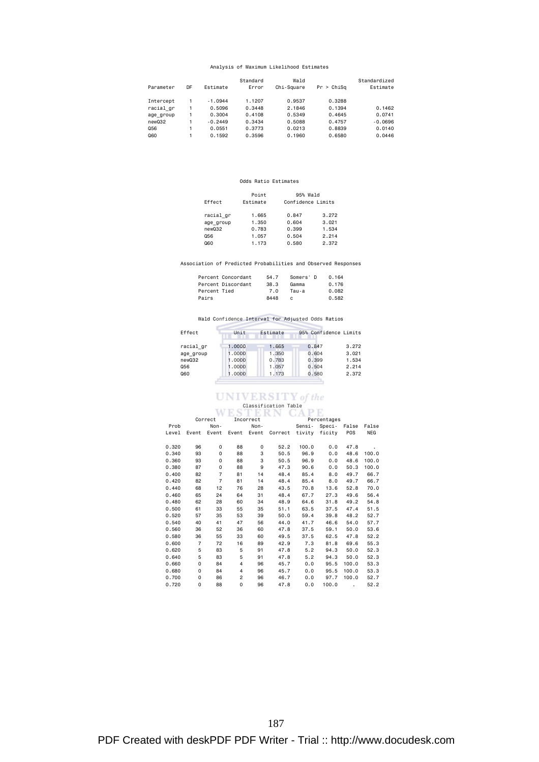Analysis of Maximum Likelihood Estimates

| Parameter | DF | Estimate | Standard Error | Wald Chi-Square | Pr > ChiSq | Standardized Estimate |
|---|---|---|---|---|---|---|
| Intercept | 1 | -1.0944 | 1.1207 | 0.9537 | 0.3288 | |
| racial_gr | 1 | 0.5096 | 0.3448 | 2.1846 | 0.1394 | 0.1462 |
| age_group | 1 | 0.3004 | 0.4108 | 0.5349 | 0.4645 | 0.0741 |
| newQ32 | 1 | -0.2449 | 0.3434 | 0.5088 | 0.4757 | -0.0696 |
| Q56 | 1 | 0.0551 | 0.3773 | 0.0213 | 0.8839 | 0.0140 |
| Q60 | 1 | 0.1592 | 0.3596 | 0.1960 | 0.6580 | 0.0446 |

Odds Ratio Estimates

| Effect | Point Estimate | 95% Wald Confidence Limits | |
|---|---|---|---|
| racial_gr | 1.665 | 0.847 | 3.272 |
| age_group | 1.350 | 0.604 | 3.021 |
| newQ32 | 0.783 | 0.399 | 1.534 |
| Q56 | 1.057 | 0.504 | 2.214 |
| Q60 | 1.173 | 0.580 | 2.372 |

Association of Predicted Probabilities and Observed Responses

| | | | |
|---|---|---|---|
| Percent Concordant | 54.7 | Somers' D | 0.164 |
| Percent Discordant | 38.3 | Gamma | 0.176 |
| Percent Tied | 7.0 | Tau-a | 0.082 |
| Pairs | 8448 | c | 0.582 |

Wald Confidence Interval for Adjusted Odds Ratios

| Effect | Unit | Estimate | 95% Confidence Limits | |
|---|---|---|---|---|
| racial_gr | 1.0000 | 1.665 | 0.847 | 3.272 |
| age_group | 1.0000 | 1.350 | 0.604 | 3.021 |
| newQ32 | 1.0000 | 0.783 | 0.399 | 1.534 |
| Q56 | 1.0000 | 1.057 | 0.504 | 2.214 |
| Q60 | 1.0000 | 1.173 | 0.580 | 2.372 |

Classification Table

| | Correct | | Incorrect | | Percentages | | | | |
|---|---|---|---|---|---|---|---|---|---|
| Prob Level | Event | Non-Event | Event | Non-Event | Correct | Sensitivity | Specificity | False POS | False NEG |
| 0.320 | 96 | 0 | 88 | 0 | 52.2 | 100.0 | 0.0 | 47.8 | . |
| 0.340 | 93 | 0 | 88 | 3 | 50.5 | 96.9 | 0.0 | 48.6 | 100.0 |
| 0.360 | 93 | 0 | 88 | 3 | 50.5 | 96.9 | 0.0 | 48.6 | 100.0 |
| 0.380 | 87 | 0 | 88 | 9 | 47.3 | 90.6 | 0.0 | 50.3 | 100.0 |
| 0.400 | 82 | 7 | 81 | 14 | 48.4 | 85.4 | 8.0 | 49.7 | 66.7 |
| 0.420 | 82 | 7 | 81 | 14 | 48.4 | 85.4 | 8.0 | 49.7 | 66.7 |
| 0.440 | 68 | 12 | 76 | 28 | 43.5 | 70.8 | 13.6 | 52.8 | 70.0 |
| 0.460 | 65 | 24 | 64 | 31 | 48.4 | 67.7 | 27.3 | 49.6 | 56.4 |
| 0.480 | 62 | 28 | 60 | 34 | 48.9 | 64.6 | 31.8 | 49.2 | 54.8 |
| 0.500 | 61 | 33 | 55 | 35 | 51.1 | 63.5 | 37.5 | 47.4 | 51.5 |
| 0.520 | 57 | 35 | 53 | 39 | 50.0 | 59.4 | 39.8 | 48.2 | 52.7 |
| 0.540 | 40 | 41 | 47 | 56 | 44.0 | 41.7 | 46.6 | 54.0 | 57.7 |
| 0.560 | 36 | 52 | 36 | 60 | 47.8 | 37.5 | 59.1 | 50.0 | 53.6 |
| 0.580 | 36 | 55 | 33 | 60 | 49.5 | 37.5 | 62.5 | 47.8 | 52.2 |
| 0.600 | 7 | 72 | 16 | 89 | 42.9 | 7.3 | 81.8 | 69.6 | 55.3 |
| 0.620 | 5 | 83 | 5 | 91 | 47.8 | 5.2 | 94.3 | 50.0 | 52.3 |
| 0.640 | 5 | 83 | 5 | 91 | 47.8 | 5.2 | 94.3 | 50.0 | 52.3 |
| 0.660 | 0 | 84 | 4 | 96 | 45.7 | 0.0 | 95.5 | 100.0 | 53.3 |
| 0.680 | 0 | 84 | 4 | 96 | 45.7 | 0.0 | 95.5 | 100.0 | 53.3 |
| 0.700 | 0 | 86 | 2 | 96 | 46.7 | 0.0 | 97.7 | 100.0 | 52.7 |
| 0.720 | 0 | 88 | 0 | 96 | 47.8 | 0.0 | 100.0 | . | 52.2 |

PDF Created with deskPDF PDF Writer - Trial :: http://www.docudesk.com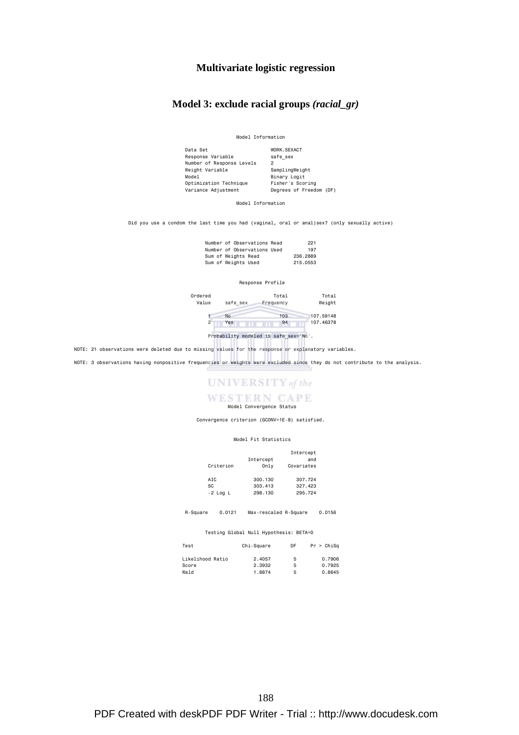# Multivariate logistic regression

## Model 3: exclude racial groups *(racial_gr)*

Model Information

| | |
|---|---|
| Data Set | WORK.SEXACT |
| Response Variable | safe_sex |
| Number of Response Levels | 2 |
| Weight Variable | SamplingWeight |
| Model | Binary Logit |
| Optimization Technique | Fisher's Scoring |
| Variance Adjustment | Degrees of Freedom (DF) |

Model Information

Did you use a condom the last time you had (vaginal, oral or anal)sex? (only sexually active)

| | |
|---|---|
| Number of Observations Read | 221 |
| Number of Observations Used | 197 |
| Sum of Weights Read | 236.2889 |
| Sum of Weights Used | 215.0553 |

Response Profile

| Ordered Value | safe_sex | Total Frequency | Total Weight |
|---|---|---|---|
| 1 | No | 103 | 107.59148 |
| 2 | Yes | 94 | 107.46378 |

Probability modeled is safe_sex='No'.

NOTE: 21 observations were deleted due to missing values for the response or explanatory variables.

NOTE: 3 observations having nonpositive frequencies or weights were excluded since they do not contribute to the analysis.

Model Convergence Status

Convergence criterion (GCONV=1E-8) satisfied.

Model Fit Statistics

| Criterion | Intercept Only | Intercept and Covariates |
|---|---|---|
| AIC | 300.130 | 307.724 |
| SC | 303.413 | 327.423 |
| -2 Log L | 298.130 | 295.724 |

R-Square 0.0121 Max-rescaled R-Square 0.0156

Testing Global Null Hypothesis: BETA=0

| Test | Chi-Square | DF | Pr > ChiSq |
|---|---|---|---|
| Likelihood Ratio | 2.4057 | 5 | 0.7906 |
| Score | 2.3932 | 5 | 0.7925 |
| Wald | 1.8874 | 5 | 0.8645 |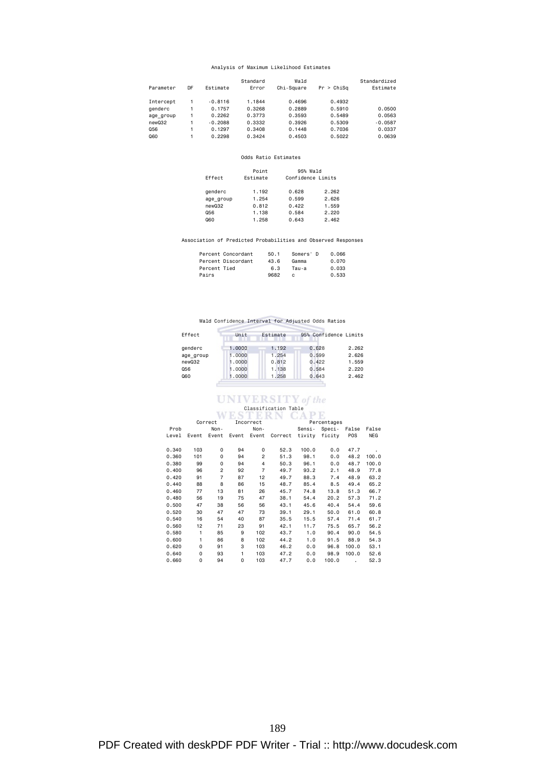Analysis of Maximum Likelihood Estimates

| Parameter | DF | Estimate | Standard Error | Wald Chi-Square | Pr > ChiSq | Standardized Estimate |
|---|---|---|---|---|---|---|
| Intercept | 1 | -0.8116 | 1.1844 | 0.4696 | 0.4932 | |
| genderc | 1 | 0.1757 | 0.3268 | 0.2889 | 0.5910 | 0.0500 |
| age_group | 1 | 0.2262 | 0.3773 | 0.3593 | 0.5489 | 0.0563 |
| newQ32 | 1 | -0.2088 | 0.3332 | 0.3926 | 0.5309 | -0.0587 |
| Q56 | 1 | 0.1297 | 0.3408 | 0.1448 | 0.7036 | 0.0337 |
| Q60 | 1 | 0.2298 | 0.3424 | 0.4503 | 0.5022 | 0.0639 |

Odds Ratio Estimates

| Effect | Point Estimate | 95% Wald Confidence Limits | |
|---|---|---|---|
| genderc | 1.192 | 0.628 | 2.262 |
| age_group | 1.254 | 0.599 | 2.626 |
| newQ32 | 0.812 | 0.422 | 1.559 |
| Q56 | 1.138 | 0.584 | 2.220 |
| Q60 | 1.258 | 0.643 | 2.462 |

Association of Predicted Probabilities and Observed Responses

| | | | |
|---|---|---|---|
| Percent Concordant | 50.1 | Somers' D | 0.066 |
| Percent Discordant | 43.6 | Gamma | 0.070 |
| Percent Tied | 6.3 | Tau-a | 0.033 |
| Pairs | 9682 | c | 0.533 |

Wald Confidence Interval for Adjusted Odds Ratios

| Effect | Unit | Estimate | 95% Confidence Limits | |
|---|---|---|---|---|
| genderc | 1.0000 | 1.192 | 0.628 | 2.262 |
| age_group | 1.0000 | 1.254 | 0.599 | 2.626 |
| newQ32 | 1.0000 | 0.812 | 0.422 | 1.559 |
| Q56 | 1.0000 | 1.138 | 0.584 | 2.220 |
| Q60 | 1.0000 | 1.258 | 0.643 | 2.462 |

Classification Table

| Prob Level | Correct Event | Correct Non-Event | Incorrect Event | Incorrect Non-Event | Correct | Sensitivity | Specificity | False POS | False NEG |
|---|---|---|---|---|---|---|---|---|---|
| 0.340 | 103 | 0 | 94 | 0 | 52.3 | 100.0 | 0.0 | 47.7 | . |
| 0.360 | 101 | 0 | 94 | 2 | 51.3 | 98.1 | 0.0 | 48.2 | 100.0 |
| 0.380 | 99 | 0 | 94 | 4 | 50.3 | 96.1 | 0.0 | 48.7 | 100.0 |
| 0.400 | 96 | 2 | 92 | 7 | 49.7 | 93.2 | 2.1 | 48.9 | 77.8 |
| 0.420 | 91 | 7 | 87 | 12 | 49.7 | 88.3 | 7.4 | 48.9 | 63.2 |
| 0.440 | 88 | 8 | 86 | 15 | 48.7 | 85.4 | 8.5 | 49.4 | 65.2 |
| 0.460 | 77 | 13 | 81 | 26 | 45.7 | 74.8 | 13.8 | 51.3 | 66.7 |
| 0.480 | 56 | 19 | 75 | 47 | 38.1 | 54.4 | 20.2 | 57.3 | 71.2 |
| 0.500 | 47 | 38 | 56 | 56 | 43.1 | 45.6 | 40.4 | 54.4 | 59.6 |
| 0.520 | 30 | 47 | 47 | 73 | 39.1 | 29.1 | 50.0 | 61.0 | 60.8 |
| 0.540 | 16 | 54 | 40 | 87 | 35.5 | 15.5 | 57.4 | 71.4 | 61.7 |
| 0.560 | 12 | 71 | 23 | 91 | 42.1 | 11.7 | 75.5 | 65.7 | 56.2 |
| 0.580 | 1 | 85 | 9 | 102 | 43.7 | 1.0 | 90.4 | 90.0 | 54.5 |
| 0.600 | 1 | 86 | 8 | 102 | 44.2 | 1.0 | 91.5 | 88.9 | 54.3 |
| 0.620 | 0 | 91 | 3 | 103 | 46.2 | 0.0 | 96.8 | 100.0 | 53.1 |
| 0.640 | 0 | 93 | 1 | 103 | 47.2 | 0.0 | 98.9 | 100.0 | 52.6 |
| 0.660 | 0 | 94 | 0 | 103 | 47.7 | 0.0 | 100.0 | . | 52.3 |

PDF Created with deskPDF PDF Writer - Trial :: http://www.docudesk.com